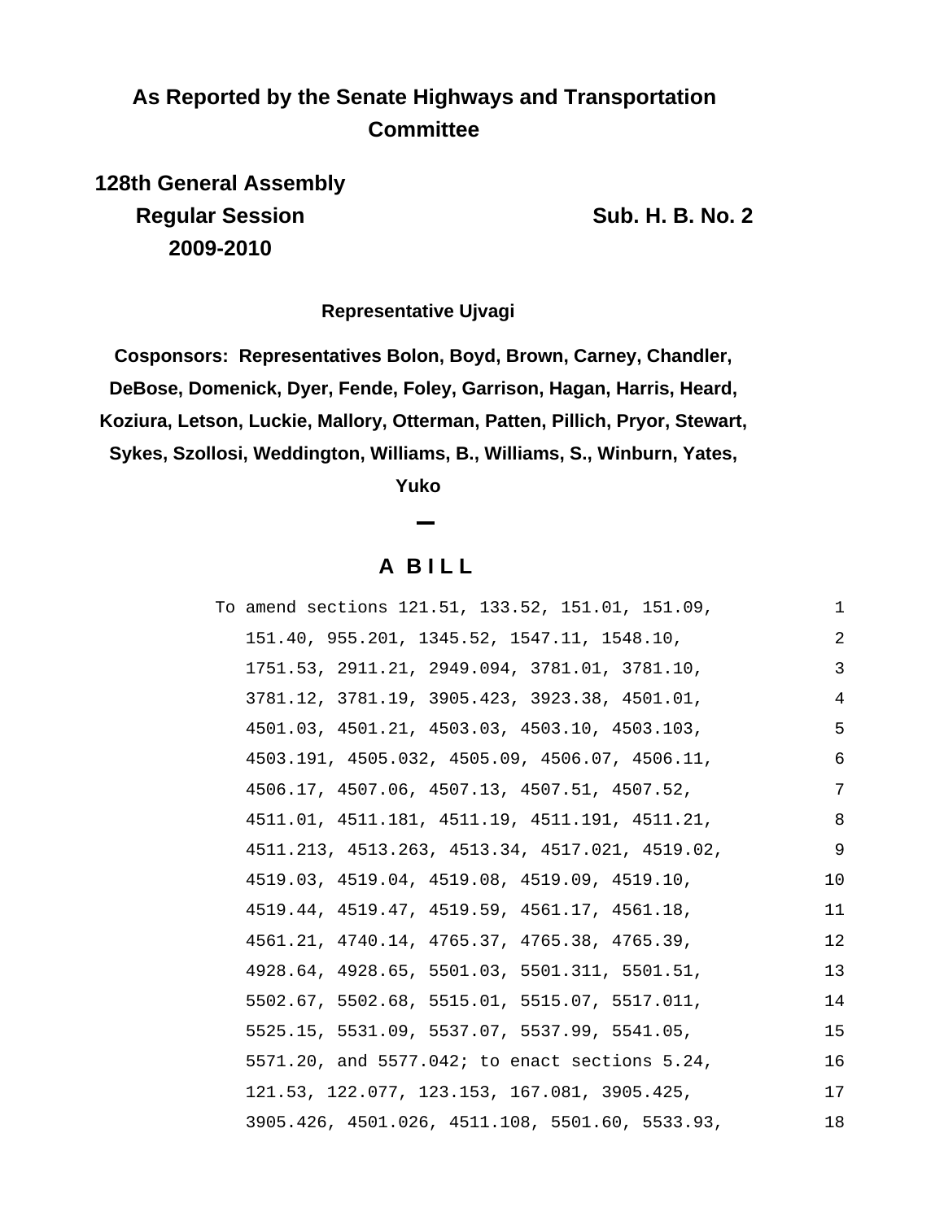**As Reported by the Senate Highways and Transportation Committee**

**128th General Assembly**
**Regular Session**
**2009-2010**

**Sub. H. B. No. 2**

**Representative Ujvagi**

**Cosponsors: Representatives Bolon, Boyd, Brown, Carney, Chandler, DeBose, Domenick, Dyer, Fende, Foley, Garrison, Hagan, Harris, Heard, Koziura, Letson, Luckie, Mallory, Otterman, Patten, Pillich, Pryor, Stewart, Sykes, Szollosi, Weddington, Williams, B., Williams, S., Winburn, Yates, Yuko**

## A B I L L

To amend sections 121.51, 133.52, 151.01, 151.09, 151.40, 955.201, 1345.52, 1547.11, 1548.10, 1751.53, 2911.21, 2949.094, 3781.01, 3781.10, 3781.12, 3781.19, 3905.423, 3923.38, 4501.01, 4501.03, 4501.21, 4503.03, 4503.10, 4503.103, 4503.191, 4505.032, 4505.09, 4506.07, 4506.11, 4506.17, 4507.06, 4507.13, 4507.51, 4507.52, 4511.01, 4511.181, 4511.19, 4511.191, 4511.21, 4511.213, 4513.263, 4513.34, 4517.021, 4519.02, 4519.03, 4519.04, 4519.08, 4519.09, 4519.10, 4519.44, 4519.47, 4519.59, 4561.17, 4561.18, 4561.21, 4740.14, 4765.37, 4765.38, 4765.39, 4928.64, 4928.65, 5501.03, 5501.311, 5501.51, 5502.67, 5502.68, 5515.01, 5515.07, 5517.011, 5525.15, 5531.09, 5537.07, 5537.99, 5541.05, 5571.20, and 5577.042; to enact sections 5.24, 121.53, 122.077, 123.153, 167.081, 3905.425, 3905.426, 4501.026, 4511.108, 5501.60, 5533.93,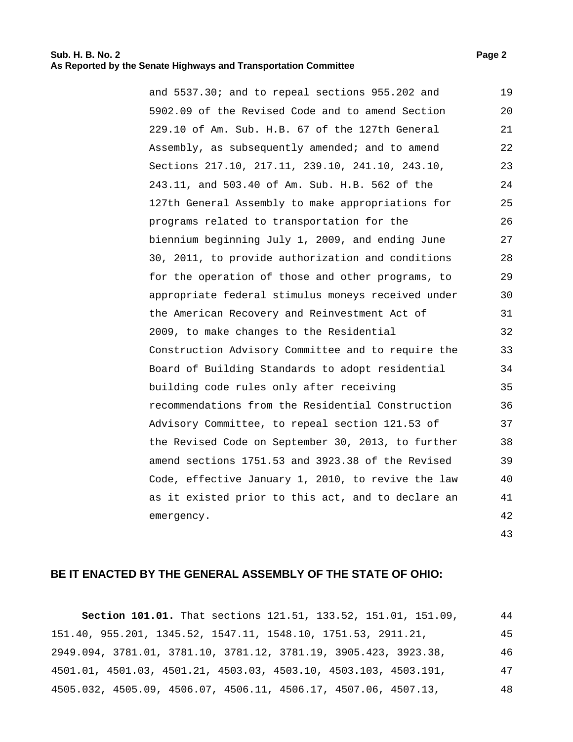and 5537.30; and to repeal sections 955.202 and 5902.09 of the Revised Code and to amend Section 229.10 of Am. Sub. H.B. 67 of the 127th General Assembly, as subsequently amended; and to amend Sections 217.10, 217.11, 239.10, 241.10, 243.10, 243.11, and 503.40 of Am. Sub. H.B. 562 of the 127th General Assembly to make appropriations for programs related to transportation for the biennium beginning July 1, 2009, and ending June 30, 2011, to provide authorization and conditions for the operation of those and other programs, to appropriate federal stimulus moneys received under the American Recovery and Reinvestment Act of 2009, to make changes to the Residential Construction Advisory Committee and to require the Board of Building Standards to adopt residential building code rules only after receiving recommendations from the Residential Construction Advisory Committee, to repeal section 121.53 of the Revised Code on September 30, 2013, to further amend sections 1751.53 and 3923.38 of the Revised Code, effective January 1, 2010, to revive the law as it existed prior to this act, and to declare an emergency.

**BE IT ENACTED BY THE GENERAL ASSEMBLY OF THE STATE OF OHIO:**

**Section 101.01.** That sections 121.51, 133.52, 151.01, 151.09, 151.40, 955.201, 1345.52, 1547.11, 1548.10, 1751.53, 2911.21, 2949.094, 3781.01, 3781.10, 3781.12, 3781.19, 3905.423, 3923.38, 4501.01, 4501.03, 4501.21, 4503.03, 4503.10, 4503.103, 4503.191, 4505.032, 4505.09, 4506.07, 4506.11, 4506.17, 4507.06, 4507.13,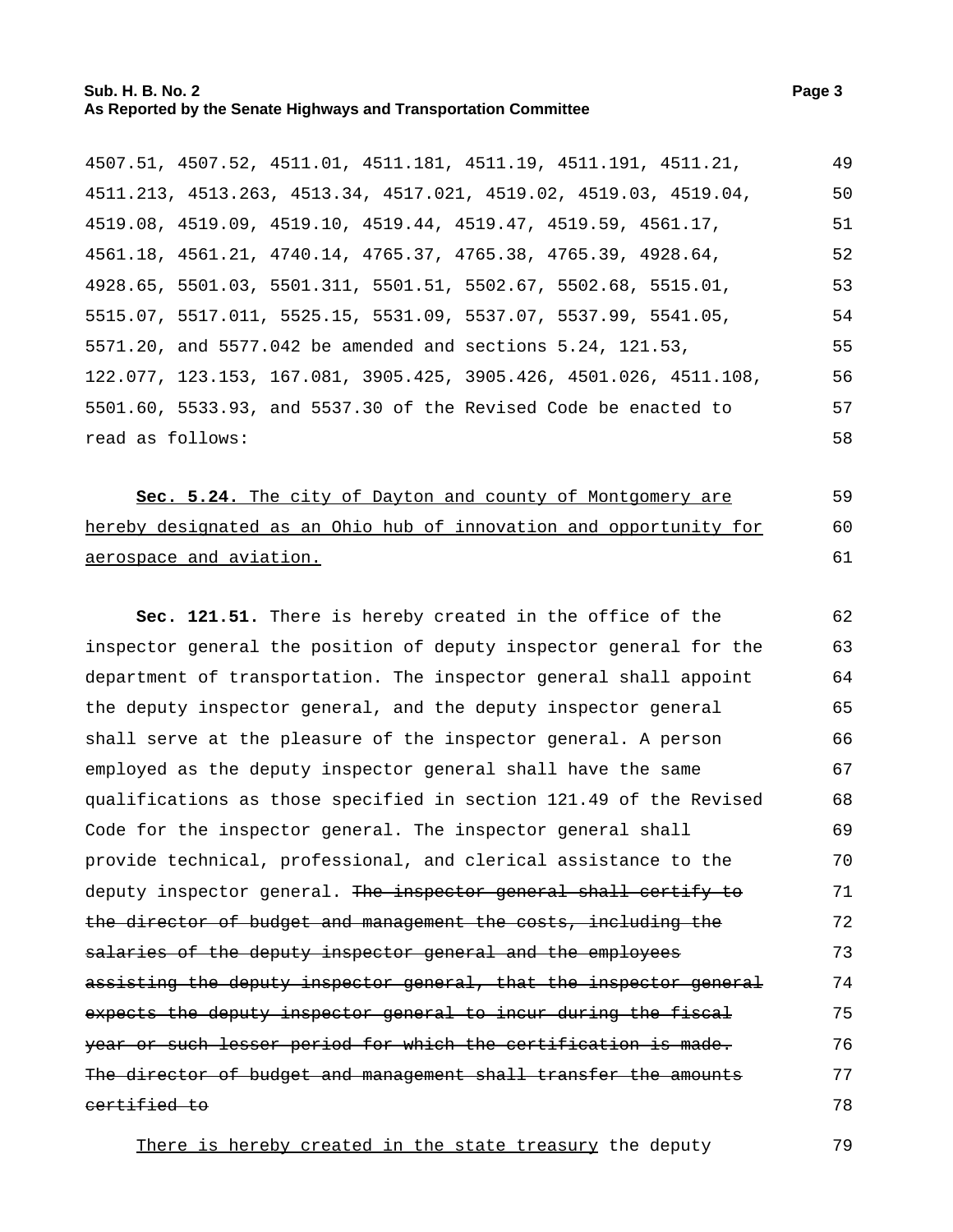4507.51, 4507.52, 4511.01, 4511.181, 4511.19, 4511.191, 4511.21, 4511.213, 4513.263, 4513.34, 4517.021, 4519.02, 4519.03, 4519.04, 4519.08, 4519.09, 4519.10, 4519.44, 4519.47, 4519.59, 4561.17, 4561.18, 4561.21, 4740.14, 4765.37, 4765.38, 4765.39, 4928.64, 4928.65, 5501.03, 5501.311, 5501.51, 5502.67, 5502.68, 5515.01, 5515.07, 5517.011, 5525.15, 5531.09, 5537.07, 5537.99, 5541.05, 5571.20, and 5577.042 be amended and sections 5.24, 121.53, 122.077, 123.153, 167.081, 3905.425, 3905.426, 4501.026, 4511.108, 5501.60, 5533.93, and 5537.30 of the Revised Code be enacted to read as follows:

<u>**Sec. 5.24.** The city of Dayton and county of Montgomery are hereby designated as an Ohio hub of innovation and opportunity for aerospace and aviation.</u>

**Sec. 121.51.** There is hereby created in the office of the inspector general the position of deputy inspector general for the department of transportation. The inspector general shall appoint the deputy inspector general, and the deputy inspector general shall serve at the pleasure of the inspector general. A person employed as the deputy inspector general shall have the same qualifications as those specified in section 121.49 of the Revised Code for the inspector general. The inspector general shall provide technical, professional, and clerical assistance to the deputy inspector general. ~~The inspector general shall certify to the director of budget and management the costs, including the salaries of the deputy inspector general and the employees assisting the deputy inspector general, that the inspector general expects the deputy inspector general to incur during the fiscal year or such lesser period for which the certification is made. The director of budget and management shall transfer the amounts certified to~~

<u>There is hereby created in the state treasury</u> the deputy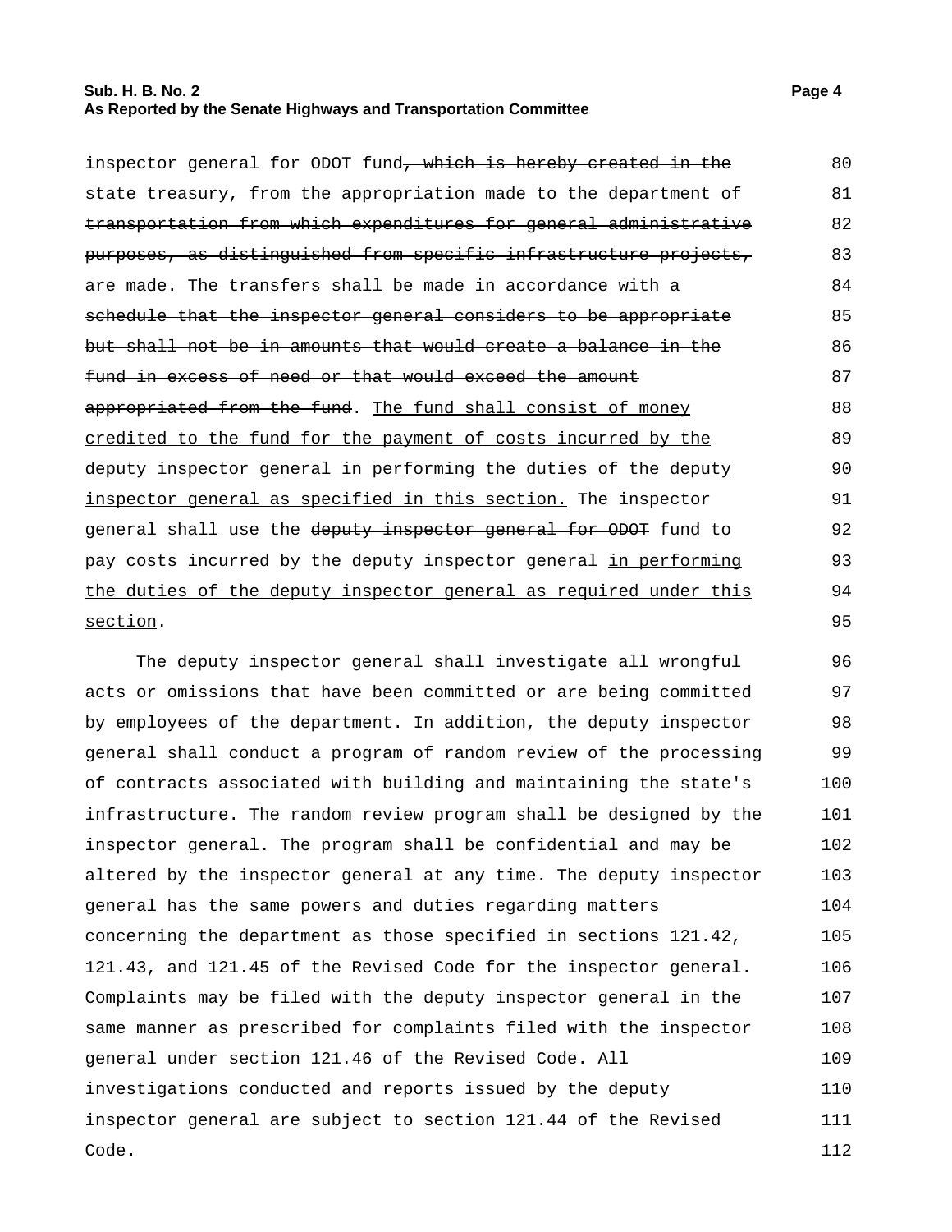inspector general for ODOT fund~~, which is hereby created in the state treasury, from the appropriation made to the department of transportation from which expenditures for general administrative purposes, as distinguished from specific infrastructure projects, are made. The transfers shall be made in accordance with a schedule that the inspector general considers to be appropriate but shall not be in amounts that would create a balance in the fund in excess of need or that would exceed the amount appropriated from the fund~~. <u>The fund shall consist of money credited to the fund for the payment of costs incurred by the deputy inspector general in performing the duties of the deputy inspector general as specified in this section.</u> The inspector general shall use the ~~deputy inspector general for ODOT~~ fund to pay costs incurred by the deputy inspector general <u>in performing the duties of the deputy inspector general as required under this section</u>.

The deputy inspector general shall investigate all wrongful acts or omissions that have been committed or are being committed by employees of the department. In addition, the deputy inspector general shall conduct a program of random review of the processing of contracts associated with building and maintaining the state's infrastructure. The random review program shall be designed by the inspector general. The program shall be confidential and may be altered by the inspector general at any time. The deputy inspector general has the same powers and duties regarding matters concerning the department as those specified in sections 121.42, 121.43, and 121.45 of the Revised Code for the inspector general. Complaints may be filed with the deputy inspector general in the same manner as prescribed for complaints filed with the inspector general under section 121.46 of the Revised Code. All investigations conducted and reports issued by the deputy inspector general are subject to section 121.44 of the Revised Code.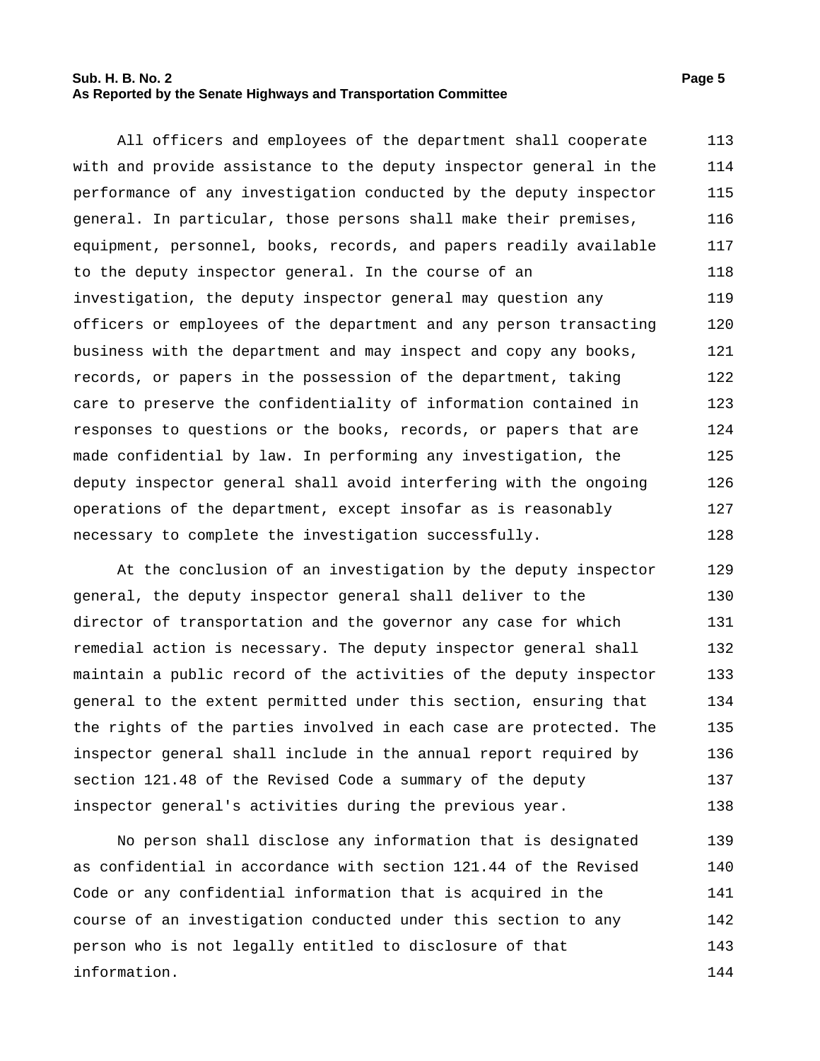All officers and employees of the department shall cooperate with and provide assistance to the deputy inspector general in the performance of any investigation conducted by the deputy inspector general. In particular, those persons shall make their premises, equipment, personnel, books, records, and papers readily available to the deputy inspector general. In the course of an investigation, the deputy inspector general may question any officers or employees of the department and any person transacting business with the department and may inspect and copy any books, records, or papers in the possession of the department, taking care to preserve the confidentiality of information contained in responses to questions or the books, records, or papers that are made confidential by law. In performing any investigation, the deputy inspector general shall avoid interfering with the ongoing operations of the department, except insofar as is reasonably necessary to complete the investigation successfully.

At the conclusion of an investigation by the deputy inspector general, the deputy inspector general shall deliver to the director of transportation and the governor any case for which remedial action is necessary. The deputy inspector general shall maintain a public record of the activities of the deputy inspector general to the extent permitted under this section, ensuring that the rights of the parties involved in each case are protected. The inspector general shall include in the annual report required by section 121.48 of the Revised Code a summary of the deputy inspector general's activities during the previous year.

No person shall disclose any information that is designated as confidential in accordance with section 121.44 of the Revised Code or any confidential information that is acquired in the course of an investigation conducted under this section to any person who is not legally entitled to disclosure of that information.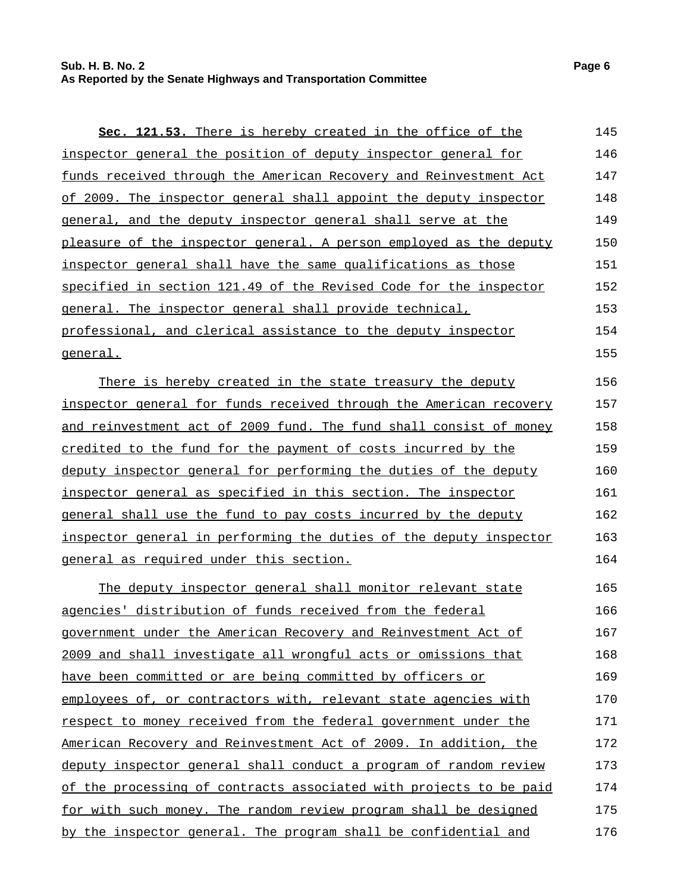**Sec. 121.53.** There is hereby created in the office of the inspector general the position of deputy inspector general for funds received through the American Recovery and Reinvestment Act of 2009. The inspector general shall appoint the deputy inspector general, and the deputy inspector general shall serve at the pleasure of the inspector general. A person employed as the deputy inspector general shall have the same qualifications as those specified in section 121.49 of the Revised Code for the inspector general. The inspector general shall provide technical, professional, and clerical assistance to the deputy inspector general.

There is hereby created in the state treasury the deputy inspector general for funds received through the American recovery and reinvestment act of 2009 fund. The fund shall consist of money credited to the fund for the payment of costs incurred by the deputy inspector general for performing the duties of the deputy inspector general as specified in this section. The inspector general shall use the fund to pay costs incurred by the deputy inspector general in performing the duties of the deputy inspector general as required under this section.

The deputy inspector general shall monitor relevant state agencies' distribution of funds received from the federal government under the American Recovery and Reinvestment Act of 2009 and shall investigate all wrongful acts or omissions that have been committed or are being committed by officers or employees of, or contractors with, relevant state agencies with respect to money received from the federal government under the American Recovery and Reinvestment Act of 2009. In addition, the deputy inspector general shall conduct a program of random review of the processing of contracts associated with projects to be paid for with such money. The random review program shall be designed by the inspector general. The program shall be confidential and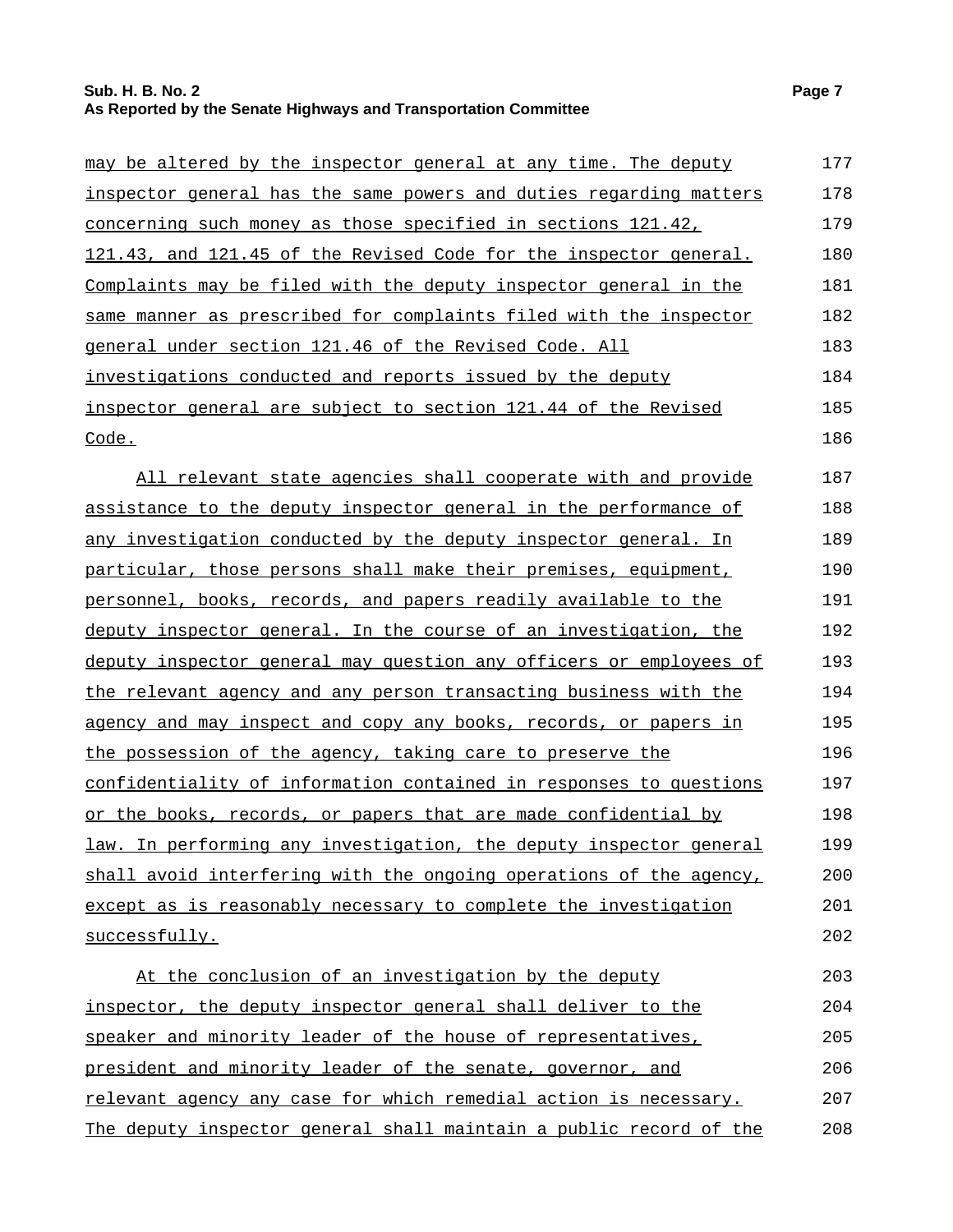may be altered by the inspector general at any time. The deputy inspector general has the same powers and duties regarding matters concerning such money as those specified in sections 121.42, 121.43, and 121.45 of the Revised Code for the inspector general. Complaints may be filed with the deputy inspector general in the same manner as prescribed for complaints filed with the inspector general under section 121.46 of the Revised Code. All investigations conducted and reports issued by the deputy inspector general are subject to section 121.44 of the Revised Code.

All relevant state agencies shall cooperate with and provide assistance to the deputy inspector general in the performance of any investigation conducted by the deputy inspector general. In particular, those persons shall make their premises, equipment, personnel, books, records, and papers readily available to the deputy inspector general. In the course of an investigation, the deputy inspector general may question any officers or employees of the relevant agency and any person transacting business with the agency and may inspect and copy any books, records, or papers in the possession of the agency, taking care to preserve the confidentiality of information contained in responses to questions or the books, records, or papers that are made confidential by law. In performing any investigation, the deputy inspector general shall avoid interfering with the ongoing operations of the agency, except as is reasonably necessary to complete the investigation successfully.

At the conclusion of an investigation by the deputy inspector, the deputy inspector general shall deliver to the speaker and minority leader of the house of representatives, president and minority leader of the senate, governor, and relevant agency any case for which remedial action is necessary. The deputy inspector general shall maintain a public record of the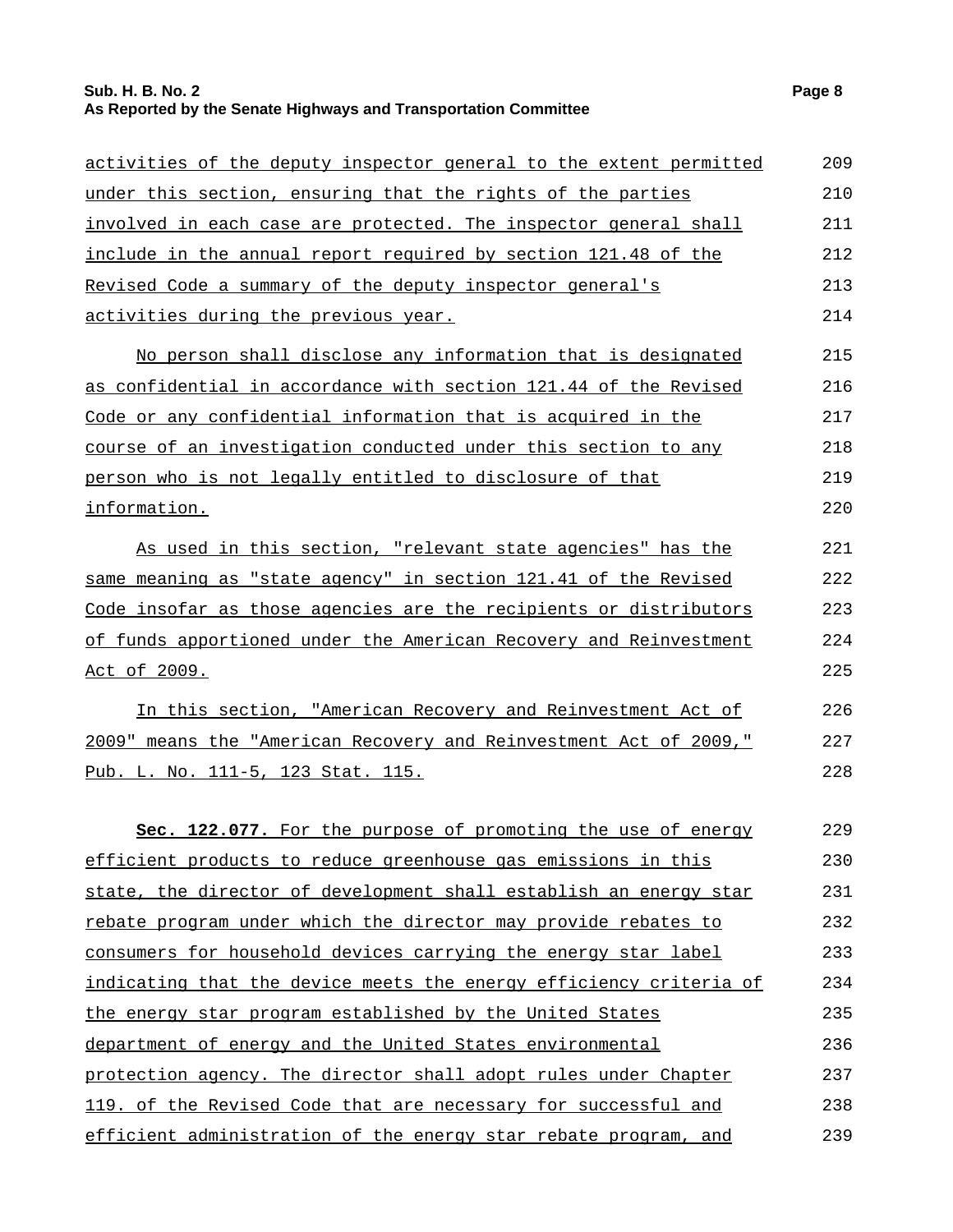activities of the deputy inspector general to the extent permitted under this section, ensuring that the rights of the parties involved in each case are protected. The inspector general shall include in the annual report required by section 121.48 of the Revised Code a summary of the deputy inspector general's activities during the previous year.

No person shall disclose any information that is designated as confidential in accordance with section 121.44 of the Revised Code or any confidential information that is acquired in the course of an investigation conducted under this section to any person who is not legally entitled to disclosure of that information.

As used in this section, "relevant state agencies" has the same meaning as "state agency" in section 121.41 of the Revised Code insofar as those agencies are the recipients or distributors of funds apportioned under the American Recovery and Reinvestment Act of 2009.

In this section, "American Recovery and Reinvestment Act of 2009" means the "American Recovery and Reinvestment Act of 2009," Pub. L. No. 111-5, 123 Stat. 115.

**Sec. 122.077.** For the purpose of promoting the use of energy efficient products to reduce greenhouse gas emissions in this state, the director of development shall establish an energy star rebate program under which the director may provide rebates to consumers for household devices carrying the energy star label indicating that the device meets the energy efficiency criteria of the energy star program established by the United States department of energy and the United States environmental protection agency. The director shall adopt rules under Chapter 119. of the Revised Code that are necessary for successful and efficient administration of the energy star rebate program, and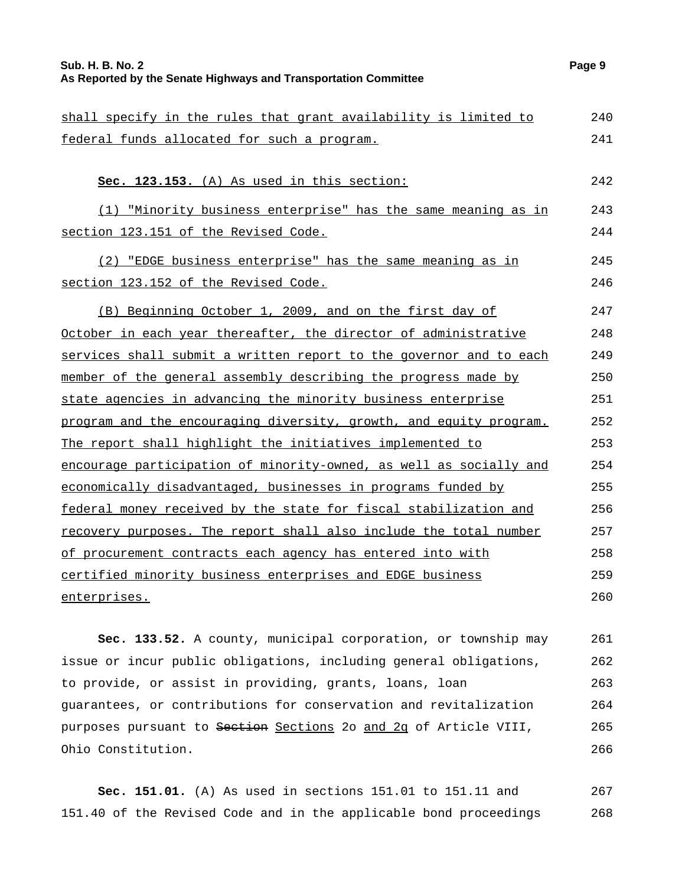shall specify in the rules that grant availability is limited to federal funds allocated for such a program.

**Sec. 123.153.** (A) As used in this section:

(1) "Minority business enterprise" has the same meaning as in section 123.151 of the Revised Code.

(2) "EDGE business enterprise" has the same meaning as in section 123.152 of the Revised Code.

(B) Beginning October 1, 2009, and on the first day of October in each year thereafter, the director of administrative services shall submit a written report to the governor and to each member of the general assembly describing the progress made by state agencies in advancing the minority business enterprise program and the encouraging diversity, growth, and equity program. The report shall highlight the initiatives implemented to encourage participation of minority-owned, as well as socially and economically disadvantaged, businesses in programs funded by federal money received by the state for fiscal stabilization and recovery purposes. The report shall also include the total number of procurement contracts each agency has entered into with certified minority business enterprises and EDGE business enterprises.

**Sec. 133.52.** A county, municipal corporation, or township may issue or incur public obligations, including general obligations, to provide, or assist in providing, grants, loans, loan guarantees, or contributions for conservation and revitalization purposes pursuant to ~~Section~~ Sections 2o and 2q of Article VIII, Ohio Constitution.

**Sec. 151.01.** (A) As used in sections 151.01 to 151.11 and 151.40 of the Revised Code and in the applicable bond proceedings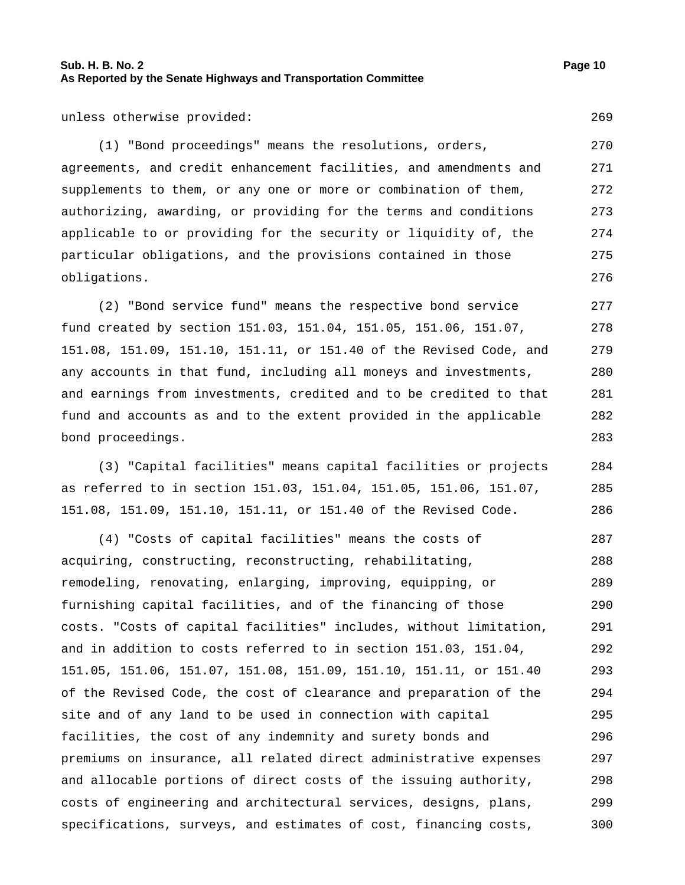unless otherwise provided:

(1) "Bond proceedings" means the resolutions, orders, agreements, and credit enhancement facilities, and amendments and supplements to them, or any one or more or combination of them, authorizing, awarding, or providing for the terms and conditions applicable to or providing for the security or liquidity of, the particular obligations, and the provisions contained in those obligations.

(2) "Bond service fund" means the respective bond service fund created by section 151.03, 151.04, 151.05, 151.06, 151.07, 151.08, 151.09, 151.10, 151.11, or 151.40 of the Revised Code, and any accounts in that fund, including all moneys and investments, and earnings from investments, credited and to be credited to that fund and accounts as and to the extent provided in the applicable bond proceedings.

(3) "Capital facilities" means capital facilities or projects as referred to in section 151.03, 151.04, 151.05, 151.06, 151.07, 151.08, 151.09, 151.10, 151.11, or 151.40 of the Revised Code.

(4) "Costs of capital facilities" means the costs of acquiring, constructing, reconstructing, rehabilitating, remodeling, renovating, enlarging, improving, equipping, or furnishing capital facilities, and of the financing of those costs. "Costs of capital facilities" includes, without limitation, and in addition to costs referred to in section 151.03, 151.04, 151.05, 151.06, 151.07, 151.08, 151.09, 151.10, 151.11, or 151.40 of the Revised Code, the cost of clearance and preparation of the site and of any land to be used in connection with capital facilities, the cost of any indemnity and surety bonds and premiums on insurance, all related direct administrative expenses and allocable portions of direct costs of the issuing authority, costs of engineering and architectural services, designs, plans, specifications, surveys, and estimates of cost, financing costs,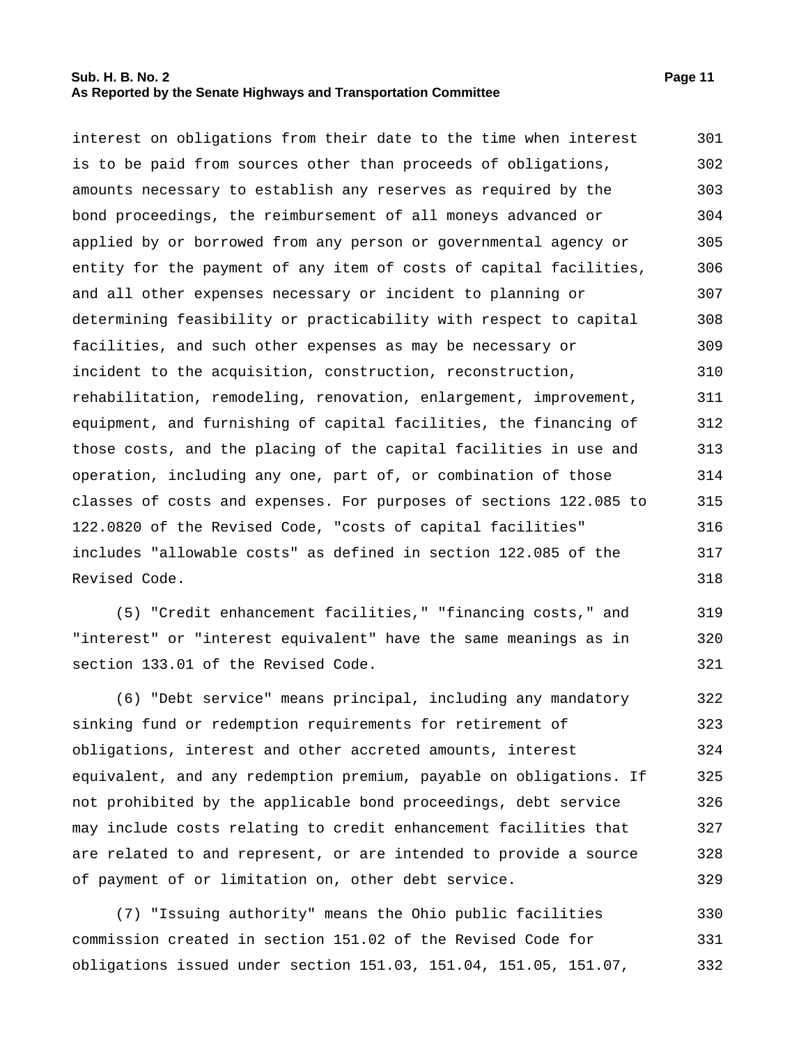interest on obligations from their date to the time when interest is to be paid from sources other than proceeds of obligations, amounts necessary to establish any reserves as required by the bond proceedings, the reimbursement of all moneys advanced or applied by or borrowed from any person or governmental agency or entity for the payment of any item of costs of capital facilities, and all other expenses necessary or incident to planning or determining feasibility or practicability with respect to capital facilities, and such other expenses as may be necessary or incident to the acquisition, construction, reconstruction, rehabilitation, remodeling, renovation, enlargement, improvement, equipment, and furnishing of capital facilities, the financing of those costs, and the placing of the capital facilities in use and operation, including any one, part of, or combination of those classes of costs and expenses. For purposes of sections 122.085 to 122.0820 of the Revised Code, "costs of capital facilities" includes "allowable costs" as defined in section 122.085 of the Revised Code.

(5) "Credit enhancement facilities," "financing costs," and "interest" or "interest equivalent" have the same meanings as in section 133.01 of the Revised Code.

(6) "Debt service" means principal, including any mandatory sinking fund or redemption requirements for retirement of obligations, interest and other accreted amounts, interest equivalent, and any redemption premium, payable on obligations. If not prohibited by the applicable bond proceedings, debt service may include costs relating to credit enhancement facilities that are related to and represent, or are intended to provide a source of payment of or limitation on, other debt service.

(7) "Issuing authority" means the Ohio public facilities commission created in section 151.02 of the Revised Code for obligations issued under section 151.03, 151.04, 151.05, 151.07,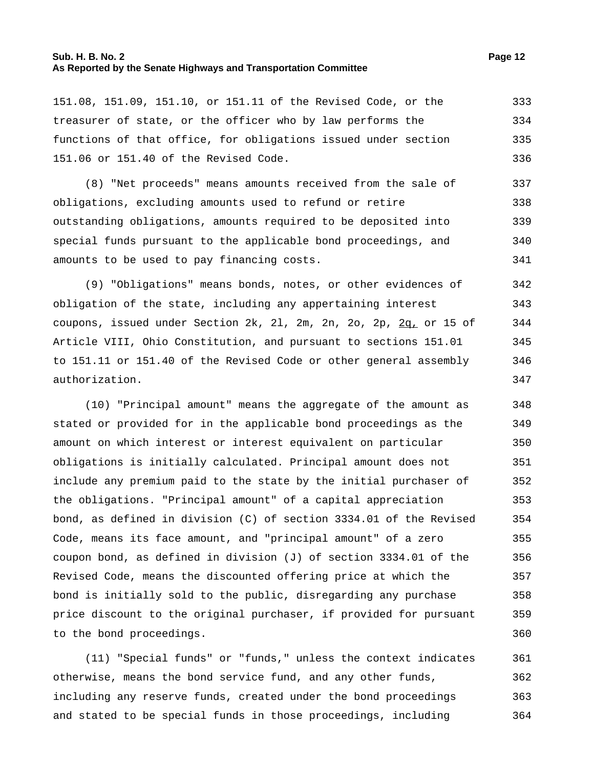151.08, 151.09, 151.10, or 151.11 of the Revised Code, or the treasurer of state, or the officer who by law performs the functions of that office, for obligations issued under section 151.06 or 151.40 of the Revised Code.

(8) "Net proceeds" means amounts received from the sale of obligations, excluding amounts used to refund or retire outstanding obligations, amounts required to be deposited into special funds pursuant to the applicable bond proceedings, and amounts to be used to pay financing costs.

(9) "Obligations" means bonds, notes, or other evidences of obligation of the state, including any appertaining interest coupons, issued under Section 2k, 2l, 2m, 2n, 2o, 2p, 2q, or 15 of Article VIII, Ohio Constitution, and pursuant to sections 151.01 to 151.11 or 151.40 of the Revised Code or other general assembly authorization.

(10) "Principal amount" means the aggregate of the amount as stated or provided for in the applicable bond proceedings as the amount on which interest or interest equivalent on particular obligations is initially calculated. Principal amount does not include any premium paid to the state by the initial purchaser of the obligations. "Principal amount" of a capital appreciation bond, as defined in division (C) of section 3334.01 of the Revised Code, means its face amount, and "principal amount" of a zero coupon bond, as defined in division (J) of section 3334.01 of the Revised Code, means the discounted offering price at which the bond is initially sold to the public, disregarding any purchase price discount to the original purchaser, if provided for pursuant to the bond proceedings.

(11) "Special funds" or "funds," unless the context indicates otherwise, means the bond service fund, and any other funds, including any reserve funds, created under the bond proceedings and stated to be special funds in those proceedings, including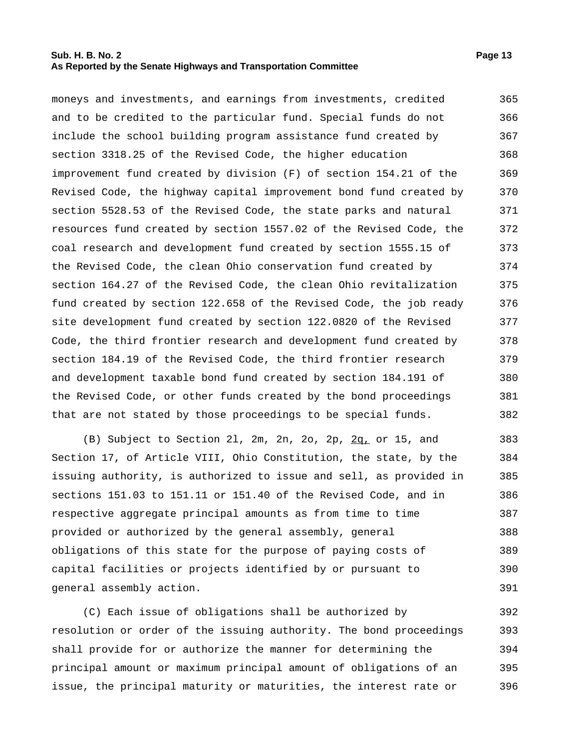moneys and investments, and earnings from investments, credited and to be credited to the particular fund. Special funds do not include the school building program assistance fund created by section 3318.25 of the Revised Code, the higher education improvement fund created by division (F) of section 154.21 of the Revised Code, the highway capital improvement bond fund created by section 5528.53 of the Revised Code, the state parks and natural resources fund created by section 1557.02 of the Revised Code, the coal research and development fund created by section 1555.15 of the Revised Code, the clean Ohio conservation fund created by section 164.27 of the Revised Code, the clean Ohio revitalization fund created by section 122.658 of the Revised Code, the job ready site development fund created by section 122.0820 of the Revised Code, the third frontier research and development fund created by section 184.19 of the Revised Code, the third frontier research and development taxable bond fund created by section 184.191 of the Revised Code, or other funds created by the bond proceedings that are not stated by those proceedings to be special funds.

(B) Subject to Section 2l, 2m, 2n, 2o, 2p, 2q, or 15, and Section 17, of Article VIII, Ohio Constitution, the state, by the issuing authority, is authorized to issue and sell, as provided in sections 151.03 to 151.11 or 151.40 of the Revised Code, and in respective aggregate principal amounts as from time to time provided or authorized by the general assembly, general obligations of this state for the purpose of paying costs of capital facilities or projects identified by or pursuant to general assembly action.

(C) Each issue of obligations shall be authorized by resolution or order of the issuing authority. The bond proceedings shall provide for or authorize the manner for determining the principal amount or maximum principal amount of obligations of an issue, the principal maturity or maturities, the interest rate or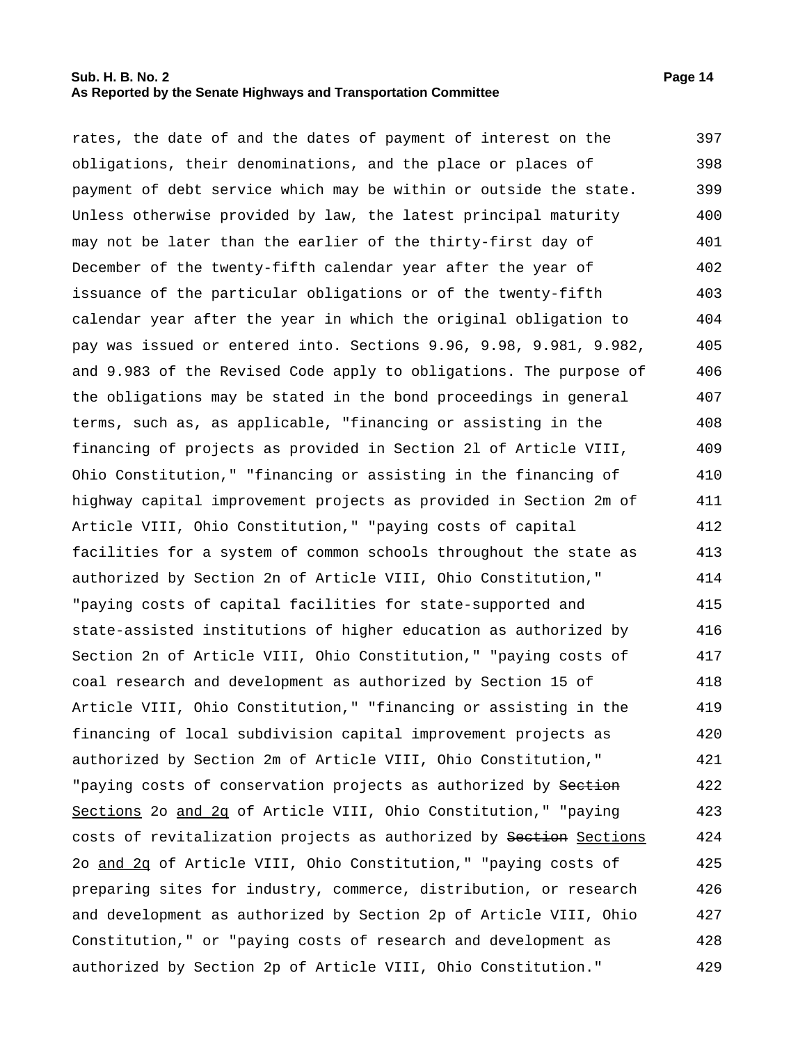rates, the date of and the dates of payment of interest on the obligations, their denominations, and the place or places of payment of debt service which may be within or outside the state. Unless otherwise provided by law, the latest principal maturity may not be later than the earlier of the thirty-first day of December of the twenty-fifth calendar year after the year of issuance of the particular obligations or of the twenty-fifth calendar year after the year in which the original obligation to pay was issued or entered into. Sections 9.96, 9.98, 9.981, 9.982, and 9.983 of the Revised Code apply to obligations. The purpose of the obligations may be stated in the bond proceedings in general terms, such as, as applicable, "financing or assisting in the financing of projects as provided in Section 2l of Article VIII, Ohio Constitution," "financing or assisting in the financing of highway capital improvement projects as provided in Section 2m of Article VIII, Ohio Constitution," "paying costs of capital facilities for a system of common schools throughout the state as authorized by Section 2n of Article VIII, Ohio Constitution," "paying costs of capital facilities for state-supported and state-assisted institutions of higher education as authorized by Section 2n of Article VIII, Ohio Constitution," "paying costs of coal research and development as authorized by Section 15 of Article VIII, Ohio Constitution," "financing or assisting in the financing of local subdivision capital improvement projects as authorized by Section 2m of Article VIII, Ohio Constitution," "paying costs of conservation projects as authorized by ~~Section~~ Sections 2o and 2q of Article VIII, Ohio Constitution," "paying costs of revitalization projects as authorized by ~~Section~~ Sections 2o and 2q of Article VIII, Ohio Constitution," "paying costs of preparing sites for industry, commerce, distribution, or research and development as authorized by Section 2p of Article VIII, Ohio Constitution," or "paying costs of research and development as authorized by Section 2p of Article VIII, Ohio Constitution."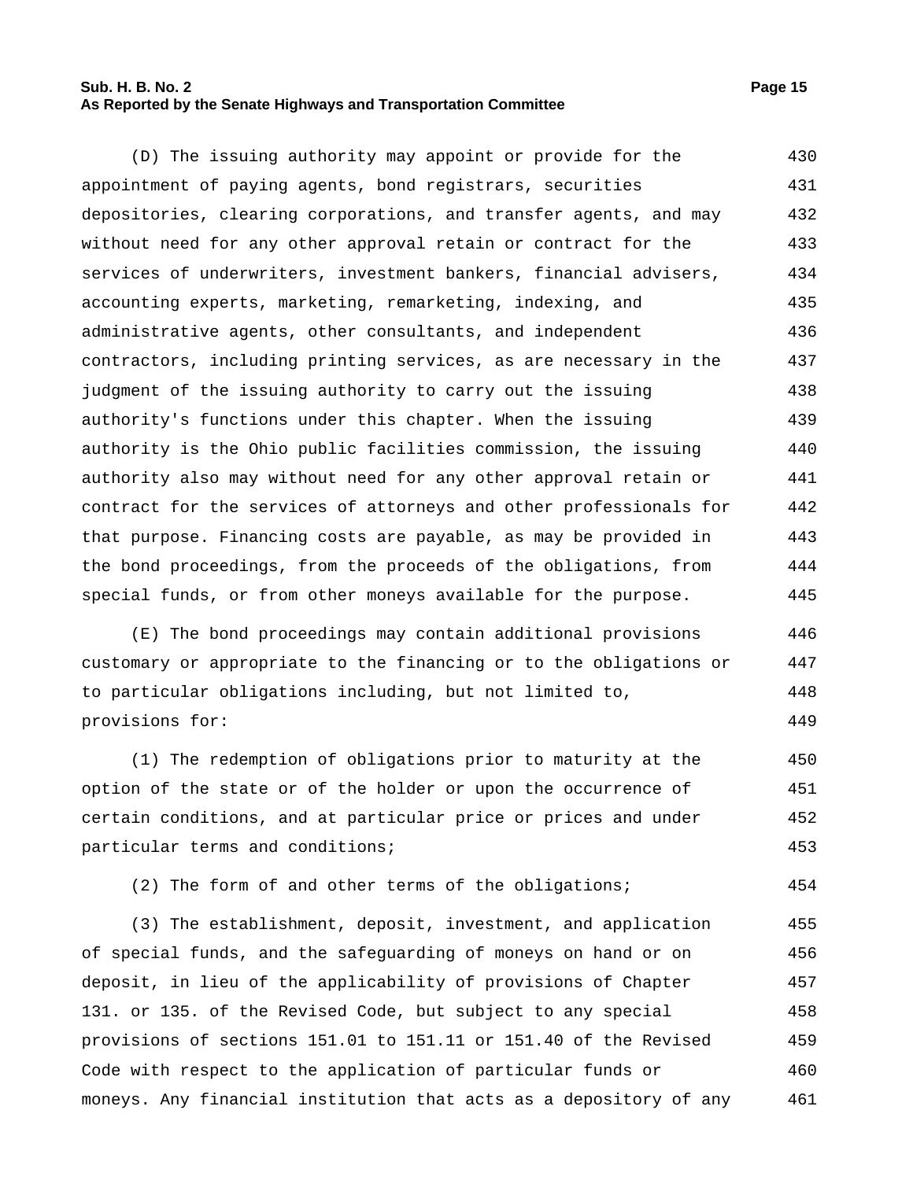(D) The issuing authority may appoint or provide for the appointment of paying agents, bond registrars, securities depositories, clearing corporations, and transfer agents, and may without need for any other approval retain or contract for the services of underwriters, investment bankers, financial advisers, accounting experts, marketing, remarketing, indexing, and administrative agents, other consultants, and independent contractors, including printing services, as are necessary in the judgment of the issuing authority to carry out the issuing authority's functions under this chapter. When the issuing authority is the Ohio public facilities commission, the issuing authority also may without need for any other approval retain or contract for the services of attorneys and other professionals for that purpose. Financing costs are payable, as may be provided in the bond proceedings, from the proceeds of the obligations, from special funds, or from other moneys available for the purpose.

(E) The bond proceedings may contain additional provisions customary or appropriate to the financing or to the obligations or to particular obligations including, but not limited to, provisions for:

(1) The redemption of obligations prior to maturity at the option of the state or of the holder or upon the occurrence of certain conditions, and at particular price or prices and under particular terms and conditions;

(2) The form of and other terms of the obligations;

(3) The establishment, deposit, investment, and application of special funds, and the safeguarding of moneys on hand or on deposit, in lieu of the applicability of provisions of Chapter 131. or 135. of the Revised Code, but subject to any special provisions of sections 151.01 to 151.11 or 151.40 of the Revised Code with respect to the application of particular funds or moneys. Any financial institution that acts as a depository of any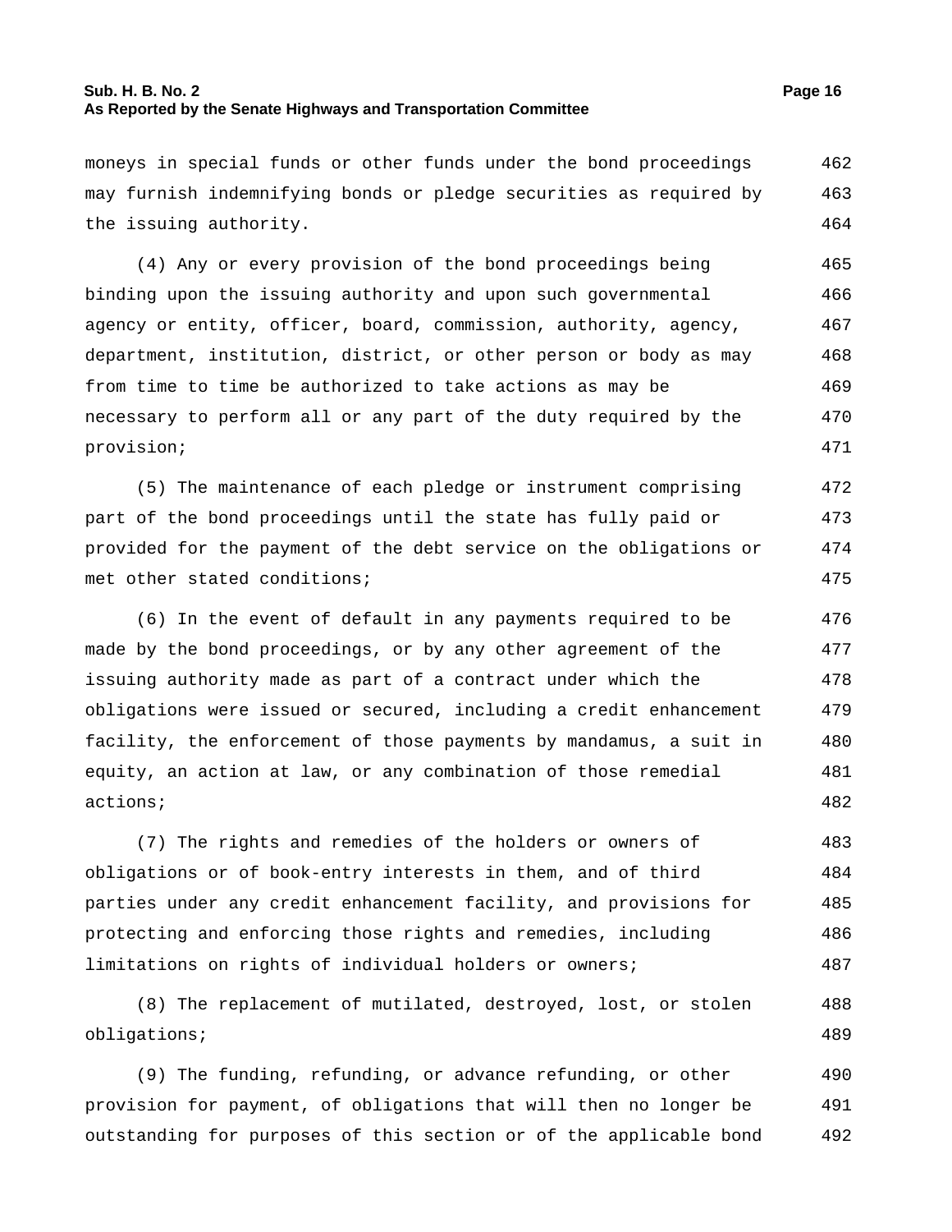moneys in special funds or other funds under the bond proceedings may furnish indemnifying bonds or pledge securities as required by the issuing authority.

(4) Any or every provision of the bond proceedings being binding upon the issuing authority and upon such governmental agency or entity, officer, board, commission, authority, agency, department, institution, district, or other person or body as may from time to time be authorized to take actions as may be necessary to perform all or any part of the duty required by the provision;

(5) The maintenance of each pledge or instrument comprising part of the bond proceedings until the state has fully paid or provided for the payment of the debt service on the obligations or met other stated conditions;

(6) In the event of default in any payments required to be made by the bond proceedings, or by any other agreement of the issuing authority made as part of a contract under which the obligations were issued or secured, including a credit enhancement facility, the enforcement of those payments by mandamus, a suit in equity, an action at law, or any combination of those remedial actions;

(7) The rights and remedies of the holders or owners of obligations or of book-entry interests in them, and of third parties under any credit enhancement facility, and provisions for protecting and enforcing those rights and remedies, including limitations on rights of individual holders or owners;

(8) The replacement of mutilated, destroyed, lost, or stolen obligations;

(9) The funding, refunding, or advance refunding, or other provision for payment, of obligations that will then no longer be outstanding for purposes of this section or of the applicable bond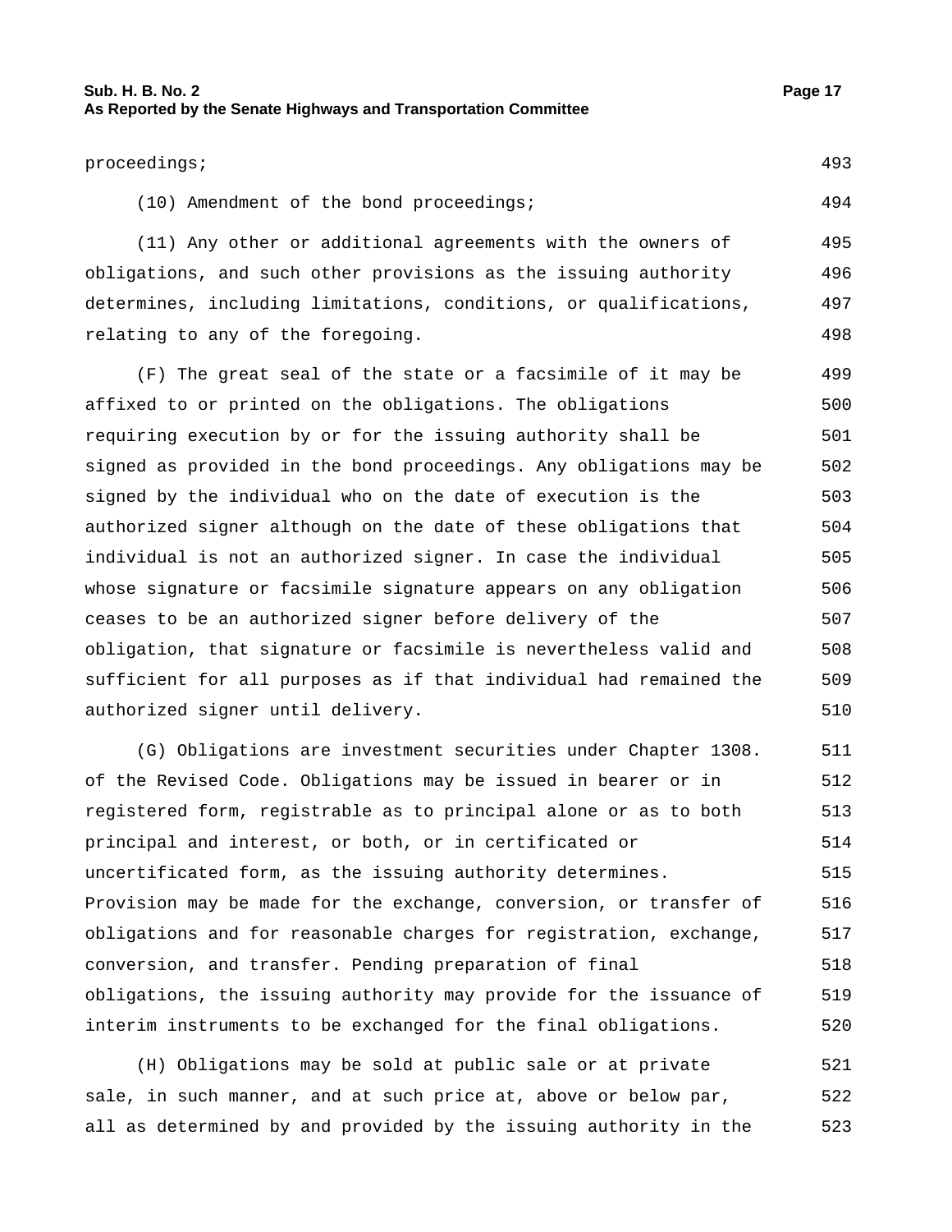proceedings;

(10) Amendment of the bond proceedings;

(11) Any other or additional agreements with the owners of obligations, and such other provisions as the issuing authority determines, including limitations, conditions, or qualifications, relating to any of the foregoing.

(F) The great seal of the state or a facsimile of it may be affixed to or printed on the obligations. The obligations requiring execution by or for the issuing authority shall be signed as provided in the bond proceedings. Any obligations may be signed by the individual who on the date of execution is the authorized signer although on the date of these obligations that individual is not an authorized signer. In case the individual whose signature or facsimile signature appears on any obligation ceases to be an authorized signer before delivery of the obligation, that signature or facsimile is nevertheless valid and sufficient for all purposes as if that individual had remained the authorized signer until delivery.

(G) Obligations are investment securities under Chapter 1308. of the Revised Code. Obligations may be issued in bearer or in registered form, registrable as to principal alone or as to both principal and interest, or both, or in certificated or uncertificated form, as the issuing authority determines. Provision may be made for the exchange, conversion, or transfer of obligations and for reasonable charges for registration, exchange, conversion, and transfer. Pending preparation of final obligations, the issuing authority may provide for the issuance of interim instruments to be exchanged for the final obligations.

(H) Obligations may be sold at public sale or at private sale, in such manner, and at such price at, above or below par, all as determined by and provided by the issuing authority in the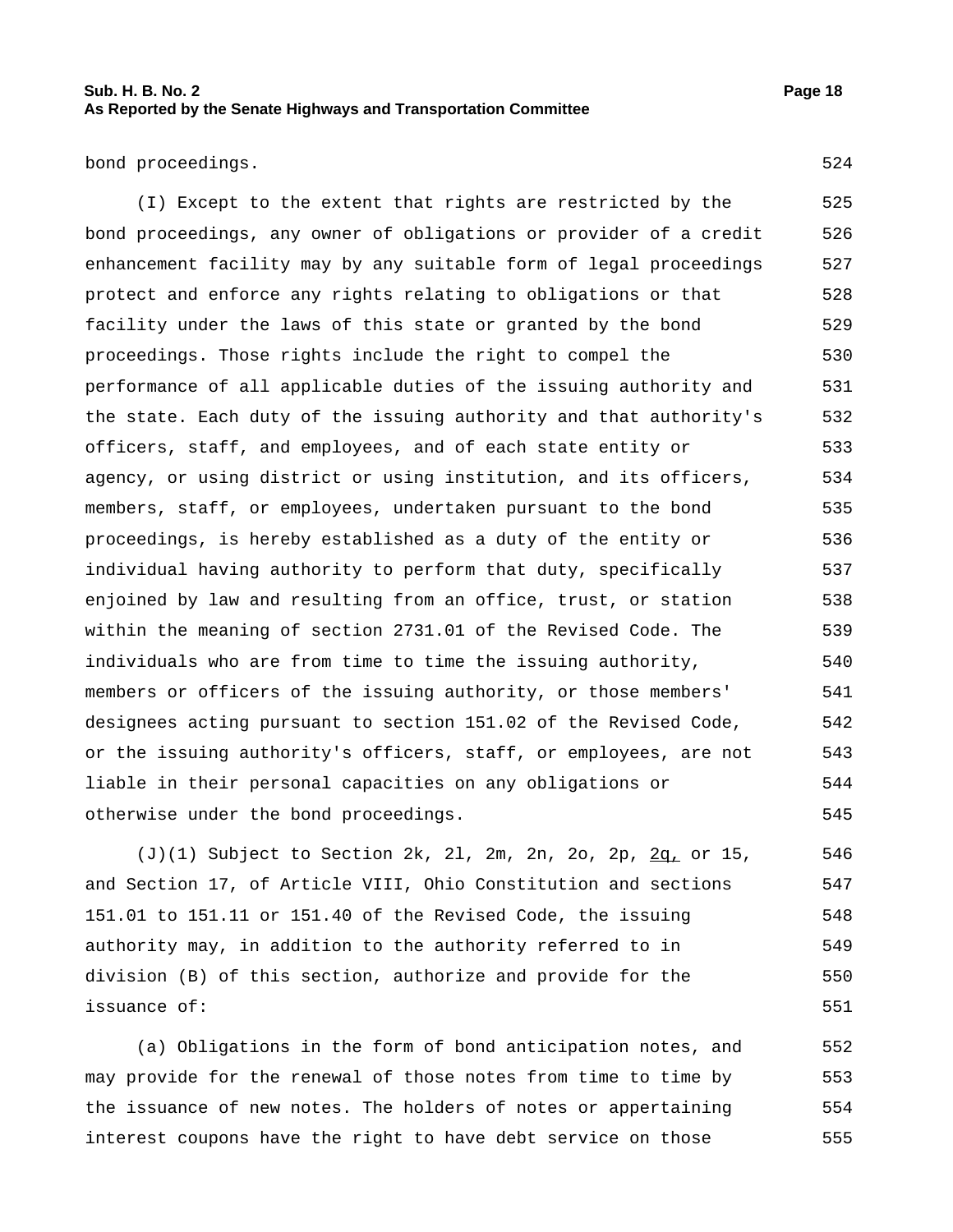bond proceedings.

(I) Except to the extent that rights are restricted by the bond proceedings, any owner of obligations or provider of a credit enhancement facility may by any suitable form of legal proceedings protect and enforce any rights relating to obligations or that facility under the laws of this state or granted by the bond proceedings. Those rights include the right to compel the performance of all applicable duties of the issuing authority and the state. Each duty of the issuing authority and that authority's officers, staff, and employees, and of each state entity or agency, or using district or using institution, and its officers, members, staff, or employees, undertaken pursuant to the bond proceedings, is hereby established as a duty of the entity or individual having authority to perform that duty, specifically enjoined by law and resulting from an office, trust, or station within the meaning of section 2731.01 of the Revised Code. The individuals who are from time to time the issuing authority, members or officers of the issuing authority, or those members' designees acting pursuant to section 151.02 of the Revised Code, or the issuing authority's officers, staff, or employees, are not liable in their personal capacities on any obligations or otherwise under the bond proceedings.

(J)(1) Subject to Section 2k, 2l, 2m, 2n, 2o, 2p, 2q, or 15, and Section 17, of Article VIII, Ohio Constitution and sections 151.01 to 151.11 or 151.40 of the Revised Code, the issuing authority may, in addition to the authority referred to in division (B) of this section, authorize and provide for the issuance of:

(a) Obligations in the form of bond anticipation notes, and may provide for the renewal of those notes from time to time by the issuance of new notes. The holders of notes or appertaining interest coupons have the right to have debt service on those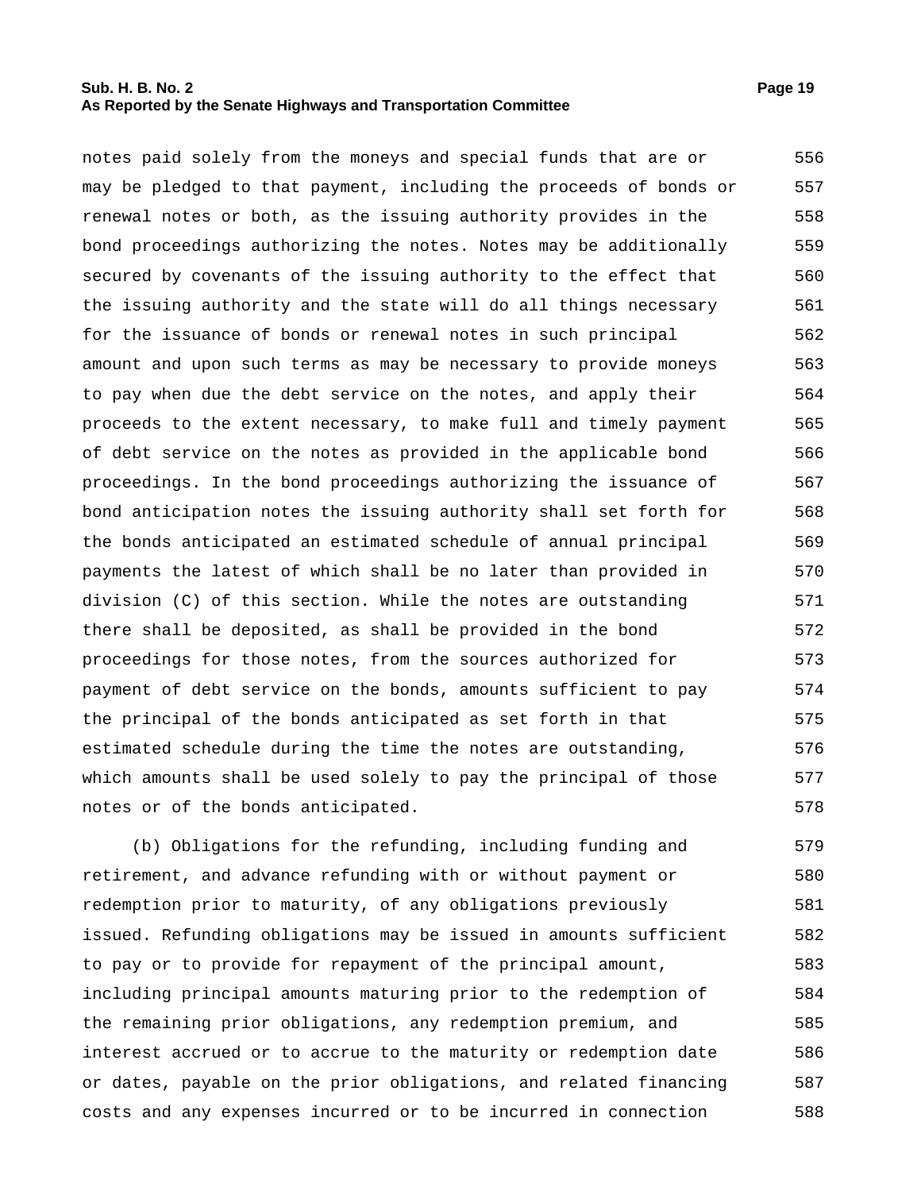notes paid solely from the moneys and special funds that are or may be pledged to that payment, including the proceeds of bonds or renewal notes or both, as the issuing authority provides in the bond proceedings authorizing the notes. Notes may be additionally secured by covenants of the issuing authority to the effect that the issuing authority and the state will do all things necessary for the issuance of bonds or renewal notes in such principal amount and upon such terms as may be necessary to provide moneys to pay when due the debt service on the notes, and apply their proceeds to the extent necessary, to make full and timely payment of debt service on the notes as provided in the applicable bond proceedings. In the bond proceedings authorizing the issuance of bond anticipation notes the issuing authority shall set forth for the bonds anticipated an estimated schedule of annual principal payments the latest of which shall be no later than provided in division (C) of this section. While the notes are outstanding there shall be deposited, as shall be provided in the bond proceedings for those notes, from the sources authorized for payment of debt service on the bonds, amounts sufficient to pay the principal of the bonds anticipated as set forth in that estimated schedule during the time the notes are outstanding, which amounts shall be used solely to pay the principal of those notes or of the bonds anticipated.

(b) Obligations for the refunding, including funding and retirement, and advance refunding with or without payment or redemption prior to maturity, of any obligations previously issued. Refunding obligations may be issued in amounts sufficient to pay or to provide for repayment of the principal amount, including principal amounts maturing prior to the redemption of the remaining prior obligations, any redemption premium, and interest accrued or to accrue to the maturity or redemption date or dates, payable on the prior obligations, and related financing costs and any expenses incurred or to be incurred in connection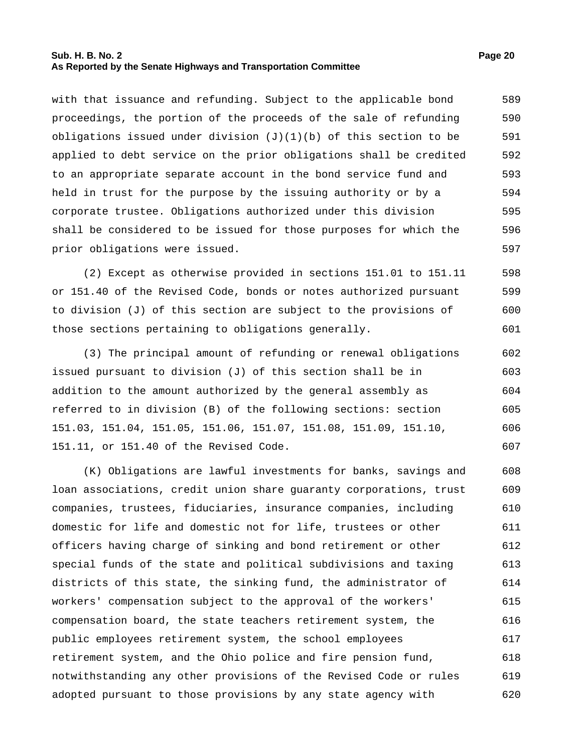with that issuance and refunding. Subject to the applicable bond proceedings, the portion of the proceeds of the sale of refunding obligations issued under division (J)(1)(b) of this section to be applied to debt service on the prior obligations shall be credited to an appropriate separate account in the bond service fund and held in trust for the purpose by the issuing authority or by a corporate trustee. Obligations authorized under this division shall be considered to be issued for those purposes for which the prior obligations were issued.

(2) Except as otherwise provided in sections 151.01 to 151.11 or 151.40 of the Revised Code, bonds or notes authorized pursuant to division (J) of this section are subject to the provisions of those sections pertaining to obligations generally.

(3) The principal amount of refunding or renewal obligations issued pursuant to division (J) of this section shall be in addition to the amount authorized by the general assembly as referred to in division (B) of the following sections: section 151.03, 151.04, 151.05, 151.06, 151.07, 151.08, 151.09, 151.10, 151.11, or 151.40 of the Revised Code.

(K) Obligations are lawful investments for banks, savings and loan associations, credit union share guaranty corporations, trust companies, trustees, fiduciaries, insurance companies, including domestic for life and domestic not for life, trustees or other officers having charge of sinking and bond retirement or other special funds of the state and political subdivisions and taxing districts of this state, the sinking fund, the administrator of workers' compensation subject to the approval of the workers' compensation board, the state teachers retirement system, the public employees retirement system, the school employees retirement system, and the Ohio police and fire pension fund, notwithstanding any other provisions of the Revised Code or rules adopted pursuant to those provisions by any state agency with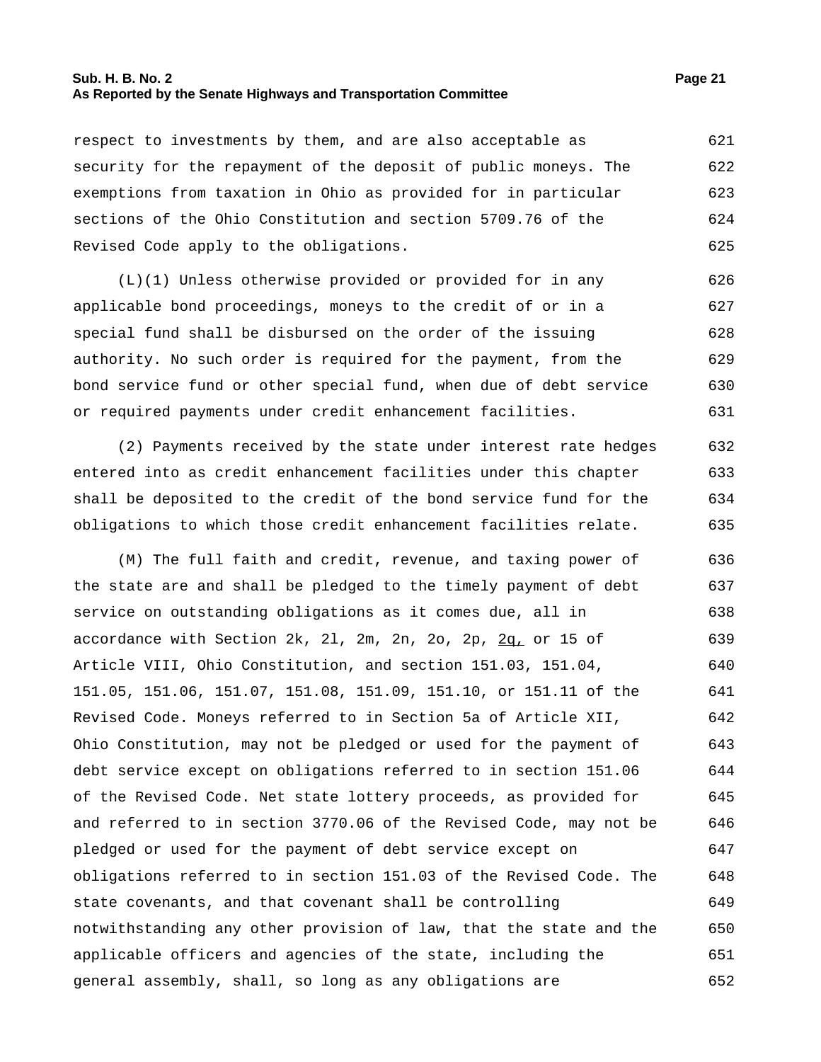respect to investments by them, and are also acceptable as security for the repayment of the deposit of public moneys. The exemptions from taxation in Ohio as provided for in particular sections of the Ohio Constitution and section 5709.76 of the Revised Code apply to the obligations.

(L)(1) Unless otherwise provided or provided for in any applicable bond proceedings, moneys to the credit of or in a special fund shall be disbursed on the order of the issuing authority. No such order is required for the payment, from the bond service fund or other special fund, when due of debt service or required payments under credit enhancement facilities.

(2) Payments received by the state under interest rate hedges entered into as credit enhancement facilities under this chapter shall be deposited to the credit of the bond service fund for the obligations to which those credit enhancement facilities relate.

(M) The full faith and credit, revenue, and taxing power of the state are and shall be pledged to the timely payment of debt service on outstanding obligations as it comes due, all in accordance with Section 2k, 2l, 2m, 2n, 2o, 2p, 2q, or 15 of Article VIII, Ohio Constitution, and section 151.03, 151.04, 151.05, 151.06, 151.07, 151.08, 151.09, 151.10, or 151.11 of the Revised Code. Moneys referred to in Section 5a of Article XII, Ohio Constitution, may not be pledged or used for the payment of debt service except on obligations referred to in section 151.06 of the Revised Code. Net state lottery proceeds, as provided for and referred to in section 3770.06 of the Revised Code, may not be pledged or used for the payment of debt service except on obligations referred to in section 151.03 of the Revised Code. The state covenants, and that covenant shall be controlling notwithstanding any other provision of law, that the state and the applicable officers and agencies of the state, including the general assembly, shall, so long as any obligations are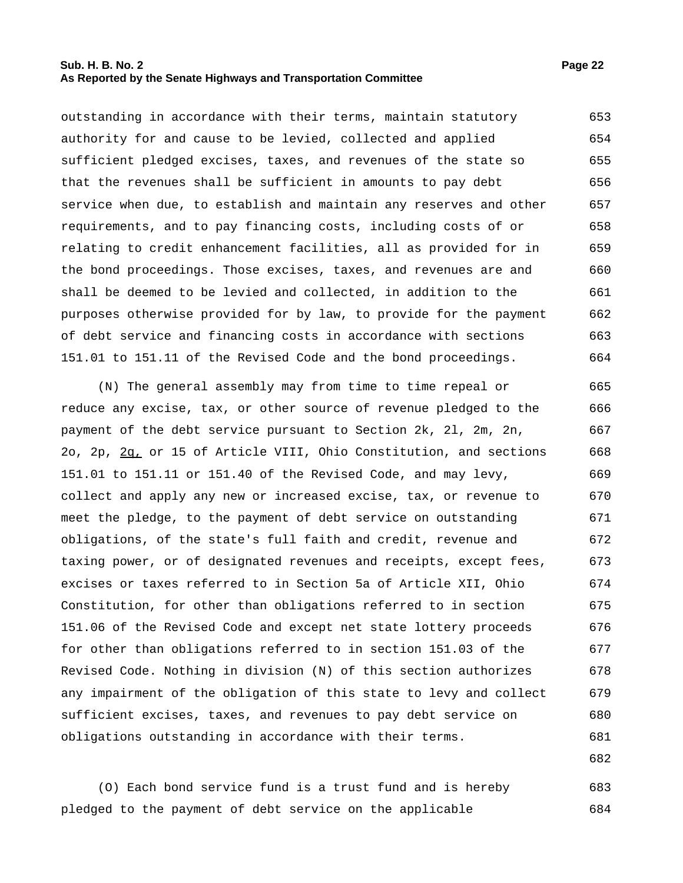outstanding in accordance with their terms, maintain statutory authority for and cause to be levied, collected and applied sufficient pledged excises, taxes, and revenues of the state so that the revenues shall be sufficient in amounts to pay debt service when due, to establish and maintain any reserves and other requirements, and to pay financing costs, including costs of or relating to credit enhancement facilities, all as provided for in the bond proceedings. Those excises, taxes, and revenues are and shall be deemed to be levied and collected, in addition to the purposes otherwise provided for by law, to provide for the payment of debt service and financing costs in accordance with sections 151.01 to 151.11 of the Revised Code and the bond proceedings.

(N) The general assembly may from time to time repeal or reduce any excise, tax, or other source of revenue pledged to the payment of the debt service pursuant to Section 2k, 2l, 2m, 2n, 2o, 2p, 2q, or 15 of Article VIII, Ohio Constitution, and sections 151.01 to 151.11 or 151.40 of the Revised Code, and may levy, collect and apply any new or increased excise, tax, or revenue to meet the pledge, to the payment of debt service on outstanding obligations, of the state's full faith and credit, revenue and taxing power, or of designated revenues and receipts, except fees, excises or taxes referred to in Section 5a of Article XII, Ohio Constitution, for other than obligations referred to in section 151.06 of the Revised Code and except net state lottery proceeds for other than obligations referred to in section 151.03 of the Revised Code. Nothing in division (N) of this section authorizes any impairment of the obligation of this state to levy and collect sufficient excises, taxes, and revenues to pay debt service on obligations outstanding in accordance with their terms.

(O) Each bond service fund is a trust fund and is hereby pledged to the payment of debt service on the applicable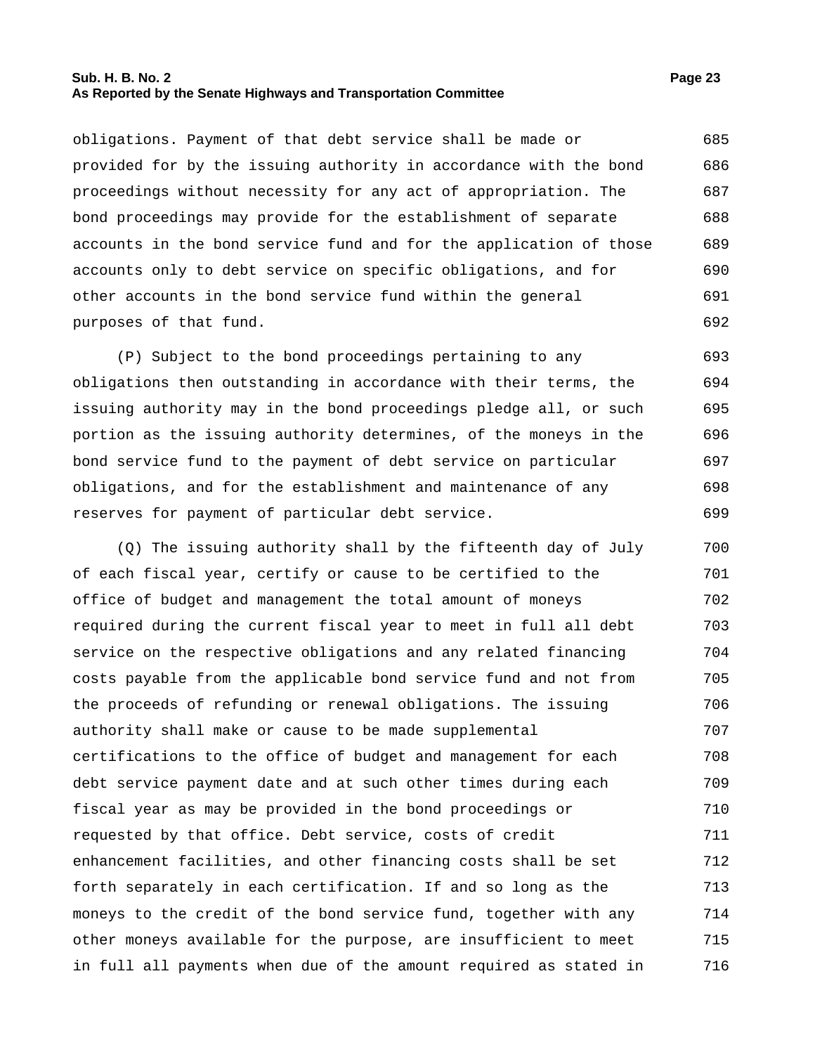obligations. Payment of that debt service shall be made or provided for by the issuing authority in accordance with the bond proceedings without necessity for any act of appropriation. The bond proceedings may provide for the establishment of separate accounts in the bond service fund and for the application of those accounts only to debt service on specific obligations, and for other accounts in the bond service fund within the general purposes of that fund.

(P) Subject to the bond proceedings pertaining to any obligations then outstanding in accordance with their terms, the issuing authority may in the bond proceedings pledge all, or such portion as the issuing authority determines, of the moneys in the bond service fund to the payment of debt service on particular obligations, and for the establishment and maintenance of any reserves for payment of particular debt service.

(Q) The issuing authority shall by the fifteenth day of July of each fiscal year, certify or cause to be certified to the office of budget and management the total amount of moneys required during the current fiscal year to meet in full all debt service on the respective obligations and any related financing costs payable from the applicable bond service fund and not from the proceeds of refunding or renewal obligations. The issuing authority shall make or cause to be made supplemental certifications to the office of budget and management for each debt service payment date and at such other times during each fiscal year as may be provided in the bond proceedings or requested by that office. Debt service, costs of credit enhancement facilities, and other financing costs shall be set forth separately in each certification. If and so long as the moneys to the credit of the bond service fund, together with any other moneys available for the purpose, are insufficient to meet in full all payments when due of the amount required as stated in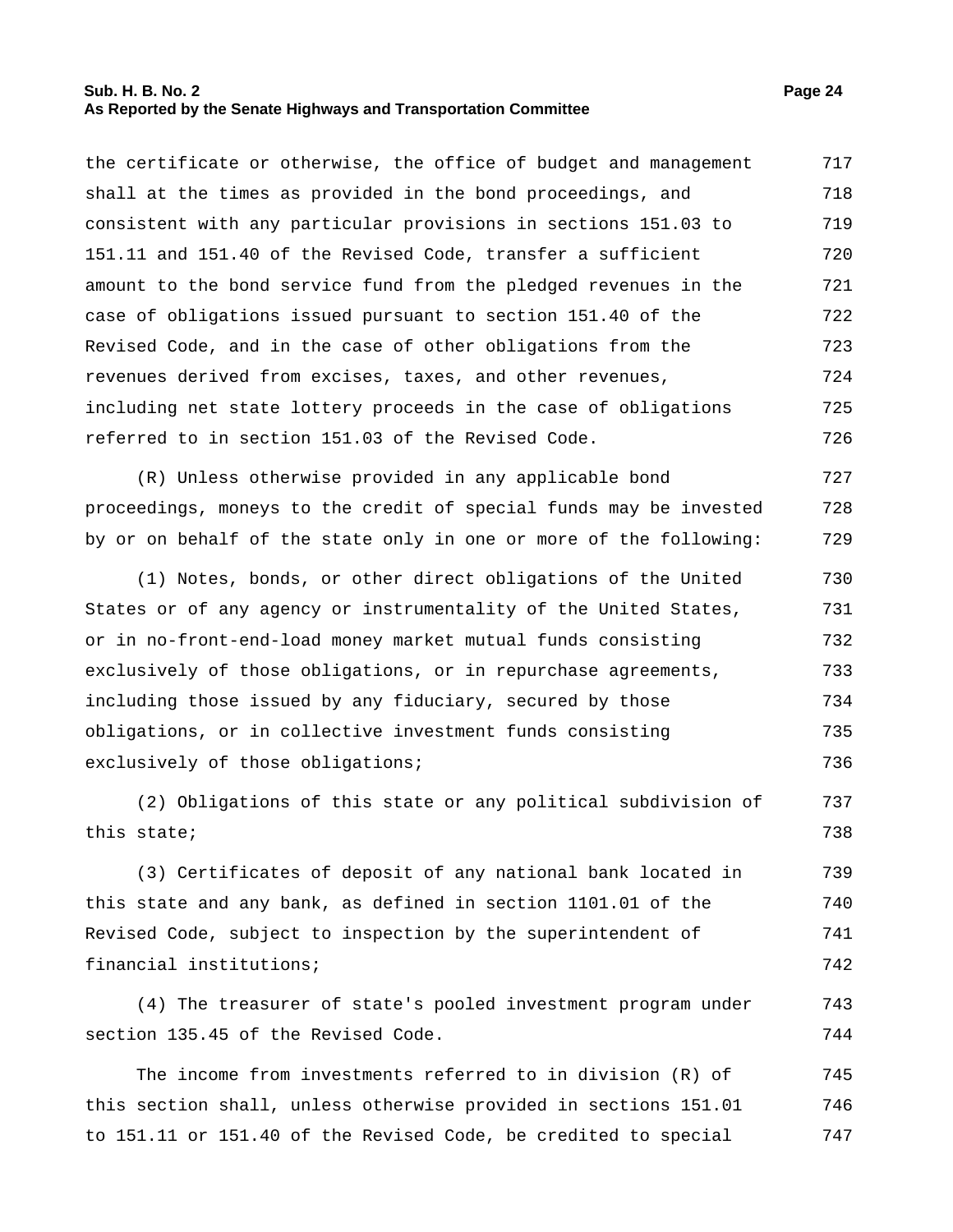the certificate or otherwise, the office of budget and management shall at the times as provided in the bond proceedings, and consistent with any particular provisions in sections 151.03 to 151.11 and 151.40 of the Revised Code, transfer a sufficient amount to the bond service fund from the pledged revenues in the case of obligations issued pursuant to section 151.40 of the Revised Code, and in the case of other obligations from the revenues derived from excises, taxes, and other revenues, including net state lottery proceeds in the case of obligations referred to in section 151.03 of the Revised Code.

(R) Unless otherwise provided in any applicable bond proceedings, moneys to the credit of special funds may be invested by or on behalf of the state only in one or more of the following:

(1) Notes, bonds, or other direct obligations of the United States or of any agency or instrumentality of the United States, or in no-front-end-load money market mutual funds consisting exclusively of those obligations, or in repurchase agreements, including those issued by any fiduciary, secured by those obligations, or in collective investment funds consisting exclusively of those obligations;

(2) Obligations of this state or any political subdivision of this state;

(3) Certificates of deposit of any national bank located in this state and any bank, as defined in section 1101.01 of the Revised Code, subject to inspection by the superintendent of financial institutions;

(4) The treasurer of state's pooled investment program under section 135.45 of the Revised Code.

The income from investments referred to in division (R) of this section shall, unless otherwise provided in sections 151.01 to 151.11 or 151.40 of the Revised Code, be credited to special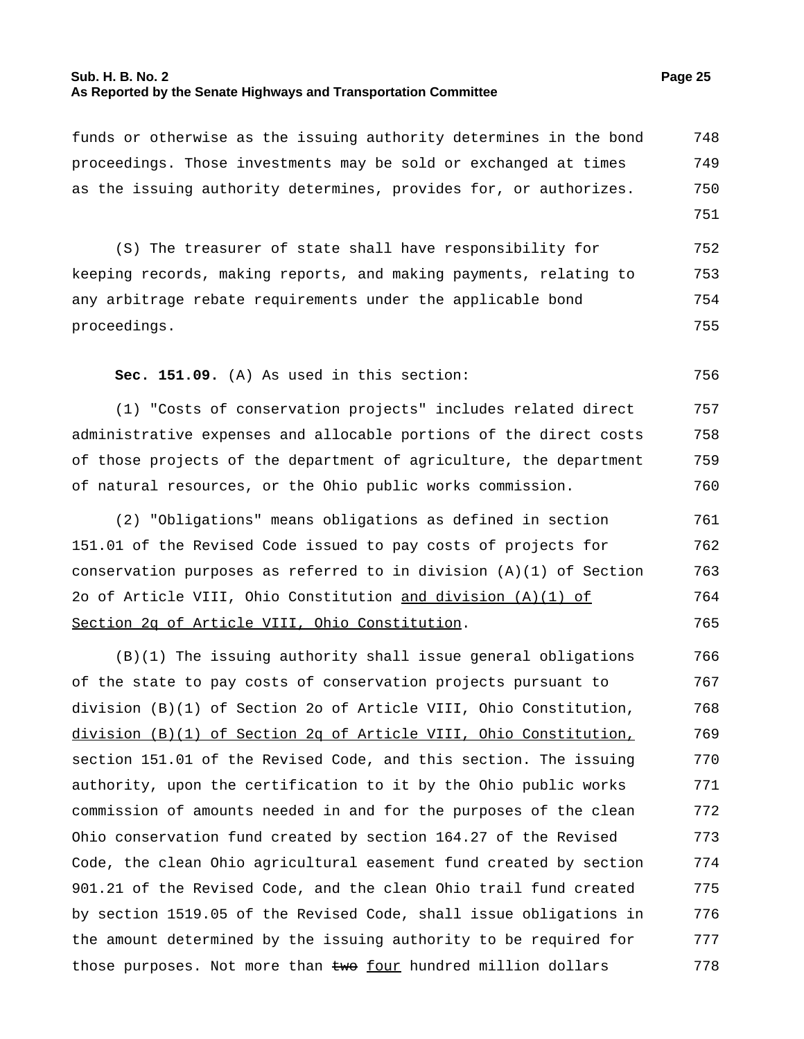funds or otherwise as the issuing authority determines in the bond proceedings. Those investments may be sold or exchanged at times as the issuing authority determines, provides for, or authorizes.

(S) The treasurer of state shall have responsibility for keeping records, making reports, and making payments, relating to any arbitrage rebate requirements under the applicable bond proceedings.

**Sec. 151.09.** (A) As used in this section:

(1) "Costs of conservation projects" includes related direct administrative expenses and allocable portions of the direct costs of those projects of the department of agriculture, the department of natural resources, or the Ohio public works commission.

(2) "Obligations" means obligations as defined in section 151.01 of the Revised Code issued to pay costs of projects for conservation purposes as referred to in division (A)(1) of Section 2o of Article VIII, Ohio Constitution <u>and division (A)(1) of Section 2q of Article VIII, Ohio Constitution</u>.

(B)(1) The issuing authority shall issue general obligations of the state to pay costs of conservation projects pursuant to division (B)(1) of Section 2o of Article VIII, Ohio Constitution, <u>division (B)(1) of Section 2q of Article VIII, Ohio Constitution,</u> section 151.01 of the Revised Code, and this section. The issuing authority, upon the certification to it by the Ohio public works commission of amounts needed in and for the purposes of the clean Ohio conservation fund created by section 164.27 of the Revised Code, the clean Ohio agricultural easement fund created by section 901.21 of the Revised Code, and the clean Ohio trail fund created by section 1519.05 of the Revised Code, shall issue obligations in the amount determined by the issuing authority to be required for those purposes. Not more than ~~two~~ <u>four</u> hundred million dollars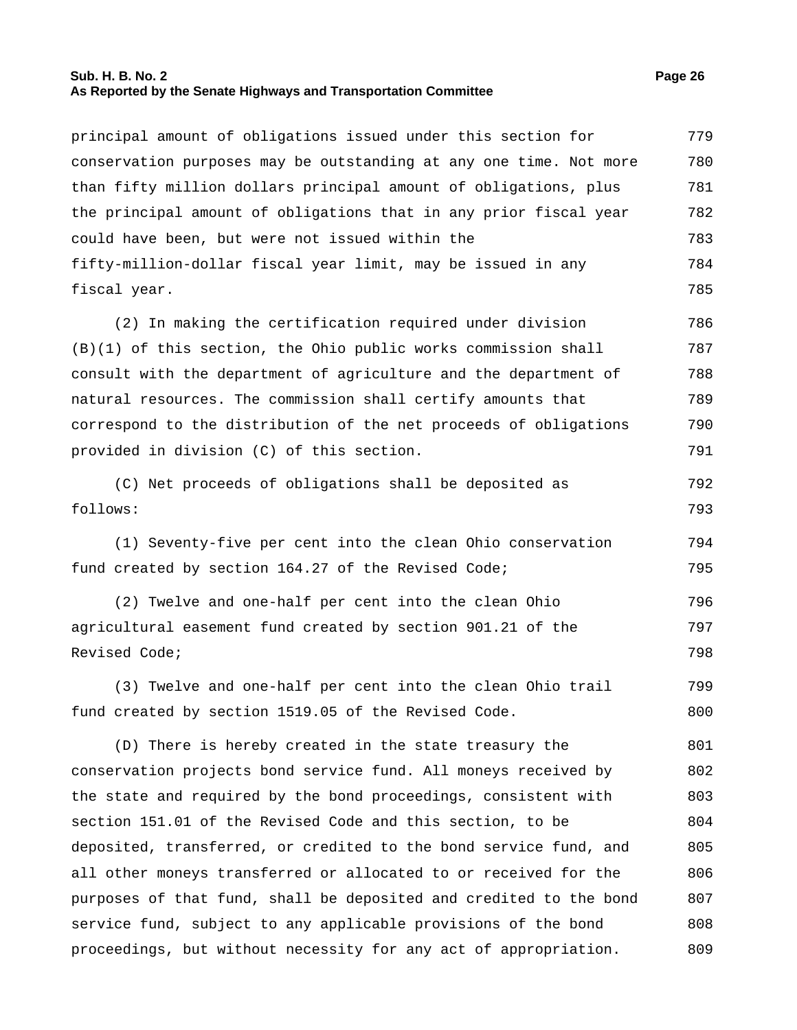principal amount of obligations issued under this section for conservation purposes may be outstanding at any one time. Not more than fifty million dollars principal amount of obligations, plus the principal amount of obligations that in any prior fiscal year could have been, but were not issued within the fifty-million-dollar fiscal year limit, may be issued in any fiscal year.

(2) In making the certification required under division (B)(1) of this section, the Ohio public works commission shall consult with the department of agriculture and the department of natural resources. The commission shall certify amounts that correspond to the distribution of the net proceeds of obligations provided in division (C) of this section.

(C) Net proceeds of obligations shall be deposited as follows:

(1) Seventy-five per cent into the clean Ohio conservation fund created by section 164.27 of the Revised Code;

(2) Twelve and one-half per cent into the clean Ohio agricultural easement fund created by section 901.21 of the Revised Code;

(3) Twelve and one-half per cent into the clean Ohio trail fund created by section 1519.05 of the Revised Code.

(D) There is hereby created in the state treasury the conservation projects bond service fund. All moneys received by the state and required by the bond proceedings, consistent with section 151.01 of the Revised Code and this section, to be deposited, transferred, or credited to the bond service fund, and all other moneys transferred or allocated to or received for the purposes of that fund, shall be deposited and credited to the bond service fund, subject to any applicable provisions of the bond proceedings, but without necessity for any act of appropriation.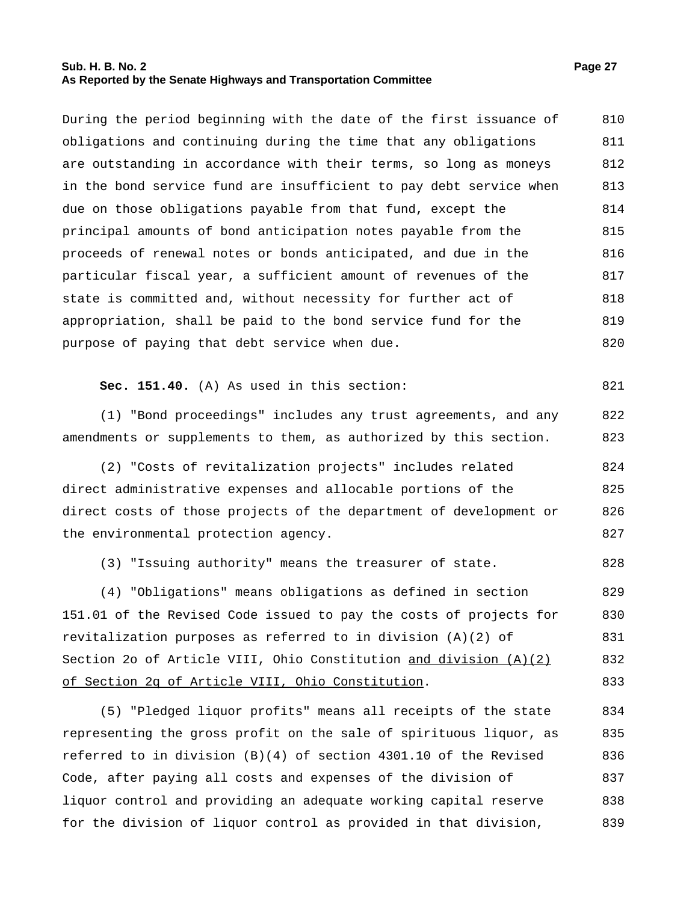During the period beginning with the date of the first issuance of obligations and continuing during the time that any obligations are outstanding in accordance with their terms, so long as moneys in the bond service fund are insufficient to pay debt service when due on those obligations payable from that fund, except the principal amounts of bond anticipation notes payable from the proceeds of renewal notes or bonds anticipated, and due in the particular fiscal year, a sufficient amount of revenues of the state is committed and, without necessity for further act of appropriation, shall be paid to the bond service fund for the purpose of paying that debt service when due.

**Sec. 151.40.** (A) As used in this section:

(1) "Bond proceedings" includes any trust agreements, and any amendments or supplements to them, as authorized by this section.

(2) "Costs of revitalization projects" includes related direct administrative expenses and allocable portions of the direct costs of those projects of the department of development or the environmental protection agency.

(3) "Issuing authority" means the treasurer of state.

(4) "Obligations" means obligations as defined in section 151.01 of the Revised Code issued to pay the costs of projects for revitalization purposes as referred to in division (A)(2) of Section 2o of Article VIII, Ohio Constitution <u>and division (A)(2) of Section 2q of Article VIII, Ohio Constitution</u>.

(5) "Pledged liquor profits" means all receipts of the state representing the gross profit on the sale of spirituous liquor, as referred to in division (B)(4) of section 4301.10 of the Revised Code, after paying all costs and expenses of the division of liquor control and providing an adequate working capital reserve for the division of liquor control as provided in that division,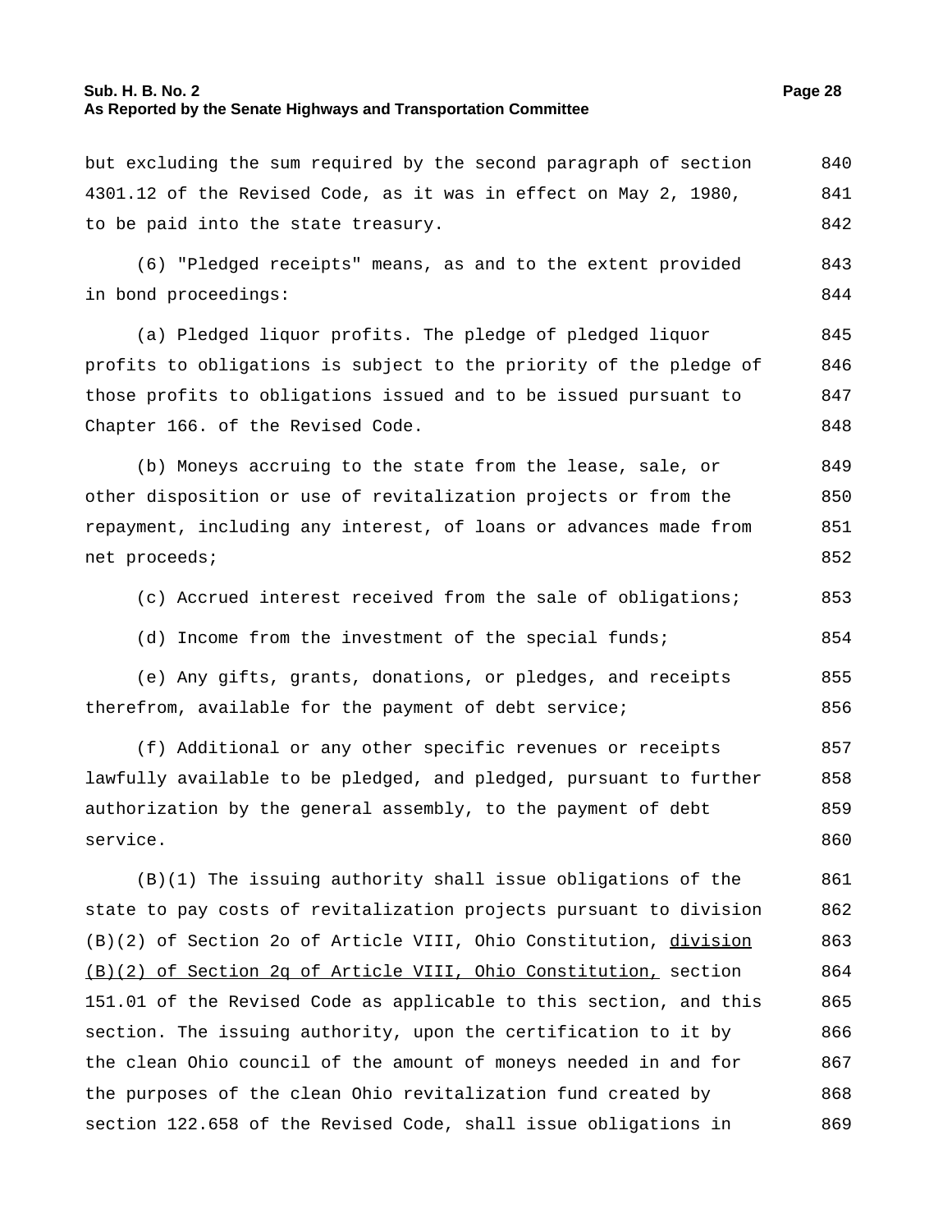but excluding the sum required by the second paragraph of section 4301.12 of the Revised Code, as it was in effect on May 2, 1980, to be paid into the state treasury.

(6) "Pledged receipts" means, as and to the extent provided in bond proceedings:

(a) Pledged liquor profits. The pledge of pledged liquor profits to obligations is subject to the priority of the pledge of those profits to obligations issued and to be issued pursuant to Chapter 166. of the Revised Code.

(b) Moneys accruing to the state from the lease, sale, or other disposition or use of revitalization projects or from the repayment, including any interest, of loans or advances made from net proceeds;

(c) Accrued interest received from the sale of obligations;

(d) Income from the investment of the special funds;

(e) Any gifts, grants, donations, or pledges, and receipts therefrom, available for the payment of debt service;

(f) Additional or any other specific revenues or receipts lawfully available to be pledged, and pledged, pursuant to further authorization by the general assembly, to the payment of debt service.

(B)(1) The issuing authority shall issue obligations of the state to pay costs of revitalization projects pursuant to division (B)(2) of Section 2o of Article VIII, Ohio Constitution, <u>division (B)(2) of Section 2q of Article VIII, Ohio Constitution,</u> section 151.01 of the Revised Code as applicable to this section, and this section. The issuing authority, upon the certification to it by the clean Ohio council of the amount of moneys needed in and for the purposes of the clean Ohio revitalization fund created by section 122.658 of the Revised Code, shall issue obligations in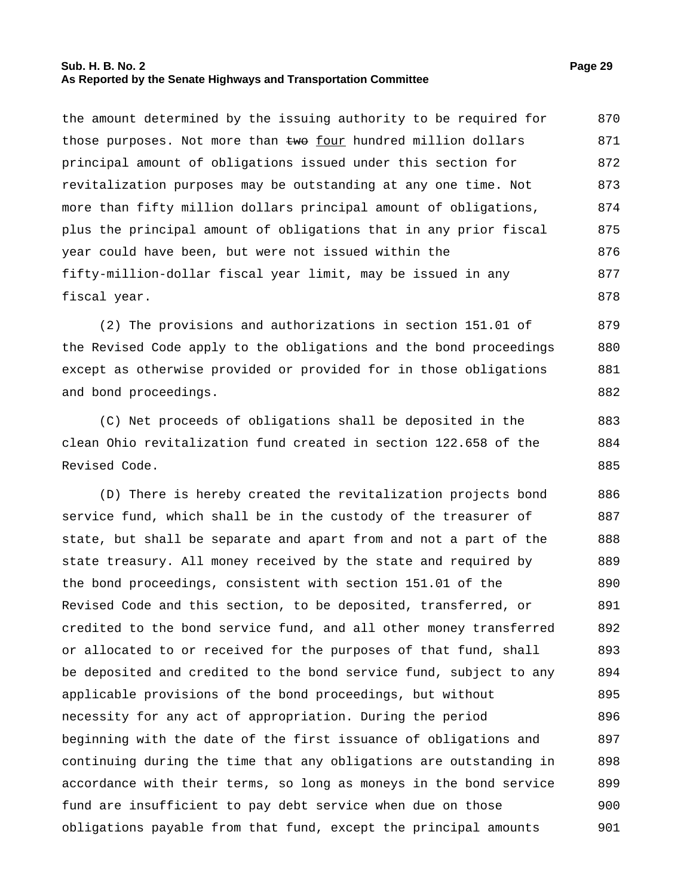the amount determined by the issuing authority to be required for those purposes. Not more than ~~two~~ <u>four</u> hundred million dollars principal amount of obligations issued under this section for revitalization purposes may be outstanding at any one time. Not more than fifty million dollars principal amount of obligations, plus the principal amount of obligations that in any prior fiscal year could have been, but were not issued within the fifty-million-dollar fiscal year limit, may be issued in any fiscal year.

(2) The provisions and authorizations in section 151.01 of the Revised Code apply to the obligations and the bond proceedings except as otherwise provided or provided for in those obligations and bond proceedings.

(C) Net proceeds of obligations shall be deposited in the clean Ohio revitalization fund created in section 122.658 of the Revised Code.

(D) There is hereby created the revitalization projects bond service fund, which shall be in the custody of the treasurer of state, but shall be separate and apart from and not a part of the state treasury. All money received by the state and required by the bond proceedings, consistent with section 151.01 of the Revised Code and this section, to be deposited, transferred, or credited to the bond service fund, and all other money transferred or allocated to or received for the purposes of that fund, shall be deposited and credited to the bond service fund, subject to any applicable provisions of the bond proceedings, but without necessity for any act of appropriation. During the period beginning with the date of the first issuance of obligations and continuing during the time that any obligations are outstanding in accordance with their terms, so long as moneys in the bond service fund are insufficient to pay debt service when due on those obligations payable from that fund, except the principal amounts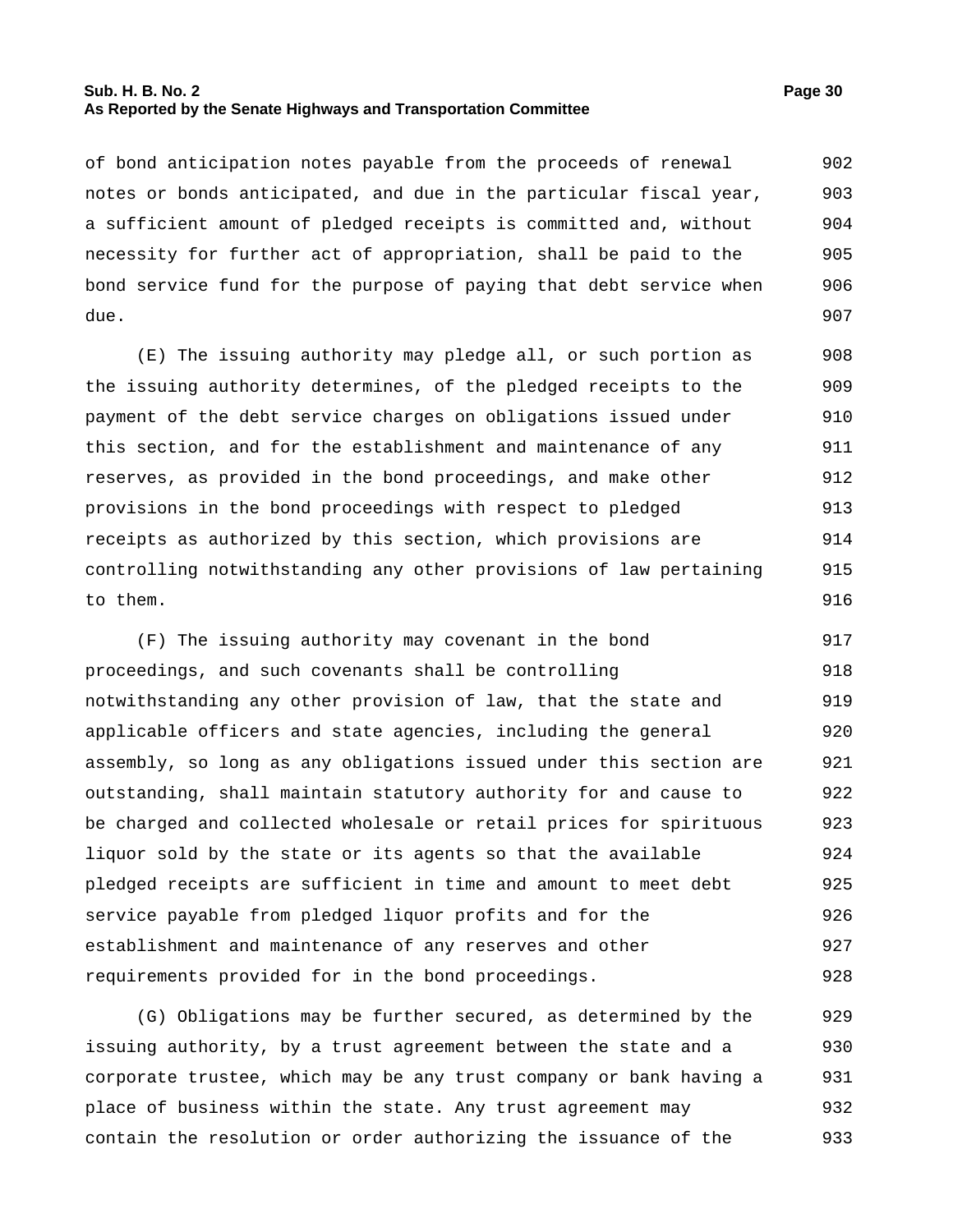of bond anticipation notes payable from the proceeds of renewal notes or bonds anticipated, and due in the particular fiscal year, a sufficient amount of pledged receipts is committed and, without necessity for further act of appropriation, shall be paid to the bond service fund for the purpose of paying that debt service when due.

(E) The issuing authority may pledge all, or such portion as the issuing authority determines, of the pledged receipts to the payment of the debt service charges on obligations issued under this section, and for the establishment and maintenance of any reserves, as provided in the bond proceedings, and make other provisions in the bond proceedings with respect to pledged receipts as authorized by this section, which provisions are controlling notwithstanding any other provisions of law pertaining to them.

(F) The issuing authority may covenant in the bond proceedings, and such covenants shall be controlling notwithstanding any other provision of law, that the state and applicable officers and state agencies, including the general assembly, so long as any obligations issued under this section are outstanding, shall maintain statutory authority for and cause to be charged and collected wholesale or retail prices for spirituous liquor sold by the state or its agents so that the available pledged receipts are sufficient in time and amount to meet debt service payable from pledged liquor profits and for the establishment and maintenance of any reserves and other requirements provided for in the bond proceedings.

(G) Obligations may be further secured, as determined by the issuing authority, by a trust agreement between the state and a corporate trustee, which may be any trust company or bank having a place of business within the state. Any trust agreement may contain the resolution or order authorizing the issuance of the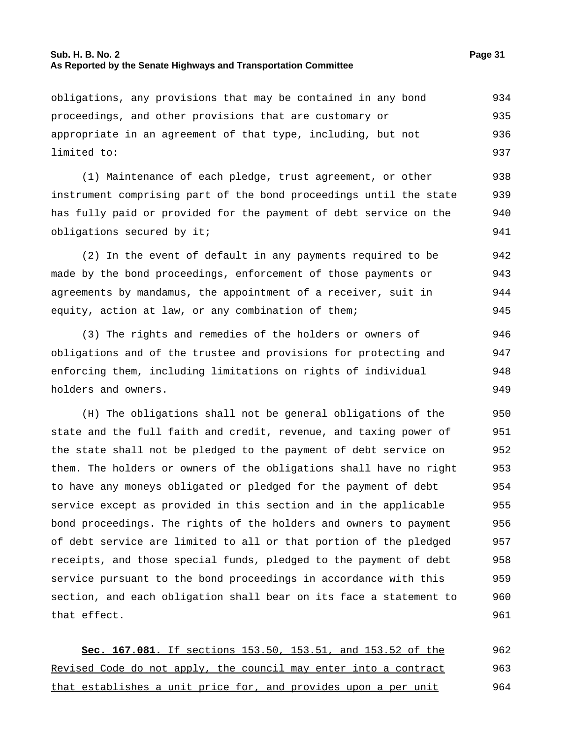obligations, any provisions that may be contained in any bond proceedings, and other provisions that are customary or appropriate in an agreement of that type, including, but not limited to:

(1) Maintenance of each pledge, trust agreement, or other instrument comprising part of the bond proceedings until the state has fully paid or provided for the payment of debt service on the obligations secured by it;

(2) In the event of default in any payments required to be made by the bond proceedings, enforcement of those payments or agreements by mandamus, the appointment of a receiver, suit in equity, action at law, or any combination of them;

(3) The rights and remedies of the holders or owners of obligations and of the trustee and provisions for protecting and enforcing them, including limitations on rights of individual holders and owners.

(H) The obligations shall not be general obligations of the state and the full faith and credit, revenue, and taxing power of the state shall not be pledged to the payment of debt service on them. The holders or owners of the obligations shall have no right to have any moneys obligated or pledged for the payment of debt service except as provided in this section and in the applicable bond proceedings. The rights of the holders and owners to payment of debt service are limited to all or that portion of the pledged receipts, and those special funds, pledged to the payment of debt service pursuant to the bond proceedings in accordance with this section, and each obligation shall bear on its face a statement to that effect.

<u>**Sec. 167.081.** If sections 153.50, 153.51, and 153.52 of the Revised Code do not apply, the council may enter into a contract that establishes a unit price for, and provides upon a per unit</u>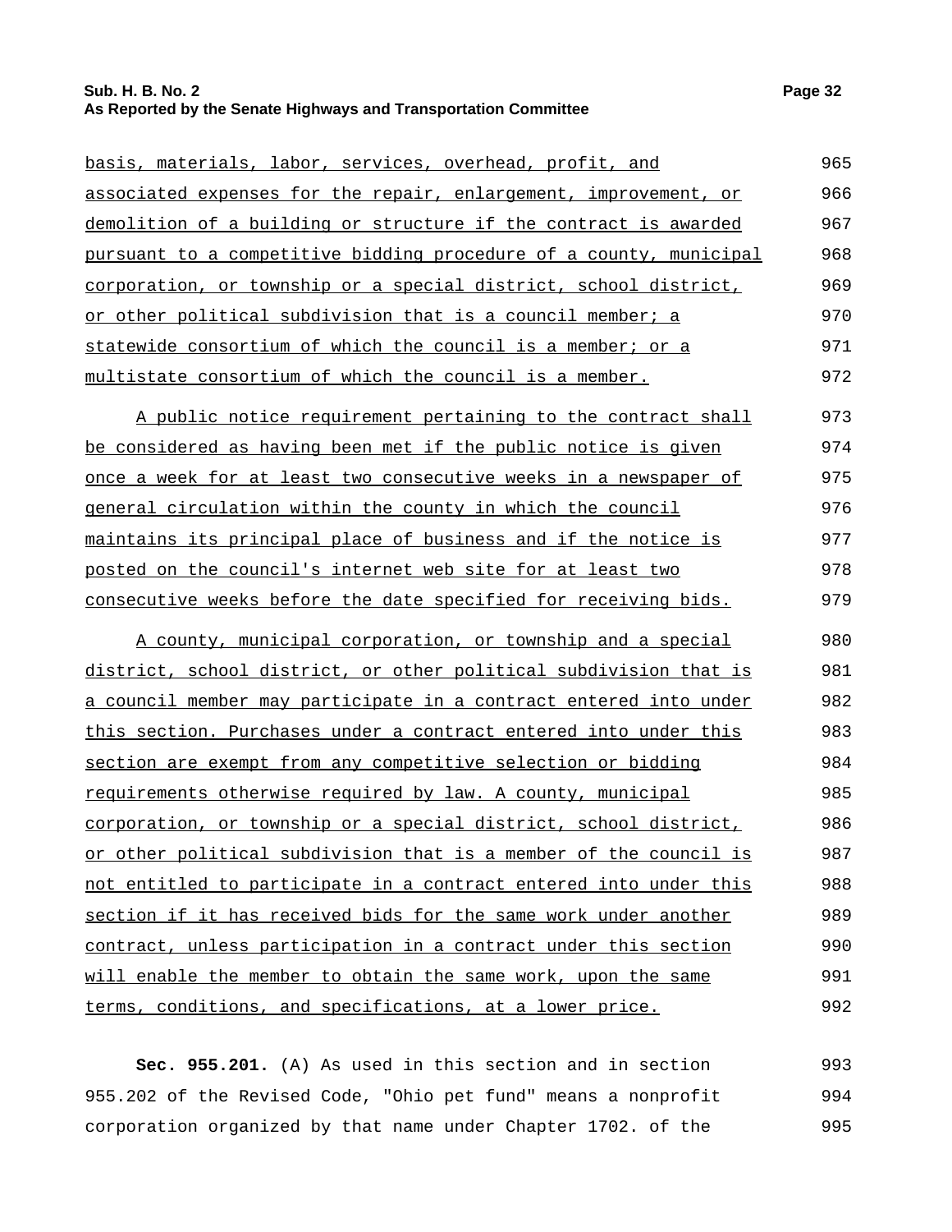basis, materials, labor, services, overhead, profit, and associated expenses for the repair, enlargement, improvement, or demolition of a building or structure if the contract is awarded pursuant to a competitive bidding procedure of a county, municipal corporation, or township or a special district, school district, or other political subdivision that is a council member; a statewide consortium of which the council is a member; or a multistate consortium of which the council is a member.

A public notice requirement pertaining to the contract shall be considered as having been met if the public notice is given once a week for at least two consecutive weeks in a newspaper of general circulation within the county in which the council maintains its principal place of business and if the notice is posted on the council's internet web site for at least two consecutive weeks before the date specified for receiving bids.

A county, municipal corporation, or township and a special district, school district, or other political subdivision that is a council member may participate in a contract entered into under this section. Purchases under a contract entered into under this section are exempt from any competitive selection or bidding requirements otherwise required by law. A county, municipal corporation, or township or a special district, school district, or other political subdivision that is a member of the council is not entitled to participate in a contract entered into under this section if it has received bids for the same work under another contract, unless participation in a contract under this section will enable the member to obtain the same work, upon the same terms, conditions, and specifications, at a lower price.

**Sec. 955.201.** (A) As used in this section and in section 955.202 of the Revised Code, "Ohio pet fund" means a nonprofit corporation organized by that name under Chapter 1702. of the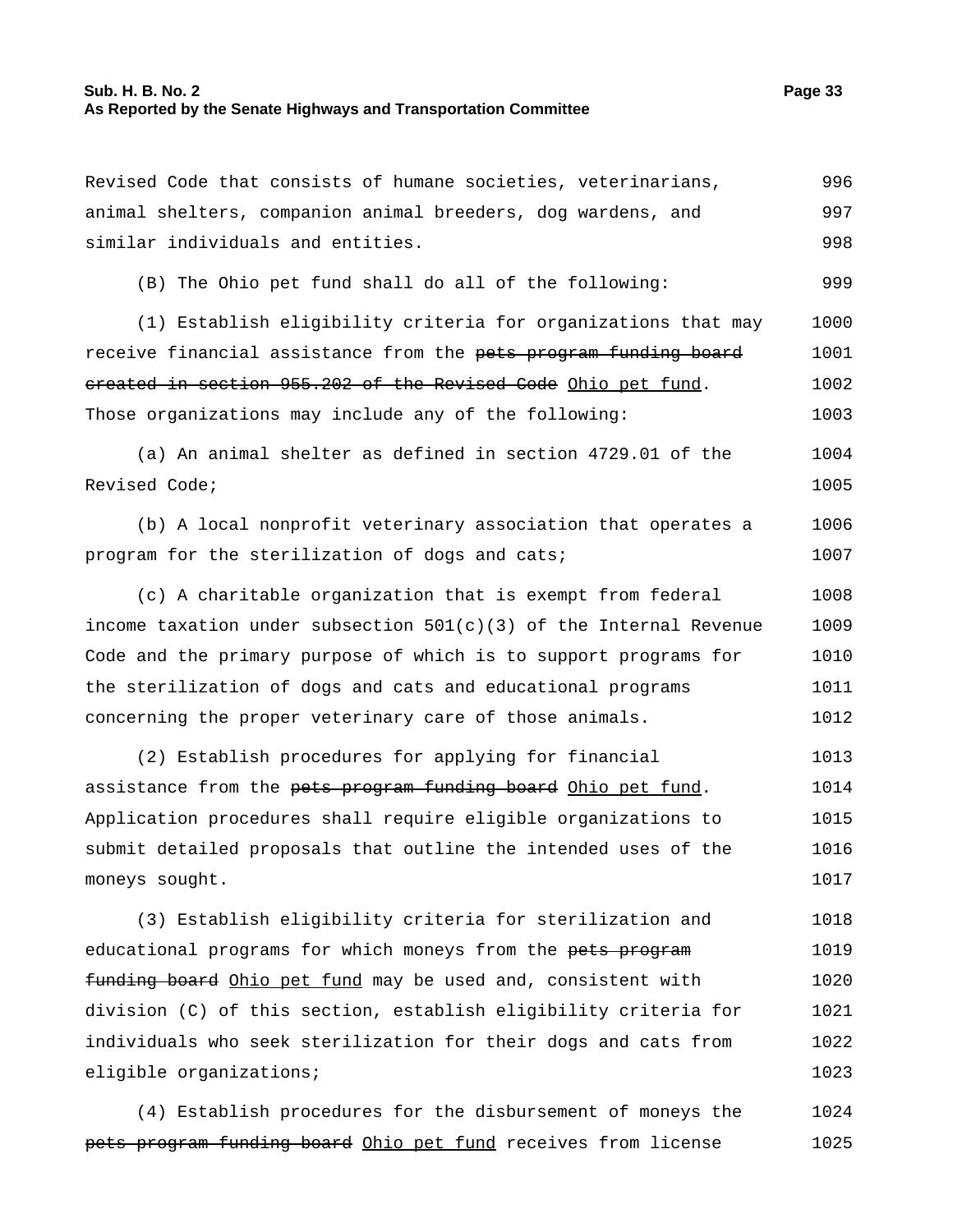Revised Code that consists of humane societies, veterinarians, animal shelters, companion animal breeders, dog wardens, and similar individuals and entities.

(B) The Ohio pet fund shall do all of the following:

(1) Establish eligibility criteria for organizations that may receive financial assistance from the ~~pets program funding board created in section 955.202 of the Revised Code~~ Ohio pet fund. Those organizations may include any of the following:

(a) An animal shelter as defined in section 4729.01 of the Revised Code;

(b) A local nonprofit veterinary association that operates a program for the sterilization of dogs and cats;

(c) A charitable organization that is exempt from federal income taxation under subsection 501(c)(3) of the Internal Revenue Code and the primary purpose of which is to support programs for the sterilization of dogs and cats and educational programs concerning the proper veterinary care of those animals.

(2) Establish procedures for applying for financial assistance from the ~~pets program funding board~~ Ohio pet fund. Application procedures shall require eligible organizations to submit detailed proposals that outline the intended uses of the moneys sought.

(3) Establish eligibility criteria for sterilization and educational programs for which moneys from the ~~pets program funding board~~ Ohio pet fund may be used and, consistent with division (C) of this section, establish eligibility criteria for individuals who seek sterilization for their dogs and cats from eligible organizations;

(4) Establish procedures for the disbursement of moneys the ~~pets program funding board~~ Ohio pet fund receives from license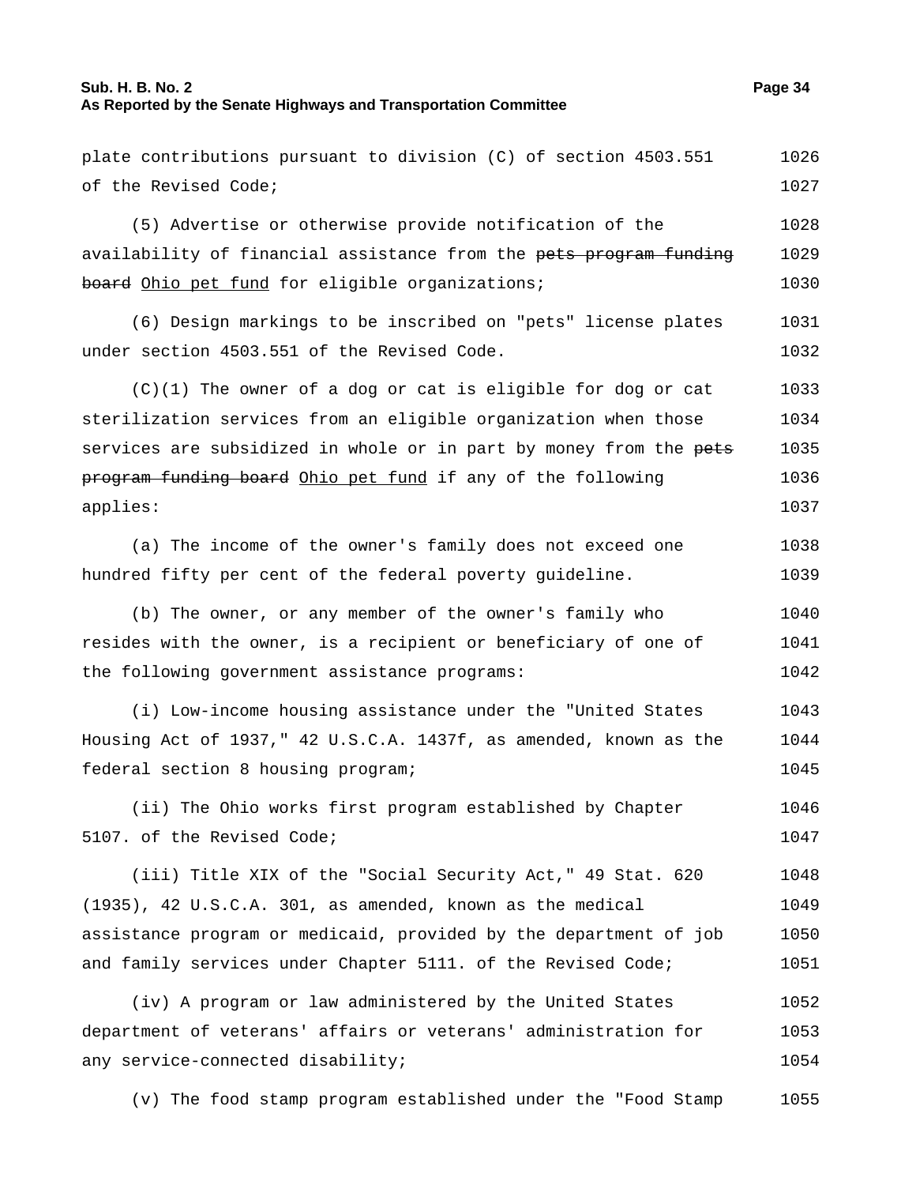plate contributions pursuant to division (C) of section 4503.551 of the Revised Code;

(5) Advertise or otherwise provide notification of the availability of financial assistance from the ~~pets program funding board~~ <u>Ohio pet fund</u> for eligible organizations;

(6) Design markings to be inscribed on "pets" license plates under section 4503.551 of the Revised Code.

(C)(1) The owner of a dog or cat is eligible for dog or cat sterilization services from an eligible organization when those services are subsidized in whole or in part by money from the ~~pets program funding board~~ <u>Ohio pet fund</u> if any of the following applies:

(a) The income of the owner's family does not exceed one hundred fifty per cent of the federal poverty guideline.

(b) The owner, or any member of the owner's family who resides with the owner, is a recipient or beneficiary of one of the following government assistance programs:

(i) Low-income housing assistance under the "United States Housing Act of 1937," 42 U.S.C.A. 1437f, as amended, known as the federal section 8 housing program;

(ii) The Ohio works first program established by Chapter 5107. of the Revised Code;

(iii) Title XIX of the "Social Security Act," 49 Stat. 620 (1935), 42 U.S.C.A. 301, as amended, known as the medical assistance program or medicaid, provided by the department of job and family services under Chapter 5111. of the Revised Code;

(iv) A program or law administered by the United States department of veterans' affairs or veterans' administration for any service-connected disability;

(v) The food stamp program established under the "Food Stamp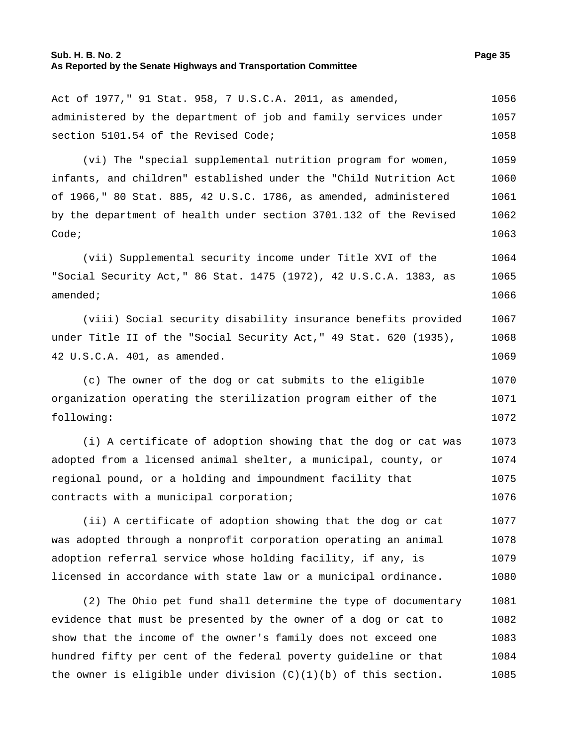Act of 1977," 91 Stat. 958, 7 U.S.C.A. 2011, as amended, administered by the department of job and family services under section 5101.54 of the Revised Code;

(vi) The "special supplemental nutrition program for women, infants, and children" established under the "Child Nutrition Act of 1966," 80 Stat. 885, 42 U.S.C. 1786, as amended, administered by the department of health under section 3701.132 of the Revised Code;

(vii) Supplemental security income under Title XVI of the "Social Security Act," 86 Stat. 1475 (1972), 42 U.S.C.A. 1383, as amended;

(viii) Social security disability insurance benefits provided under Title II of the "Social Security Act," 49 Stat. 620 (1935), 42 U.S.C.A. 401, as amended.

(c) The owner of the dog or cat submits to the eligible organization operating the sterilization program either of the following:

(i) A certificate of adoption showing that the dog or cat was adopted from a licensed animal shelter, a municipal, county, or regional pound, or a holding and impoundment facility that contracts with a municipal corporation;

(ii) A certificate of adoption showing that the dog or cat was adopted through a nonprofit corporation operating an animal adoption referral service whose holding facility, if any, is licensed in accordance with state law or a municipal ordinance.

(2) The Ohio pet fund shall determine the type of documentary evidence that must be presented by the owner of a dog or cat to show that the income of the owner's family does not exceed one hundred fifty per cent of the federal poverty guideline or that the owner is eligible under division (C)(1)(b) of this section.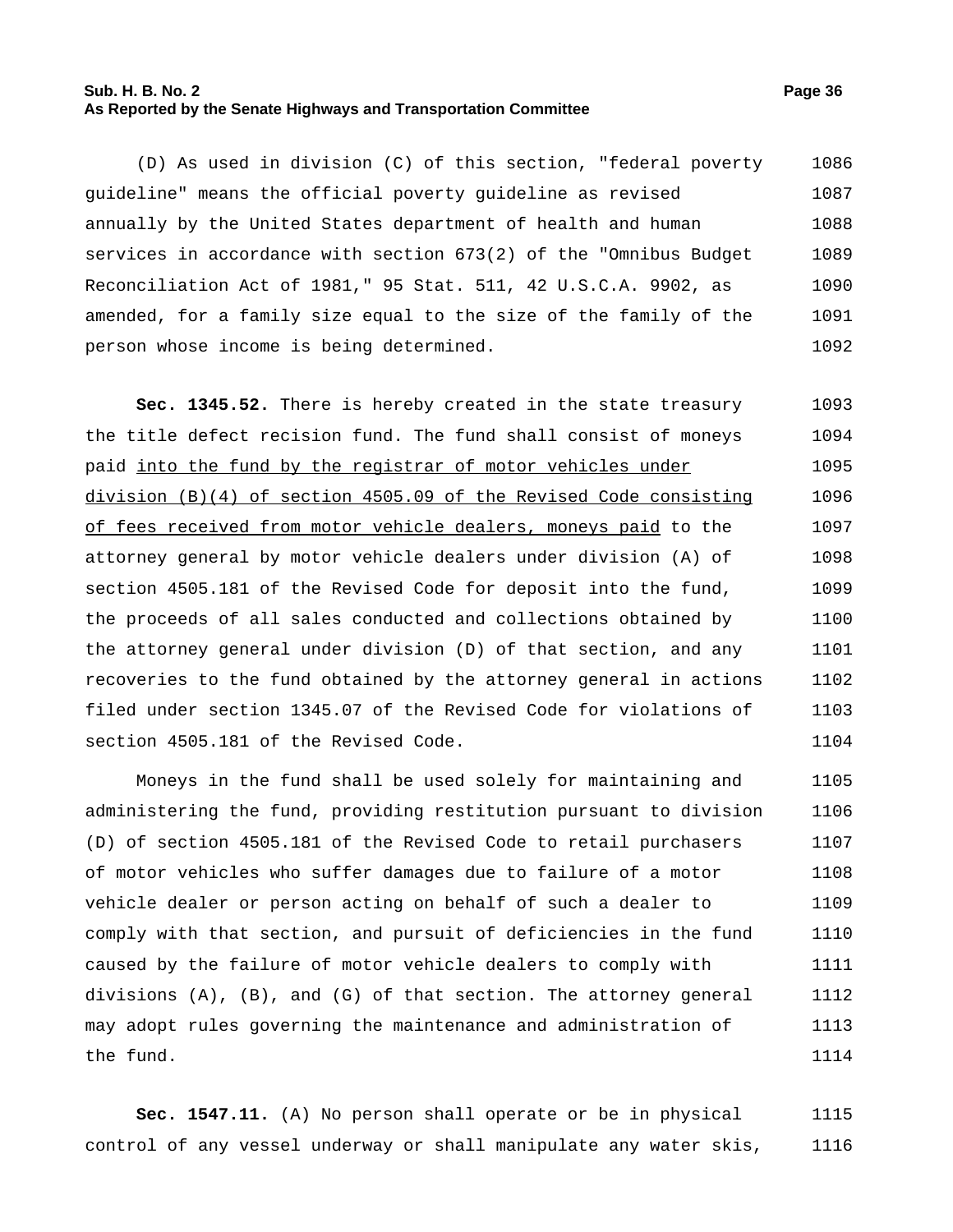(D) As used in division (C) of this section, "federal poverty guideline" means the official poverty guideline as revised annually by the United States department of health and human services in accordance with section 673(2) of the "Omnibus Budget Reconciliation Act of 1981," 95 Stat. 511, 42 U.S.C.A. 9902, as amended, for a family size equal to the size of the family of the person whose income is being determined.

**Sec. 1345.52.** There is hereby created in the state treasury the title defect recision fund. The fund shall consist of moneys paid <u>into the fund by the registrar of motor vehicles under division (B)(4) of section 4505.09 of the Revised Code consisting of fees received from motor vehicle dealers, moneys paid</u> to the attorney general by motor vehicle dealers under division (A) of section 4505.181 of the Revised Code for deposit into the fund, the proceeds of all sales conducted and collections obtained by the attorney general under division (D) of that section, and any recoveries to the fund obtained by the attorney general in actions filed under section 1345.07 of the Revised Code for violations of section 4505.181 of the Revised Code.

Moneys in the fund shall be used solely for maintaining and administering the fund, providing restitution pursuant to division (D) of section 4505.181 of the Revised Code to retail purchasers of motor vehicles who suffer damages due to failure of a motor vehicle dealer or person acting on behalf of such a dealer to comply with that section, and pursuit of deficiencies in the fund caused by the failure of motor vehicle dealers to comply with divisions (A), (B), and (G) of that section. The attorney general may adopt rules governing the maintenance and administration of the fund.

**Sec. 1547.11.** (A) No person shall operate or be in physical control of any vessel underway or shall manipulate any water skis,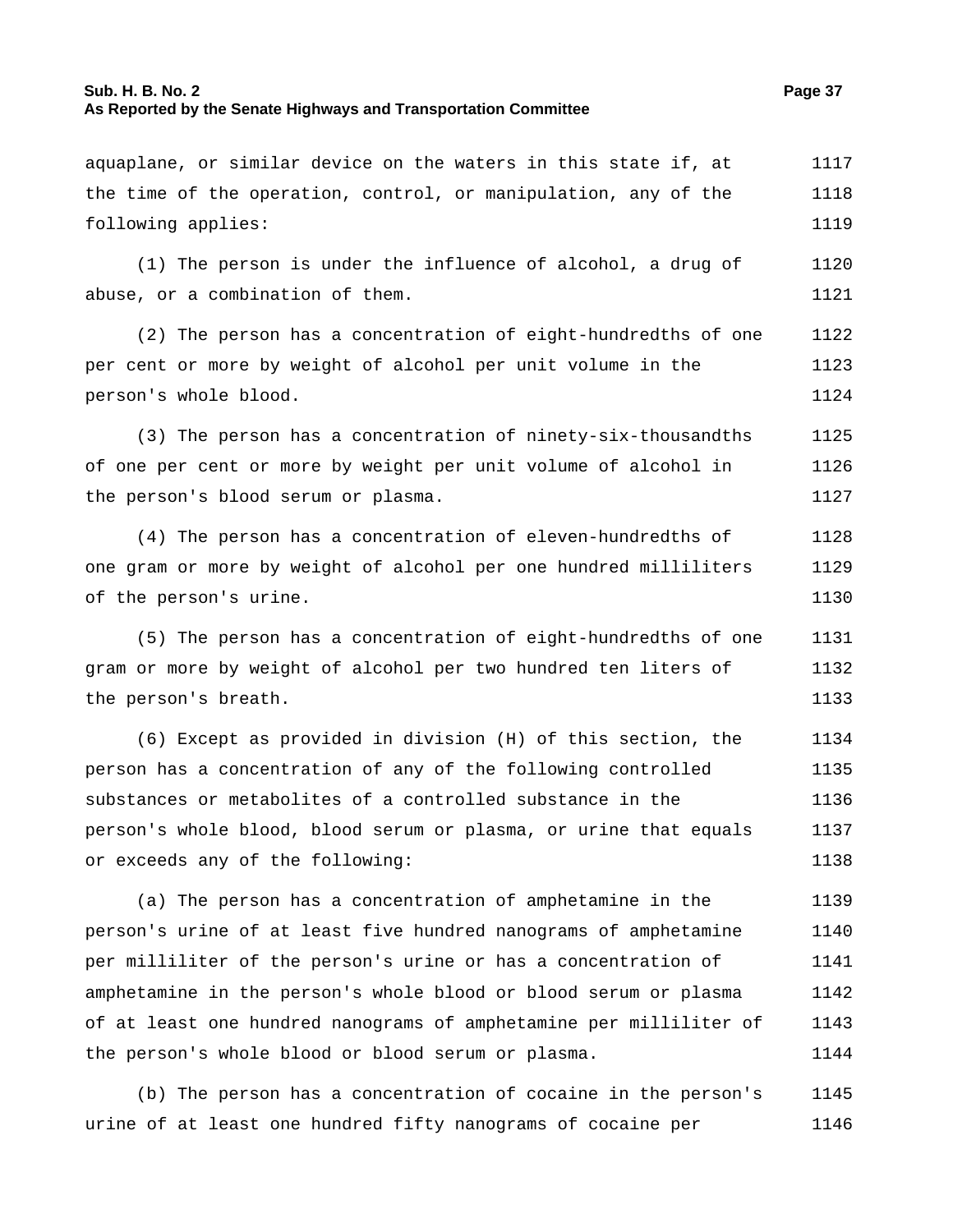aquaplane, or similar device on the waters in this state if, at the time of the operation, control, or manipulation, any of the following applies:

(1) The person is under the influence of alcohol, a drug of abuse, or a combination of them.

(2) The person has a concentration of eight-hundredths of one per cent or more by weight of alcohol per unit volume in the person's whole blood.

(3) The person has a concentration of ninety-six-thousandths of one per cent or more by weight per unit volume of alcohol in the person's blood serum or plasma.

(4) The person has a concentration of eleven-hundredths of one gram or more by weight of alcohol per one hundred milliliters of the person's urine.

(5) The person has a concentration of eight-hundredths of one gram or more by weight of alcohol per two hundred ten liters of the person's breath.

(6) Except as provided in division (H) of this section, the person has a concentration of any of the following controlled substances or metabolites of a controlled substance in the person's whole blood, blood serum or plasma, or urine that equals or exceeds any of the following:

(a) The person has a concentration of amphetamine in the person's urine of at least five hundred nanograms of amphetamine per milliliter of the person's urine or has a concentration of amphetamine in the person's whole blood or blood serum or plasma of at least one hundred nanograms of amphetamine per milliliter of the person's whole blood or blood serum or plasma.

(b) The person has a concentration of cocaine in the person's urine of at least one hundred fifty nanograms of cocaine per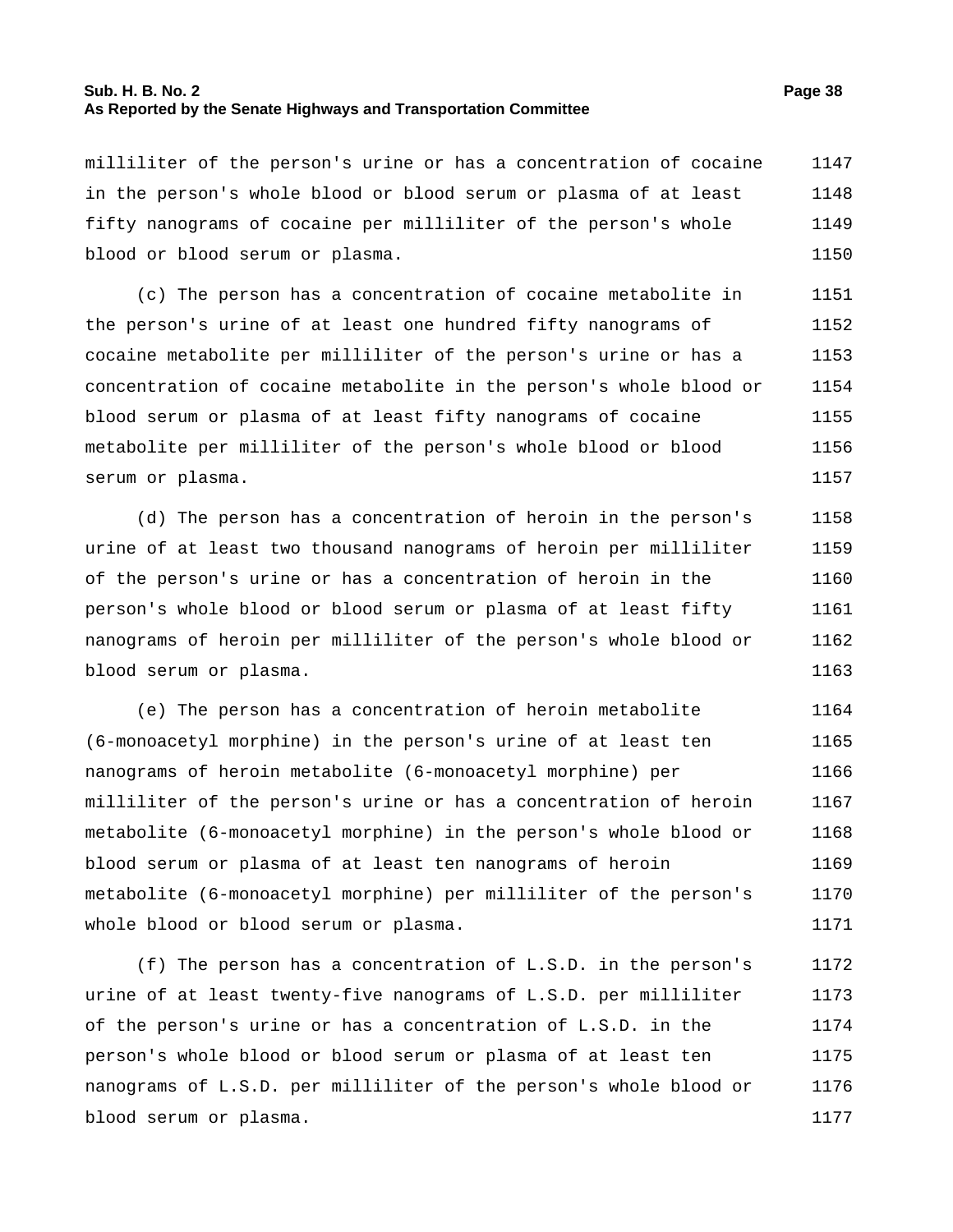milliliter of the person's urine or has a concentration of cocaine in the person's whole blood or blood serum or plasma of at least fifty nanograms of cocaine per milliliter of the person's whole blood or blood serum or plasma.

(c) The person has a concentration of cocaine metabolite in the person's urine of at least one hundred fifty nanograms of cocaine metabolite per milliliter of the person's urine or has a concentration of cocaine metabolite in the person's whole blood or blood serum or plasma of at least fifty nanograms of cocaine metabolite per milliliter of the person's whole blood or blood serum or plasma.

(d) The person has a concentration of heroin in the person's urine of at least two thousand nanograms of heroin per milliliter of the person's urine or has a concentration of heroin in the person's whole blood or blood serum or plasma of at least fifty nanograms of heroin per milliliter of the person's whole blood or blood serum or plasma.

(e) The person has a concentration of heroin metabolite (6-monoacetyl morphine) in the person's urine of at least ten nanograms of heroin metabolite (6-monoacetyl morphine) per milliliter of the person's urine or has a concentration of heroin metabolite (6-monoacetyl morphine) in the person's whole blood or blood serum or plasma of at least ten nanograms of heroin metabolite (6-monoacetyl morphine) per milliliter of the person's whole blood or blood serum or plasma.

(f) The person has a concentration of L.S.D. in the person's urine of at least twenty-five nanograms of L.S.D. per milliliter of the person's urine or has a concentration of L.S.D. in the person's whole blood or blood serum or plasma of at least ten nanograms of L.S.D. per milliliter of the person's whole blood or blood serum or plasma.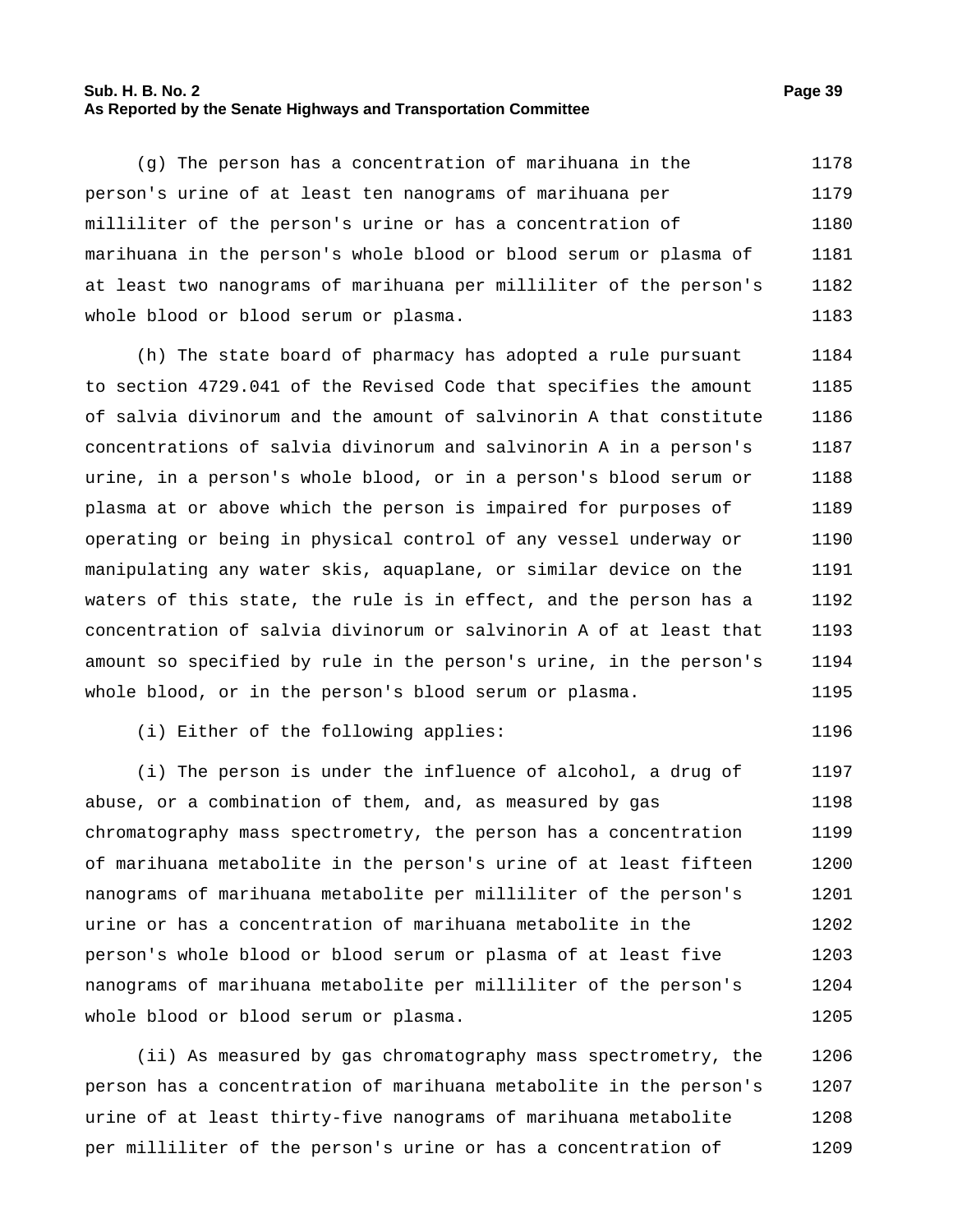(g) The person has a concentration of marihuana in the person's urine of at least ten nanograms of marihuana per milliliter of the person's urine or has a concentration of marihuana in the person's whole blood or blood serum or plasma of at least two nanograms of marihuana per milliliter of the person's whole blood or blood serum or plasma.

(h) The state board of pharmacy has adopted a rule pursuant to section 4729.041 of the Revised Code that specifies the amount of salvia divinorum and the amount of salvinorin A that constitute concentrations of salvia divinorum and salvinorin A in a person's urine, in a person's whole blood, or in a person's blood serum or plasma at or above which the person is impaired for purposes of operating or being in physical control of any vessel underway or manipulating any water skis, aquaplane, or similar device on the waters of this state, the rule is in effect, and the person has a concentration of salvia divinorum or salvinorin A of at least that amount so specified by rule in the person's urine, in the person's whole blood, or in the person's blood serum or plasma.

(i) Either of the following applies:

(i) The person is under the influence of alcohol, a drug of abuse, or a combination of them, and, as measured by gas chromatography mass spectrometry, the person has a concentration of marihuana metabolite in the person's urine of at least fifteen nanograms of marihuana metabolite per milliliter of the person's urine or has a concentration of marihuana metabolite in the person's whole blood or blood serum or plasma of at least five nanograms of marihuana metabolite per milliliter of the person's whole blood or blood serum or plasma.

(ii) As measured by gas chromatography mass spectrometry, the person has a concentration of marihuana metabolite in the person's urine of at least thirty-five nanograms of marihuana metabolite per milliliter of the person's urine or has a concentration of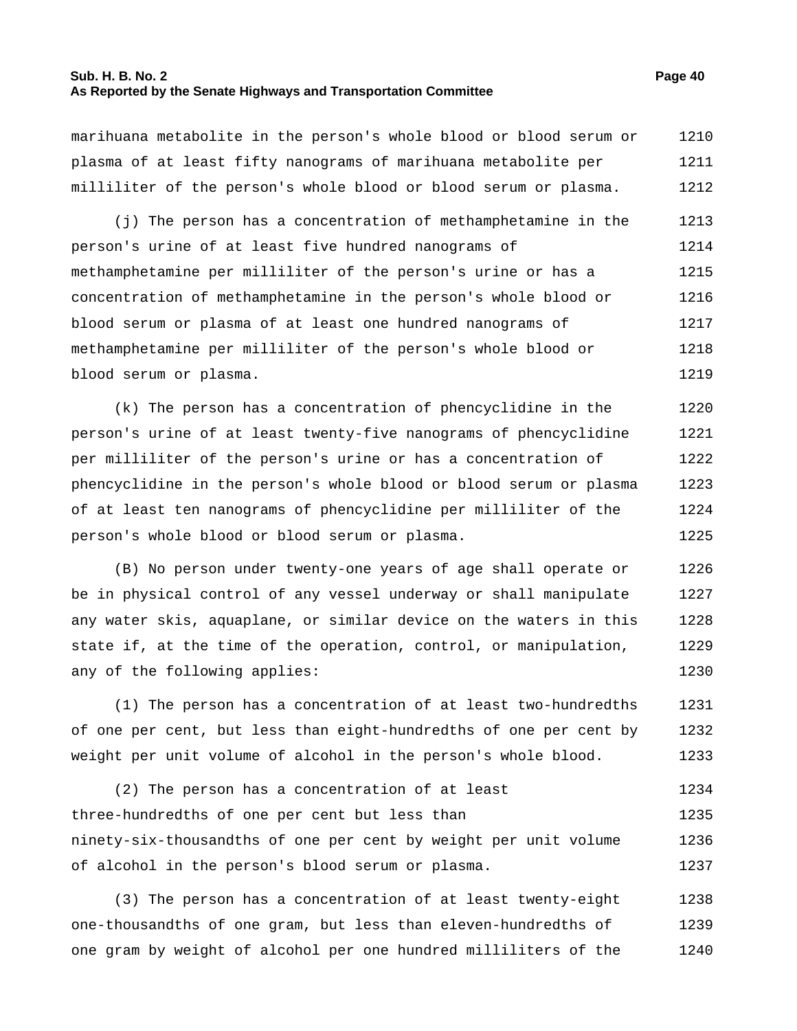marihuana metabolite in the person's whole blood or blood serum or plasma of at least fifty nanograms of marihuana metabolite per milliliter of the person's whole blood or blood serum or plasma.

(j) The person has a concentration of methamphetamine in the person's urine of at least five hundred nanograms of methamphetamine per milliliter of the person's urine or has a concentration of methamphetamine in the person's whole blood or blood serum or plasma of at least one hundred nanograms of methamphetamine per milliliter of the person's whole blood or blood serum or plasma.

(k) The person has a concentration of phencyclidine in the person's urine of at least twenty-five nanograms of phencyclidine per milliliter of the person's urine or has a concentration of phencyclidine in the person's whole blood or blood serum or plasma of at least ten nanograms of phencyclidine per milliliter of the person's whole blood or blood serum or plasma.

(B) No person under twenty-one years of age shall operate or be in physical control of any vessel underway or shall manipulate any water skis, aquaplane, or similar device on the waters in this state if, at the time of the operation, control, or manipulation, any of the following applies:

(1) The person has a concentration of at least two-hundredths of one per cent, but less than eight-hundredths of one per cent by weight per unit volume of alcohol in the person's whole blood.

(2) The person has a concentration of at least three-hundredths of one per cent but less than ninety-six-thousandths of one per cent by weight per unit volume of alcohol in the person's blood serum or plasma.

(3) The person has a concentration of at least twenty-eight one-thousandths of one gram, but less than eleven-hundredths of one gram by weight of alcohol per one hundred milliliters of the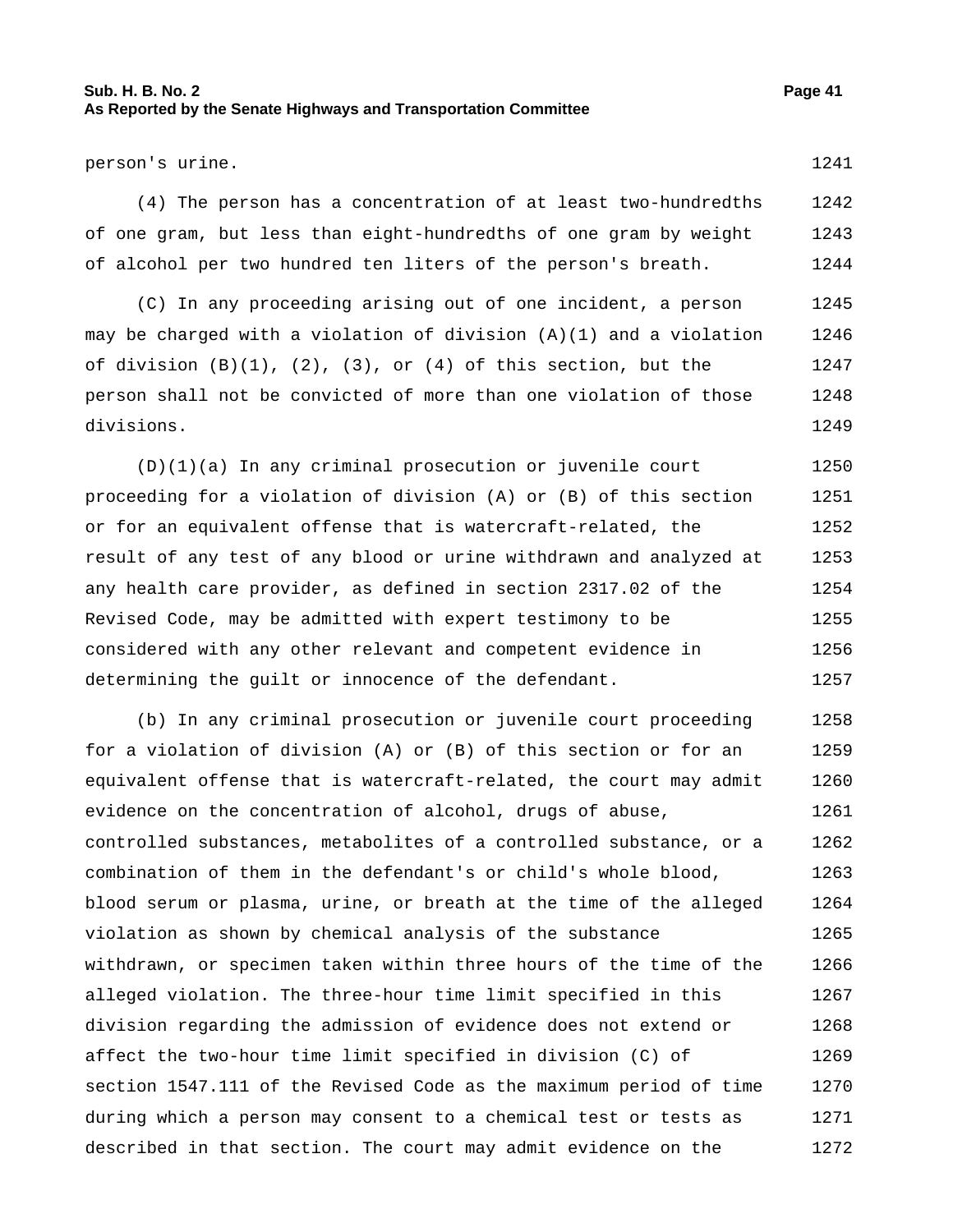person's urine.

(4) The person has a concentration of at least two-hundredths of one gram, but less than eight-hundredths of one gram by weight of alcohol per two hundred ten liters of the person's breath.

(C) In any proceeding arising out of one incident, a person may be charged with a violation of division (A)(1) and a violation of division (B)(1), (2), (3), or (4) of this section, but the person shall not be convicted of more than one violation of those divisions.

(D)(1)(a) In any criminal prosecution or juvenile court proceeding for a violation of division (A) or (B) of this section or for an equivalent offense that is watercraft-related, the result of any test of any blood or urine withdrawn and analyzed at any health care provider, as defined in section 2317.02 of the Revised Code, may be admitted with expert testimony to be considered with any other relevant and competent evidence in determining the guilt or innocence of the defendant.

(b) In any criminal prosecution or juvenile court proceeding for a violation of division (A) or (B) of this section or for an equivalent offense that is watercraft-related, the court may admit evidence on the concentration of alcohol, drugs of abuse, controlled substances, metabolites of a controlled substance, or a combination of them in the defendant's or child's whole blood, blood serum or plasma, urine, or breath at the time of the alleged violation as shown by chemical analysis of the substance withdrawn, or specimen taken within three hours of the time of the alleged violation. The three-hour time limit specified in this division regarding the admission of evidence does not extend or affect the two-hour time limit specified in division (C) of section 1547.111 of the Revised Code as the maximum period of time during which a person may consent to a chemical test or tests as described in that section. The court may admit evidence on the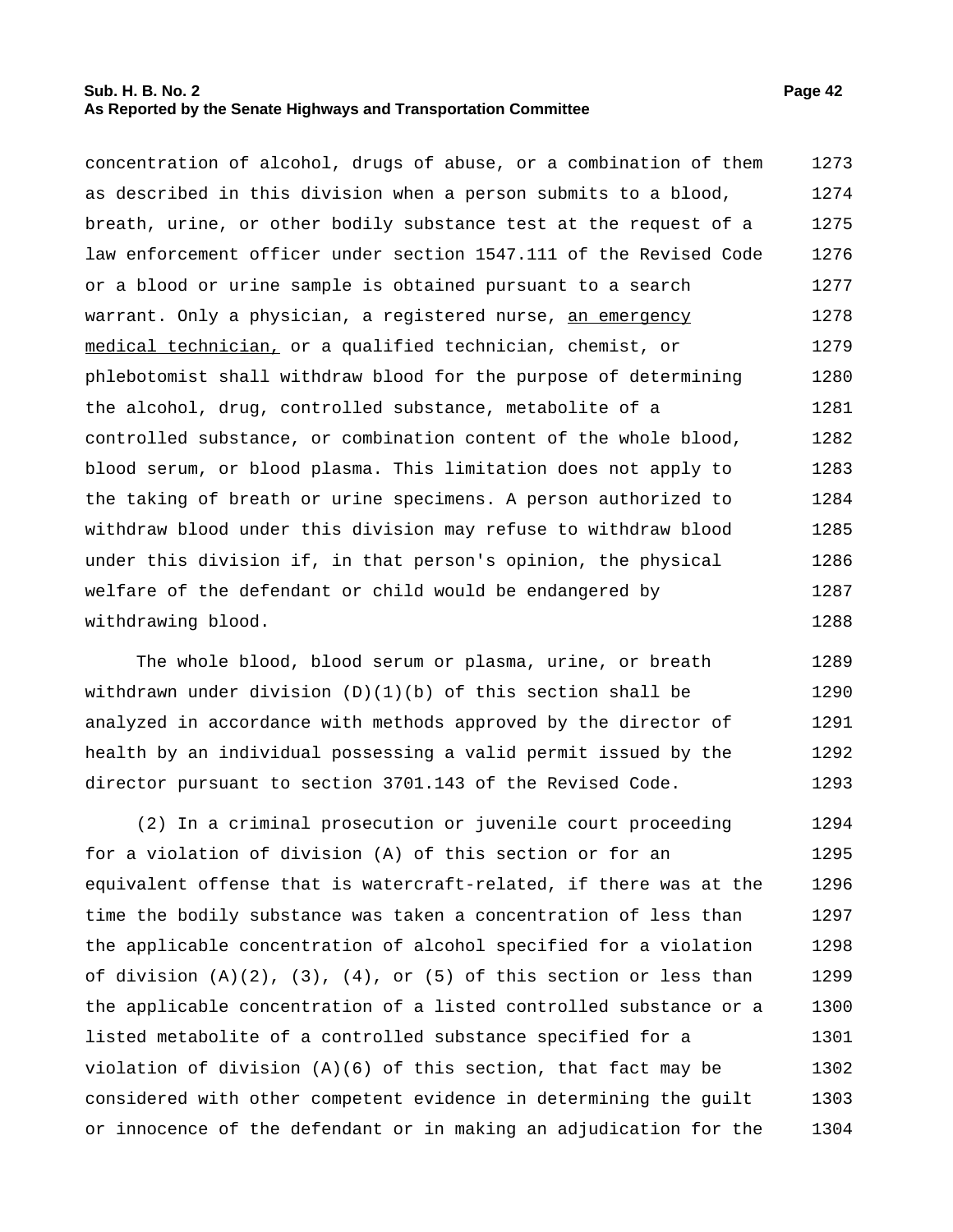concentration of alcohol, drugs of abuse, or a combination of them as described in this division when a person submits to a blood, breath, urine, or other bodily substance test at the request of a law enforcement officer under section 1547.111 of the Revised Code or a blood or urine sample is obtained pursuant to a search warrant. Only a physician, a registered nurse, <u>an emergency medical technician,</u> or a qualified technician, chemist, or phlebotomist shall withdraw blood for the purpose of determining the alcohol, drug, controlled substance, metabolite of a controlled substance, or combination content of the whole blood, blood serum, or blood plasma. This limitation does not apply to the taking of breath or urine specimens. A person authorized to withdraw blood under this division may refuse to withdraw blood under this division if, in that person's opinion, the physical welfare of the defendant or child would be endangered by withdrawing blood.

The whole blood, blood serum or plasma, urine, or breath withdrawn under division (D)(1)(b) of this section shall be analyzed in accordance with methods approved by the director of health by an individual possessing a valid permit issued by the director pursuant to section 3701.143 of the Revised Code.

(2) In a criminal prosecution or juvenile court proceeding for a violation of division (A) of this section or for an equivalent offense that is watercraft-related, if there was at the time the bodily substance was taken a concentration of less than the applicable concentration of alcohol specified for a violation of division (A)(2), (3), (4), or (5) of this section or less than the applicable concentration of a listed controlled substance or a listed metabolite of a controlled substance specified for a violation of division (A)(6) of this section, that fact may be considered with other competent evidence in determining the guilt or innocence of the defendant or in making an adjudication for the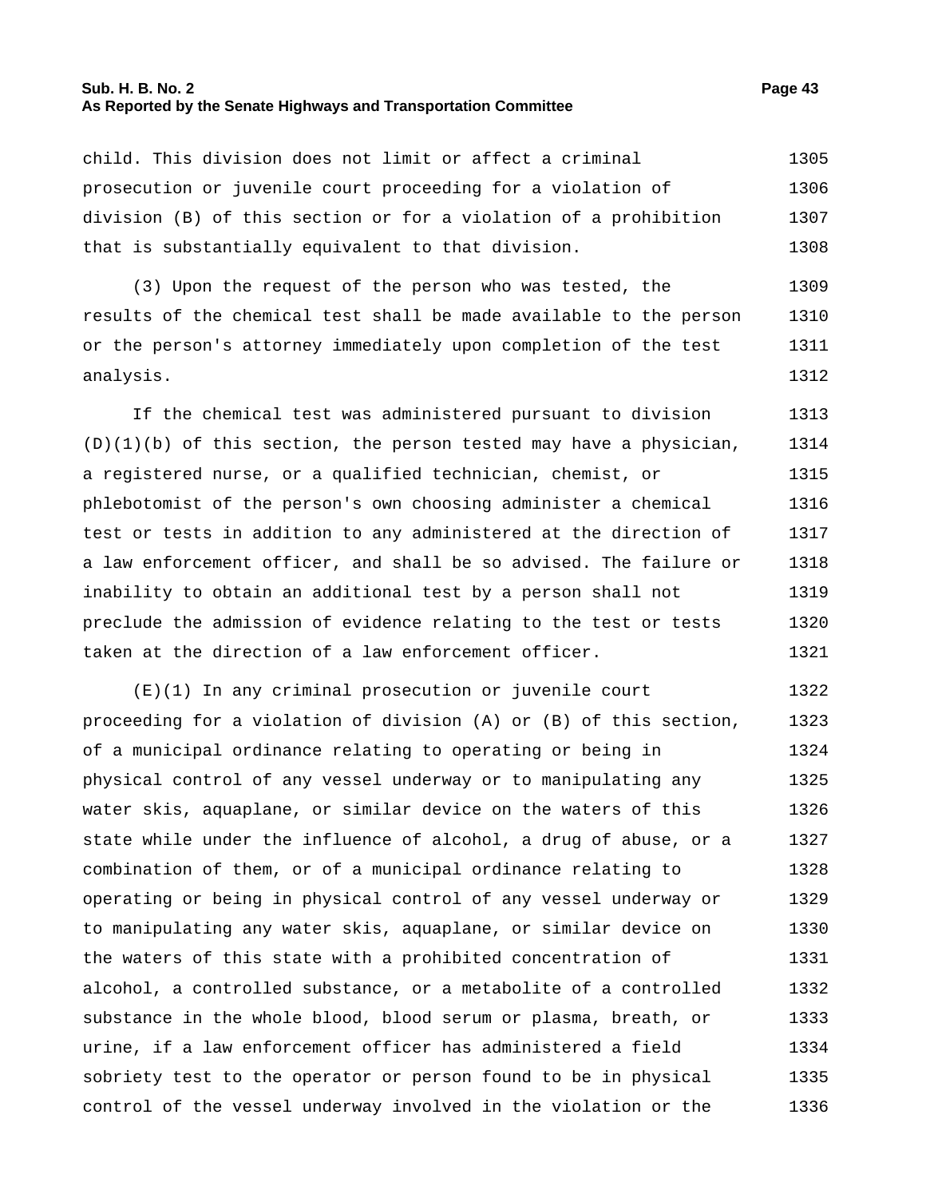child. This division does not limit or affect a criminal prosecution or juvenile court proceeding for a violation of division (B) of this section or for a violation of a prohibition that is substantially equivalent to that division.

(3) Upon the request of the person who was tested, the results of the chemical test shall be made available to the person or the person's attorney immediately upon completion of the test analysis.

If the chemical test was administered pursuant to division (D)(1)(b) of this section, the person tested may have a physician, a registered nurse, or a qualified technician, chemist, or phlebotomist of the person's own choosing administer a chemical test or tests in addition to any administered at the direction of a law enforcement officer, and shall be so advised. The failure or inability to obtain an additional test by a person shall not preclude the admission of evidence relating to the test or tests taken at the direction of a law enforcement officer.

(E)(1) In any criminal prosecution or juvenile court proceeding for a violation of division (A) or (B) of this section, of a municipal ordinance relating to operating or being in physical control of any vessel underway or to manipulating any water skis, aquaplane, or similar device on the waters of this state while under the influence of alcohol, a drug of abuse, or a combination of them, or of a municipal ordinance relating to operating or being in physical control of any vessel underway or to manipulating any water skis, aquaplane, or similar device on the waters of this state with a prohibited concentration of alcohol, a controlled substance, or a metabolite of a controlled substance in the whole blood, blood serum or plasma, breath, or urine, if a law enforcement officer has administered a field sobriety test to the operator or person found to be in physical control of the vessel underway involved in the violation or the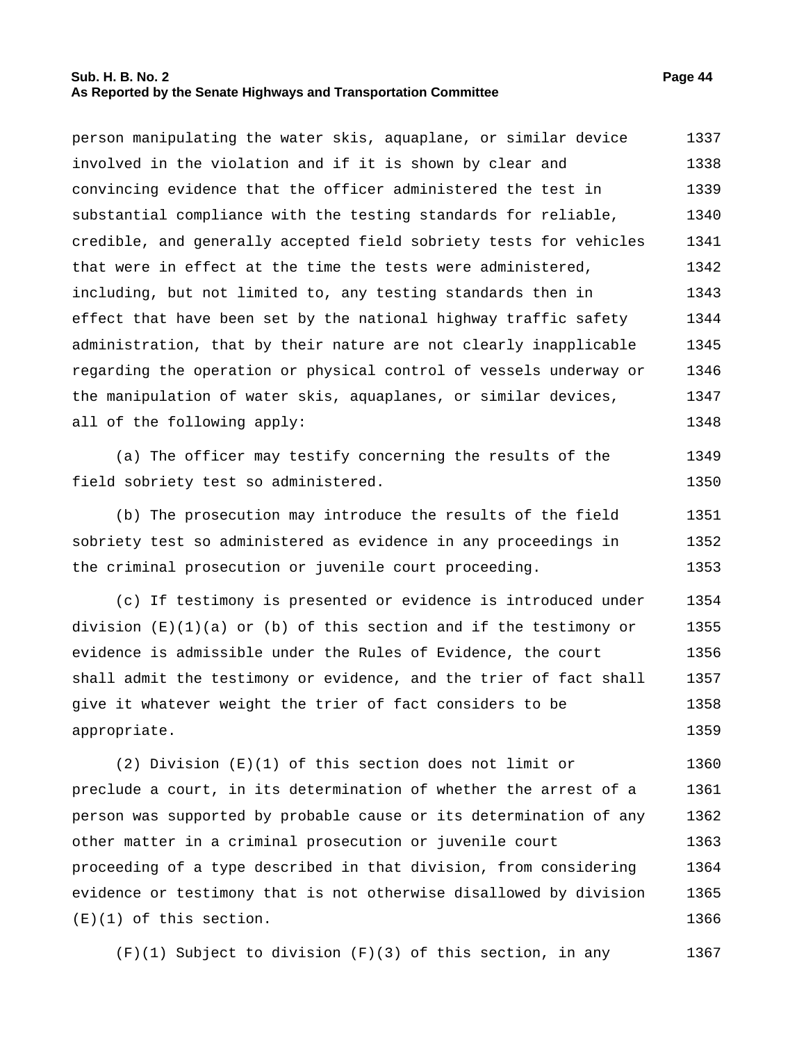person manipulating the water skis, aquaplane, or similar device involved in the violation and if it is shown by clear and convincing evidence that the officer administered the test in substantial compliance with the testing standards for reliable, credible, and generally accepted field sobriety tests for vehicles that were in effect at the time the tests were administered, including, but not limited to, any testing standards then in effect that have been set by the national highway traffic safety administration, that by their nature are not clearly inapplicable regarding the operation or physical control of vessels underway or the manipulation of water skis, aquaplanes, or similar devices, all of the following apply:

(a) The officer may testify concerning the results of the field sobriety test so administered.

(b) The prosecution may introduce the results of the field sobriety test so administered as evidence in any proceedings in the criminal prosecution or juvenile court proceeding.

(c) If testimony is presented or evidence is introduced under division (E)(1)(a) or (b) of this section and if the testimony or evidence is admissible under the Rules of Evidence, the court shall admit the testimony or evidence, and the trier of fact shall give it whatever weight the trier of fact considers to be appropriate.

(2) Division (E)(1) of this section does not limit or preclude a court, in its determination of whether the arrest of a person was supported by probable cause or its determination of any other matter in a criminal prosecution or juvenile court proceeding of a type described in that division, from considering evidence or testimony that is not otherwise disallowed by division (E)(1) of this section.

(F)(1) Subject to division (F)(3) of this section, in any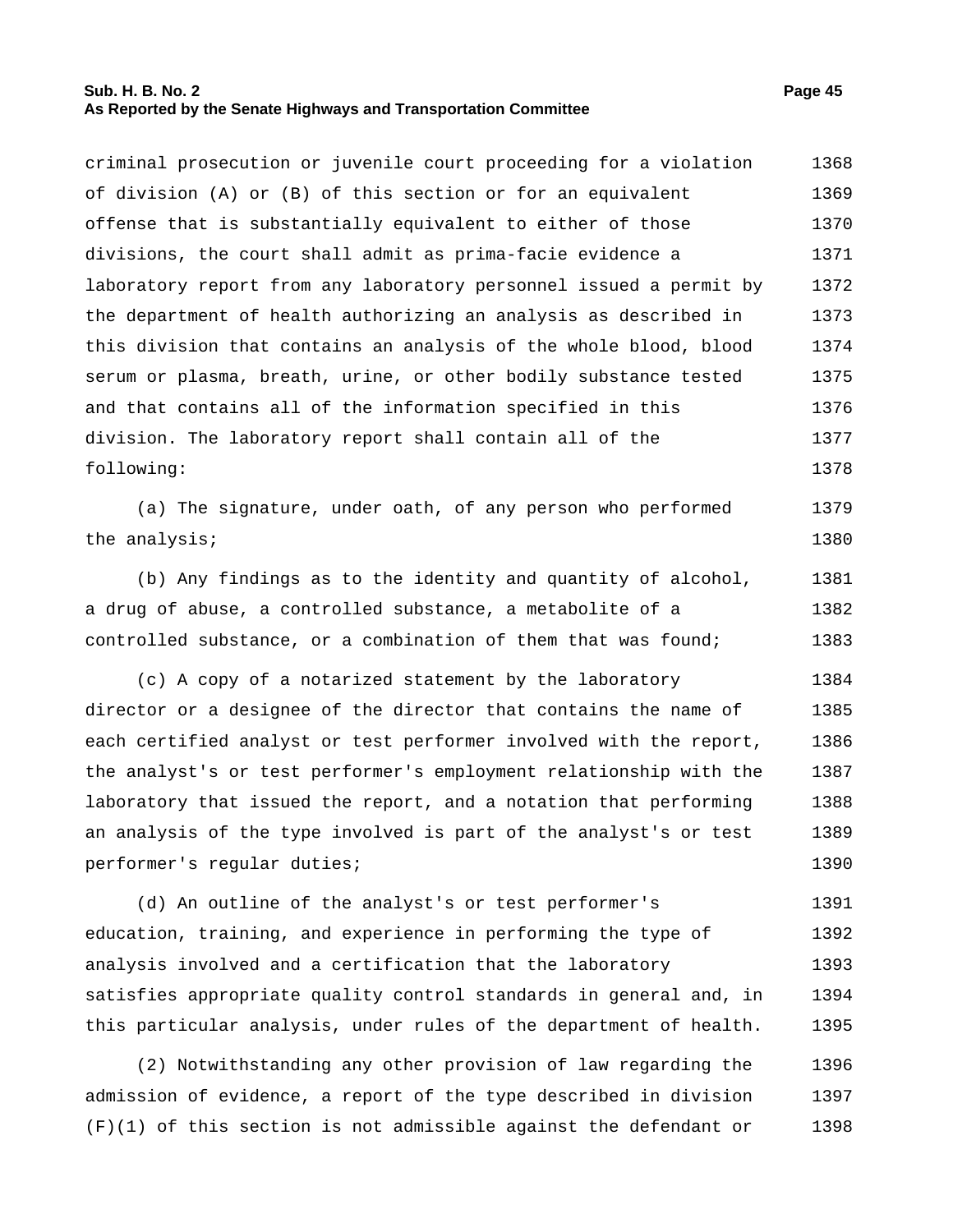criminal prosecution or juvenile court proceeding for a violation of division (A) or (B) of this section or for an equivalent offense that is substantially equivalent to either of those divisions, the court shall admit as prima-facie evidence a laboratory report from any laboratory personnel issued a permit by the department of health authorizing an analysis as described in this division that contains an analysis of the whole blood, blood serum or plasma, breath, urine, or other bodily substance tested and that contains all of the information specified in this division. The laboratory report shall contain all of the following:

(a) The signature, under oath, of any person who performed the analysis;

(b) Any findings as to the identity and quantity of alcohol, a drug of abuse, a controlled substance, a metabolite of a controlled substance, or a combination of them that was found;

(c) A copy of a notarized statement by the laboratory director or a designee of the director that contains the name of each certified analyst or test performer involved with the report, the analyst's or test performer's employment relationship with the laboratory that issued the report, and a notation that performing an analysis of the type involved is part of the analyst's or test performer's regular duties;

(d) An outline of the analyst's or test performer's education, training, and experience in performing the type of analysis involved and a certification that the laboratory satisfies appropriate quality control standards in general and, in this particular analysis, under rules of the department of health.

(2) Notwithstanding any other provision of law regarding the admission of evidence, a report of the type described in division (F)(1) of this section is not admissible against the defendant or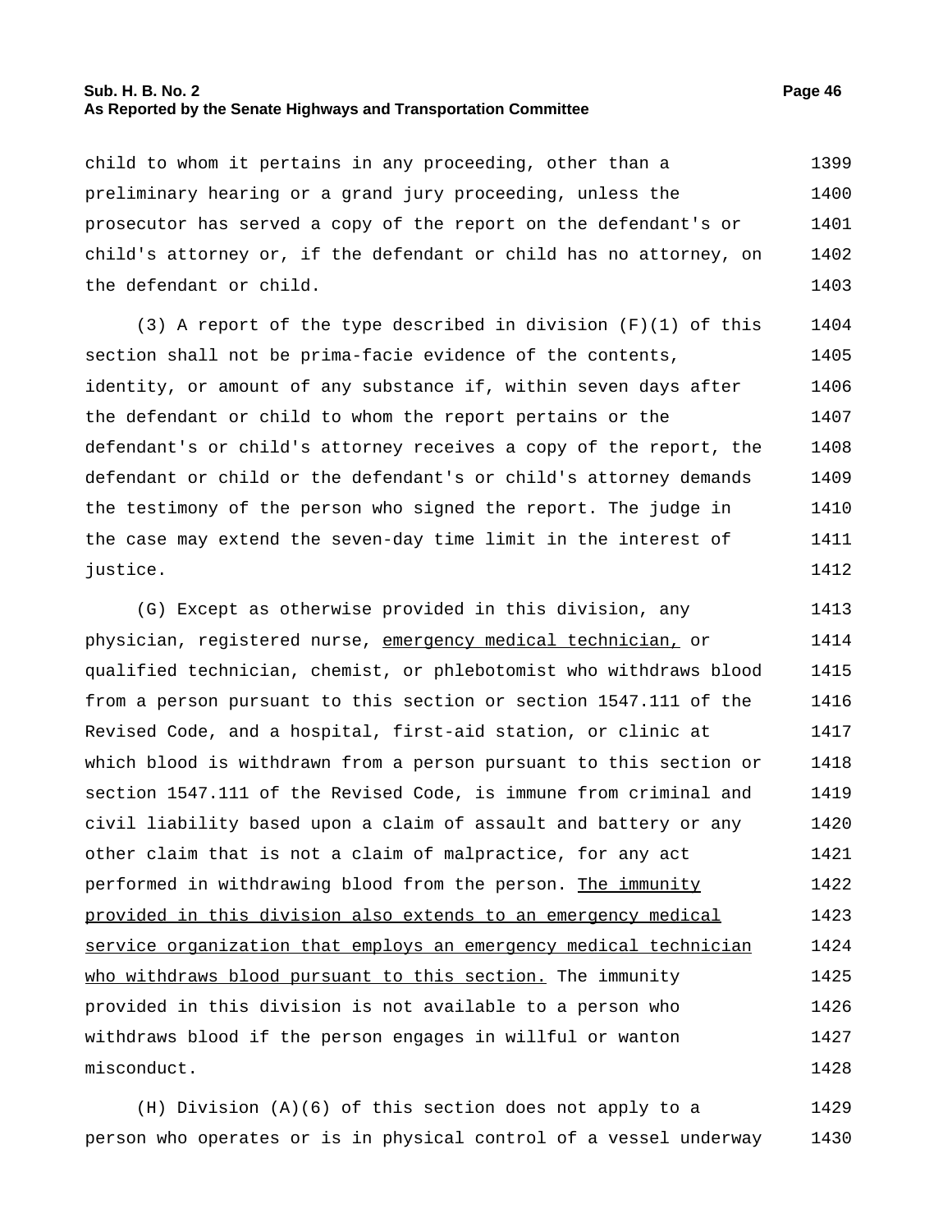child to whom it pertains in any proceeding, other than a preliminary hearing or a grand jury proceeding, unless the prosecutor has served a copy of the report on the defendant's or child's attorney or, if the defendant or child has no attorney, on the defendant or child.

(3) A report of the type described in division (F)(1) of this section shall not be prima-facie evidence of the contents, identity, or amount of any substance if, within seven days after the defendant or child to whom the report pertains or the defendant's or child's attorney receives a copy of the report, the defendant or child or the defendant's or child's attorney demands the testimony of the person who signed the report. The judge in the case may extend the seven-day time limit in the interest of justice.

(G) Except as otherwise provided in this division, any physician, registered nurse, <u>emergency medical technician,</u> or qualified technician, chemist, or phlebotomist who withdraws blood from a person pursuant to this section or section 1547.111 of the Revised Code, and a hospital, first-aid station, or clinic at which blood is withdrawn from a person pursuant to this section or section 1547.111 of the Revised Code, is immune from criminal and civil liability based upon a claim of assault and battery or any other claim that is not a claim of malpractice, for any act performed in withdrawing blood from the person. <u>The immunity provided in this division also extends to an emergency medical service organization that employs an emergency medical technician who withdraws blood pursuant to this section.</u> The immunity provided in this division is not available to a person who withdraws blood if the person engages in willful or wanton misconduct.

(H) Division (A)(6) of this section does not apply to a person who operates or is in physical control of a vessel underway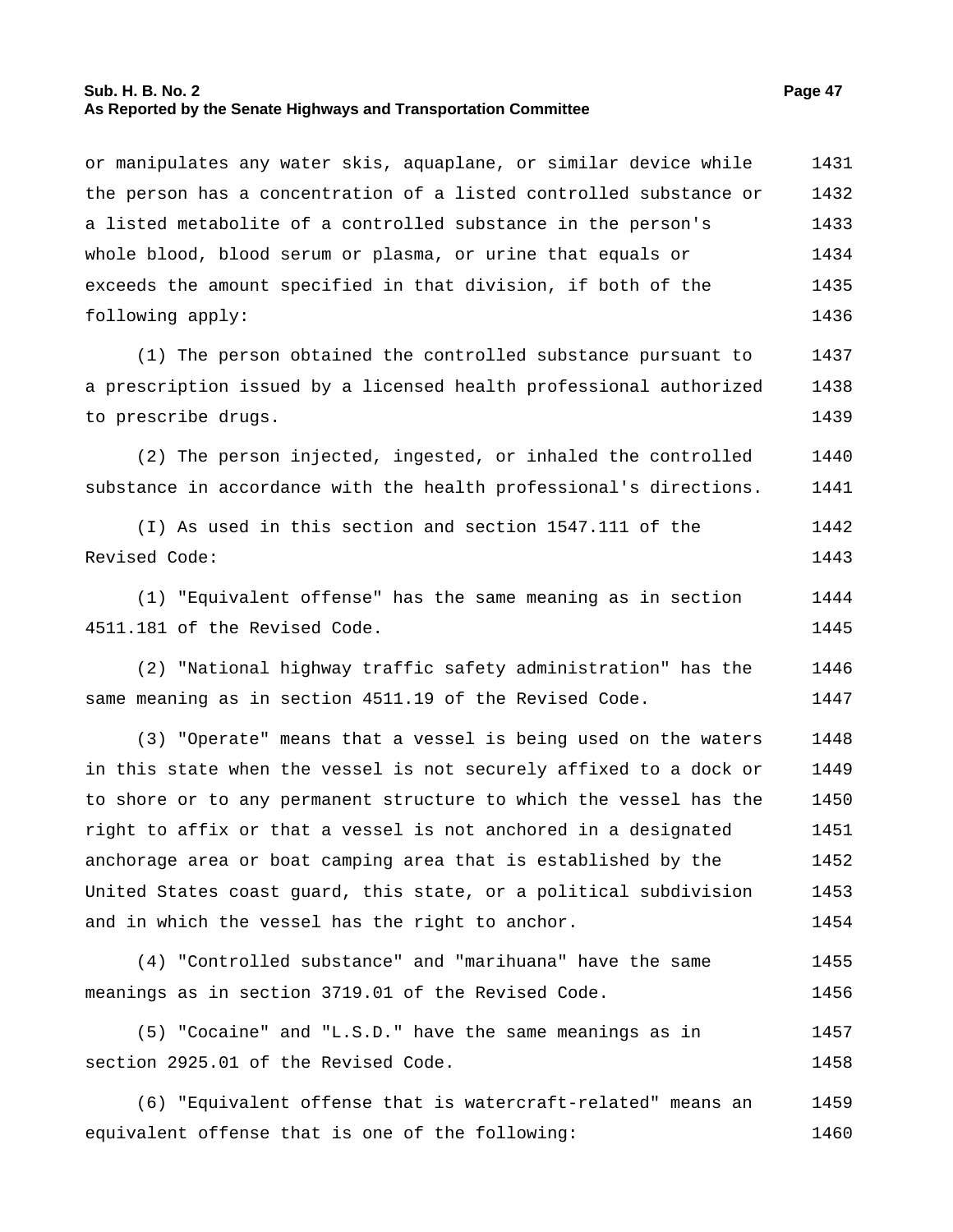or manipulates any water skis, aquaplane, or similar device while the person has a concentration of a listed controlled substance or a listed metabolite of a controlled substance in the person's whole blood, blood serum or plasma, or urine that equals or exceeds the amount specified in that division, if both of the following apply:

(1) The person obtained the controlled substance pursuant to a prescription issued by a licensed health professional authorized to prescribe drugs.

(2) The person injected, ingested, or inhaled the controlled substance in accordance with the health professional's directions.

(I) As used in this section and section 1547.111 of the Revised Code:

(1) "Equivalent offense" has the same meaning as in section 4511.181 of the Revised Code.

(2) "National highway traffic safety administration" has the same meaning as in section 4511.19 of the Revised Code.

(3) "Operate" means that a vessel is being used on the waters in this state when the vessel is not securely affixed to a dock or to shore or to any permanent structure to which the vessel has the right to affix or that a vessel is not anchored in a designated anchorage area or boat camping area that is established by the United States coast guard, this state, or a political subdivision and in which the vessel has the right to anchor.

(4) "Controlled substance" and "marihuana" have the same meanings as in section 3719.01 of the Revised Code.

(5) "Cocaine" and "L.S.D." have the same meanings as in section 2925.01 of the Revised Code.

(6) "Equivalent offense that is watercraft-related" means an equivalent offense that is one of the following: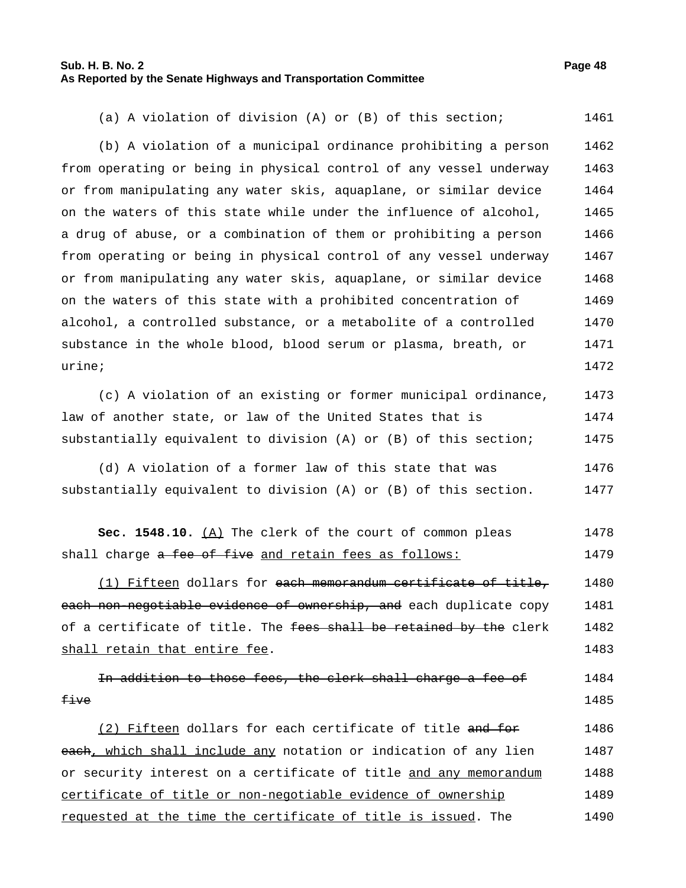(a) A violation of division (A) or (B) of this section;

(b) A violation of a municipal ordinance prohibiting a person from operating or being in physical control of any vessel underway or from manipulating any water skis, aquaplane, or similar device on the waters of this state while under the influence of alcohol, a drug of abuse, or a combination of them or prohibiting a person from operating or being in physical control of any vessel underway or from manipulating any water skis, aquaplane, or similar device on the waters of this state with a prohibited concentration of alcohol, a controlled substance, or a metabolite of a controlled substance in the whole blood, blood serum or plasma, breath, or urine;

(c) A violation of an existing or former municipal ordinance, law of another state, or law of the United States that is substantially equivalent to division (A) or (B) of this section;

(d) A violation of a former law of this state that was substantially equivalent to division (A) or (B) of this section.

**Sec. 1548.10.** <u>(A)</u> The clerk of the court of common pleas shall charge ~~a fee of five~~ <u>and retain fees as follows:</u>

<u>(1) Fifteen</u> dollars for ~~each memorandum certificate of title, each non-negotiable evidence of ownership, and~~ each duplicate copy of a certificate of title. The ~~fees shall be retained by the~~ clerk <u>shall retain that entire fee</u>.

~~In addition to those fees, the clerk shall charge a fee of five~~

<u>(2) Fifteen</u> dollars for each certificate of title ~~and for each~~<u>, which shall include any</u> notation or indication of any lien or security interest on a certificate of title <u>and any memorandum certificate of title or non-negotiable evidence of ownership requested at the time the certificate of title is issued</u>. The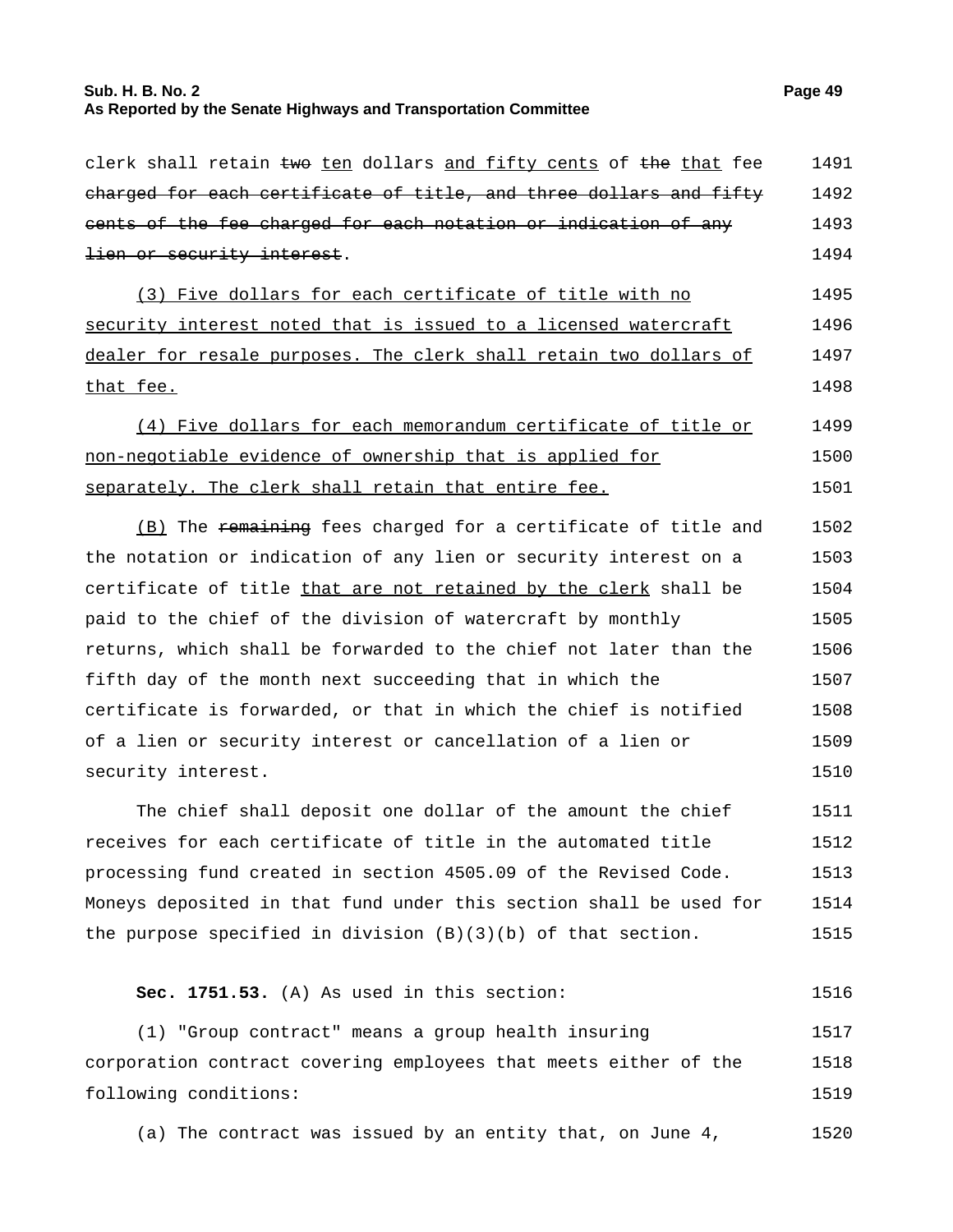clerk shall retain ~~two~~ <u>ten</u> dollars <u>and fifty cents</u> of ~~the~~ <u>that</u> fee ~~charged for each certificate of title, and three dollars and fifty cents of the fee charged for each notation or indication of any lien or security interest~~.

<u>(3) Five dollars for each certificate of title with no security interest noted that is issued to a licensed watercraft dealer for resale purposes. The clerk shall retain two dollars of that fee.</u>

<u>(4) Five dollars for each memorandum certificate of title or non-negotiable evidence of ownership that is applied for separately. The clerk shall retain that entire fee.</u>

<u>(B)</u> The ~~remaining~~ fees charged for a certificate of title and the notation or indication of any lien or security interest on a certificate of title <u>that are not retained by the clerk</u> shall be paid to the chief of the division of watercraft by monthly returns, which shall be forwarded to the chief not later than the fifth day of the month next succeeding that in which the certificate is forwarded, or that in which the chief is notified of a lien or security interest or cancellation of a lien or security interest.

The chief shall deposit one dollar of the amount the chief receives for each certificate of title in the automated title processing fund created in section 4505.09 of the Revised Code. Moneys deposited in that fund under this section shall be used for the purpose specified in division (B)(3)(b) of that section.

**Sec. 1751.53.** (A) As used in this section:

(1) "Group contract" means a group health insuring corporation contract covering employees that meets either of the following conditions:

(a) The contract was issued by an entity that, on June 4,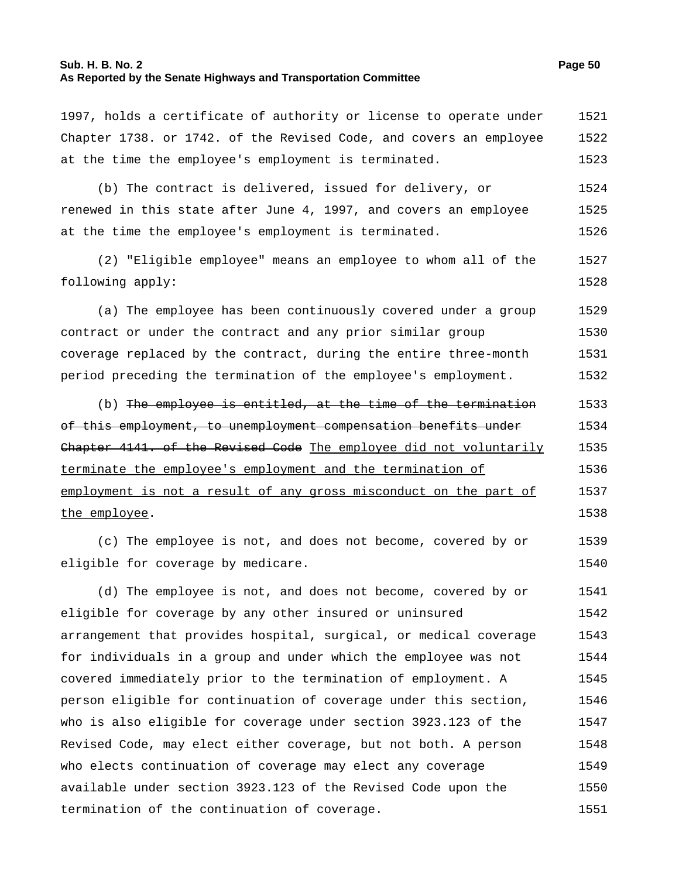1997, holds a certificate of authority or license to operate under Chapter 1738. or 1742. of the Revised Code, and covers an employee at the time the employee's employment is terminated.

(b) The contract is delivered, issued for delivery, or renewed in this state after June 4, 1997, and covers an employee at the time the employee's employment is terminated.

(2) "Eligible employee" means an employee to whom all of the following apply:

(a) The employee has been continuously covered under a group contract or under the contract and any prior similar group coverage replaced by the contract, during the entire three-month period preceding the termination of the employee's employment.

(b) ~~The employee is entitled, at the time of the termination of this employment, to unemployment compensation benefits under Chapter 4141. of the Revised Code~~ <u>The employee did not voluntarily terminate the employee's employment and the termination of employment is not a result of any gross misconduct on the part of the employee</u>.

(c) The employee is not, and does not become, covered by or eligible for coverage by medicare.

(d) The employee is not, and does not become, covered by or eligible for coverage by any other insured or uninsured arrangement that provides hospital, surgical, or medical coverage for individuals in a group and under which the employee was not covered immediately prior to the termination of employment. A person eligible for continuation of coverage under this section, who is also eligible for coverage under section 3923.123 of the Revised Code, may elect either coverage, but not both. A person who elects continuation of coverage may elect any coverage available under section 3923.123 of the Revised Code upon the termination of the continuation of coverage.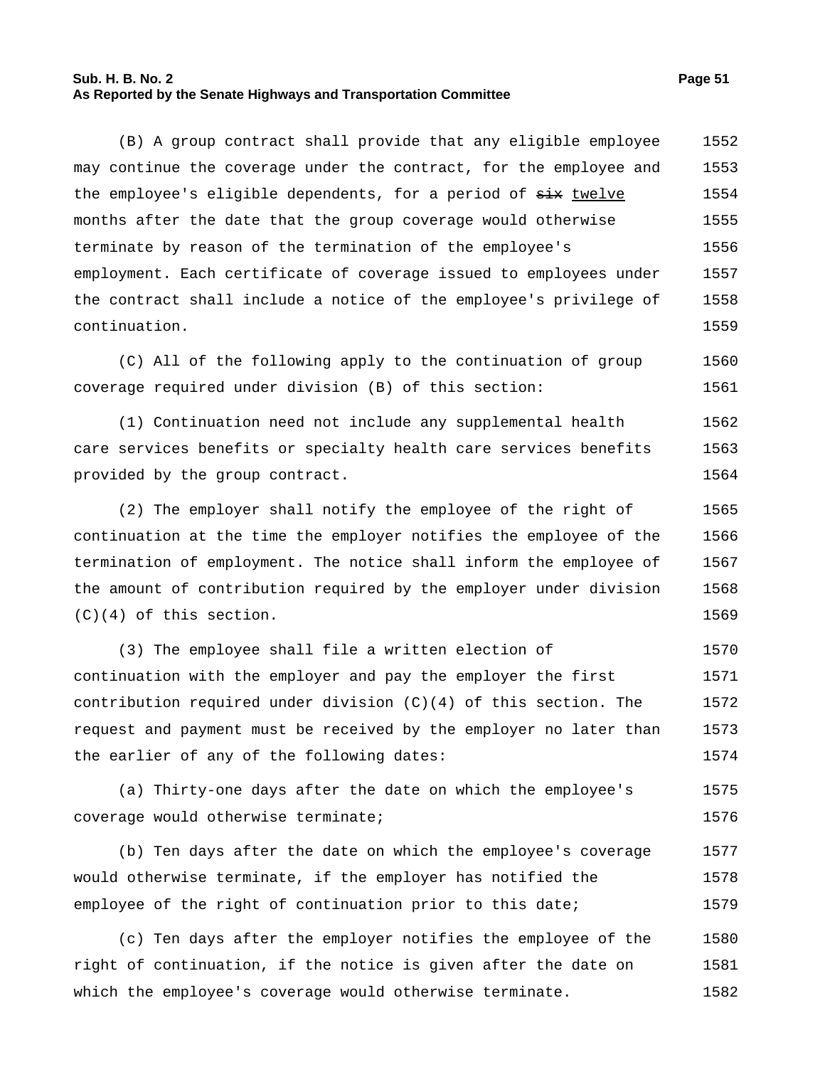(B) A group contract shall provide that any eligible employee may continue the coverage under the contract, for the employee and the employee's eligible dependents, for a period of ~~six~~ twelve months after the date that the group coverage would otherwise terminate by reason of the termination of the employee's employment. Each certificate of coverage issued to employees under the contract shall include a notice of the employee's privilege of continuation.

(C) All of the following apply to the continuation of group coverage required under division (B) of this section:

(1) Continuation need not include any supplemental health care services benefits or specialty health care services benefits provided by the group contract.

(2) The employer shall notify the employee of the right of continuation at the time the employer notifies the employee of the termination of employment. The notice shall inform the employee of the amount of contribution required by the employer under division (C)(4) of this section.

(3) The employee shall file a written election of continuation with the employer and pay the employer the first contribution required under division (C)(4) of this section. The request and payment must be received by the employer no later than the earlier of any of the following dates:

(a) Thirty-one days after the date on which the employee's coverage would otherwise terminate;

(b) Ten days after the date on which the employee's coverage would otherwise terminate, if the employer has notified the employee of the right of continuation prior to this date;

(c) Ten days after the employer notifies the employee of the right of continuation, if the notice is given after the date on which the employee's coverage would otherwise terminate.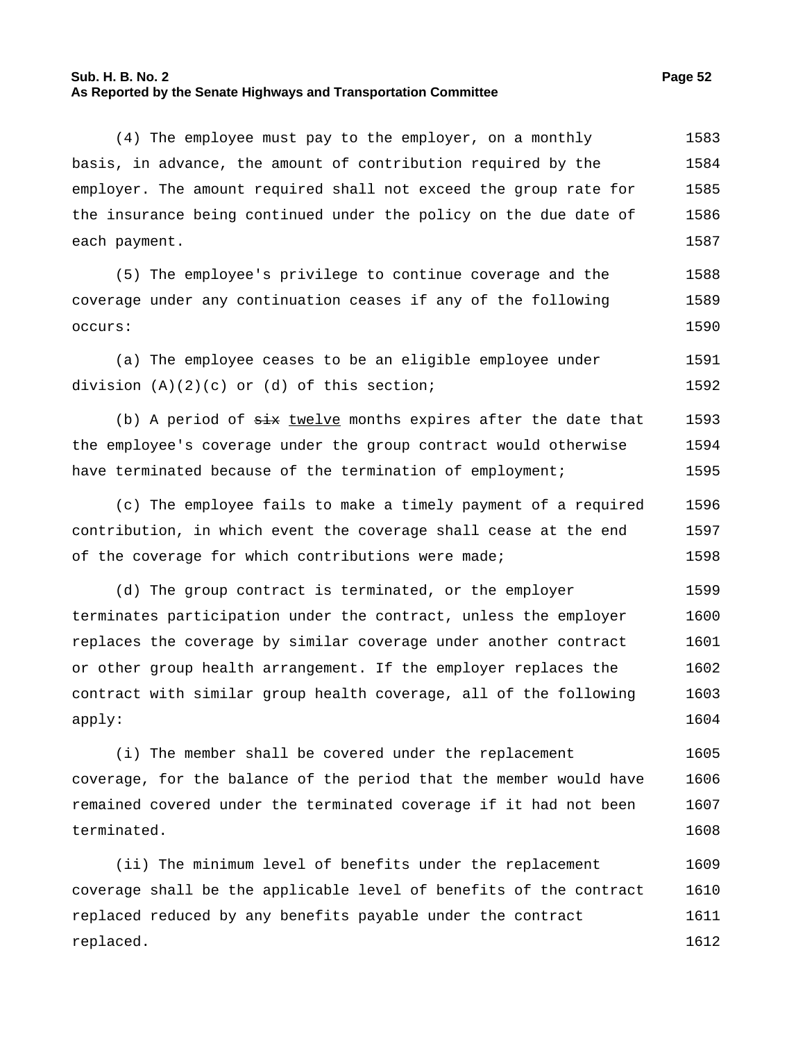(4) The employee must pay to the employer, on a monthly basis, in advance, the amount of contribution required by the employer. The amount required shall not exceed the group rate for the insurance being continued under the policy on the due date of each payment.

(5) The employee's privilege to continue coverage and the coverage under any continuation ceases if any of the following occurs:

(a) The employee ceases to be an eligible employee under division (A)(2)(c) or (d) of this section;

(b) A period of ~~six~~ twelve months expires after the date that the employee's coverage under the group contract would otherwise have terminated because of the termination of employment;

(c) The employee fails to make a timely payment of a required contribution, in which event the coverage shall cease at the end of the coverage for which contributions were made;

(d) The group contract is terminated, or the employer terminates participation under the contract, unless the employer replaces the coverage by similar coverage under another contract or other group health arrangement. If the employer replaces the contract with similar group health coverage, all of the following apply:

(i) The member shall be covered under the replacement coverage, for the balance of the period that the member would have remained covered under the terminated coverage if it had not been terminated.

(ii) The minimum level of benefits under the replacement coverage shall be the applicable level of benefits of the contract replaced reduced by any benefits payable under the contract replaced.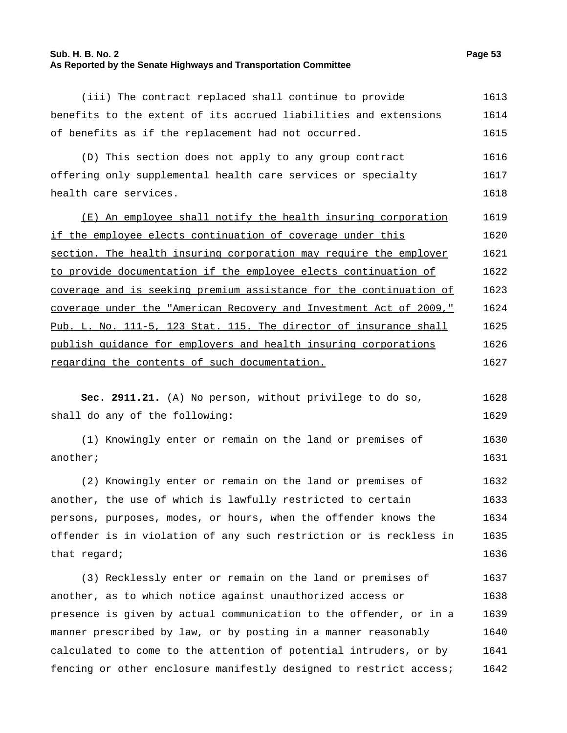(iii) The contract replaced shall continue to provide benefits to the extent of its accrued liabilities and extensions of benefits as if the replacement had not occurred.

(D) This section does not apply to any group contract offering only supplemental health care services or specialty health care services.

<u>(E) An employee shall notify the health insuring corporation if the employee elects continuation of coverage under this section. The health insuring corporation may require the employer to provide documentation if the employee elects continuation of coverage and is seeking premium assistance for the continuation of coverage under the "American Recovery and Investment Act of 2009," Pub. L. No. 111-5, 123 Stat. 115. The director of insurance shall publish guidance for employers and health insuring corporations regarding the contents of such documentation.</u>

**Sec. 2911.21.** (A) No person, without privilege to do so, shall do any of the following:

(1) Knowingly enter or remain on the land or premises of another;

(2) Knowingly enter or remain on the land or premises of another, the use of which is lawfully restricted to certain persons, purposes, modes, or hours, when the offender knows the offender is in violation of any such restriction or is reckless in that regard;

(3) Recklessly enter or remain on the land or premises of another, as to which notice against unauthorized access or presence is given by actual communication to the offender, or in a manner prescribed by law, or by posting in a manner reasonably calculated to come to the attention of potential intruders, or by fencing or other enclosure manifestly designed to restrict access;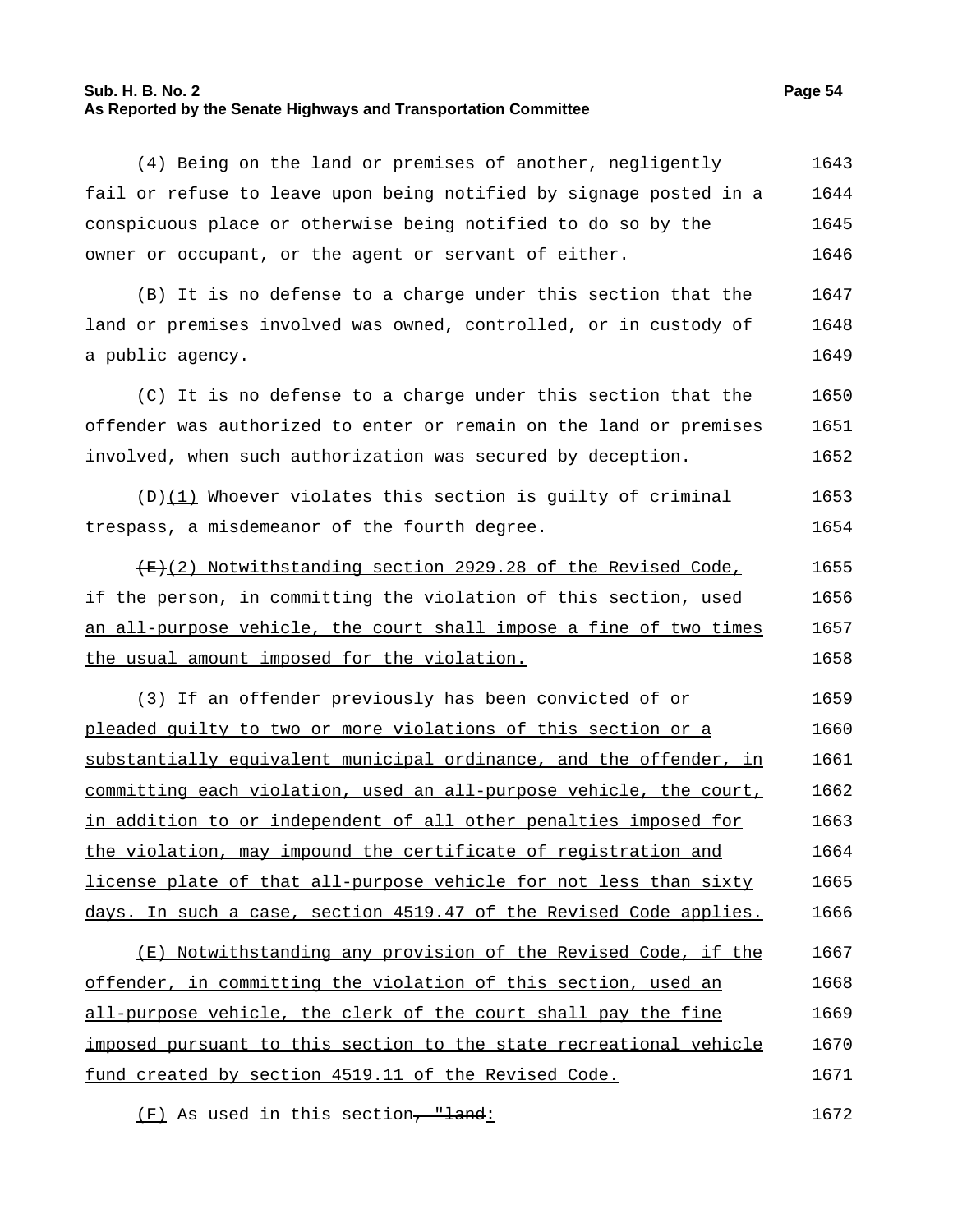(4) Being on the land or premises of another, negligently fail or refuse to leave upon being notified by signage posted in a conspicuous place or otherwise being notified to do so by the owner or occupant, or the agent or servant of either.

(B) It is no defense to a charge under this section that the land or premises involved was owned, controlled, or in custody of a public agency.

(C) It is no defense to a charge under this section that the offender was authorized to enter or remain on the land or premises involved, when such authorization was secured by deception.

(D)(1) Whoever violates this section is guilty of criminal trespass, a misdemeanor of the fourth degree.

~~(E)~~(2) Notwithstanding section 2929.28 of the Revised Code, if the person, in committing the violation of this section, used an all-purpose vehicle, the court shall impose a fine of two times the usual amount imposed for the violation.

(3) If an offender previously has been convicted of or pleaded guilty to two or more violations of this section or a substantially equivalent municipal ordinance, and the offender, in committing each violation, used an all-purpose vehicle, the court, in addition to or independent of all other penalties imposed for the violation, may impound the certificate of registration and license plate of that all-purpose vehicle for not less than sixty days. In such a case, section 4519.47 of the Revised Code applies.

(E) Notwithstanding any provision of the Revised Code, if the offender, in committing the violation of this section, used an all-purpose vehicle, the clerk of the court shall pay the fine imposed pursuant to this section to the state recreational vehicle fund created by section 4519.11 of the Revised Code.

(F) As used in this section~~, "land~~: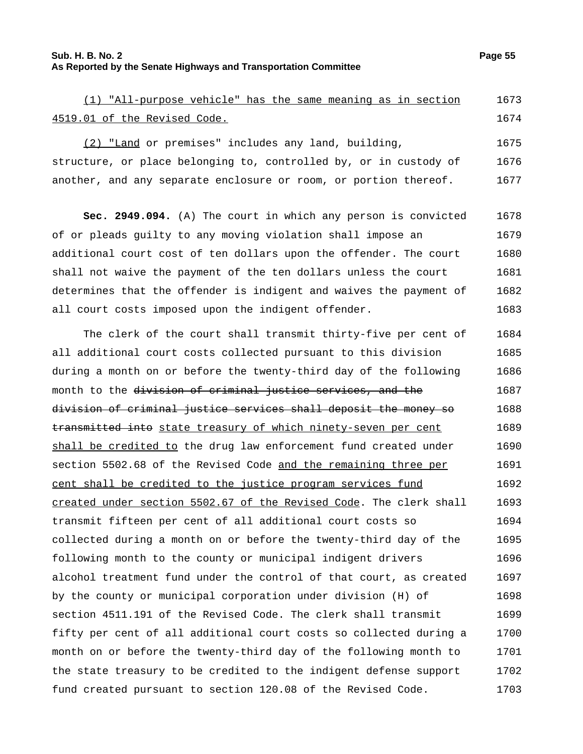(1) "All-purpose vehicle" has the same meaning as in section 4519.01 of the Revised Code.

(2) "Land or premises" includes any land, building, structure, or place belonging to, controlled by, or in custody of another, and any separate enclosure or room, or portion thereof.

**Sec. 2949.094.** (A) The court in which any person is convicted of or pleads guilty to any moving violation shall impose an additional court cost of ten dollars upon the offender. The court shall not waive the payment of the ten dollars unless the court determines that the offender is indigent and waives the payment of all court costs imposed upon the indigent offender.

The clerk of the court shall transmit thirty-five per cent of all additional court costs collected pursuant to this division during a month on or before the twenty-third day of the following month to the ~~division of criminal justice services, and the division of criminal justice services shall deposit the money so transmitted into~~ state treasury of which ninety-seven per cent shall be credited to the drug law enforcement fund created under section 5502.68 of the Revised Code and the remaining three per cent shall be credited to the justice program services fund created under section 5502.67 of the Revised Code. The clerk shall transmit fifteen per cent of all additional court costs so collected during a month on or before the twenty-third day of the following month to the county or municipal indigent drivers alcohol treatment fund under the control of that court, as created by the county or municipal corporation under division (H) of section 4511.191 of the Revised Code. The clerk shall transmit fifty per cent of all additional court costs so collected during a month on or before the twenty-third day of the following month to the state treasury to be credited to the indigent defense support fund created pursuant to section 120.08 of the Revised Code.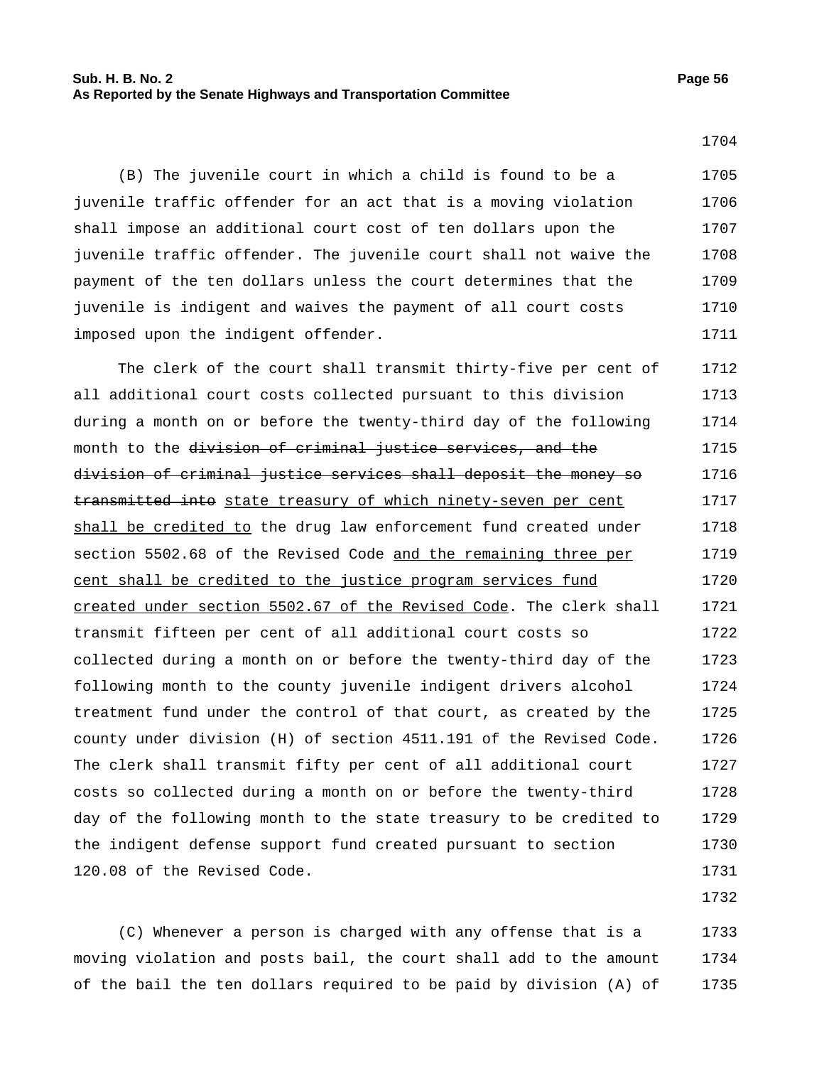(B) The juvenile court in which a child is found to be a juvenile traffic offender for an act that is a moving violation shall impose an additional court cost of ten dollars upon the juvenile traffic offender. The juvenile court shall not waive the payment of the ten dollars unless the court determines that the juvenile is indigent and waives the payment of all court costs imposed upon the indigent offender.

The clerk of the court shall transmit thirty-five per cent of all additional court costs collected pursuant to this division during a month on or before the twenty-third day of the following month to the ~~division of criminal justice services, and the division of criminal justice services shall deposit the money so transmitted into~~ <u>state treasury of which ninety-seven per cent shall be credited to</u> the drug law enforcement fund created under section 5502.68 of the Revised Code <u>and the remaining three per cent shall be credited to the justice program services fund created under section 5502.67 of the Revised Code</u>. The clerk shall transmit fifteen per cent of all additional court costs so collected during a month on or before the twenty-third day of the following month to the county juvenile indigent drivers alcohol treatment fund under the control of that court, as created by the county under division (H) of section 4511.191 of the Revised Code. The clerk shall transmit fifty per cent of all additional court costs so collected during a month on or before the twenty-third day of the following month to the state treasury to be credited to the indigent defense support fund created pursuant to section 120.08 of the Revised Code.

(C) Whenever a person is charged with any offense that is a moving violation and posts bail, the court shall add to the amount of the bail the ten dollars required to be paid by division (A) of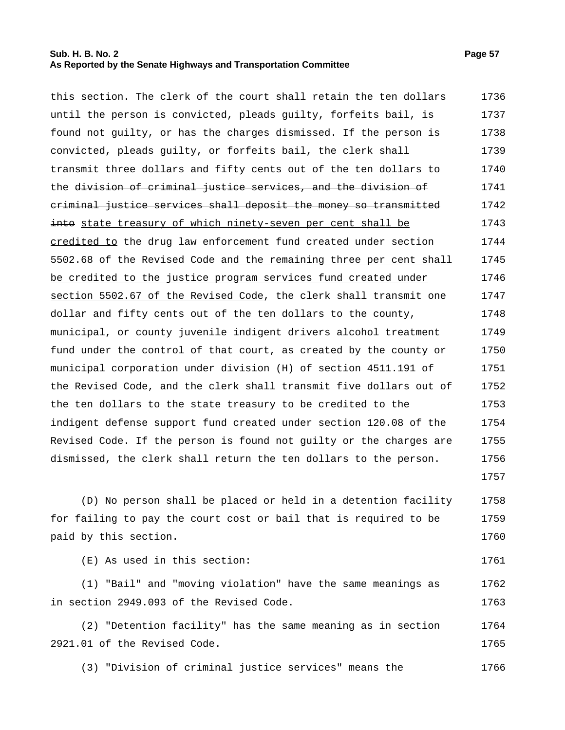this section. The clerk of the court shall retain the ten dollars until the person is convicted, pleads guilty, forfeits bail, is found not guilty, or has the charges dismissed. If the person is convicted, pleads guilty, or forfeits bail, the clerk shall transmit three dollars and fifty cents out of the ten dollars to the ~~division of criminal justice services, and the division of criminal justice services shall deposit the money so transmitted into~~ state treasury of which ninety-seven per cent shall be credited to the drug law enforcement fund created under section 5502.68 of the Revised Code and the remaining three per cent shall be credited to the justice program services fund created under section 5502.67 of the Revised Code, the clerk shall transmit one dollar and fifty cents out of the ten dollars to the county, municipal, or county juvenile indigent drivers alcohol treatment fund under the control of that court, as created by the county or municipal corporation under division (H) of section 4511.191 of the Revised Code, and the clerk shall transmit five dollars out of the ten dollars to the state treasury to be credited to the indigent defense support fund created under section 120.08 of the Revised Code. If the person is found not guilty or the charges are dismissed, the clerk shall return the ten dollars to the person.

(D) No person shall be placed or held in a detention facility for failing to pay the court cost or bail that is required to be paid by this section.

(E) As used in this section:

(1) "Bail" and "moving violation" have the same meanings as in section 2949.093 of the Revised Code.

(2) "Detention facility" has the same meaning as in section 2921.01 of the Revised Code.

(3) "Division of criminal justice services" means the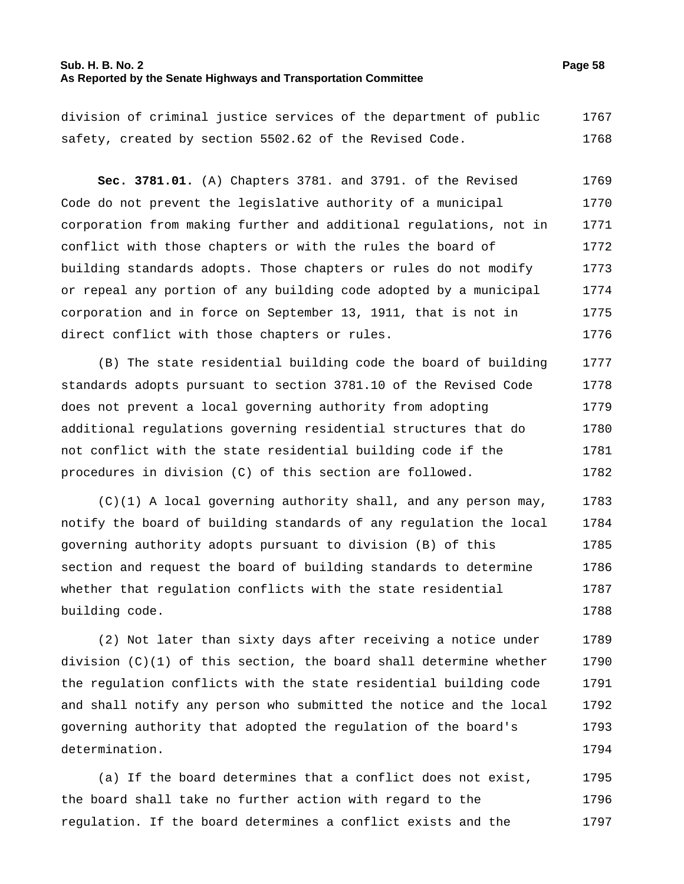division of criminal justice services of the department of public safety, created by section 5502.62 of the Revised Code.

**Sec. 3781.01.** (A) Chapters 3781. and 3791. of the Revised Code do not prevent the legislative authority of a municipal corporation from making further and additional regulations, not in conflict with those chapters or with the rules the board of building standards adopts. Those chapters or rules do not modify or repeal any portion of any building code adopted by a municipal corporation and in force on September 13, 1911, that is not in direct conflict with those chapters or rules.

(B) The state residential building code the board of building standards adopts pursuant to section 3781.10 of the Revised Code does not prevent a local governing authority from adopting additional regulations governing residential structures that do not conflict with the state residential building code if the procedures in division (C) of this section are followed.

(C)(1) A local governing authority shall, and any person may, notify the board of building standards of any regulation the local governing authority adopts pursuant to division (B) of this section and request the board of building standards to determine whether that regulation conflicts with the state residential building code.

(2) Not later than sixty days after receiving a notice under division (C)(1) of this section, the board shall determine whether the regulation conflicts with the state residential building code and shall notify any person who submitted the notice and the local governing authority that adopted the regulation of the board's determination.

(a) If the board determines that a conflict does not exist, the board shall take no further action with regard to the regulation. If the board determines a conflict exists and the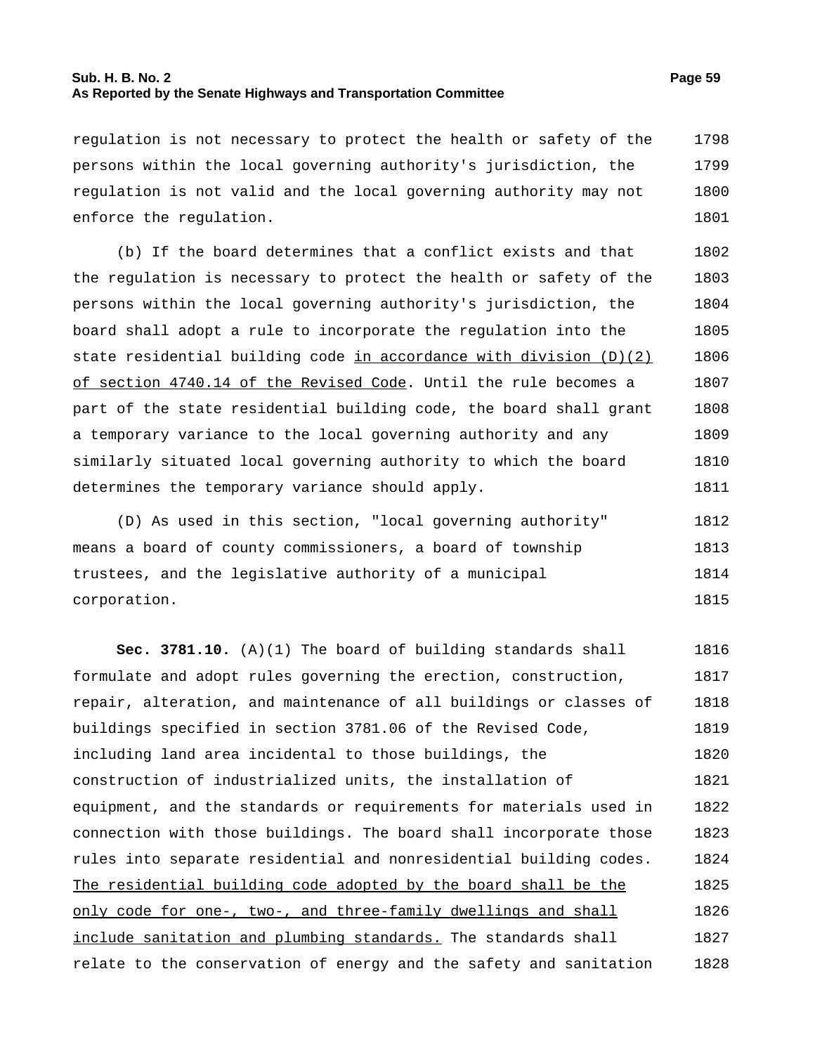regulation is not necessary to protect the health or safety of the persons within the local governing authority's jurisdiction, the regulation is not valid and the local governing authority may not enforce the regulation.

(b) If the board determines that a conflict exists and that the regulation is necessary to protect the health or safety of the persons within the local governing authority's jurisdiction, the board shall adopt a rule to incorporate the regulation into the state residential building code <u>in accordance with division (D)(2) of section 4740.14 of the Revised Code</u>. Until the rule becomes a part of the state residential building code, the board shall grant a temporary variance to the local governing authority and any similarly situated local governing authority to which the board determines the temporary variance should apply.

(D) As used in this section, "local governing authority" means a board of county commissioners, a board of township trustees, and the legislative authority of a municipal corporation.

**Sec. 3781.10.** (A)(1) The board of building standards shall formulate and adopt rules governing the erection, construction, repair, alteration, and maintenance of all buildings or classes of buildings specified in section 3781.06 of the Revised Code, including land area incidental to those buildings, the construction of industrialized units, the installation of equipment, and the standards or requirements for materials used in connection with those buildings. The board shall incorporate those rules into separate residential and nonresidential building codes. <u>The residential building code adopted by the board shall be the only code for one-, two-, and three-family dwellings and shall include sanitation and plumbing standards.</u> The standards shall relate to the conservation of energy and the safety and sanitation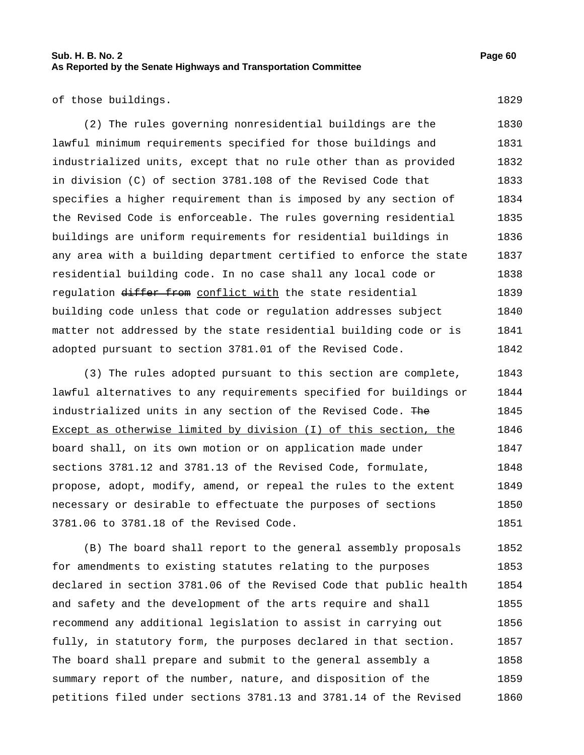of those buildings.

(2) The rules governing nonresidential buildings are the lawful minimum requirements specified for those buildings and industrialized units, except that no rule other than as provided in division (C) of section 3781.108 of the Revised Code that specifies a higher requirement than is imposed by any section of the Revised Code is enforceable. The rules governing residential buildings are uniform requirements for residential buildings in any area with a building department certified to enforce the state residential building code. In no case shall any local code or regulation ~~differ from~~ conflict with the state residential building code unless that code or regulation addresses subject matter not addressed by the state residential building code or is adopted pursuant to section 3781.01 of the Revised Code.

(3) The rules adopted pursuant to this section are complete, lawful alternatives to any requirements specified for buildings or industrialized units in any section of the Revised Code. ~~The~~ Except as otherwise limited by division (I) of this section, the board shall, on its own motion or on application made under sections 3781.12 and 3781.13 of the Revised Code, formulate, propose, adopt, modify, amend, or repeal the rules to the extent necessary or desirable to effectuate the purposes of sections 3781.06 to 3781.18 of the Revised Code.

(B) The board shall report to the general assembly proposals for amendments to existing statutes relating to the purposes declared in section 3781.06 of the Revised Code that public health and safety and the development of the arts require and shall recommend any additional legislation to assist in carrying out fully, in statutory form, the purposes declared in that section. The board shall prepare and submit to the general assembly a summary report of the number, nature, and disposition of the petitions filed under sections 3781.13 and 3781.14 of the Revised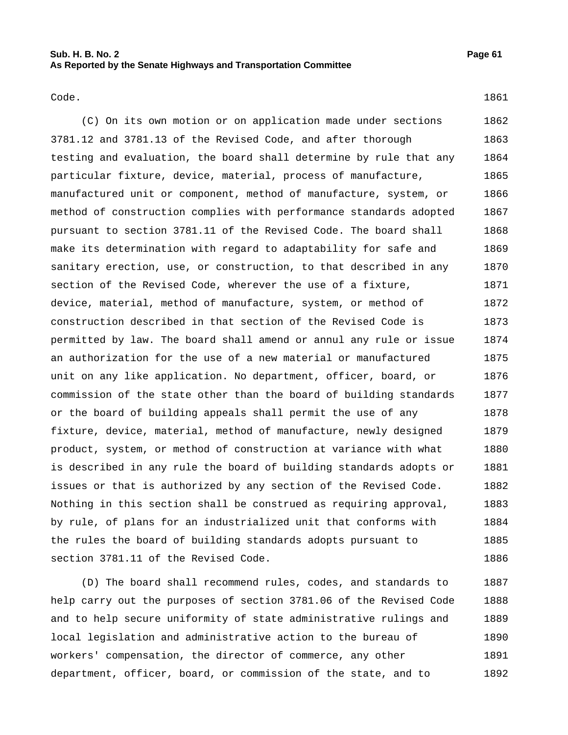Code.

(C) On its own motion or on application made under sections 3781.12 and 3781.13 of the Revised Code, and after thorough testing and evaluation, the board shall determine by rule that any particular fixture, device, material, process of manufacture, manufactured unit or component, method of manufacture, system, or method of construction complies with performance standards adopted pursuant to section 3781.11 of the Revised Code. The board shall make its determination with regard to adaptability for safe and sanitary erection, use, or construction, to that described in any section of the Revised Code, wherever the use of a fixture, device, material, method of manufacture, system, or method of construction described in that section of the Revised Code is permitted by law. The board shall amend or annul any rule or issue an authorization for the use of a new material or manufactured unit on any like application. No department, officer, board, or commission of the state other than the board of building standards or the board of building appeals shall permit the use of any fixture, device, material, method of manufacture, newly designed product, system, or method of construction at variance with what is described in any rule the board of building standards adopts or issues or that is authorized by any section of the Revised Code. Nothing in this section shall be construed as requiring approval, by rule, of plans for an industrialized unit that conforms with the rules the board of building standards adopts pursuant to section 3781.11 of the Revised Code.

(D) The board shall recommend rules, codes, and standards to help carry out the purposes of section 3781.06 of the Revised Code and to help secure uniformity of state administrative rulings and local legislation and administrative action to the bureau of workers' compensation, the director of commerce, any other department, officer, board, or commission of the state, and to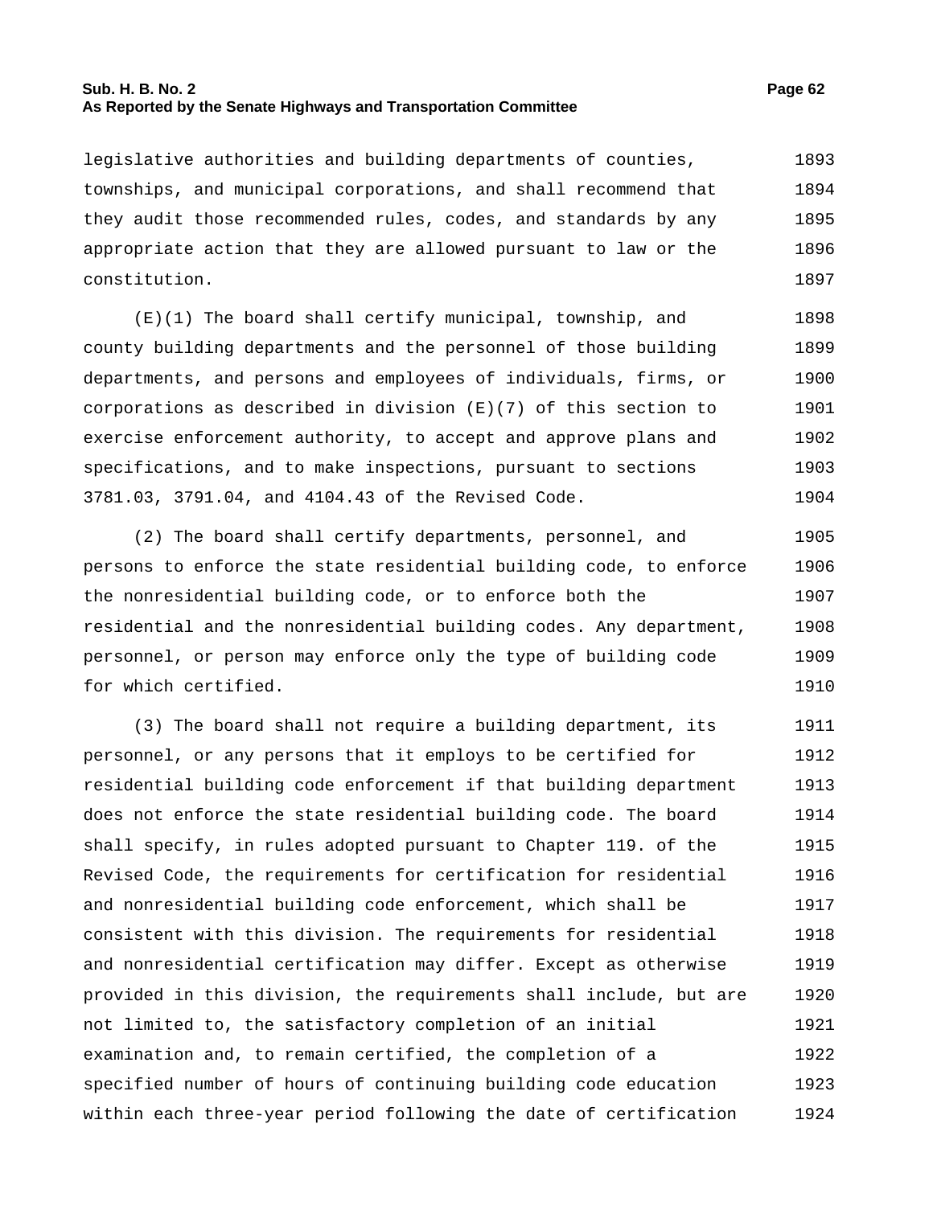legislative authorities and building departments of counties, townships, and municipal corporations, and shall recommend that they audit those recommended rules, codes, and standards by any appropriate action that they are allowed pursuant to law or the constitution.

(E)(1) The board shall certify municipal, township, and county building departments and the personnel of those building departments, and persons and employees of individuals, firms, or corporations as described in division (E)(7) of this section to exercise enforcement authority, to accept and approve plans and specifications, and to make inspections, pursuant to sections 3781.03, 3791.04, and 4104.43 of the Revised Code.

(2) The board shall certify departments, personnel, and persons to enforce the state residential building code, to enforce the nonresidential building code, or to enforce both the residential and the nonresidential building codes. Any department, personnel, or person may enforce only the type of building code for which certified.

(3) The board shall not require a building department, its personnel, or any persons that it employs to be certified for residential building code enforcement if that building department does not enforce the state residential building code. The board shall specify, in rules adopted pursuant to Chapter 119. of the Revised Code, the requirements for certification for residential and nonresidential building code enforcement, which shall be consistent with this division. The requirements for residential and nonresidential certification may differ. Except as otherwise provided in this division, the requirements shall include, but are not limited to, the satisfactory completion of an initial examination and, to remain certified, the completion of a specified number of hours of continuing building code education within each three-year period following the date of certification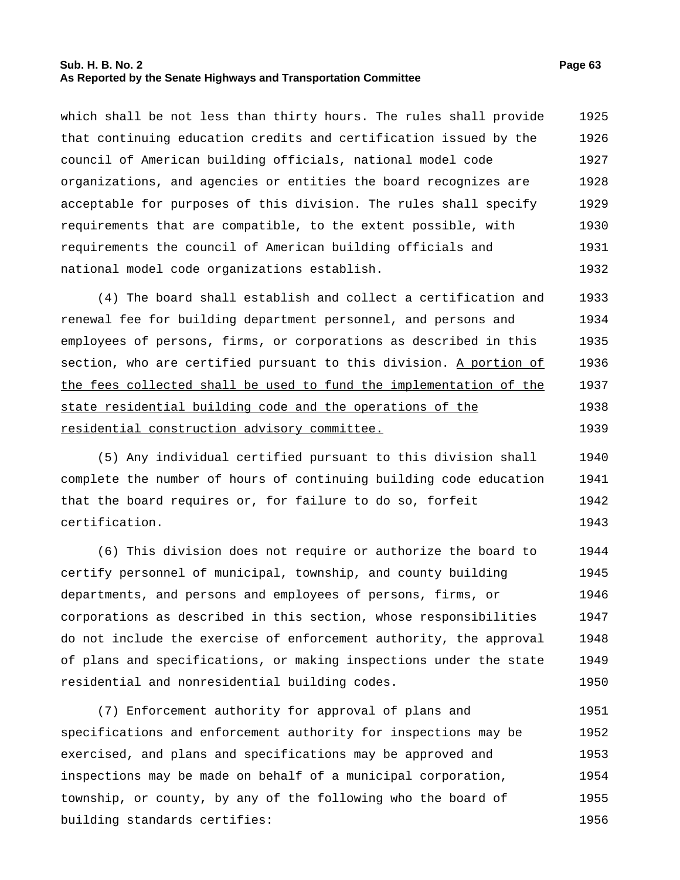which shall be not less than thirty hours. The rules shall provide that continuing education credits and certification issued by the council of American building officials, national model code organizations, and agencies or entities the board recognizes are acceptable for purposes of this division. The rules shall specify requirements that are compatible, to the extent possible, with requirements the council of American building officials and national model code organizations establish.

(4) The board shall establish and collect a certification and renewal fee for building department personnel, and persons and employees of persons, firms, or corporations as described in this section, who are certified pursuant to this division. <u>A portion of the fees collected shall be used to fund the implementation of the state residential building code and the operations of the residential construction advisory committee.</u>

(5) Any individual certified pursuant to this division shall complete the number of hours of continuing building code education that the board requires or, for failure to do so, forfeit certification.

(6) This division does not require or authorize the board to certify personnel of municipal, township, and county building departments, and persons and employees of persons, firms, or corporations as described in this section, whose responsibilities do not include the exercise of enforcement authority, the approval of plans and specifications, or making inspections under the state residential and nonresidential building codes.

(7) Enforcement authority for approval of plans and specifications and enforcement authority for inspections may be exercised, and plans and specifications may be approved and inspections may be made on behalf of a municipal corporation, township, or county, by any of the following who the board of building standards certifies: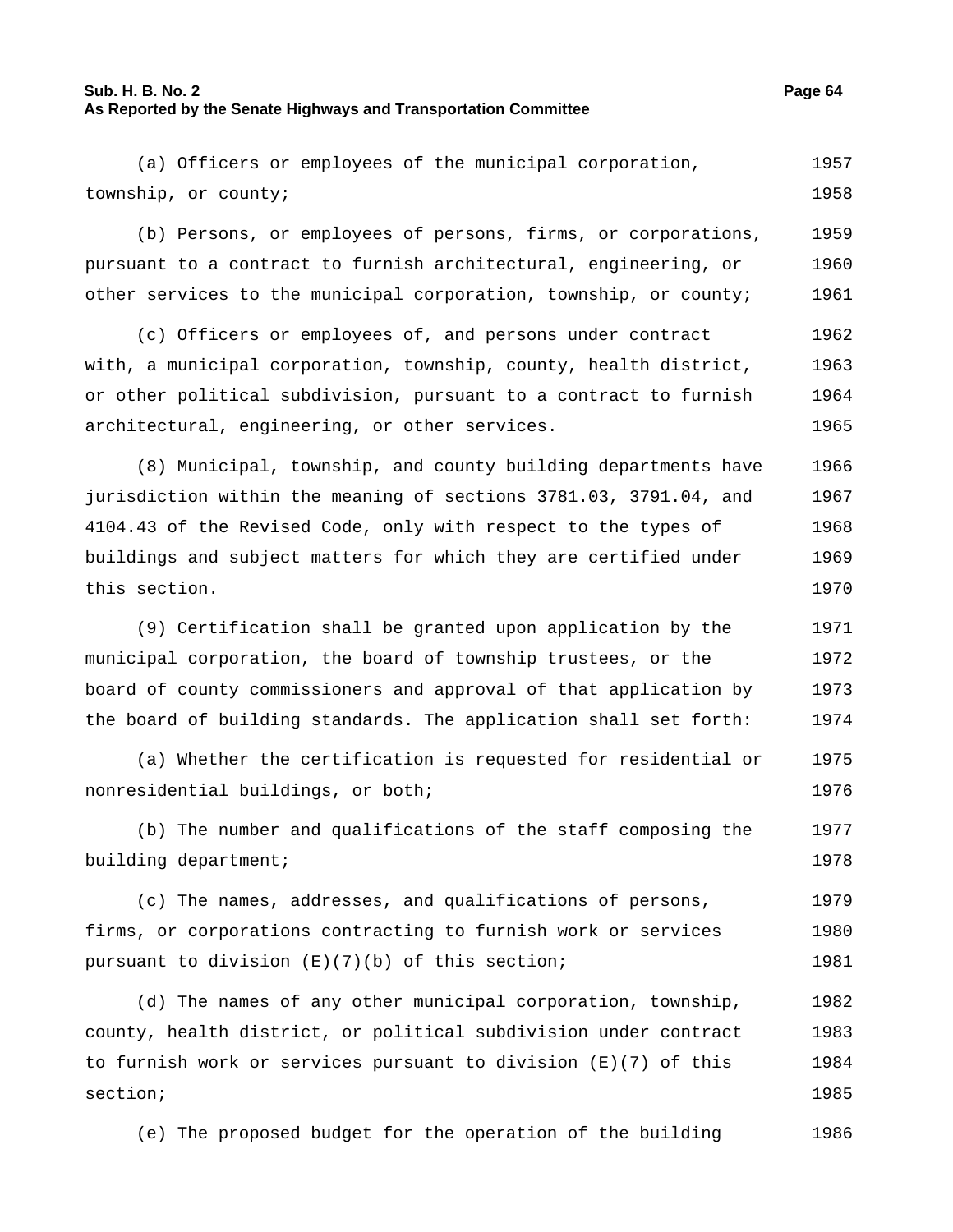(a) Officers or employees of the municipal corporation, township, or county;

(b) Persons, or employees of persons, firms, or corporations, pursuant to a contract to furnish architectural, engineering, or other services to the municipal corporation, township, or county;

(c) Officers or employees of, and persons under contract with, a municipal corporation, township, county, health district, or other political subdivision, pursuant to a contract to furnish architectural, engineering, or other services.

(8) Municipal, township, and county building departments have jurisdiction within the meaning of sections 3781.03, 3791.04, and 4104.43 of the Revised Code, only with respect to the types of buildings and subject matters for which they are certified under this section.

(9) Certification shall be granted upon application by the municipal corporation, the board of township trustees, or the board of county commissioners and approval of that application by the board of building standards. The application shall set forth:

(a) Whether the certification is requested for residential or nonresidential buildings, or both;

(b) The number and qualifications of the staff composing the building department;

(c) The names, addresses, and qualifications of persons, firms, or corporations contracting to furnish work or services pursuant to division (E)(7)(b) of this section;

(d) The names of any other municipal corporation, township, county, health district, or political subdivision under contract to furnish work or services pursuant to division (E)(7) of this section;

(e) The proposed budget for the operation of the building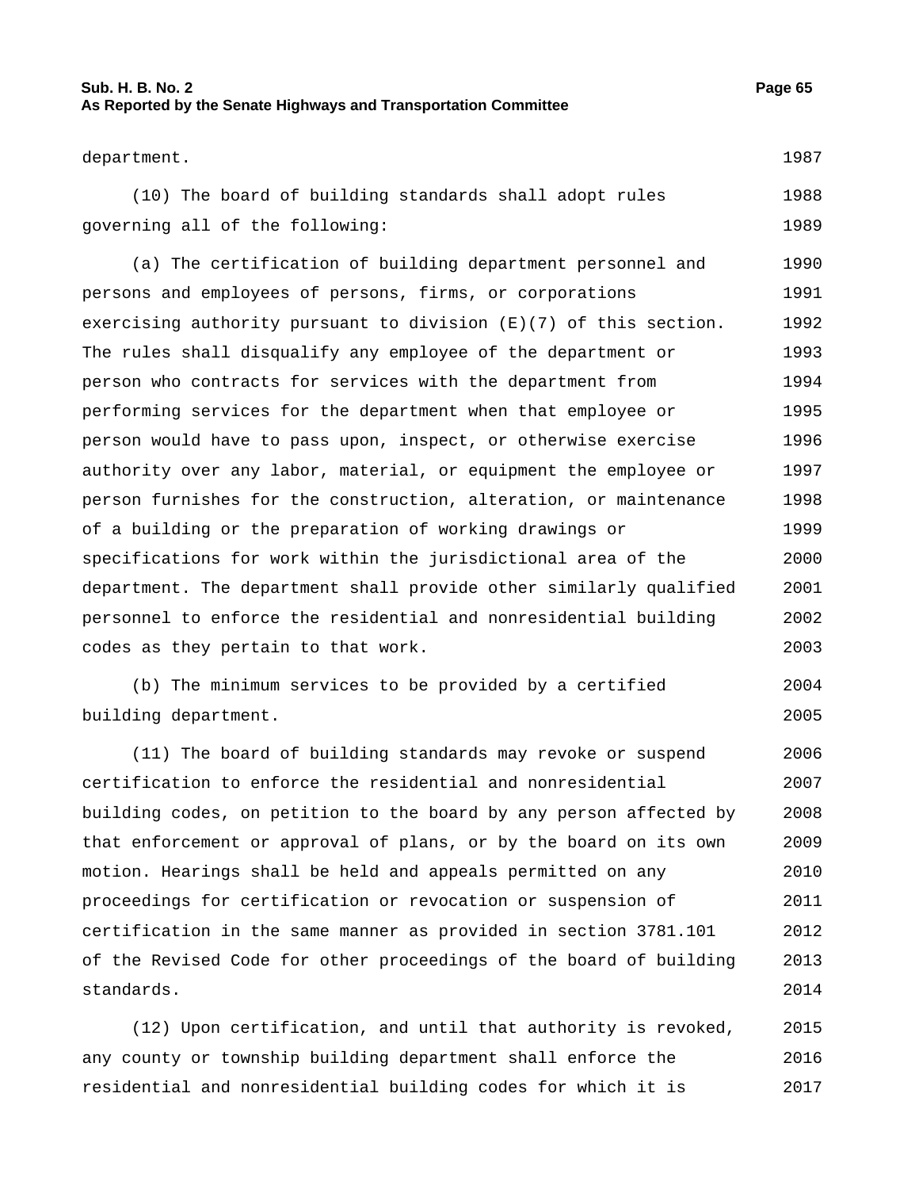department.

(10) The board of building standards shall adopt rules governing all of the following:

(a) The certification of building department personnel and persons and employees of persons, firms, or corporations exercising authority pursuant to division (E)(7) of this section. The rules shall disqualify any employee of the department or person who contracts for services with the department from performing services for the department when that employee or person would have to pass upon, inspect, or otherwise exercise authority over any labor, material, or equipment the employee or person furnishes for the construction, alteration, or maintenance of a building or the preparation of working drawings or specifications for work within the jurisdictional area of the department. The department shall provide other similarly qualified personnel to enforce the residential and nonresidential building codes as they pertain to that work.

(b) The minimum services to be provided by a certified building department.

(11) The board of building standards may revoke or suspend certification to enforce the residential and nonresidential building codes, on petition to the board by any person affected by that enforcement or approval of plans, or by the board on its own motion. Hearings shall be held and appeals permitted on any proceedings for certification or revocation or suspension of certification in the same manner as provided in section 3781.101 of the Revised Code for other proceedings of the board of building standards.

(12) Upon certification, and until that authority is revoked, any county or township building department shall enforce the residential and nonresidential building codes for which it is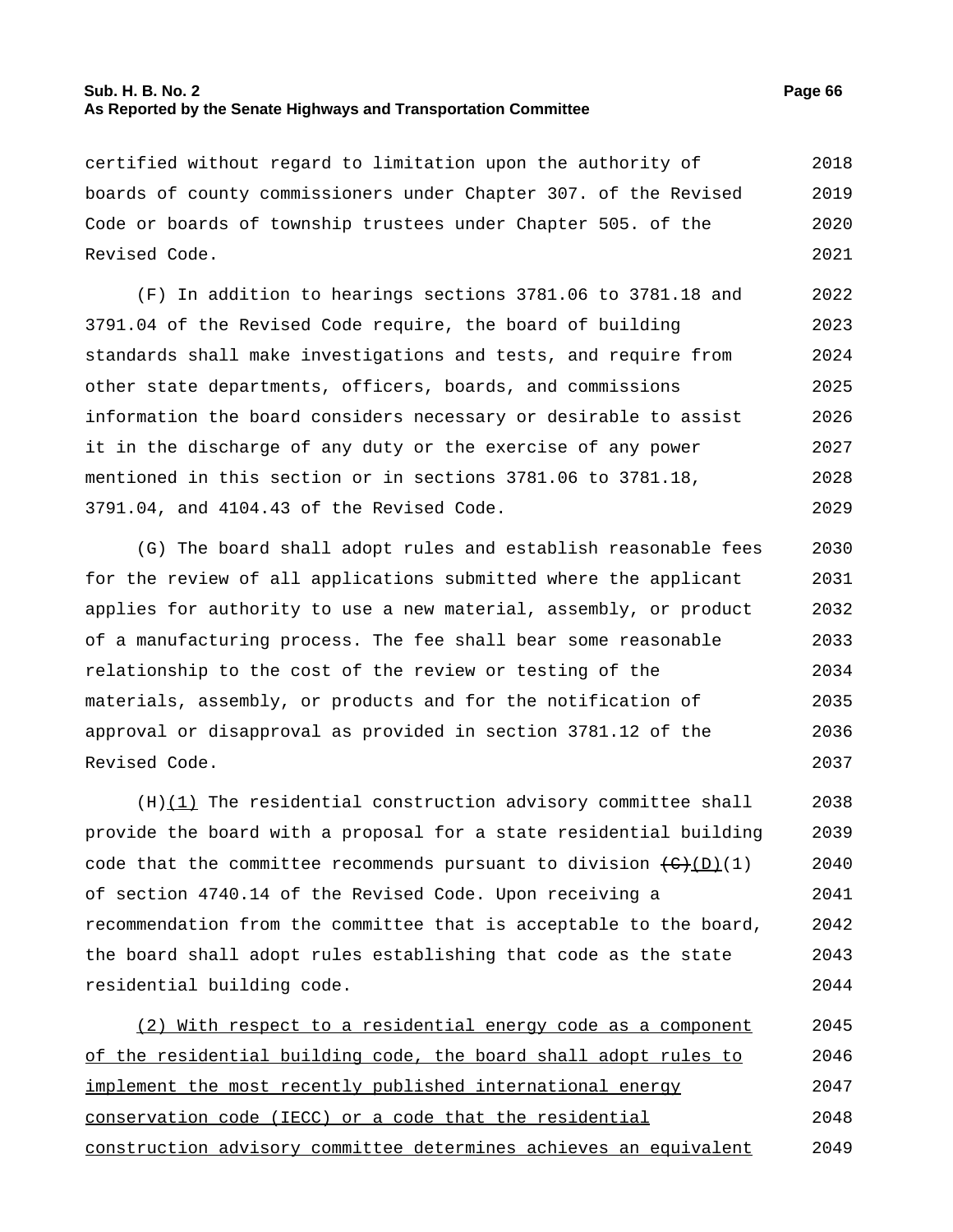certified without regard to limitation upon the authority of boards of county commissioners under Chapter 307. of the Revised Code or boards of township trustees under Chapter 505. of the Revised Code.

(F) In addition to hearings sections 3781.06 to 3781.18 and 3791.04 of the Revised Code require, the board of building standards shall make investigations and tests, and require from other state departments, officers, boards, and commissions information the board considers necessary or desirable to assist it in the discharge of any duty or the exercise of any power mentioned in this section or in sections 3781.06 to 3781.18, 3791.04, and 4104.43 of the Revised Code.

(G) The board shall adopt rules and establish reasonable fees for the review of all applications submitted where the applicant applies for authority to use a new material, assembly, or product of a manufacturing process. The fee shall bear some reasonable relationship to the cost of the review or testing of the materials, assembly, or products and for the notification of approval or disapproval as provided in section 3781.12 of the Revised Code.

(H)<u>(1)</u> The residential construction advisory committee shall provide the board with a proposal for a state residential building code that the committee recommends pursuant to division ~~(C)~~<u>(D)</u>(1) of section 4740.14 of the Revised Code. Upon receiving a recommendation from the committee that is acceptable to the board, the board shall adopt rules establishing that code as the state residential building code.

<u>(2) With respect to a residential energy code as a component of the residential building code, the board shall adopt rules to implement the most recently published international energy conservation code (IECC) or a code that the residential construction advisory committee determines achieves an equivalent</u>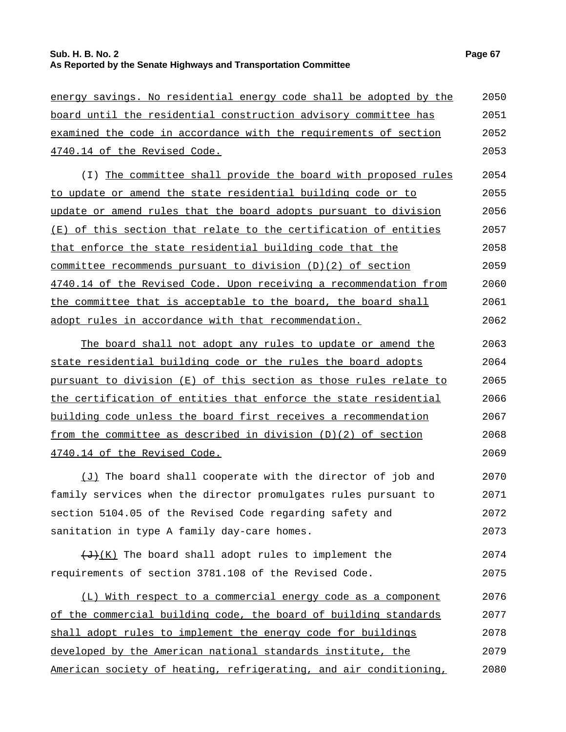energy savings. No residential energy code shall be adopted by the board until the residential construction advisory committee has examined the code in accordance with the requirements of section 4740.14 of the Revised Code.

(I) The committee shall provide the board with proposed rules to update or amend the state residential building code or to update or amend rules that the board adopts pursuant to division (E) of this section that relate to the certification of entities that enforce the state residential building code that the committee recommends pursuant to division (D)(2) of section 4740.14 of the Revised Code. Upon receiving a recommendation from the committee that is acceptable to the board, the board shall adopt rules in accordance with that recommendation.

The board shall not adopt any rules to update or amend the state residential building code or the rules the board adopts pursuant to division (E) of this section as those rules relate to the certification of entities that enforce the state residential building code unless the board first receives a recommendation from the committee as described in division (D)(2) of section 4740.14 of the Revised Code.

(J) The board shall cooperate with the director of job and family services when the director promulgates rules pursuant to section 5104.05 of the Revised Code regarding safety and sanitation in type A family day-care homes.

~~(J)~~(K) The board shall adopt rules to implement the requirements of section 3781.108 of the Revised Code.

(L) With respect to a commercial energy code as a component of the commercial building code, the board of building standards shall adopt rules to implement the energy code for buildings developed by the American national standards institute, the American society of heating, refrigerating, and air conditioning,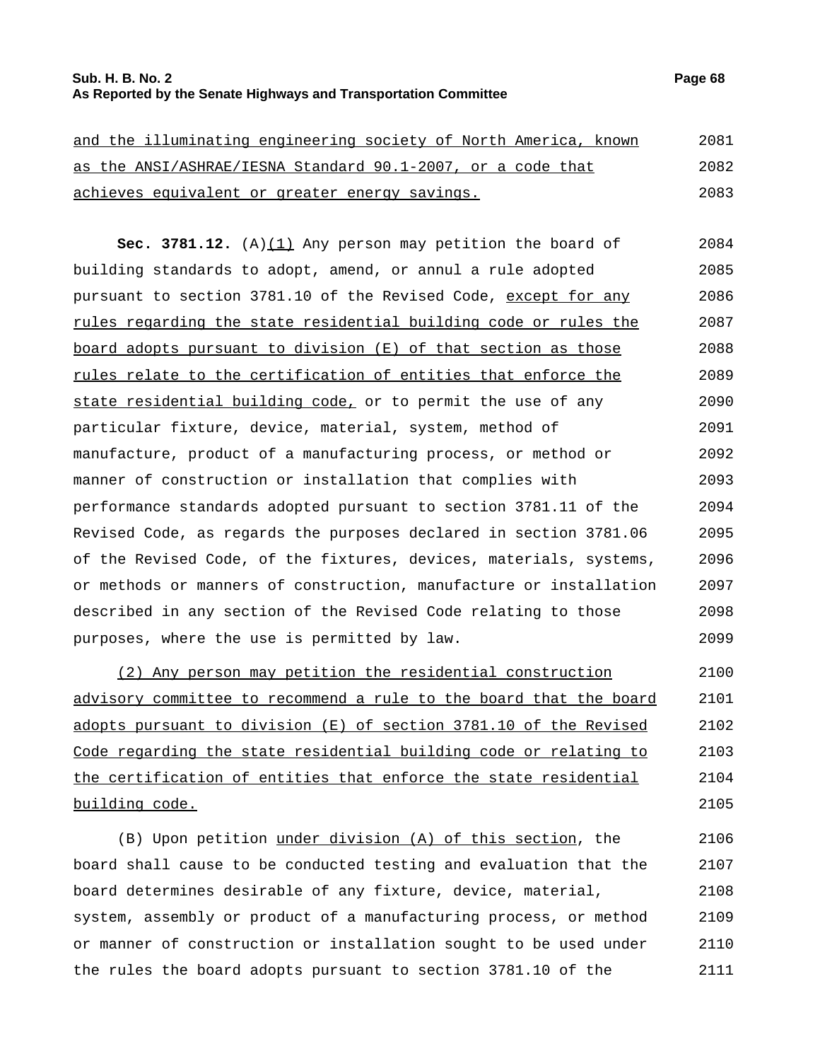and the illuminating engineering society of North America, known as the ANSI/ASHRAE/IESNA Standard 90.1-2007, or a code that achieves equivalent or greater energy savings.

**Sec. 3781.12.** (A)(1) Any person may petition the board of building standards to adopt, amend, or annul a rule adopted pursuant to section 3781.10 of the Revised Code, except for any rules regarding the state residential building code or rules the board adopts pursuant to division (E) of that section as those rules relate to the certification of entities that enforce the state residential building code, or to permit the use of any particular fixture, device, material, system, method of manufacture, product of a manufacturing process, or method or manner of construction or installation that complies with performance standards adopted pursuant to section 3781.11 of the Revised Code, as regards the purposes declared in section 3781.06 of the Revised Code, of the fixtures, devices, materials, systems, or methods or manners of construction, manufacture or installation described in any section of the Revised Code relating to those purposes, where the use is permitted by law.

(2) Any person may petition the residential construction advisory committee to recommend a rule to the board that the board adopts pursuant to division (E) of section 3781.10 of the Revised Code regarding the state residential building code or relating to the certification of entities that enforce the state residential building code.

(B) Upon petition under division (A) of this section, the board shall cause to be conducted testing and evaluation that the board determines desirable of any fixture, device, material, system, assembly or product of a manufacturing process, or method or manner of construction or installation sought to be used under the rules the board adopts pursuant to section 3781.10 of the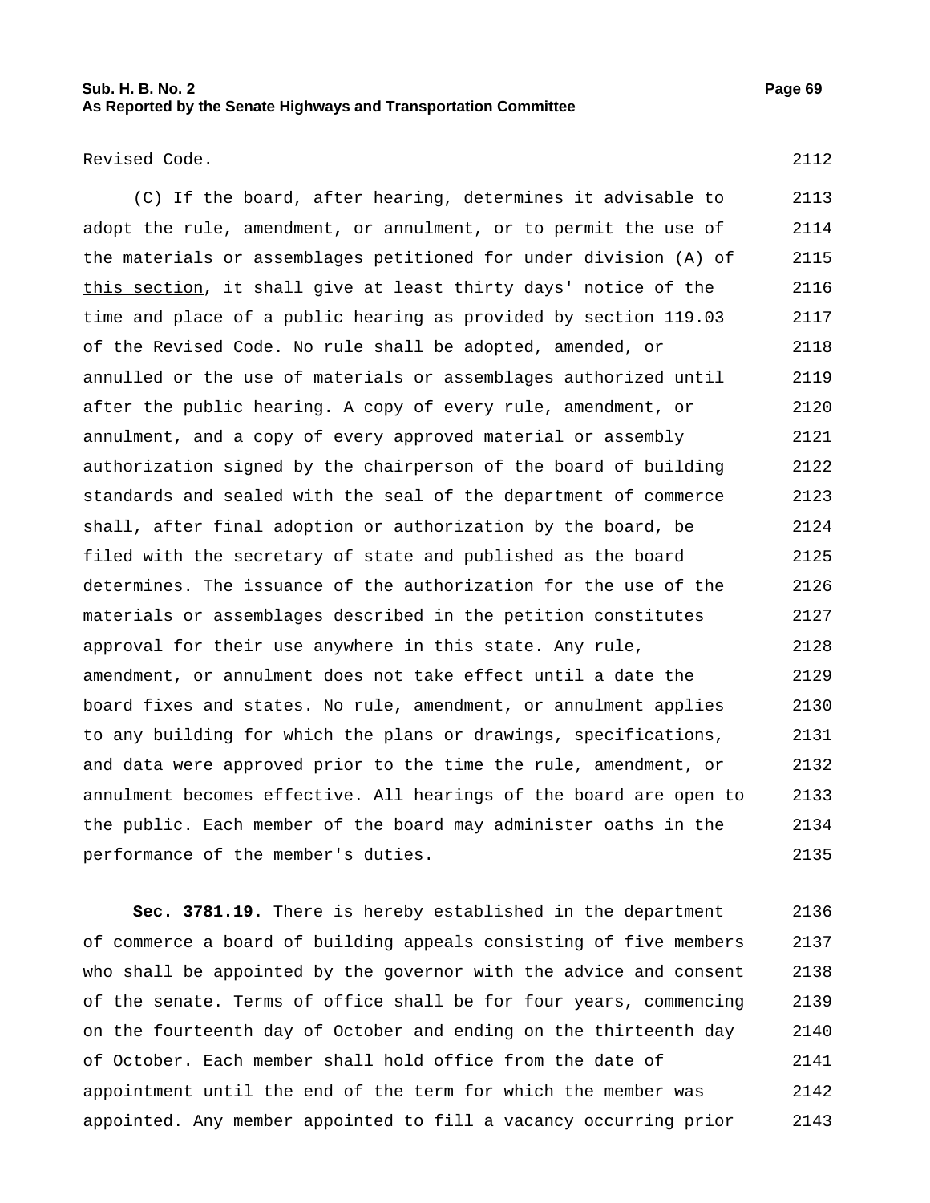Revised Code.

(C) If the board, after hearing, determines it advisable to adopt the rule, amendment, or annulment, or to permit the use of the materials or assemblages petitioned for under division (A) of this section, it shall give at least thirty days' notice of the time and place of a public hearing as provided by section 119.03 of the Revised Code. No rule shall be adopted, amended, or annulled or the use of materials or assemblages authorized until after the public hearing. A copy of every rule, amendment, or annulment, and a copy of every approved material or assembly authorization signed by the chairperson of the board of building standards and sealed with the seal of the department of commerce shall, after final adoption or authorization by the board, be filed with the secretary of state and published as the board determines. The issuance of the authorization for the use of the materials or assemblages described in the petition constitutes approval for their use anywhere in this state. Any rule, amendment, or annulment does not take effect until a date the board fixes and states. No rule, amendment, or annulment applies to any building for which the plans or drawings, specifications, and data were approved prior to the time the rule, amendment, or annulment becomes effective. All hearings of the board are open to the public. Each member of the board may administer oaths in the performance of the member's duties.

**Sec. 3781.19.** There is hereby established in the department of commerce a board of building appeals consisting of five members who shall be appointed by the governor with the advice and consent of the senate. Terms of office shall be for four years, commencing on the fourteenth day of October and ending on the thirteenth day of October. Each member shall hold office from the date of appointment until the end of the term for which the member was appointed. Any member appointed to fill a vacancy occurring prior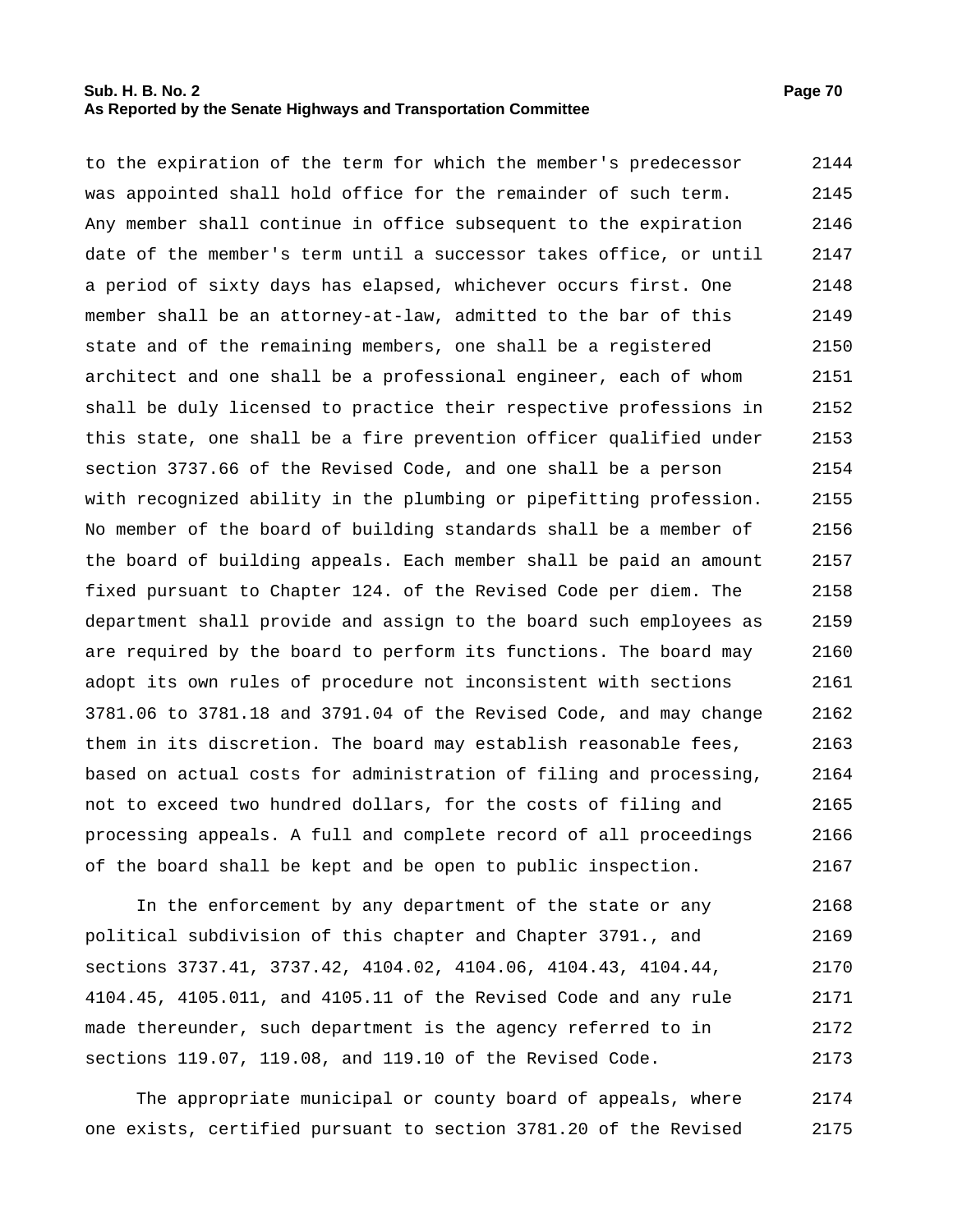to the expiration of the term for which the member's predecessor was appointed shall hold office for the remainder of such term. Any member shall continue in office subsequent to the expiration date of the member's term until a successor takes office, or until a period of sixty days has elapsed, whichever occurs first. One member shall be an attorney-at-law, admitted to the bar of this state and of the remaining members, one shall be a registered architect and one shall be a professional engineer, each of whom shall be duly licensed to practice their respective professions in this state, one shall be a fire prevention officer qualified under section 3737.66 of the Revised Code, and one shall be a person with recognized ability in the plumbing or pipefitting profession. No member of the board of building standards shall be a member of the board of building appeals. Each member shall be paid an amount fixed pursuant to Chapter 124. of the Revised Code per diem. The department shall provide and assign to the board such employees as are required by the board to perform its functions. The board may adopt its own rules of procedure not inconsistent with sections 3781.06 to 3781.18 and 3791.04 of the Revised Code, and may change them in its discretion. The board may establish reasonable fees, based on actual costs for administration of filing and processing, not to exceed two hundred dollars, for the costs of filing and processing appeals. A full and complete record of all proceedings of the board shall be kept and be open to public inspection.

In the enforcement by any department of the state or any political subdivision of this chapter and Chapter 3791., and sections 3737.41, 3737.42, 4104.02, 4104.06, 4104.43, 4104.44, 4104.45, 4105.011, and 4105.11 of the Revised Code and any rule made thereunder, such department is the agency referred to in sections 119.07, 119.08, and 119.10 of the Revised Code.

The appropriate municipal or county board of appeals, where one exists, certified pursuant to section 3781.20 of the Revised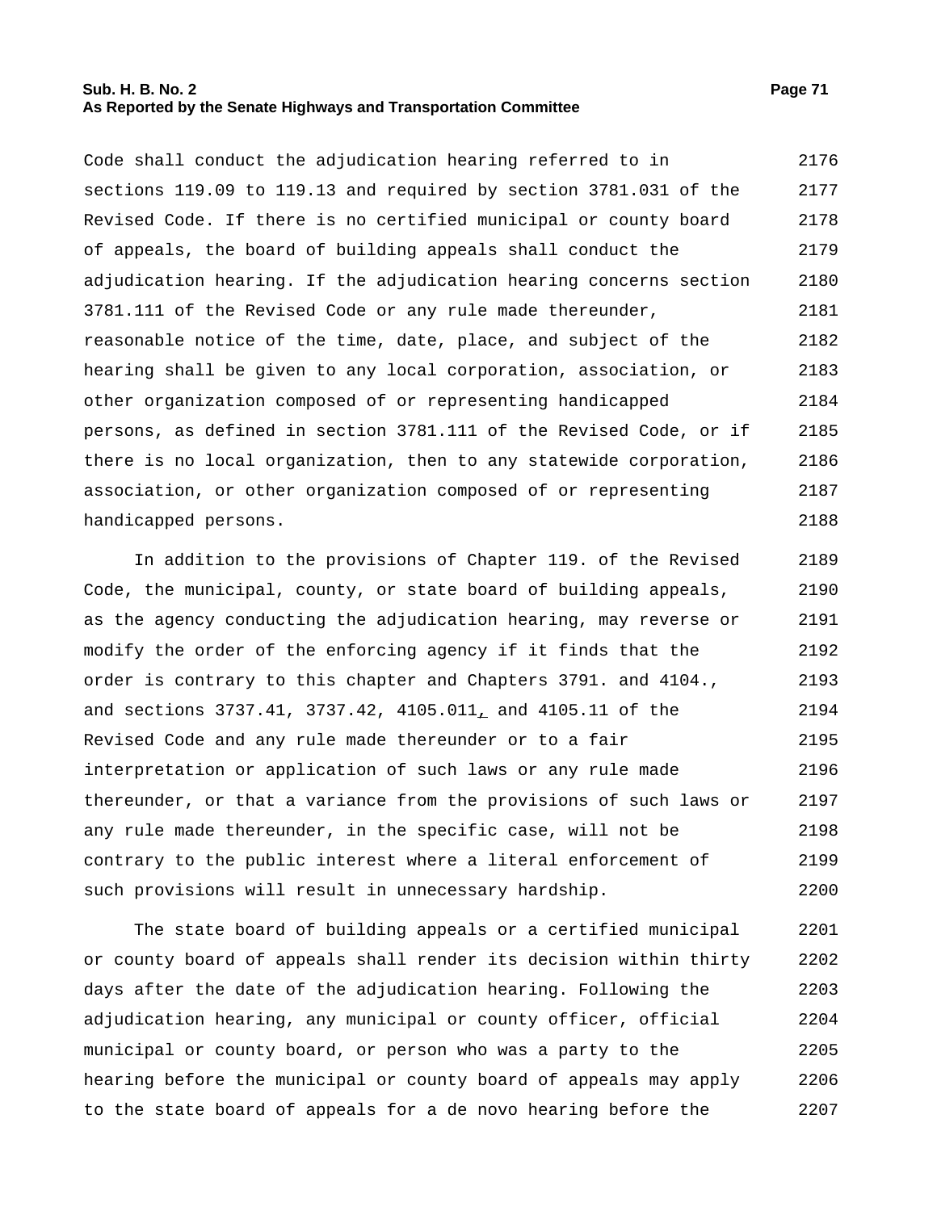Code shall conduct the adjudication hearing referred to in sections 119.09 to 119.13 and required by section 3781.031 of the Revised Code. If there is no certified municipal or county board of appeals, the board of building appeals shall conduct the adjudication hearing. If the adjudication hearing concerns section 3781.111 of the Revised Code or any rule made thereunder, reasonable notice of the time, date, place, and subject of the hearing shall be given to any local corporation, association, or other organization composed of or representing handicapped persons, as defined in section 3781.111 of the Revised Code, or if there is no local organization, then to any statewide corporation, association, or other organization composed of or representing handicapped persons.

In addition to the provisions of Chapter 119. of the Revised Code, the municipal, county, or state board of building appeals, as the agency conducting the adjudication hearing, may reverse or modify the order of the enforcing agency if it finds that the order is contrary to this chapter and Chapters 3791. and 4104., and sections 3737.41, 3737.42, 4105.011, and 4105.11 of the Revised Code and any rule made thereunder or to a fair interpretation or application of such laws or any rule made thereunder, or that a variance from the provisions of such laws or any rule made thereunder, in the specific case, will not be contrary to the public interest where a literal enforcement of such provisions will result in unnecessary hardship.

The state board of building appeals or a certified municipal or county board of appeals shall render its decision within thirty days after the date of the adjudication hearing. Following the adjudication hearing, any municipal or county officer, official municipal or county board, or person who was a party to the hearing before the municipal or county board of appeals may apply to the state board of appeals for a de novo hearing before the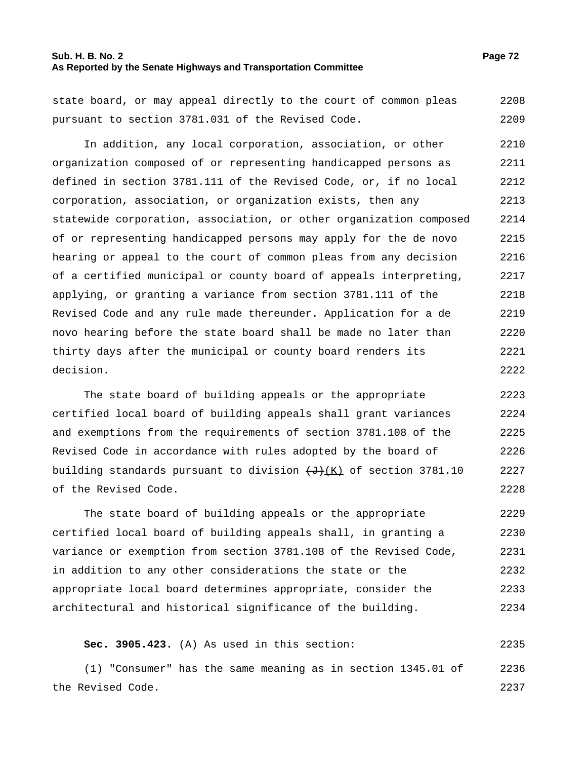state board, or may appeal directly to the court of common pleas pursuant to section 3781.031 of the Revised Code.

In addition, any local corporation, association, or other organization composed of or representing handicapped persons as defined in section 3781.111 of the Revised Code, or, if no local corporation, association, or organization exists, then any statewide corporation, association, or other organization composed of or representing handicapped persons may apply for the de novo hearing or appeal to the court of common pleas from any decision of a certified municipal or county board of appeals interpreting, applying, or granting a variance from section 3781.111 of the Revised Code and any rule made thereunder. Application for a de novo hearing before the state board shall be made no later than thirty days after the municipal or county board renders its decision.

The state board of building appeals or the appropriate certified local board of building appeals shall grant variances and exemptions from the requirements of section 3781.108 of the Revised Code in accordance with rules adopted by the board of building standards pursuant to division ~~(J)~~(K) of section 3781.10 of the Revised Code.

The state board of building appeals or the appropriate certified local board of building appeals shall, in granting a variance or exemption from section 3781.108 of the Revised Code, in addition to any other considerations the state or the appropriate local board determines appropriate, consider the architectural and historical significance of the building.

**Sec. 3905.423.** (A) As used in this section:

(1) "Consumer" has the same meaning as in section 1345.01 of the Revised Code.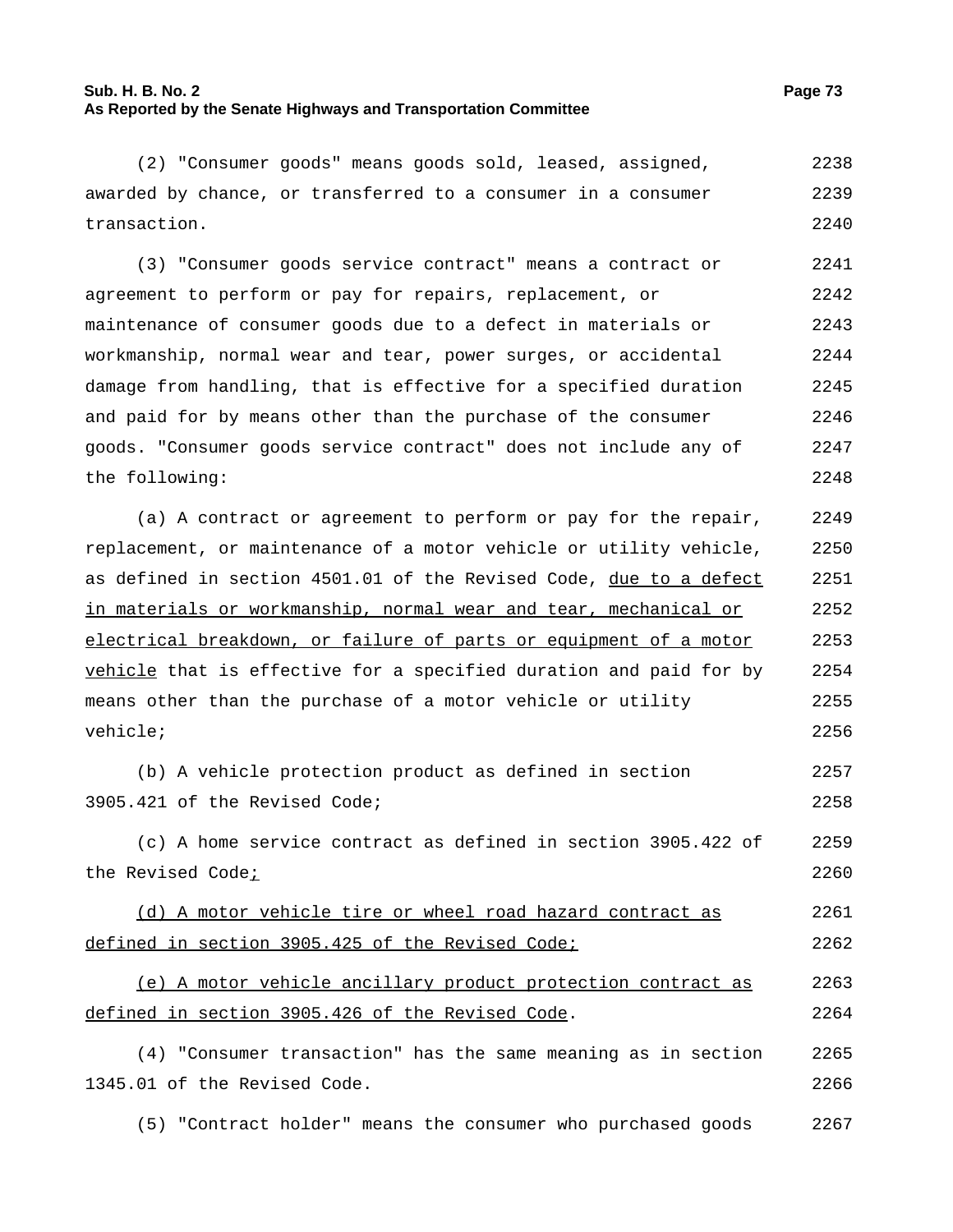(2) "Consumer goods" means goods sold, leased, assigned, awarded by chance, or transferred to a consumer in a consumer transaction.

(3) "Consumer goods service contract" means a contract or agreement to perform or pay for repairs, replacement, or maintenance of consumer goods due to a defect in materials or workmanship, normal wear and tear, power surges, or accidental damage from handling, that is effective for a specified duration and paid for by means other than the purchase of the consumer goods. "Consumer goods service contract" does not include any of the following:

(a) A contract or agreement to perform or pay for the repair, replacement, or maintenance of a motor vehicle or utility vehicle, as defined in section 4501.01 of the Revised Code, due to a defect in materials or workmanship, normal wear and tear, mechanical or electrical breakdown, or failure of parts or equipment of a motor vehicle that is effective for a specified duration and paid for by means other than the purchase of a motor vehicle or utility vehicle;

(b) A vehicle protection product as defined in section 3905.421 of the Revised Code;

(c) A home service contract as defined in section 3905.422 of the Revised Code;

(d) A motor vehicle tire or wheel road hazard contract as defined in section 3905.425 of the Revised Code;

(e) A motor vehicle ancillary product protection contract as defined in section 3905.426 of the Revised Code.

(4) "Consumer transaction" has the same meaning as in section 1345.01 of the Revised Code.

(5) "Contract holder" means the consumer who purchased goods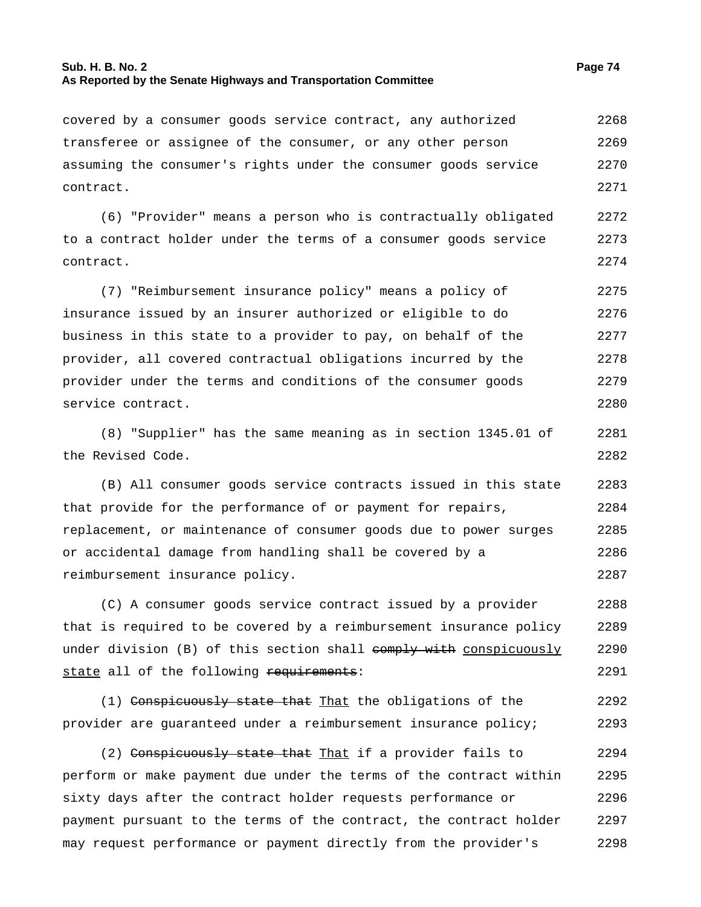covered by a consumer goods service contract, any authorized transferee or assignee of the consumer, or any other person assuming the consumer's rights under the consumer goods service contract.

(6) "Provider" means a person who is contractually obligated to a contract holder under the terms of a consumer goods service contract.

(7) "Reimbursement insurance policy" means a policy of insurance issued by an insurer authorized or eligible to do business in this state to a provider to pay, on behalf of the provider, all covered contractual obligations incurred by the provider under the terms and conditions of the consumer goods service contract.

(8) "Supplier" has the same meaning as in section 1345.01 of the Revised Code.

(B) All consumer goods service contracts issued in this state that provide for the performance of or payment for repairs, replacement, or maintenance of consumer goods due to power surges or accidental damage from handling shall be covered by a reimbursement insurance policy.

(C) A consumer goods service contract issued by a provider that is required to be covered by a reimbursement insurance policy under division (B) of this section shall ~~comply with~~ conspicuously state all of the following ~~requirements~~:

(1) ~~Conspicuously state that~~ That the obligations of the provider are guaranteed under a reimbursement insurance policy;

(2) ~~Conspicuously state that~~ That if a provider fails to perform or make payment due under the terms of the contract within sixty days after the contract holder requests performance or payment pursuant to the terms of the contract, the contract holder may request performance or payment directly from the provider's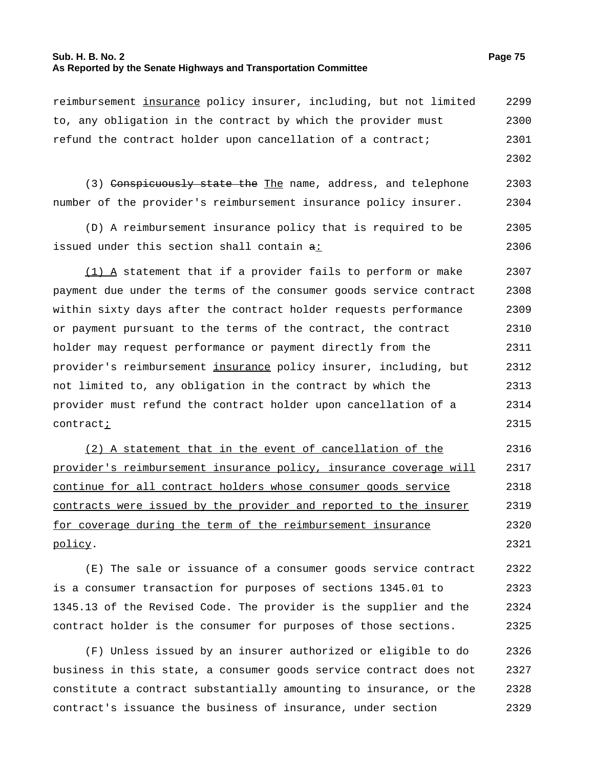reimbursement insurance policy insurer, including, but not limited to, any obligation in the contract by which the provider must refund the contract holder upon cancellation of a contract;

(3) ~~Conspicuously state the~~ The name, address, and telephone number of the provider's reimbursement insurance policy insurer.

(D) A reimbursement insurance policy that is required to be issued under this section shall contain ~~a~~:

(1) A statement that if a provider fails to perform or make payment due under the terms of the consumer goods service contract within sixty days after the contract holder requests performance or payment pursuant to the terms of the contract, the contract holder may request performance or payment directly from the provider's reimbursement insurance policy insurer, including, but not limited to, any obligation in the contract by which the provider must refund the contract holder upon cancellation of a contract;

(2) A statement that in the event of cancellation of the provider's reimbursement insurance policy, insurance coverage will continue for all contract holders whose consumer goods service contracts were issued by the provider and reported to the insurer for coverage during the term of the reimbursement insurance policy.

(E) The sale or issuance of a consumer goods service contract is a consumer transaction for purposes of sections 1345.01 to 1345.13 of the Revised Code. The provider is the supplier and the contract holder is the consumer for purposes of those sections.

(F) Unless issued by an insurer authorized or eligible to do business in this state, a consumer goods service contract does not constitute a contract substantially amounting to insurance, or the contract's issuance the business of insurance, under section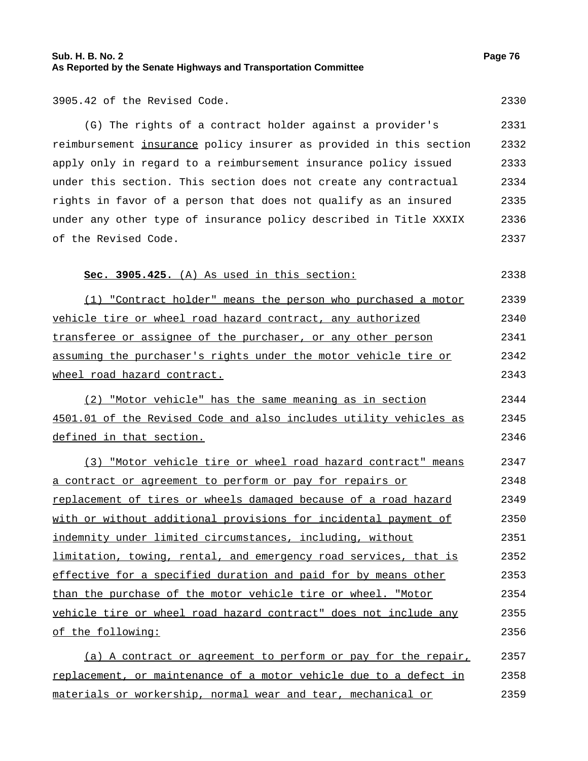3905.42 of the Revised Code.

(G) The rights of a contract holder against a provider's reimbursement insurance policy insurer as provided in this section apply only in regard to a reimbursement insurance policy issued under this section. This section does not create any contractual rights in favor of a person that does not qualify as an insured under any other type of insurance policy described in Title XXXIX of the Revised Code.

**Sec. 3905.425.** (A) As used in this section:

(1) "Contract holder" means the person who purchased a motor vehicle tire or wheel road hazard contract, any authorized transferee or assignee of the purchaser, or any other person assuming the purchaser's rights under the motor vehicle tire or wheel road hazard contract.

(2) "Motor vehicle" has the same meaning as in section 4501.01 of the Revised Code and also includes utility vehicles as defined in that section.

(3) "Motor vehicle tire or wheel road hazard contract" means a contract or agreement to perform or pay for repairs or replacement of tires or wheels damaged because of a road hazard with or without additional provisions for incidental payment of indemnity under limited circumstances, including, without limitation, towing, rental, and emergency road services, that is effective for a specified duration and paid for by means other than the purchase of the motor vehicle tire or wheel. "Motor vehicle tire or wheel road hazard contract" does not include any of the following:

(a) A contract or agreement to perform or pay for the repair, replacement, or maintenance of a motor vehicle due to a defect in materials or workership, normal wear and tear, mechanical or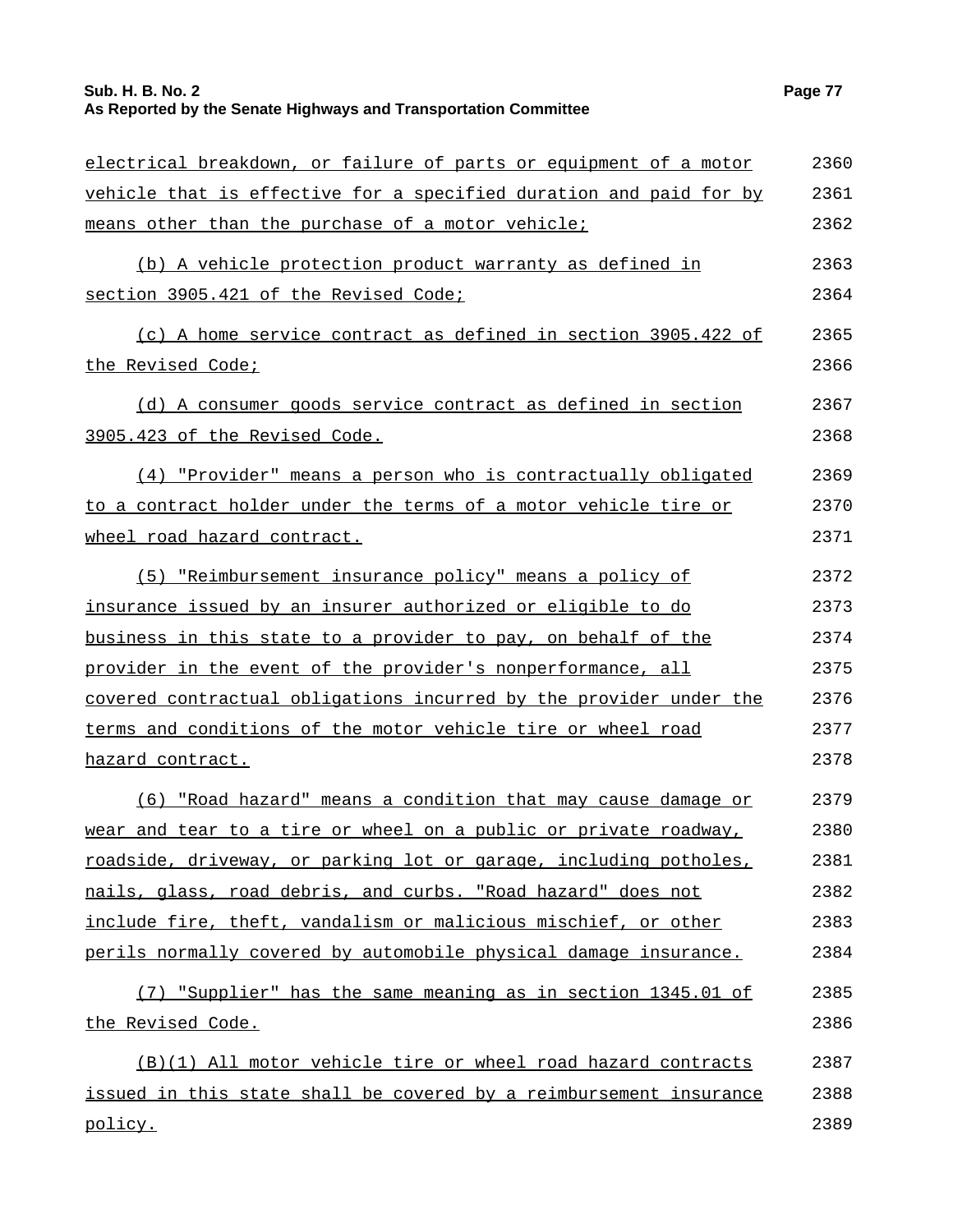electrical breakdown, or failure of parts or equipment of a motor vehicle that is effective for a specified duration and paid for by means other than the purchase of a motor vehicle;

(b) A vehicle protection product warranty as defined in section 3905.421 of the Revised Code;

(c) A home service contract as defined in section 3905.422 of the Revised Code;

(d) A consumer goods service contract as defined in section 3905.423 of the Revised Code.

(4) "Provider" means a person who is contractually obligated to a contract holder under the terms of a motor vehicle tire or wheel road hazard contract.

(5) "Reimbursement insurance policy" means a policy of insurance issued by an insurer authorized or eligible to do business in this state to a provider to pay, on behalf of the provider in the event of the provider's nonperformance, all covered contractual obligations incurred by the provider under the terms and conditions of the motor vehicle tire or wheel road hazard contract.

(6) "Road hazard" means a condition that may cause damage or wear and tear to a tire or wheel on a public or private roadway, roadside, driveway, or parking lot or garage, including potholes, nails, glass, road debris, and curbs. "Road hazard" does not include fire, theft, vandalism or malicious mischief, or other perils normally covered by automobile physical damage insurance.

(7) "Supplier" has the same meaning as in section 1345.01 of the Revised Code.

(B)(1) All motor vehicle tire or wheel road hazard contracts issued in this state shall be covered by a reimbursement insurance policy.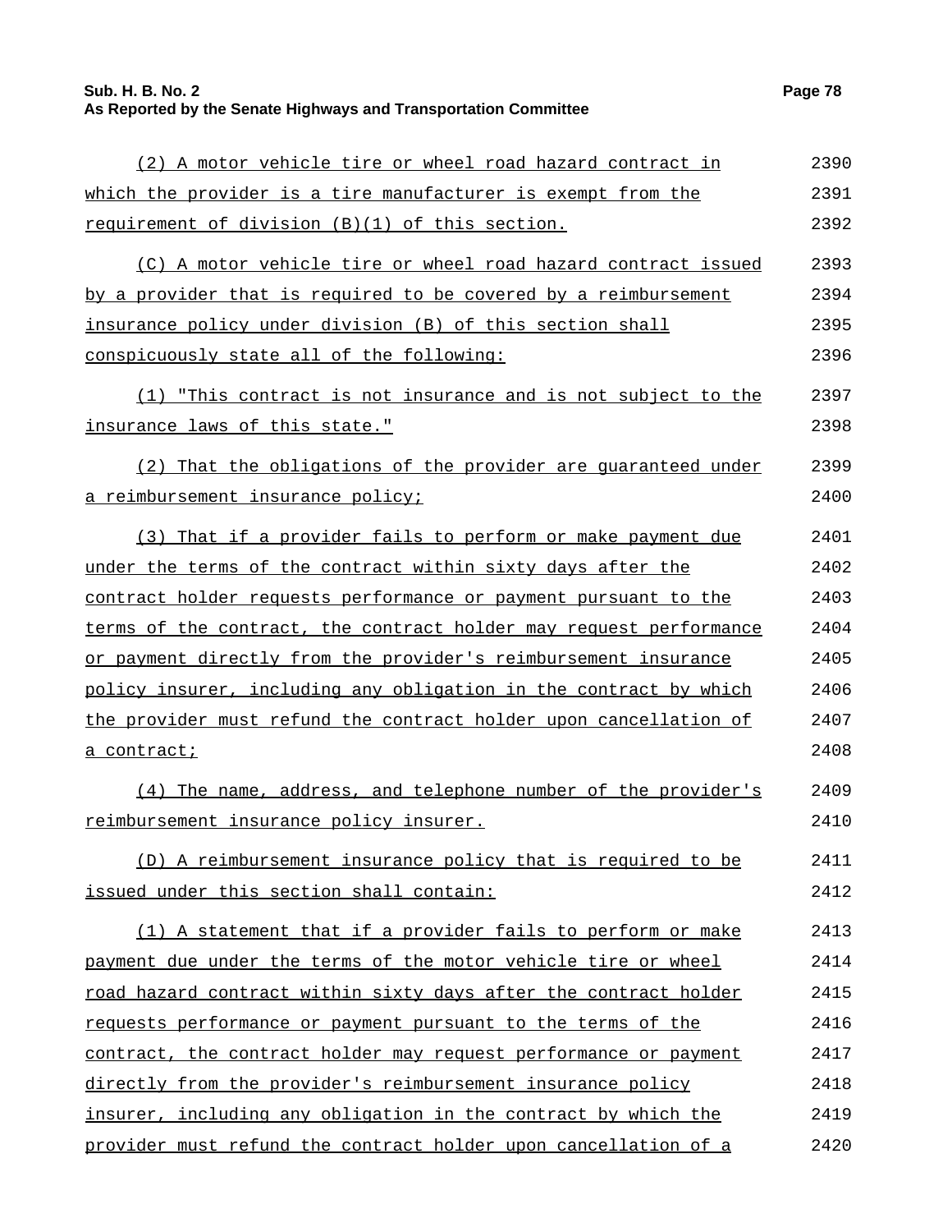(2) A motor vehicle tire or wheel road hazard contract in which the provider is a tire manufacturer is exempt from the requirement of division (B)(1) of this section.

(C) A motor vehicle tire or wheel road hazard contract issued by a provider that is required to be covered by a reimbursement insurance policy under division (B) of this section shall conspicuously state all of the following:

(1) "This contract is not insurance and is not subject to the insurance laws of this state."

(2) That the obligations of the provider are guaranteed under a reimbursement insurance policy;

(3) That if a provider fails to perform or make payment due under the terms of the contract within sixty days after the contract holder requests performance or payment pursuant to the terms of the contract, the contract holder may request performance or payment directly from the provider's reimbursement insurance policy insurer, including any obligation in the contract by which the provider must refund the contract holder upon cancellation of a contract;

(4) The name, address, and telephone number of the provider's reimbursement insurance policy insurer.

(D) A reimbursement insurance policy that is required to be issued under this section shall contain:

(1) A statement that if a provider fails to perform or make payment due under the terms of the motor vehicle tire or wheel road hazard contract within sixty days after the contract holder requests performance or payment pursuant to the terms of the contract, the contract holder may request performance or payment directly from the provider's reimbursement insurance policy insurer, including any obligation in the contract by which the provider must refund the contract holder upon cancellation of a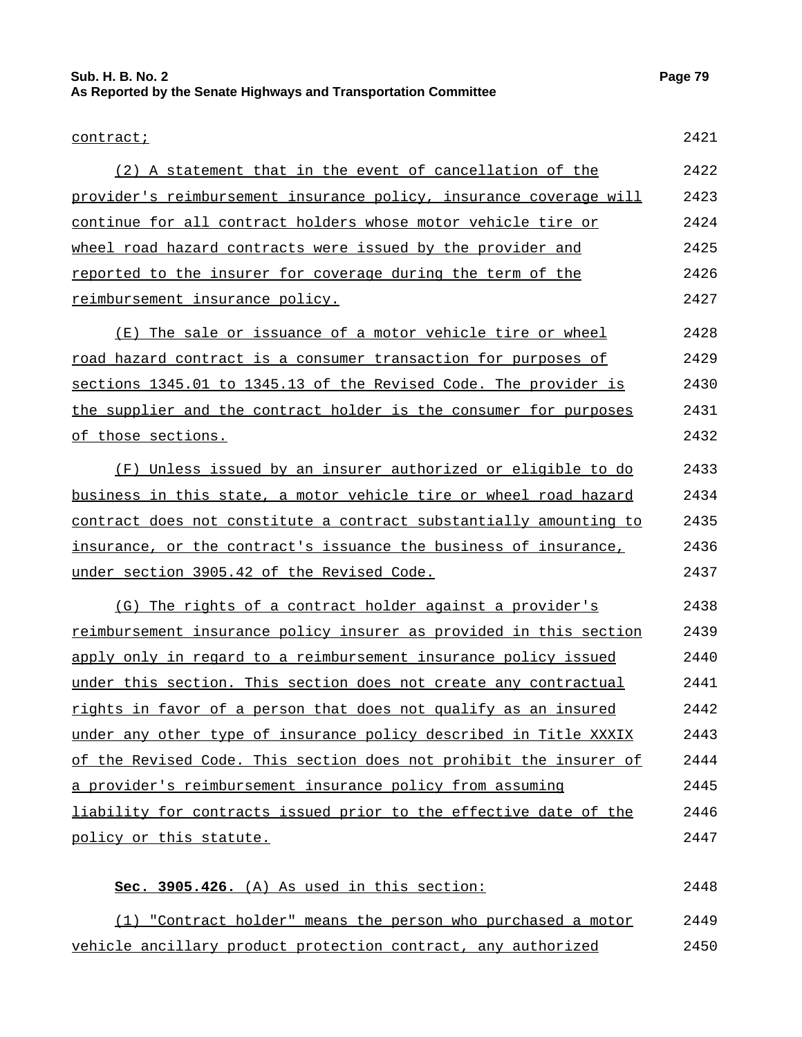contract;

(2) A statement that in the event of cancellation of the provider's reimbursement insurance policy, insurance coverage will continue for all contract holders whose motor vehicle tire or wheel road hazard contracts were issued by the provider and reported to the insurer for coverage during the term of the reimbursement insurance policy.

(E) The sale or issuance of a motor vehicle tire or wheel road hazard contract is a consumer transaction for purposes of sections 1345.01 to 1345.13 of the Revised Code. The provider is the supplier and the contract holder is the consumer for purposes of those sections.

(F) Unless issued by an insurer authorized or eligible to do business in this state, a motor vehicle tire or wheel road hazard contract does not constitute a contract substantially amounting to insurance, or the contract's issuance the business of insurance, under section 3905.42 of the Revised Code.

(G) The rights of a contract holder against a provider's reimbursement insurance policy insurer as provided in this section apply only in regard to a reimbursement insurance policy issued under this section. This section does not create any contractual rights in favor of a person that does not qualify as an insured under any other type of insurance policy described in Title XXXIX of the Revised Code. This section does not prohibit the insurer of a provider's reimbursement insurance policy from assuming liability for contracts issued prior to the effective date of the policy or this statute.

**Sec. 3905.426.** (A) As used in this section:

(1) "Contract holder" means the person who purchased a motor vehicle ancillary product protection contract, any authorized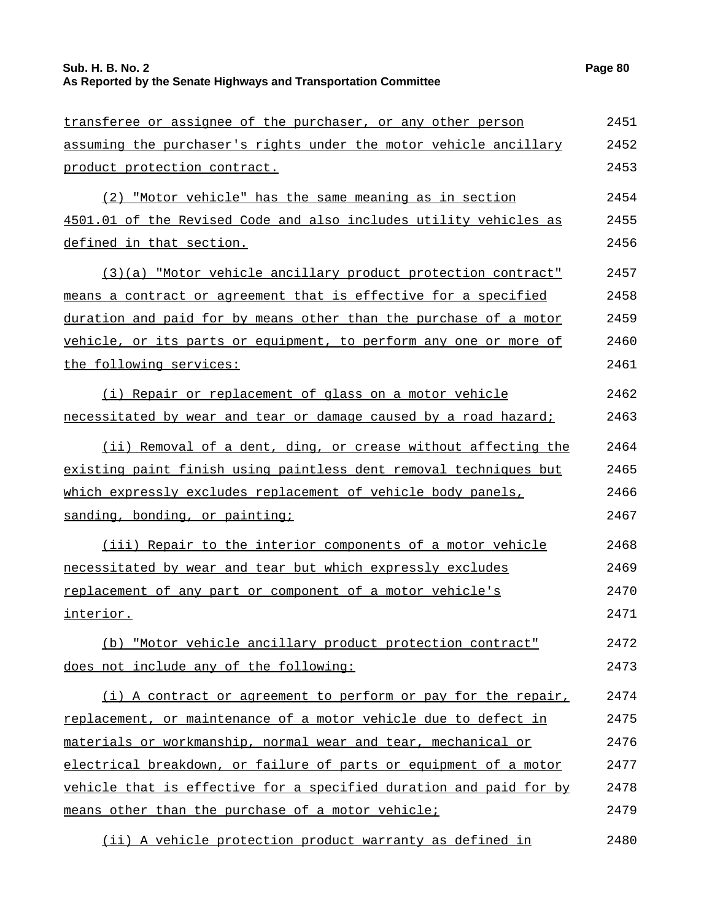transferee or assignee of the purchaser, or any other person assuming the purchaser's rights under the motor vehicle ancillary product protection contract.

(2) "Motor vehicle" has the same meaning as in section 4501.01 of the Revised Code and also includes utility vehicles as defined in that section.

(3)(a) "Motor vehicle ancillary product protection contract" means a contract or agreement that is effective for a specified duration and paid for by means other than the purchase of a motor vehicle, or its parts or equipment, to perform any one or more of the following services:

(i) Repair or replacement of glass on a motor vehicle necessitated by wear and tear or damage caused by a road hazard;

(ii) Removal of a dent, ding, or crease without affecting the existing paint finish using paintless dent removal techniques but which expressly excludes replacement of vehicle body panels, sanding, bonding, or painting;

(iii) Repair to the interior components of a motor vehicle necessitated by wear and tear but which expressly excludes replacement of any part or component of a motor vehicle's interior.

(b) "Motor vehicle ancillary product protection contract" does not include any of the following:

(i) A contract or agreement to perform or pay for the repair, replacement, or maintenance of a motor vehicle due to defect in materials or workmanship, normal wear and tear, mechanical or electrical breakdown, or failure of parts or equipment of a motor vehicle that is effective for a specified duration and paid for by means other than the purchase of a motor vehicle;

(ii) A vehicle protection product warranty as defined in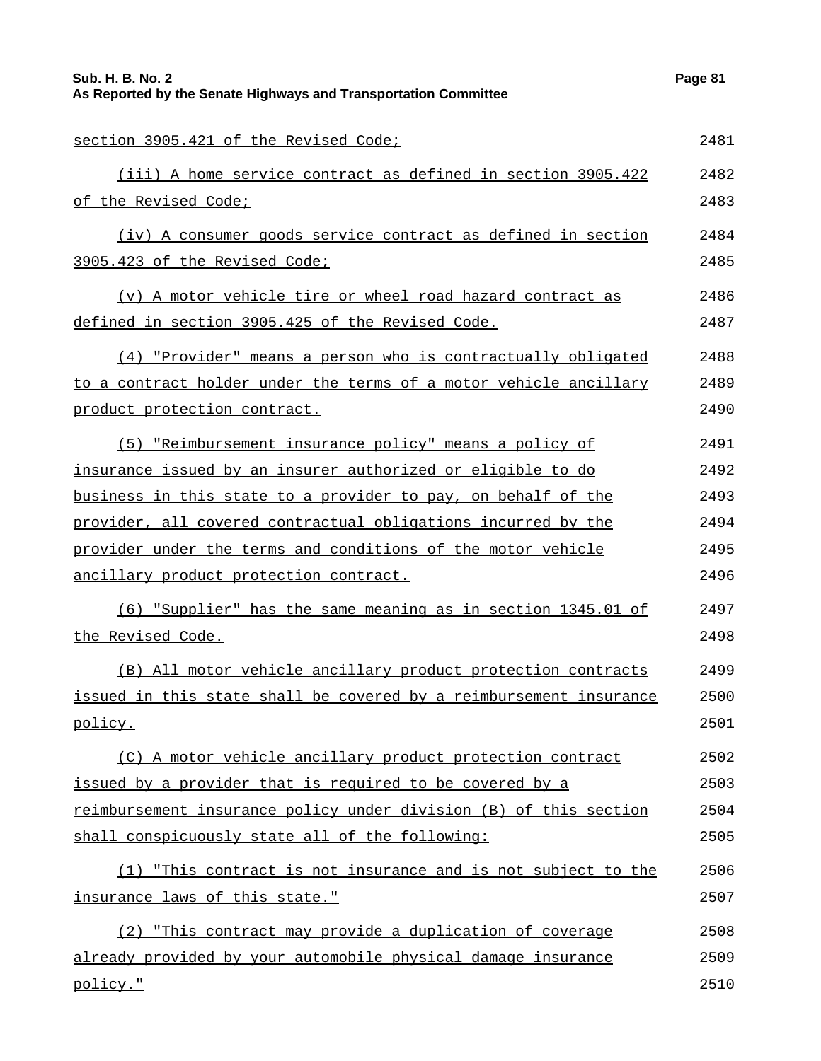section 3905.421 of the Revised Code;

(iii) A home service contract as defined in section 3905.422 of the Revised Code;

(iv) A consumer goods service contract as defined in section 3905.423 of the Revised Code;

(v) A motor vehicle tire or wheel road hazard contract as defined in section 3905.425 of the Revised Code.

(4) "Provider" means a person who is contractually obligated to a contract holder under the terms of a motor vehicle ancillary product protection contract.

(5) "Reimbursement insurance policy" means a policy of insurance issued by an insurer authorized or eligible to do business in this state to a provider to pay, on behalf of the provider, all covered contractual obligations incurred by the provider under the terms and conditions of the motor vehicle ancillary product protection contract.

(6) "Supplier" has the same meaning as in section 1345.01 of the Revised Code.

(B) All motor vehicle ancillary product protection contracts issued in this state shall be covered by a reimbursement insurance policy.

(C) A motor vehicle ancillary product protection contract issued by a provider that is required to be covered by a reimbursement insurance policy under division (B) of this section shall conspicuously state all of the following:

(1) "This contract is not insurance and is not subject to the insurance laws of this state."

(2) "This contract may provide a duplication of coverage already provided by your automobile physical damage insurance policy."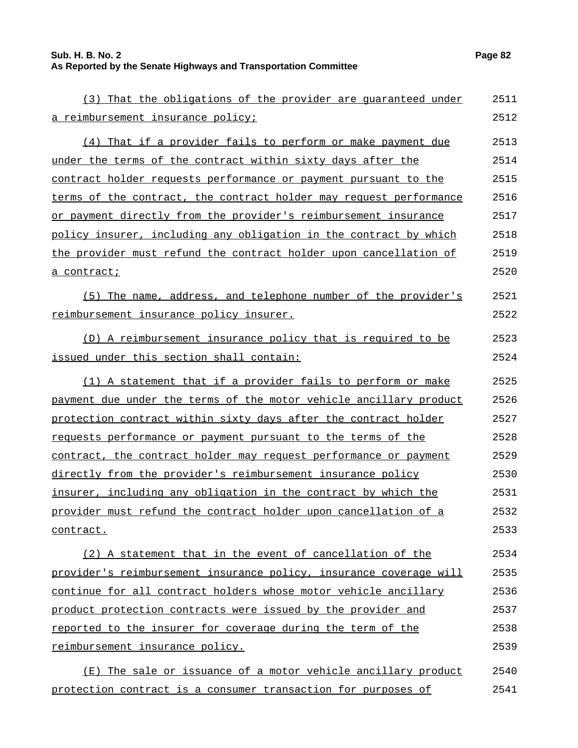(3) That the obligations of the provider are guaranteed under a reimbursement insurance policy;

(4) That if a provider fails to perform or make payment due under the terms of the contract within sixty days after the contract holder requests performance or payment pursuant to the terms of the contract, the contract holder may request performance or payment directly from the provider's reimbursement insurance policy insurer, including any obligation in the contract by which the provider must refund the contract holder upon cancellation of a contract;

(5) The name, address, and telephone number of the provider's reimbursement insurance policy insurer.

(D) A reimbursement insurance policy that is required to be issued under this section shall contain:

(1) A statement that if a provider fails to perform or make payment due under the terms of the motor vehicle ancillary product protection contract within sixty days after the contract holder requests performance or payment pursuant to the terms of the contract, the contract holder may request performance or payment directly from the provider's reimbursement insurance policy insurer, including any obligation in the contract by which the provider must refund the contract holder upon cancellation of a contract.

(2) A statement that in the event of cancellation of the provider's reimbursement insurance policy, insurance coverage will continue for all contract holders whose motor vehicle ancillary product protection contracts were issued by the provider and reported to the insurer for coverage during the term of the reimbursement insurance policy.

(E) The sale or issuance of a motor vehicle ancillary product protection contract is a consumer transaction for purposes of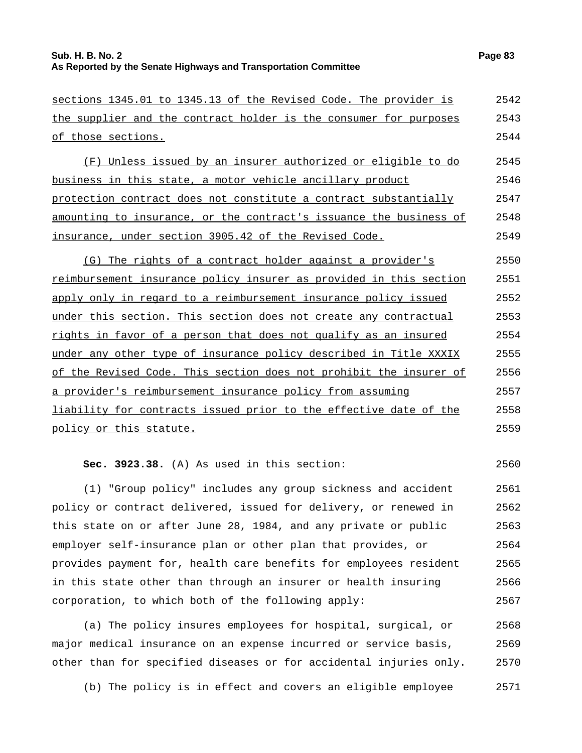sections 1345.01 to 1345.13 of the Revised Code. The provider is the supplier and the contract holder is the consumer for purposes of those sections.

(F) Unless issued by an insurer authorized or eligible to do business in this state, a motor vehicle ancillary product protection contract does not constitute a contract substantially amounting to insurance, or the contract's issuance the business of insurance, under section 3905.42 of the Revised Code.

(G) The rights of a contract holder against a provider's reimbursement insurance policy insurer as provided in this section apply only in regard to a reimbursement insurance policy issued under this section. This section does not create any contractual rights in favor of a person that does not qualify as an insured under any other type of insurance policy described in Title XXXIX of the Revised Code. This section does not prohibit the insurer of a provider's reimbursement insurance policy from assuming liability for contracts issued prior to the effective date of the policy or this statute.

**Sec. 3923.38.** (A) As used in this section:

(1) "Group policy" includes any group sickness and accident policy or contract delivered, issued for delivery, or renewed in this state on or after June 28, 1984, and any private or public employer self-insurance plan or other plan that provides, or provides payment for, health care benefits for employees resident in this state other than through an insurer or health insuring corporation, to which both of the following apply:

(a) The policy insures employees for hospital, surgical, or major medical insurance on an expense incurred or service basis, other than for specified diseases or for accidental injuries only.

(b) The policy is in effect and covers an eligible employee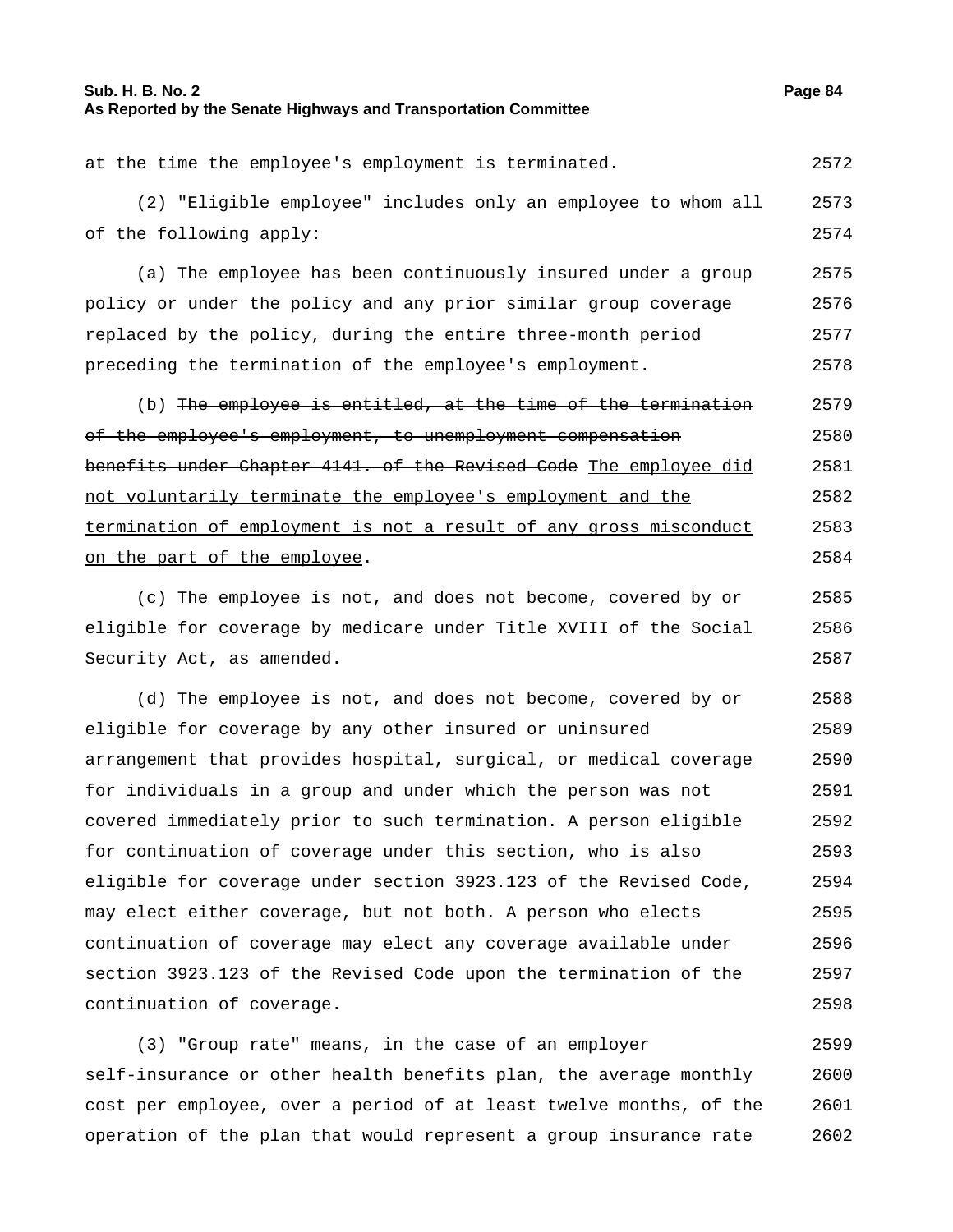at the time the employee's employment is terminated.

(2) "Eligible employee" includes only an employee to whom all of the following apply:

(a) The employee has been continuously insured under a group policy or under the policy and any prior similar group coverage replaced by the policy, during the entire three-month period preceding the termination of the employee's employment.

(b) ~~The employee is entitled, at the time of the termination of the employee's employment, to unemployment compensation benefits under Chapter 4141. of the Revised Code~~ The employee did not voluntarily terminate the employee's employment and the termination of employment is not a result of any gross misconduct on the part of the employee.

(c) The employee is not, and does not become, covered by or eligible for coverage by medicare under Title XVIII of the Social Security Act, as amended.

(d) The employee is not, and does not become, covered by or eligible for coverage by any other insured or uninsured arrangement that provides hospital, surgical, or medical coverage for individuals in a group and under which the person was not covered immediately prior to such termination. A person eligible for continuation of coverage under this section, who is also eligible for coverage under section 3923.123 of the Revised Code, may elect either coverage, but not both. A person who elects continuation of coverage may elect any coverage available under section 3923.123 of the Revised Code upon the termination of the continuation of coverage.

(3) "Group rate" means, in the case of an employer self-insurance or other health benefits plan, the average monthly cost per employee, over a period of at least twelve months, of the operation of the plan that would represent a group insurance rate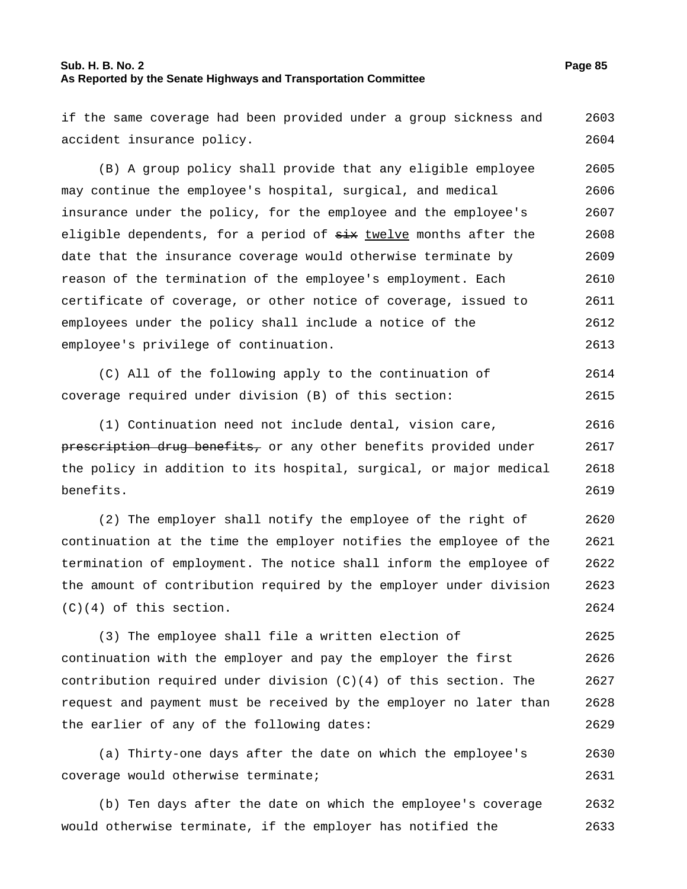if the same coverage had been provided under a group sickness and accident insurance policy.

(B) A group policy shall provide that any eligible employee may continue the employee's hospital, surgical, and medical insurance under the policy, for the employee and the employee's eligible dependents, for a period of ~~six~~ <u>twelve</u> months after the date that the insurance coverage would otherwise terminate by reason of the termination of the employee's employment. Each certificate of coverage, or other notice of coverage, issued to employees under the policy shall include a notice of the employee's privilege of continuation.

(C) All of the following apply to the continuation of coverage required under division (B) of this section:

(1) Continuation need not include dental, vision care, ~~prescription drug benefits,~~ or any other benefits provided under the policy in addition to its hospital, surgical, or major medical benefits.

(2) The employer shall notify the employee of the right of continuation at the time the employer notifies the employee of the termination of employment. The notice shall inform the employee of the amount of contribution required by the employer under division (C)(4) of this section.

(3) The employee shall file a written election of continuation with the employer and pay the employer the first contribution required under division (C)(4) of this section. The request and payment must be received by the employer no later than the earlier of any of the following dates:

(a) Thirty-one days after the date on which the employee's coverage would otherwise terminate;

(b) Ten days after the date on which the employee's coverage would otherwise terminate, if the employer has notified the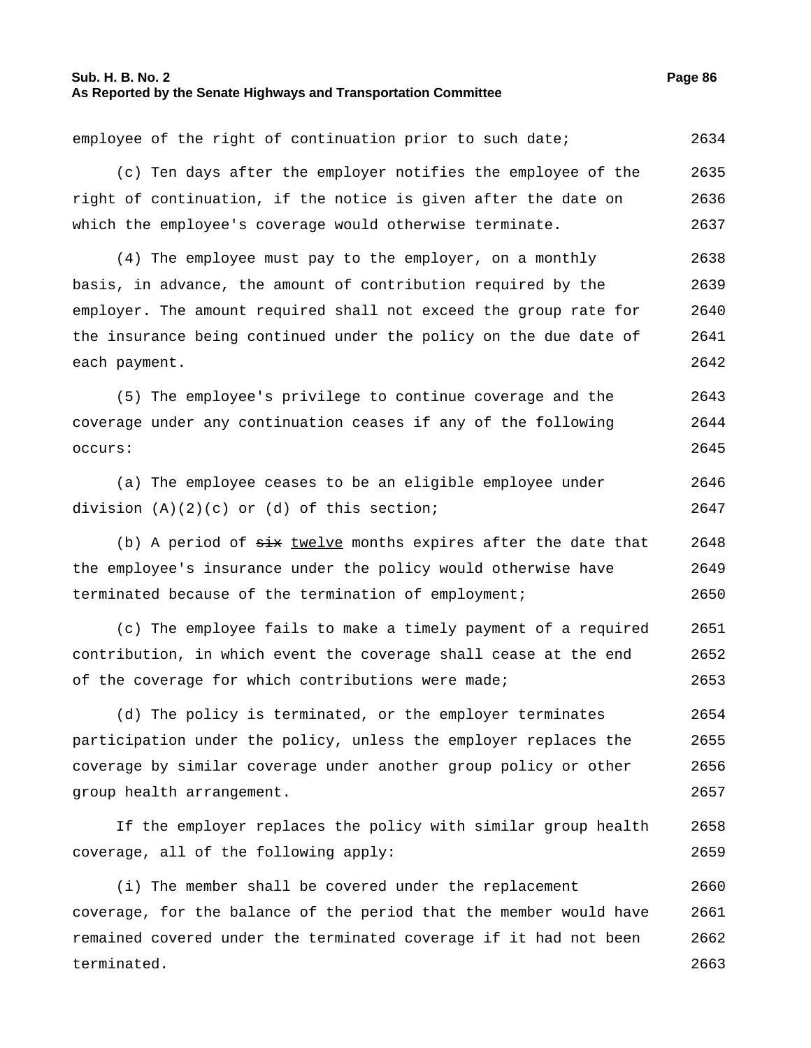employee of the right of continuation prior to such date; 2634

(c) Ten days after the employer notifies the employee of the right of continuation, if the notice is given after the date on which the employee's coverage would otherwise terminate. 2635 2636 2637

(4) The employee must pay to the employer, on a monthly basis, in advance, the amount of contribution required by the employer. The amount required shall not exceed the group rate for the insurance being continued under the policy on the due date of each payment. 2638 2639 2640 2641 2642

(5) The employee's privilege to continue coverage and the coverage under any continuation ceases if any of the following occurs: 2643 2644 2645

(a) The employee ceases to be an eligible employee under division (A)(2)(c) or (d) of this section; 2646 2647

(b) A period of ~~six~~ twelve months expires after the date that the employee's insurance under the policy would otherwise have terminated because of the termination of employment; 2648 2649 2650

(c) The employee fails to make a timely payment of a required contribution, in which event the coverage shall cease at the end of the coverage for which contributions were made; 2651 2652 2653

(d) The policy is terminated, or the employer terminates participation under the policy, unless the employer replaces the coverage by similar coverage under another group policy or other group health arrangement. 2654 2655 2656 2657

If the employer replaces the policy with similar group health coverage, all of the following apply: 2658 2659

(i) The member shall be covered under the replacement coverage, for the balance of the period that the member would have remained covered under the terminated coverage if it had not been terminated. 2660 2661 2662 2663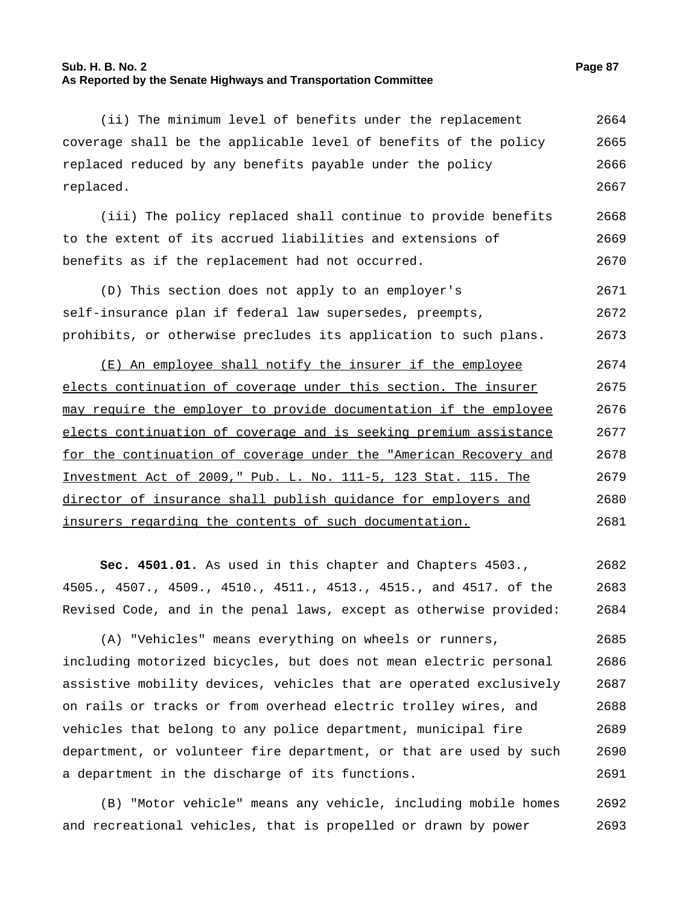(ii) The minimum level of benefits under the replacement coverage shall be the applicable level of benefits of the policy replaced reduced by any benefits payable under the policy replaced.

(iii) The policy replaced shall continue to provide benefits to the extent of its accrued liabilities and extensions of benefits as if the replacement had not occurred.

(D) This section does not apply to an employer's self-insurance plan if federal law supersedes, preempts, prohibits, or otherwise precludes its application to such plans.

<u>(E) An employee shall notify the insurer if the employee elects continuation of coverage under this section. The insurer may require the employer to provide documentation if the employee elects continuation of coverage and is seeking premium assistance for the continuation of coverage under the "American Recovery and Investment Act of 2009," Pub. L. No. 111-5, 123 Stat. 115. The director of insurance shall publish guidance for employers and insurers regarding the contents of such documentation.</u>

**Sec. 4501.01.** As used in this chapter and Chapters 4503., 4505., 4507., 4509., 4510., 4511., 4513., 4515., and 4517. of the Revised Code, and in the penal laws, except as otherwise provided:

(A) "Vehicles" means everything on wheels or runners, including motorized bicycles, but does not mean electric personal assistive mobility devices, vehicles that are operated exclusively on rails or tracks or from overhead electric trolley wires, and vehicles that belong to any police department, municipal fire department, or volunteer fire department, or that are used by such a department in the discharge of its functions.

(B) "Motor vehicle" means any vehicle, including mobile homes and recreational vehicles, that is propelled or drawn by power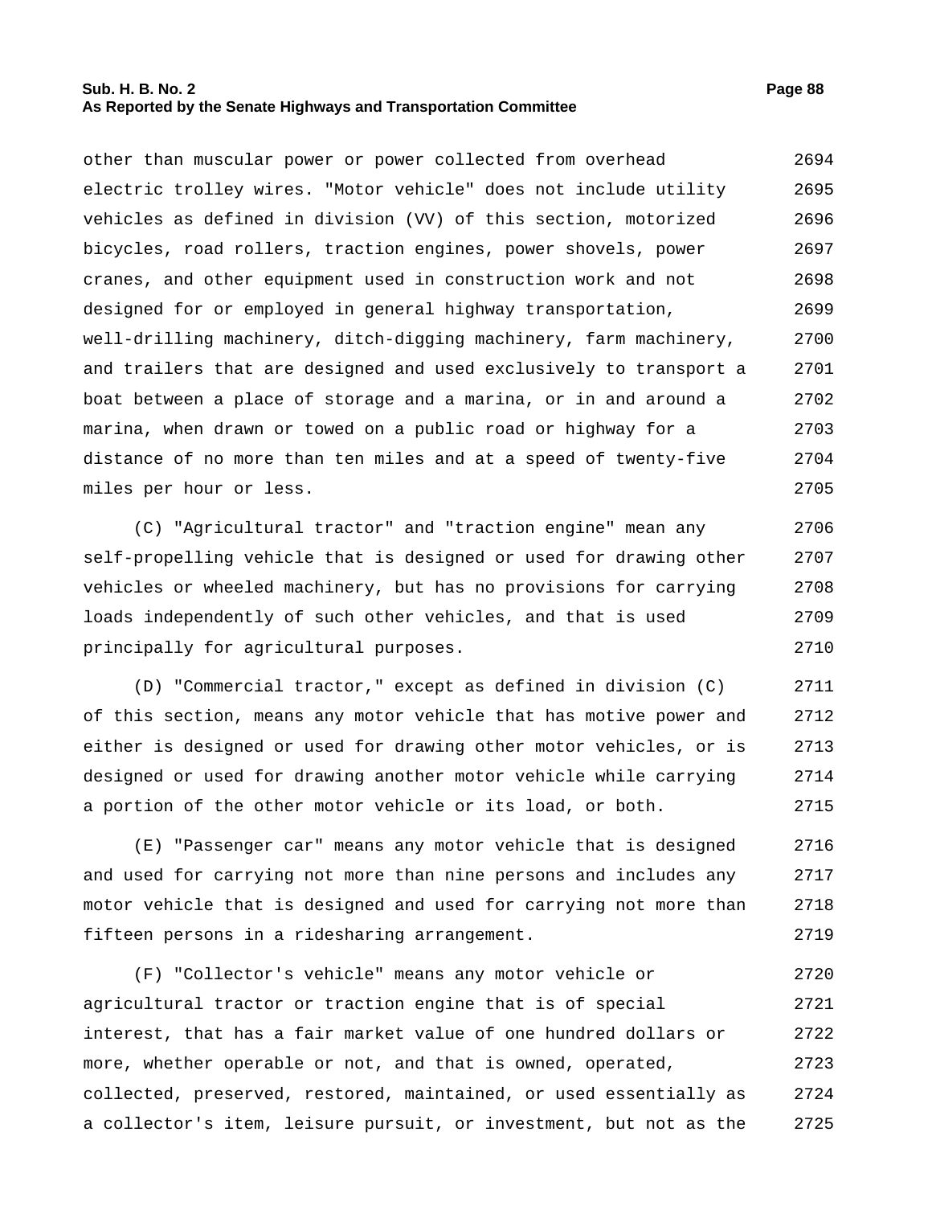other than muscular power or power collected from overhead electric trolley wires. "Motor vehicle" does not include utility vehicles as defined in division (VV) of this section, motorized bicycles, road rollers, traction engines, power shovels, power cranes, and other equipment used in construction work and not designed for or employed in general highway transportation, well-drilling machinery, ditch-digging machinery, farm machinery, and trailers that are designed and used exclusively to transport a boat between a place of storage and a marina, or in and around a marina, when drawn or towed on a public road or highway for a distance of no more than ten miles and at a speed of twenty-five miles per hour or less.

(C) "Agricultural tractor" and "traction engine" mean any self-propelling vehicle that is designed or used for drawing other vehicles or wheeled machinery, but has no provisions for carrying loads independently of such other vehicles, and that is used principally for agricultural purposes.

(D) "Commercial tractor," except as defined in division (C) of this section, means any motor vehicle that has motive power and either is designed or used for drawing other motor vehicles, or is designed or used for drawing another motor vehicle while carrying a portion of the other motor vehicle or its load, or both.

(E) "Passenger car" means any motor vehicle that is designed and used for carrying not more than nine persons and includes any motor vehicle that is designed and used for carrying not more than fifteen persons in a ridesharing arrangement.

(F) "Collector's vehicle" means any motor vehicle or agricultural tractor or traction engine that is of special interest, that has a fair market value of one hundred dollars or more, whether operable or not, and that is owned, operated, collected, preserved, restored, maintained, or used essentially as a collector's item, leisure pursuit, or investment, but not as the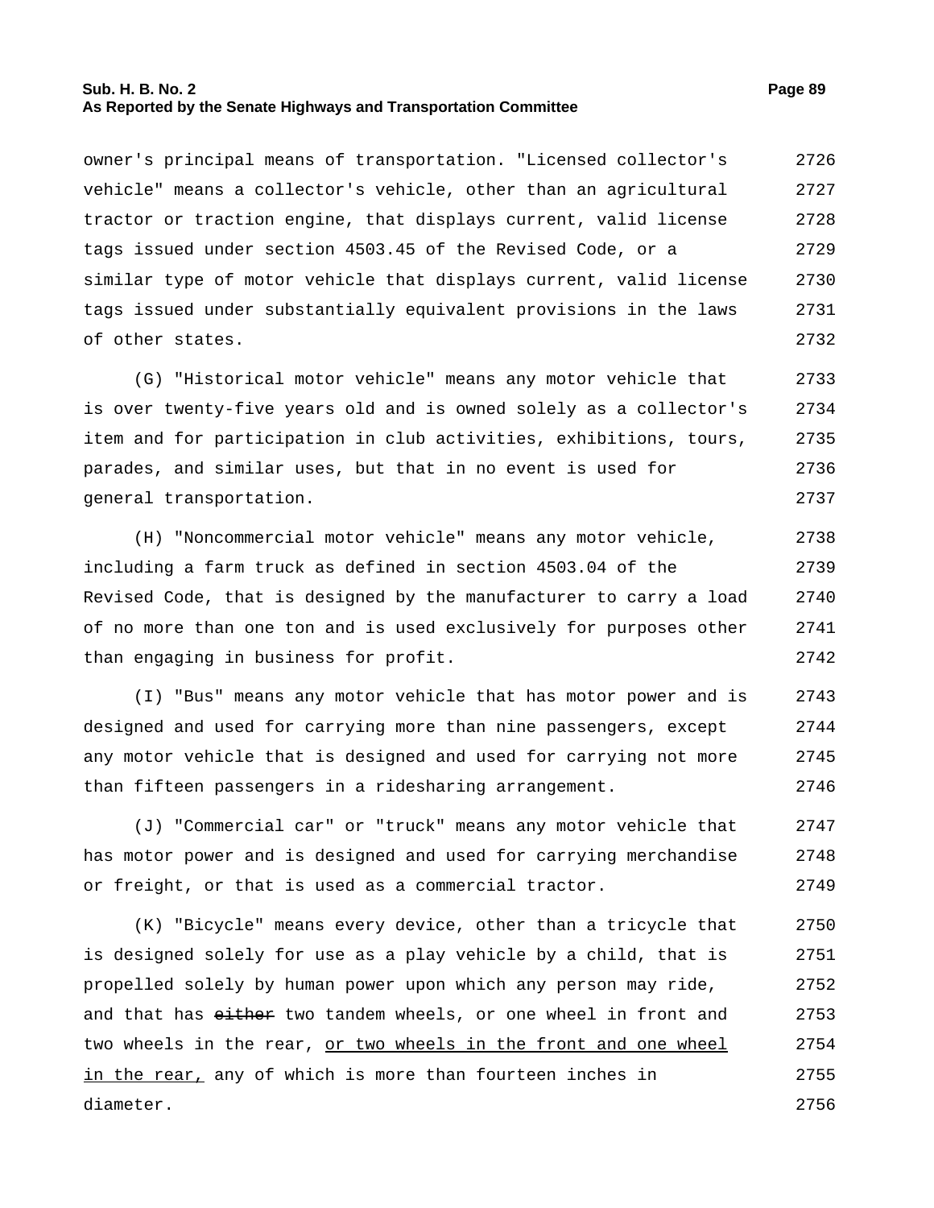owner's principal means of transportation. "Licensed collector's vehicle" means a collector's vehicle, other than an agricultural tractor or traction engine, that displays current, valid license tags issued under section 4503.45 of the Revised Code, or a similar type of motor vehicle that displays current, valid license tags issued under substantially equivalent provisions in the laws of other states.

(G) "Historical motor vehicle" means any motor vehicle that is over twenty-five years old and is owned solely as a collector's item and for participation in club activities, exhibitions, tours, parades, and similar uses, but that in no event is used for general transportation.

(H) "Noncommercial motor vehicle" means any motor vehicle, including a farm truck as defined in section 4503.04 of the Revised Code, that is designed by the manufacturer to carry a load of no more than one ton and is used exclusively for purposes other than engaging in business for profit.

(I) "Bus" means any motor vehicle that has motor power and is designed and used for carrying more than nine passengers, except any motor vehicle that is designed and used for carrying not more than fifteen passengers in a ridesharing arrangement.

(J) "Commercial car" or "truck" means any motor vehicle that has motor power and is designed and used for carrying merchandise or freight, or that is used as a commercial tractor.

(K) "Bicycle" means every device, other than a tricycle that is designed solely for use as a play vehicle by a child, that is propelled solely by human power upon which any person may ride, and that has ~~either~~ two tandem wheels, or one wheel in front and two wheels in the rear, <u>or two wheels in the front and one wheel in the rear,</u> any of which is more than fourteen inches in diameter.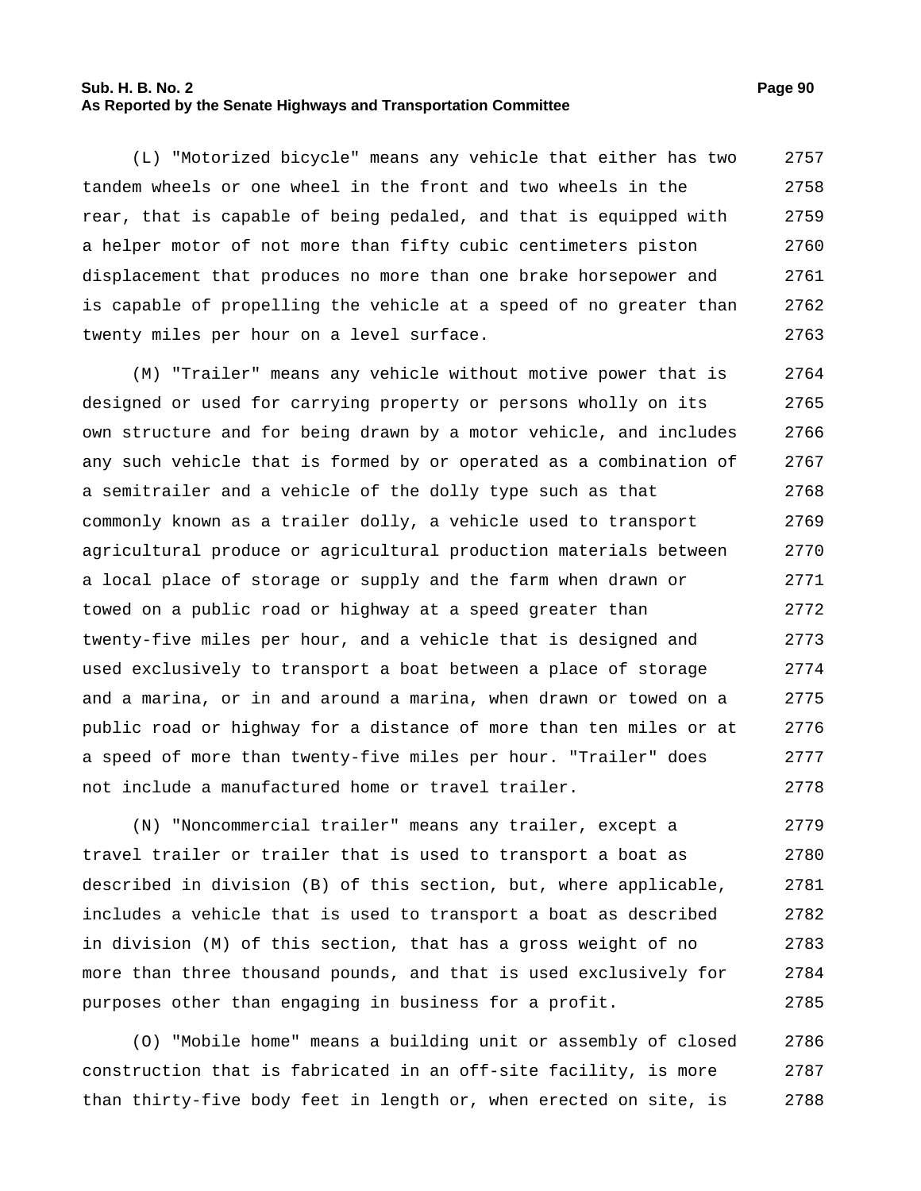(L) "Motorized bicycle" means any vehicle that either has two tandem wheels or one wheel in the front and two wheels in the rear, that is capable of being pedaled, and that is equipped with a helper motor of not more than fifty cubic centimeters piston displacement that produces no more than one brake horsepower and is capable of propelling the vehicle at a speed of no greater than twenty miles per hour on a level surface.

(M) "Trailer" means any vehicle without motive power that is designed or used for carrying property or persons wholly on its own structure and for being drawn by a motor vehicle, and includes any such vehicle that is formed by or operated as a combination of a semitrailer and a vehicle of the dolly type such as that commonly known as a trailer dolly, a vehicle used to transport agricultural produce or agricultural production materials between a local place of storage or supply and the farm when drawn or towed on a public road or highway at a speed greater than twenty-five miles per hour, and a vehicle that is designed and used exclusively to transport a boat between a place of storage and a marina, or in and around a marina, when drawn or towed on a public road or highway for a distance of more than ten miles or at a speed of more than twenty-five miles per hour. "Trailer" does not include a manufactured home or travel trailer.

(N) "Noncommercial trailer" means any trailer, except a travel trailer or trailer that is used to transport a boat as described in division (B) of this section, but, where applicable, includes a vehicle that is used to transport a boat as described in division (M) of this section, that has a gross weight of no more than three thousand pounds, and that is used exclusively for purposes other than engaging in business for a profit.

(O) "Mobile home" means a building unit or assembly of closed construction that is fabricated in an off-site facility, is more than thirty-five body feet in length or, when erected on site, is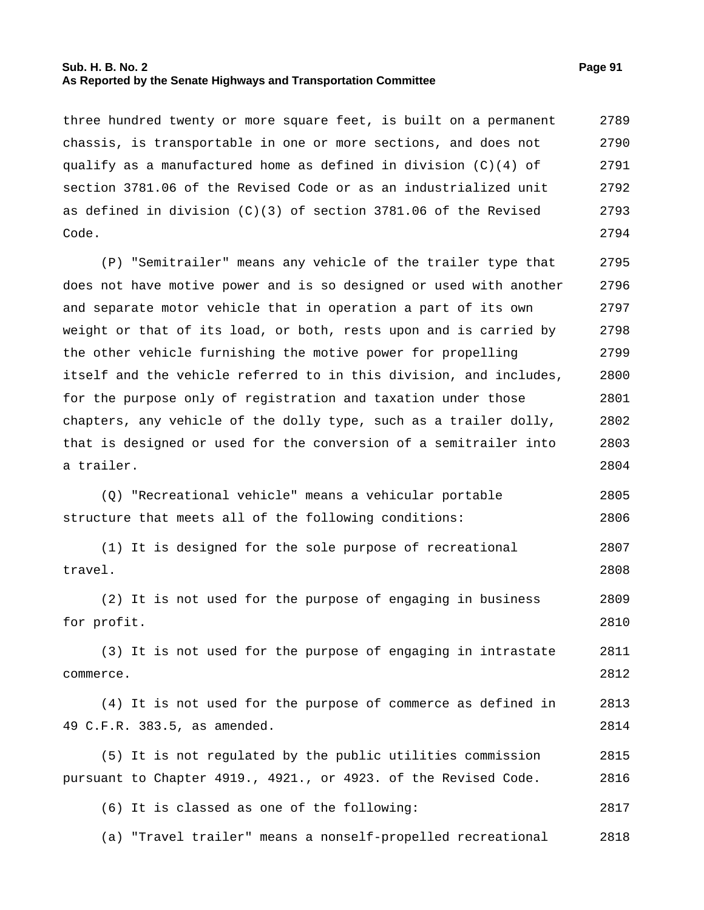three hundred twenty or more square feet, is built on a permanent chassis, is transportable in one or more sections, and does not qualify as a manufactured home as defined in division (C)(4) of section 3781.06 of the Revised Code or as an industrialized unit as defined in division (C)(3) of section 3781.06 of the Revised Code.

(P) "Semitrailer" means any vehicle of the trailer type that does not have motive power and is so designed or used with another and separate motor vehicle that in operation a part of its own weight or that of its load, or both, rests upon and is carried by the other vehicle furnishing the motive power for propelling itself and the vehicle referred to in this division, and includes, for the purpose only of registration and taxation under those chapters, any vehicle of the dolly type, such as a trailer dolly, that is designed or used for the conversion of a semitrailer into a trailer.

(Q) "Recreational vehicle" means a vehicular portable structure that meets all of the following conditions:

(1) It is designed for the sole purpose of recreational travel.

(2) It is not used for the purpose of engaging in business for profit.

(3) It is not used for the purpose of engaging in intrastate commerce.

(4) It is not used for the purpose of commerce as defined in 49 C.F.R. 383.5, as amended.

(5) It is not regulated by the public utilities commission pursuant to Chapter 4919., 4921., or 4923. of the Revised Code.

(6) It is classed as one of the following:

(a) "Travel trailer" means a nonself-propelled recreational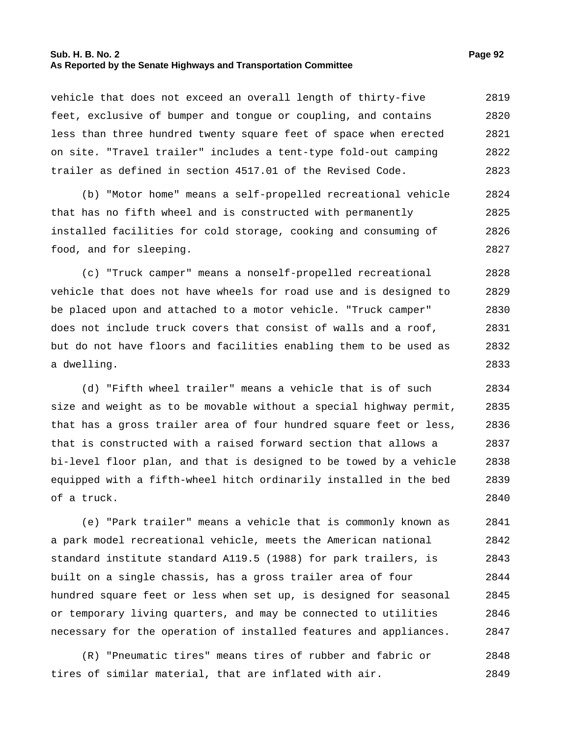vehicle that does not exceed an overall length of thirty-five feet, exclusive of bumper and tongue or coupling, and contains less than three hundred twenty square feet of space when erected on site. "Travel trailer" includes a tent-type fold-out camping trailer as defined in section 4517.01 of the Revised Code.

(b) "Motor home" means a self-propelled recreational vehicle that has no fifth wheel and is constructed with permanently installed facilities for cold storage, cooking and consuming of food, and for sleeping.

(c) "Truck camper" means a nonself-propelled recreational vehicle that does not have wheels for road use and is designed to be placed upon and attached to a motor vehicle. "Truck camper" does not include truck covers that consist of walls and a roof, but do not have floors and facilities enabling them to be used as a dwelling.

(d) "Fifth wheel trailer" means a vehicle that is of such size and weight as to be movable without a special highway permit, that has a gross trailer area of four hundred square feet or less, that is constructed with a raised forward section that allows a bi-level floor plan, and that is designed to be towed by a vehicle equipped with a fifth-wheel hitch ordinarily installed in the bed of a truck.

(e) "Park trailer" means a vehicle that is commonly known as a park model recreational vehicle, meets the American national standard institute standard A119.5 (1988) for park trailers, is built on a single chassis, has a gross trailer area of four hundred square feet or less when set up, is designed for seasonal or temporary living quarters, and may be connected to utilities necessary for the operation of installed features and appliances.

(R) "Pneumatic tires" means tires of rubber and fabric or tires of similar material, that are inflated with air.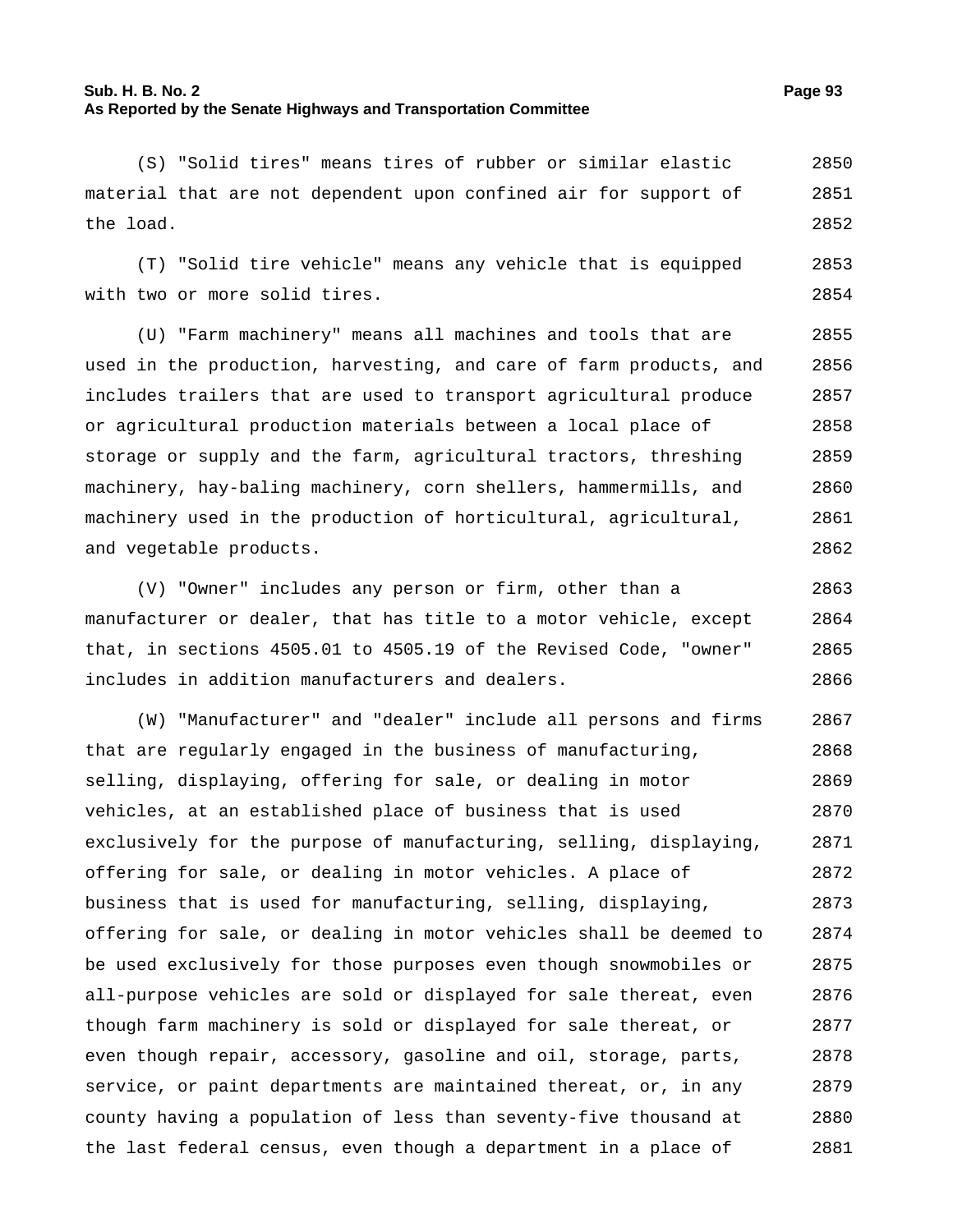(S) "Solid tires" means tires of rubber or similar elastic material that are not dependent upon confined air for support of the load.

(T) "Solid tire vehicle" means any vehicle that is equipped with two or more solid tires.

(U) "Farm machinery" means all machines and tools that are used in the production, harvesting, and care of farm products, and includes trailers that are used to transport agricultural produce or agricultural production materials between a local place of storage or supply and the farm, agricultural tractors, threshing machinery, hay-baling machinery, corn shellers, hammermills, and machinery used in the production of horticultural, agricultural, and vegetable products.

(V) "Owner" includes any person or firm, other than a manufacturer or dealer, that has title to a motor vehicle, except that, in sections 4505.01 to 4505.19 of the Revised Code, "owner" includes in addition manufacturers and dealers.

(W) "Manufacturer" and "dealer" include all persons and firms that are regularly engaged in the business of manufacturing, selling, displaying, offering for sale, or dealing in motor vehicles, at an established place of business that is used exclusively for the purpose of manufacturing, selling, displaying, offering for sale, or dealing in motor vehicles. A place of business that is used for manufacturing, selling, displaying, offering for sale, or dealing in motor vehicles shall be deemed to be used exclusively for those purposes even though snowmobiles or all-purpose vehicles are sold or displayed for sale thereat, even though farm machinery is sold or displayed for sale thereat, or even though repair, accessory, gasoline and oil, storage, parts, service, or paint departments are maintained thereat, or, in any county having a population of less than seventy-five thousand at the last federal census, even though a department in a place of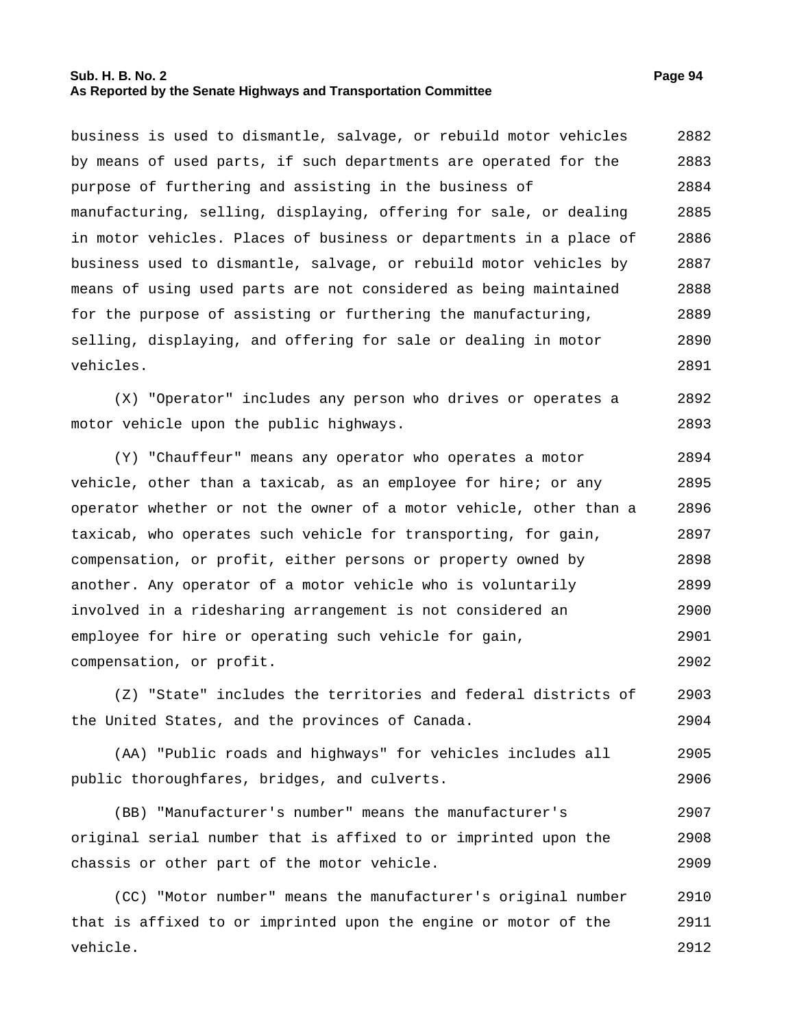business is used to dismantle, salvage, or rebuild motor vehicles by means of used parts, if such departments are operated for the purpose of furthering and assisting in the business of manufacturing, selling, displaying, offering for sale, or dealing in motor vehicles. Places of business or departments in a place of business used to dismantle, salvage, or rebuild motor vehicles by means of using used parts are not considered as being maintained for the purpose of assisting or furthering the manufacturing, selling, displaying, and offering for sale or dealing in motor vehicles.

(X) "Operator" includes any person who drives or operates a motor vehicle upon the public highways.

(Y) "Chauffeur" means any operator who operates a motor vehicle, other than a taxicab, as an employee for hire; or any operator whether or not the owner of a motor vehicle, other than a taxicab, who operates such vehicle for transporting, for gain, compensation, or profit, either persons or property owned by another. Any operator of a motor vehicle who is voluntarily involved in a ridesharing arrangement is not considered an employee for hire or operating such vehicle for gain, compensation, or profit.

(Z) "State" includes the territories and federal districts of the United States, and the provinces of Canada.

(AA) "Public roads and highways" for vehicles includes all public thoroughfares, bridges, and culverts.

(BB) "Manufacturer's number" means the manufacturer's original serial number that is affixed to or imprinted upon the chassis or other part of the motor vehicle.

(CC) "Motor number" means the manufacturer's original number that is affixed to or imprinted upon the engine or motor of the vehicle.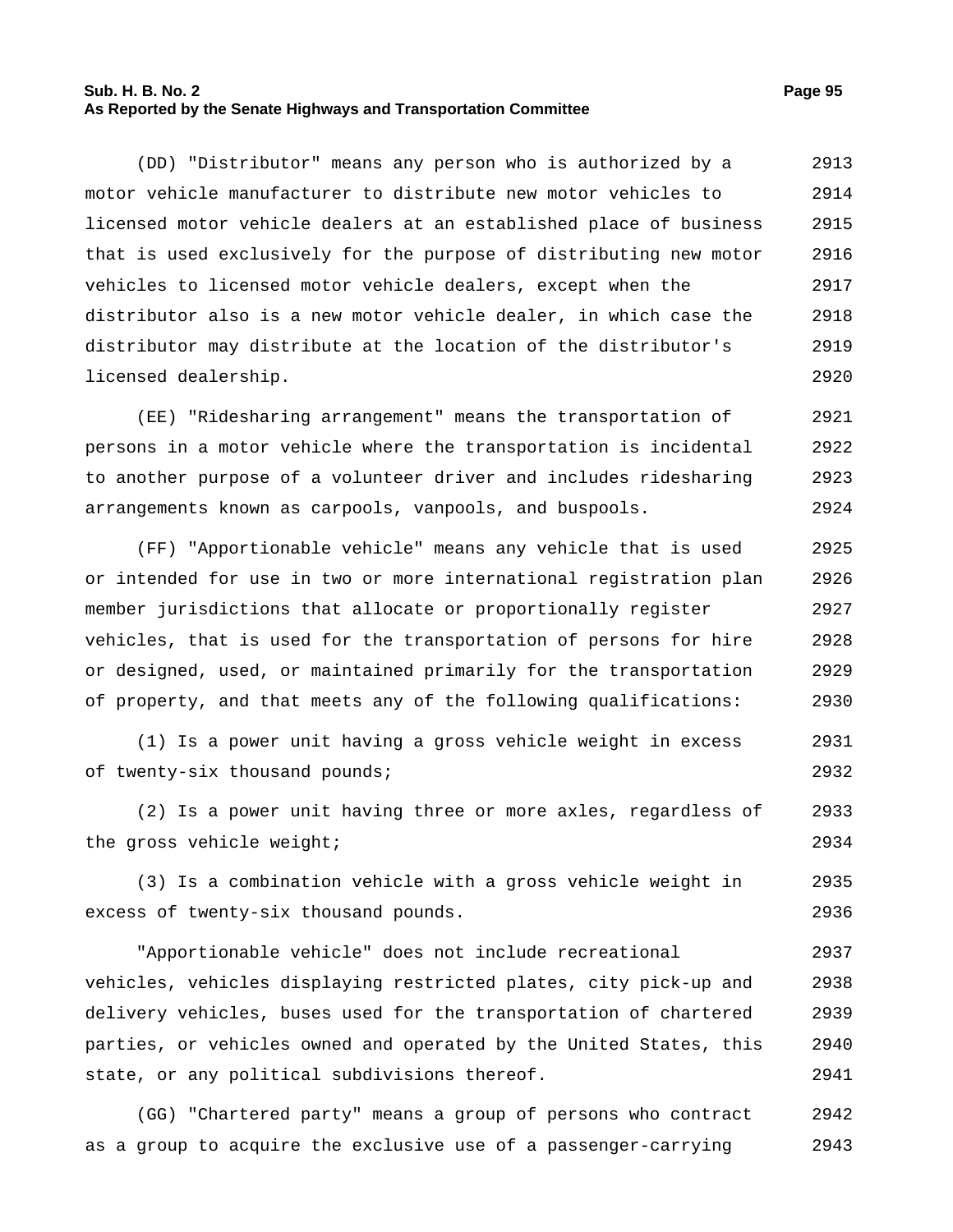(DD) "Distributor" means any person who is authorized by a motor vehicle manufacturer to distribute new motor vehicles to licensed motor vehicle dealers at an established place of business that is used exclusively for the purpose of distributing new motor vehicles to licensed motor vehicle dealers, except when the distributor also is a new motor vehicle dealer, in which case the distributor may distribute at the location of the distributor's licensed dealership.

(EE) "Ridesharing arrangement" means the transportation of persons in a motor vehicle where the transportation is incidental to another purpose of a volunteer driver and includes ridesharing arrangements known as carpools, vanpools, and buspools.

(FF) "Apportionable vehicle" means any vehicle that is used or intended for use in two or more international registration plan member jurisdictions that allocate or proportionally register vehicles, that is used for the transportation of persons for hire or designed, used, or maintained primarily for the transportation of property, and that meets any of the following qualifications:

(1) Is a power unit having a gross vehicle weight in excess of twenty-six thousand pounds;

(2) Is a power unit having three or more axles, regardless of the gross vehicle weight;

(3) Is a combination vehicle with a gross vehicle weight in excess of twenty-six thousand pounds.

"Apportionable vehicle" does not include recreational vehicles, vehicles displaying restricted plates, city pick-up and delivery vehicles, buses used for the transportation of chartered parties, or vehicles owned and operated by the United States, this state, or any political subdivisions thereof.

(GG) "Chartered party" means a group of persons who contract as a group to acquire the exclusive use of a passenger-carrying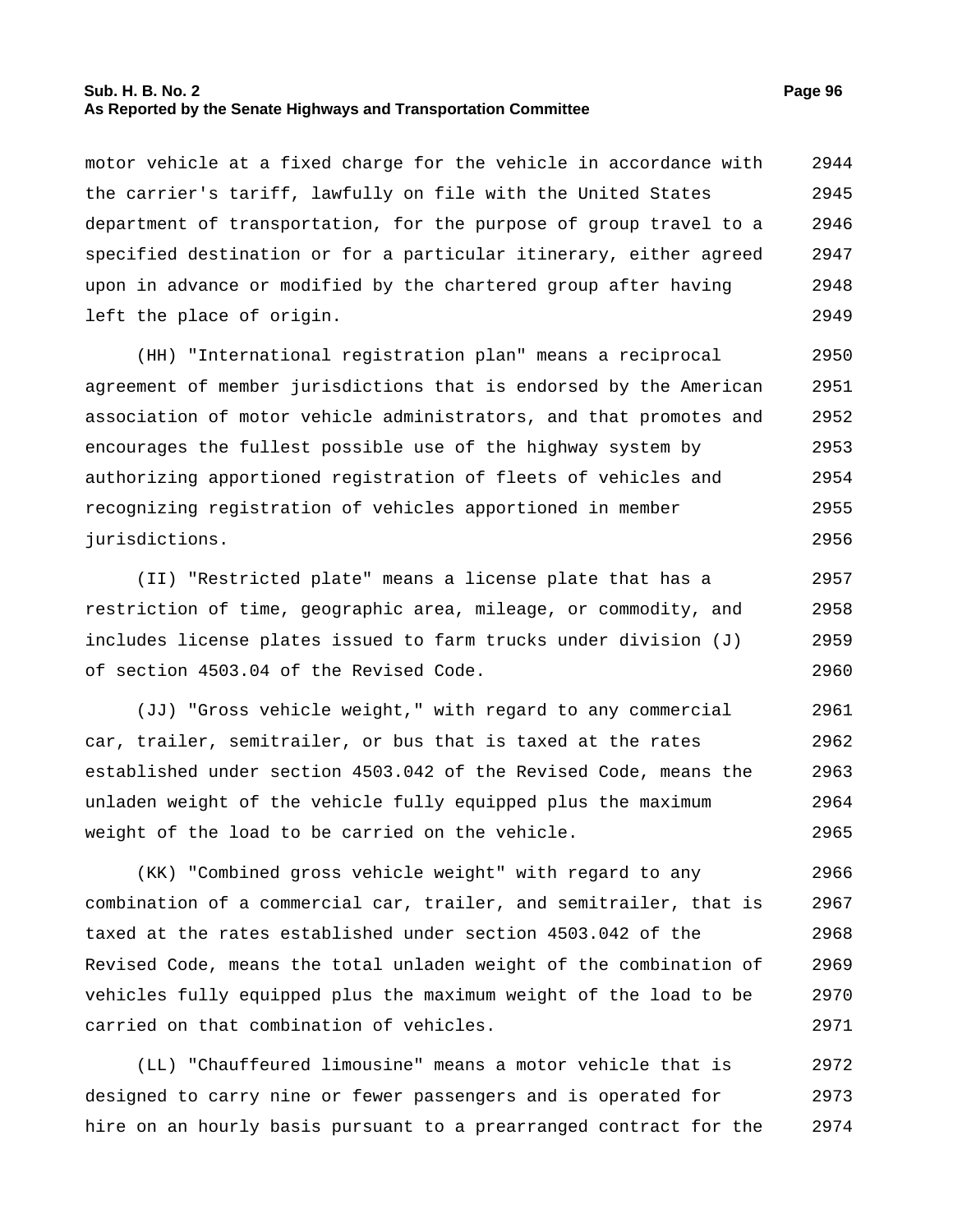motor vehicle at a fixed charge for the vehicle in accordance with the carrier's tariff, lawfully on file with the United States department of transportation, for the purpose of group travel to a specified destination or for a particular itinerary, either agreed upon in advance or modified by the chartered group after having left the place of origin.

(HH) "International registration plan" means a reciprocal agreement of member jurisdictions that is endorsed by the American association of motor vehicle administrators, and that promotes and encourages the fullest possible use of the highway system by authorizing apportioned registration of fleets of vehicles and recognizing registration of vehicles apportioned in member jurisdictions.

(II) "Restricted plate" means a license plate that has a restriction of time, geographic area, mileage, or commodity, and includes license plates issued to farm trucks under division (J) of section 4503.04 of the Revised Code.

(JJ) "Gross vehicle weight," with regard to any commercial car, trailer, semitrailer, or bus that is taxed at the rates established under section 4503.042 of the Revised Code, means the unladen weight of the vehicle fully equipped plus the maximum weight of the load to be carried on the vehicle.

(KK) "Combined gross vehicle weight" with regard to any combination of a commercial car, trailer, and semitrailer, that is taxed at the rates established under section 4503.042 of the Revised Code, means the total unladen weight of the combination of vehicles fully equipped plus the maximum weight of the load to be carried on that combination of vehicles.

(LL) "Chauffeured limousine" means a motor vehicle that is designed to carry nine or fewer passengers and is operated for hire on an hourly basis pursuant to a prearranged contract for the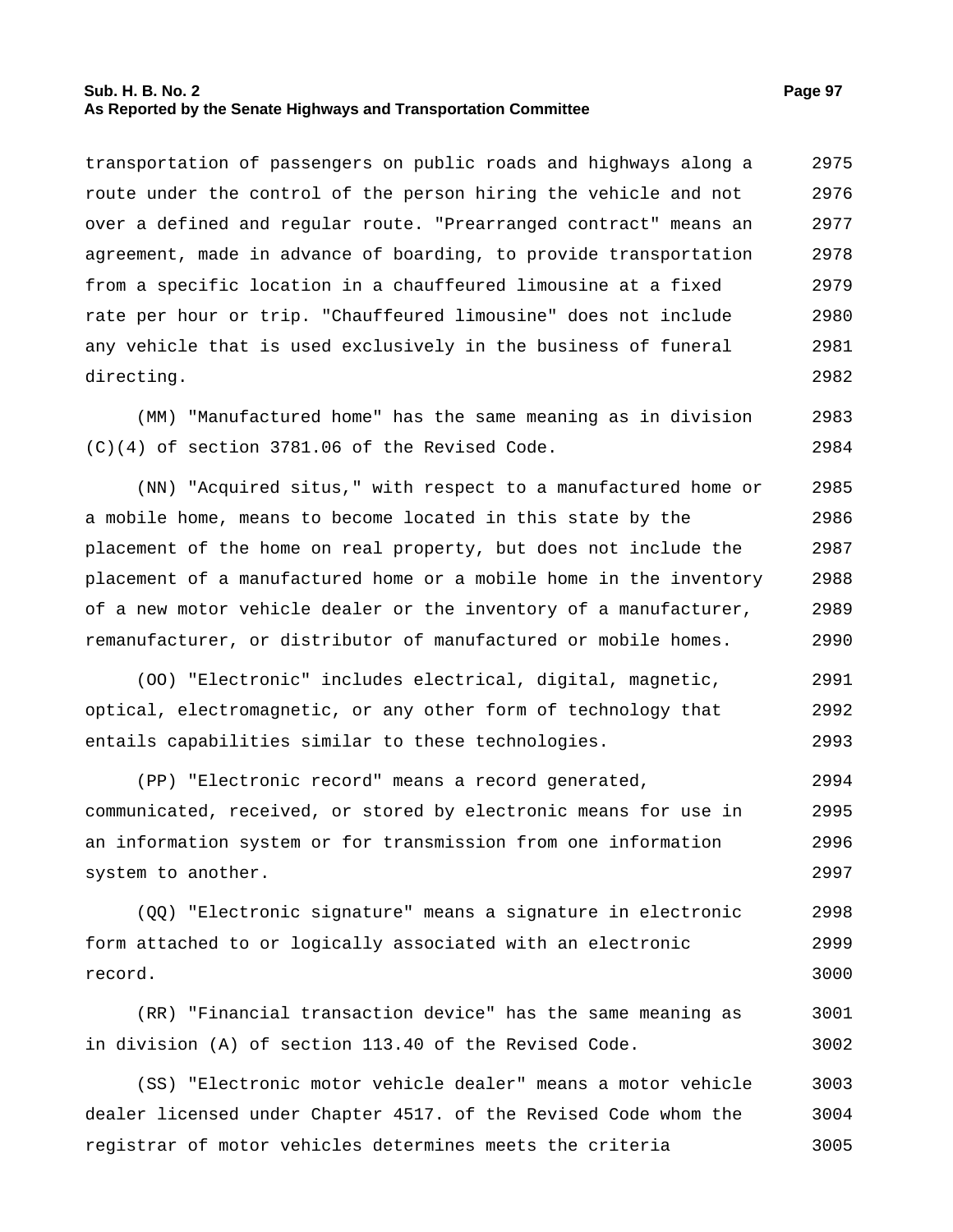transportation of passengers on public roads and highways along a route under the control of the person hiring the vehicle and not over a defined and regular route. "Prearranged contract" means an agreement, made in advance of boarding, to provide transportation from a specific location in a chauffeured limousine at a fixed rate per hour or trip. "Chauffeured limousine" does not include any vehicle that is used exclusively in the business of funeral directing.

(MM) "Manufactured home" has the same meaning as in division (C)(4) of section 3781.06 of the Revised Code.

(NN) "Acquired situs," with respect to a manufactured home or a mobile home, means to become located in this state by the placement of the home on real property, but does not include the placement of a manufactured home or a mobile home in the inventory of a new motor vehicle dealer or the inventory of a manufacturer, remanufacturer, or distributor of manufactured or mobile homes.

(OO) "Electronic" includes electrical, digital, magnetic, optical, electromagnetic, or any other form of technology that entails capabilities similar to these technologies.

(PP) "Electronic record" means a record generated, communicated, received, or stored by electronic means for use in an information system or for transmission from one information system to another.

(QQ) "Electronic signature" means a signature in electronic form attached to or logically associated with an electronic record.

(RR) "Financial transaction device" has the same meaning as in division (A) of section 113.40 of the Revised Code.

(SS) "Electronic motor vehicle dealer" means a motor vehicle dealer licensed under Chapter 4517. of the Revised Code whom the registrar of motor vehicles determines meets the criteria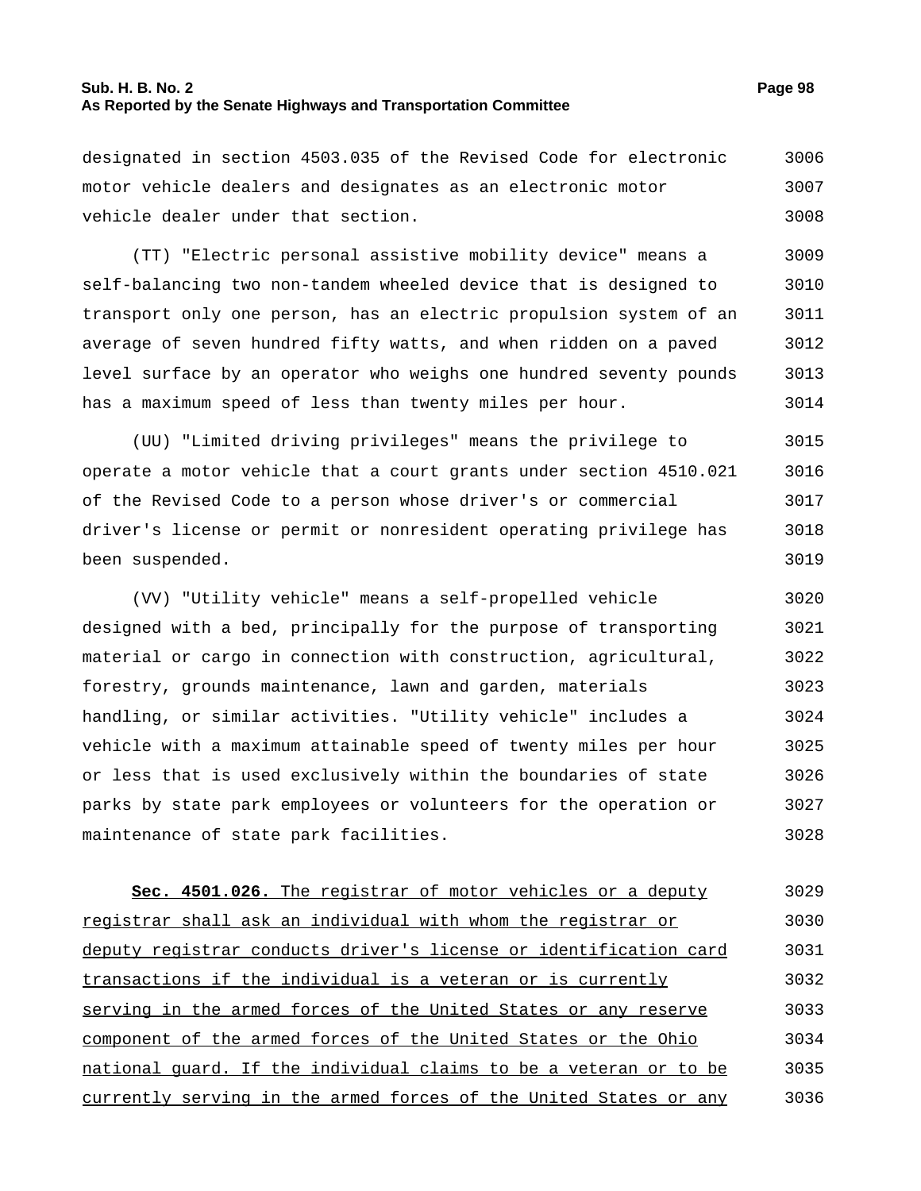designated in section 4503.035 of the Revised Code for electronic motor vehicle dealers and designates as an electronic motor vehicle dealer under that section.

(TT) "Electric personal assistive mobility device" means a self-balancing two non-tandem wheeled device that is designed to transport only one person, has an electric propulsion system of an average of seven hundred fifty watts, and when ridden on a paved level surface by an operator who weighs one hundred seventy pounds has a maximum speed of less than twenty miles per hour.

(UU) "Limited driving privileges" means the privilege to operate a motor vehicle that a court grants under section 4510.021 of the Revised Code to a person whose driver's or commercial driver's license or permit or nonresident operating privilege has been suspended.

(VV) "Utility vehicle" means a self-propelled vehicle designed with a bed, principally for the purpose of transporting material or cargo in connection with construction, agricultural, forestry, grounds maintenance, lawn and garden, materials handling, or similar activities. "Utility vehicle" includes a vehicle with a maximum attainable speed of twenty miles per hour or less that is used exclusively within the boundaries of state parks by state park employees or volunteers for the operation or maintenance of state park facilities.

**Sec. 4501.026.** The registrar of motor vehicles or a deputy registrar shall ask an individual with whom the registrar or deputy registrar conducts driver's license or identification card transactions if the individual is a veteran or is currently serving in the armed forces of the United States or any reserve component of the armed forces of the United States or the Ohio national guard. If the individual claims to be a veteran or to be currently serving in the armed forces of the United States or any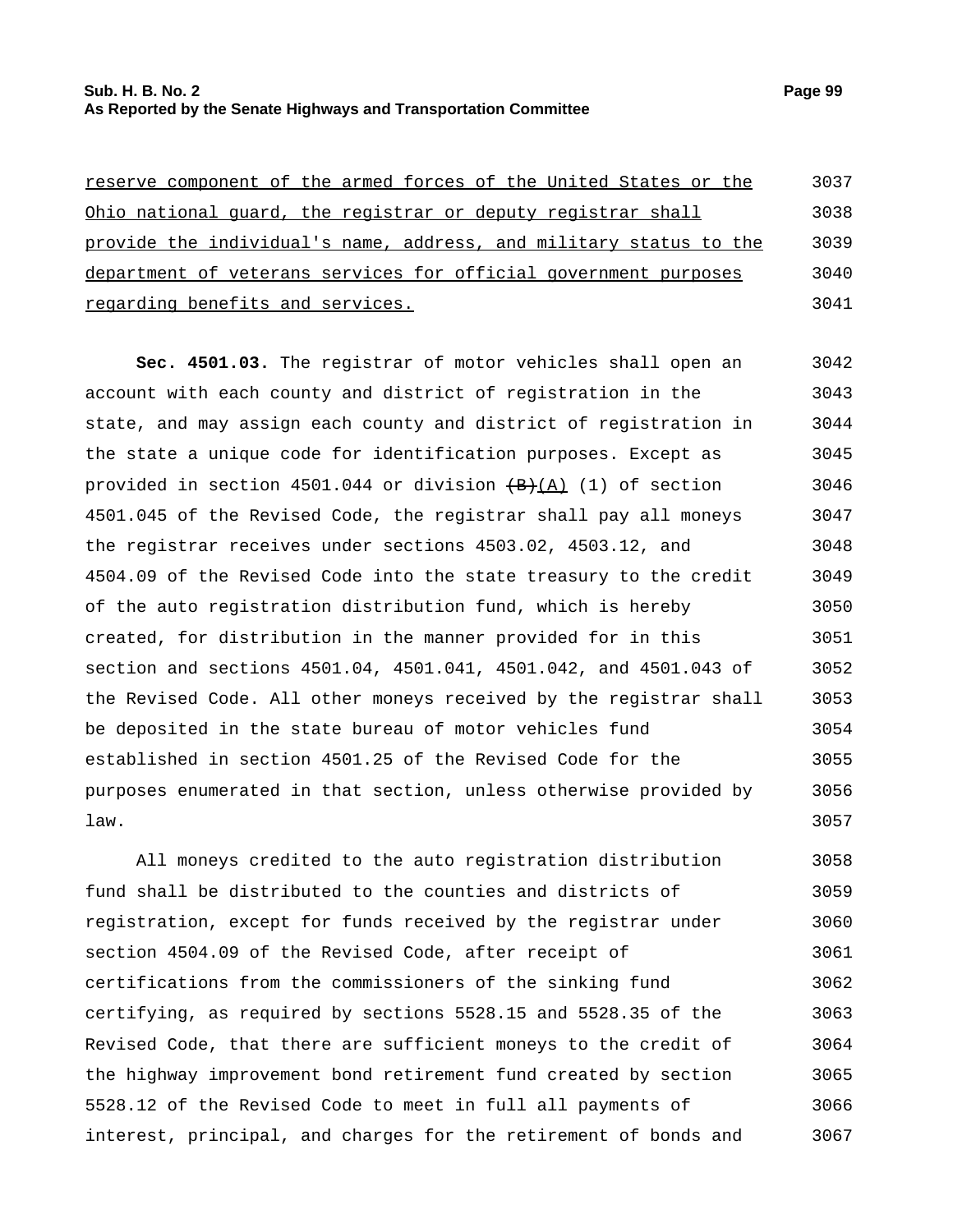reserve component of the armed forces of the United States or the Ohio national guard, the registrar or deputy registrar shall provide the individual's name, address, and military status to the department of veterans services for official government purposes regarding benefits and services.

**Sec. 4501.03.** The registrar of motor vehicles shall open an account with each county and district of registration in the state, and may assign each county and district of registration in the state a unique code for identification purposes. Except as provided in section 4501.044 or division ~~(B)~~(A) (1) of section 4501.045 of the Revised Code, the registrar shall pay all moneys the registrar receives under sections 4503.02, 4503.12, and 4504.09 of the Revised Code into the state treasury to the credit of the auto registration distribution fund, which is hereby created, for distribution in the manner provided for in this section and sections 4501.04, 4501.041, 4501.042, and 4501.043 of the Revised Code. All other moneys received by the registrar shall be deposited in the state bureau of motor vehicles fund established in section 4501.25 of the Revised Code for the purposes enumerated in that section, unless otherwise provided by law.

All moneys credited to the auto registration distribution fund shall be distributed to the counties and districts of registration, except for funds received by the registrar under section 4504.09 of the Revised Code, after receipt of certifications from the commissioners of the sinking fund certifying, as required by sections 5528.15 and 5528.35 of the Revised Code, that there are sufficient moneys to the credit of the highway improvement bond retirement fund created by section 5528.12 of the Revised Code to meet in full all payments of interest, principal, and charges for the retirement of bonds and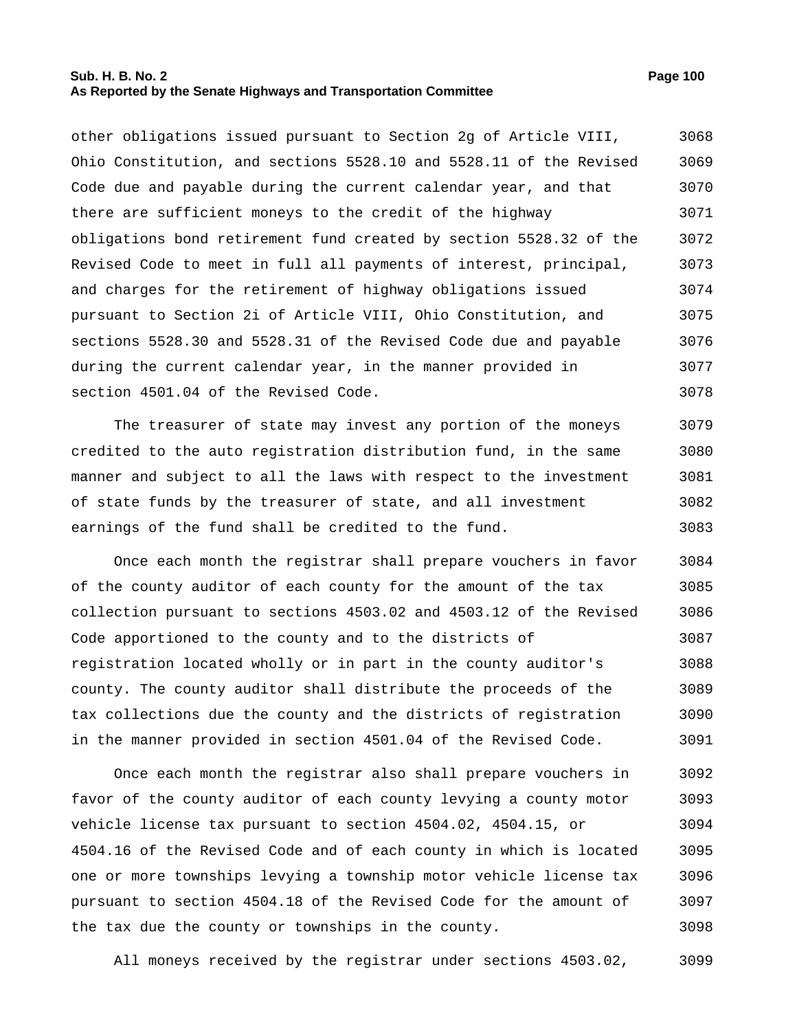other obligations issued pursuant to Section 2g of Article VIII, Ohio Constitution, and sections 5528.10 and 5528.11 of the Revised Code due and payable during the current calendar year, and that there are sufficient moneys to the credit of the highway obligations bond retirement fund created by section 5528.32 of the Revised Code to meet in full all payments of interest, principal, and charges for the retirement of highway obligations issued pursuant to Section 2i of Article VIII, Ohio Constitution, and sections 5528.30 and 5528.31 of the Revised Code due and payable during the current calendar year, in the manner provided in section 4501.04 of the Revised Code.

The treasurer of state may invest any portion of the moneys credited to the auto registration distribution fund, in the same manner and subject to all the laws with respect to the investment of state funds by the treasurer of state, and all investment earnings of the fund shall be credited to the fund.

Once each month the registrar shall prepare vouchers in favor of the county auditor of each county for the amount of the tax collection pursuant to sections 4503.02 and 4503.12 of the Revised Code apportioned to the county and to the districts of registration located wholly or in part in the county auditor's county. The county auditor shall distribute the proceeds of the tax collections due the county and the districts of registration in the manner provided in section 4501.04 of the Revised Code.

Once each month the registrar also shall prepare vouchers in favor of the county auditor of each county levying a county motor vehicle license tax pursuant to section 4504.02, 4504.15, or 4504.16 of the Revised Code and of each county in which is located one or more townships levying a township motor vehicle license tax pursuant to section 4504.18 of the Revised Code for the amount of the tax due the county or townships in the county.

All moneys received by the registrar under sections 4503.02,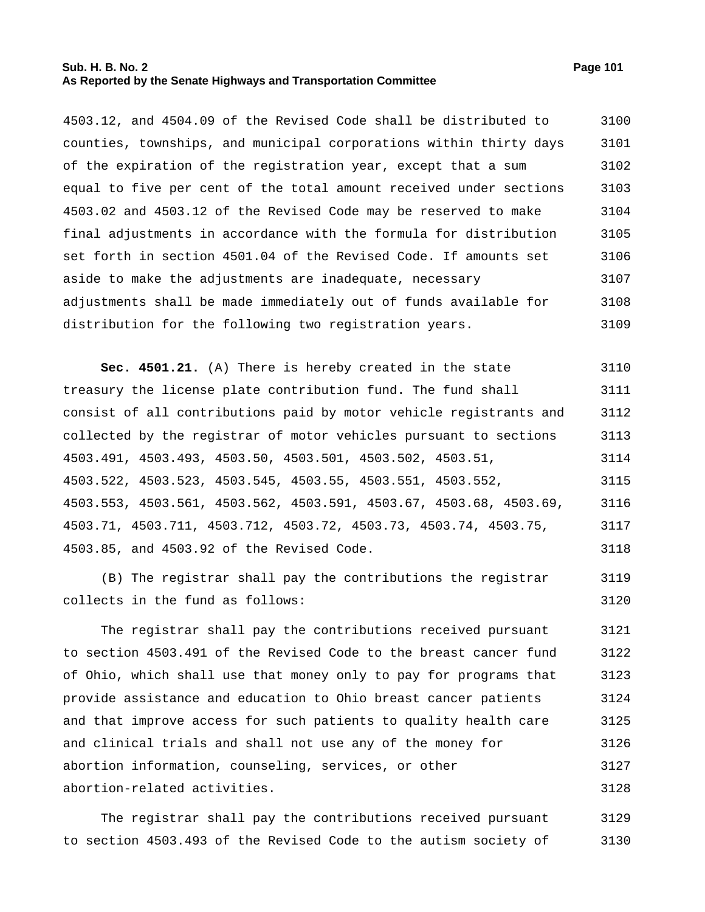4503.12, and 4504.09 of the Revised Code shall be distributed to counties, townships, and municipal corporations within thirty days of the expiration of the registration year, except that a sum equal to five per cent of the total amount received under sections 4503.02 and 4503.12 of the Revised Code may be reserved to make final adjustments in accordance with the formula for distribution set forth in section 4501.04 of the Revised Code. If amounts set aside to make the adjustments are inadequate, necessary adjustments shall be made immediately out of funds available for distribution for the following two registration years.

**Sec. 4501.21.** (A) There is hereby created in the state treasury the license plate contribution fund. The fund shall consist of all contributions paid by motor vehicle registrants and collected by the registrar of motor vehicles pursuant to sections 4503.491, 4503.493, 4503.50, 4503.501, 4503.502, 4503.51, 4503.522, 4503.523, 4503.545, 4503.55, 4503.551, 4503.552, 4503.553, 4503.561, 4503.562, 4503.591, 4503.67, 4503.68, 4503.69, 4503.71, 4503.711, 4503.712, 4503.72, 4503.73, 4503.74, 4503.75, 4503.85, and 4503.92 of the Revised Code.

(B) The registrar shall pay the contributions the registrar collects in the fund as follows:

The registrar shall pay the contributions received pursuant to section 4503.491 of the Revised Code to the breast cancer fund of Ohio, which shall use that money only to pay for programs that provide assistance and education to Ohio breast cancer patients and that improve access for such patients to quality health care and clinical trials and shall not use any of the money for abortion information, counseling, services, or other abortion-related activities.

The registrar shall pay the contributions received pursuant to section 4503.493 of the Revised Code to the autism society of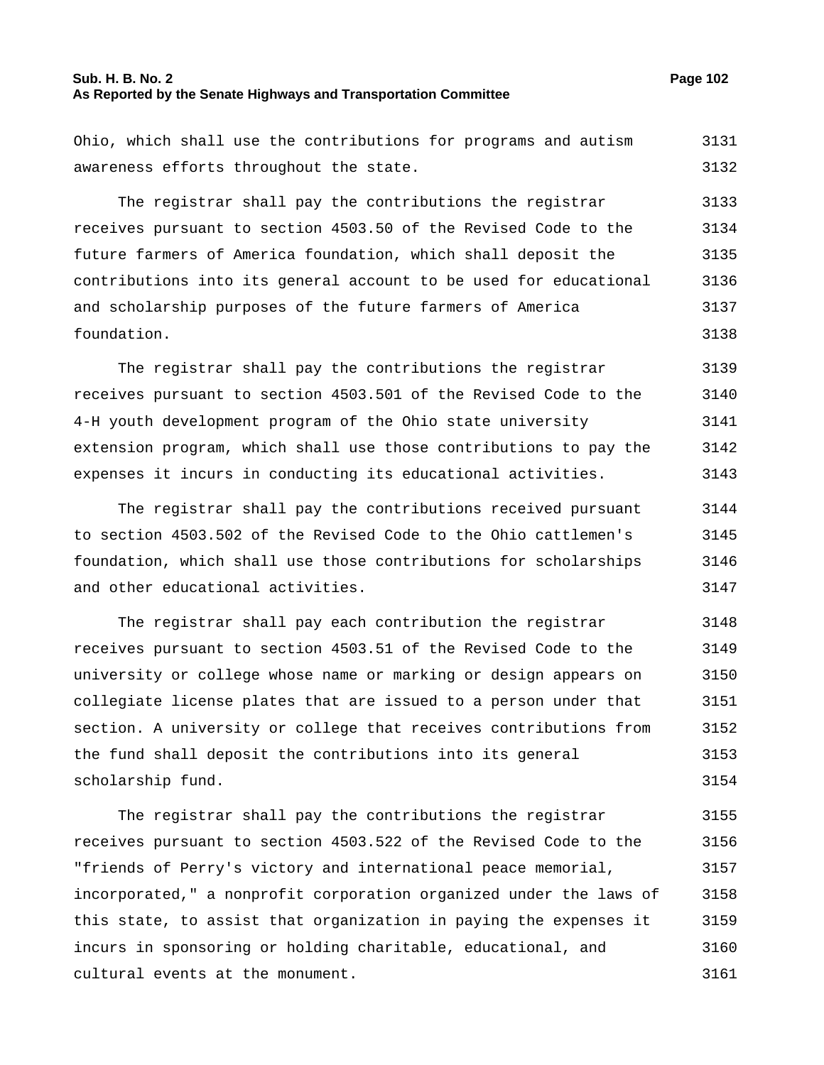Ohio, which shall use the contributions for programs and autism awareness efforts throughout the state.

The registrar shall pay the contributions the registrar receives pursuant to section 4503.50 of the Revised Code to the future farmers of America foundation, which shall deposit the contributions into its general account to be used for educational and scholarship purposes of the future farmers of America foundation.

The registrar shall pay the contributions the registrar receives pursuant to section 4503.501 of the Revised Code to the 4-H youth development program of the Ohio state university extension program, which shall use those contributions to pay the expenses it incurs in conducting its educational activities.

The registrar shall pay the contributions received pursuant to section 4503.502 of the Revised Code to the Ohio cattlemen's foundation, which shall use those contributions for scholarships and other educational activities.

The registrar shall pay each contribution the registrar receives pursuant to section 4503.51 of the Revised Code to the university or college whose name or marking or design appears on collegiate license plates that are issued to a person under that section. A university or college that receives contributions from the fund shall deposit the contributions into its general scholarship fund.

The registrar shall pay the contributions the registrar receives pursuant to section 4503.522 of the Revised Code to the "friends of Perry's victory and international peace memorial, incorporated," a nonprofit corporation organized under the laws of this state, to assist that organization in paying the expenses it incurs in sponsoring or holding charitable, educational, and cultural events at the monument.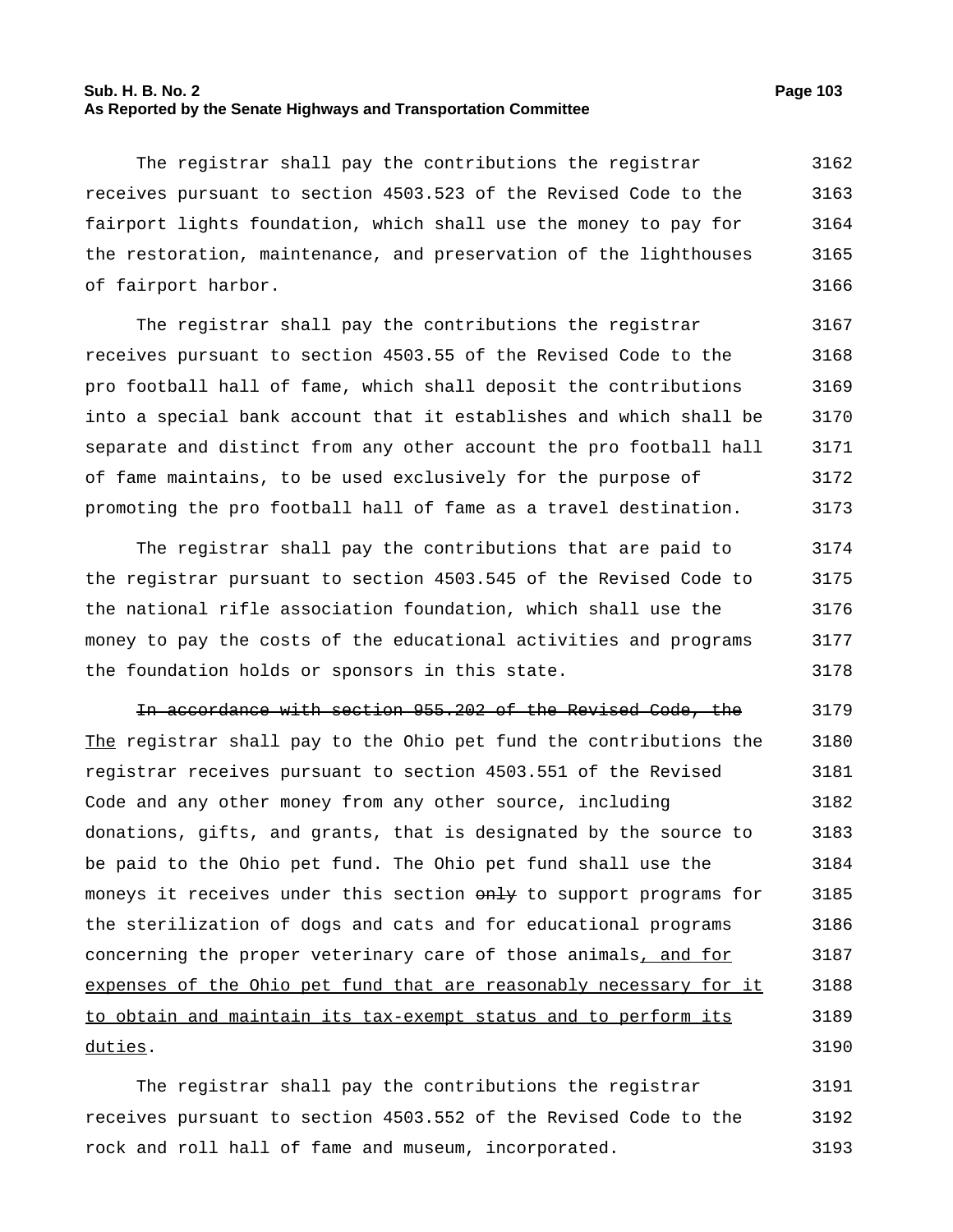The registrar shall pay the contributions the registrar receives pursuant to section 4503.523 of the Revised Code to the fairport lights foundation, which shall use the money to pay for the restoration, maintenance, and preservation of the lighthouses of fairport harbor.

The registrar shall pay the contributions the registrar receives pursuant to section 4503.55 of the Revised Code to the pro football hall of fame, which shall deposit the contributions into a special bank account that it establishes and which shall be separate and distinct from any other account the pro football hall of fame maintains, to be used exclusively for the purpose of promoting the pro football hall of fame as a travel destination.

The registrar shall pay the contributions that are paid to the registrar pursuant to section 4503.545 of the Revised Code to the national rifle association foundation, which shall use the money to pay the costs of the educational activities and programs the foundation holds or sponsors in this state.

~~In accordance with section 955.202 of the Revised Code, the~~ The registrar shall pay to the Ohio pet fund the contributions the registrar receives pursuant to section 4503.551 of the Revised Code and any other money from any other source, including donations, gifts, and grants, that is designated by the source to be paid to the Ohio pet fund. The Ohio pet fund shall use the moneys it receives under this section ~~only~~ to support programs for the sterilization of dogs and cats and for educational programs concerning the proper veterinary care of those animals, and for expenses of the Ohio pet fund that are reasonably necessary for it to obtain and maintain its tax-exempt status and to perform its duties.

The registrar shall pay the contributions the registrar receives pursuant to section 4503.552 of the Revised Code to the rock and roll hall of fame and museum, incorporated.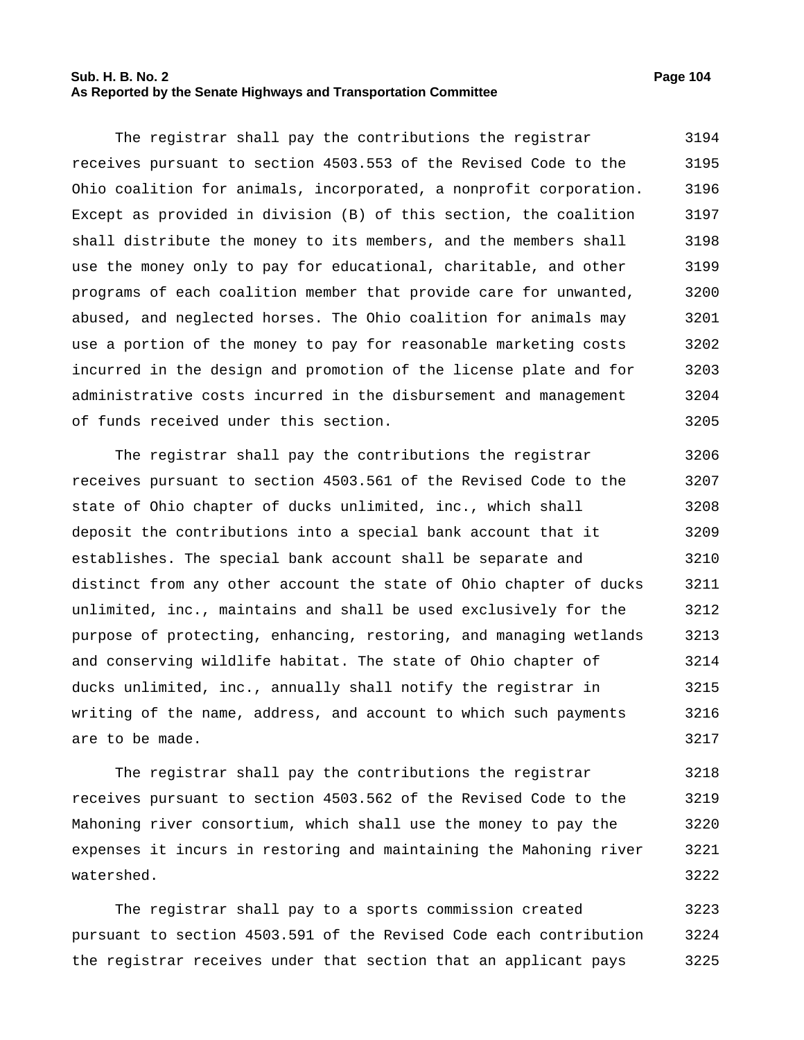The registrar shall pay the contributions the registrar receives pursuant to section 4503.553 of the Revised Code to the Ohio coalition for animals, incorporated, a nonprofit corporation. Except as provided in division (B) of this section, the coalition shall distribute the money to its members, and the members shall use the money only to pay for educational, charitable, and other programs of each coalition member that provide care for unwanted, abused, and neglected horses. The Ohio coalition for animals may use a portion of the money to pay for reasonable marketing costs incurred in the design and promotion of the license plate and for administrative costs incurred in the disbursement and management of funds received under this section.

The registrar shall pay the contributions the registrar receives pursuant to section 4503.561 of the Revised Code to the state of Ohio chapter of ducks unlimited, inc., which shall deposit the contributions into a special bank account that it establishes. The special bank account shall be separate and distinct from any other account the state of Ohio chapter of ducks unlimited, inc., maintains and shall be used exclusively for the purpose of protecting, enhancing, restoring, and managing wetlands and conserving wildlife habitat. The state of Ohio chapter of ducks unlimited, inc., annually shall notify the registrar in writing of the name, address, and account to which such payments are to be made.

The registrar shall pay the contributions the registrar receives pursuant to section 4503.562 of the Revised Code to the Mahoning river consortium, which shall use the money to pay the expenses it incurs in restoring and maintaining the Mahoning river watershed.

The registrar shall pay to a sports commission created pursuant to section 4503.591 of the Revised Code each contribution the registrar receives under that section that an applicant pays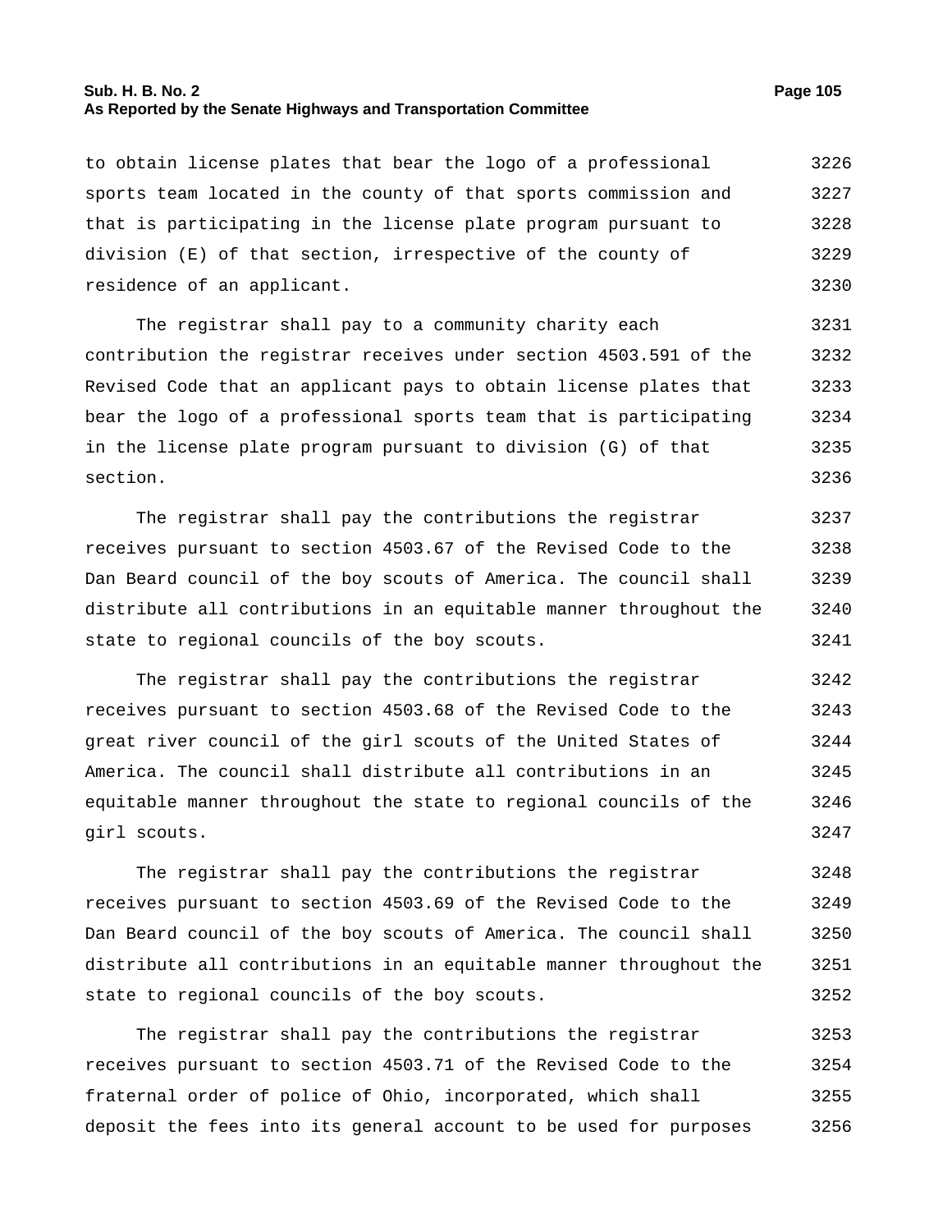to obtain license plates that bear the logo of a professional sports team located in the county of that sports commission and that is participating in the license plate program pursuant to division (E) of that section, irrespective of the county of residence of an applicant.

The registrar shall pay to a community charity each contribution the registrar receives under section 4503.591 of the Revised Code that an applicant pays to obtain license plates that bear the logo of a professional sports team that is participating in the license plate program pursuant to division (G) of that section.

The registrar shall pay the contributions the registrar receives pursuant to section 4503.67 of the Revised Code to the Dan Beard council of the boy scouts of America. The council shall distribute all contributions in an equitable manner throughout the state to regional councils of the boy scouts.

The registrar shall pay the contributions the registrar receives pursuant to section 4503.68 of the Revised Code to the great river council of the girl scouts of the United States of America. The council shall distribute all contributions in an equitable manner throughout the state to regional councils of the girl scouts.

The registrar shall pay the contributions the registrar receives pursuant to section 4503.69 of the Revised Code to the Dan Beard council of the boy scouts of America. The council shall distribute all contributions in an equitable manner throughout the state to regional councils of the boy scouts.

The registrar shall pay the contributions the registrar receives pursuant to section 4503.71 of the Revised Code to the fraternal order of police of Ohio, incorporated, which shall deposit the fees into its general account to be used for purposes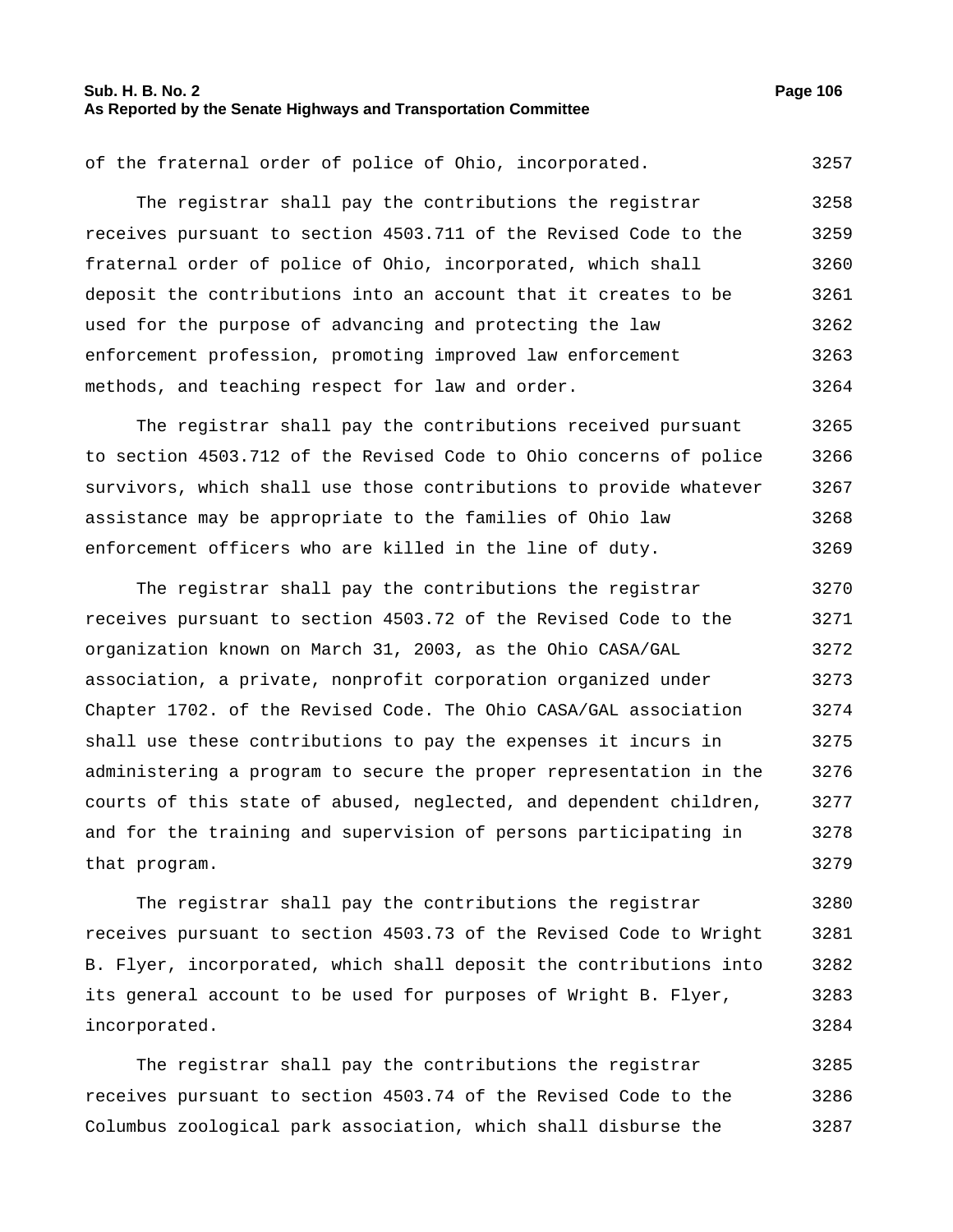of the fraternal order of police of Ohio, incorporated.

The registrar shall pay the contributions the registrar receives pursuant to section 4503.711 of the Revised Code to the fraternal order of police of Ohio, incorporated, which shall deposit the contributions into an account that it creates to be used for the purpose of advancing and protecting the law enforcement profession, promoting improved law enforcement methods, and teaching respect for law and order.

The registrar shall pay the contributions received pursuant to section 4503.712 of the Revised Code to Ohio concerns of police survivors, which shall use those contributions to provide whatever assistance may be appropriate to the families of Ohio law enforcement officers who are killed in the line of duty.

The registrar shall pay the contributions the registrar receives pursuant to section 4503.72 of the Revised Code to the organization known on March 31, 2003, as the Ohio CASA/GAL association, a private, nonprofit corporation organized under Chapter 1702. of the Revised Code. The Ohio CASA/GAL association shall use these contributions to pay the expenses it incurs in administering a program to secure the proper representation in the courts of this state of abused, neglected, and dependent children, and for the training and supervision of persons participating in that program.

The registrar shall pay the contributions the registrar receives pursuant to section 4503.73 of the Revised Code to Wright B. Flyer, incorporated, which shall deposit the contributions into its general account to be used for purposes of Wright B. Flyer, incorporated.

The registrar shall pay the contributions the registrar receives pursuant to section 4503.74 of the Revised Code to the Columbus zoological park association, which shall disburse the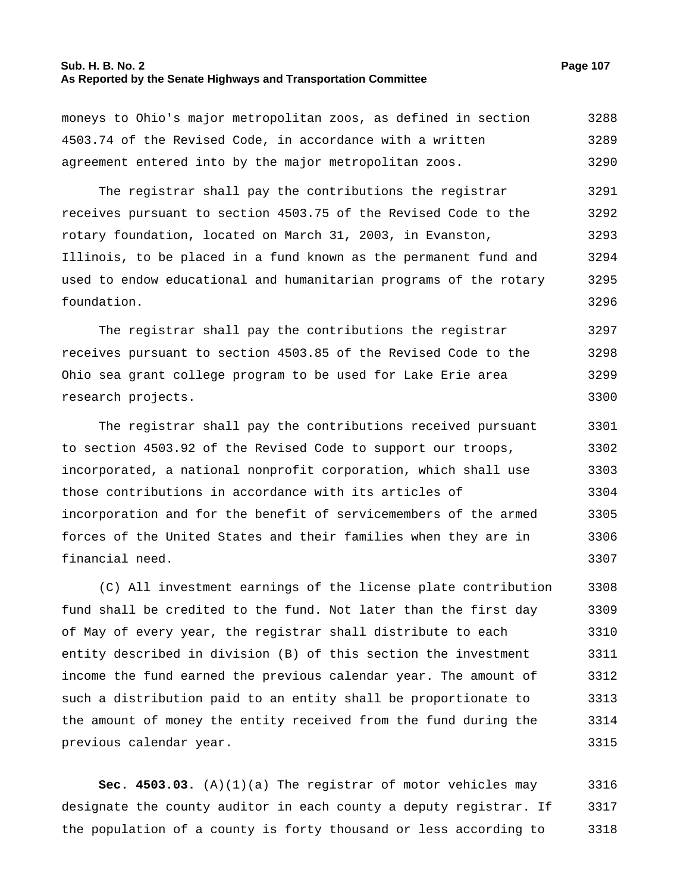moneys to Ohio's major metropolitan zoos, as defined in section 4503.74 of the Revised Code, in accordance with a written agreement entered into by the major metropolitan zoos.

The registrar shall pay the contributions the registrar receives pursuant to section 4503.75 of the Revised Code to the rotary foundation, located on March 31, 2003, in Evanston, Illinois, to be placed in a fund known as the permanent fund and used to endow educational and humanitarian programs of the rotary foundation.

The registrar shall pay the contributions the registrar receives pursuant to section 4503.85 of the Revised Code to the Ohio sea grant college program to be used for Lake Erie area research projects.

The registrar shall pay the contributions received pursuant to section 4503.92 of the Revised Code to support our troops, incorporated, a national nonprofit corporation, which shall use those contributions in accordance with its articles of incorporation and for the benefit of servicemembers of the armed forces of the United States and their families when they are in financial need.

(C) All investment earnings of the license plate contribution fund shall be credited to the fund. Not later than the first day of May of every year, the registrar shall distribute to each entity described in division (B) of this section the investment income the fund earned the previous calendar year. The amount of such a distribution paid to an entity shall be proportionate to the amount of money the entity received from the fund during the previous calendar year.

**Sec. 4503.03.** (A)(1)(a) The registrar of motor vehicles may designate the county auditor in each county a deputy registrar. If the population of a county is forty thousand or less according to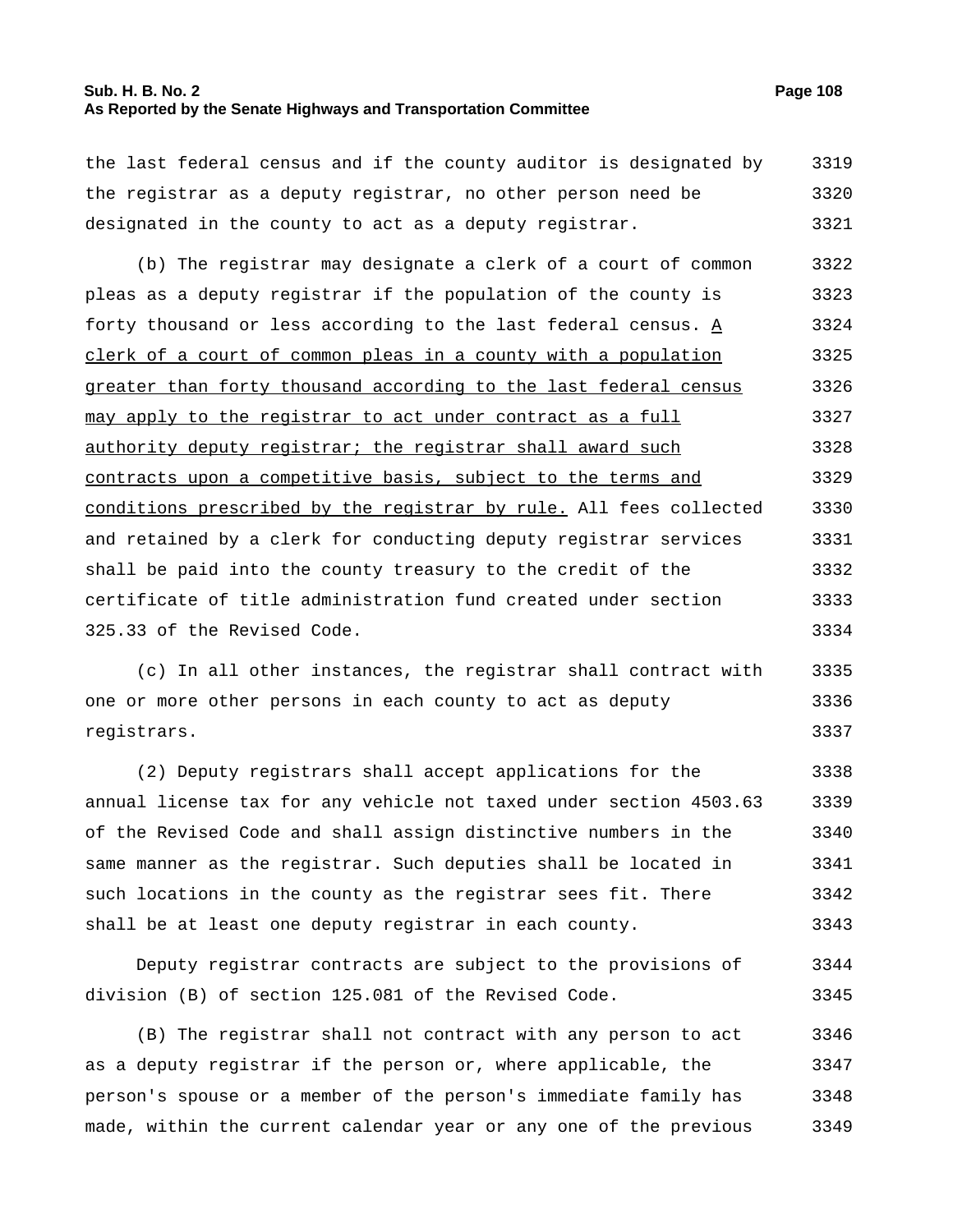the last federal census and if the county auditor is designated by the registrar as a deputy registrar, no other person need be designated in the county to act as a deputy registrar.

(b) The registrar may designate a clerk of a court of common pleas as a deputy registrar if the population of the county is forty thousand or less according to the last federal census. <u>A clerk of a court of common pleas in a county with a population greater than forty thousand according to the last federal census may apply to the registrar to act under contract as a full authority deputy registrar; the registrar shall award such contracts upon a competitive basis, subject to the terms and conditions prescribed by the registrar by rule.</u> All fees collected and retained by a clerk for conducting deputy registrar services shall be paid into the county treasury to the credit of the certificate of title administration fund created under section 325.33 of the Revised Code.

(c) In all other instances, the registrar shall contract with one or more other persons in each county to act as deputy registrars.

(2) Deputy registrars shall accept applications for the annual license tax for any vehicle not taxed under section 4503.63 of the Revised Code and shall assign distinctive numbers in the same manner as the registrar. Such deputies shall be located in such locations in the county as the registrar sees fit. There shall be at least one deputy registrar in each county.

Deputy registrar contracts are subject to the provisions of division (B) of section 125.081 of the Revised Code.

(B) The registrar shall not contract with any person to act as a deputy registrar if the person or, where applicable, the person's spouse or a member of the person's immediate family has made, within the current calendar year or any one of the previous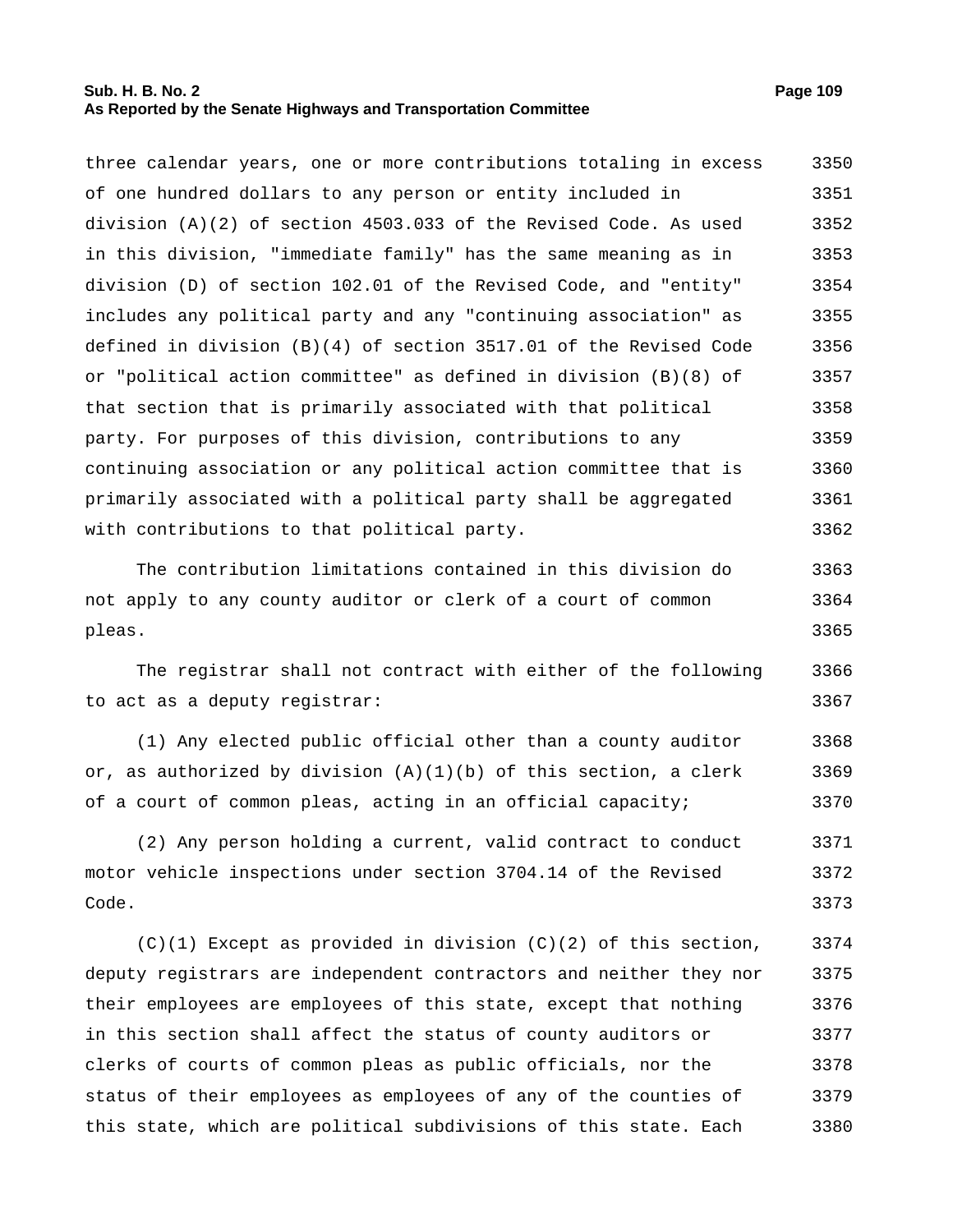three calendar years, one or more contributions totaling in excess of one hundred dollars to any person or entity included in division (A)(2) of section 4503.033 of the Revised Code. As used in this division, "immediate family" has the same meaning as in division (D) of section 102.01 of the Revised Code, and "entity" includes any political party and any "continuing association" as defined in division (B)(4) of section 3517.01 of the Revised Code or "political action committee" as defined in division (B)(8) of that section that is primarily associated with that political party. For purposes of this division, contributions to any continuing association or any political action committee that is primarily associated with a political party shall be aggregated with contributions to that political party.

The contribution limitations contained in this division do not apply to any county auditor or clerk of a court of common pleas.

The registrar shall not contract with either of the following to act as a deputy registrar:

(1) Any elected public official other than a county auditor or, as authorized by division (A)(1)(b) of this section, a clerk of a court of common pleas, acting in an official capacity;

(2) Any person holding a current, valid contract to conduct motor vehicle inspections under section 3704.14 of the Revised Code.

(C)(1) Except as provided in division (C)(2) of this section, deputy registrars are independent contractors and neither they nor their employees are employees of this state, except that nothing in this section shall affect the status of county auditors or clerks of courts of common pleas as public officials, nor the status of their employees as employees of any of the counties of this state, which are political subdivisions of this state. Each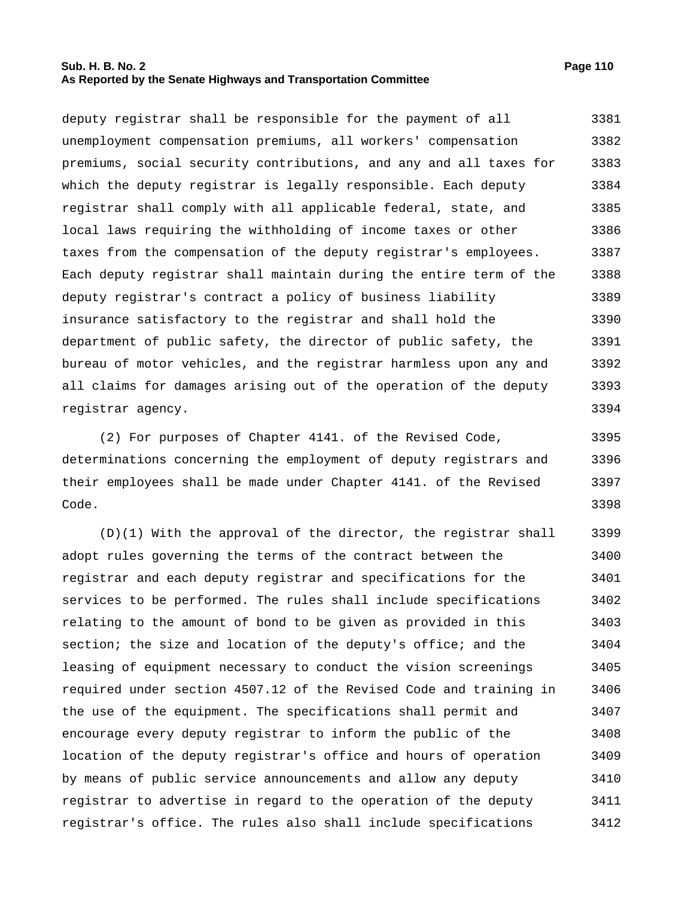deputy registrar shall be responsible for the payment of all unemployment compensation premiums, all workers' compensation premiums, social security contributions, and any and all taxes for which the deputy registrar is legally responsible. Each deputy registrar shall comply with all applicable federal, state, and local laws requiring the withholding of income taxes or other taxes from the compensation of the deputy registrar's employees. Each deputy registrar shall maintain during the entire term of the deputy registrar's contract a policy of business liability insurance satisfactory to the registrar and shall hold the department of public safety, the director of public safety, the bureau of motor vehicles, and the registrar harmless upon any and all claims for damages arising out of the operation of the deputy registrar agency.

(2) For purposes of Chapter 4141. of the Revised Code, determinations concerning the employment of deputy registrars and their employees shall be made under Chapter 4141. of the Revised Code.

(D)(1) With the approval of the director, the registrar shall adopt rules governing the terms of the contract between the registrar and each deputy registrar and specifications for the services to be performed. The rules shall include specifications relating to the amount of bond to be given as provided in this section; the size and location of the deputy's office; and the leasing of equipment necessary to conduct the vision screenings required under section 4507.12 of the Revised Code and training in the use of the equipment. The specifications shall permit and encourage every deputy registrar to inform the public of the location of the deputy registrar's office and hours of operation by means of public service announcements and allow any deputy registrar to advertise in regard to the operation of the deputy registrar's office. The rules also shall include specifications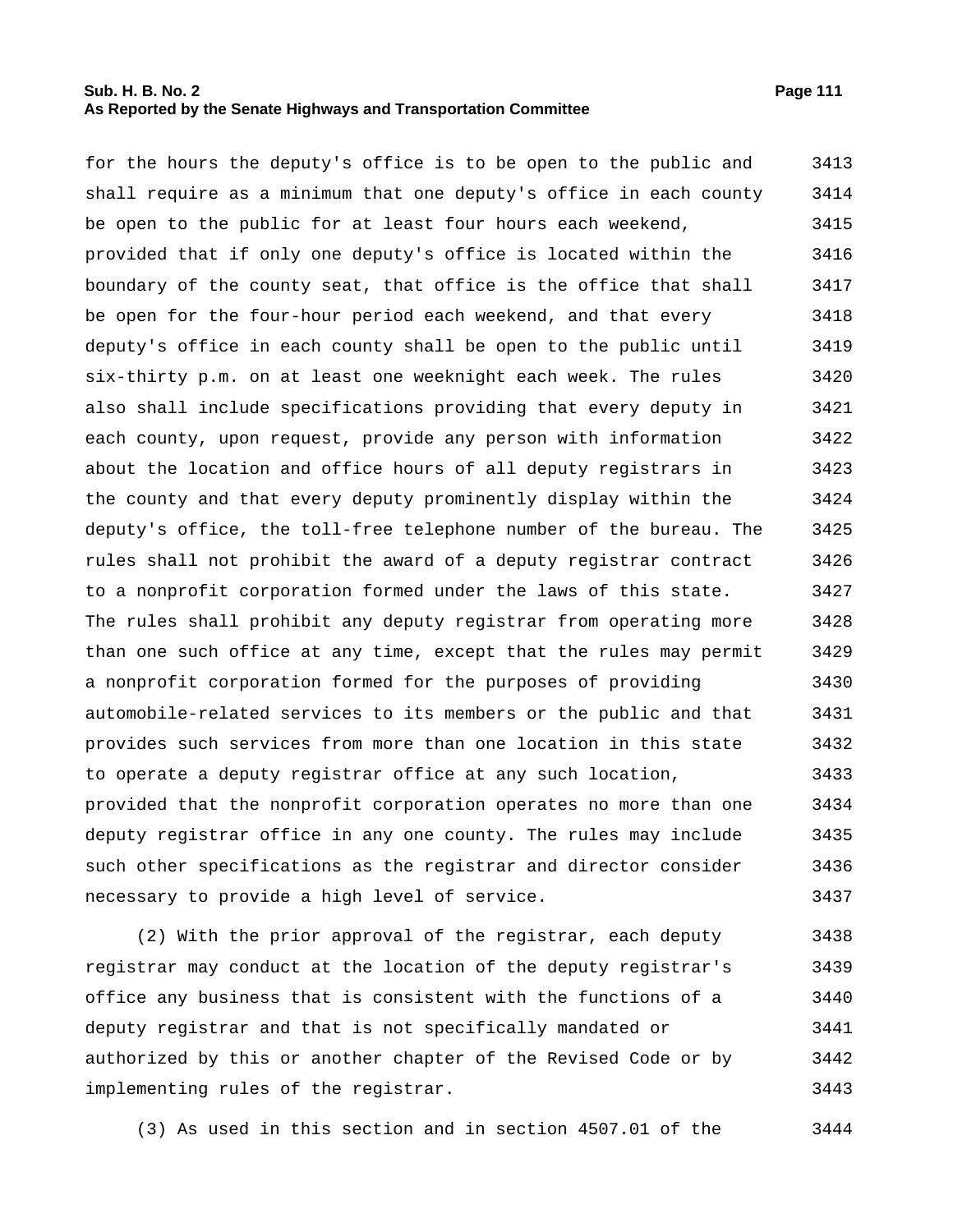for the hours the deputy's office is to be open to the public and shall require as a minimum that one deputy's office in each county be open to the public for at least four hours each weekend, provided that if only one deputy's office is located within the boundary of the county seat, that office is the office that shall be open for the four-hour period each weekend, and that every deputy's office in each county shall be open to the public until six-thirty p.m. on at least one weeknight each week. The rules also shall include specifications providing that every deputy in each county, upon request, provide any person with information about the location and office hours of all deputy registrars in the county and that every deputy prominently display within the deputy's office, the toll-free telephone number of the bureau. The rules shall not prohibit the award of a deputy registrar contract to a nonprofit corporation formed under the laws of this state. The rules shall prohibit any deputy registrar from operating more than one such office at any time, except that the rules may permit a nonprofit corporation formed for the purposes of providing automobile-related services to its members or the public and that provides such services from more than one location in this state to operate a deputy registrar office at any such location, provided that the nonprofit corporation operates no more than one deputy registrar office in any one county. The rules may include such other specifications as the registrar and director consider necessary to provide a high level of service.

(2) With the prior approval of the registrar, each deputy registrar may conduct at the location of the deputy registrar's office any business that is consistent with the functions of a deputy registrar and that is not specifically mandated or authorized by this or another chapter of the Revised Code or by implementing rules of the registrar.

(3) As used in this section and in section 4507.01 of the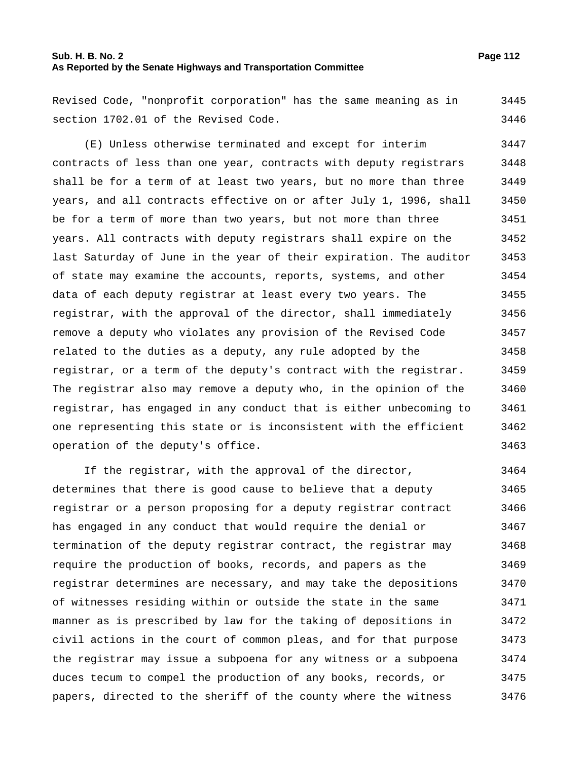Revised Code, "nonprofit corporation" has the same meaning as in section 1702.01 of the Revised Code.

(E) Unless otherwise terminated and except for interim contracts of less than one year, contracts with deputy registrars shall be for a term of at least two years, but no more than three years, and all contracts effective on or after July 1, 1996, shall be for a term of more than two years, but not more than three years. All contracts with deputy registrars shall expire on the last Saturday of June in the year of their expiration. The auditor of state may examine the accounts, reports, systems, and other data of each deputy registrar at least every two years. The registrar, with the approval of the director, shall immediately remove a deputy who violates any provision of the Revised Code related to the duties as a deputy, any rule adopted by the registrar, or a term of the deputy's contract with the registrar. The registrar also may remove a deputy who, in the opinion of the registrar, has engaged in any conduct that is either unbecoming to one representing this state or is inconsistent with the efficient operation of the deputy's office.

If the registrar, with the approval of the director, determines that there is good cause to believe that a deputy registrar or a person proposing for a deputy registrar contract has engaged in any conduct that would require the denial or termination of the deputy registrar contract, the registrar may require the production of books, records, and papers as the registrar determines are necessary, and may take the depositions of witnesses residing within or outside the state in the same manner as is prescribed by law for the taking of depositions in civil actions in the court of common pleas, and for that purpose the registrar may issue a subpoena for any witness or a subpoena duces tecum to compel the production of any books, records, or papers, directed to the sheriff of the county where the witness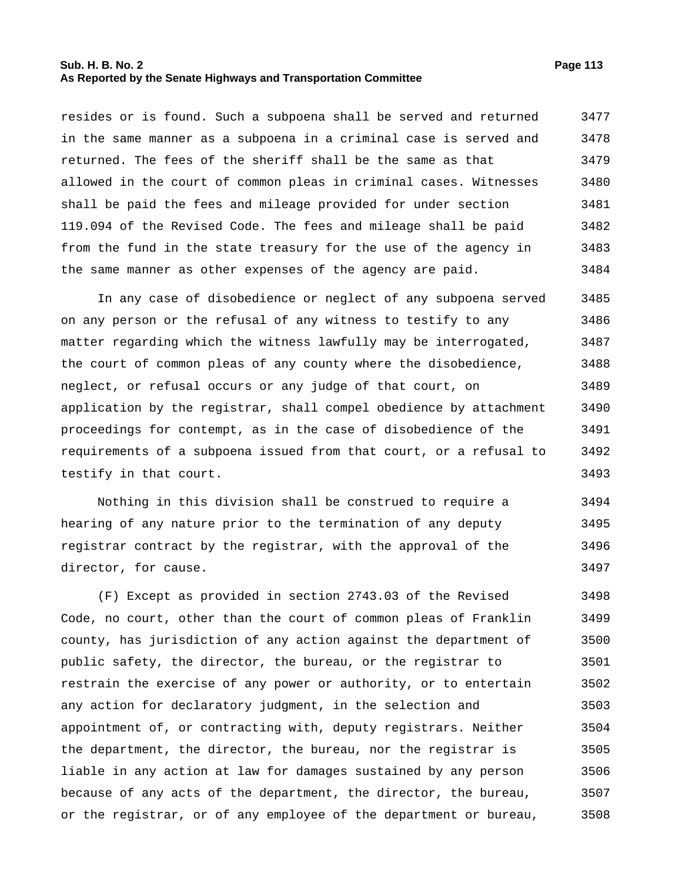resides or is found. Such a subpoena shall be served and returned in the same manner as a subpoena in a criminal case is served and returned. The fees of the sheriff shall be the same as that allowed in the court of common pleas in criminal cases. Witnesses shall be paid the fees and mileage provided for under section 119.094 of the Revised Code. The fees and mileage shall be paid from the fund in the state treasury for the use of the agency in the same manner as other expenses of the agency are paid.

In any case of disobedience or neglect of any subpoena served on any person or the refusal of any witness to testify to any matter regarding which the witness lawfully may be interrogated, the court of common pleas of any county where the disobedience, neglect, or refusal occurs or any judge of that court, on application by the registrar, shall compel obedience by attachment proceedings for contempt, as in the case of disobedience of the requirements of a subpoena issued from that court, or a refusal to testify in that court.

Nothing in this division shall be construed to require a hearing of any nature prior to the termination of any deputy registrar contract by the registrar, with the approval of the director, for cause.

(F) Except as provided in section 2743.03 of the Revised Code, no court, other than the court of common pleas of Franklin county, has jurisdiction of any action against the department of public safety, the director, the bureau, or the registrar to restrain the exercise of any power or authority, or to entertain any action for declaratory judgment, in the selection and appointment of, or contracting with, deputy registrars. Neither the department, the director, the bureau, nor the registrar is liable in any action at law for damages sustained by any person because of any acts of the department, the director, the bureau, or the registrar, or of any employee of the department or bureau,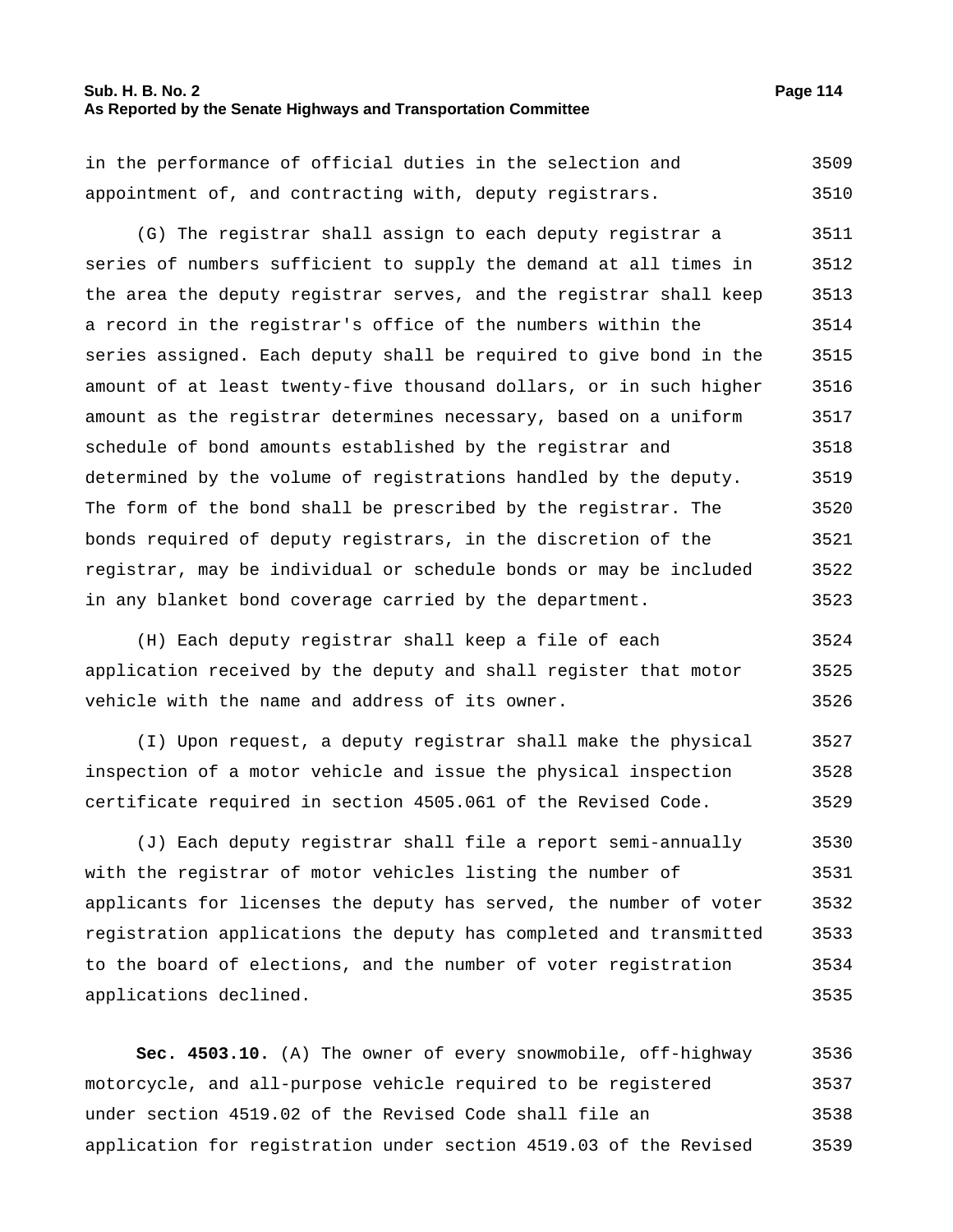in the performance of official duties in the selection and appointment of, and contracting with, deputy registrars.

(G) The registrar shall assign to each deputy registrar a series of numbers sufficient to supply the demand at all times in the area the deputy registrar serves, and the registrar shall keep a record in the registrar's office of the numbers within the series assigned. Each deputy shall be required to give bond in the amount of at least twenty-five thousand dollars, or in such higher amount as the registrar determines necessary, based on a uniform schedule of bond amounts established by the registrar and determined by the volume of registrations handled by the deputy. The form of the bond shall be prescribed by the registrar. The bonds required of deputy registrars, in the discretion of the registrar, may be individual or schedule bonds or may be included in any blanket bond coverage carried by the department.

(H) Each deputy registrar shall keep a file of each application received by the deputy and shall register that motor vehicle with the name and address of its owner.

(I) Upon request, a deputy registrar shall make the physical inspection of a motor vehicle and issue the physical inspection certificate required in section 4505.061 of the Revised Code.

(J) Each deputy registrar shall file a report semi-annually with the registrar of motor vehicles listing the number of applicants for licenses the deputy has served, the number of voter registration applications the deputy has completed and transmitted to the board of elections, and the number of voter registration applications declined.

**Sec. 4503.10.** (A) The owner of every snowmobile, off-highway motorcycle, and all-purpose vehicle required to be registered under section 4519.02 of the Revised Code shall file an application for registration under section 4519.03 of the Revised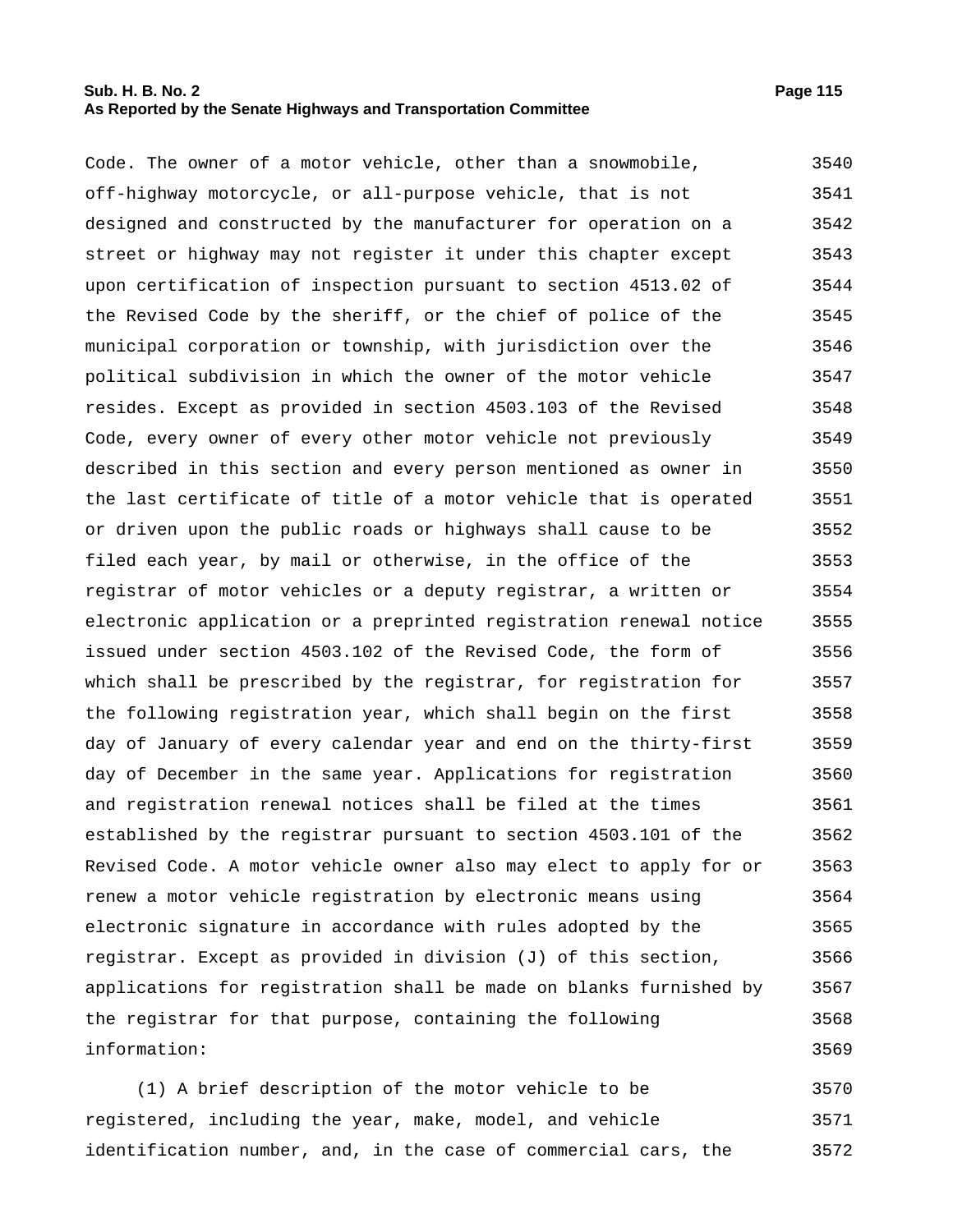Code. The owner of a motor vehicle, other than a snowmobile, off-highway motorcycle, or all-purpose vehicle, that is not designed and constructed by the manufacturer for operation on a street or highway may not register it under this chapter except upon certification of inspection pursuant to section 4513.02 of the Revised Code by the sheriff, or the chief of police of the municipal corporation or township, with jurisdiction over the political subdivision in which the owner of the motor vehicle resides. Except as provided in section 4503.103 of the Revised Code, every owner of every other motor vehicle not previously described in this section and every person mentioned as owner in the last certificate of title of a motor vehicle that is operated or driven upon the public roads or highways shall cause to be filed each year, by mail or otherwise, in the office of the registrar of motor vehicles or a deputy registrar, a written or electronic application or a preprinted registration renewal notice issued under section 4503.102 of the Revised Code, the form of which shall be prescribed by the registrar, for registration for the following registration year, which shall begin on the first day of January of every calendar year and end on the thirty-first day of December in the same year. Applications for registration and registration renewal notices shall be filed at the times established by the registrar pursuant to section 4503.101 of the Revised Code. A motor vehicle owner also may elect to apply for or renew a motor vehicle registration by electronic means using electronic signature in accordance with rules adopted by the registrar. Except as provided in division (J) of this section, applications for registration shall be made on blanks furnished by the registrar for that purpose, containing the following information:

(1) A brief description of the motor vehicle to be registered, including the year, make, model, and vehicle identification number, and, in the case of commercial cars, the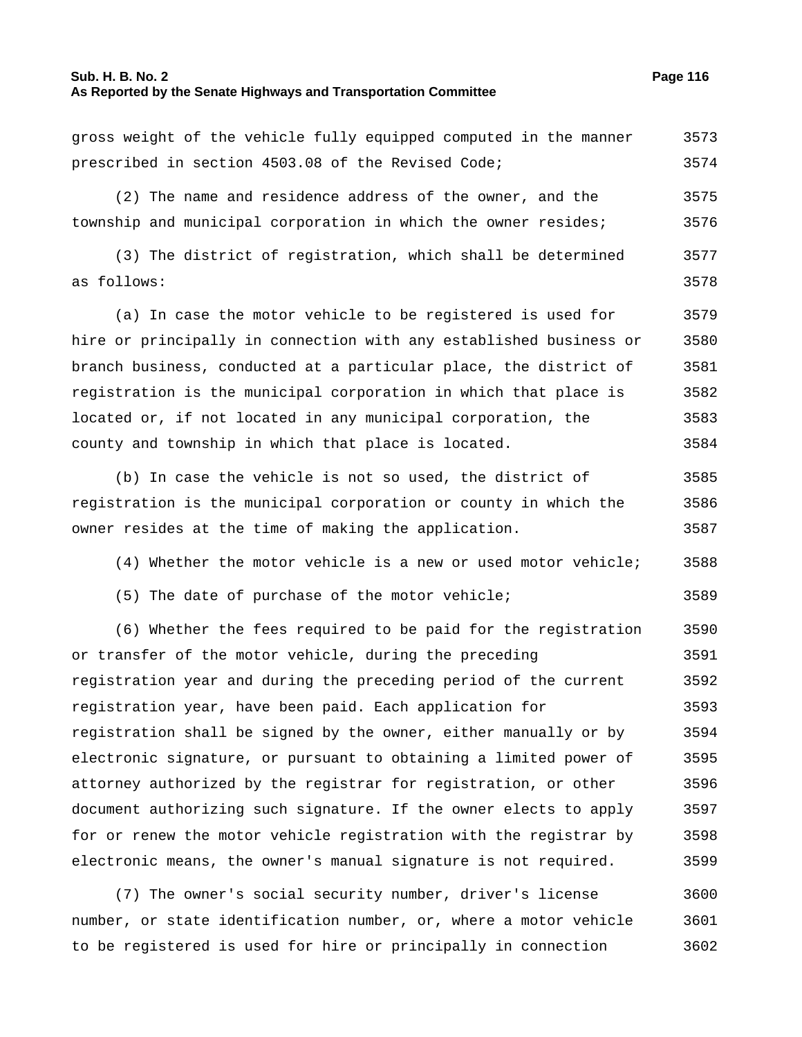gross weight of the vehicle fully equipped computed in the manner prescribed in section 4503.08 of the Revised Code;

(2) The name and residence address of the owner, and the township and municipal corporation in which the owner resides;

(3) The district of registration, which shall be determined as follows:

(a) In case the motor vehicle to be registered is used for hire or principally in connection with any established business or branch business, conducted at a particular place, the district of registration is the municipal corporation in which that place is located or, if not located in any municipal corporation, the county and township in which that place is located.

(b) In case the vehicle is not so used, the district of registration is the municipal corporation or county in which the owner resides at the time of making the application.

(4) Whether the motor vehicle is a new or used motor vehicle;

(5) The date of purchase of the motor vehicle;

(6) Whether the fees required to be paid for the registration or transfer of the motor vehicle, during the preceding registration year and during the preceding period of the current registration year, have been paid. Each application for registration shall be signed by the owner, either manually or by electronic signature, or pursuant to obtaining a limited power of attorney authorized by the registrar for registration, or other document authorizing such signature. If the owner elects to apply for or renew the motor vehicle registration with the registrar by electronic means, the owner's manual signature is not required.

(7) The owner's social security number, driver's license number, or state identification number, or, where a motor vehicle to be registered is used for hire or principally in connection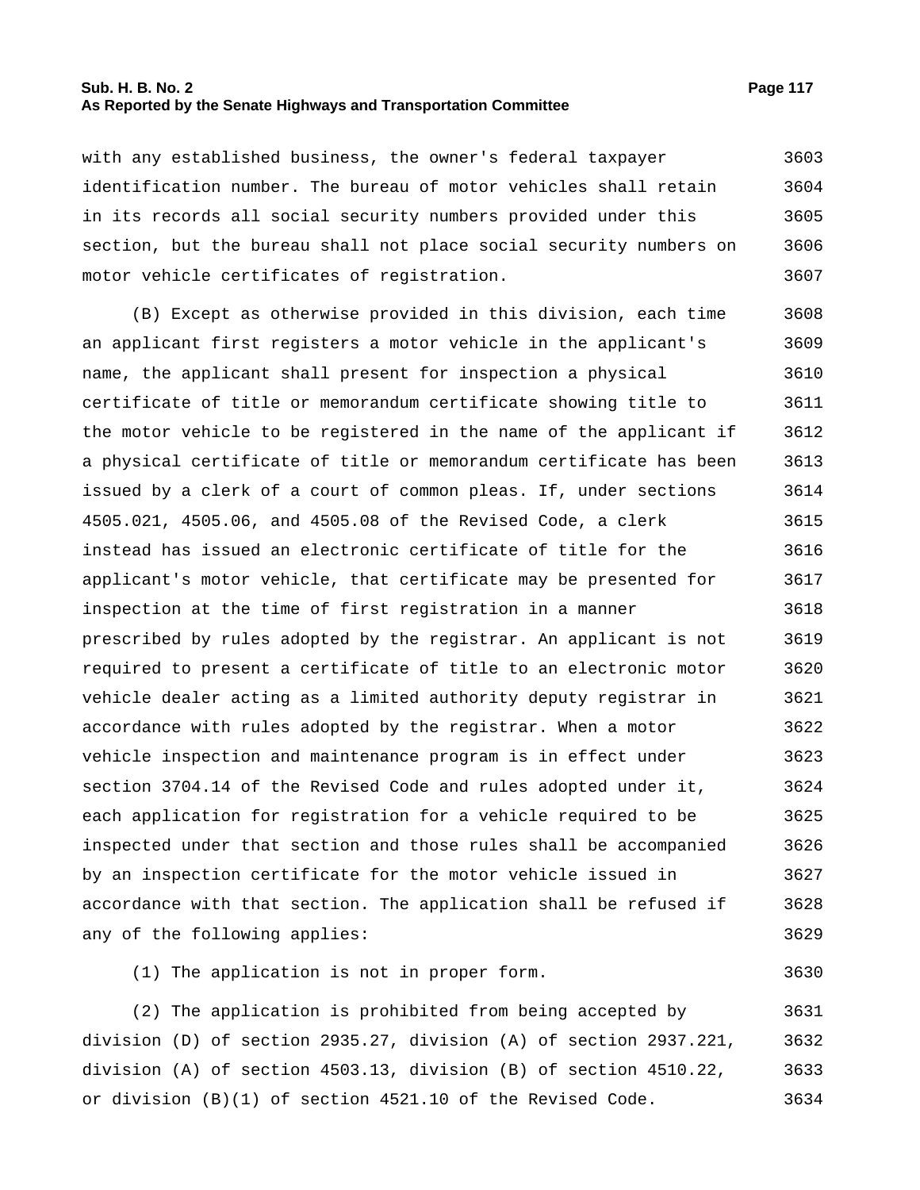with any established business, the owner's federal taxpayer identification number. The bureau of motor vehicles shall retain in its records all social security numbers provided under this section, but the bureau shall not place social security numbers on motor vehicle certificates of registration.

(B) Except as otherwise provided in this division, each time an applicant first registers a motor vehicle in the applicant's name, the applicant shall present for inspection a physical certificate of title or memorandum certificate showing title to the motor vehicle to be registered in the name of the applicant if a physical certificate of title or memorandum certificate has been issued by a clerk of a court of common pleas. If, under sections 4505.021, 4505.06, and 4505.08 of the Revised Code, a clerk instead has issued an electronic certificate of title for the applicant's motor vehicle, that certificate may be presented for inspection at the time of first registration in a manner prescribed by rules adopted by the registrar. An applicant is not required to present a certificate of title to an electronic motor vehicle dealer acting as a limited authority deputy registrar in accordance with rules adopted by the registrar. When a motor vehicle inspection and maintenance program is in effect under section 3704.14 of the Revised Code and rules adopted under it, each application for registration for a vehicle required to be inspected under that section and those rules shall be accompanied by an inspection certificate for the motor vehicle issued in accordance with that section. The application shall be refused if any of the following applies:

(1) The application is not in proper form.

(2) The application is prohibited from being accepted by division (D) of section 2935.27, division (A) of section 2937.221, division (A) of section 4503.13, division (B) of section 4510.22, or division (B)(1) of section 4521.10 of the Revised Code.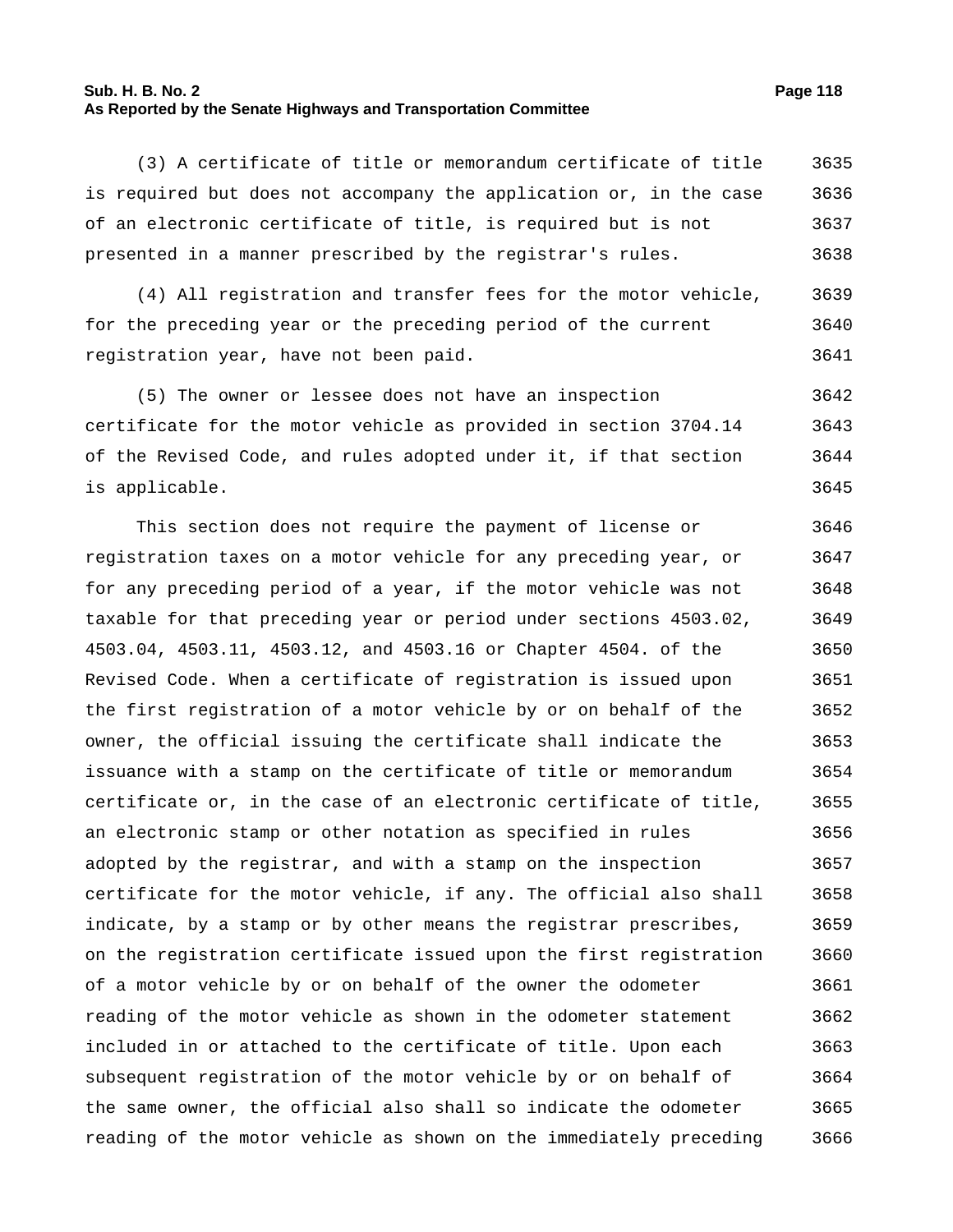(3) A certificate of title or memorandum certificate of title is required but does not accompany the application or, in the case of an electronic certificate of title, is required but is not presented in a manner prescribed by the registrar's rules.

(4) All registration and transfer fees for the motor vehicle, for the preceding year or the preceding period of the current registration year, have not been paid.

(5) The owner or lessee does not have an inspection certificate for the motor vehicle as provided in section 3704.14 of the Revised Code, and rules adopted under it, if that section is applicable.

This section does not require the payment of license or registration taxes on a motor vehicle for any preceding year, or for any preceding period of a year, if the motor vehicle was not taxable for that preceding year or period under sections 4503.02, 4503.04, 4503.11, 4503.12, and 4503.16 or Chapter 4504. of the Revised Code. When a certificate of registration is issued upon the first registration of a motor vehicle by or on behalf of the owner, the official issuing the certificate shall indicate the issuance with a stamp on the certificate of title or memorandum certificate or, in the case of an electronic certificate of title, an electronic stamp or other notation as specified in rules adopted by the registrar, and with a stamp on the inspection certificate for the motor vehicle, if any. The official also shall indicate, by a stamp or by other means the registrar prescribes, on the registration certificate issued upon the first registration of a motor vehicle by or on behalf of the owner the odometer reading of the motor vehicle as shown in the odometer statement included in or attached to the certificate of title. Upon each subsequent registration of the motor vehicle by or on behalf of the same owner, the official also shall so indicate the odometer reading of the motor vehicle as shown on the immediately preceding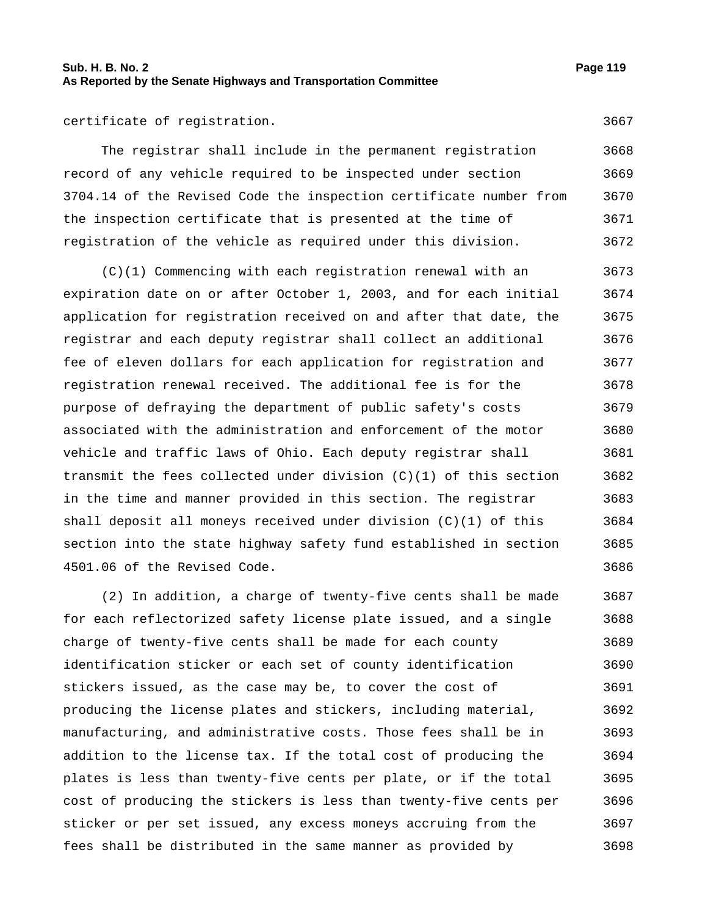certificate of registration.

The registrar shall include in the permanent registration record of any vehicle required to be inspected under section 3704.14 of the Revised Code the inspection certificate number from the inspection certificate that is presented at the time of registration of the vehicle as required under this division.

(C)(1) Commencing with each registration renewal with an expiration date on or after October 1, 2003, and for each initial application for registration received on and after that date, the registrar and each deputy registrar shall collect an additional fee of eleven dollars for each application for registration and registration renewal received. The additional fee is for the purpose of defraying the department of public safety's costs associated with the administration and enforcement of the motor vehicle and traffic laws of Ohio. Each deputy registrar shall transmit the fees collected under division (C)(1) of this section in the time and manner provided in this section. The registrar shall deposit all moneys received under division (C)(1) of this section into the state highway safety fund established in section 4501.06 of the Revised Code.

(2) In addition, a charge of twenty-five cents shall be made for each reflectorized safety license plate issued, and a single charge of twenty-five cents shall be made for each county identification sticker or each set of county identification stickers issued, as the case may be, to cover the cost of producing the license plates and stickers, including material, manufacturing, and administrative costs. Those fees shall be in addition to the license tax. If the total cost of producing the plates is less than twenty-five cents per plate, or if the total cost of producing the stickers is less than twenty-five cents per sticker or per set issued, any excess moneys accruing from the fees shall be distributed in the same manner as provided by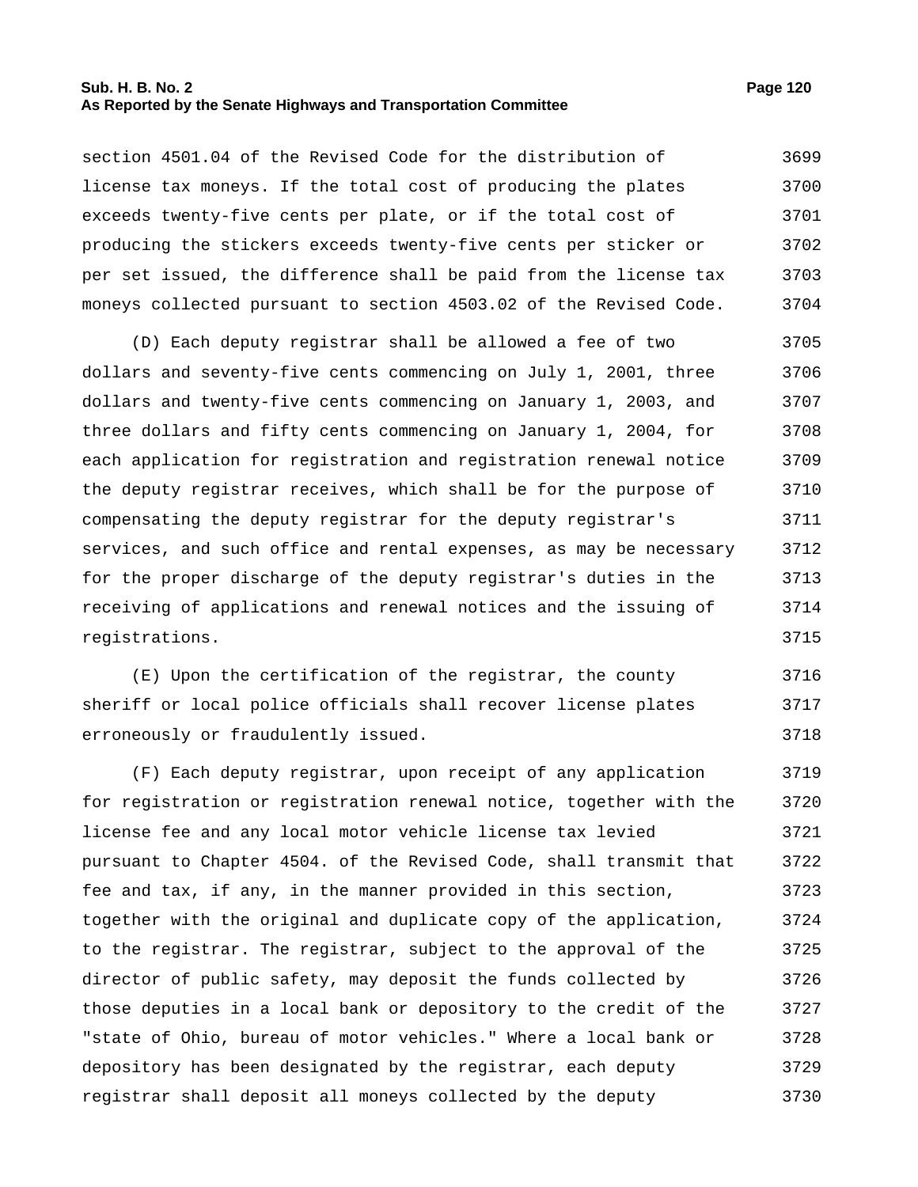section 4501.04 of the Revised Code for the distribution of license tax moneys. If the total cost of producing the plates exceeds twenty-five cents per plate, or if the total cost of producing the stickers exceeds twenty-five cents per sticker or per set issued, the difference shall be paid from the license tax moneys collected pursuant to section 4503.02 of the Revised Code.

(D) Each deputy registrar shall be allowed a fee of two dollars and seventy-five cents commencing on July 1, 2001, three dollars and twenty-five cents commencing on January 1, 2003, and three dollars and fifty cents commencing on January 1, 2004, for each application for registration and registration renewal notice the deputy registrar receives, which shall be for the purpose of compensating the deputy registrar for the deputy registrar's services, and such office and rental expenses, as may be necessary for the proper discharge of the deputy registrar's duties in the receiving of applications and renewal notices and the issuing of registrations.

(E) Upon the certification of the registrar, the county sheriff or local police officials shall recover license plates erroneously or fraudulently issued.

(F) Each deputy registrar, upon receipt of any application for registration or registration renewal notice, together with the license fee and any local motor vehicle license tax levied pursuant to Chapter 4504. of the Revised Code, shall transmit that fee and tax, if any, in the manner provided in this section, together with the original and duplicate copy of the application, to the registrar. The registrar, subject to the approval of the director of public safety, may deposit the funds collected by those deputies in a local bank or depository to the credit of the "state of Ohio, bureau of motor vehicles." Where a local bank or depository has been designated by the registrar, each deputy registrar shall deposit all moneys collected by the deputy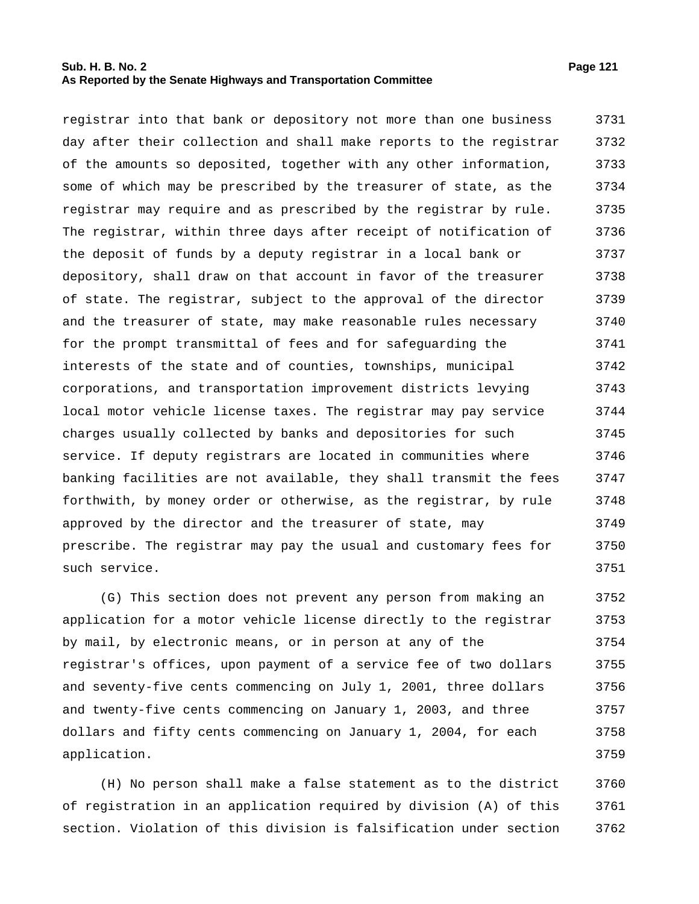registrar into that bank or depository not more than one business day after their collection and shall make reports to the registrar of the amounts so deposited, together with any other information, some of which may be prescribed by the treasurer of state, as the registrar may require and as prescribed by the registrar by rule. The registrar, within three days after receipt of notification of the deposit of funds by a deputy registrar in a local bank or depository, shall draw on that account in favor of the treasurer of state. The registrar, subject to the approval of the director and the treasurer of state, may make reasonable rules necessary for the prompt transmittal of fees and for safeguarding the interests of the state and of counties, townships, municipal corporations, and transportation improvement districts levying local motor vehicle license taxes. The registrar may pay service charges usually collected by banks and depositories for such service. If deputy registrars are located in communities where banking facilities are not available, they shall transmit the fees forthwith, by money order or otherwise, as the registrar, by rule approved by the director and the treasurer of state, may prescribe. The registrar may pay the usual and customary fees for such service.

(G) This section does not prevent any person from making an application for a motor vehicle license directly to the registrar by mail, by electronic means, or in person at any of the registrar's offices, upon payment of a service fee of two dollars and seventy-five cents commencing on July 1, 2001, three dollars and twenty-five cents commencing on January 1, 2003, and three dollars and fifty cents commencing on January 1, 2004, for each application.

(H) No person shall make a false statement as to the district of registration in an application required by division (A) of this section. Violation of this division is falsification under section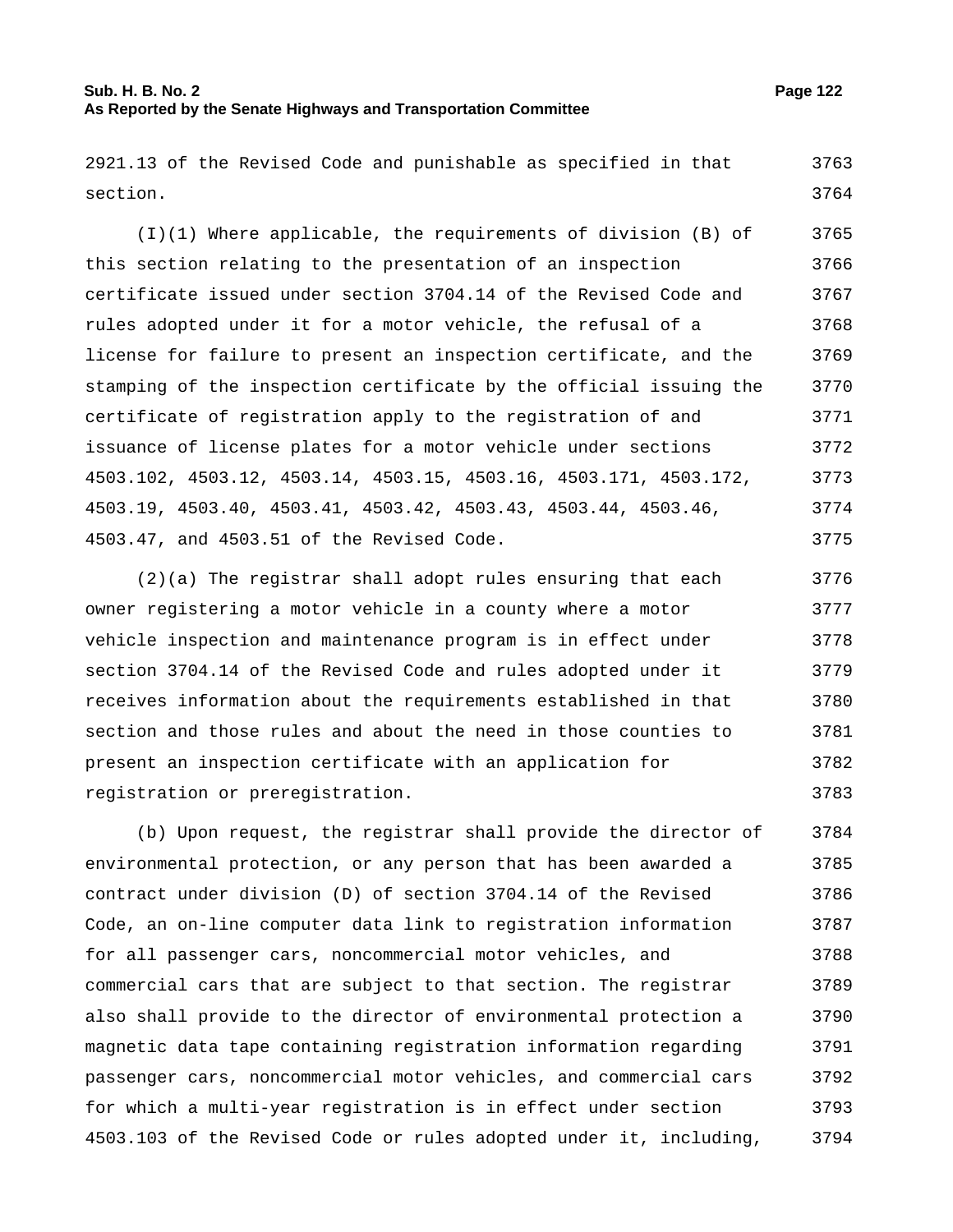2921.13 of the Revised Code and punishable as specified in that section.

(I)(1) Where applicable, the requirements of division (B) of this section relating to the presentation of an inspection certificate issued under section 3704.14 of the Revised Code and rules adopted under it for a motor vehicle, the refusal of a license for failure to present an inspection certificate, and the stamping of the inspection certificate by the official issuing the certificate of registration apply to the registration of and issuance of license plates for a motor vehicle under sections 4503.102, 4503.12, 4503.14, 4503.15, 4503.16, 4503.171, 4503.172, 4503.19, 4503.40, 4503.41, 4503.42, 4503.43, 4503.44, 4503.46, 4503.47, and 4503.51 of the Revised Code.

(2)(a) The registrar shall adopt rules ensuring that each owner registering a motor vehicle in a county where a motor vehicle inspection and maintenance program is in effect under section 3704.14 of the Revised Code and rules adopted under it receives information about the requirements established in that section and those rules and about the need in those counties to present an inspection certificate with an application for registration or preregistration.

(b) Upon request, the registrar shall provide the director of environmental protection, or any person that has been awarded a contract under division (D) of section 3704.14 of the Revised Code, an on-line computer data link to registration information for all passenger cars, noncommercial motor vehicles, and commercial cars that are subject to that section. The registrar also shall provide to the director of environmental protection a magnetic data tape containing registration information regarding passenger cars, noncommercial motor vehicles, and commercial cars for which a multi-year registration is in effect under section 4503.103 of the Revised Code or rules adopted under it, including,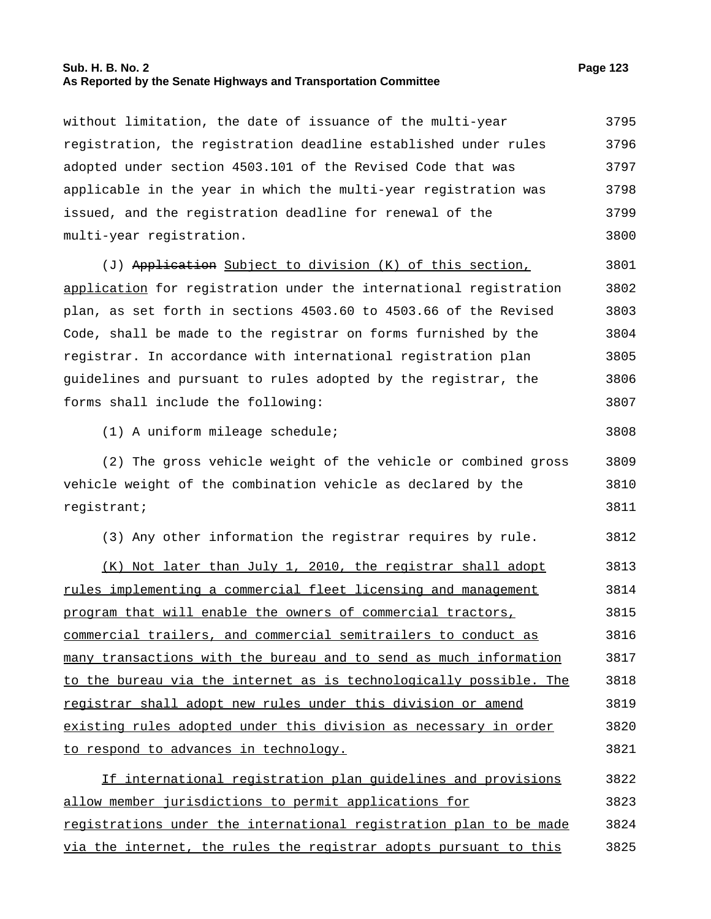without limitation, the date of issuance of the multi-year registration, the registration deadline established under rules adopted under section 4503.101 of the Revised Code that was applicable in the year in which the multi-year registration was issued, and the registration deadline for renewal of the multi-year registration.

(J) ~~Application~~ Subject to division (K) of this section, application for registration under the international registration plan, as set forth in sections 4503.60 to 4503.66 of the Revised Code, shall be made to the registrar on forms furnished by the registrar. In accordance with international registration plan guidelines and pursuant to rules adopted by the registrar, the forms shall include the following:

(1) A uniform mileage schedule;

(2) The gross vehicle weight of the vehicle or combined gross vehicle weight of the combination vehicle as declared by the registrant;

(3) Any other information the registrar requires by rule.

(K) Not later than July 1, 2010, the registrar shall adopt rules implementing a commercial fleet licensing and management program that will enable the owners of commercial tractors, commercial trailers, and commercial semitrailers to conduct as many transactions with the bureau and to send as much information to the bureau via the internet as is technologically possible. The registrar shall adopt new rules under this division or amend existing rules adopted under this division as necessary in order to respond to advances in technology.

If international registration plan guidelines and provisions allow member jurisdictions to permit applications for registrations under the international registration plan to be made via the internet, the rules the registrar adopts pursuant to this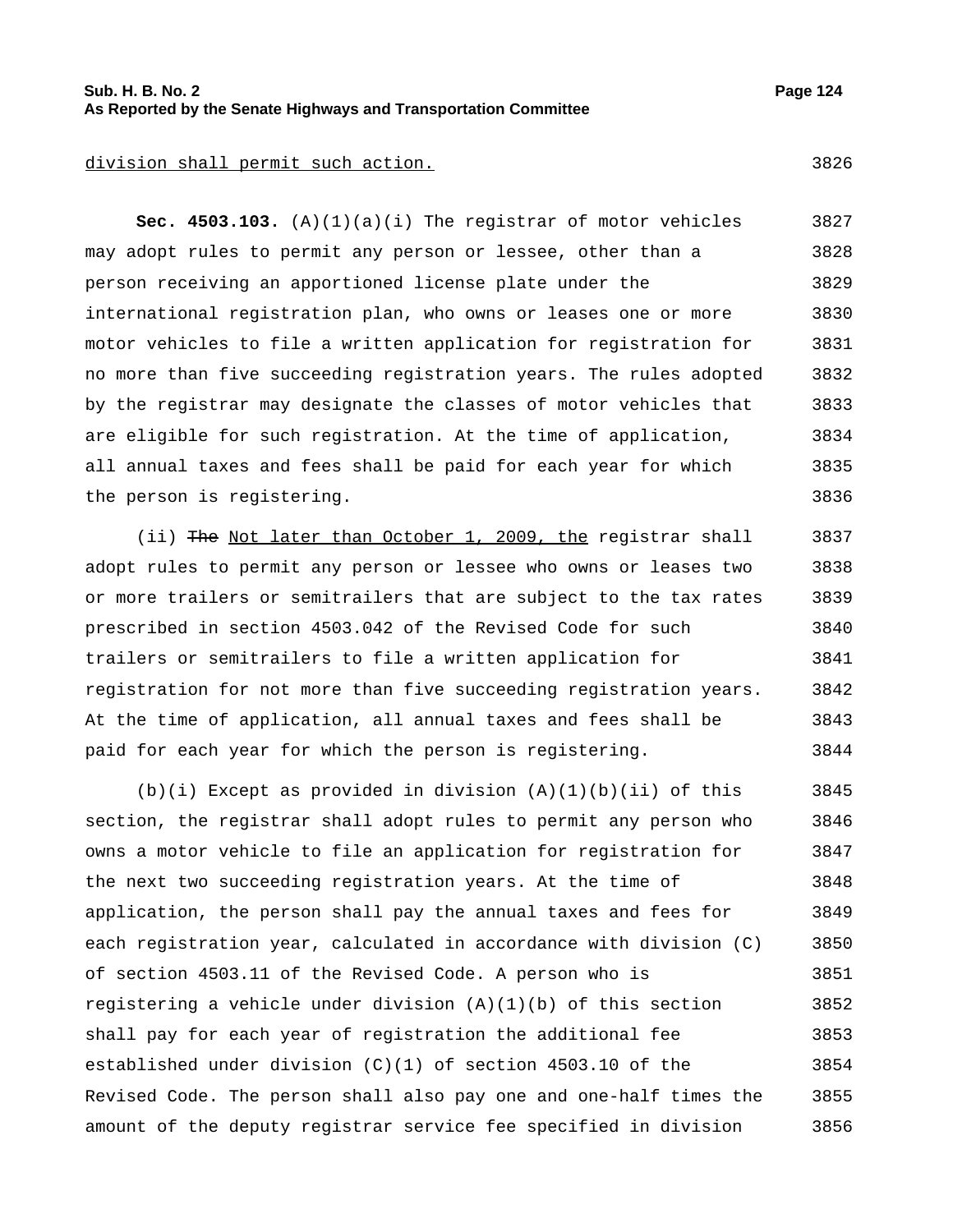division shall permit such action.

**Sec. 4503.103.** (A)(1)(a)(i) The registrar of motor vehicles may adopt rules to permit any person or lessee, other than a person receiving an apportioned license plate under the international registration plan, who owns or leases one or more motor vehicles to file a written application for registration for no more than five succeeding registration years. The rules adopted by the registrar may designate the classes of motor vehicles that are eligible for such registration. At the time of application, all annual taxes and fees shall be paid for each year for which the person is registering.

(ii) ~~The~~ Not later than October 1, 2009, the registrar shall adopt rules to permit any person or lessee who owns or leases two or more trailers or semitrailers that are subject to the tax rates prescribed in section 4503.042 of the Revised Code for such trailers or semitrailers to file a written application for registration for not more than five succeeding registration years. At the time of application, all annual taxes and fees shall be paid for each year for which the person is registering.

(b)(i) Except as provided in division (A)(1)(b)(ii) of this section, the registrar shall adopt rules to permit any person who owns a motor vehicle to file an application for registration for the next two succeeding registration years. At the time of application, the person shall pay the annual taxes and fees for each registration year, calculated in accordance with division (C) of section 4503.11 of the Revised Code. A person who is registering a vehicle under division (A)(1)(b) of this section shall pay for each year of registration the additional fee established under division (C)(1) of section 4503.10 of the Revised Code. The person shall also pay one and one-half times the amount of the deputy registrar service fee specified in division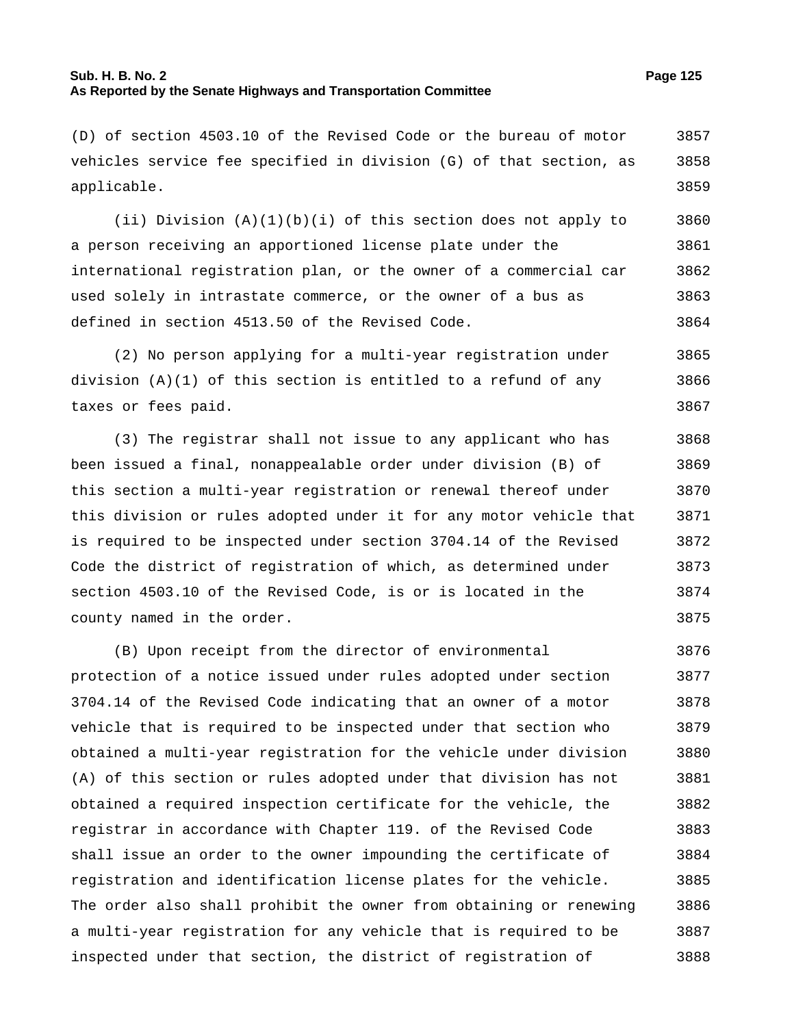(D) of section 4503.10 of the Revised Code or the bureau of motor vehicles service fee specified in division (G) of that section, as applicable.

(ii) Division (A)(1)(b)(i) of this section does not apply to a person receiving an apportioned license plate under the international registration plan, or the owner of a commercial car used solely in intrastate commerce, or the owner of a bus as defined in section 4513.50 of the Revised Code.

(2) No person applying for a multi-year registration under division (A)(1) of this section is entitled to a refund of any taxes or fees paid.

(3) The registrar shall not issue to any applicant who has been issued a final, nonappealable order under division (B) of this section a multi-year registration or renewal thereof under this division or rules adopted under it for any motor vehicle that is required to be inspected under section 3704.14 of the Revised Code the district of registration of which, as determined under section 4503.10 of the Revised Code, is or is located in the county named in the order.

(B) Upon receipt from the director of environmental protection of a notice issued under rules adopted under section 3704.14 of the Revised Code indicating that an owner of a motor vehicle that is required to be inspected under that section who obtained a multi-year registration for the vehicle under division (A) of this section or rules adopted under that division has not obtained a required inspection certificate for the vehicle, the registrar in accordance with Chapter 119. of the Revised Code shall issue an order to the owner impounding the certificate of registration and identification license plates for the vehicle. The order also shall prohibit the owner from obtaining or renewing a multi-year registration for any vehicle that is required to be inspected under that section, the district of registration of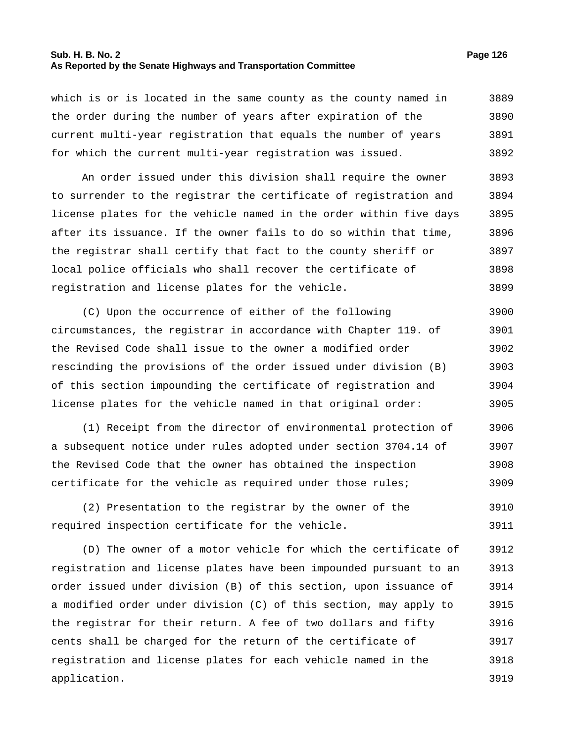which is or is located in the same county as the county named in the order during the number of years after expiration of the current multi-year registration that equals the number of years for which the current multi-year registration was issued.

An order issued under this division shall require the owner to surrender to the registrar the certificate of registration and license plates for the vehicle named in the order within five days after its issuance. If the owner fails to do so within that time, the registrar shall certify that fact to the county sheriff or local police officials who shall recover the certificate of registration and license plates for the vehicle.

(C) Upon the occurrence of either of the following circumstances, the registrar in accordance with Chapter 119. of the Revised Code shall issue to the owner a modified order rescinding the provisions of the order issued under division (B) of this section impounding the certificate of registration and license plates for the vehicle named in that original order:

(1) Receipt from the director of environmental protection of a subsequent notice under rules adopted under section 3704.14 of the Revised Code that the owner has obtained the inspection certificate for the vehicle as required under those rules;

(2) Presentation to the registrar by the owner of the required inspection certificate for the vehicle.

(D) The owner of a motor vehicle for which the certificate of registration and license plates have been impounded pursuant to an order issued under division (B) of this section, upon issuance of a modified order under division (C) of this section, may apply to the registrar for their return. A fee of two dollars and fifty cents shall be charged for the return of the certificate of registration and license plates for each vehicle named in the application.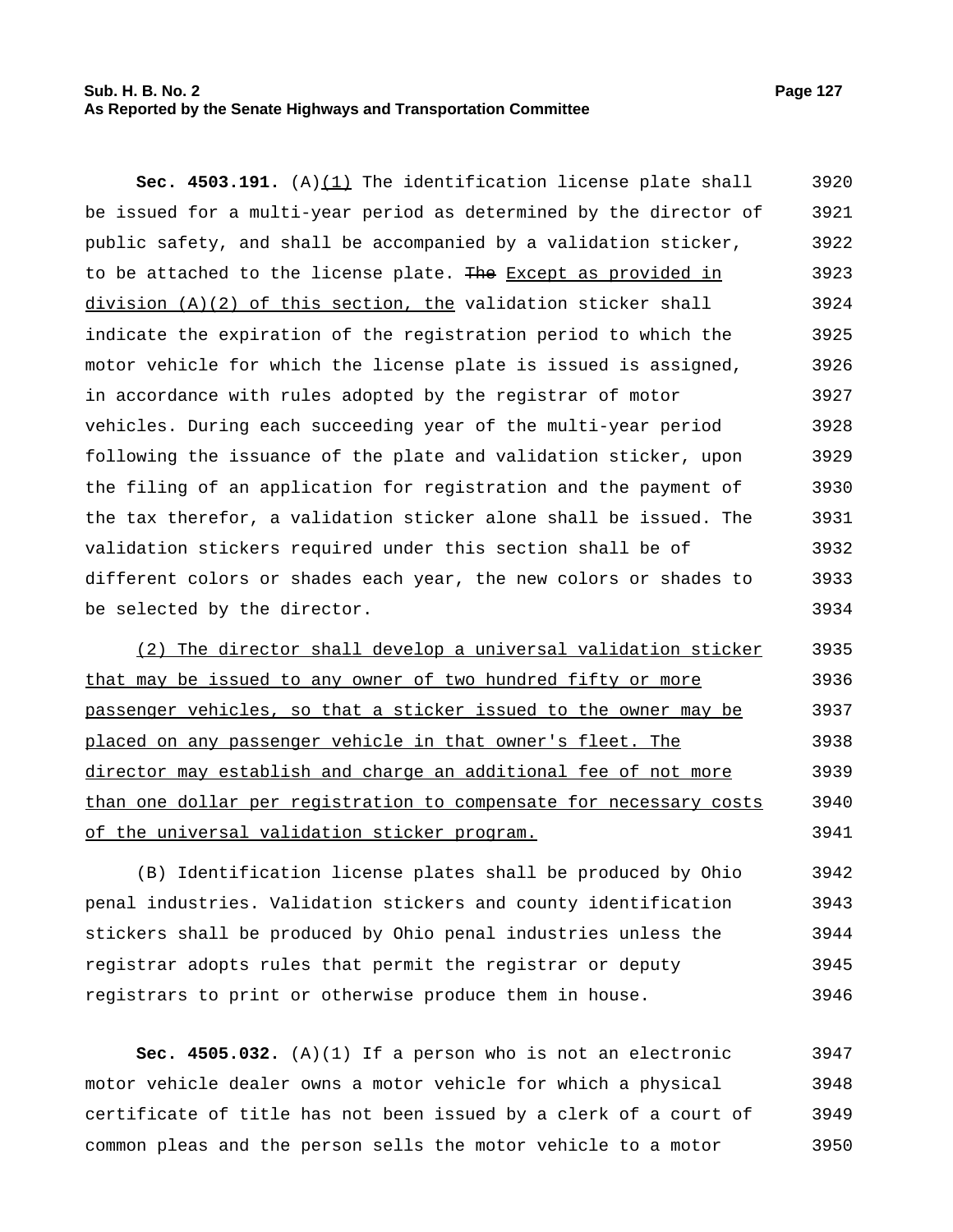**Sec. 4503.191.** (A)(1) The identification license plate shall be issued for a multi-year period as determined by the director of public safety, and shall be accompanied by a validation sticker, to be attached to the license plate. ~~The~~ Except as provided in division (A)(2) of this section, the validation sticker shall indicate the expiration of the registration period to which the motor vehicle for which the license plate is issued is assigned, in accordance with rules adopted by the registrar of motor vehicles. During each succeeding year of the multi-year period following the issuance of the plate and validation sticker, upon the filing of an application for registration and the payment of the tax therefor, a validation sticker alone shall be issued. The validation stickers required under this section shall be of different colors or shades each year, the new colors or shades to be selected by the director.

(2) The director shall develop a universal validation sticker that may be issued to any owner of two hundred fifty or more passenger vehicles, so that a sticker issued to the owner may be placed on any passenger vehicle in that owner's fleet. The director may establish and charge an additional fee of not more than one dollar per registration to compensate for necessary costs of the universal validation sticker program.

(B) Identification license plates shall be produced by Ohio penal industries. Validation stickers and county identification stickers shall be produced by Ohio penal industries unless the registrar adopts rules that permit the registrar or deputy registrars to print or otherwise produce them in house.

**Sec. 4505.032.** (A)(1) If a person who is not an electronic motor vehicle dealer owns a motor vehicle for which a physical certificate of title has not been issued by a clerk of a court of common pleas and the person sells the motor vehicle to a motor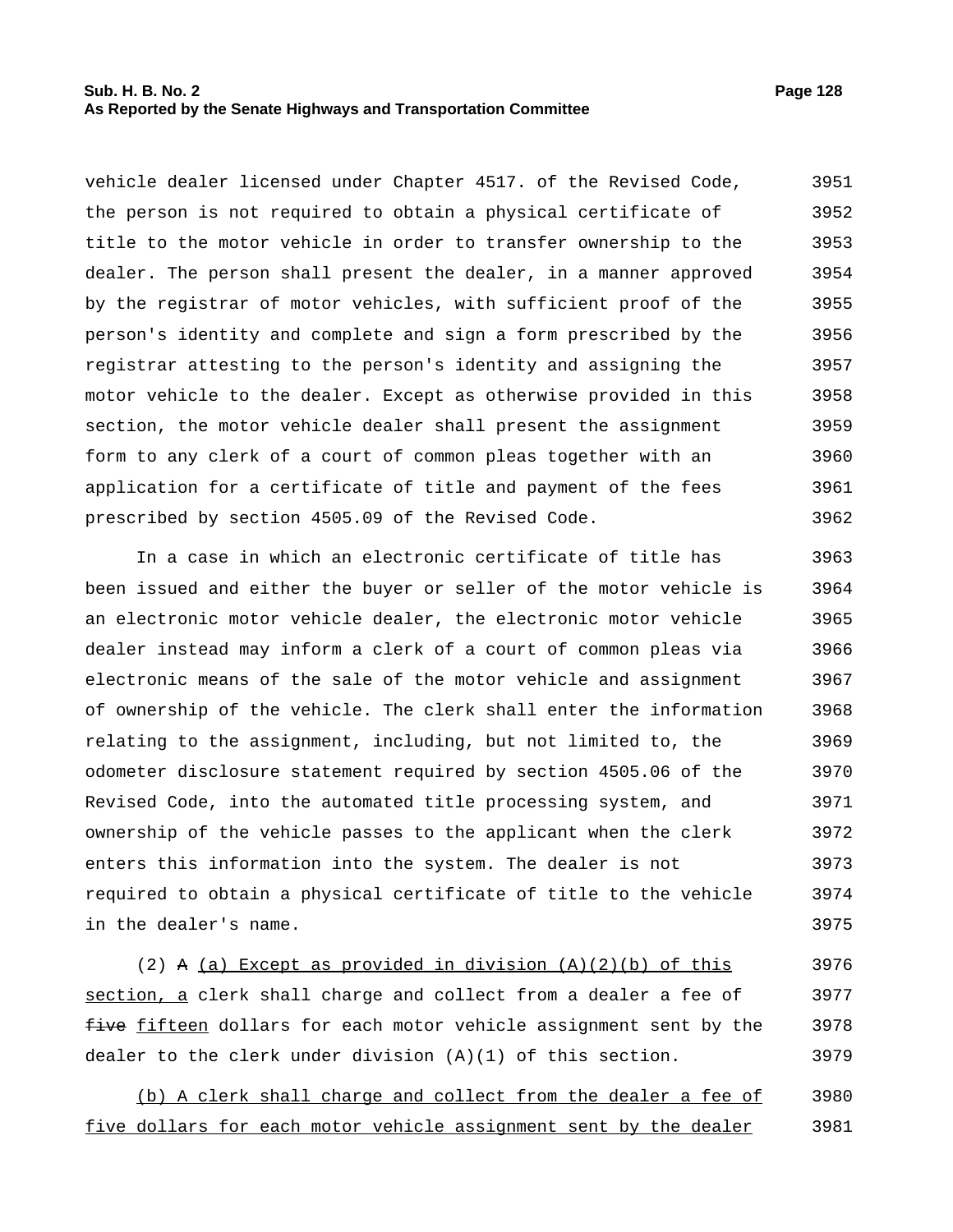vehicle dealer licensed under Chapter 4517. of the Revised Code, the person is not required to obtain a physical certificate of title to the motor vehicle in order to transfer ownership to the dealer. The person shall present the dealer, in a manner approved by the registrar of motor vehicles, with sufficient proof of the person's identity and complete and sign a form prescribed by the registrar attesting to the person's identity and assigning the motor vehicle to the dealer. Except as otherwise provided in this section, the motor vehicle dealer shall present the assignment form to any clerk of a court of common pleas together with an application for a certificate of title and payment of the fees prescribed by section 4505.09 of the Revised Code.

In a case in which an electronic certificate of title has been issued and either the buyer or seller of the motor vehicle is an electronic motor vehicle dealer, the electronic motor vehicle dealer instead may inform a clerk of a court of common pleas via electronic means of the sale of the motor vehicle and assignment of ownership of the vehicle. The clerk shall enter the information relating to the assignment, including, but not limited to, the odometer disclosure statement required by section 4505.06 of the Revised Code, into the automated title processing system, and ownership of the vehicle passes to the applicant when the clerk enters this information into the system. The dealer is not required to obtain a physical certificate of title to the vehicle in the dealer's name.

(2) ~~A~~ <u>(a) Except as provided in division (A)(2)(b) of this section, a</u> clerk shall charge and collect from a dealer a fee of ~~five~~ <u>fifteen</u> dollars for each motor vehicle assignment sent by the dealer to the clerk under division (A)(1) of this section.

<u>(b) A clerk shall charge and collect from the dealer a fee of five dollars for each motor vehicle assignment sent by the dealer</u>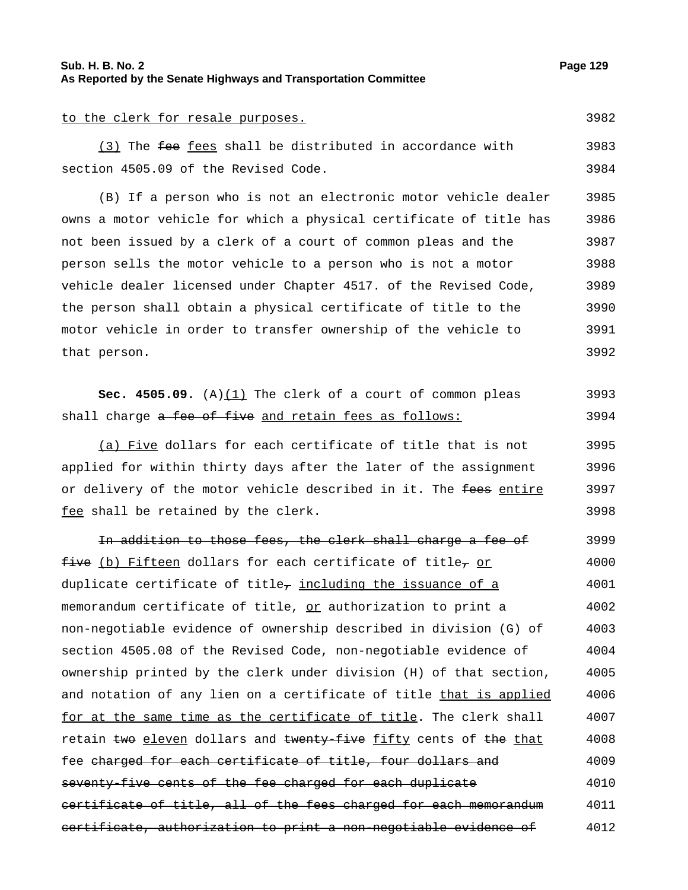to the clerk for resale purposes.

(3) The ~~fee~~ fees shall be distributed in accordance with section 4505.09 of the Revised Code.

(B) If a person who is not an electronic motor vehicle dealer owns a motor vehicle for which a physical certificate of title has not been issued by a clerk of a court of common pleas and the person sells the motor vehicle to a person who is not a motor vehicle dealer licensed under Chapter 4517. of the Revised Code, the person shall obtain a physical certificate of title to the motor vehicle in order to transfer ownership of the vehicle to that person.

**Sec. 4505.09.** (A)(1) The clerk of a court of common pleas shall charge ~~a fee of five~~ and retain fees as follows:

(a) Five dollars for each certificate of title that is not applied for within thirty days after the later of the assignment or delivery of the motor vehicle described in it. The ~~fees~~ entire fee shall be retained by the clerk.

~~In addition to those fees, the clerk shall charge a fee of five~~ (b) Fifteen dollars for each certificate of title~~,~~ or duplicate certificate of title~~,~~ including the issuance of a memorandum certificate of title, or authorization to print a non-negotiable evidence of ownership described in division (G) of section 4505.08 of the Revised Code, non-negotiable evidence of ownership printed by the clerk under division (H) of that section, and notation of any lien on a certificate of title that is applied for at the same time as the certificate of title. The clerk shall retain ~~two~~ eleven dollars and ~~twenty-five~~ fifty cents of ~~the~~ that fee ~~charged for each certificate of title, four dollars and seventy-five cents of the fee charged for each duplicate certificate of title, all of the fees charged for each memorandum certificate, authorization to print a non-negotiable evidence of~~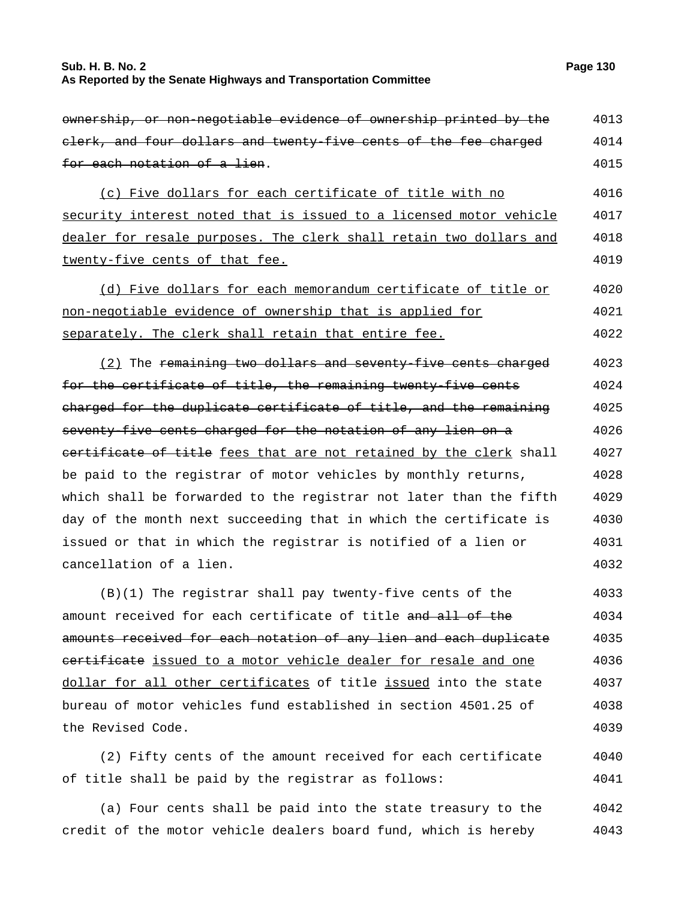~~ownership, or non-negotiable evidence of ownership printed by the clerk, and four dollars and twenty-five cents of the fee charged for each notation of a lien~~.

(c) Five dollars for each certificate of title with no security interest noted that is issued to a licensed motor vehicle dealer for resale purposes. The clerk shall retain two dollars and twenty-five cents of that fee.

(d) Five dollars for each memorandum certificate of title or non-negotiable evidence of ownership that is applied for separately. The clerk shall retain that entire fee.

(2) The ~~remaining two dollars and seventy-five cents charged for the certificate of title, the remaining twenty-five cents charged for the duplicate certificate of title, and the remaining seventy-five cents charged for the notation of any lien on a certificate of title~~ fees that are not retained by the clerk shall be paid to the registrar of motor vehicles by monthly returns, which shall be forwarded to the registrar not later than the fifth day of the month next succeeding that in which the certificate is issued or that in which the registrar is notified of a lien or cancellation of a lien.

(B)(1) The registrar shall pay twenty-five cents of the amount received for each certificate of title ~~and all of the amounts received for each notation of any lien and each duplicate certificate~~ issued to a motor vehicle dealer for resale and one dollar for all other certificates of title issued into the state bureau of motor vehicles fund established in section 4501.25 of the Revised Code.

(2) Fifty cents of the amount received for each certificate of title shall be paid by the registrar as follows:

(a) Four cents shall be paid into the state treasury to the credit of the motor vehicle dealers board fund, which is hereby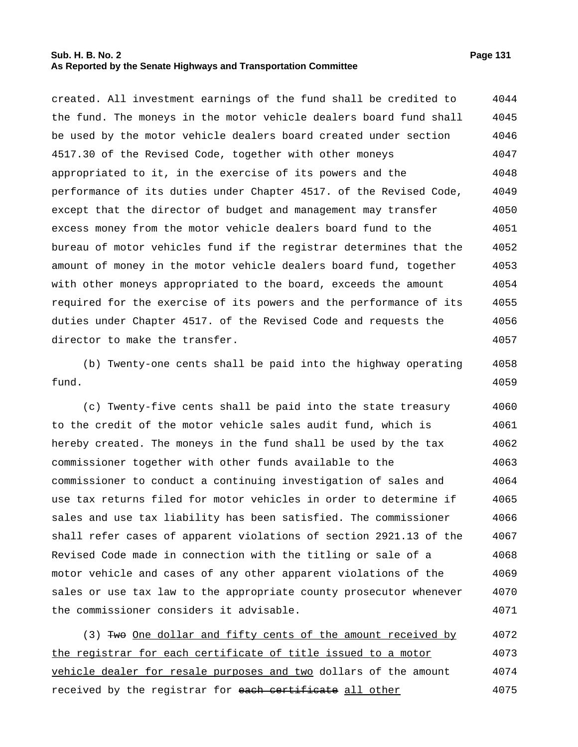created. All investment earnings of the fund shall be credited to the fund. The moneys in the motor vehicle dealers board fund shall be used by the motor vehicle dealers board created under section 4517.30 of the Revised Code, together with other moneys appropriated to it, in the exercise of its powers and the performance of its duties under Chapter 4517. of the Revised Code, except that the director of budget and management may transfer excess money from the motor vehicle dealers board fund to the bureau of motor vehicles fund if the registrar determines that the amount of money in the motor vehicle dealers board fund, together with other moneys appropriated to the board, exceeds the amount required for the exercise of its powers and the performance of its duties under Chapter 4517. of the Revised Code and requests the director to make the transfer.

(b) Twenty-one cents shall be paid into the highway operating fund.

(c) Twenty-five cents shall be paid into the state treasury to the credit of the motor vehicle sales audit fund, which is hereby created. The moneys in the fund shall be used by the tax commissioner together with other funds available to the commissioner to conduct a continuing investigation of sales and use tax returns filed for motor vehicles in order to determine if sales and use tax liability has been satisfied. The commissioner shall refer cases of apparent violations of section 2921.13 of the Revised Code made in connection with the titling or sale of a motor vehicle and cases of any other apparent violations of the sales or use tax law to the appropriate county prosecutor whenever the commissioner considers it advisable.

(3) ~~Two~~ One dollar and fifty cents of the amount received by the registrar for each certificate of title issued to a motor vehicle dealer for resale purposes and two dollars of the amount received by the registrar for ~~each certificate~~ all other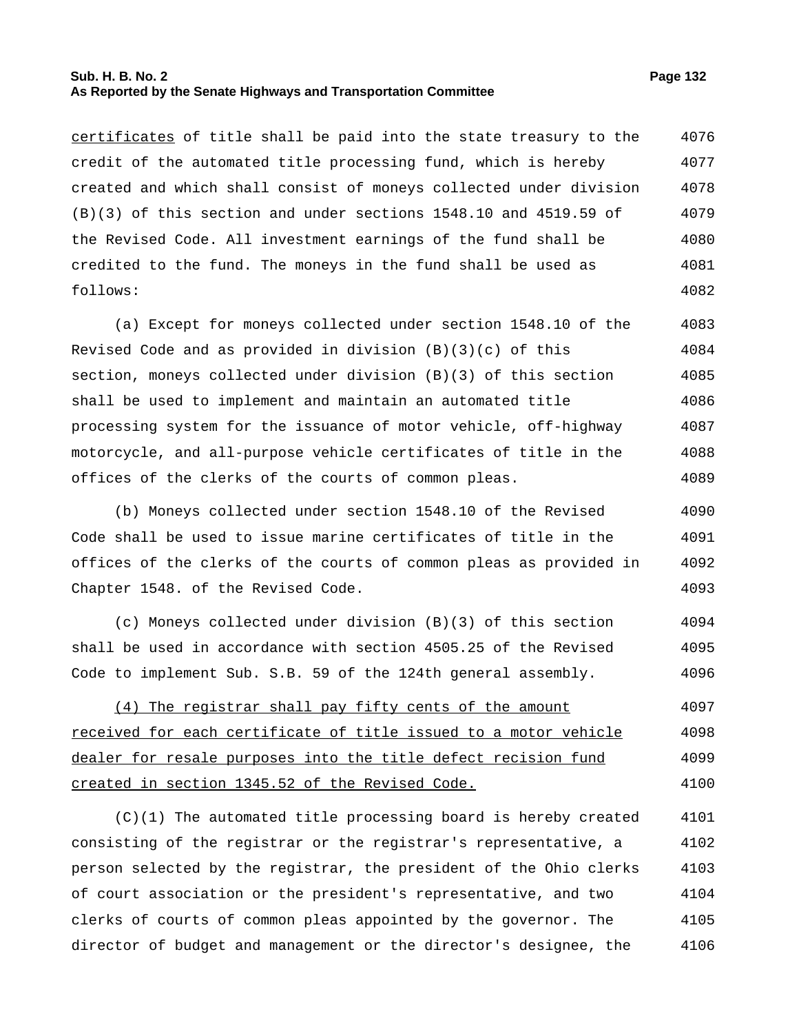certificates of title shall be paid into the state treasury to the credit of the automated title processing fund, which is hereby created and which shall consist of moneys collected under division (B)(3) of this section and under sections 1548.10 and 4519.59 of the Revised Code. All investment earnings of the fund shall be credited to the fund. The moneys in the fund shall be used as follows:

(a) Except for moneys collected under section 1548.10 of the Revised Code and as provided in division (B)(3)(c) of this section, moneys collected under division (B)(3) of this section shall be used to implement and maintain an automated title processing system for the issuance of motor vehicle, off-highway motorcycle, and all-purpose vehicle certificates of title in the offices of the clerks of the courts of common pleas.

(b) Moneys collected under section 1548.10 of the Revised Code shall be used to issue marine certificates of title in the offices of the clerks of the courts of common pleas as provided in Chapter 1548. of the Revised Code.

(c) Moneys collected under division (B)(3) of this section shall be used in accordance with section 4505.25 of the Revised Code to implement Sub. S.B. 59 of the 124th general assembly.

<u>(4) The registrar shall pay fifty cents of the amount received for each certificate of title issued to a motor vehicle dealer for resale purposes into the title defect recision fund created in section 1345.52 of the Revised Code.</u>

(C)(1) The automated title processing board is hereby created consisting of the registrar or the registrar's representative, a person selected by the registrar, the president of the Ohio clerks of court association or the president's representative, and two clerks of courts of common pleas appointed by the governor. The director of budget and management or the director's designee, the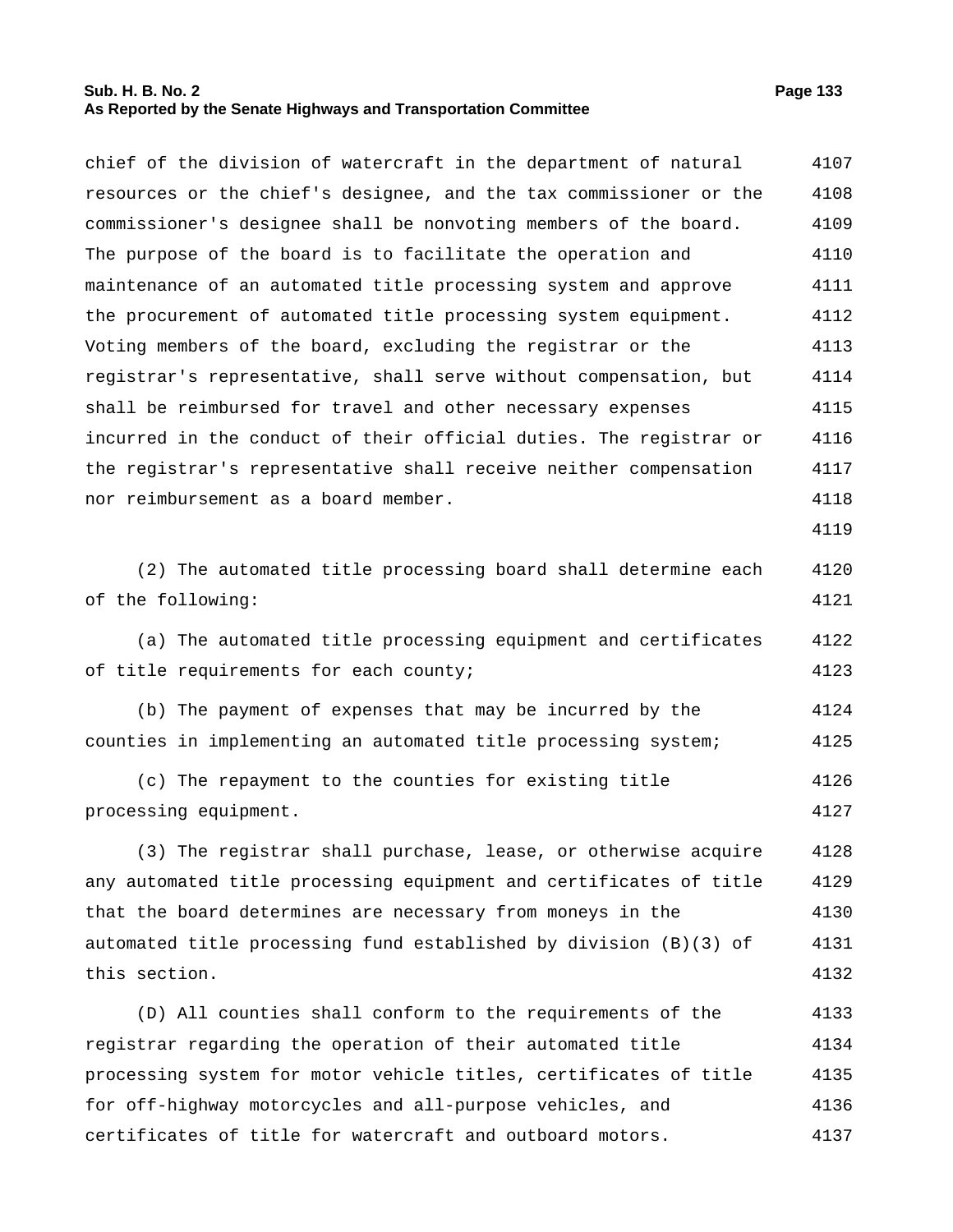chief of the division of watercraft in the department of natural resources or the chief's designee, and the tax commissioner or the commissioner's designee shall be nonvoting members of the board. The purpose of the board is to facilitate the operation and maintenance of an automated title processing system and approve the procurement of automated title processing system equipment. Voting members of the board, excluding the registrar or the registrar's representative, shall serve without compensation, but shall be reimbursed for travel and other necessary expenses incurred in the conduct of their official duties. The registrar or the registrar's representative shall receive neither compensation nor reimbursement as a board member.

(2) The automated title processing board shall determine each of the following:

(a) The automated title processing equipment and certificates of title requirements for each county;

(b) The payment of expenses that may be incurred by the counties in implementing an automated title processing system;

(c) The repayment to the counties for existing title processing equipment.

(3) The registrar shall purchase, lease, or otherwise acquire any automated title processing equipment and certificates of title that the board determines are necessary from moneys in the automated title processing fund established by division (B)(3) of this section.

(D) All counties shall conform to the requirements of the registrar regarding the operation of their automated title processing system for motor vehicle titles, certificates of title for off-highway motorcycles and all-purpose vehicles, and certificates of title for watercraft and outboard motors.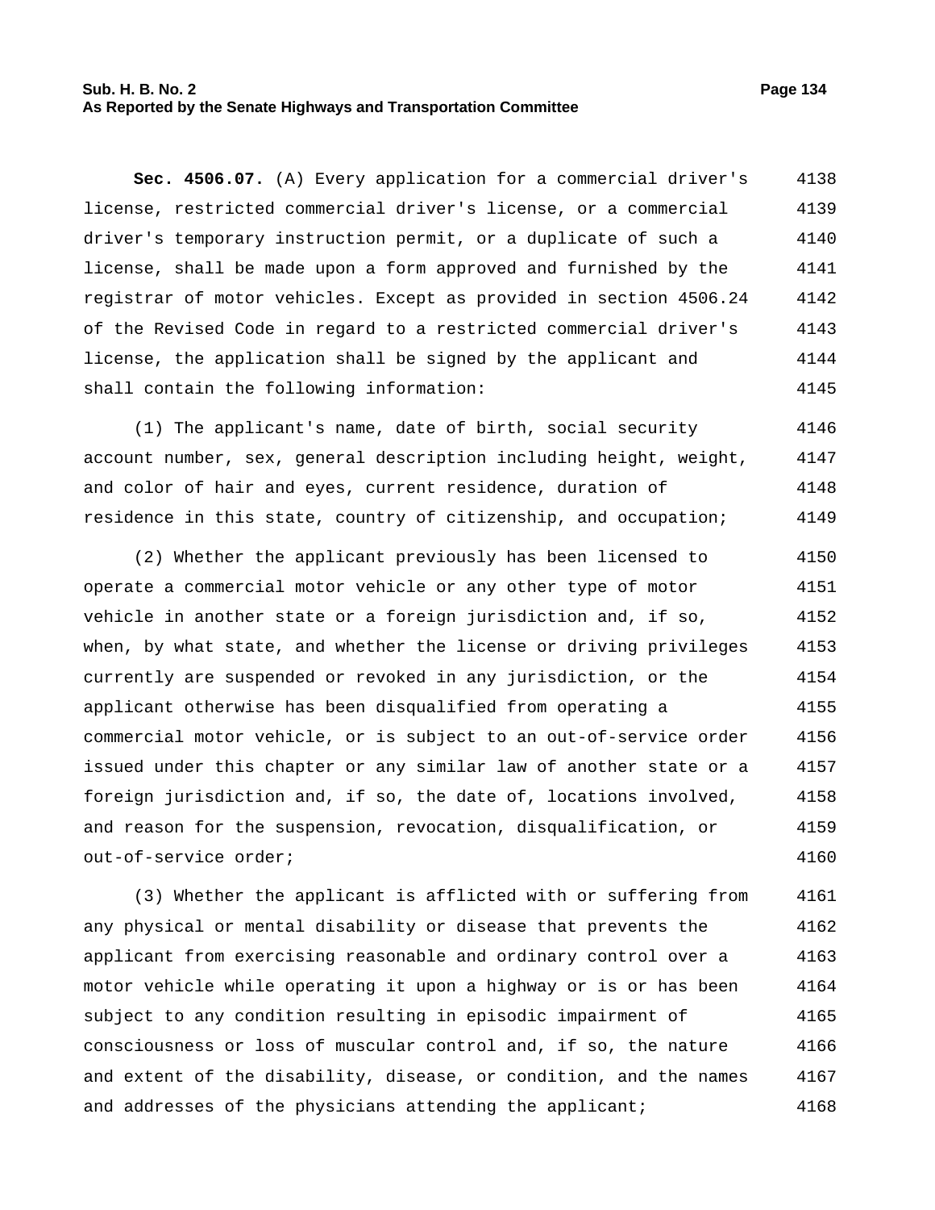**Sec. 4506.07.** (A) Every application for a commercial driver's license, restricted commercial driver's license, or a commercial driver's temporary instruction permit, or a duplicate of such a license, shall be made upon a form approved and furnished by the registrar of motor vehicles. Except as provided in section 4506.24 of the Revised Code in regard to a restricted commercial driver's license, the application shall be signed by the applicant and shall contain the following information:

(1) The applicant's name, date of birth, social security account number, sex, general description including height, weight, and color of hair and eyes, current residence, duration of residence in this state, country of citizenship, and occupation;

(2) Whether the applicant previously has been licensed to operate a commercial motor vehicle or any other type of motor vehicle in another state or a foreign jurisdiction and, if so, when, by what state, and whether the license or driving privileges currently are suspended or revoked in any jurisdiction, or the applicant otherwise has been disqualified from operating a commercial motor vehicle, or is subject to an out-of-service order issued under this chapter or any similar law of another state or a foreign jurisdiction and, if so, the date of, locations involved, and reason for the suspension, revocation, disqualification, or out-of-service order;

(3) Whether the applicant is afflicted with or suffering from any physical or mental disability or disease that prevents the applicant from exercising reasonable and ordinary control over a motor vehicle while operating it upon a highway or is or has been subject to any condition resulting in episodic impairment of consciousness or loss of muscular control and, if so, the nature and extent of the disability, disease, or condition, and the names and addresses of the physicians attending the applicant;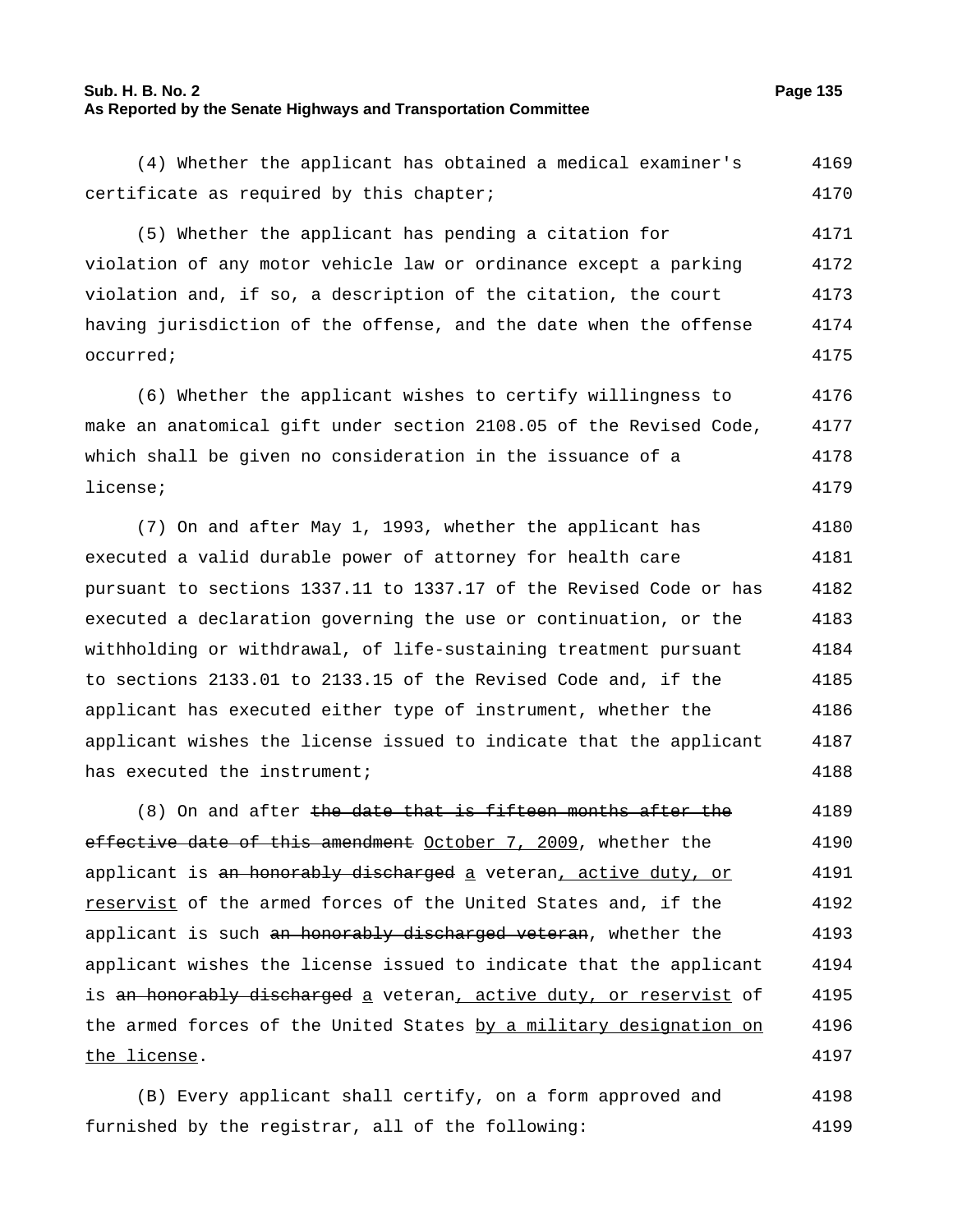(4) Whether the applicant has obtained a medical examiner's certificate as required by this chapter;

(5) Whether the applicant has pending a citation for violation of any motor vehicle law or ordinance except a parking violation and, if so, a description of the citation, the court having jurisdiction of the offense, and the date when the offense occurred;

(6) Whether the applicant wishes to certify willingness to make an anatomical gift under section 2108.05 of the Revised Code, which shall be given no consideration in the issuance of a license;

(7) On and after May 1, 1993, whether the applicant has executed a valid durable power of attorney for health care pursuant to sections 1337.11 to 1337.17 of the Revised Code or has executed a declaration governing the use or continuation, or the withholding or withdrawal, of life-sustaining treatment pursuant to sections 2133.01 to 2133.15 of the Revised Code and, if the applicant has executed either type of instrument, whether the applicant wishes the license issued to indicate that the applicant has executed the instrument;

(8) On and after ~~the date that is fifteen months after the effective date of this amendment~~ <u>October 7, 2009</u>, whether the applicant is ~~an honorably discharged~~ <u>a</u> veteran<u>, active duty, or reservist</u> of the armed forces of the United States and, if the applicant is such ~~an honorably discharged veteran~~, whether the applicant wishes the license issued to indicate that the applicant is ~~an honorably discharged~~ <u>a</u> veteran<u>, active duty, or reservist</u> of the armed forces of the United States <u>by a military designation on the license</u>.

(B) Every applicant shall certify, on a form approved and furnished by the registrar, all of the following: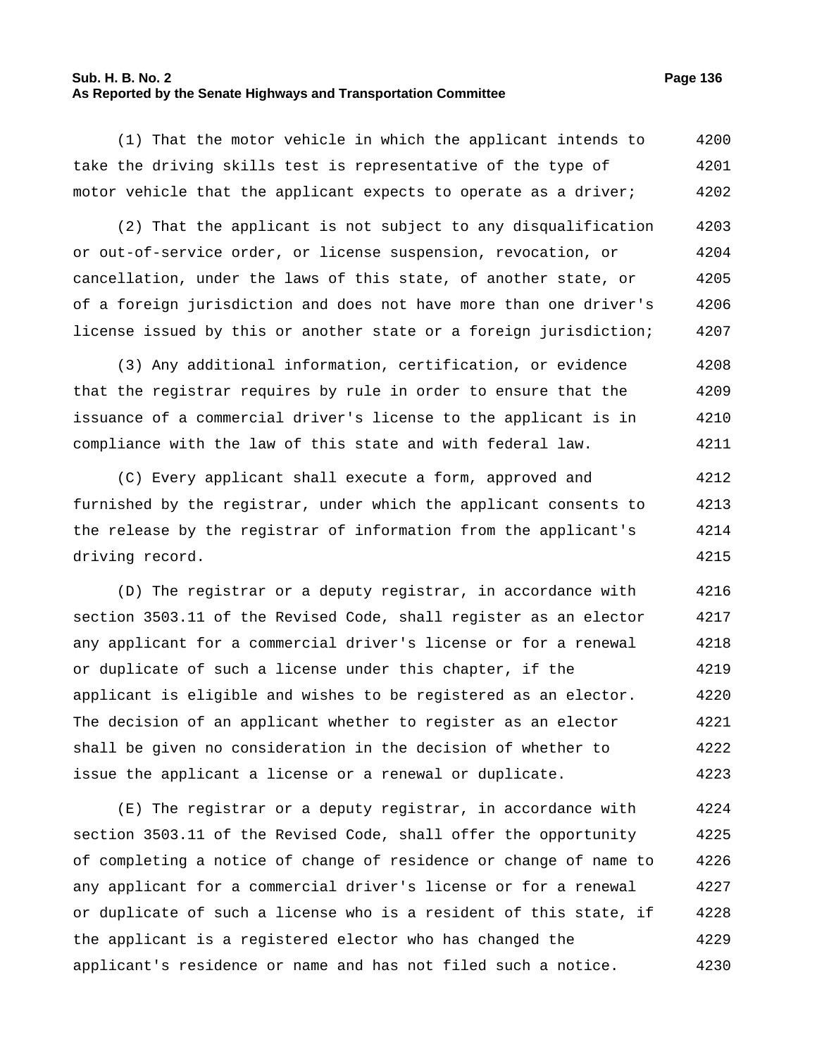(1) That the motor vehicle in which the applicant intends to take the driving skills test is representative of the type of motor vehicle that the applicant expects to operate as a driver;

(2) That the applicant is not subject to any disqualification or out-of-service order, or license suspension, revocation, or cancellation, under the laws of this state, of another state, or of a foreign jurisdiction and does not have more than one driver's license issued by this or another state or a foreign jurisdiction;

(3) Any additional information, certification, or evidence that the registrar requires by rule in order to ensure that the issuance of a commercial driver's license to the applicant is in compliance with the law of this state and with federal law.

(C) Every applicant shall execute a form, approved and furnished by the registrar, under which the applicant consents to the release by the registrar of information from the applicant's driving record.

(D) The registrar or a deputy registrar, in accordance with section 3503.11 of the Revised Code, shall register as an elector any applicant for a commercial driver's license or for a renewal or duplicate of such a license under this chapter, if the applicant is eligible and wishes to be registered as an elector. The decision of an applicant whether to register as an elector shall be given no consideration in the decision of whether to issue the applicant a license or a renewal or duplicate.

(E) The registrar or a deputy registrar, in accordance with section 3503.11 of the Revised Code, shall offer the opportunity of completing a notice of change of residence or change of name to any applicant for a commercial driver's license or for a renewal or duplicate of such a license who is a resident of this state, if the applicant is a registered elector who has changed the applicant's residence or name and has not filed such a notice.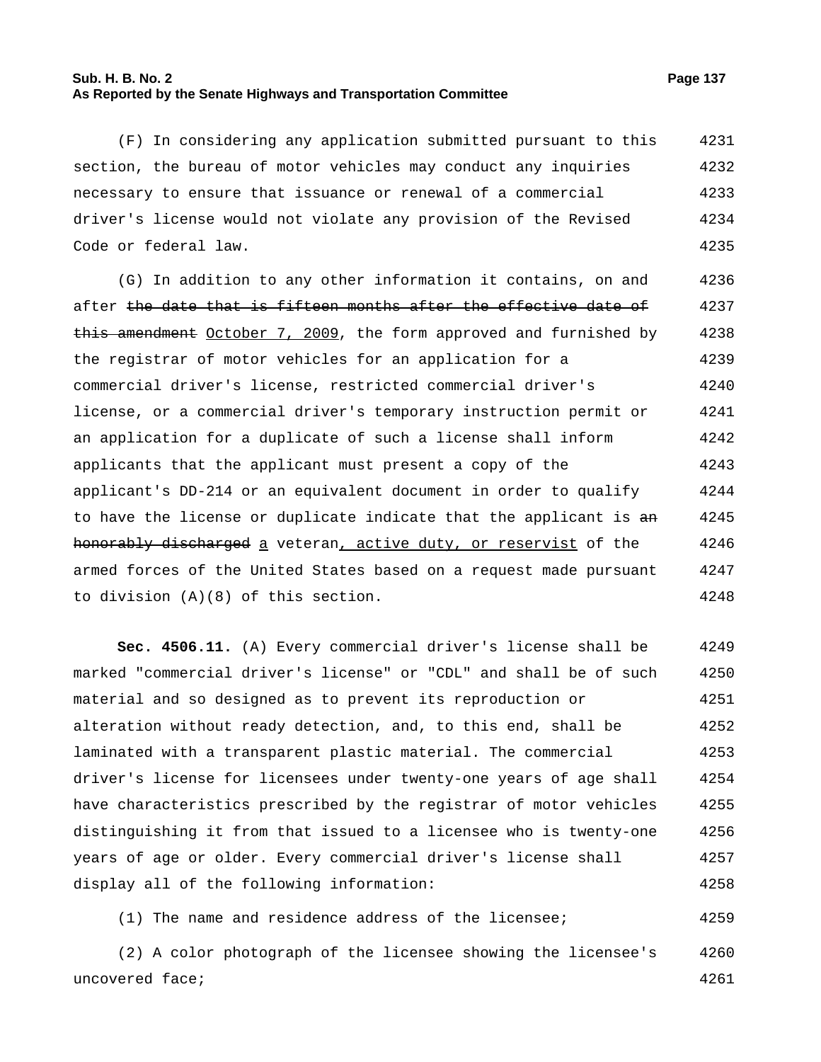(F) In considering any application submitted pursuant to this section, the bureau of motor vehicles may conduct any inquiries necessary to ensure that issuance or renewal of a commercial driver's license would not violate any provision of the Revised Code or federal law.

(G) In addition to any other information it contains, on and after ~~the date that is fifteen months after the effective date of this amendment~~ October 7, 2009, the form approved and furnished by the registrar of motor vehicles for an application for a commercial driver's license, restricted commercial driver's license, or a commercial driver's temporary instruction permit or an application for a duplicate of such a license shall inform applicants that the applicant must present a copy of the applicant's DD-214 or an equivalent document in order to qualify to have the license or duplicate indicate that the applicant is ~~an honorably discharged~~ a veteran, active duty, or reservist of the armed forces of the United States based on a request made pursuant to division (A)(8) of this section.

**Sec. 4506.11.** (A) Every commercial driver's license shall be marked "commercial driver's license" or "CDL" and shall be of such material and so designed as to prevent its reproduction or alteration without ready detection, and, to this end, shall be laminated with a transparent plastic material. The commercial driver's license for licensees under twenty-one years of age shall have characteristics prescribed by the registrar of motor vehicles distinguishing it from that issued to a licensee who is twenty-one years of age or older. Every commercial driver's license shall display all of the following information:

(1) The name and residence address of the licensee;

(2) A color photograph of the licensee showing the licensee's uncovered face;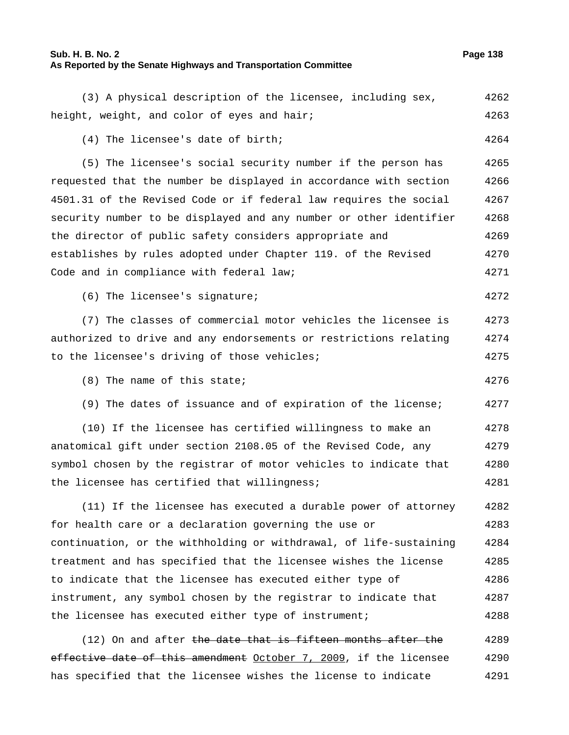(3) A physical description of the licensee, including sex, height, weight, and color of eyes and hair;

(4) The licensee's date of birth;

(5) The licensee's social security number if the person has requested that the number be displayed in accordance with section 4501.31 of the Revised Code or if federal law requires the social security number to be displayed and any number or other identifier the director of public safety considers appropriate and establishes by rules adopted under Chapter 119. of the Revised Code and in compliance with federal law;

(6) The licensee's signature;

(7) The classes of commercial motor vehicles the licensee is authorized to drive and any endorsements or restrictions relating to the licensee's driving of those vehicles;

(8) The name of this state;

(9) The dates of issuance and of expiration of the license;

(10) If the licensee has certified willingness to make an anatomical gift under section 2108.05 of the Revised Code, any symbol chosen by the registrar of motor vehicles to indicate that the licensee has certified that willingness;

(11) If the licensee has executed a durable power of attorney for health care or a declaration governing the use or continuation, or the withholding or withdrawal, of life-sustaining treatment and has specified that the licensee wishes the license to indicate that the licensee has executed either type of instrument, any symbol chosen by the registrar to indicate that the licensee has executed either type of instrument;

(12) On and after ~~the date that is fifteen months after the effective date of this amendment~~ October 7, 2009, if the licensee has specified that the licensee wishes the license to indicate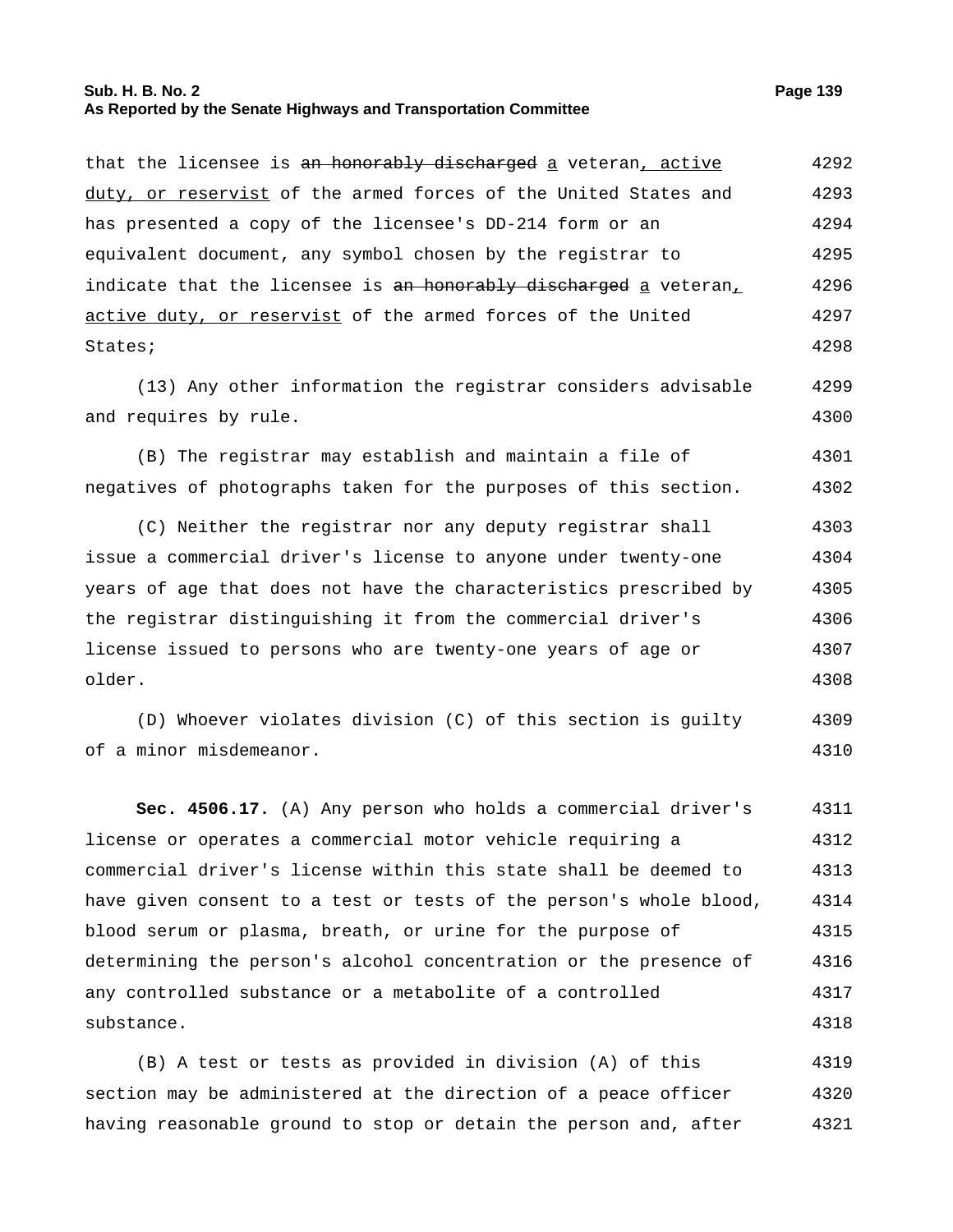that the licensee is ~~an honorably discharged~~ a veteran, active duty, or reservist of the armed forces of the United States and has presented a copy of the licensee's DD-214 form or an equivalent document, any symbol chosen by the registrar to indicate that the licensee is ~~an honorably discharged~~ a veteran, active duty, or reservist of the armed forces of the United States;

(13) Any other information the registrar considers advisable and requires by rule.

(B) The registrar may establish and maintain a file of negatives of photographs taken for the purposes of this section.

(C) Neither the registrar nor any deputy registrar shall issue a commercial driver's license to anyone under twenty-one years of age that does not have the characteristics prescribed by the registrar distinguishing it from the commercial driver's license issued to persons who are twenty-one years of age or older.

(D) Whoever violates division (C) of this section is guilty of a minor misdemeanor.

**Sec. 4506.17.** (A) Any person who holds a commercial driver's license or operates a commercial motor vehicle requiring a commercial driver's license within this state shall be deemed to have given consent to a test or tests of the person's whole blood, blood serum or plasma, breath, or urine for the purpose of determining the person's alcohol concentration or the presence of any controlled substance or a metabolite of a controlled substance.

(B) A test or tests as provided in division (A) of this section may be administered at the direction of a peace officer having reasonable ground to stop or detain the person and, after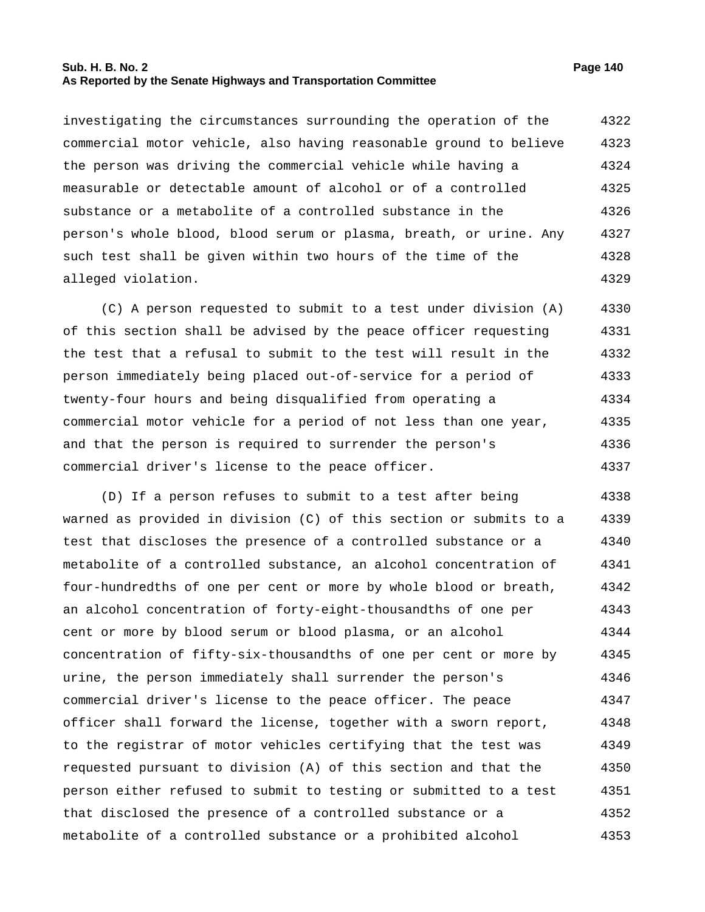investigating the circumstances surrounding the operation of the commercial motor vehicle, also having reasonable ground to believe the person was driving the commercial vehicle while having a measurable or detectable amount of alcohol or of a controlled substance or a metabolite of a controlled substance in the person's whole blood, blood serum or plasma, breath, or urine. Any such test shall be given within two hours of the time of the alleged violation.

(C) A person requested to submit to a test under division (A) of this section shall be advised by the peace officer requesting the test that a refusal to submit to the test will result in the person immediately being placed out-of-service for a period of twenty-four hours and being disqualified from operating a commercial motor vehicle for a period of not less than one year, and that the person is required to surrender the person's commercial driver's license to the peace officer.

(D) If a person refuses to submit to a test after being warned as provided in division (C) of this section or submits to a test that discloses the presence of a controlled substance or a metabolite of a controlled substance, an alcohol concentration of four-hundredths of one per cent or more by whole blood or breath, an alcohol concentration of forty-eight-thousandths of one per cent or more by blood serum or blood plasma, or an alcohol concentration of fifty-six-thousandths of one per cent or more by urine, the person immediately shall surrender the person's commercial driver's license to the peace officer. The peace officer shall forward the license, together with a sworn report, to the registrar of motor vehicles certifying that the test was requested pursuant to division (A) of this section and that the person either refused to submit to testing or submitted to a test that disclosed the presence of a controlled substance or a metabolite of a controlled substance or a prohibited alcohol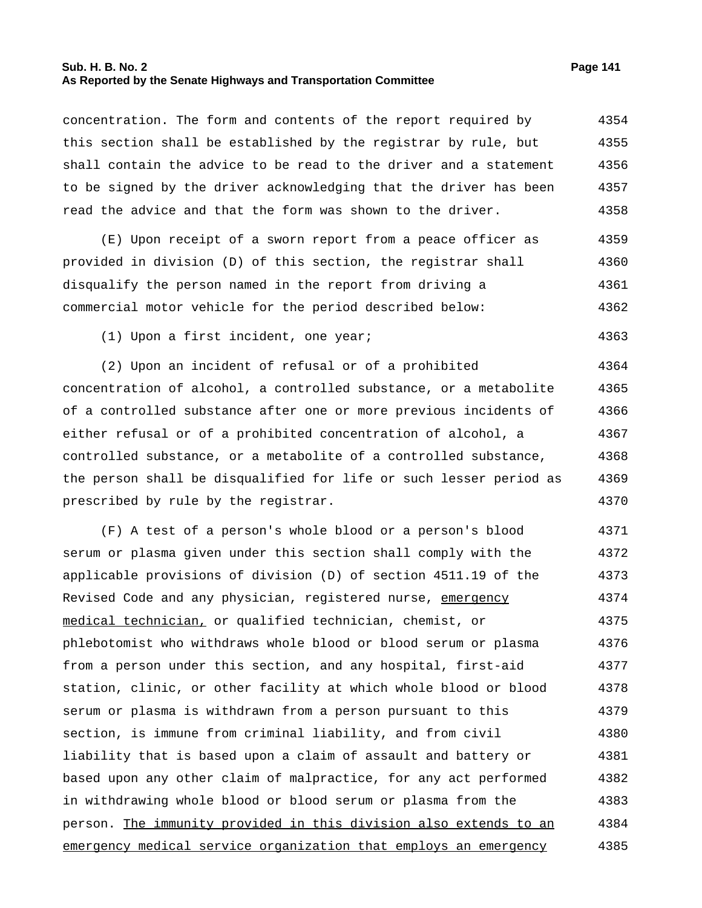concentration. The form and contents of the report required by this section shall be established by the registrar by rule, but shall contain the advice to be read to the driver and a statement to be signed by the driver acknowledging that the driver has been read the advice and that the form was shown to the driver.

(E) Upon receipt of a sworn report from a peace officer as provided in division (D) of this section, the registrar shall disqualify the person named in the report from driving a commercial motor vehicle for the period described below:

(1) Upon a first incident, one year;

(2) Upon an incident of refusal or of a prohibited concentration of alcohol, a controlled substance, or a metabolite of a controlled substance after one or more previous incidents of either refusal or of a prohibited concentration of alcohol, a controlled substance, or a metabolite of a controlled substance, the person shall be disqualified for life or such lesser period as prescribed by rule by the registrar.

(F) A test of a person's whole blood or a person's blood serum or plasma given under this section shall comply with the applicable provisions of division (D) of section 4511.19 of the Revised Code and any physician, registered nurse, <u>emergency medical technician,</u> or qualified technician, chemist, or phlebotomist who withdraws whole blood or blood serum or plasma from a person under this section, and any hospital, first-aid station, clinic, or other facility at which whole blood or blood serum or plasma is withdrawn from a person pursuant to this section, is immune from criminal liability, and from civil liability that is based upon a claim of assault and battery or based upon any other claim of malpractice, for any act performed in withdrawing whole blood or blood serum or plasma from the person. <u>The immunity provided in this division also extends to an emergency medical service organization that employs an emergency</u>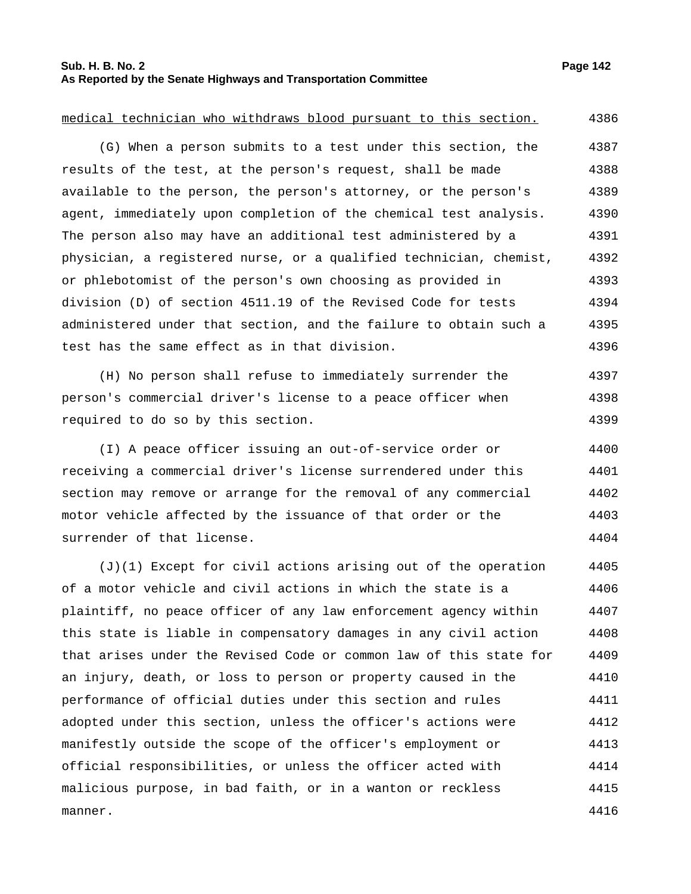medical technician who withdraws blood pursuant to this section.

(G) When a person submits to a test under this section, the results of the test, at the person's request, shall be made available to the person, the person's attorney, or the person's agent, immediately upon completion of the chemical test analysis. The person also may have an additional test administered by a physician, a registered nurse, or a qualified technician, chemist, or phlebotomist of the person's own choosing as provided in division (D) of section 4511.19 of the Revised Code for tests administered under that section, and the failure to obtain such a test has the same effect as in that division.

(H) No person shall refuse to immediately surrender the person's commercial driver's license to a peace officer when required to do so by this section.

(I) A peace officer issuing an out-of-service order or receiving a commercial driver's license surrendered under this section may remove or arrange for the removal of any commercial motor vehicle affected by the issuance of that order or the surrender of that license.

(J)(1) Except for civil actions arising out of the operation of a motor vehicle and civil actions in which the state is a plaintiff, no peace officer of any law enforcement agency within this state is liable in compensatory damages in any civil action that arises under the Revised Code or common law of this state for an injury, death, or loss to person or property caused in the performance of official duties under this section and rules adopted under this section, unless the officer's actions were manifestly outside the scope of the officer's employment or official responsibilities, or unless the officer acted with malicious purpose, in bad faith, or in a wanton or reckless manner.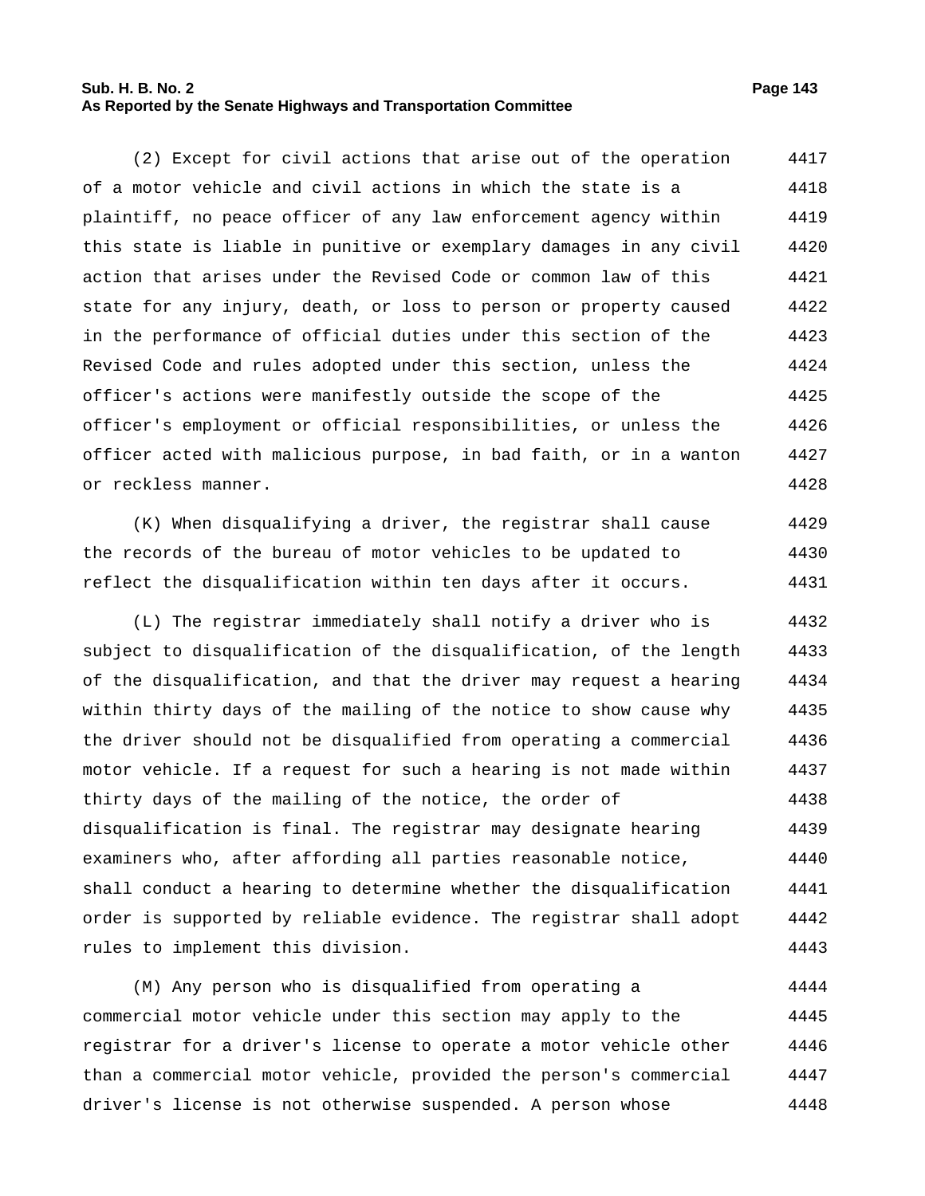(2) Except for civil actions that arise out of the operation of a motor vehicle and civil actions in which the state is a plaintiff, no peace officer of any law enforcement agency within this state is liable in punitive or exemplary damages in any civil action that arises under the Revised Code or common law of this state for any injury, death, or loss to person or property caused in the performance of official duties under this section of the Revised Code and rules adopted under this section, unless the officer's actions were manifestly outside the scope of the officer's employment or official responsibilities, or unless the officer acted with malicious purpose, in bad faith, or in a wanton or reckless manner.

(K) When disqualifying a driver, the registrar shall cause the records of the bureau of motor vehicles to be updated to reflect the disqualification within ten days after it occurs.

(L) The registrar immediately shall notify a driver who is subject to disqualification of the disqualification, of the length of the disqualification, and that the driver may request a hearing within thirty days of the mailing of the notice to show cause why the driver should not be disqualified from operating a commercial motor vehicle. If a request for such a hearing is not made within thirty days of the mailing of the notice, the order of disqualification is final. The registrar may designate hearing examiners who, after affording all parties reasonable notice, shall conduct a hearing to determine whether the disqualification order is supported by reliable evidence. The registrar shall adopt rules to implement this division.

(M) Any person who is disqualified from operating a commercial motor vehicle under this section may apply to the registrar for a driver's license to operate a motor vehicle other than a commercial motor vehicle, provided the person's commercial driver's license is not otherwise suspended. A person whose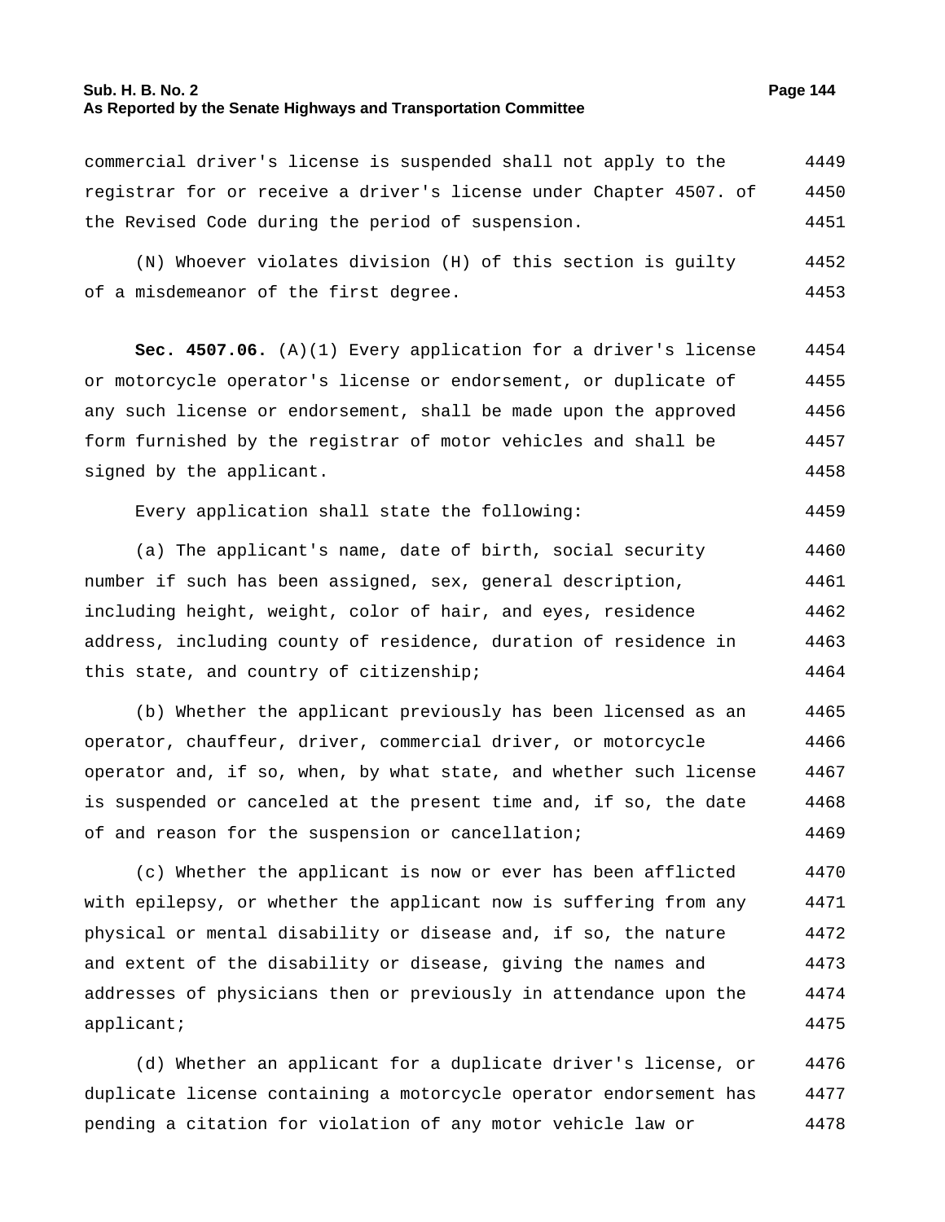commercial driver's license is suspended shall not apply to the registrar for or receive a driver's license under Chapter 4507. of the Revised Code during the period of suspension.

(N) Whoever violates division (H) of this section is guilty of a misdemeanor of the first degree.

**Sec. 4507.06.** (A)(1) Every application for a driver's license or motorcycle operator's license or endorsement, or duplicate of any such license or endorsement, shall be made upon the approved form furnished by the registrar of motor vehicles and shall be signed by the applicant.

Every application shall state the following:

(a) The applicant's name, date of birth, social security number if such has been assigned, sex, general description, including height, weight, color of hair, and eyes, residence address, including county of residence, duration of residence in this state, and country of citizenship;

(b) Whether the applicant previously has been licensed as an operator, chauffeur, driver, commercial driver, or motorcycle operator and, if so, when, by what state, and whether such license is suspended or canceled at the present time and, if so, the date of and reason for the suspension or cancellation;

(c) Whether the applicant is now or ever has been afflicted with epilepsy, or whether the applicant now is suffering from any physical or mental disability or disease and, if so, the nature and extent of the disability or disease, giving the names and addresses of physicians then or previously in attendance upon the applicant;

(d) Whether an applicant for a duplicate driver's license, or duplicate license containing a motorcycle operator endorsement has pending a citation for violation of any motor vehicle law or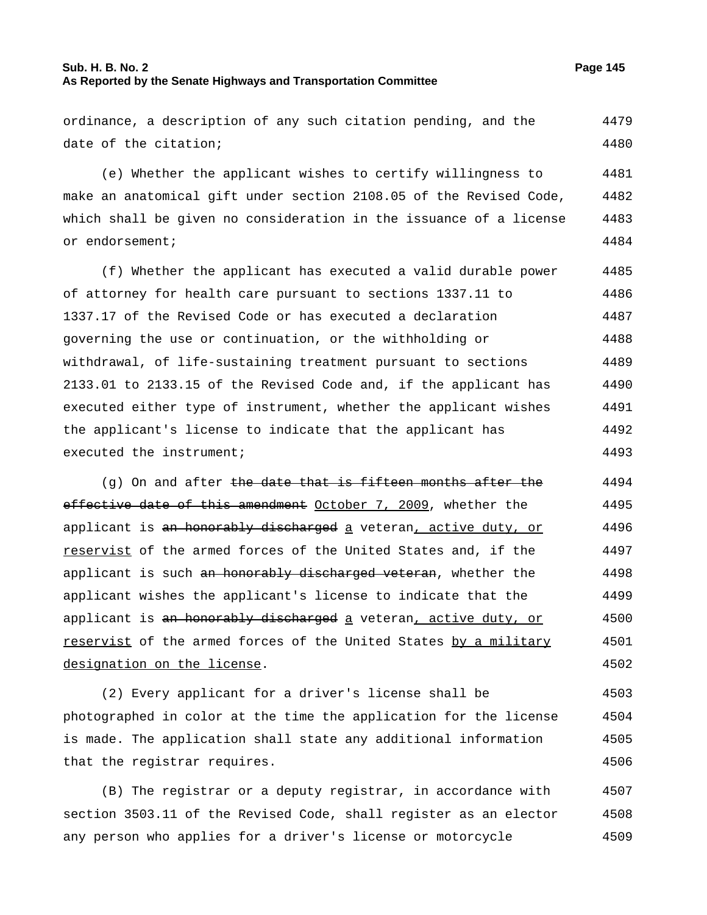ordinance, a description of any such citation pending, and the date of the citation;

(e) Whether the applicant wishes to certify willingness to make an anatomical gift under section 2108.05 of the Revised Code, which shall be given no consideration in the issuance of a license or endorsement;

(f) Whether the applicant has executed a valid durable power of attorney for health care pursuant to sections 1337.11 to 1337.17 of the Revised Code or has executed a declaration governing the use or continuation, or the withholding or withdrawal, of life-sustaining treatment pursuant to sections 2133.01 to 2133.15 of the Revised Code and, if the applicant has executed either type of instrument, whether the applicant wishes the applicant's license to indicate that the applicant has executed the instrument;

(g) On and after ~~the date that is fifteen months after the effective date of this amendment~~ <u>October 7, 2009</u>, whether the applicant is ~~an honorably discharged~~ <u>a</u> veteran<u>, active duty, or reservist</u> of the armed forces of the United States and, if the applicant is such ~~an honorably discharged veteran~~, whether the applicant wishes the applicant's license to indicate that the applicant is ~~an honorably discharged~~ <u>a</u> veteran<u>, active duty, or reservist</u> of the armed forces of the United States <u>by a military designation on the license</u>.

(2) Every applicant for a driver's license shall be photographed in color at the time the application for the license is made. The application shall state any additional information that the registrar requires.

(B) The registrar or a deputy registrar, in accordance with section 3503.11 of the Revised Code, shall register as an elector any person who applies for a driver's license or motorcycle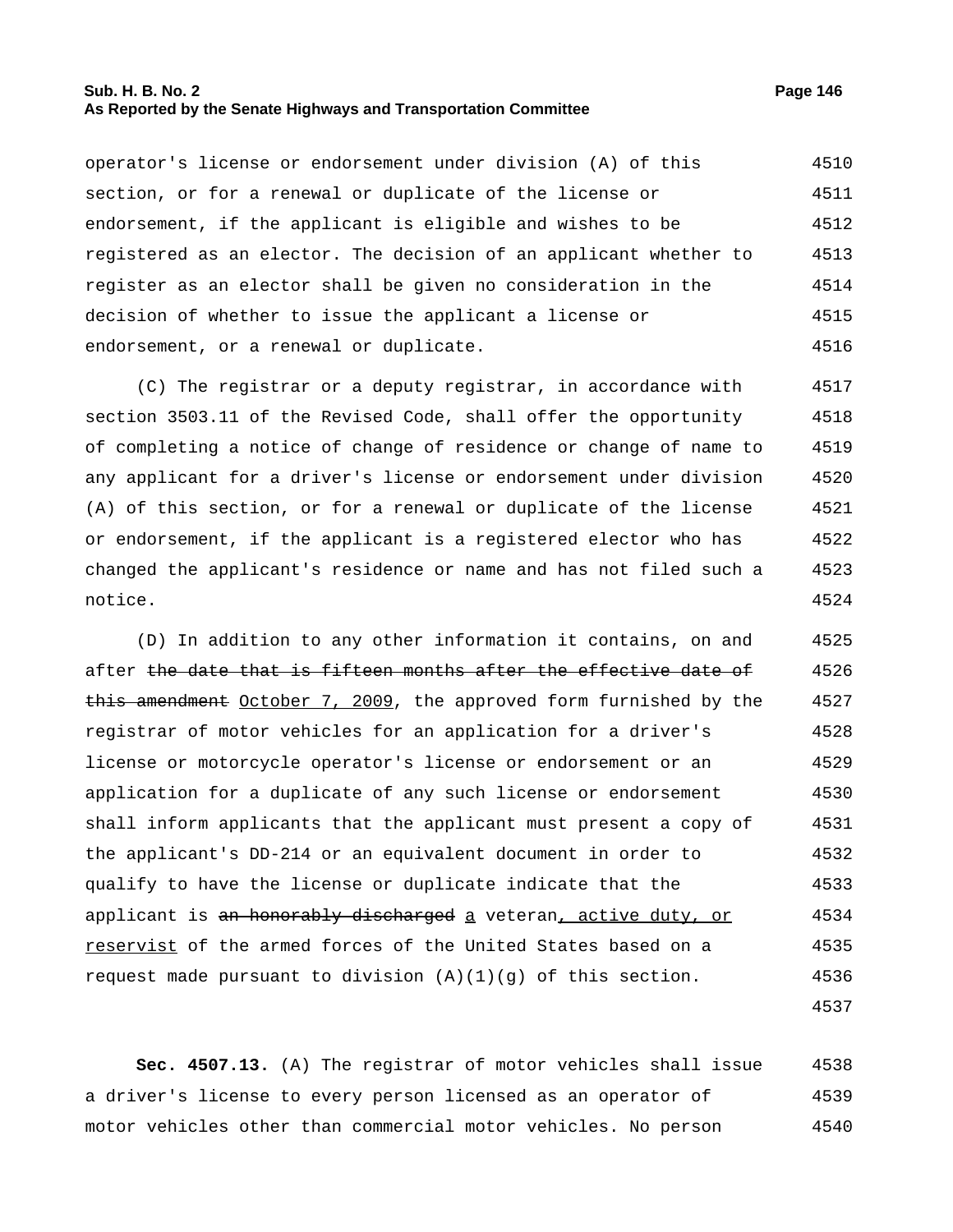operator's license or endorsement under division (A) of this section, or for a renewal or duplicate of the license or endorsement, if the applicant is eligible and wishes to be registered as an elector. The decision of an applicant whether to register as an elector shall be given no consideration in the decision of whether to issue the applicant a license or endorsement, or a renewal or duplicate.

(C) The registrar or a deputy registrar, in accordance with section 3503.11 of the Revised Code, shall offer the opportunity of completing a notice of change of residence or change of name to any applicant for a driver's license or endorsement under division (A) of this section, or for a renewal or duplicate of the license or endorsement, if the applicant is a registered elector who has changed the applicant's residence or name and has not filed such a notice.

(D) In addition to any other information it contains, on and after ~~the date that is fifteen months after the effective date of this amendment~~ <u>October 7, 2009</u>, the approved form furnished by the registrar of motor vehicles for an application for a driver's license or motorcycle operator's license or endorsement or an application for a duplicate of any such license or endorsement shall inform applicants that the applicant must present a copy of the applicant's DD-214 or an equivalent document in order to qualify to have the license or duplicate indicate that the applicant is ~~an honorably discharged~~ <u>a</u> veteran<u>, active duty, or reservist</u> of the armed forces of the United States based on a request made pursuant to division (A)(1)(g) of this section.

**Sec. 4507.13.** (A) The registrar of motor vehicles shall issue a driver's license to every person licensed as an operator of motor vehicles other than commercial motor vehicles. No person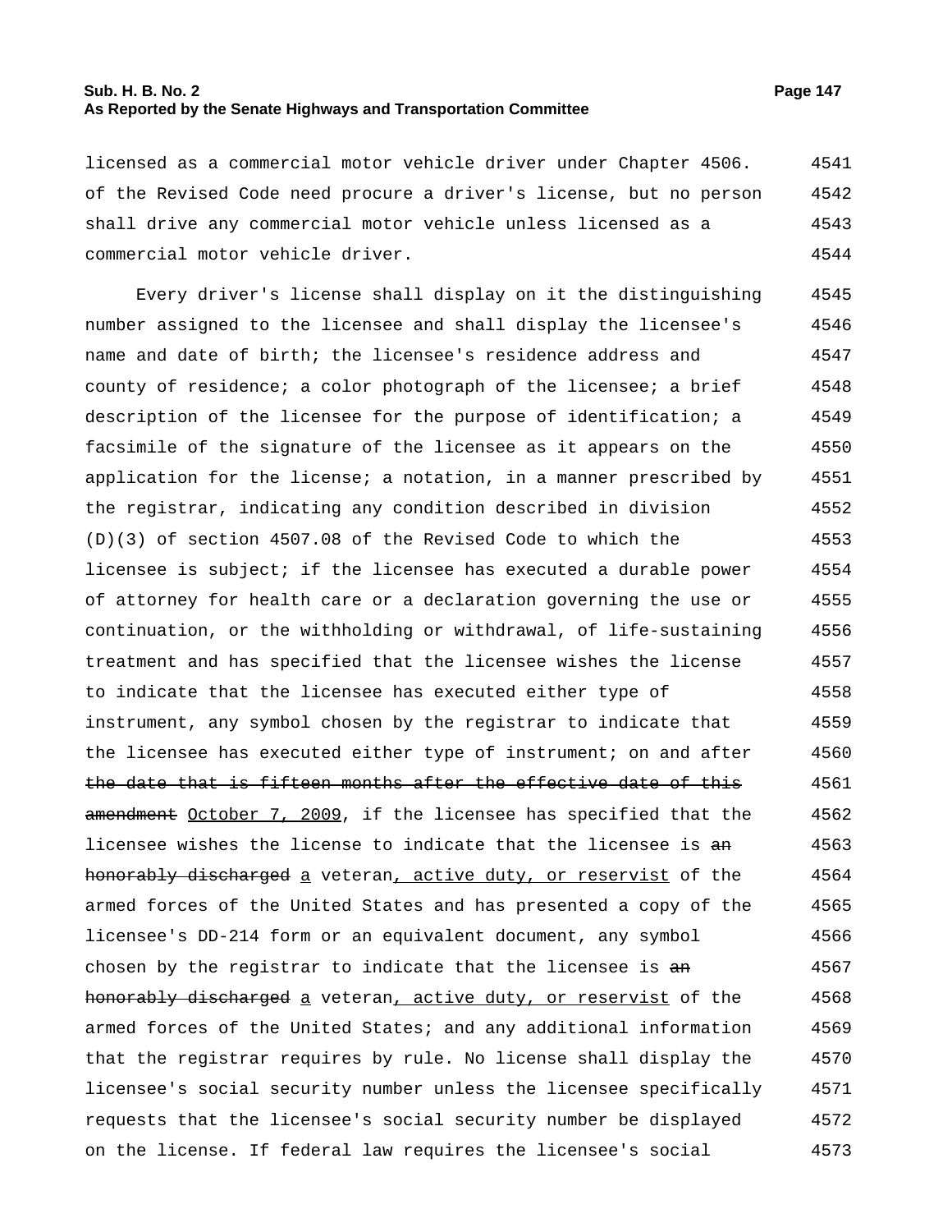licensed as a commercial motor vehicle driver under Chapter 4506. of the Revised Code need procure a driver's license, but no person shall drive any commercial motor vehicle unless licensed as a commercial motor vehicle driver.

Every driver's license shall display on it the distinguishing number assigned to the licensee and shall display the licensee's name and date of birth; the licensee's residence address and county of residence; a color photograph of the licensee; a brief description of the licensee for the purpose of identification; a facsimile of the signature of the licensee as it appears on the application for the license; a notation, in a manner prescribed by the registrar, indicating any condition described in division (D)(3) of section 4507.08 of the Revised Code to which the licensee is subject; if the licensee has executed a durable power of attorney for health care or a declaration governing the use or continuation, or the withholding or withdrawal, of life-sustaining treatment and has specified that the licensee wishes the license to indicate that the licensee has executed either type of instrument, any symbol chosen by the registrar to indicate that the licensee has executed either type of instrument; on and after ~~the date that is fifteen months after the effective date of this amendment~~ October 7, 2009, if the licensee has specified that the licensee wishes the license to indicate that the licensee is ~~an honorably discharged~~ a veteran, active duty, or reservist of the armed forces of the United States and has presented a copy of the licensee's DD-214 form or an equivalent document, any symbol chosen by the registrar to indicate that the licensee is ~~an honorably discharged~~ a veteran, active duty, or reservist of the armed forces of the United States; and any additional information that the registrar requires by rule. No license shall display the licensee's social security number unless the licensee specifically requests that the licensee's social security number be displayed on the license. If federal law requires the licensee's social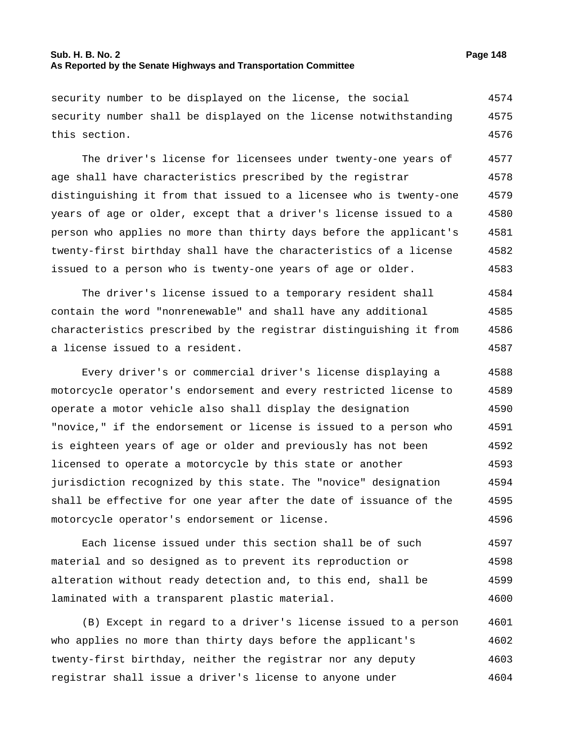security number to be displayed on the license, the social security number shall be displayed on the license notwithstanding this section.

The driver's license for licensees under twenty-one years of age shall have characteristics prescribed by the registrar distinguishing it from that issued to a licensee who is twenty-one years of age or older, except that a driver's license issued to a person who applies no more than thirty days before the applicant's twenty-first birthday shall have the characteristics of a license issued to a person who is twenty-one years of age or older.

The driver's license issued to a temporary resident shall contain the word "nonrenewable" and shall have any additional characteristics prescribed by the registrar distinguishing it from a license issued to a resident.

Every driver's or commercial driver's license displaying a motorcycle operator's endorsement and every restricted license to operate a motor vehicle also shall display the designation "novice," if the endorsement or license is issued to a person who is eighteen years of age or older and previously has not been licensed to operate a motorcycle by this state or another jurisdiction recognized by this state. The "novice" designation shall be effective for one year after the date of issuance of the motorcycle operator's endorsement or license.

Each license issued under this section shall be of such material and so designed as to prevent its reproduction or alteration without ready detection and, to this end, shall be laminated with a transparent plastic material.

(B) Except in regard to a driver's license issued to a person who applies no more than thirty days before the applicant's twenty-first birthday, neither the registrar nor any deputy registrar shall issue a driver's license to anyone under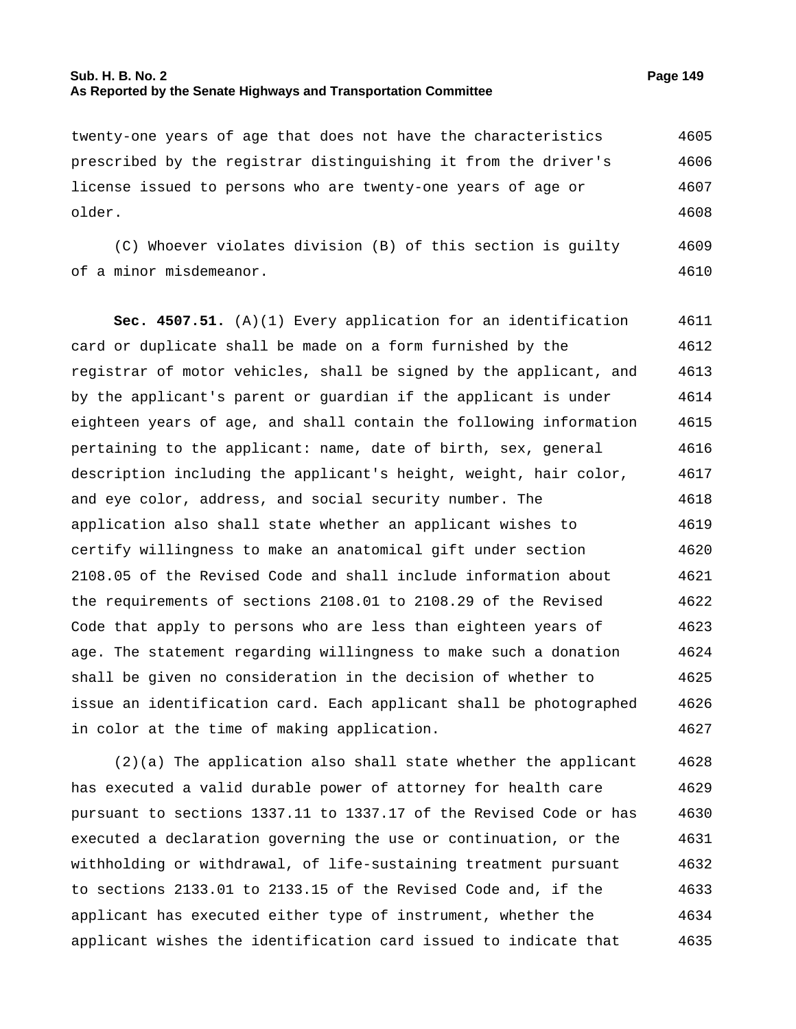twenty-one years of age that does not have the characteristics prescribed by the registrar distinguishing it from the driver's license issued to persons who are twenty-one years of age or older.

(C) Whoever violates division (B) of this section is guilty of a minor misdemeanor.

**Sec. 4507.51.** (A)(1) Every application for an identification card or duplicate shall be made on a form furnished by the registrar of motor vehicles, shall be signed by the applicant, and by the applicant's parent or guardian if the applicant is under eighteen years of age, and shall contain the following information pertaining to the applicant: name, date of birth, sex, general description including the applicant's height, weight, hair color, and eye color, address, and social security number. The application also shall state whether an applicant wishes to certify willingness to make an anatomical gift under section 2108.05 of the Revised Code and shall include information about the requirements of sections 2108.01 to 2108.29 of the Revised Code that apply to persons who are less than eighteen years of age. The statement regarding willingness to make such a donation shall be given no consideration in the decision of whether to issue an identification card. Each applicant shall be photographed in color at the time of making application.

(2)(a) The application also shall state whether the applicant has executed a valid durable power of attorney for health care pursuant to sections 1337.11 to 1337.17 of the Revised Code or has executed a declaration governing the use or continuation, or the withholding or withdrawal, of life-sustaining treatment pursuant to sections 2133.01 to 2133.15 of the Revised Code and, if the applicant has executed either type of instrument, whether the applicant wishes the identification card issued to indicate that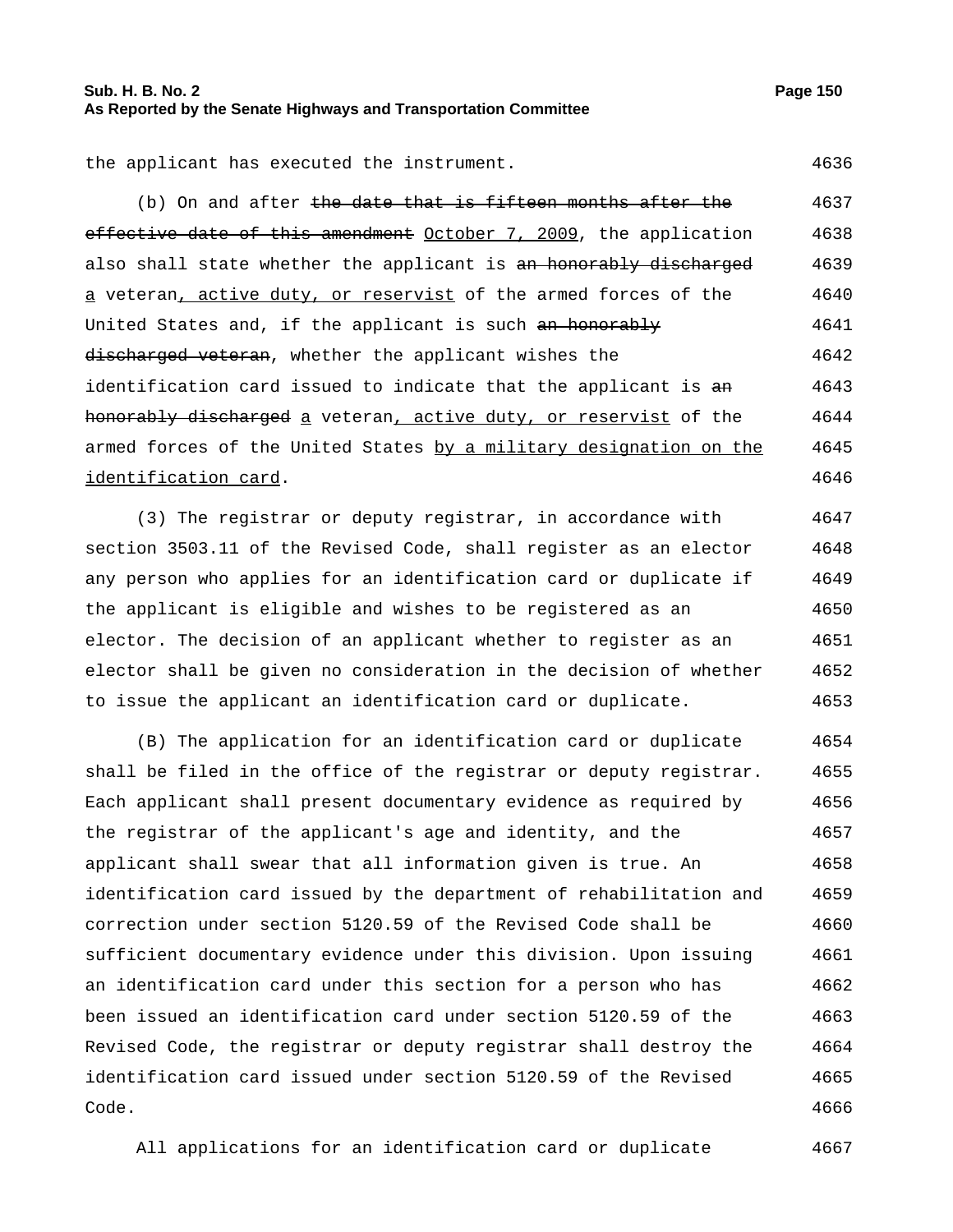the applicant has executed the instrument.

(b) On and after ~~the date that is fifteen months after the effective date of this amendment~~ October 7, 2009, the application also shall state whether the applicant is ~~an honorably discharged~~ a veteran, active duty, or reservist of the armed forces of the United States and, if the applicant is such ~~an honorably discharged veteran~~, whether the applicant wishes the identification card issued to indicate that the applicant is ~~an honorably discharged~~ a veteran, active duty, or reservist of the armed forces of the United States by a military designation on the identification card.

(3) The registrar or deputy registrar, in accordance with section 3503.11 of the Revised Code, shall register as an elector any person who applies for an identification card or duplicate if the applicant is eligible and wishes to be registered as an elector. The decision of an applicant whether to register as an elector shall be given no consideration in the decision of whether to issue the applicant an identification card or duplicate.

(B) The application for an identification card or duplicate shall be filed in the office of the registrar or deputy registrar. Each applicant shall present documentary evidence as required by the registrar of the applicant's age and identity, and the applicant shall swear that all information given is true. An identification card issued by the department of rehabilitation and correction under section 5120.59 of the Revised Code shall be sufficient documentary evidence under this division. Upon issuing an identification card under this section for a person who has been issued an identification card under section 5120.59 of the Revised Code, the registrar or deputy registrar shall destroy the identification card issued under section 5120.59 of the Revised Code.

All applications for an identification card or duplicate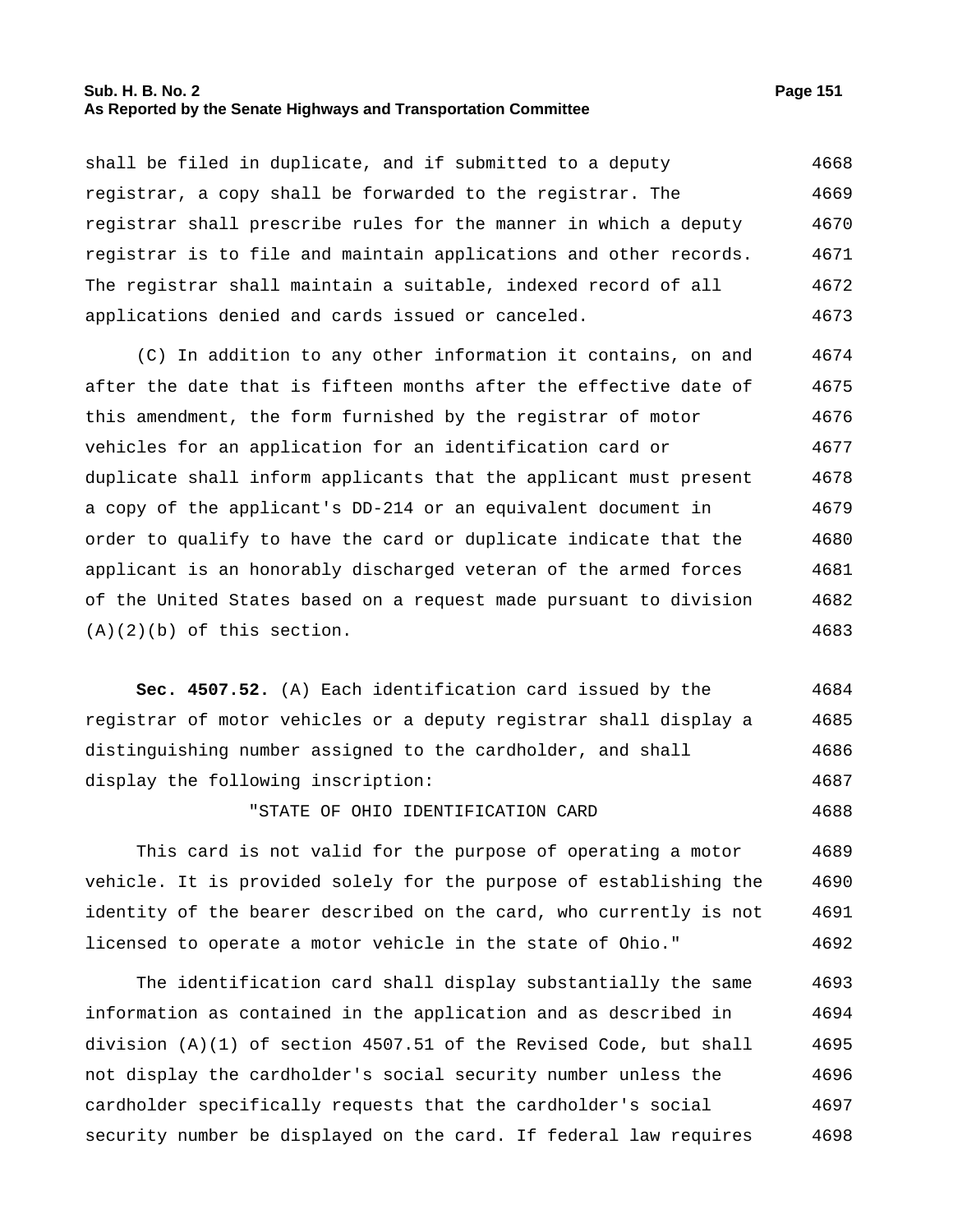shall be filed in duplicate, and if submitted to a deputy registrar, a copy shall be forwarded to the registrar. The registrar shall prescribe rules for the manner in which a deputy registrar is to file and maintain applications and other records. The registrar shall maintain a suitable, indexed record of all applications denied and cards issued or canceled.

(C) In addition to any other information it contains, on and after the date that is fifteen months after the effective date of this amendment, the form furnished by the registrar of motor vehicles for an application for an identification card or duplicate shall inform applicants that the applicant must present a copy of the applicant's DD-214 or an equivalent document in order to qualify to have the card or duplicate indicate that the applicant is an honorably discharged veteran of the armed forces of the United States based on a request made pursuant to division (A)(2)(b) of this section.

**Sec. 4507.52.** (A) Each identification card issued by the registrar of motor vehicles or a deputy registrar shall display a distinguishing number assigned to the cardholder, and shall display the following inscription:

"STATE OF OHIO IDENTIFICATION CARD

This card is not valid for the purpose of operating a motor vehicle. It is provided solely for the purpose of establishing the identity of the bearer described on the card, who currently is not licensed to operate a motor vehicle in the state of Ohio."

The identification card shall display substantially the same information as contained in the application and as described in division (A)(1) of section 4507.51 of the Revised Code, but shall not display the cardholder's social security number unless the cardholder specifically requests that the cardholder's social security number be displayed on the card. If federal law requires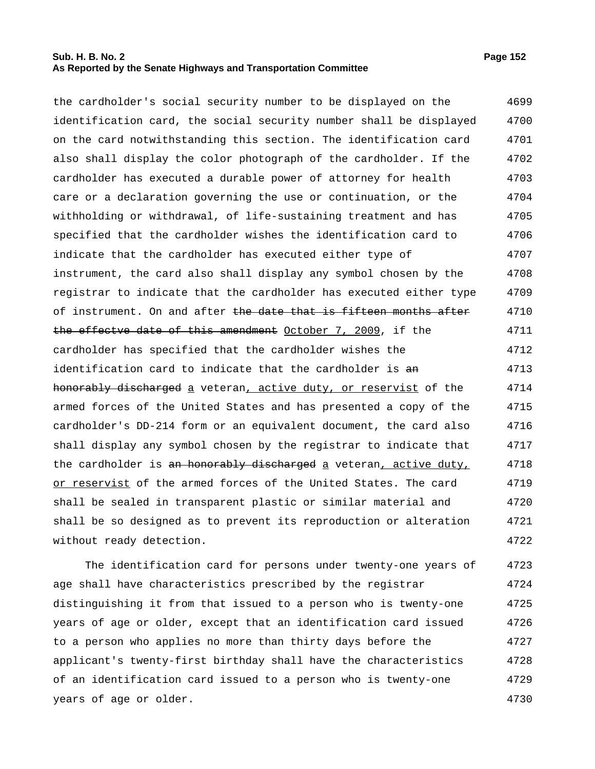the cardholder's social security number to be displayed on the identification card, the social security number shall be displayed on the card notwithstanding this section. The identification card also shall display the color photograph of the cardholder. If the cardholder has executed a durable power of attorney for health care or a declaration governing the use or continuation, or the withholding or withdrawal, of life-sustaining treatment and has specified that the cardholder wishes the identification card to indicate that the cardholder has executed either type of instrument, the card also shall display any symbol chosen by the registrar to indicate that the cardholder has executed either type of instrument. On and after ~~the date that is fifteen months after the effectve date of this amendment~~ October 7, 2009, if the cardholder has specified that the cardholder wishes the identification card to indicate that the cardholder is ~~an honorably discharged~~ a veteran, active duty, or reservist of the armed forces of the United States and has presented a copy of the cardholder's DD-214 form or an equivalent document, the card also shall display any symbol chosen by the registrar to indicate that the cardholder is ~~an honorably discharged~~ a veteran, active duty, or reservist of the armed forces of the United States. The card shall be sealed in transparent plastic or similar material and shall be so designed as to prevent its reproduction or alteration without ready detection.

The identification card for persons under twenty-one years of age shall have characteristics prescribed by the registrar distinguishing it from that issued to a person who is twenty-one years of age or older, except that an identification card issued to a person who applies no more than thirty days before the applicant's twenty-first birthday shall have the characteristics of an identification card issued to a person who is twenty-one years of age or older.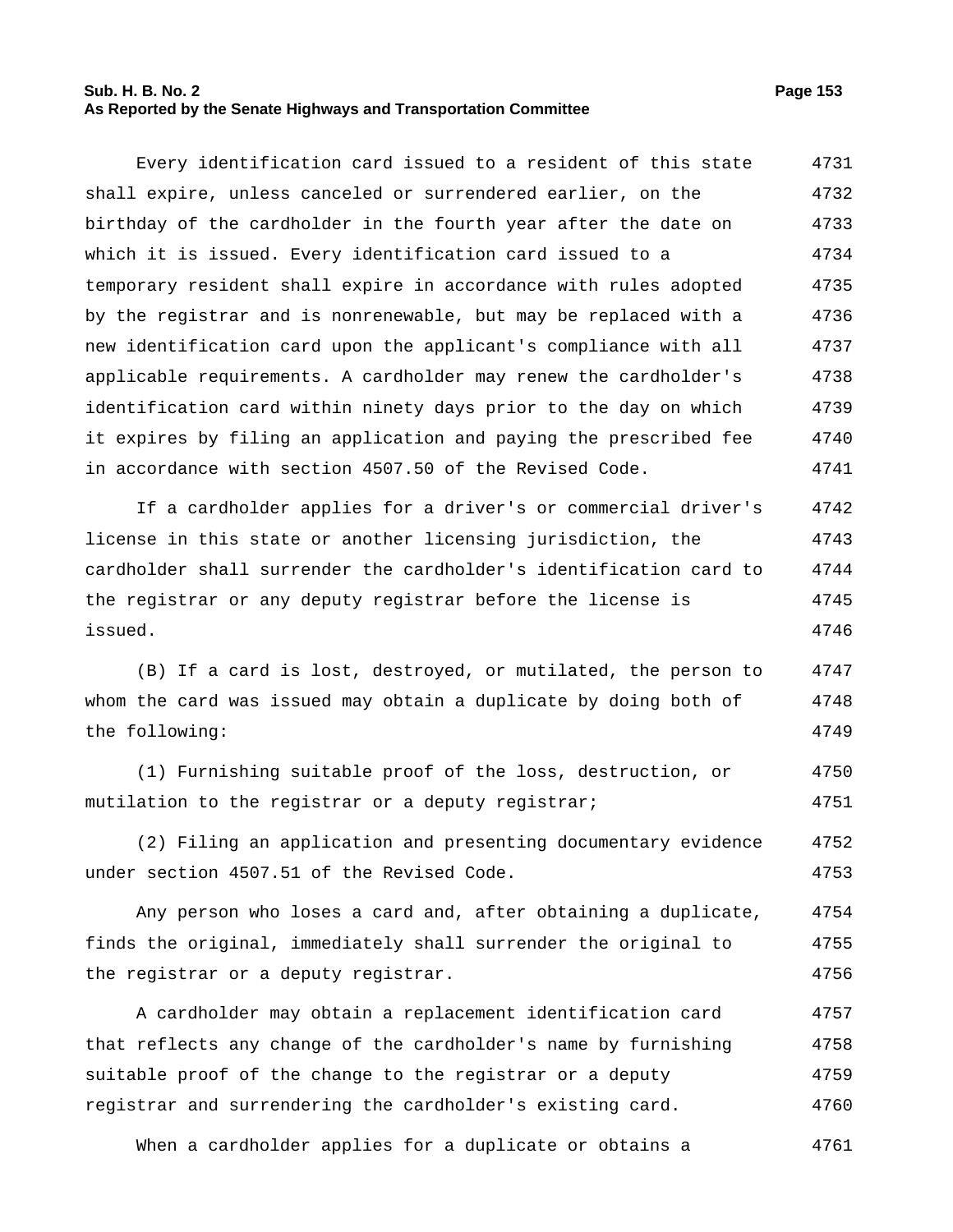Every identification card issued to a resident of this state shall expire, unless canceled or surrendered earlier, on the birthday of the cardholder in the fourth year after the date on which it is issued. Every identification card issued to a temporary resident shall expire in accordance with rules adopted by the registrar and is nonrenewable, but may be replaced with a new identification card upon the applicant's compliance with all applicable requirements. A cardholder may renew the cardholder's identification card within ninety days prior to the day on which it expires by filing an application and paying the prescribed fee in accordance with section 4507.50 of the Revised Code.

If a cardholder applies for a driver's or commercial driver's license in this state or another licensing jurisdiction, the cardholder shall surrender the cardholder's identification card to the registrar or any deputy registrar before the license is issued.

(B) If a card is lost, destroyed, or mutilated, the person to whom the card was issued may obtain a duplicate by doing both of the following:

(1) Furnishing suitable proof of the loss, destruction, or mutilation to the registrar or a deputy registrar;

(2) Filing an application and presenting documentary evidence under section 4507.51 of the Revised Code.

Any person who loses a card and, after obtaining a duplicate, finds the original, immediately shall surrender the original to the registrar or a deputy registrar.

A cardholder may obtain a replacement identification card that reflects any change of the cardholder's name by furnishing suitable proof of the change to the registrar or a deputy registrar and surrendering the cardholder's existing card.

When a cardholder applies for a duplicate or obtains a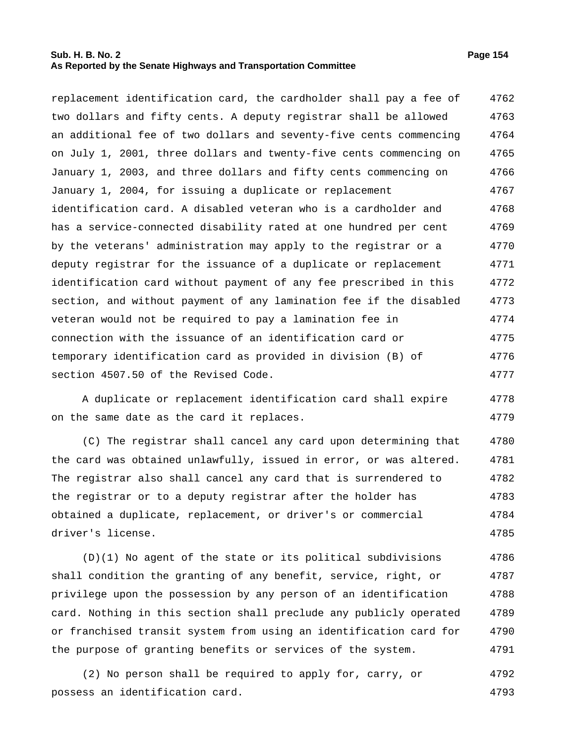replacement identification card, the cardholder shall pay a fee of two dollars and fifty cents. A deputy registrar shall be allowed an additional fee of two dollars and seventy-five cents commencing on July 1, 2001, three dollars and twenty-five cents commencing on January 1, 2003, and three dollars and fifty cents commencing on January 1, 2004, for issuing a duplicate or replacement identification card. A disabled veteran who is a cardholder and has a service-connected disability rated at one hundred per cent by the veterans' administration may apply to the registrar or a deputy registrar for the issuance of a duplicate or replacement identification card without payment of any fee prescribed in this section, and without payment of any lamination fee if the disabled veteran would not be required to pay a lamination fee in connection with the issuance of an identification card or temporary identification card as provided in division (B) of section 4507.50 of the Revised Code.

A duplicate or replacement identification card shall expire on the same date as the card it replaces.

(C) The registrar shall cancel any card upon determining that the card was obtained unlawfully, issued in error, or was altered. The registrar also shall cancel any card that is surrendered to the registrar or to a deputy registrar after the holder has obtained a duplicate, replacement, or driver's or commercial driver's license.

(D)(1) No agent of the state or its political subdivisions shall condition the granting of any benefit, service, right, or privilege upon the possession by any person of an identification card. Nothing in this section shall preclude any publicly operated or franchised transit system from using an identification card for the purpose of granting benefits or services of the system.

(2) No person shall be required to apply for, carry, or possess an identification card.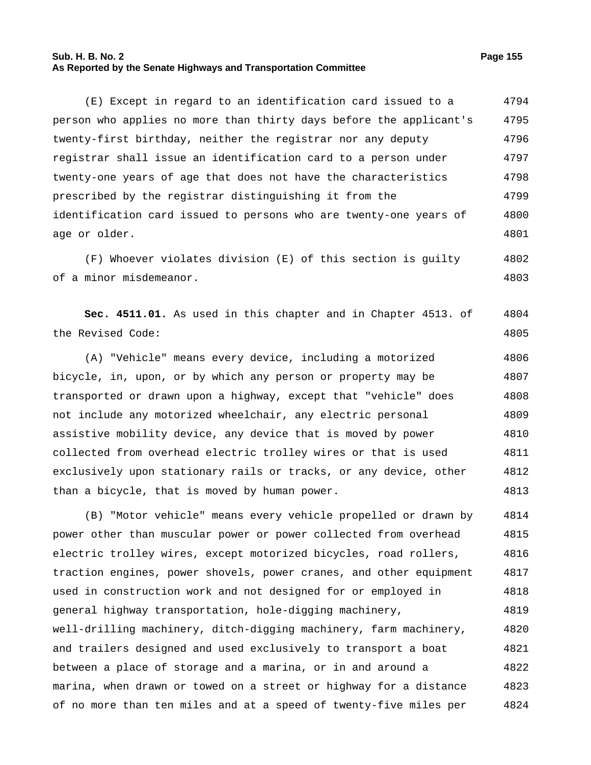(E) Except in regard to an identification card issued to a person who applies no more than thirty days before the applicant's twenty-first birthday, neither the registrar nor any deputy registrar shall issue an identification card to a person under twenty-one years of age that does not have the characteristics prescribed by the registrar distinguishing it from the identification card issued to persons who are twenty-one years of age or older.

(F) Whoever violates division (E) of this section is guilty of a minor misdemeanor.

**Sec. 4511.01.** As used in this chapter and in Chapter 4513. of the Revised Code:

(A) "Vehicle" means every device, including a motorized bicycle, in, upon, or by which any person or property may be transported or drawn upon a highway, except that "vehicle" does not include any motorized wheelchair, any electric personal assistive mobility device, any device that is moved by power collected from overhead electric trolley wires or that is used exclusively upon stationary rails or tracks, or any device, other than a bicycle, that is moved by human power.

(B) "Motor vehicle" means every vehicle propelled or drawn by power other than muscular power or power collected from overhead electric trolley wires, except motorized bicycles, road rollers, traction engines, power shovels, power cranes, and other equipment used in construction work and not designed for or employed in general highway transportation, hole-digging machinery, well-drilling machinery, ditch-digging machinery, farm machinery, and trailers designed and used exclusively to transport a boat between a place of storage and a marina, or in and around a marina, when drawn or towed on a street or highway for a distance of no more than ten miles and at a speed of twenty-five miles per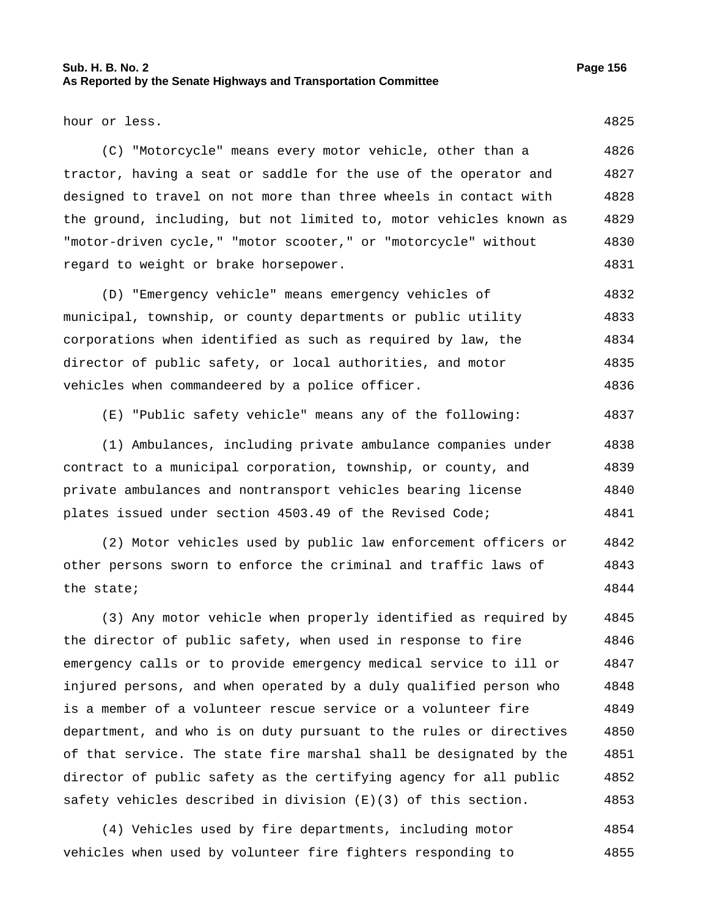hour or less.

(C) "Motorcycle" means every motor vehicle, other than a tractor, having a seat or saddle for the use of the operator and designed to travel on not more than three wheels in contact with the ground, including, but not limited to, motor vehicles known as "motor-driven cycle," "motor scooter," or "motorcycle" without regard to weight or brake horsepower.

(D) "Emergency vehicle" means emergency vehicles of municipal, township, or county departments or public utility corporations when identified as such as required by law, the director of public safety, or local authorities, and motor vehicles when commandeered by a police officer.

(E) "Public safety vehicle" means any of the following:

(1) Ambulances, including private ambulance companies under contract to a municipal corporation, township, or county, and private ambulances and nontransport vehicles bearing license plates issued under section 4503.49 of the Revised Code;

(2) Motor vehicles used by public law enforcement officers or other persons sworn to enforce the criminal and traffic laws of the state;

(3) Any motor vehicle when properly identified as required by the director of public safety, when used in response to fire emergency calls or to provide emergency medical service to ill or injured persons, and when operated by a duly qualified person who is a member of a volunteer rescue service or a volunteer fire department, and who is on duty pursuant to the rules or directives of that service. The state fire marshal shall be designated by the director of public safety as the certifying agency for all public safety vehicles described in division (E)(3) of this section.

(4) Vehicles used by fire departments, including motor vehicles when used by volunteer fire fighters responding to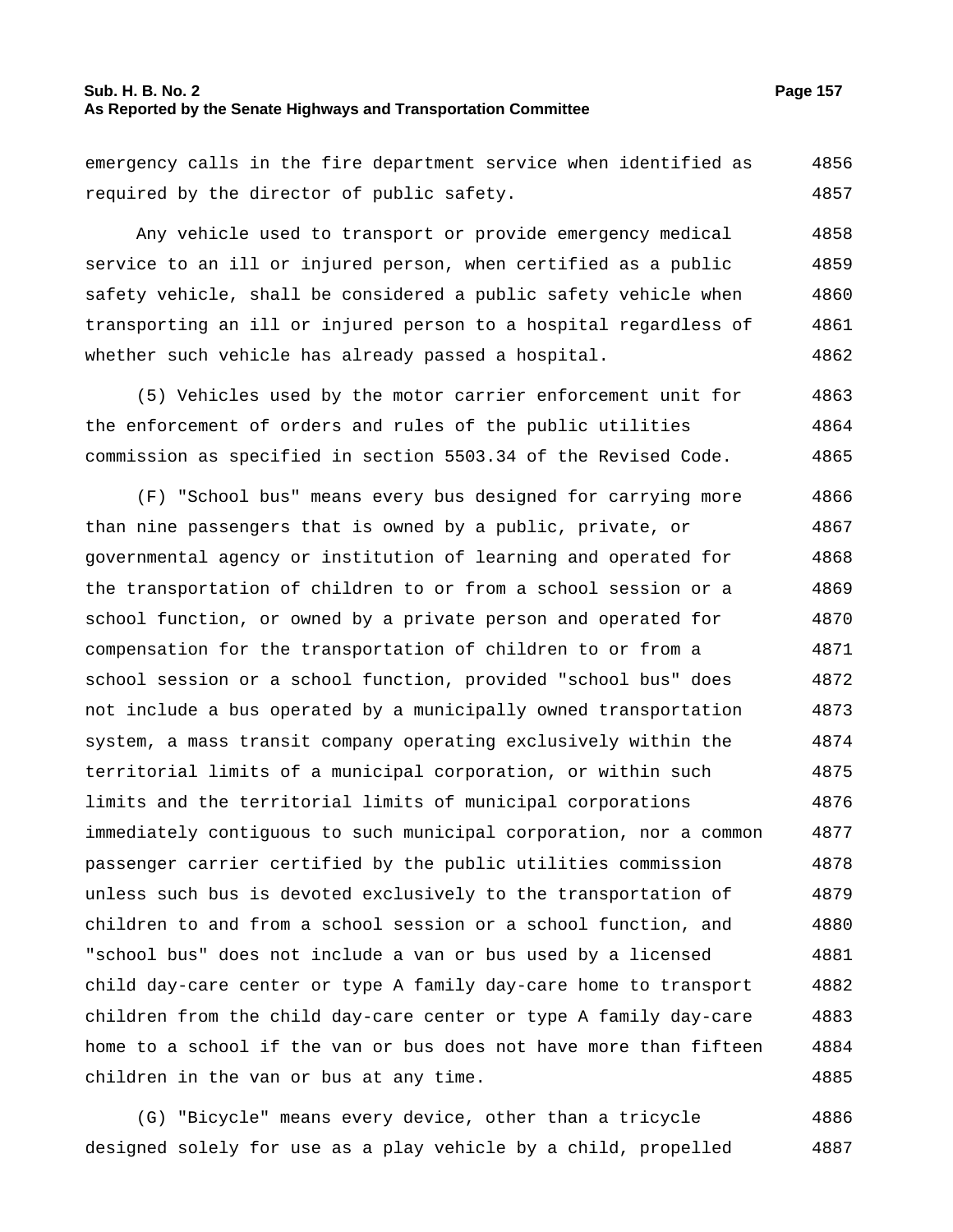emergency calls in the fire department service when identified as required by the director of public safety.

Any vehicle used to transport or provide emergency medical service to an ill or injured person, when certified as a public safety vehicle, shall be considered a public safety vehicle when transporting an ill or injured person to a hospital regardless of whether such vehicle has already passed a hospital.

(5) Vehicles used by the motor carrier enforcement unit for the enforcement of orders and rules of the public utilities commission as specified in section 5503.34 of the Revised Code.

(F) "School bus" means every bus designed for carrying more than nine passengers that is owned by a public, private, or governmental agency or institution of learning and operated for the transportation of children to or from a school session or a school function, or owned by a private person and operated for compensation for the transportation of children to or from a school session or a school function, provided "school bus" does not include a bus operated by a municipally owned transportation system, a mass transit company operating exclusively within the territorial limits of a municipal corporation, or within such limits and the territorial limits of municipal corporations immediately contiguous to such municipal corporation, nor a common passenger carrier certified by the public utilities commission unless such bus is devoted exclusively to the transportation of children to and from a school session or a school function, and "school bus" does not include a van or bus used by a licensed child day-care center or type A family day-care home to transport children from the child day-care center or type A family day-care home to a school if the van or bus does not have more than fifteen children in the van or bus at any time.

(G) "Bicycle" means every device, other than a tricycle designed solely for use as a play vehicle by a child, propelled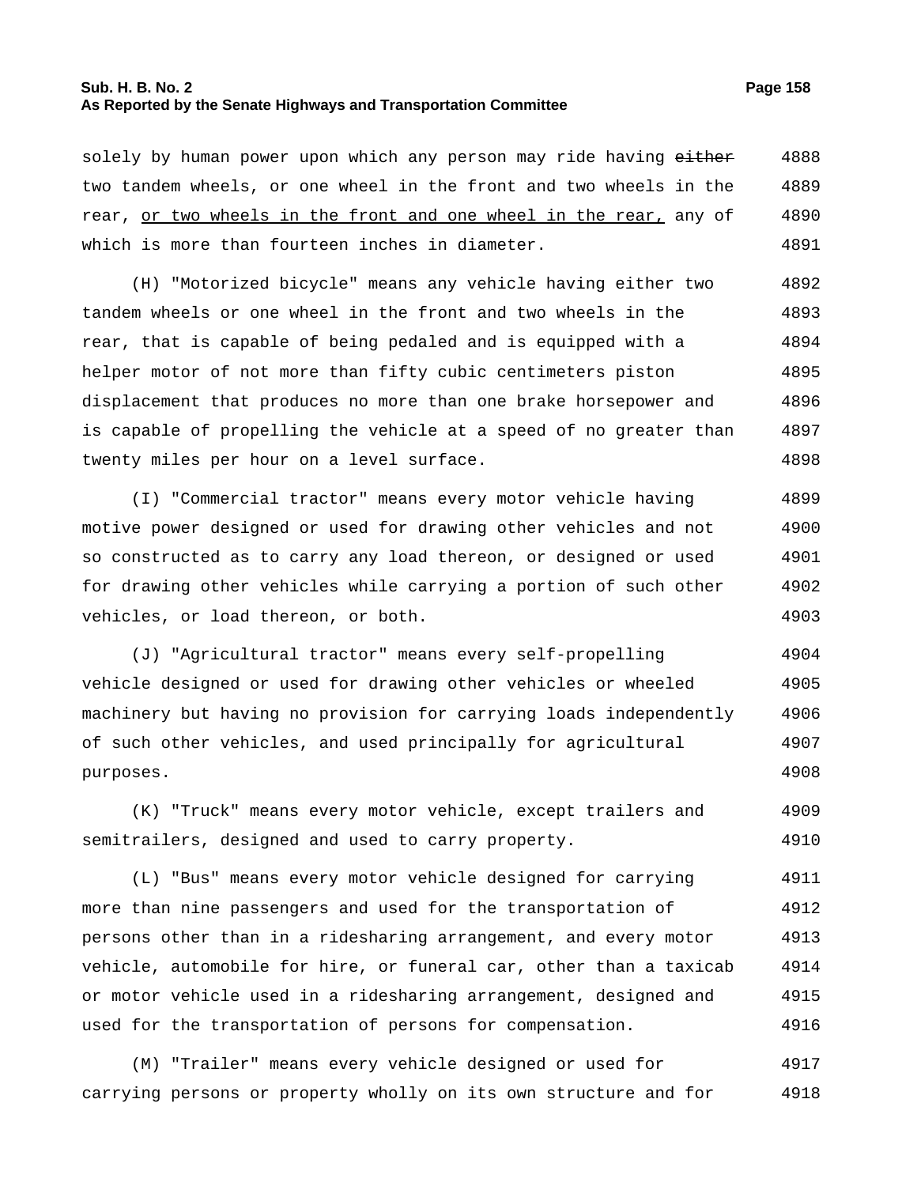solely by human power upon which any person may ride having ~~either~~ two tandem wheels, or one wheel in the front and two wheels in the rear, <u>or two wheels in the front and one wheel in the rear,</u> any of which is more than fourteen inches in diameter.

(H) "Motorized bicycle" means any vehicle having either two tandem wheels or one wheel in the front and two wheels in the rear, that is capable of being pedaled and is equipped with a helper motor of not more than fifty cubic centimeters piston displacement that produces no more than one brake horsepower and is capable of propelling the vehicle at a speed of no greater than twenty miles per hour on a level surface.

(I) "Commercial tractor" means every motor vehicle having motive power designed or used for drawing other vehicles and not so constructed as to carry any load thereon, or designed or used for drawing other vehicles while carrying a portion of such other vehicles, or load thereon, or both.

(J) "Agricultural tractor" means every self-propelling vehicle designed or used for drawing other vehicles or wheeled machinery but having no provision for carrying loads independently of such other vehicles, and used principally for agricultural purposes.

(K) "Truck" means every motor vehicle, except trailers and semitrailers, designed and used to carry property.

(L) "Bus" means every motor vehicle designed for carrying more than nine passengers and used for the transportation of persons other than in a ridesharing arrangement, and every motor vehicle, automobile for hire, or funeral car, other than a taxicab or motor vehicle used in a ridesharing arrangement, designed and used for the transportation of persons for compensation.

(M) "Trailer" means every vehicle designed or used for carrying persons or property wholly on its own structure and for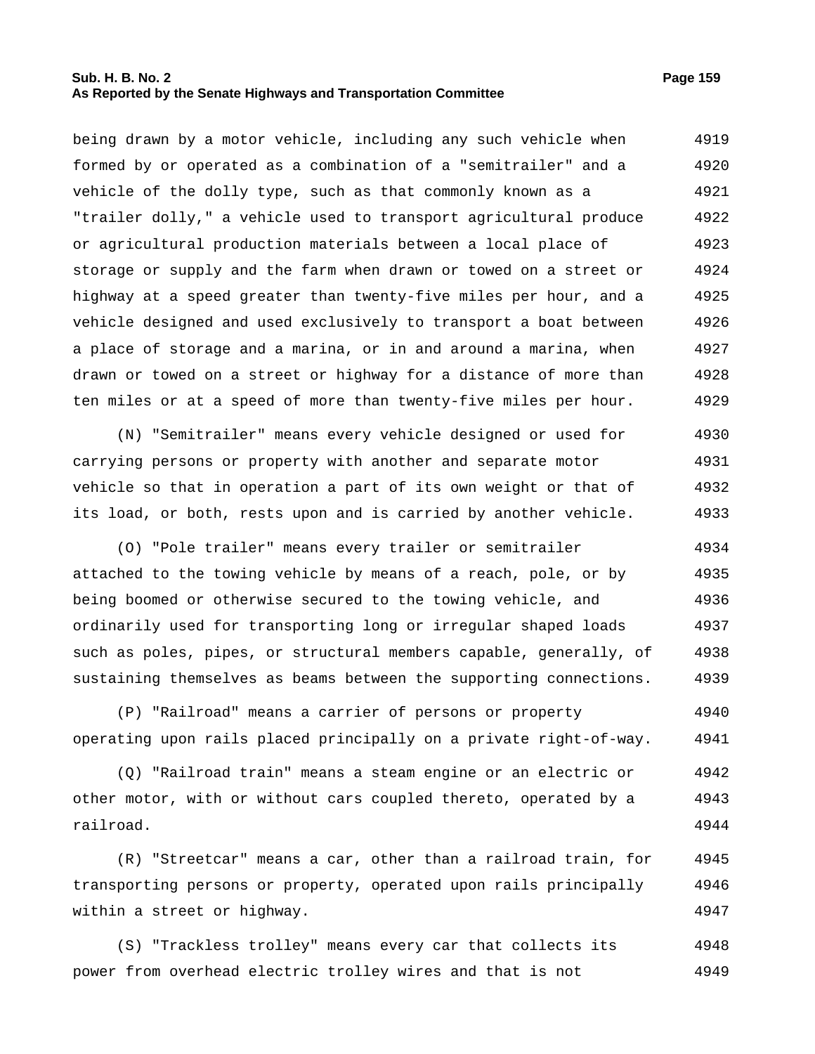being drawn by a motor vehicle, including any such vehicle when formed by or operated as a combination of a "semitrailer" and a vehicle of the dolly type, such as that commonly known as a "trailer dolly," a vehicle used to transport agricultural produce or agricultural production materials between a local place of storage or supply and the farm when drawn or towed on a street or highway at a speed greater than twenty-five miles per hour, and a vehicle designed and used exclusively to transport a boat between a place of storage and a marina, or in and around a marina, when drawn or towed on a street or highway for a distance of more than ten miles or at a speed of more than twenty-five miles per hour.

(N) "Semitrailer" means every vehicle designed or used for carrying persons or property with another and separate motor vehicle so that in operation a part of its own weight or that of its load, or both, rests upon and is carried by another vehicle.

(O) "Pole trailer" means every trailer or semitrailer attached to the towing vehicle by means of a reach, pole, or by being boomed or otherwise secured to the towing vehicle, and ordinarily used for transporting long or irregular shaped loads such as poles, pipes, or structural members capable, generally, of sustaining themselves as beams between the supporting connections.

(P) "Railroad" means a carrier of persons or property operating upon rails placed principally on a private right-of-way.

(Q) "Railroad train" means a steam engine or an electric or other motor, with or without cars coupled thereto, operated by a railroad.

(R) "Streetcar" means a car, other than a railroad train, for transporting persons or property, operated upon rails principally within a street or highway.

(S) "Trackless trolley" means every car that collects its power from overhead electric trolley wires and that is not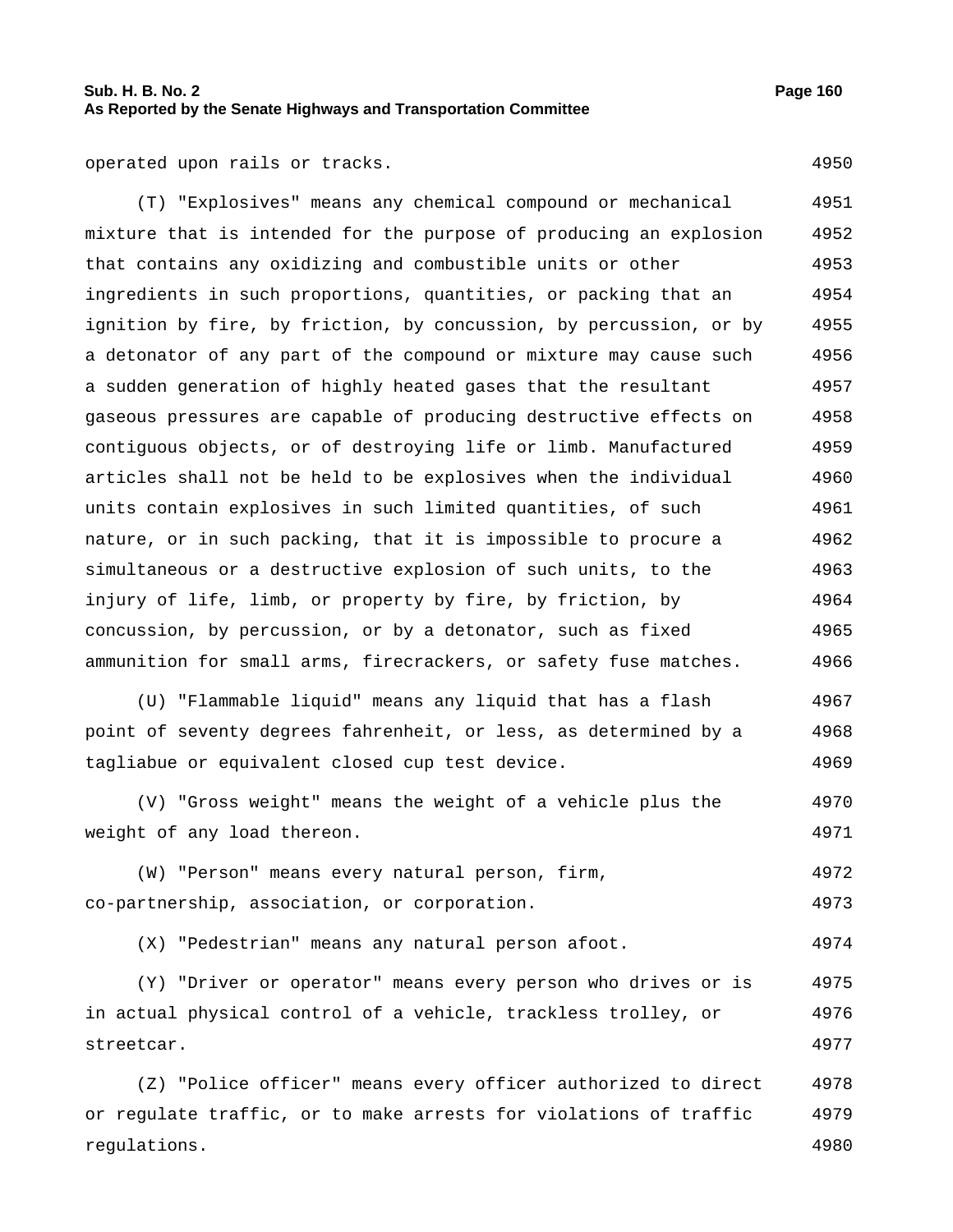operated upon rails or tracks.

(T) "Explosives" means any chemical compound or mechanical mixture that is intended for the purpose of producing an explosion that contains any oxidizing and combustible units or other ingredients in such proportions, quantities, or packing that an ignition by fire, by friction, by concussion, by percussion, or by a detonator of any part of the compound or mixture may cause such a sudden generation of highly heated gases that the resultant gaseous pressures are capable of producing destructive effects on contiguous objects, or of destroying life or limb. Manufactured articles shall not be held to be explosives when the individual units contain explosives in such limited quantities, of such nature, or in such packing, that it is impossible to procure a simultaneous or a destructive explosion of such units, to the injury of life, limb, or property by fire, by friction, by concussion, by percussion, or by a detonator, such as fixed ammunition for small arms, firecrackers, or safety fuse matches.

(U) "Flammable liquid" means any liquid that has a flash point of seventy degrees fahrenheit, or less, as determined by a tagliabue or equivalent closed cup test device.

(V) "Gross weight" means the weight of a vehicle plus the weight of any load thereon.

(W) "Person" means every natural person, firm, co-partnership, association, or corporation.

(X) "Pedestrian" means any natural person afoot.

(Y) "Driver or operator" means every person who drives or is in actual physical control of a vehicle, trackless trolley, or streetcar.

(Z) "Police officer" means every officer authorized to direct or regulate traffic, or to make arrests for violations of traffic regulations.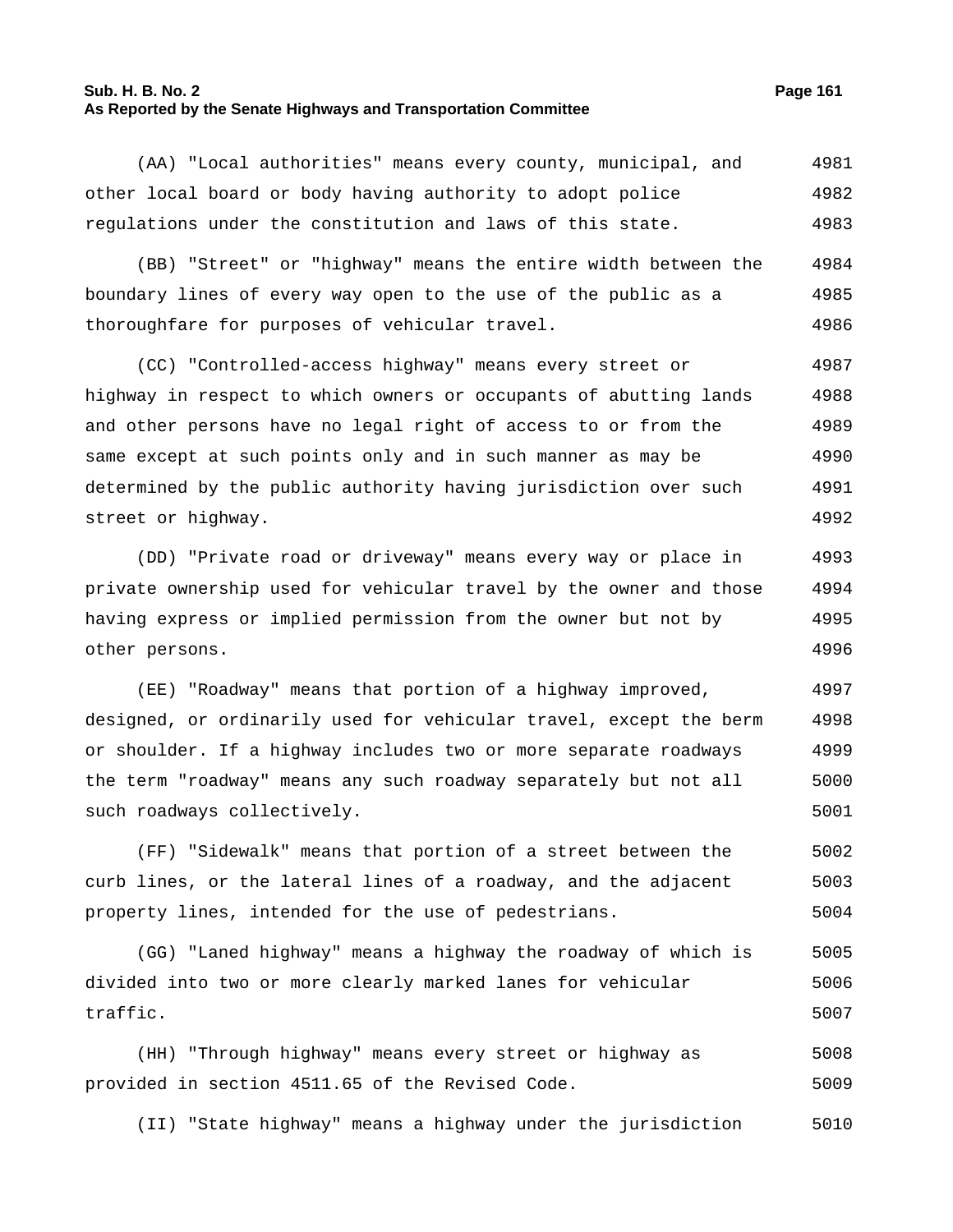(AA) "Local authorities" means every county, municipal, and other local board or body having authority to adopt police regulations under the constitution and laws of this state.

(BB) "Street" or "highway" means the entire width between the boundary lines of every way open to the use of the public as a thoroughfare for purposes of vehicular travel.

(CC) "Controlled-access highway" means every street or highway in respect to which owners or occupants of abutting lands and other persons have no legal right of access to or from the same except at such points only and in such manner as may be determined by the public authority having jurisdiction over such street or highway.

(DD) "Private road or driveway" means every way or place in private ownership used for vehicular travel by the owner and those having express or implied permission from the owner but not by other persons.

(EE) "Roadway" means that portion of a highway improved, designed, or ordinarily used for vehicular travel, except the berm or shoulder. If a highway includes two or more separate roadways the term "roadway" means any such roadway separately but not all such roadways collectively.

(FF) "Sidewalk" means that portion of a street between the curb lines, or the lateral lines of a roadway, and the adjacent property lines, intended for the use of pedestrians.

(GG) "Laned highway" means a highway the roadway of which is divided into two or more clearly marked lanes for vehicular traffic.

(HH) "Through highway" means every street or highway as provided in section 4511.65 of the Revised Code.

(II) "State highway" means a highway under the jurisdiction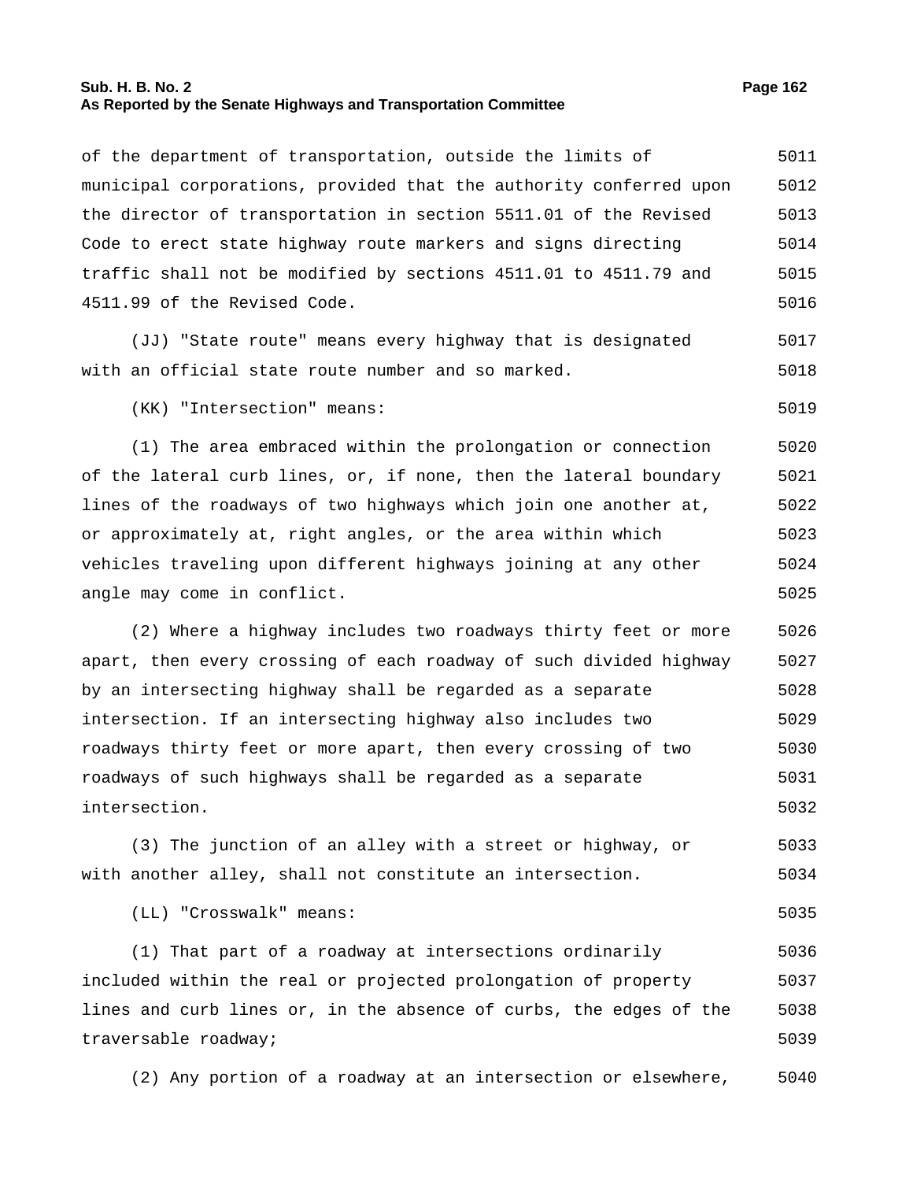of the department of transportation, outside the limits of municipal corporations, provided that the authority conferred upon the director of transportation in section 5511.01 of the Revised Code to erect state highway route markers and signs directing traffic shall not be modified by sections 4511.01 to 4511.79 and 4511.99 of the Revised Code.

(JJ) "State route" means every highway that is designated with an official state route number and so marked.

(KK) "Intersection" means:

(1) The area embraced within the prolongation or connection of the lateral curb lines, or, if none, then the lateral boundary lines of the roadways of two highways which join one another at, or approximately at, right angles, or the area within which vehicles traveling upon different highways joining at any other angle may come in conflict.

(2) Where a highway includes two roadways thirty feet or more apart, then every crossing of each roadway of such divided highway by an intersecting highway shall be regarded as a separate intersection. If an intersecting highway also includes two roadways thirty feet or more apart, then every crossing of two roadways of such highways shall be regarded as a separate intersection.

(3) The junction of an alley with a street or highway, or with another alley, shall not constitute an intersection.

(LL) "Crosswalk" means:

(1) That part of a roadway at intersections ordinarily included within the real or projected prolongation of property lines and curb lines or, in the absence of curbs, the edges of the traversable roadway;

(2) Any portion of a roadway at an intersection or elsewhere,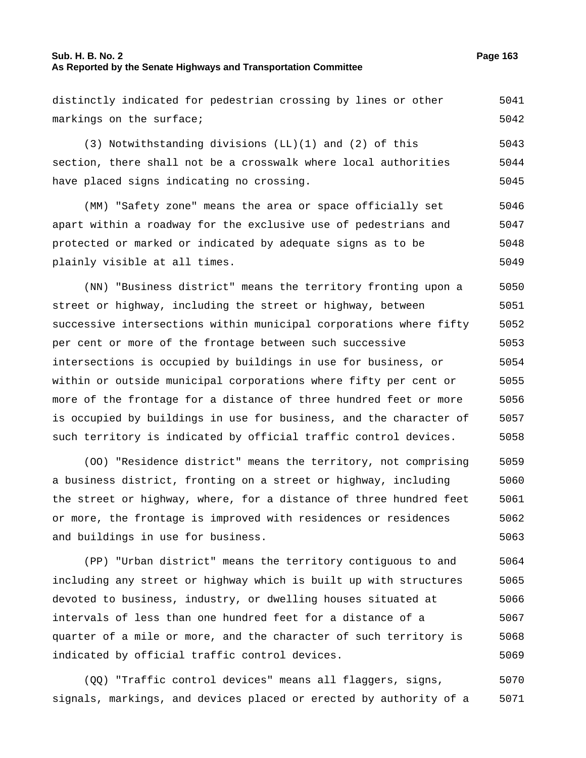distinctly indicated for pedestrian crossing by lines or other markings on the surface;

(3) Notwithstanding divisions (LL)(1) and (2) of this section, there shall not be a crosswalk where local authorities have placed signs indicating no crossing.

(MM) "Safety zone" means the area or space officially set apart within a roadway for the exclusive use of pedestrians and protected or marked or indicated by adequate signs as to be plainly visible at all times.

(NN) "Business district" means the territory fronting upon a street or highway, including the street or highway, between successive intersections within municipal corporations where fifty per cent or more of the frontage between such successive intersections is occupied by buildings in use for business, or within or outside municipal corporations where fifty per cent or more of the frontage for a distance of three hundred feet or more is occupied by buildings in use for business, and the character of such territory is indicated by official traffic control devices.

(OO) "Residence district" means the territory, not comprising a business district, fronting on a street or highway, including the street or highway, where, for a distance of three hundred feet or more, the frontage is improved with residences or residences and buildings in use for business.

(PP) "Urban district" means the territory contiguous to and including any street or highway which is built up with structures devoted to business, industry, or dwelling houses situated at intervals of less than one hundred feet for a distance of a quarter of a mile or more, and the character of such territory is indicated by official traffic control devices.

(QQ) "Traffic control devices" means all flaggers, signs, signals, markings, and devices placed or erected by authority of a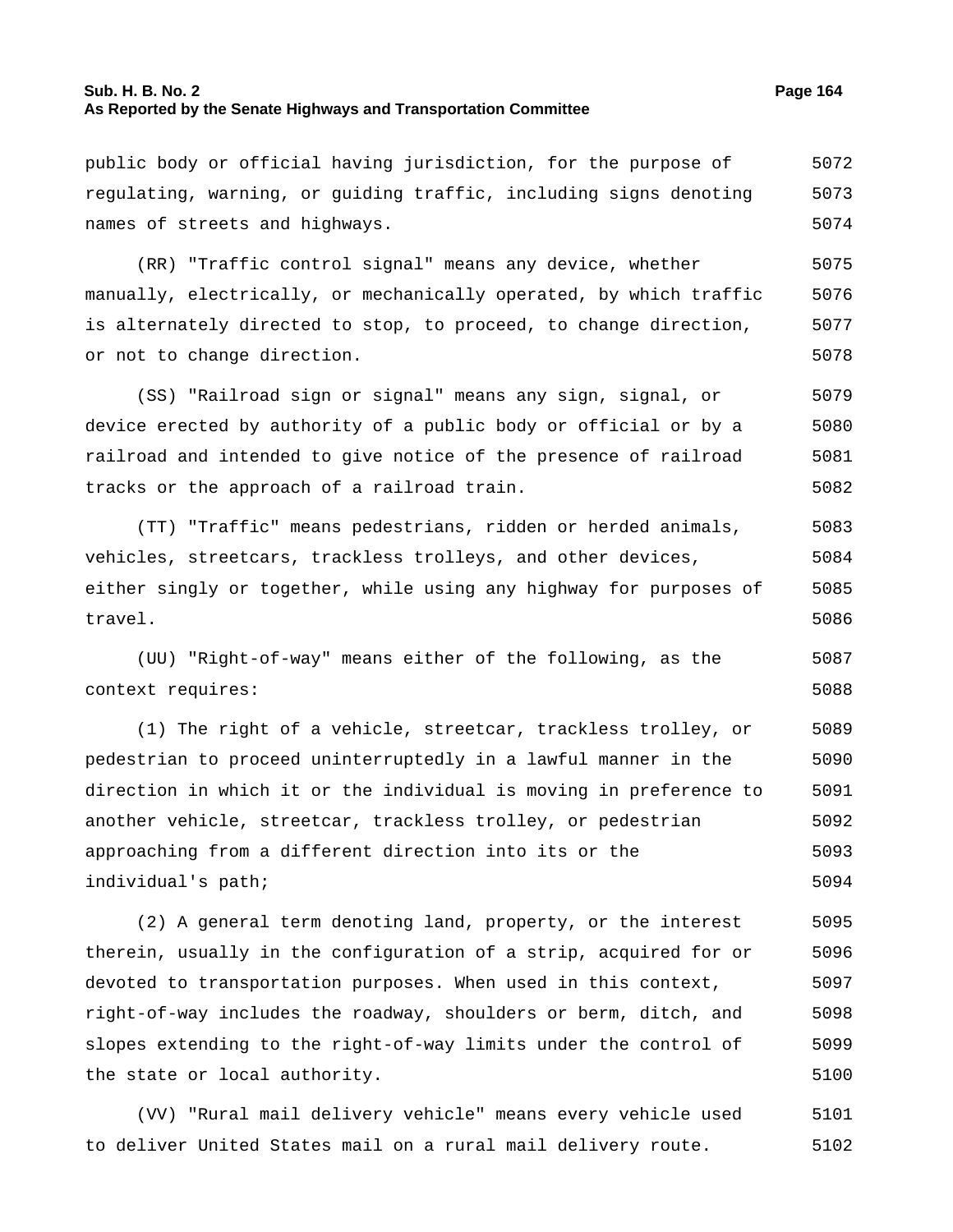public body or official having jurisdiction, for the purpose of regulating, warning, or guiding traffic, including signs denoting names of streets and highways.

(RR) "Traffic control signal" means any device, whether manually, electrically, or mechanically operated, by which traffic is alternately directed to stop, to proceed, to change direction, or not to change direction.

(SS) "Railroad sign or signal" means any sign, signal, or device erected by authority of a public body or official or by a railroad and intended to give notice of the presence of railroad tracks or the approach of a railroad train.

(TT) "Traffic" means pedestrians, ridden or herded animals, vehicles, streetcars, trackless trolleys, and other devices, either singly or together, while using any highway for purposes of travel.

(UU) "Right-of-way" means either of the following, as the context requires:

(1) The right of a vehicle, streetcar, trackless trolley, or pedestrian to proceed uninterruptedly in a lawful manner in the direction in which it or the individual is moving in preference to another vehicle, streetcar, trackless trolley, or pedestrian approaching from a different direction into its or the individual's path;

(2) A general term denoting land, property, or the interest therein, usually in the configuration of a strip, acquired for or devoted to transportation purposes. When used in this context, right-of-way includes the roadway, shoulders or berm, ditch, and slopes extending to the right-of-way limits under the control of the state or local authority.

(VV) "Rural mail delivery vehicle" means every vehicle used to deliver United States mail on a rural mail delivery route.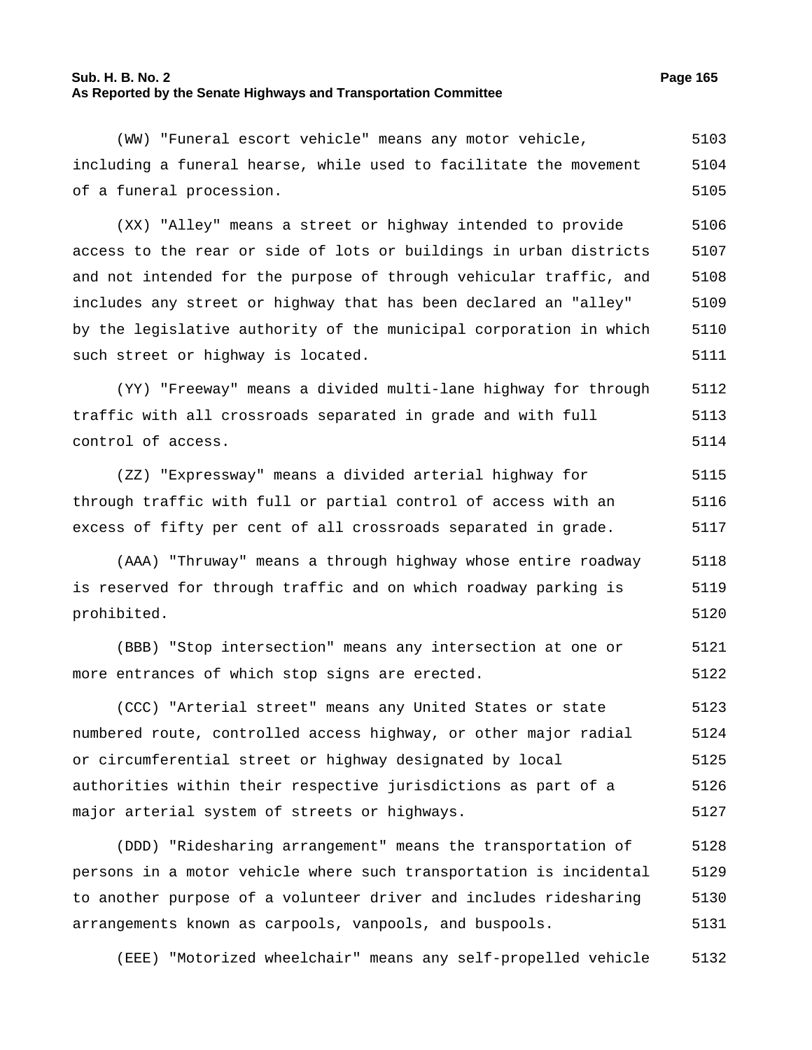(WW) "Funeral escort vehicle" means any motor vehicle, including a funeral hearse, while used to facilitate the movement of a funeral procession.

(XX) "Alley" means a street or highway intended to provide access to the rear or side of lots or buildings in urban districts and not intended for the purpose of through vehicular traffic, and includes any street or highway that has been declared an "alley" by the legislative authority of the municipal corporation in which such street or highway is located.

(YY) "Freeway" means a divided multi-lane highway for through traffic with all crossroads separated in grade and with full control of access.

(ZZ) "Expressway" means a divided arterial highway for through traffic with full or partial control of access with an excess of fifty per cent of all crossroads separated in grade.

(AAA) "Thruway" means a through highway whose entire roadway is reserved for through traffic and on which roadway parking is prohibited.

(BBB) "Stop intersection" means any intersection at one or more entrances of which stop signs are erected.

(CCC) "Arterial street" means any United States or state numbered route, controlled access highway, or other major radial or circumferential street or highway designated by local authorities within their respective jurisdictions as part of a major arterial system of streets or highways.

(DDD) "Ridesharing arrangement" means the transportation of persons in a motor vehicle where such transportation is incidental to another purpose of a volunteer driver and includes ridesharing arrangements known as carpools, vanpools, and buspools.

(EEE) "Motorized wheelchair" means any self-propelled vehicle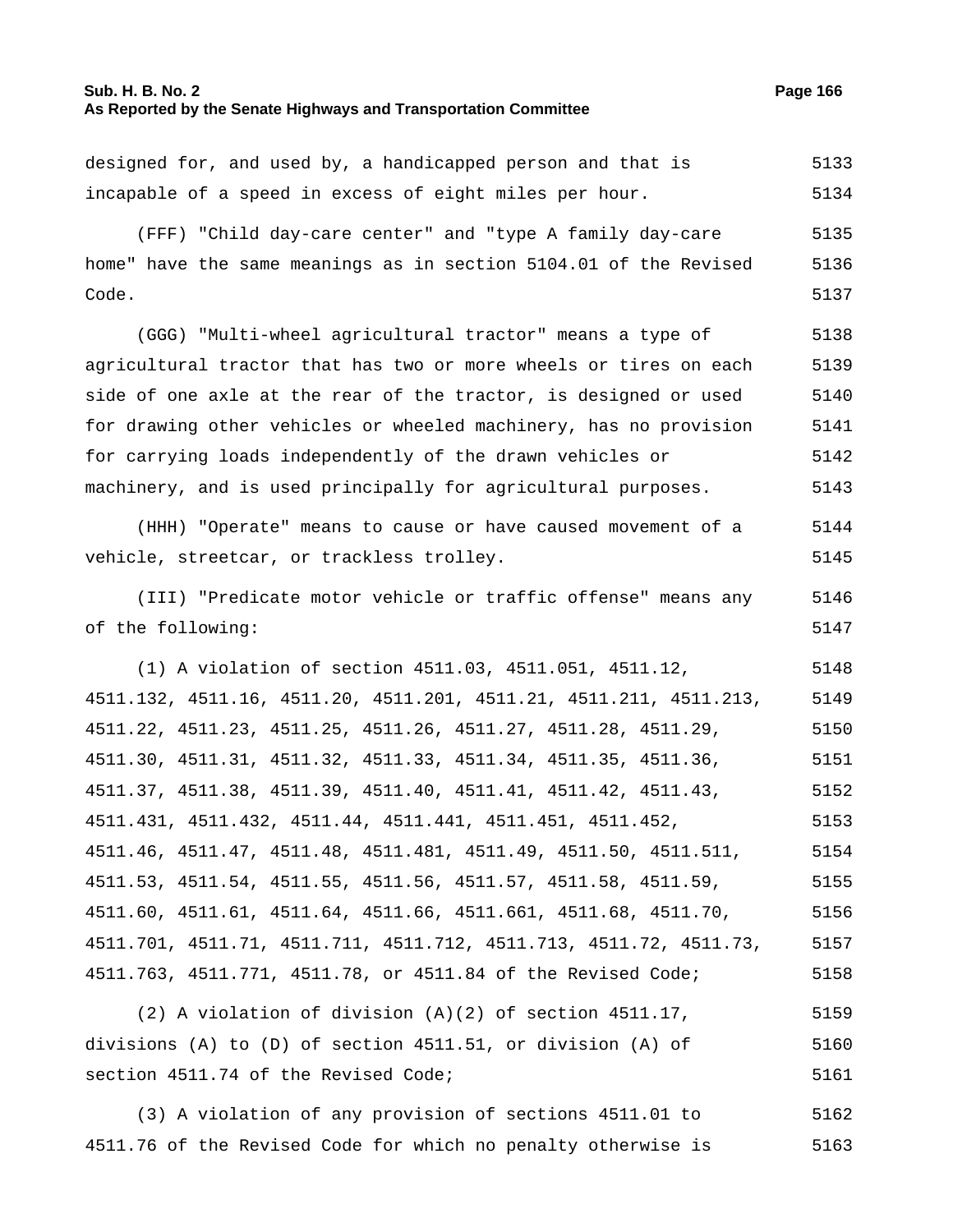designed for, and used by, a handicapped person and that is incapable of a speed in excess of eight miles per hour.

(FFF) "Child day-care center" and "type A family day-care home" have the same meanings as in section 5104.01 of the Revised Code.

(GGG) "Multi-wheel agricultural tractor" means a type of agricultural tractor that has two or more wheels or tires on each side of one axle at the rear of the tractor, is designed or used for drawing other vehicles or wheeled machinery, has no provision for carrying loads independently of the drawn vehicles or machinery, and is used principally for agricultural purposes.

(HHH) "Operate" means to cause or have caused movement of a vehicle, streetcar, or trackless trolley.

(III) "Predicate motor vehicle or traffic offense" means any of the following:

(1) A violation of section 4511.03, 4511.051, 4511.12, 4511.132, 4511.16, 4511.20, 4511.201, 4511.21, 4511.211, 4511.213, 4511.22, 4511.23, 4511.25, 4511.26, 4511.27, 4511.28, 4511.29, 4511.30, 4511.31, 4511.32, 4511.33, 4511.34, 4511.35, 4511.36, 4511.37, 4511.38, 4511.39, 4511.40, 4511.41, 4511.42, 4511.43, 4511.431, 4511.432, 4511.44, 4511.441, 4511.451, 4511.452, 4511.46, 4511.47, 4511.48, 4511.481, 4511.49, 4511.50, 4511.511, 4511.53, 4511.54, 4511.55, 4511.56, 4511.57, 4511.58, 4511.59, 4511.60, 4511.61, 4511.64, 4511.66, 4511.661, 4511.68, 4511.70, 4511.701, 4511.71, 4511.711, 4511.712, 4511.713, 4511.72, 4511.73, 4511.763, 4511.771, 4511.78, or 4511.84 of the Revised Code;

(2) A violation of division (A)(2) of section 4511.17, divisions (A) to (D) of section 4511.51, or division (A) of section 4511.74 of the Revised Code;

(3) A violation of any provision of sections 4511.01 to 4511.76 of the Revised Code for which no penalty otherwise is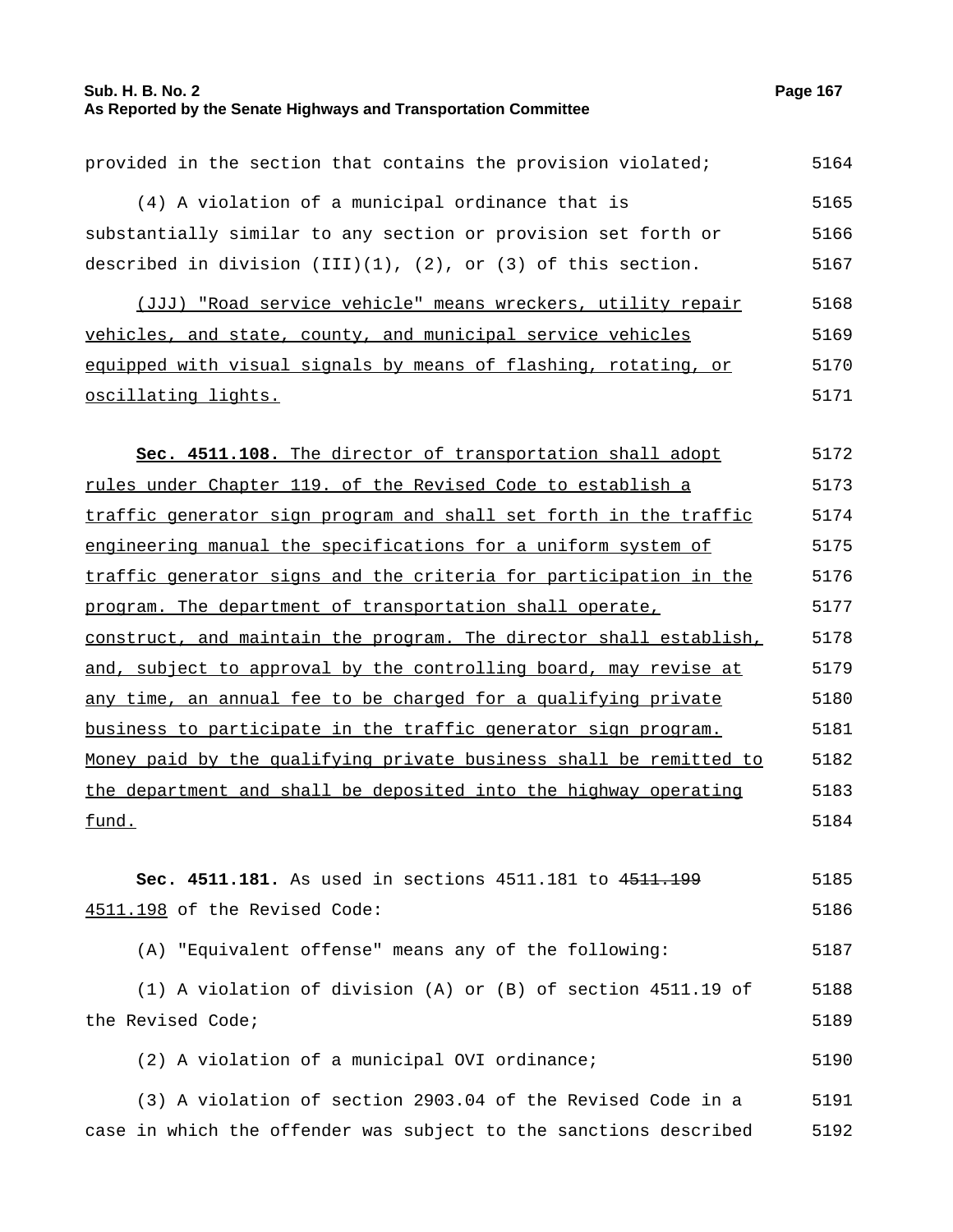provided in the section that contains the provision violated;

(4) A violation of a municipal ordinance that is substantially similar to any section or provision set forth or described in division (III)(1), (2), or (3) of this section.

(JJJ) "Road service vehicle" means wreckers, utility repair vehicles, and state, county, and municipal service vehicles equipped with visual signals by means of flashing, rotating, or oscillating lights.

**Sec. 4511.108.** The director of transportation shall adopt rules under Chapter 119. of the Revised Code to establish a traffic generator sign program and shall set forth in the traffic engineering manual the specifications for a uniform system of traffic generator signs and the criteria for participation in the program. The department of transportation shall operate, construct, and maintain the program. The director shall establish, and, subject to approval by the controlling board, may revise at any time, an annual fee to be charged for a qualifying private business to participate in the traffic generator sign program. Money paid by the qualifying private business shall be remitted to the department and shall be deposited into the highway operating fund.

**Sec. 4511.181.** As used in sections 4511.181 to ~~4511.199~~ 4511.198 of the Revised Code:

(A) "Equivalent offense" means any of the following:

(1) A violation of division (A) or (B) of section 4511.19 of the Revised Code;

(2) A violation of a municipal OVI ordinance;

(3) A violation of section 2903.04 of the Revised Code in a case in which the offender was subject to the sanctions described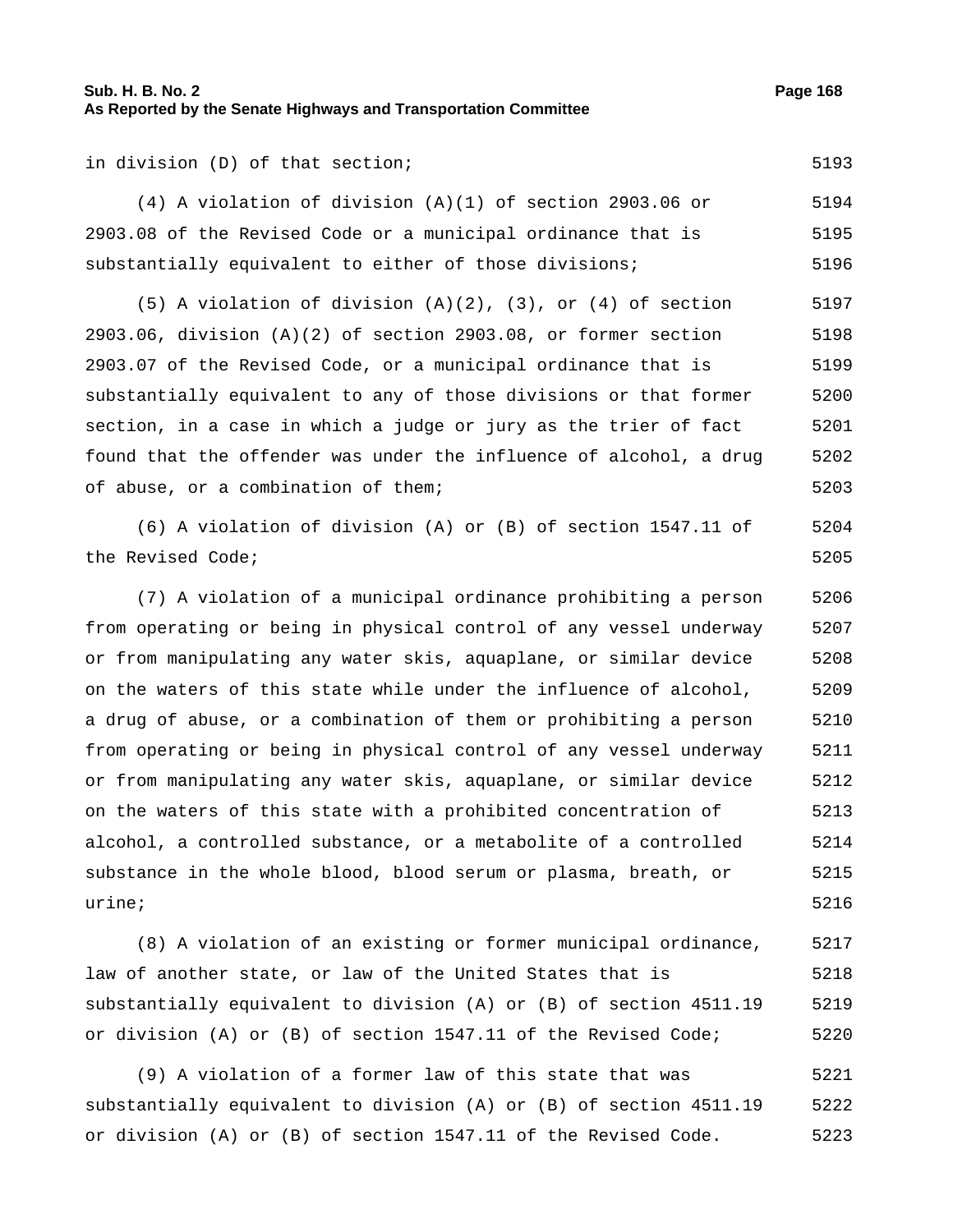in division (D) of that section;

(4) A violation of division (A)(1) of section 2903.06 or 2903.08 of the Revised Code or a municipal ordinance that is substantially equivalent to either of those divisions;

(5) A violation of division (A)(2), (3), or (4) of section 2903.06, division (A)(2) of section 2903.08, or former section 2903.07 of the Revised Code, or a municipal ordinance that is substantially equivalent to any of those divisions or that former section, in a case in which a judge or jury as the trier of fact found that the offender was under the influence of alcohol, a drug of abuse, or a combination of them;

(6) A violation of division (A) or (B) of section 1547.11 of the Revised Code;

(7) A violation of a municipal ordinance prohibiting a person from operating or being in physical control of any vessel underway or from manipulating any water skis, aquaplane, or similar device on the waters of this state while under the influence of alcohol, a drug of abuse, or a combination of them or prohibiting a person from operating or being in physical control of any vessel underway or from manipulating any water skis, aquaplane, or similar device on the waters of this state with a prohibited concentration of alcohol, a controlled substance, or a metabolite of a controlled substance in the whole blood, blood serum or plasma, breath, or urine;

(8) A violation of an existing or former municipal ordinance, law of another state, or law of the United States that is substantially equivalent to division (A) or (B) of section 4511.19 or division (A) or (B) of section 1547.11 of the Revised Code;

(9) A violation of a former law of this state that was substantially equivalent to division (A) or (B) of section 4511.19 or division (A) or (B) of section 1547.11 of the Revised Code.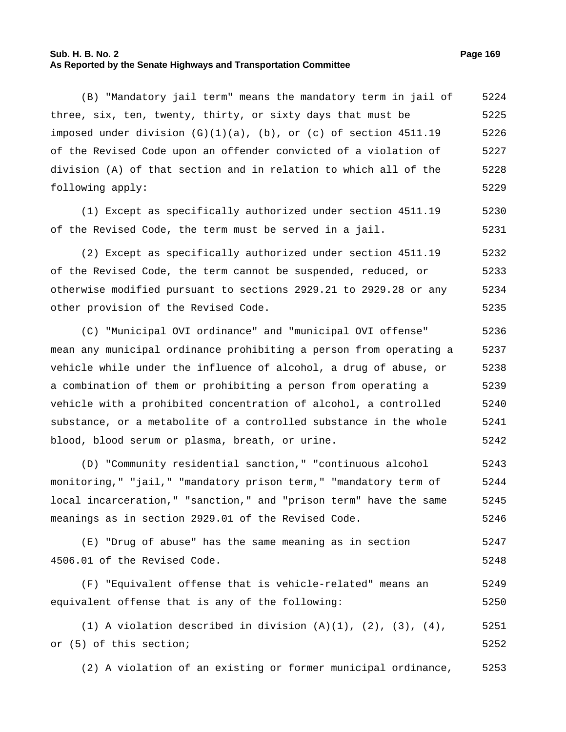(B) "Mandatory jail term" means the mandatory term in jail of three, six, ten, twenty, thirty, or sixty days that must be imposed under division (G)(1)(a), (b), or (c) of section 4511.19 of the Revised Code upon an offender convicted of a violation of division (A) of that section and in relation to which all of the following apply:

(1) Except as specifically authorized under section 4511.19 of the Revised Code, the term must be served in a jail.

(2) Except as specifically authorized under section 4511.19 of the Revised Code, the term cannot be suspended, reduced, or otherwise modified pursuant to sections 2929.21 to 2929.28 or any other provision of the Revised Code.

(C) "Municipal OVI ordinance" and "municipal OVI offense" mean any municipal ordinance prohibiting a person from operating a vehicle while under the influence of alcohol, a drug of abuse, or a combination of them or prohibiting a person from operating a vehicle with a prohibited concentration of alcohol, a controlled substance, or a metabolite of a controlled substance in the whole blood, blood serum or plasma, breath, or urine.

(D) "Community residential sanction," "continuous alcohol monitoring," "jail," "mandatory prison term," "mandatory term of local incarceration," "sanction," and "prison term" have the same meanings as in section 2929.01 of the Revised Code.

(E) "Drug of abuse" has the same meaning as in section 4506.01 of the Revised Code.

(F) "Equivalent offense that is vehicle-related" means an equivalent offense that is any of the following:

(1) A violation described in division (A)(1), (2), (3), (4), or (5) of this section;

(2) A violation of an existing or former municipal ordinance,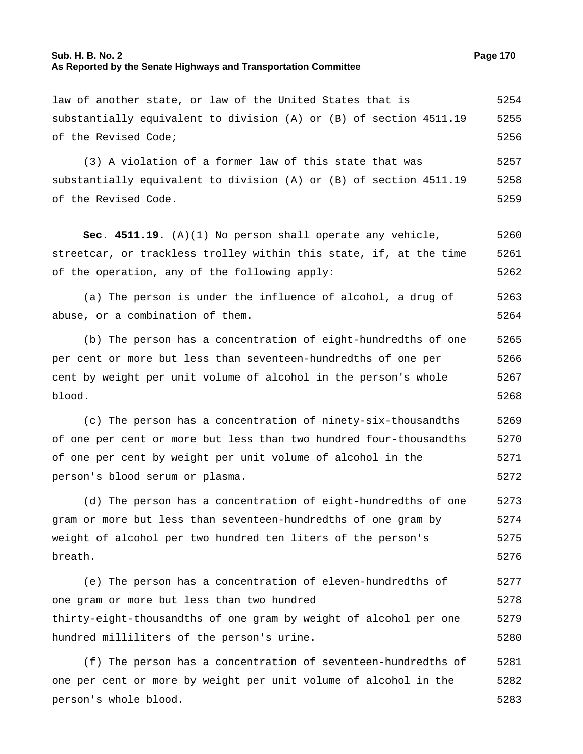law of another state, or law of the United States that is substantially equivalent to division (A) or (B) of section 4511.19 of the Revised Code;

(3) A violation of a former law of this state that was substantially equivalent to division (A) or (B) of section 4511.19 of the Revised Code.

**Sec. 4511.19.** (A)(1) No person shall operate any vehicle, streetcar, or trackless trolley within this state, if, at the time of the operation, any of the following apply:

(a) The person is under the influence of alcohol, a drug of abuse, or a combination of them.

(b) The person has a concentration of eight-hundredths of one per cent or more but less than seventeen-hundredths of one per cent by weight per unit volume of alcohol in the person's whole blood.

(c) The person has a concentration of ninety-six-thousandths of one per cent or more but less than two hundred four-thousandths of one per cent by weight per unit volume of alcohol in the person's blood serum or plasma.

(d) The person has a concentration of eight-hundredths of one gram or more but less than seventeen-hundredths of one gram by weight of alcohol per two hundred ten liters of the person's breath.

(e) The person has a concentration of eleven-hundredths of one gram or more but less than two hundred thirty-eight-thousandths of one gram by weight of alcohol per one hundred milliliters of the person's urine.

(f) The person has a concentration of seventeen-hundredths of one per cent or more by weight per unit volume of alcohol in the person's whole blood.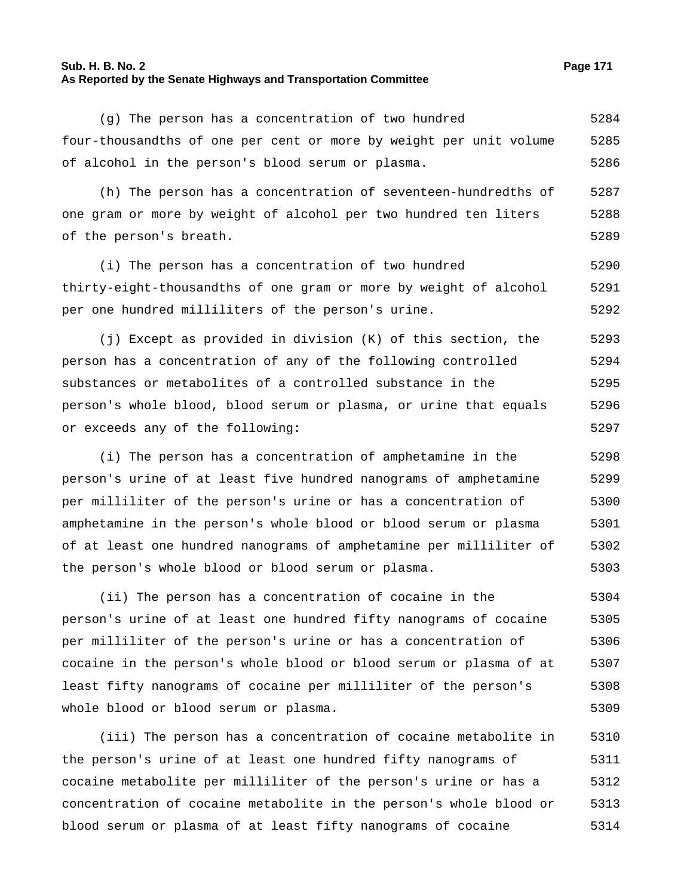(g) The person has a concentration of two hundred four-thousandths of one per cent or more by weight per unit volume of alcohol in the person's blood serum or plasma.

(h) The person has a concentration of seventeen-hundredths of one gram or more by weight of alcohol per two hundred ten liters of the person's breath.

(i) The person has a concentration of two hundred thirty-eight-thousandths of one gram or more by weight of alcohol per one hundred milliliters of the person's urine.

(j) Except as provided in division (K) of this section, the person has a concentration of any of the following controlled substances or metabolites of a controlled substance in the person's whole blood, blood serum or plasma, or urine that equals or exceeds any of the following:

(i) The person has a concentration of amphetamine in the person's urine of at least five hundred nanograms of amphetamine per milliliter of the person's urine or has a concentration of amphetamine in the person's whole blood or blood serum or plasma of at least one hundred nanograms of amphetamine per milliliter of the person's whole blood or blood serum or plasma.

(ii) The person has a concentration of cocaine in the person's urine of at least one hundred fifty nanograms of cocaine per milliliter of the person's urine or has a concentration of cocaine in the person's whole blood or blood serum or plasma of at least fifty nanograms of cocaine per milliliter of the person's whole blood or blood serum or plasma.

(iii) The person has a concentration of cocaine metabolite in the person's urine of at least one hundred fifty nanograms of cocaine metabolite per milliliter of the person's urine or has a concentration of cocaine metabolite in the person's whole blood or blood serum or plasma of at least fifty nanograms of cocaine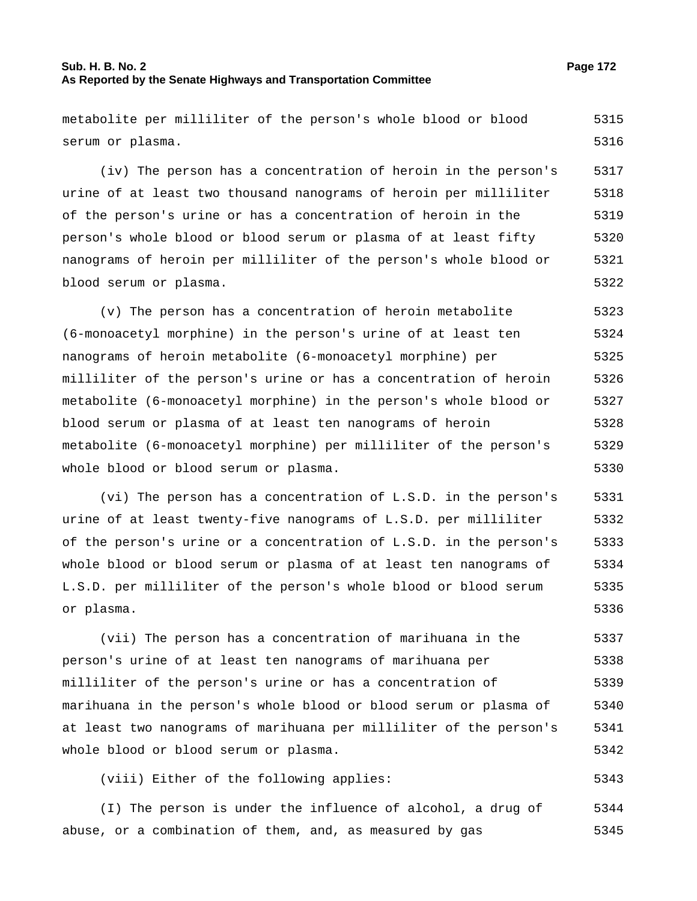metabolite per milliliter of the person's whole blood or blood serum or plasma.

(iv) The person has a concentration of heroin in the person's urine of at least two thousand nanograms of heroin per milliliter of the person's urine or has a concentration of heroin in the person's whole blood or blood serum or plasma of at least fifty nanograms of heroin per milliliter of the person's whole blood or blood serum or plasma.

(v) The person has a concentration of heroin metabolite (6-monoacetyl morphine) in the person's urine of at least ten nanograms of heroin metabolite (6-monoacetyl morphine) per milliliter of the person's urine or has a concentration of heroin metabolite (6-monoacetyl morphine) in the person's whole blood or blood serum or plasma of at least ten nanograms of heroin metabolite (6-monoacetyl morphine) per milliliter of the person's whole blood or blood serum or plasma.

(vi) The person has a concentration of L.S.D. in the person's urine of at least twenty-five nanograms of L.S.D. per milliliter of the person's urine or a concentration of L.S.D. in the person's whole blood or blood serum or plasma of at least ten nanograms of L.S.D. per milliliter of the person's whole blood or blood serum or plasma.

(vii) The person has a concentration of marihuana in the person's urine of at least ten nanograms of marihuana per milliliter of the person's urine or has a concentration of marihuana in the person's whole blood or blood serum or plasma of at least two nanograms of marihuana per milliliter of the person's whole blood or blood serum or plasma.

(viii) Either of the following applies:

(I) The person is under the influence of alcohol, a drug of abuse, or a combination of them, and, as measured by gas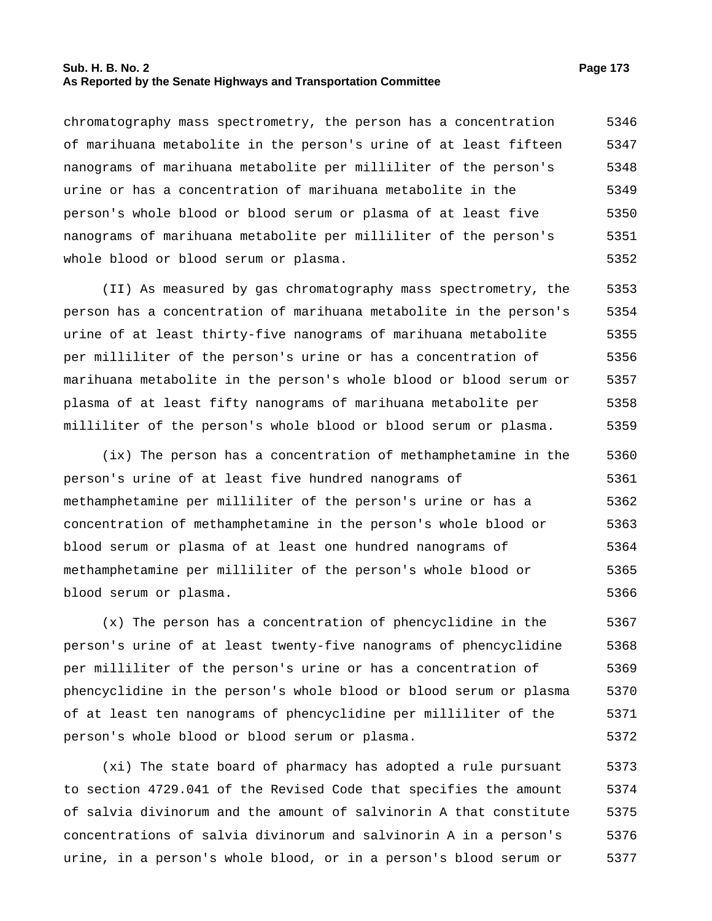chromatography mass spectrometry, the person has a concentration of marihuana metabolite in the person's urine of at least fifteen nanograms of marihuana metabolite per milliliter of the person's urine or has a concentration of marihuana metabolite in the person's whole blood or blood serum or plasma of at least five nanograms of marihuana metabolite per milliliter of the person's whole blood or blood serum or plasma.

(II) As measured by gas chromatography mass spectrometry, the person has a concentration of marihuana metabolite in the person's urine of at least thirty-five nanograms of marihuana metabolite per milliliter of the person's urine or has a concentration of marihuana metabolite in the person's whole blood or blood serum or plasma of at least fifty nanograms of marihuana metabolite per milliliter of the person's whole blood or blood serum or plasma.

(ix) The person has a concentration of methamphetamine in the person's urine of at least five hundred nanograms of methamphetamine per milliliter of the person's urine or has a concentration of methamphetamine in the person's whole blood or blood serum or plasma of at least one hundred nanograms of methamphetamine per milliliter of the person's whole blood or blood serum or plasma.

(x) The person has a concentration of phencyclidine in the person's urine of at least twenty-five nanograms of phencyclidine per milliliter of the person's urine or has a concentration of phencyclidine in the person's whole blood or blood serum or plasma of at least ten nanograms of phencyclidine per milliliter of the person's whole blood or blood serum or plasma.

(xi) The state board of pharmacy has adopted a rule pursuant to section 4729.041 of the Revised Code that specifies the amount of salvia divinorum and the amount of salvinorin A that constitute concentrations of salvia divinorum and salvinorin A in a person's urine, in a person's whole blood, or in a person's blood serum or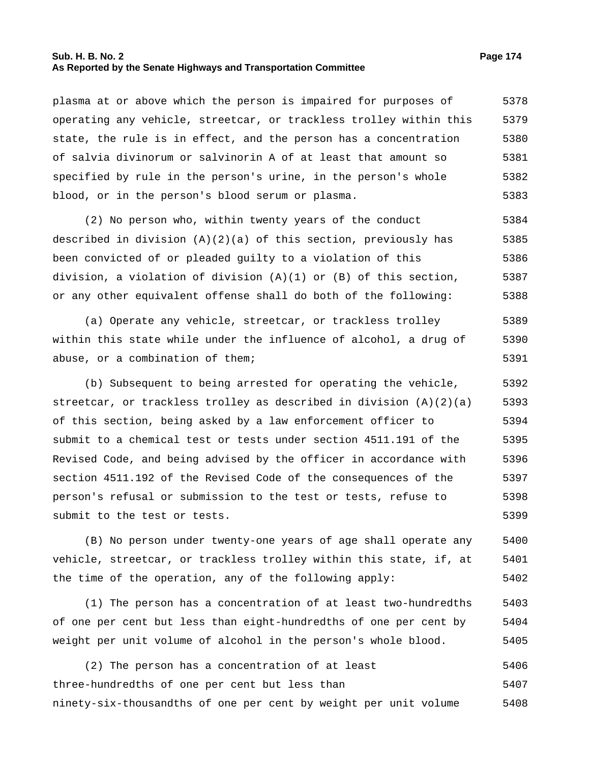plasma at or above which the person is impaired for purposes of operating any vehicle, streetcar, or trackless trolley within this state, the rule is in effect, and the person has a concentration of salvia divinorum or salvinorin A of at least that amount so specified by rule in the person's urine, in the person's whole blood, or in the person's blood serum or plasma.

(2) No person who, within twenty years of the conduct described in division (A)(2)(a) of this section, previously has been convicted of or pleaded guilty to a violation of this division, a violation of division (A)(1) or (B) of this section, or any other equivalent offense shall do both of the following:

(a) Operate any vehicle, streetcar, or trackless trolley within this state while under the influence of alcohol, a drug of abuse, or a combination of them;

(b) Subsequent to being arrested for operating the vehicle, streetcar, or trackless trolley as described in division (A)(2)(a) of this section, being asked by a law enforcement officer to submit to a chemical test or tests under section 4511.191 of the Revised Code, and being advised by the officer in accordance with section 4511.192 of the Revised Code of the consequences of the person's refusal or submission to the test or tests, refuse to submit to the test or tests.

(B) No person under twenty-one years of age shall operate any vehicle, streetcar, or trackless trolley within this state, if, at the time of the operation, any of the following apply:

(1) The person has a concentration of at least two-hundredths of one per cent but less than eight-hundredths of one per cent by weight per unit volume of alcohol in the person's whole blood.

(2) The person has a concentration of at least three-hundredths of one per cent but less than ninety-six-thousandths of one per cent by weight per unit volume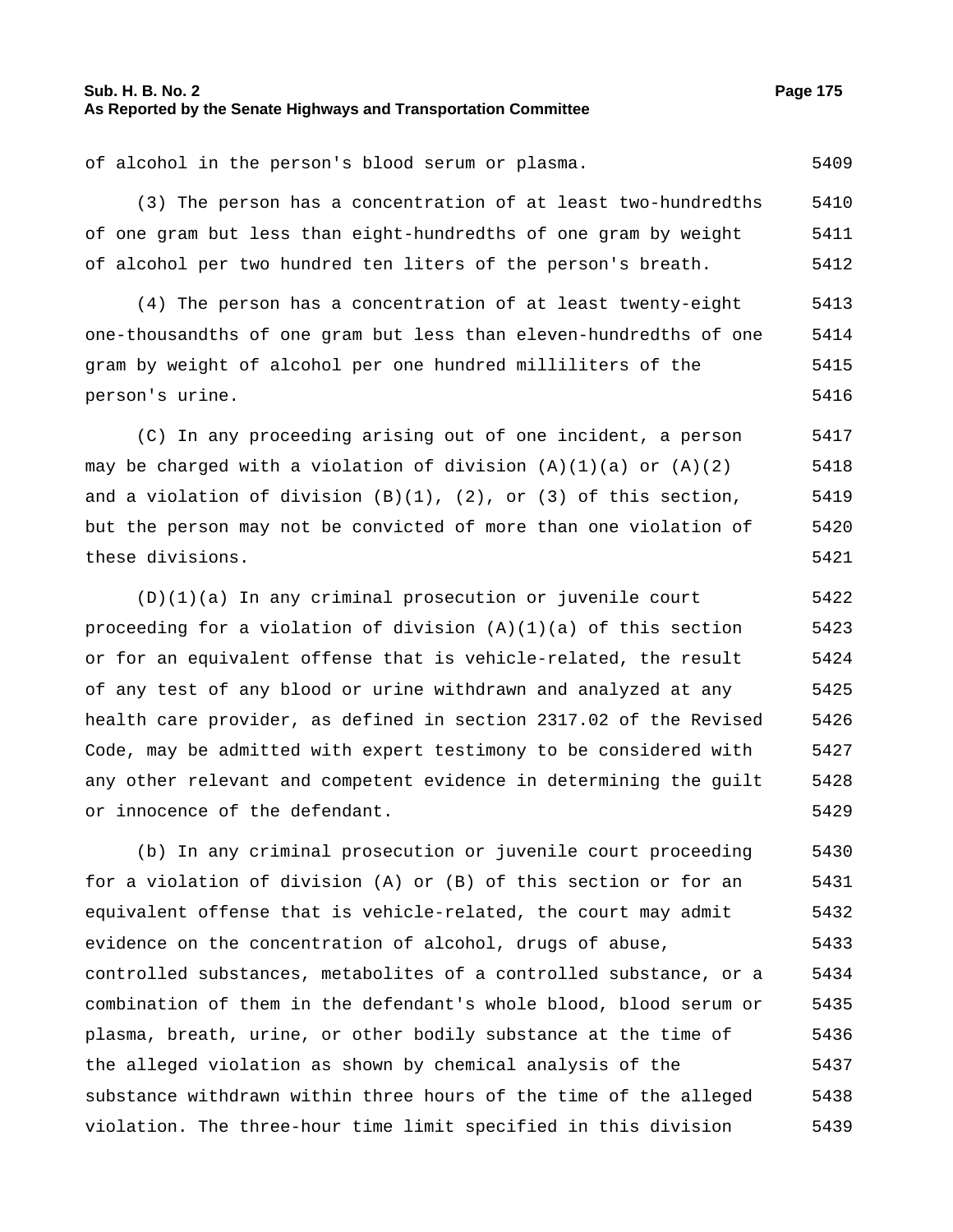of alcohol in the person's blood serum or plasma.

(3) The person has a concentration of at least two-hundredths of one gram but less than eight-hundredths of one gram by weight of alcohol per two hundred ten liters of the person's breath.

(4) The person has a concentration of at least twenty-eight one-thousandths of one gram but less than eleven-hundredths of one gram by weight of alcohol per one hundred milliliters of the person's urine.

(C) In any proceeding arising out of one incident, a person may be charged with a violation of division (A)(1)(a) or (A)(2) and a violation of division (B)(1), (2), or (3) of this section, but the person may not be convicted of more than one violation of these divisions.

(D)(1)(a) In any criminal prosecution or juvenile court proceeding for a violation of division (A)(1)(a) of this section or for an equivalent offense that is vehicle-related, the result of any test of any blood or urine withdrawn and analyzed at any health care provider, as defined in section 2317.02 of the Revised Code, may be admitted with expert testimony to be considered with any other relevant and competent evidence in determining the guilt or innocence of the defendant.

(b) In any criminal prosecution or juvenile court proceeding for a violation of division (A) or (B) of this section or for an equivalent offense that is vehicle-related, the court may admit evidence on the concentration of alcohol, drugs of abuse, controlled substances, metabolites of a controlled substance, or a combination of them in the defendant's whole blood, blood serum or plasma, breath, urine, or other bodily substance at the time of the alleged violation as shown by chemical analysis of the substance withdrawn within three hours of the time of the alleged violation. The three-hour time limit specified in this division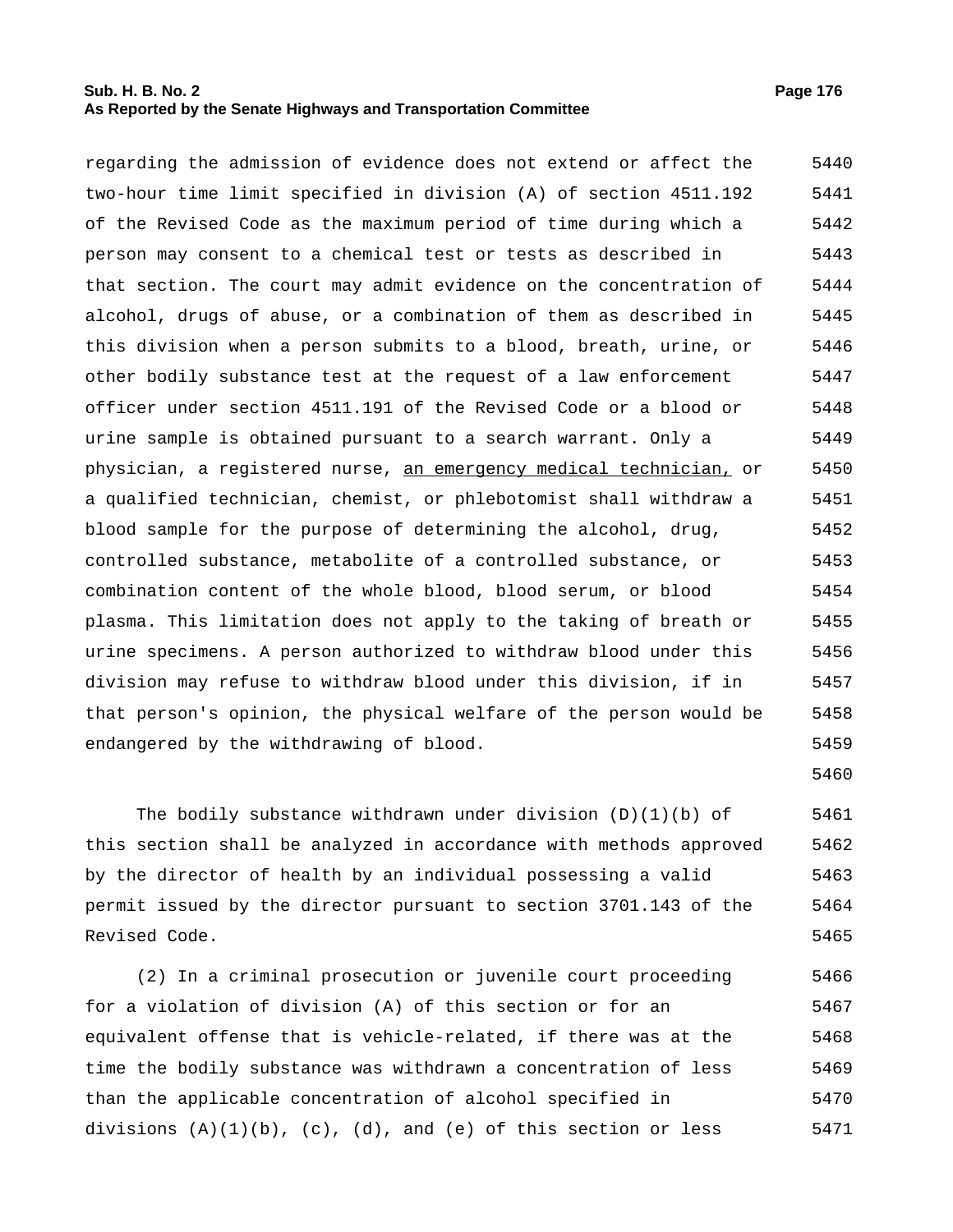regarding the admission of evidence does not extend or affect the two-hour time limit specified in division (A) of section 4511.192 of the Revised Code as the maximum period of time during which a person may consent to a chemical test or tests as described in that section. The court may admit evidence on the concentration of alcohol, drugs of abuse, or a combination of them as described in this division when a person submits to a blood, breath, urine, or other bodily substance test at the request of a law enforcement officer under section 4511.191 of the Revised Code or a blood or urine sample is obtained pursuant to a search warrant. Only a physician, a registered nurse, <u>an emergency medical technician,</u> or a qualified technician, chemist, or phlebotomist shall withdraw a blood sample for the purpose of determining the alcohol, drug, controlled substance, metabolite of a controlled substance, or combination content of the whole blood, blood serum, or blood plasma. This limitation does not apply to the taking of breath or urine specimens. A person authorized to withdraw blood under this division may refuse to withdraw blood under this division, if in that person's opinion, the physical welfare of the person would be endangered by the withdrawing of blood.

The bodily substance withdrawn under division (D)(1)(b) of this section shall be analyzed in accordance with methods approved by the director of health by an individual possessing a valid permit issued by the director pursuant to section 3701.143 of the Revised Code.

(2) In a criminal prosecution or juvenile court proceeding for a violation of division (A) of this section or for an equivalent offense that is vehicle-related, if there was at the time the bodily substance was withdrawn a concentration of less than the applicable concentration of alcohol specified in divisions (A)(1)(b), (c), (d), and (e) of this section or less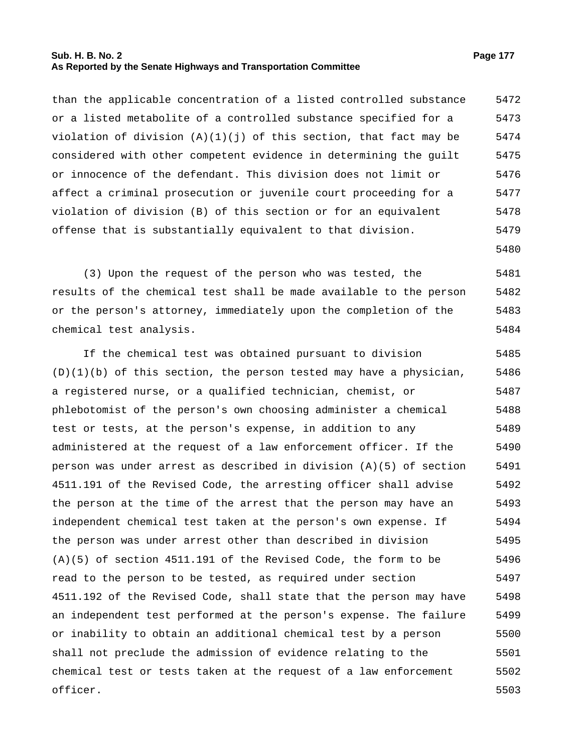than the applicable concentration of a listed controlled substance or a listed metabolite of a controlled substance specified for a violation of division (A)(1)(j) of this section, that fact may be considered with other competent evidence in determining the guilt or innocence of the defendant. This division does not limit or affect a criminal prosecution or juvenile court proceeding for a violation of division (B) of this section or for an equivalent offense that is substantially equivalent to that division.

(3) Upon the request of the person who was tested, the results of the chemical test shall be made available to the person or the person's attorney, immediately upon the completion of the chemical test analysis.

If the chemical test was obtained pursuant to division (D)(1)(b) of this section, the person tested may have a physician, a registered nurse, or a qualified technician, chemist, or phlebotomist of the person's own choosing administer a chemical test or tests, at the person's expense, in addition to any administered at the request of a law enforcement officer. If the person was under arrest as described in division (A)(5) of section 4511.191 of the Revised Code, the arresting officer shall advise the person at the time of the arrest that the person may have an independent chemical test taken at the person's own expense. If the person was under arrest other than described in division (A)(5) of section 4511.191 of the Revised Code, the form to be read to the person to be tested, as required under section 4511.192 of the Revised Code, shall state that the person may have an independent test performed at the person's expense. The failure or inability to obtain an additional chemical test by a person shall not preclude the admission of evidence relating to the chemical test or tests taken at the request of a law enforcement officer.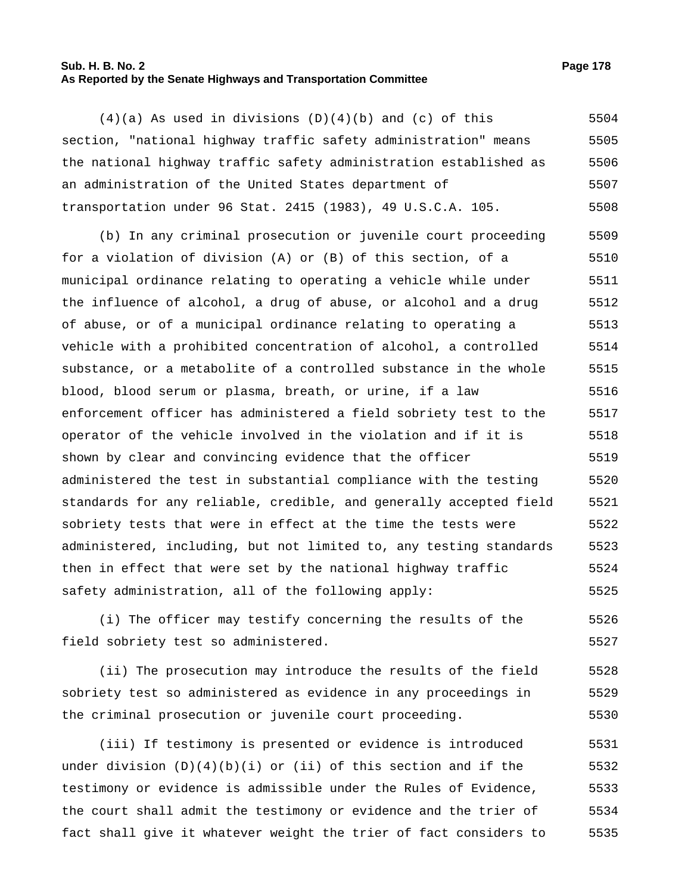(4)(a) As used in divisions (D)(4)(b) and (c) of this section, "national highway traffic safety administration" means the national highway traffic safety administration established as an administration of the United States department of transportation under 96 Stat. 2415 (1983), 49 U.S.C.A. 105.

(b) In any criminal prosecution or juvenile court proceeding for a violation of division (A) or (B) of this section, of a municipal ordinance relating to operating a vehicle while under the influence of alcohol, a drug of abuse, or alcohol and a drug of abuse, or of a municipal ordinance relating to operating a vehicle with a prohibited concentration of alcohol, a controlled substance, or a metabolite of a controlled substance in the whole blood, blood serum or plasma, breath, or urine, if a law enforcement officer has administered a field sobriety test to the operator of the vehicle involved in the violation and if it is shown by clear and convincing evidence that the officer administered the test in substantial compliance with the testing standards for any reliable, credible, and generally accepted field sobriety tests that were in effect at the time the tests were administered, including, but not limited to, any testing standards then in effect that were set by the national highway traffic safety administration, all of the following apply:

(i) The officer may testify concerning the results of the field sobriety test so administered.

(ii) The prosecution may introduce the results of the field sobriety test so administered as evidence in any proceedings in the criminal prosecution or juvenile court proceeding.

(iii) If testimony is presented or evidence is introduced under division (D)(4)(b)(i) or (ii) of this section and if the testimony or evidence is admissible under the Rules of Evidence, the court shall admit the testimony or evidence and the trier of fact shall give it whatever weight the trier of fact considers to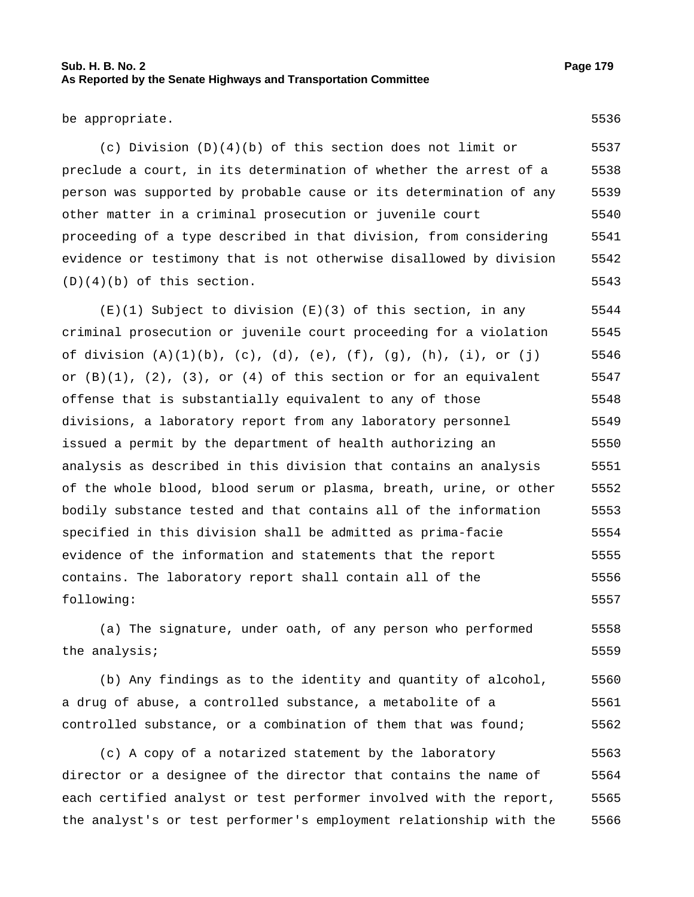be appropriate.

(c) Division (D)(4)(b) of this section does not limit or preclude a court, in its determination of whether the arrest of a person was supported by probable cause or its determination of any other matter in a criminal prosecution or juvenile court proceeding of a type described in that division, from considering evidence or testimony that is not otherwise disallowed by division (D)(4)(b) of this section.

(E)(1) Subject to division (E)(3) of this section, in any criminal prosecution or juvenile court proceeding for a violation of division (A)(1)(b), (c), (d), (e), (f), (g), (h), (i), or (j) or (B)(1), (2), (3), or (4) of this section or for an equivalent offense that is substantially equivalent to any of those divisions, a laboratory report from any laboratory personnel issued a permit by the department of health authorizing an analysis as described in this division that contains an analysis of the whole blood, blood serum or plasma, breath, urine, or other bodily substance tested and that contains all of the information specified in this division shall be admitted as prima-facie evidence of the information and statements that the report contains. The laboratory report shall contain all of the following:

(a) The signature, under oath, of any person who performed the analysis;

(b) Any findings as to the identity and quantity of alcohol, a drug of abuse, a controlled substance, a metabolite of a controlled substance, or a combination of them that was found;

(c) A copy of a notarized statement by the laboratory director or a designee of the director that contains the name of each certified analyst or test performer involved with the report, the analyst's or test performer's employment relationship with the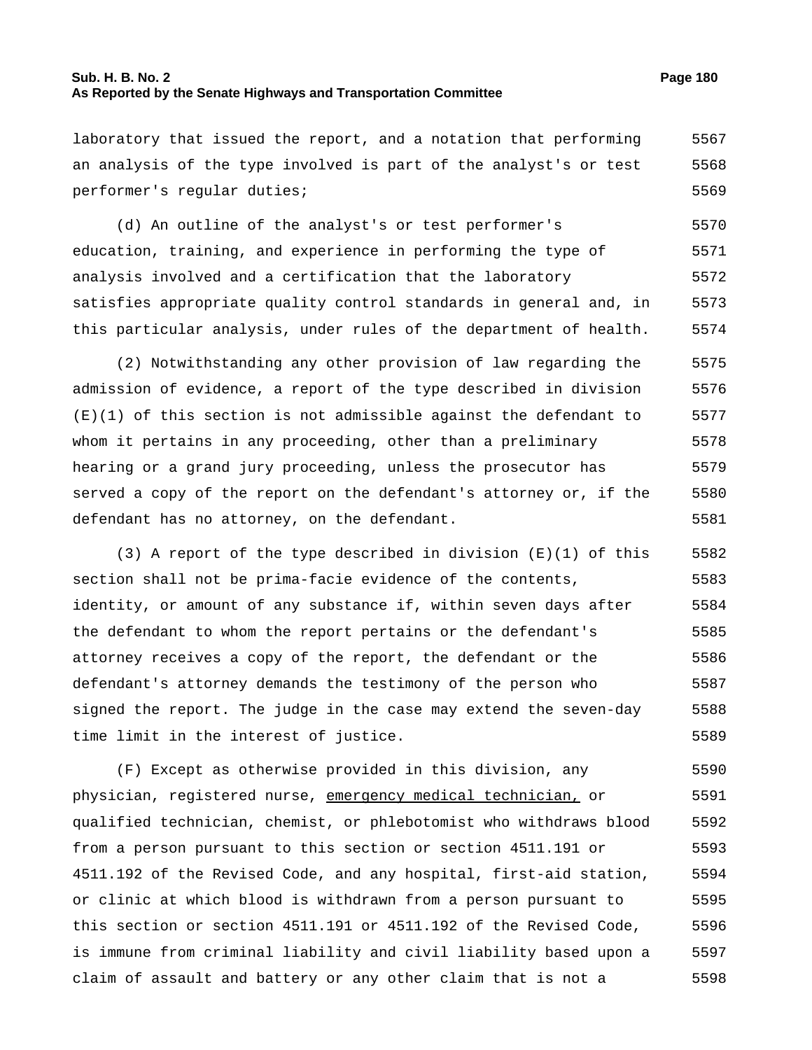laboratory that issued the report, and a notation that performing an analysis of the type involved is part of the analyst's or test performer's regular duties;

(d) An outline of the analyst's or test performer's education, training, and experience in performing the type of analysis involved and a certification that the laboratory satisfies appropriate quality control standards in general and, in this particular analysis, under rules of the department of health.

(2) Notwithstanding any other provision of law regarding the admission of evidence, a report of the type described in division (E)(1) of this section is not admissible against the defendant to whom it pertains in any proceeding, other than a preliminary hearing or a grand jury proceeding, unless the prosecutor has served a copy of the report on the defendant's attorney or, if the defendant has no attorney, on the defendant.

(3) A report of the type described in division (E)(1) of this section shall not be prima-facie evidence of the contents, identity, or amount of any substance if, within seven days after the defendant to whom the report pertains or the defendant's attorney receives a copy of the report, the defendant or the defendant's attorney demands the testimony of the person who signed the report. The judge in the case may extend the seven-day time limit in the interest of justice.

(F) Except as otherwise provided in this division, any physician, registered nurse, <u>emergency medical technician,</u> or qualified technician, chemist, or phlebotomist who withdraws blood from a person pursuant to this section or section 4511.191 or 4511.192 of the Revised Code, and any hospital, first-aid station, or clinic at which blood is withdrawn from a person pursuant to this section or section 4511.191 or 4511.192 of the Revised Code, is immune from criminal liability and civil liability based upon a claim of assault and battery or any other claim that is not a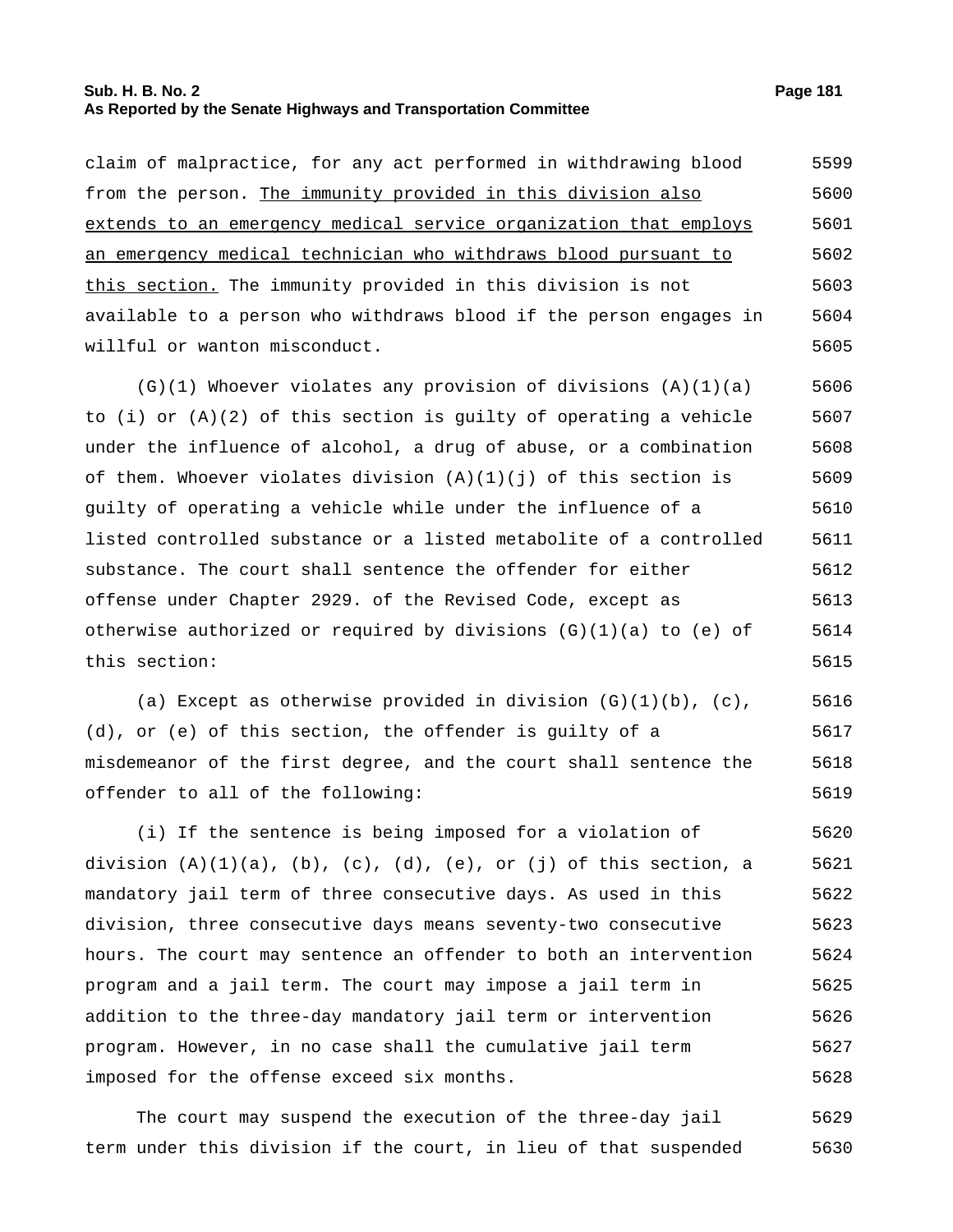claim of malpractice, for any act performed in withdrawing blood from the person. The immunity provided in this division also extends to an emergency medical service organization that employs an emergency medical technician who withdraws blood pursuant to this section. The immunity provided in this division is not available to a person who withdraws blood if the person engages in willful or wanton misconduct.

(G)(1) Whoever violates any provision of divisions (A)(1)(a) to (i) or (A)(2) of this section is guilty of operating a vehicle under the influence of alcohol, a drug of abuse, or a combination of them. Whoever violates division (A)(1)(j) of this section is guilty of operating a vehicle while under the influence of a listed controlled substance or a listed metabolite of a controlled substance. The court shall sentence the offender for either offense under Chapter 2929. of the Revised Code, except as otherwise authorized or required by divisions (G)(1)(a) to (e) of this section:

(a) Except as otherwise provided in division (G)(1)(b), (c), (d), or (e) of this section, the offender is guilty of a misdemeanor of the first degree, and the court shall sentence the offender to all of the following:

(i) If the sentence is being imposed for a violation of division (A)(1)(a), (b), (c), (d), (e), or (j) of this section, a mandatory jail term of three consecutive days. As used in this division, three consecutive days means seventy-two consecutive hours. The court may sentence an offender to both an intervention program and a jail term. The court may impose a jail term in addition to the three-day mandatory jail term or intervention program. However, in no case shall the cumulative jail term imposed for the offense exceed six months.

The court may suspend the execution of the three-day jail term under this division if the court, in lieu of that suspended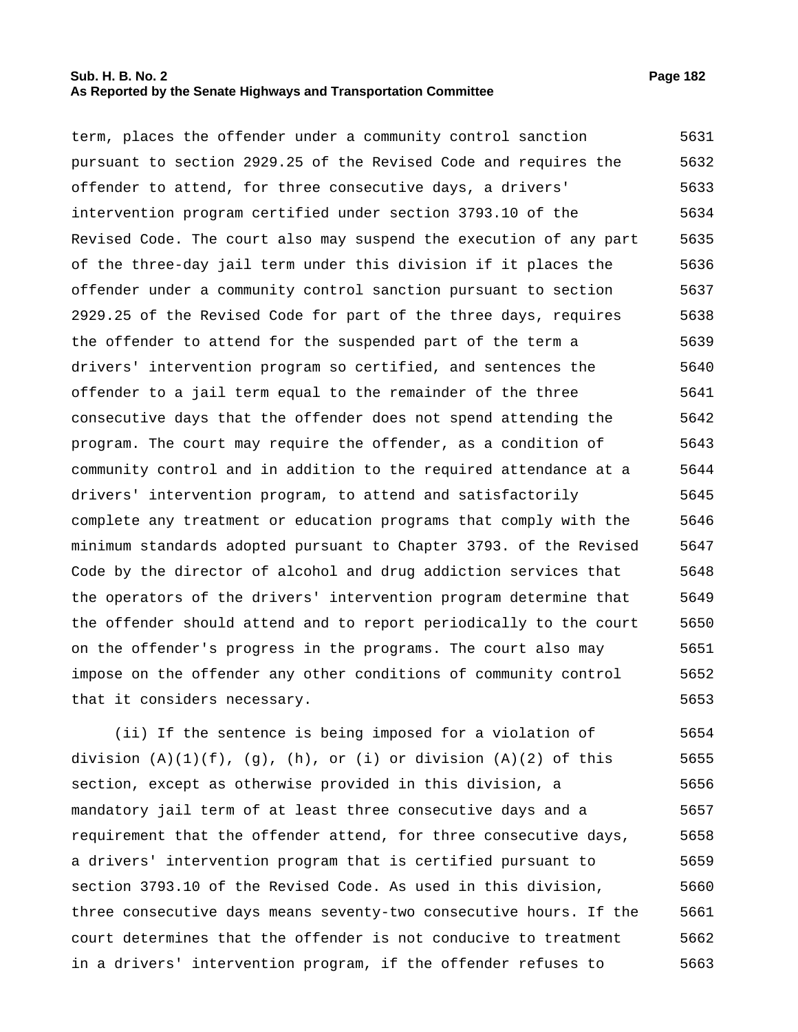term, places the offender under a community control sanction pursuant to section 2929.25 of the Revised Code and requires the offender to attend, for three consecutive days, a drivers' intervention program certified under section 3793.10 of the Revised Code. The court also may suspend the execution of any part of the three-day jail term under this division if it places the offender under a community control sanction pursuant to section 2929.25 of the Revised Code for part of the three days, requires the offender to attend for the suspended part of the term a drivers' intervention program so certified, and sentences the offender to a jail term equal to the remainder of the three consecutive days that the offender does not spend attending the program. The court may require the offender, as a condition of community control and in addition to the required attendance at a drivers' intervention program, to attend and satisfactorily complete any treatment or education programs that comply with the minimum standards adopted pursuant to Chapter 3793. of the Revised Code by the director of alcohol and drug addiction services that the operators of the drivers' intervention program determine that the offender should attend and to report periodically to the court on the offender's progress in the programs. The court also may impose on the offender any other conditions of community control that it considers necessary.

(ii) If the sentence is being imposed for a violation of division (A)(1)(f), (g), (h), or (i) or division (A)(2) of this section, except as otherwise provided in this division, a mandatory jail term of at least three consecutive days and a requirement that the offender attend, for three consecutive days, a drivers' intervention program that is certified pursuant to section 3793.10 of the Revised Code. As used in this division, three consecutive days means seventy-two consecutive hours. If the court determines that the offender is not conducive to treatment in a drivers' intervention program, if the offender refuses to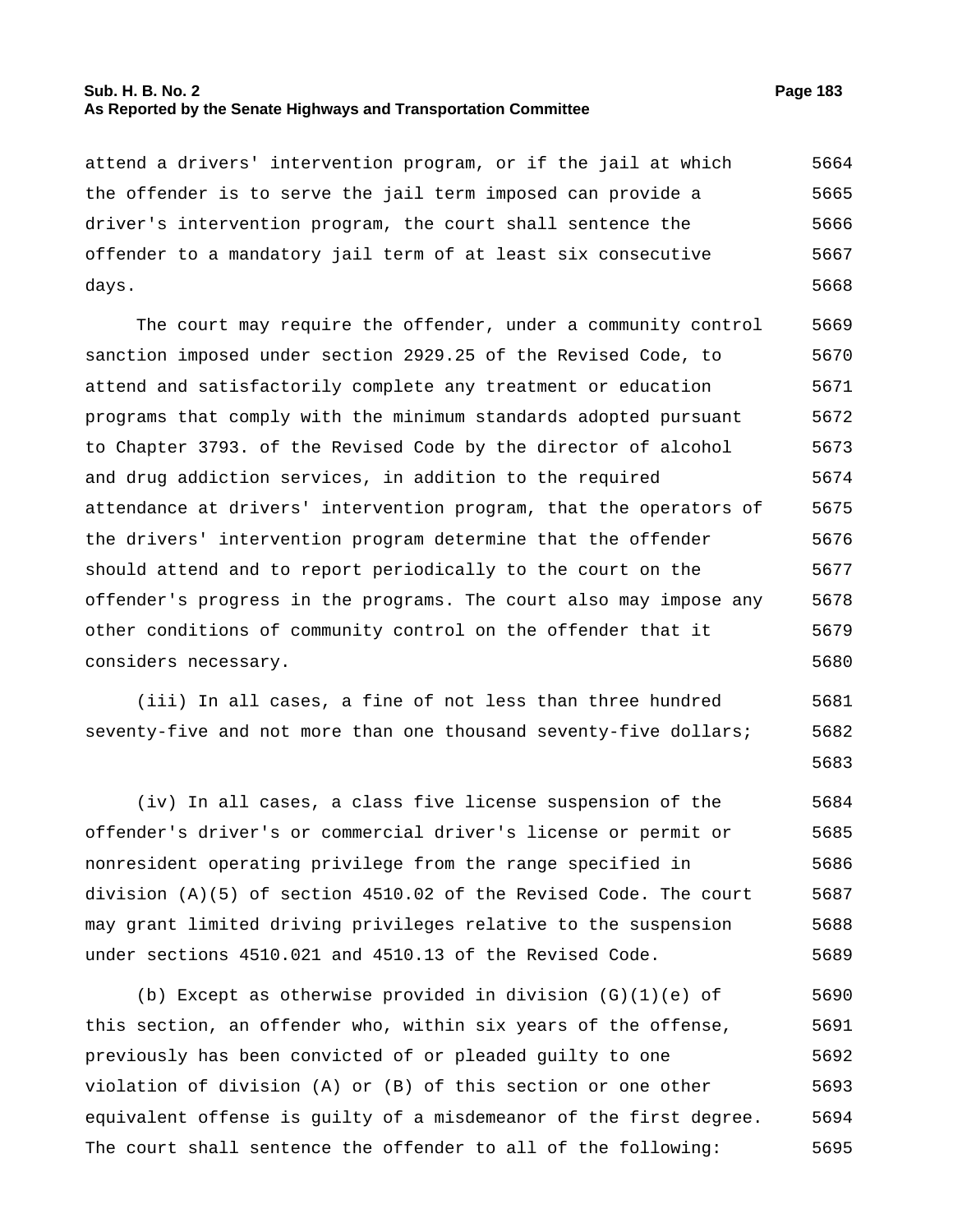attend a drivers' intervention program, or if the jail at which the offender is to serve the jail term imposed can provide a driver's intervention program, the court shall sentence the offender to a mandatory jail term of at least six consecutive days.

The court may require the offender, under a community control sanction imposed under section 2929.25 of the Revised Code, to attend and satisfactorily complete any treatment or education programs that comply with the minimum standards adopted pursuant to Chapter 3793. of the Revised Code by the director of alcohol and drug addiction services, in addition to the required attendance at drivers' intervention program, that the operators of the drivers' intervention program determine that the offender should attend and to report periodically to the court on the offender's progress in the programs. The court also may impose any other conditions of community control on the offender that it considers necessary.

(iii) In all cases, a fine of not less than three hundred seventy-five and not more than one thousand seventy-five dollars;

(iv) In all cases, a class five license suspension of the offender's driver's or commercial driver's license or permit or nonresident operating privilege from the range specified in division (A)(5) of section 4510.02 of the Revised Code. The court may grant limited driving privileges relative to the suspension under sections 4510.021 and 4510.13 of the Revised Code.

(b) Except as otherwise provided in division (G)(1)(e) of this section, an offender who, within six years of the offense, previously has been convicted of or pleaded guilty to one violation of division (A) or (B) of this section or one other equivalent offense is guilty of a misdemeanor of the first degree. The court shall sentence the offender to all of the following: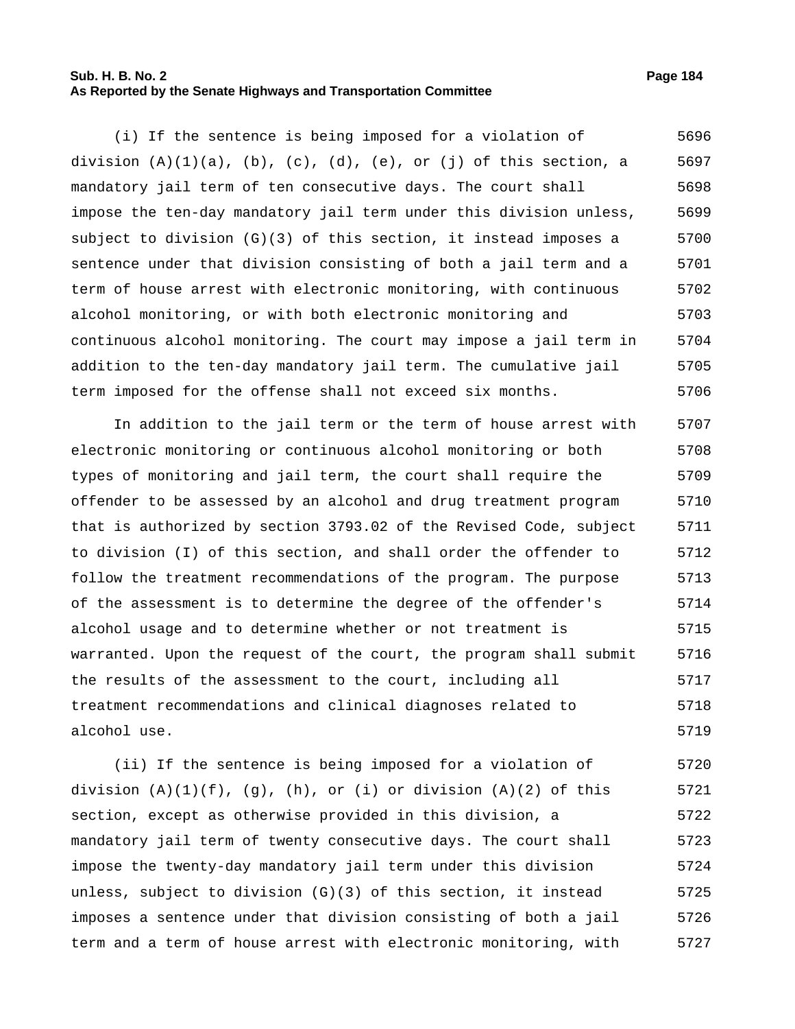(i) If the sentence is being imposed for a violation of division (A)(1)(a), (b), (c), (d), (e), or (j) of this section, a mandatory jail term of ten consecutive days. The court shall impose the ten-day mandatory jail term under this division unless, subject to division (G)(3) of this section, it instead imposes a sentence under that division consisting of both a jail term and a term of house arrest with electronic monitoring, with continuous alcohol monitoring, or with both electronic monitoring and continuous alcohol monitoring. The court may impose a jail term in addition to the ten-day mandatory jail term. The cumulative jail term imposed for the offense shall not exceed six months.

In addition to the jail term or the term of house arrest with electronic monitoring or continuous alcohol monitoring or both types of monitoring and jail term, the court shall require the offender to be assessed by an alcohol and drug treatment program that is authorized by section 3793.02 of the Revised Code, subject to division (I) of this section, and shall order the offender to follow the treatment recommendations of the program. The purpose of the assessment is to determine the degree of the offender's alcohol usage and to determine whether or not treatment is warranted. Upon the request of the court, the program shall submit the results of the assessment to the court, including all treatment recommendations and clinical diagnoses related to alcohol use.

(ii) If the sentence is being imposed for a violation of division (A)(1)(f), (g), (h), or (i) or division (A)(2) of this section, except as otherwise provided in this division, a mandatory jail term of twenty consecutive days. The court shall impose the twenty-day mandatory jail term under this division unless, subject to division (G)(3) of this section, it instead imposes a sentence under that division consisting of both a jail term and a term of house arrest with electronic monitoring, with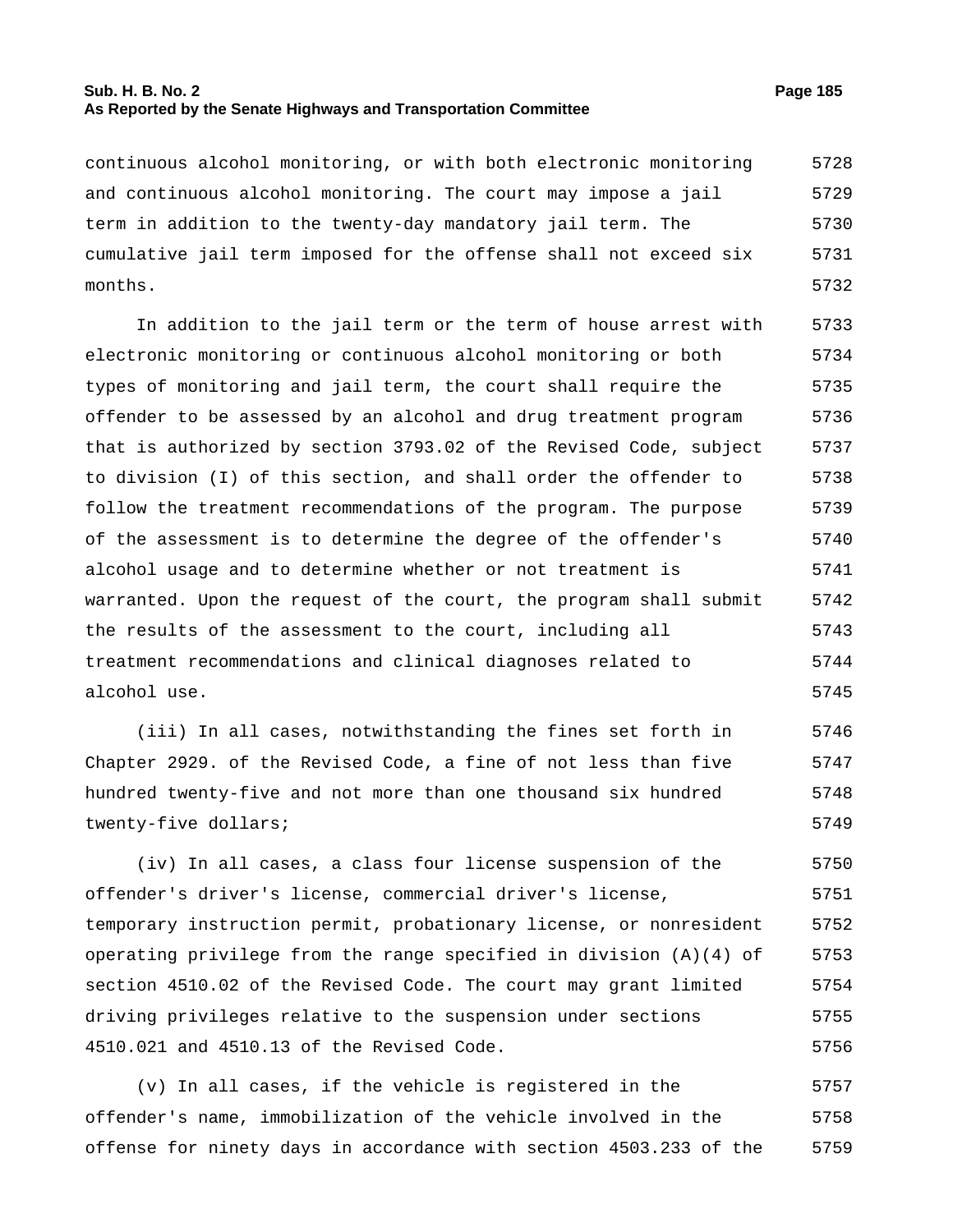continuous alcohol monitoring, or with both electronic monitoring and continuous alcohol monitoring. The court may impose a jail term in addition to the twenty-day mandatory jail term. The cumulative jail term imposed for the offense shall not exceed six months.

In addition to the jail term or the term of house arrest with electronic monitoring or continuous alcohol monitoring or both types of monitoring and jail term, the court shall require the offender to be assessed by an alcohol and drug treatment program that is authorized by section 3793.02 of the Revised Code, subject to division (I) of this section, and shall order the offender to follow the treatment recommendations of the program. The purpose of the assessment is to determine the degree of the offender's alcohol usage and to determine whether or not treatment is warranted. Upon the request of the court, the program shall submit the results of the assessment to the court, including all treatment recommendations and clinical diagnoses related to alcohol use.

(iii) In all cases, notwithstanding the fines set forth in Chapter 2929. of the Revised Code, a fine of not less than five hundred twenty-five and not more than one thousand six hundred twenty-five dollars;

(iv) In all cases, a class four license suspension of the offender's driver's license, commercial driver's license, temporary instruction permit, probationary license, or nonresident operating privilege from the range specified in division (A)(4) of section 4510.02 of the Revised Code. The court may grant limited driving privileges relative to the suspension under sections 4510.021 and 4510.13 of the Revised Code.

(v) In all cases, if the vehicle is registered in the offender's name, immobilization of the vehicle involved in the offense for ninety days in accordance with section 4503.233 of the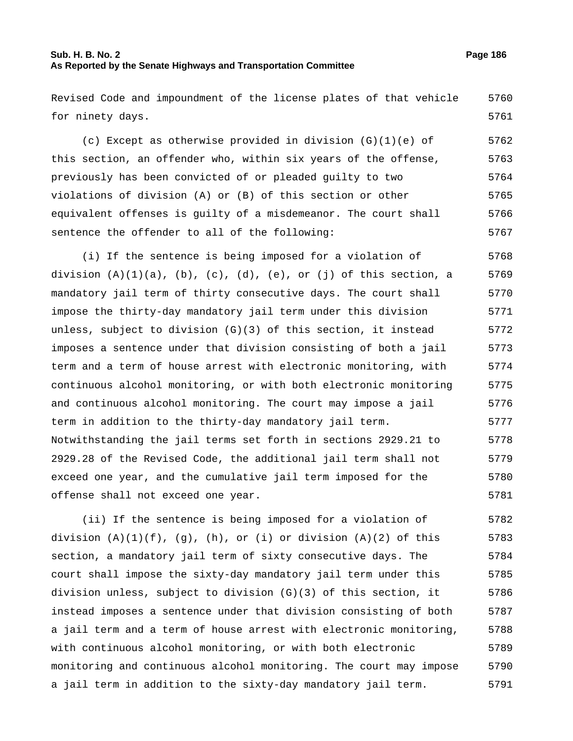Revised Code and impoundment of the license plates of that vehicle for ninety days.

(c) Except as otherwise provided in division (G)(1)(e) of this section, an offender who, within six years of the offense, previously has been convicted of or pleaded guilty to two violations of division (A) or (B) of this section or other equivalent offenses is guilty of a misdemeanor. The court shall sentence the offender to all of the following:

(i) If the sentence is being imposed for a violation of division (A)(1)(a), (b), (c), (d), (e), or (j) of this section, a mandatory jail term of thirty consecutive days. The court shall impose the thirty-day mandatory jail term under this division unless, subject to division (G)(3) of this section, it instead imposes a sentence under that division consisting of both a jail term and a term of house arrest with electronic monitoring, with continuous alcohol monitoring, or with both electronic monitoring and continuous alcohol monitoring. The court may impose a jail term in addition to the thirty-day mandatory jail term. Notwithstanding the jail terms set forth in sections 2929.21 to 2929.28 of the Revised Code, the additional jail term shall not exceed one year, and the cumulative jail term imposed for the offense shall not exceed one year.

(ii) If the sentence is being imposed for a violation of division (A)(1)(f), (g), (h), or (i) or division (A)(2) of this section, a mandatory jail term of sixty consecutive days. The court shall impose the sixty-day mandatory jail term under this division unless, subject to division (G)(3) of this section, it instead imposes a sentence under that division consisting of both a jail term and a term of house arrest with electronic monitoring, with continuous alcohol monitoring, or with both electronic monitoring and continuous alcohol monitoring. The court may impose a jail term in addition to the sixty-day mandatory jail term.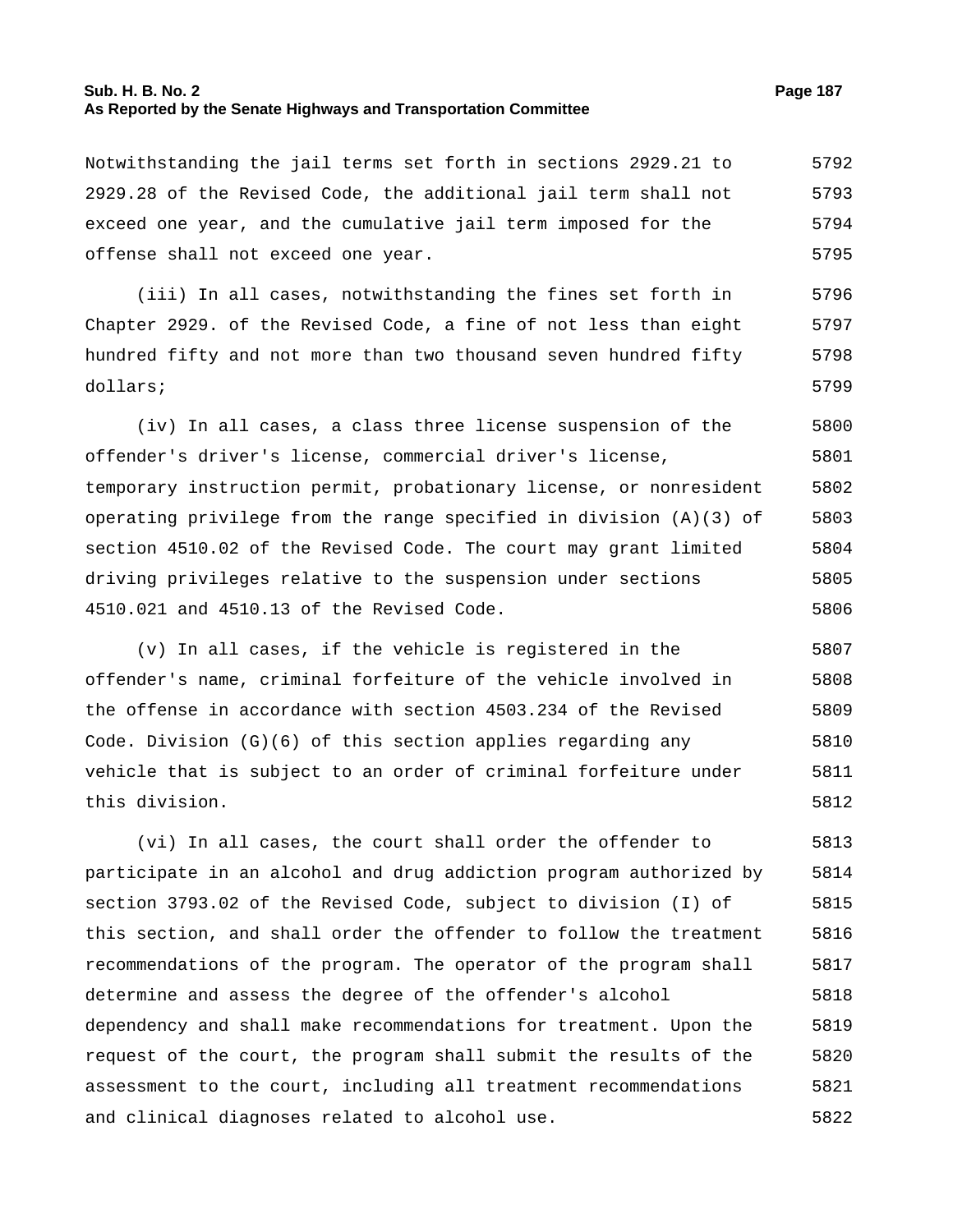Notwithstanding the jail terms set forth in sections 2929.21 to 2929.28 of the Revised Code, the additional jail term shall not exceed one year, and the cumulative jail term imposed for the offense shall not exceed one year.

(iii) In all cases, notwithstanding the fines set forth in Chapter 2929. of the Revised Code, a fine of not less than eight hundred fifty and not more than two thousand seven hundred fifty dollars;

(iv) In all cases, a class three license suspension of the offender's driver's license, commercial driver's license, temporary instruction permit, probationary license, or nonresident operating privilege from the range specified in division (A)(3) of section 4510.02 of the Revised Code. The court may grant limited driving privileges relative to the suspension under sections 4510.021 and 4510.13 of the Revised Code.

(v) In all cases, if the vehicle is registered in the offender's name, criminal forfeiture of the vehicle involved in the offense in accordance with section 4503.234 of the Revised Code. Division (G)(6) of this section applies regarding any vehicle that is subject to an order of criminal forfeiture under this division.

(vi) In all cases, the court shall order the offender to participate in an alcohol and drug addiction program authorized by section 3793.02 of the Revised Code, subject to division (I) of this section, and shall order the offender to follow the treatment recommendations of the program. The operator of the program shall determine and assess the degree of the offender's alcohol dependency and shall make recommendations for treatment. Upon the request of the court, the program shall submit the results of the assessment to the court, including all treatment recommendations and clinical diagnoses related to alcohol use.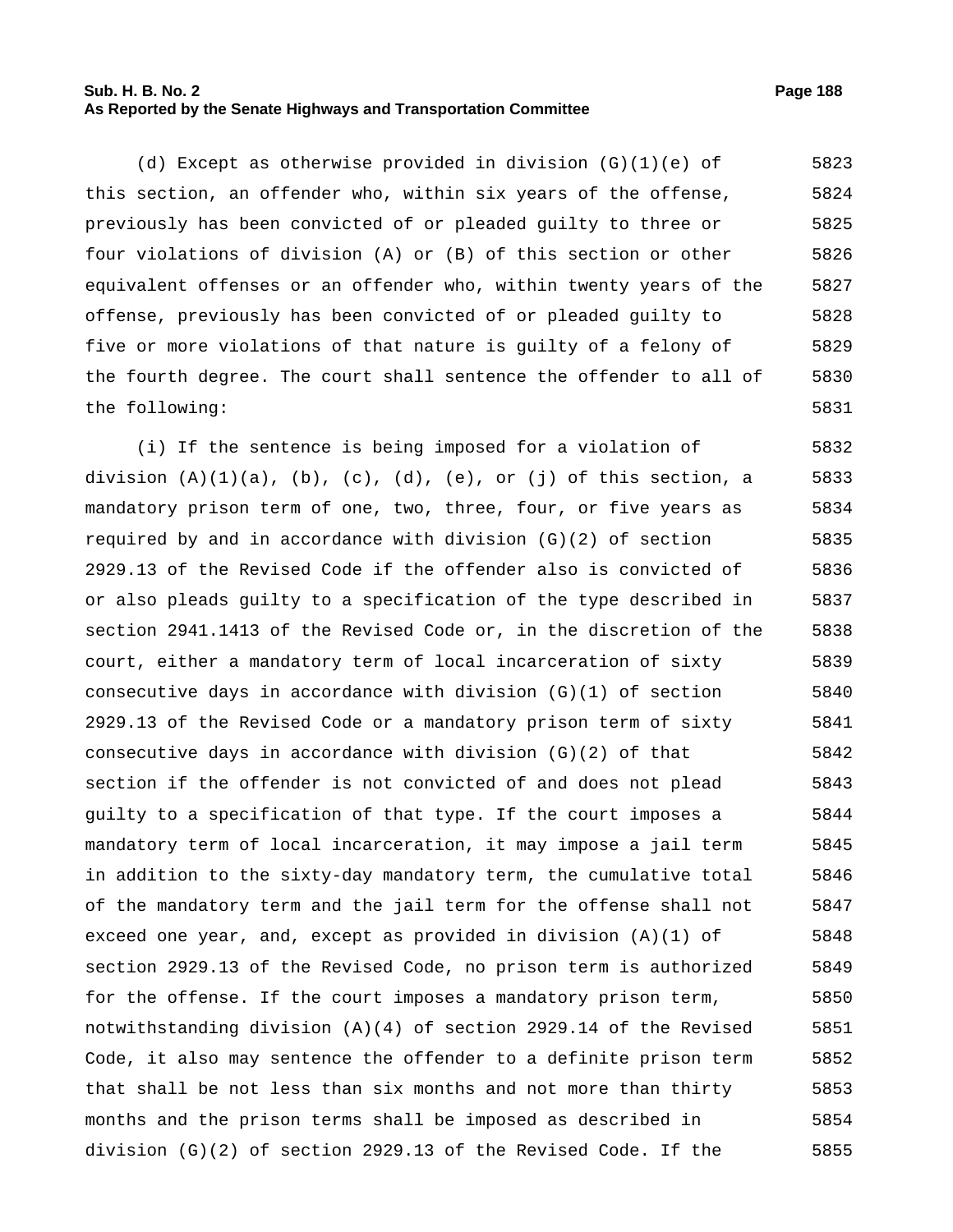(d) Except as otherwise provided in division (G)(1)(e) of this section, an offender who, within six years of the offense, previously has been convicted of or pleaded guilty to three or four violations of division (A) or (B) of this section or other equivalent offenses or an offender who, within twenty years of the offense, previously has been convicted of or pleaded guilty to five or more violations of that nature is guilty of a felony of the fourth degree. The court shall sentence the offender to all of the following:

(i) If the sentence is being imposed for a violation of division (A)(1)(a), (b), (c), (d), (e), or (j) of this section, a mandatory prison term of one, two, three, four, or five years as required by and in accordance with division (G)(2) of section 2929.13 of the Revised Code if the offender also is convicted of or also pleads guilty to a specification of the type described in section 2941.1413 of the Revised Code or, in the discretion of the court, either a mandatory term of local incarceration of sixty consecutive days in accordance with division (G)(1) of section 2929.13 of the Revised Code or a mandatory prison term of sixty consecutive days in accordance with division (G)(2) of that section if the offender is not convicted of and does not plead guilty to a specification of that type. If the court imposes a mandatory term of local incarceration, it may impose a jail term in addition to the sixty-day mandatory term, the cumulative total of the mandatory term and the jail term for the offense shall not exceed one year, and, except as provided in division (A)(1) of section 2929.13 of the Revised Code, no prison term is authorized for the offense. If the court imposes a mandatory prison term, notwithstanding division (A)(4) of section 2929.14 of the Revised Code, it also may sentence the offender to a definite prison term that shall be not less than six months and not more than thirty months and the prison terms shall be imposed as described in division (G)(2) of section 2929.13 of the Revised Code. If the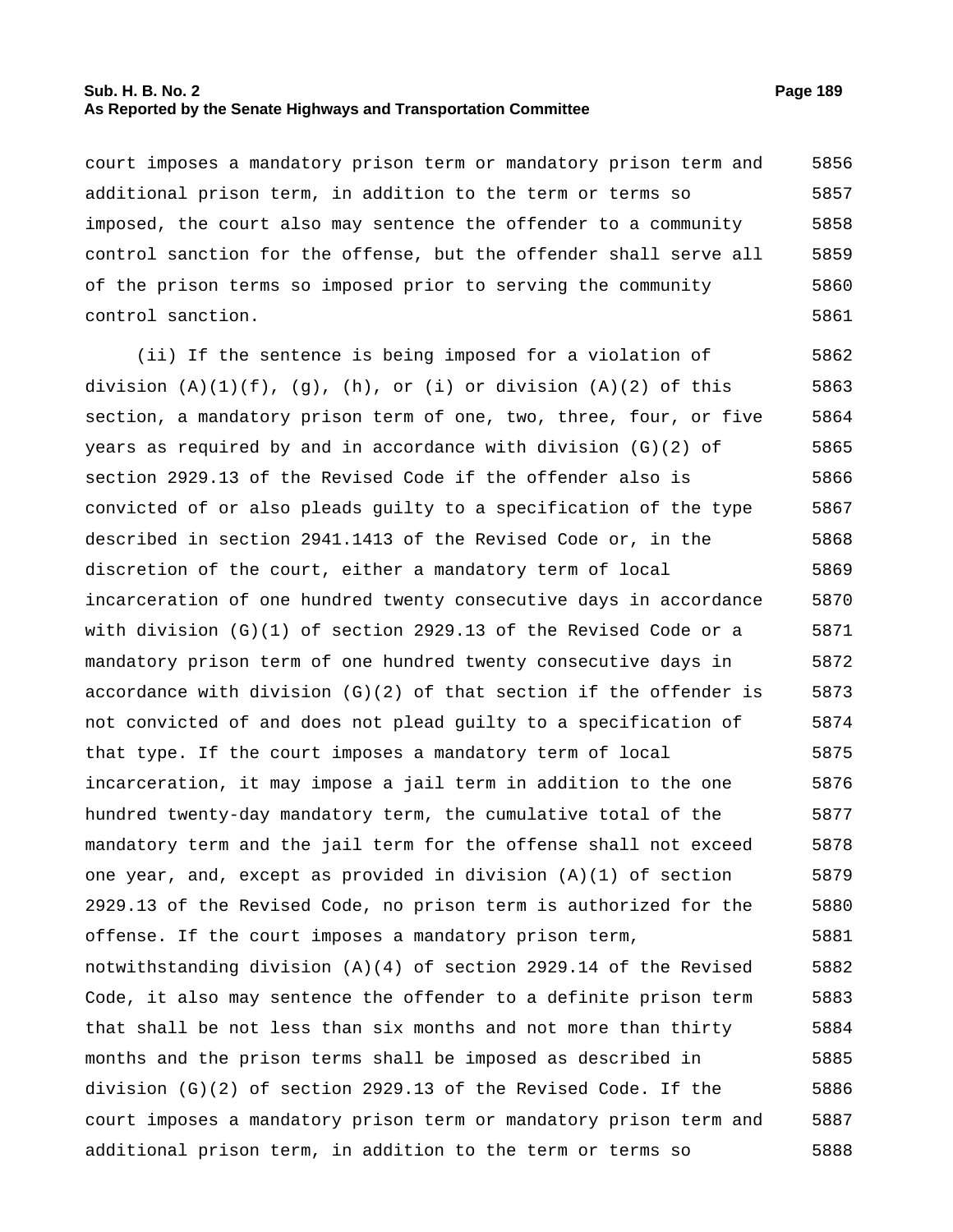court imposes a mandatory prison term or mandatory prison term and additional prison term, in addition to the term or terms so imposed, the court also may sentence the offender to a community control sanction for the offense, but the offender shall serve all of the prison terms so imposed prior to serving the community control sanction.

(ii) If the sentence is being imposed for a violation of division (A)(1)(f), (g), (h), or (i) or division (A)(2) of this section, a mandatory prison term of one, two, three, four, or five years as required by and in accordance with division (G)(2) of section 2929.13 of the Revised Code if the offender also is convicted of or also pleads guilty to a specification of the type described in section 2941.1413 of the Revised Code or, in the discretion of the court, either a mandatory term of local incarceration of one hundred twenty consecutive days in accordance with division (G)(1) of section 2929.13 of the Revised Code or a mandatory prison term of one hundred twenty consecutive days in accordance with division (G)(2) of that section if the offender is not convicted of and does not plead guilty to a specification of that type. If the court imposes a mandatory term of local incarceration, it may impose a jail term in addition to the one hundred twenty-day mandatory term, the cumulative total of the mandatory term and the jail term for the offense shall not exceed one year, and, except as provided in division (A)(1) of section 2929.13 of the Revised Code, no prison term is authorized for the offense. If the court imposes a mandatory prison term, notwithstanding division (A)(4) of section 2929.14 of the Revised Code, it also may sentence the offender to a definite prison term that shall be not less than six months and not more than thirty months and the prison terms shall be imposed as described in division (G)(2) of section 2929.13 of the Revised Code. If the court imposes a mandatory prison term or mandatory prison term and additional prison term, in addition to the term or terms so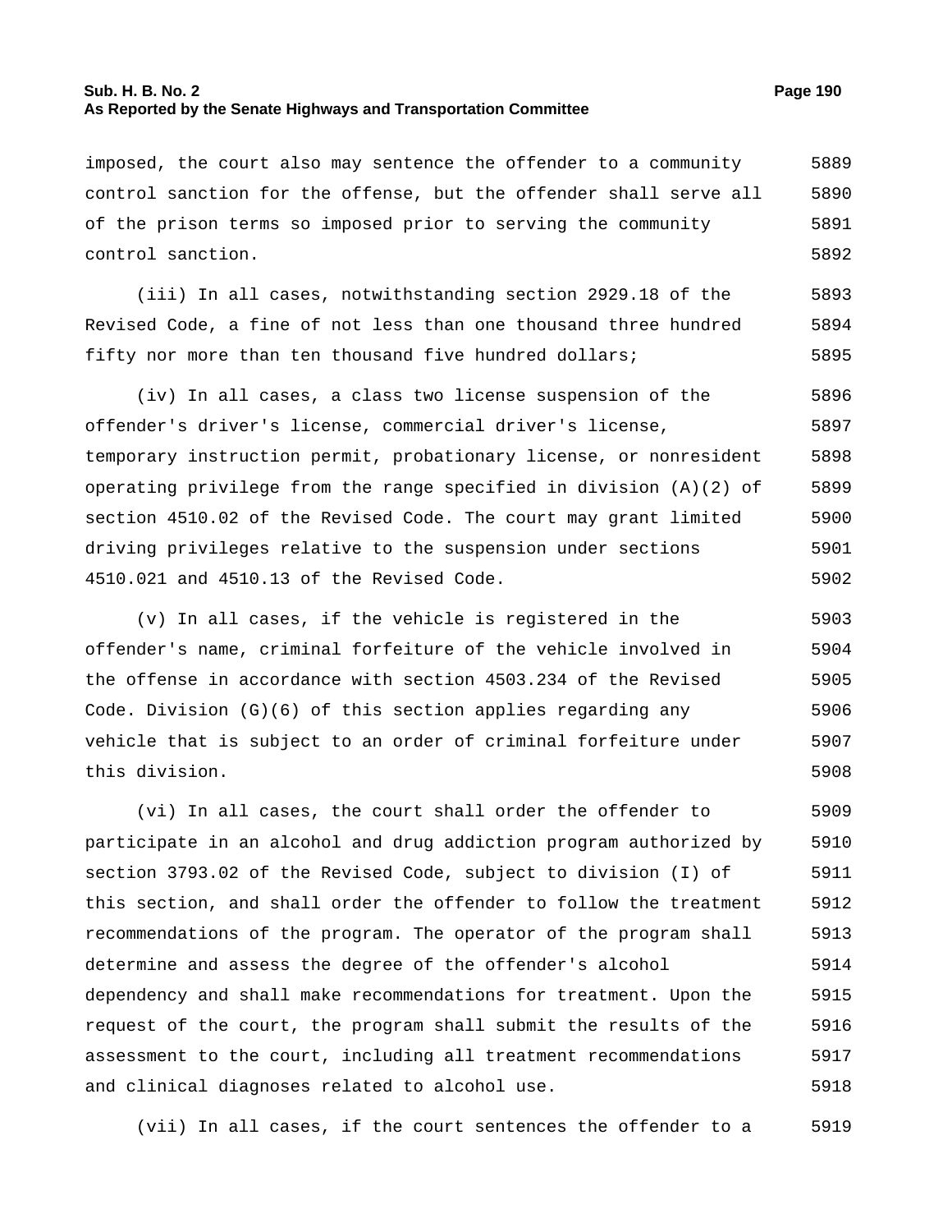imposed, the court also may sentence the offender to a community control sanction for the offense, but the offender shall serve all of the prison terms so imposed prior to serving the community control sanction.

(iii) In all cases, notwithstanding section 2929.18 of the Revised Code, a fine of not less than one thousand three hundred fifty nor more than ten thousand five hundred dollars;

(iv) In all cases, a class two license suspension of the offender's driver's license, commercial driver's license, temporary instruction permit, probationary license, or nonresident operating privilege from the range specified in division (A)(2) of section 4510.02 of the Revised Code. The court may grant limited driving privileges relative to the suspension under sections 4510.021 and 4510.13 of the Revised Code.

(v) In all cases, if the vehicle is registered in the offender's name, criminal forfeiture of the vehicle involved in the offense in accordance with section 4503.234 of the Revised Code. Division (G)(6) of this section applies regarding any vehicle that is subject to an order of criminal forfeiture under this division.

(vi) In all cases, the court shall order the offender to participate in an alcohol and drug addiction program authorized by section 3793.02 of the Revised Code, subject to division (I) of this section, and shall order the offender to follow the treatment recommendations of the program. The operator of the program shall determine and assess the degree of the offender's alcohol dependency and shall make recommendations for treatment. Upon the request of the court, the program shall submit the results of the assessment to the court, including all treatment recommendations and clinical diagnoses related to alcohol use.

(vii) In all cases, if the court sentences the offender to a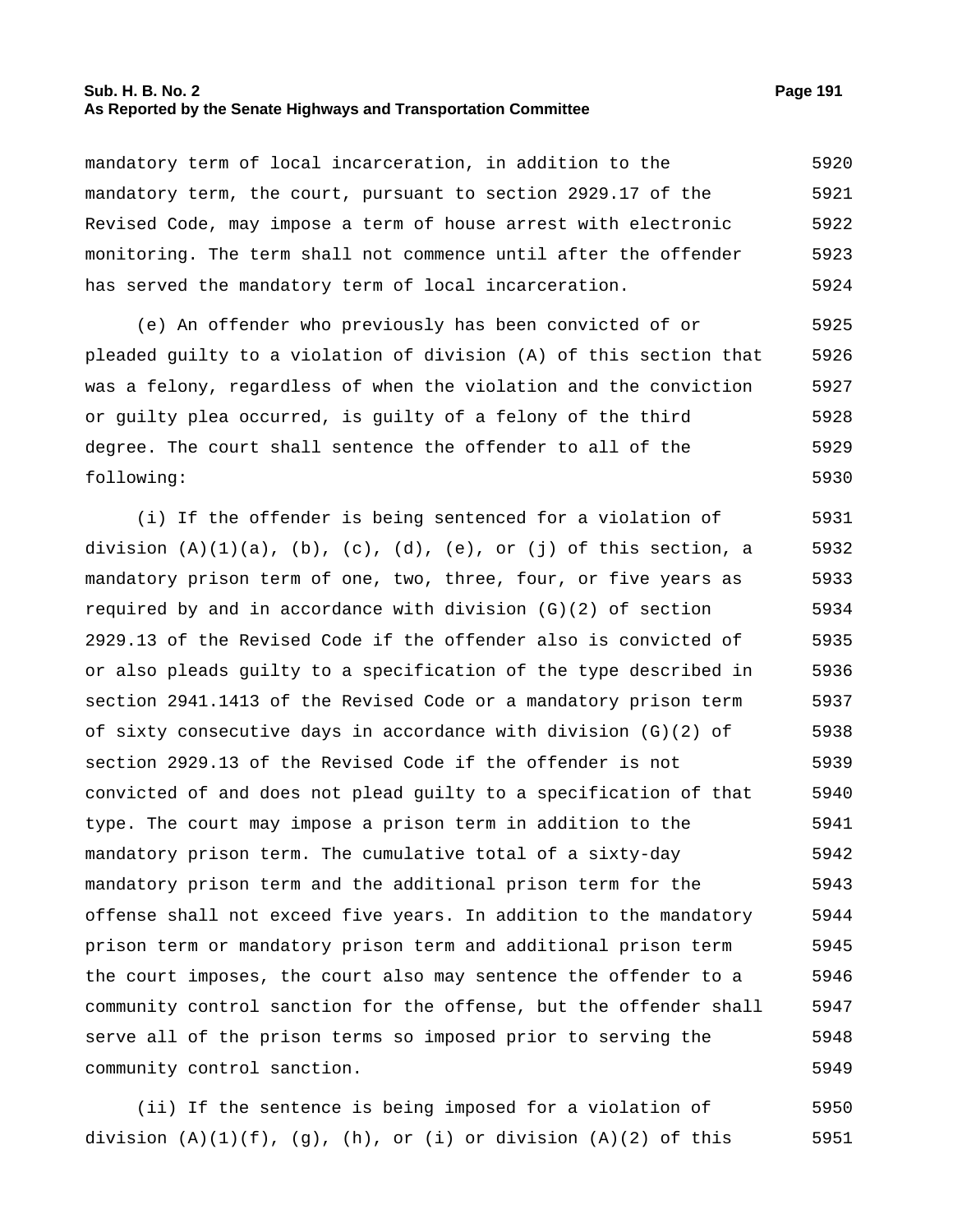mandatory term of local incarceration, in addition to the mandatory term, the court, pursuant to section 2929.17 of the Revised Code, may impose a term of house arrest with electronic monitoring. The term shall not commence until after the offender has served the mandatory term of local incarceration.

(e) An offender who previously has been convicted of or pleaded guilty to a violation of division (A) of this section that was a felony, regardless of when the violation and the conviction or guilty plea occurred, is guilty of a felony of the third degree. The court shall sentence the offender to all of the following:

(i) If the offender is being sentenced for a violation of division (A)(1)(a), (b), (c), (d), (e), or (j) of this section, a mandatory prison term of one, two, three, four, or five years as required by and in accordance with division (G)(2) of section 2929.13 of the Revised Code if the offender also is convicted of or also pleads guilty to a specification of the type described in section 2941.1413 of the Revised Code or a mandatory prison term of sixty consecutive days in accordance with division (G)(2) of section 2929.13 of the Revised Code if the offender is not convicted of and does not plead guilty to a specification of that type. The court may impose a prison term in addition to the mandatory prison term. The cumulative total of a sixty-day mandatory prison term and the additional prison term for the offense shall not exceed five years. In addition to the mandatory prison term or mandatory prison term and additional prison term the court imposes, the court also may sentence the offender to a community control sanction for the offense, but the offender shall serve all of the prison terms so imposed prior to serving the community control sanction.

(ii) If the sentence is being imposed for a violation of division (A)(1)(f), (g), (h), or (i) or division (A)(2) of this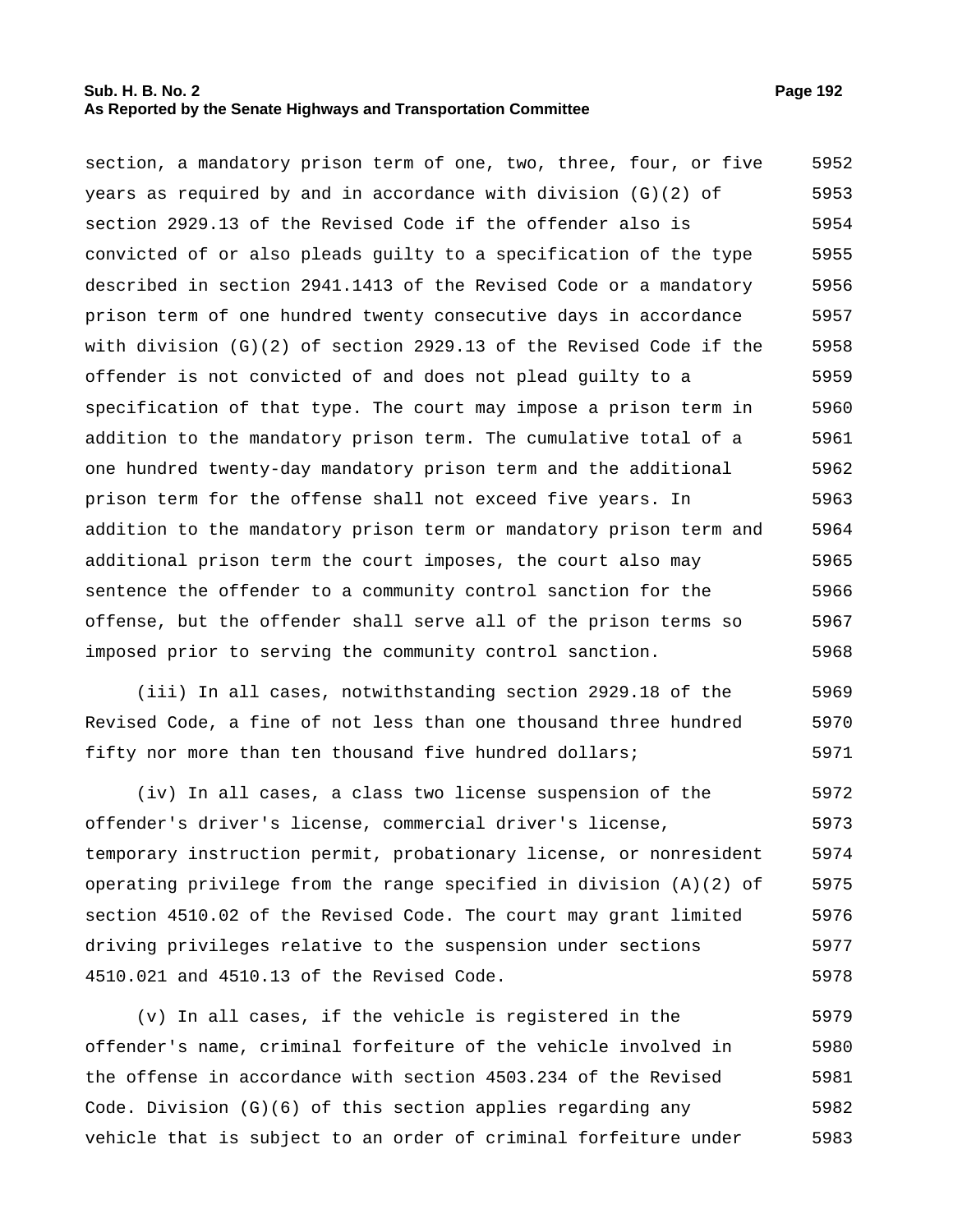section, a mandatory prison term of one, two, three, four, or five years as required by and in accordance with division (G)(2) of section 2929.13 of the Revised Code if the offender also is convicted of or also pleads guilty to a specification of the type described in section 2941.1413 of the Revised Code or a mandatory prison term of one hundred twenty consecutive days in accordance with division (G)(2) of section 2929.13 of the Revised Code if the offender is not convicted of and does not plead guilty to a specification of that type. The court may impose a prison term in addition to the mandatory prison term. The cumulative total of a one hundred twenty-day mandatory prison term and the additional prison term for the offense shall not exceed five years. In addition to the mandatory prison term or mandatory prison term and additional prison term the court imposes, the court also may sentence the offender to a community control sanction for the offense, but the offender shall serve all of the prison terms so imposed prior to serving the community control sanction.

(iii) In all cases, notwithstanding section 2929.18 of the Revised Code, a fine of not less than one thousand three hundred fifty nor more than ten thousand five hundred dollars;

(iv) In all cases, a class two license suspension of the offender's driver's license, commercial driver's license, temporary instruction permit, probationary license, or nonresident operating privilege from the range specified in division (A)(2) of section 4510.02 of the Revised Code. The court may grant limited driving privileges relative to the suspension under sections 4510.021 and 4510.13 of the Revised Code.

(v) In all cases, if the vehicle is registered in the offender's name, criminal forfeiture of the vehicle involved in the offense in accordance with section 4503.234 of the Revised Code. Division (G)(6) of this section applies regarding any vehicle that is subject to an order of criminal forfeiture under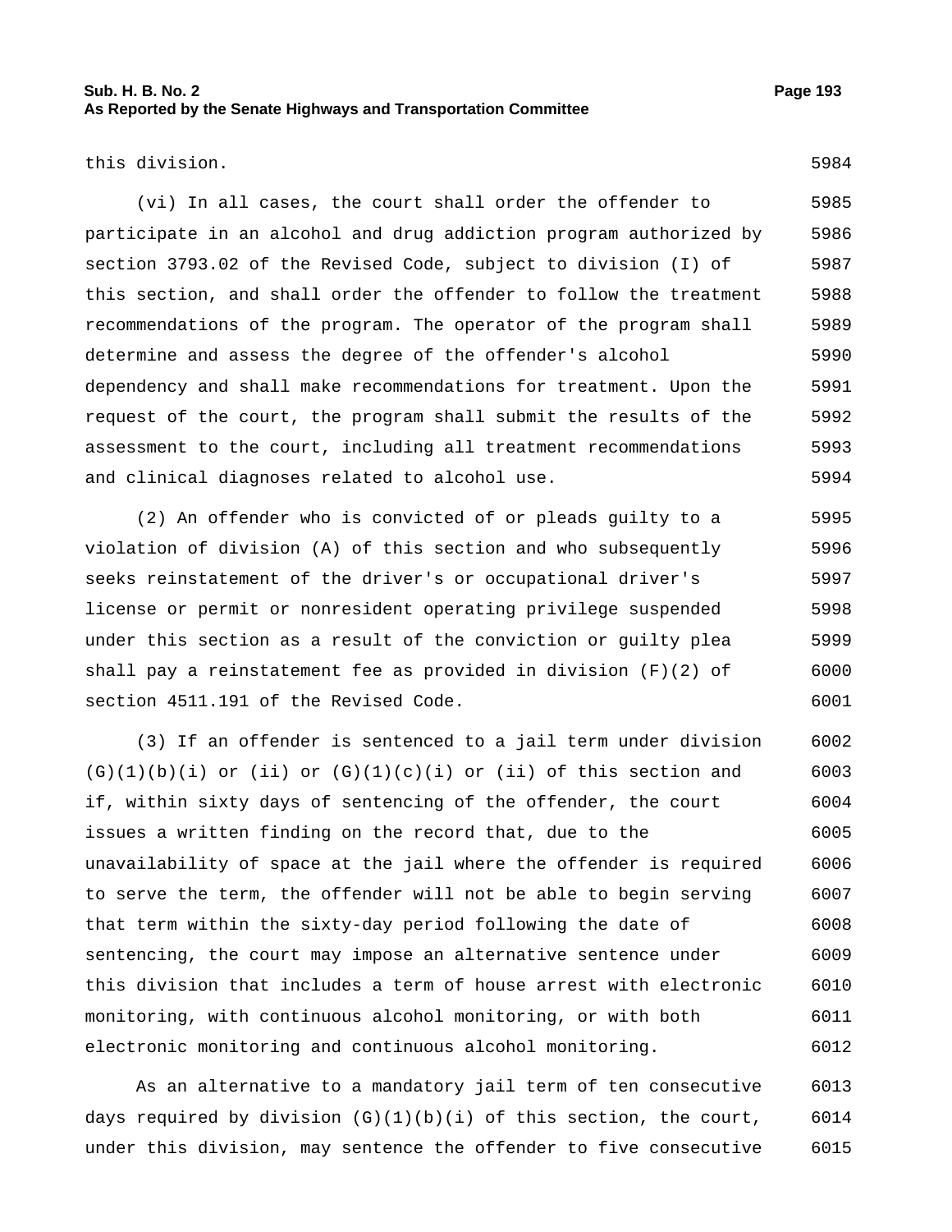this division.

(vi) In all cases, the court shall order the offender to participate in an alcohol and drug addiction program authorized by section 3793.02 of the Revised Code, subject to division (I) of this section, and shall order the offender to follow the treatment recommendations of the program. The operator of the program shall determine and assess the degree of the offender's alcohol dependency and shall make recommendations for treatment. Upon the request of the court, the program shall submit the results of the assessment to the court, including all treatment recommendations and clinical diagnoses related to alcohol use.

(2) An offender who is convicted of or pleads guilty to a violation of division (A) of this section and who subsequently seeks reinstatement of the driver's or occupational driver's license or permit or nonresident operating privilege suspended under this section as a result of the conviction or guilty plea shall pay a reinstatement fee as provided in division (F)(2) of section 4511.191 of the Revised Code.

(3) If an offender is sentenced to a jail term under division (G)(1)(b)(i) or (ii) or (G)(1)(c)(i) or (ii) of this section and if, within sixty days of sentencing of the offender, the court issues a written finding on the record that, due to the unavailability of space at the jail where the offender is required to serve the term, the offender will not be able to begin serving that term within the sixty-day period following the date of sentencing, the court may impose an alternative sentence under this division that includes a term of house arrest with electronic monitoring, with continuous alcohol monitoring, or with both electronic monitoring and continuous alcohol monitoring.

As an alternative to a mandatory jail term of ten consecutive days required by division (G)(1)(b)(i) of this section, the court, under this division, may sentence the offender to five consecutive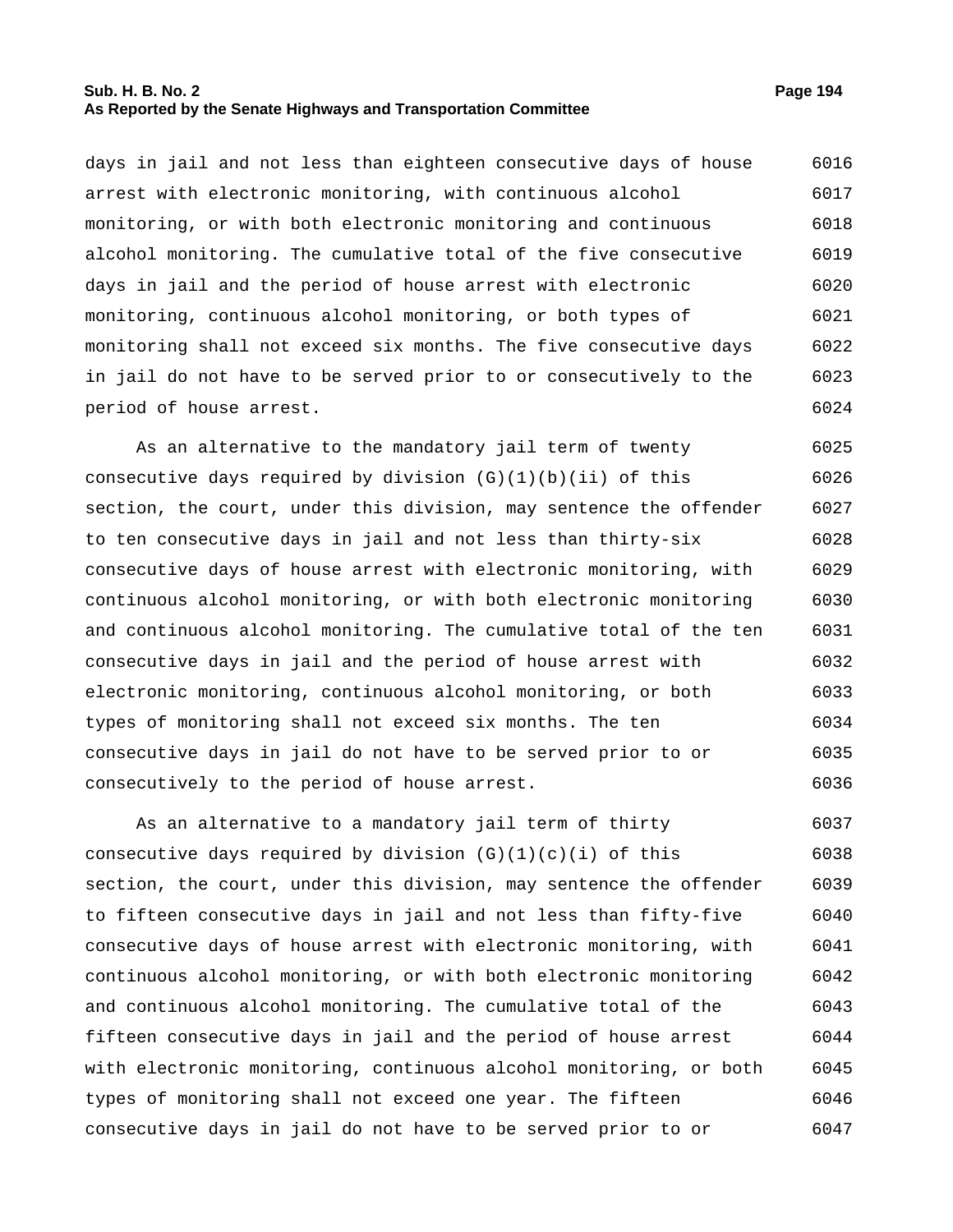days in jail and not less than eighteen consecutive days of house arrest with electronic monitoring, with continuous alcohol monitoring, or with both electronic monitoring and continuous alcohol monitoring. The cumulative total of the five consecutive days in jail and the period of house arrest with electronic monitoring, continuous alcohol monitoring, or both types of monitoring shall not exceed six months. The five consecutive days in jail do not have to be served prior to or consecutively to the period of house arrest.

As an alternative to the mandatory jail term of twenty consecutive days required by division (G)(1)(b)(ii) of this section, the court, under this division, may sentence the offender to ten consecutive days in jail and not less than thirty-six consecutive days of house arrest with electronic monitoring, with continuous alcohol monitoring, or with both electronic monitoring and continuous alcohol monitoring. The cumulative total of the ten consecutive days in jail and the period of house arrest with electronic monitoring, continuous alcohol monitoring, or both types of monitoring shall not exceed six months. The ten consecutive days in jail do not have to be served prior to or consecutively to the period of house arrest.

As an alternative to a mandatory jail term of thirty consecutive days required by division (G)(1)(c)(i) of this section, the court, under this division, may sentence the offender to fifteen consecutive days in jail and not less than fifty-five consecutive days of house arrest with electronic monitoring, with continuous alcohol monitoring, or with both electronic monitoring and continuous alcohol monitoring. The cumulative total of the fifteen consecutive days in jail and the period of house arrest with electronic monitoring, continuous alcohol monitoring, or both types of monitoring shall not exceed one year. The fifteen consecutive days in jail do not have to be served prior to or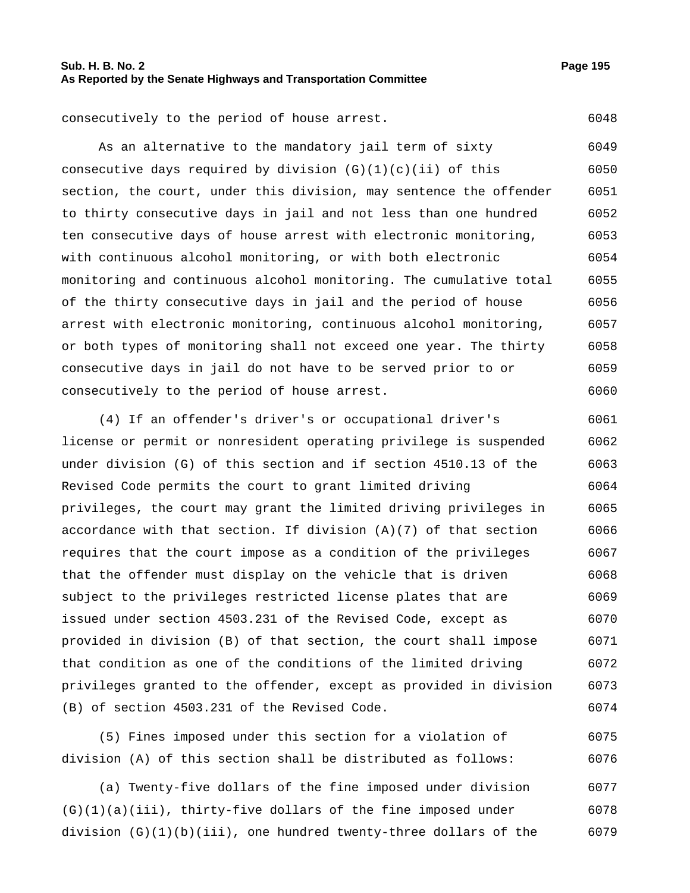consecutively to the period of house arrest.

As an alternative to the mandatory jail term of sixty consecutive days required by division (G)(1)(c)(ii) of this section, the court, under this division, may sentence the offender to thirty consecutive days in jail and not less than one hundred ten consecutive days of house arrest with electronic monitoring, with continuous alcohol monitoring, or with both electronic monitoring and continuous alcohol monitoring. The cumulative total of the thirty consecutive days in jail and the period of house arrest with electronic monitoring, continuous alcohol monitoring, or both types of monitoring shall not exceed one year. The thirty consecutive days in jail do not have to be served prior to or consecutively to the period of house arrest.

(4) If an offender's driver's or occupational driver's license or permit or nonresident operating privilege is suspended under division (G) of this section and if section 4510.13 of the Revised Code permits the court to grant limited driving privileges, the court may grant the limited driving privileges in accordance with that section. If division (A)(7) of that section requires that the court impose as a condition of the privileges that the offender must display on the vehicle that is driven subject to the privileges restricted license plates that are issued under section 4503.231 of the Revised Code, except as provided in division (B) of that section, the court shall impose that condition as one of the conditions of the limited driving privileges granted to the offender, except as provided in division (B) of section 4503.231 of the Revised Code.

(5) Fines imposed under this section for a violation of division (A) of this section shall be distributed as follows:

(a) Twenty-five dollars of the fine imposed under division (G)(1)(a)(iii), thirty-five dollars of the fine imposed under division (G)(1)(b)(iii), one hundred twenty-three dollars of the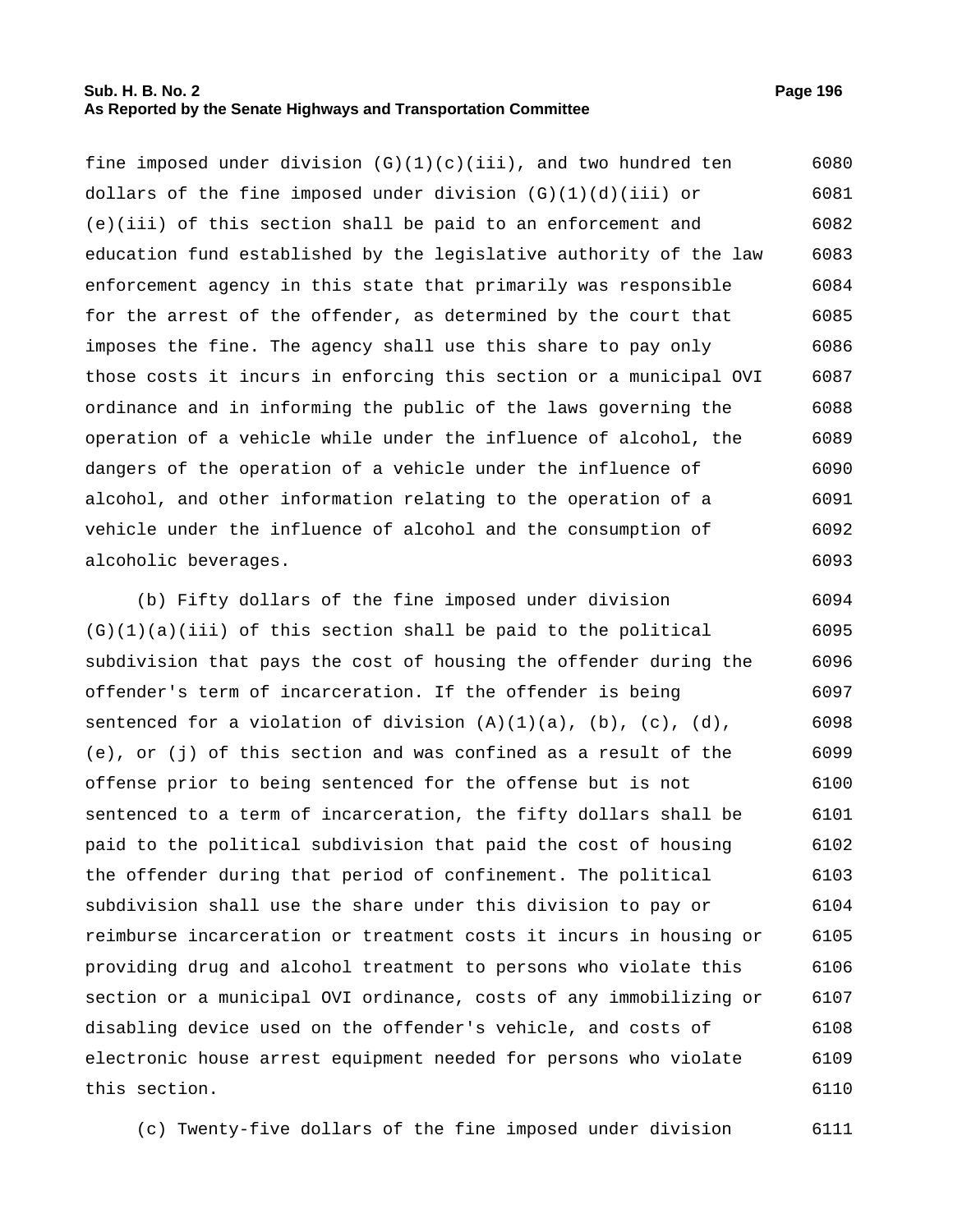fine imposed under division (G)(1)(c)(iii), and two hundred ten dollars of the fine imposed under division (G)(1)(d)(iii) or (e)(iii) of this section shall be paid to an enforcement and education fund established by the legislative authority of the law enforcement agency in this state that primarily was responsible for the arrest of the offender, as determined by the court that imposes the fine. The agency shall use this share to pay only those costs it incurs in enforcing this section or a municipal OVI ordinance and in informing the public of the laws governing the operation of a vehicle while under the influence of alcohol, the dangers of the operation of a vehicle under the influence of alcohol, and other information relating to the operation of a vehicle under the influence of alcohol and the consumption of alcoholic beverages.

(b) Fifty dollars of the fine imposed under division (G)(1)(a)(iii) of this section shall be paid to the political subdivision that pays the cost of housing the offender during the offender's term of incarceration. If the offender is being sentenced for a violation of division (A)(1)(a), (b), (c), (d), (e), or (j) of this section and was confined as a result of the offense prior to being sentenced for the offense but is not sentenced to a term of incarceration, the fifty dollars shall be paid to the political subdivision that paid the cost of housing the offender during that period of confinement. The political subdivision shall use the share under this division to pay or reimburse incarceration or treatment costs it incurs in housing or providing drug and alcohol treatment to persons who violate this section or a municipal OVI ordinance, costs of any immobilizing or disabling device used on the offender's vehicle, and costs of electronic house arrest equipment needed for persons who violate this section.

(c) Twenty-five dollars of the fine imposed under division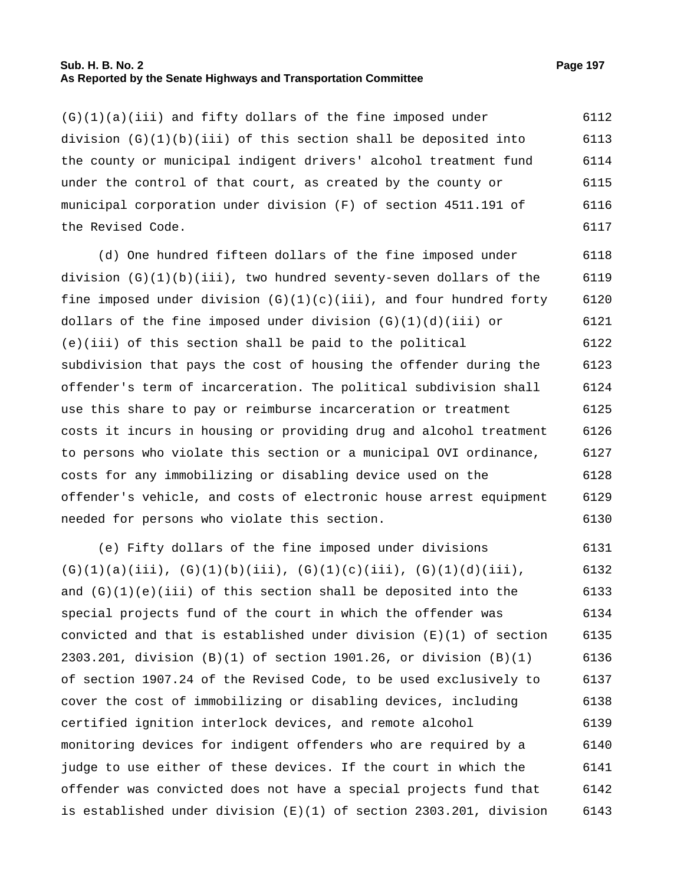(G)(1)(a)(iii) and fifty dollars of the fine imposed under division (G)(1)(b)(iii) of this section shall be deposited into the county or municipal indigent drivers' alcohol treatment fund under the control of that court, as created by the county or municipal corporation under division (F) of section 4511.191 of the Revised Code.

(d) One hundred fifteen dollars of the fine imposed under division (G)(1)(b)(iii), two hundred seventy-seven dollars of the fine imposed under division (G)(1)(c)(iii), and four hundred forty dollars of the fine imposed under division (G)(1)(d)(iii) or (e)(iii) of this section shall be paid to the political subdivision that pays the cost of housing the offender during the offender's term of incarceration. The political subdivision shall use this share to pay or reimburse incarceration or treatment costs it incurs in housing or providing drug and alcohol treatment to persons who violate this section or a municipal OVI ordinance, costs for any immobilizing or disabling device used on the offender's vehicle, and costs of electronic house arrest equipment needed for persons who violate this section.

(e) Fifty dollars of the fine imposed under divisions (G)(1)(a)(iii), (G)(1)(b)(iii), (G)(1)(c)(iii), (G)(1)(d)(iii), and (G)(1)(e)(iii) of this section shall be deposited into the special projects fund of the court in which the offender was convicted and that is established under division (E)(1) of section 2303.201, division (B)(1) of section 1901.26, or division (B)(1) of section 1907.24 of the Revised Code, to be used exclusively to cover the cost of immobilizing or disabling devices, including certified ignition interlock devices, and remote alcohol monitoring devices for indigent offenders who are required by a judge to use either of these devices. If the court in which the offender was convicted does not have a special projects fund that is established under division (E)(1) of section 2303.201, division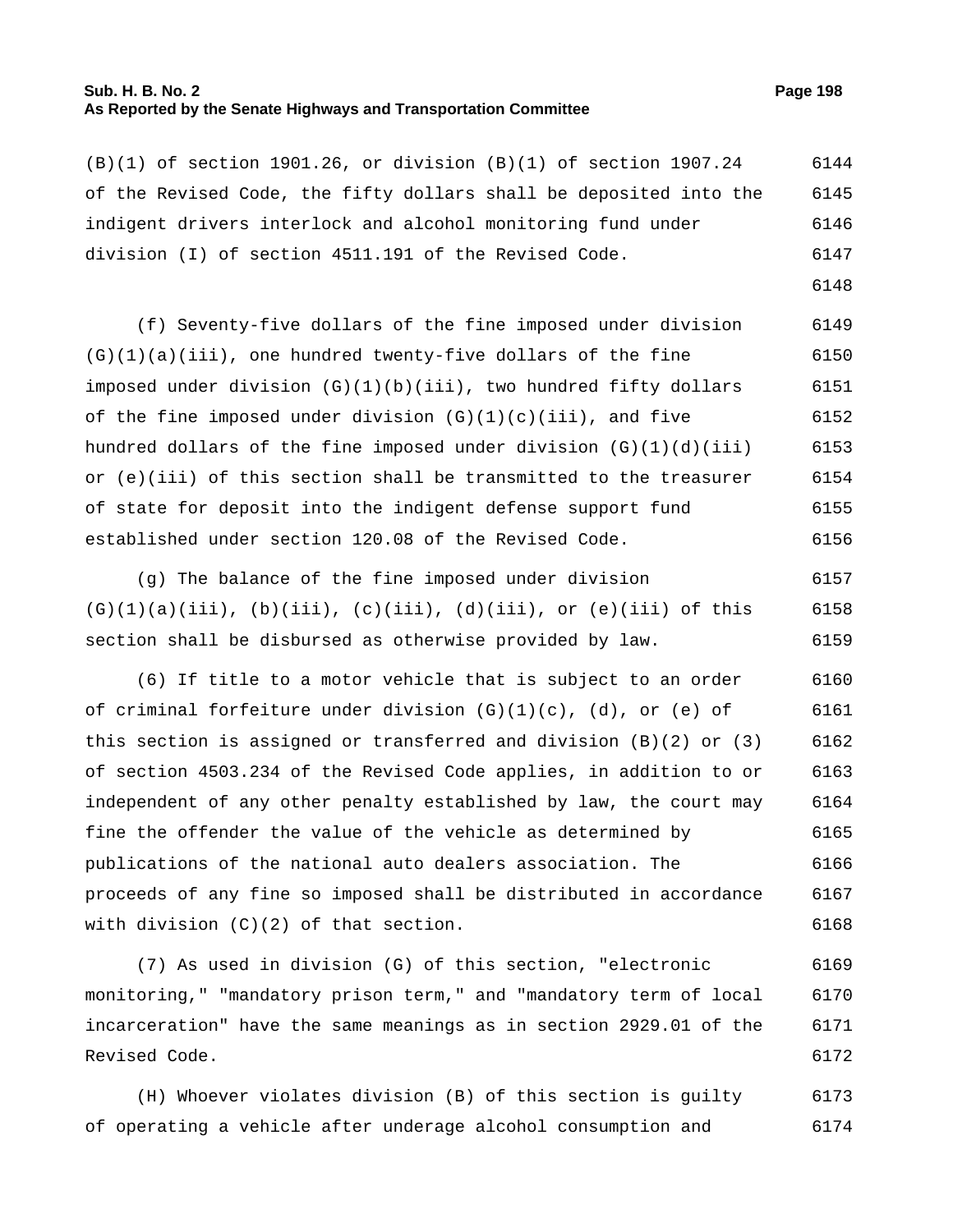(B)(1) of section 1901.26, or division (B)(1) of section 1907.24 of the Revised Code, the fifty dollars shall be deposited into the indigent drivers interlock and alcohol monitoring fund under division (I) of section 4511.191 of the Revised Code.

(f) Seventy-five dollars of the fine imposed under division (G)(1)(a)(iii), one hundred twenty-five dollars of the fine imposed under division (G)(1)(b)(iii), two hundred fifty dollars of the fine imposed under division (G)(1)(c)(iii), and five hundred dollars of the fine imposed under division (G)(1)(d)(iii) or (e)(iii) of this section shall be transmitted to the treasurer of state for deposit into the indigent defense support fund established under section 120.08 of the Revised Code.

(g) The balance of the fine imposed under division (G)(1)(a)(iii), (b)(iii), (c)(iii), (d)(iii), or (e)(iii) of this section shall be disbursed as otherwise provided by law.

(6) If title to a motor vehicle that is subject to an order of criminal forfeiture under division (G)(1)(c), (d), or (e) of this section is assigned or transferred and division (B)(2) or (3) of section 4503.234 of the Revised Code applies, in addition to or independent of any other penalty established by law, the court may fine the offender the value of the vehicle as determined by publications of the national auto dealers association. The proceeds of any fine so imposed shall be distributed in accordance with division (C)(2) of that section.

(7) As used in division (G) of this section, "electronic monitoring," "mandatory prison term," and "mandatory term of local incarceration" have the same meanings as in section 2929.01 of the Revised Code.

(H) Whoever violates division (B) of this section is guilty of operating a vehicle after underage alcohol consumption and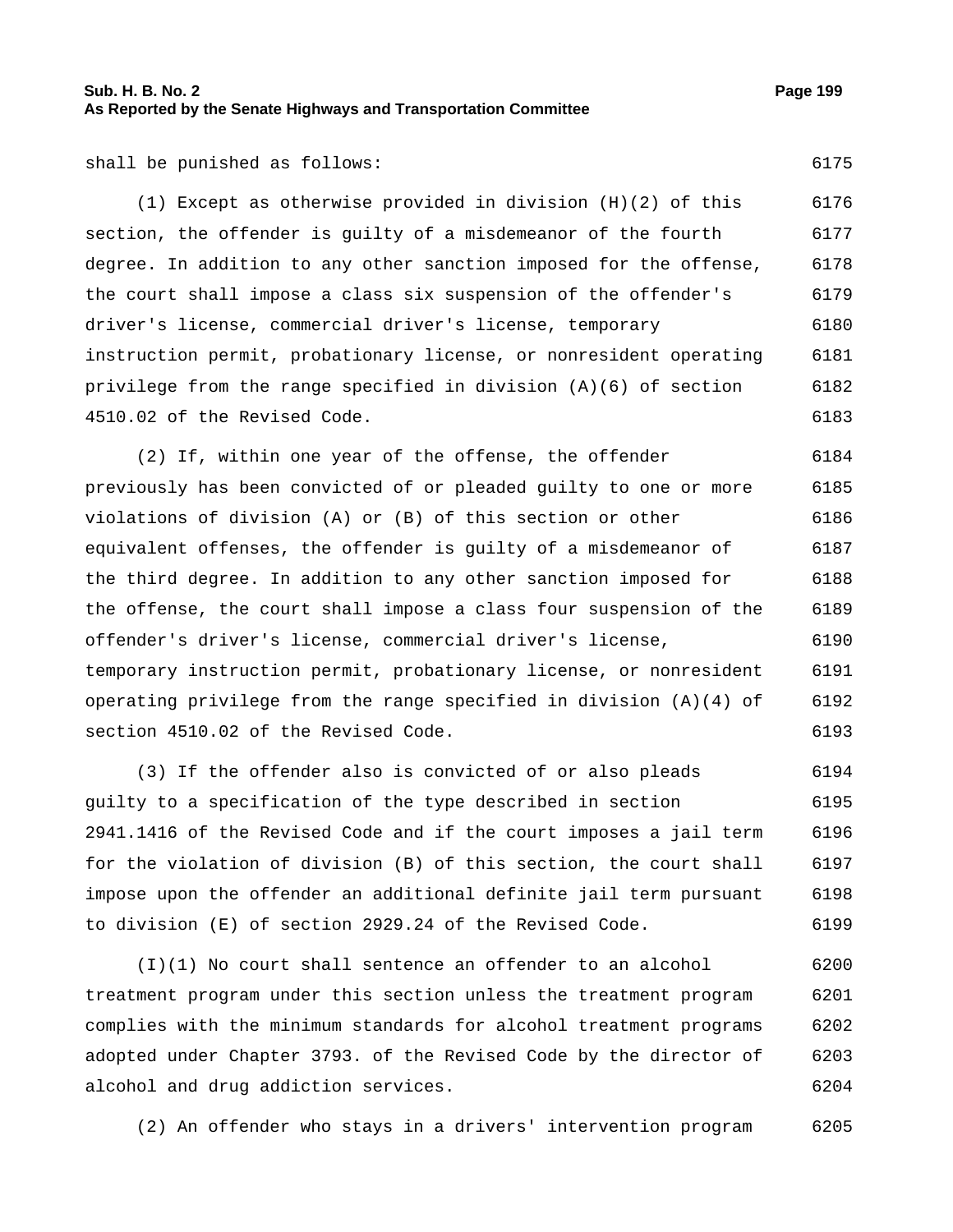shall be punished as follows:

(1) Except as otherwise provided in division (H)(2) of this section, the offender is guilty of a misdemeanor of the fourth degree. In addition to any other sanction imposed for the offense, the court shall impose a class six suspension of the offender's driver's license, commercial driver's license, temporary instruction permit, probationary license, or nonresident operating privilege from the range specified in division (A)(6) of section 4510.02 of the Revised Code.

(2) If, within one year of the offense, the offender previously has been convicted of or pleaded guilty to one or more violations of division (A) or (B) of this section or other equivalent offenses, the offender is guilty of a misdemeanor of the third degree. In addition to any other sanction imposed for the offense, the court shall impose a class four suspension of the offender's driver's license, commercial driver's license, temporary instruction permit, probationary license, or nonresident operating privilege from the range specified in division (A)(4) of section 4510.02 of the Revised Code.

(3) If the offender also is convicted of or also pleads guilty to a specification of the type described in section 2941.1416 of the Revised Code and if the court imposes a jail term for the violation of division (B) of this section, the court shall impose upon the offender an additional definite jail term pursuant to division (E) of section 2929.24 of the Revised Code.

(I)(1) No court shall sentence an offender to an alcohol treatment program under this section unless the treatment program complies with the minimum standards for alcohol treatment programs adopted under Chapter 3793. of the Revised Code by the director of alcohol and drug addiction services.

(2) An offender who stays in a drivers' intervention program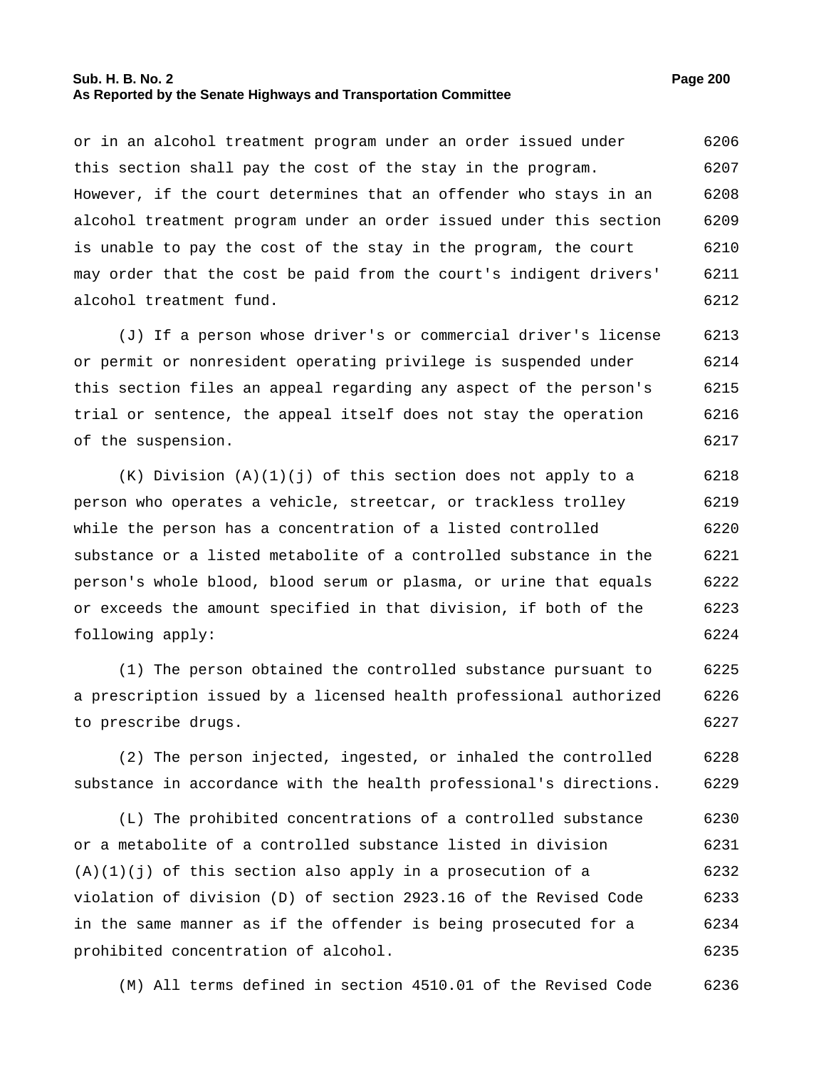or in an alcohol treatment program under an order issued under this section shall pay the cost of the stay in the program. However, if the court determines that an offender who stays in an alcohol treatment program under an order issued under this section is unable to pay the cost of the stay in the program, the court may order that the cost be paid from the court's indigent drivers' alcohol treatment fund.

(J) If a person whose driver's or commercial driver's license or permit or nonresident operating privilege is suspended under this section files an appeal regarding any aspect of the person's trial or sentence, the appeal itself does not stay the operation of the suspension.

(K) Division (A)(1)(j) of this section does not apply to a person who operates a vehicle, streetcar, or trackless trolley while the person has a concentration of a listed controlled substance or a listed metabolite of a controlled substance in the person's whole blood, blood serum or plasma, or urine that equals or exceeds the amount specified in that division, if both of the following apply:

(1) The person obtained the controlled substance pursuant to a prescription issued by a licensed health professional authorized to prescribe drugs.

(2) The person injected, ingested, or inhaled the controlled substance in accordance with the health professional's directions.

(L) The prohibited concentrations of a controlled substance or a metabolite of a controlled substance listed in division (A)(1)(j) of this section also apply in a prosecution of a violation of division (D) of section 2923.16 of the Revised Code in the same manner as if the offender is being prosecuted for a prohibited concentration of alcohol.

(M) All terms defined in section 4510.01 of the Revised Code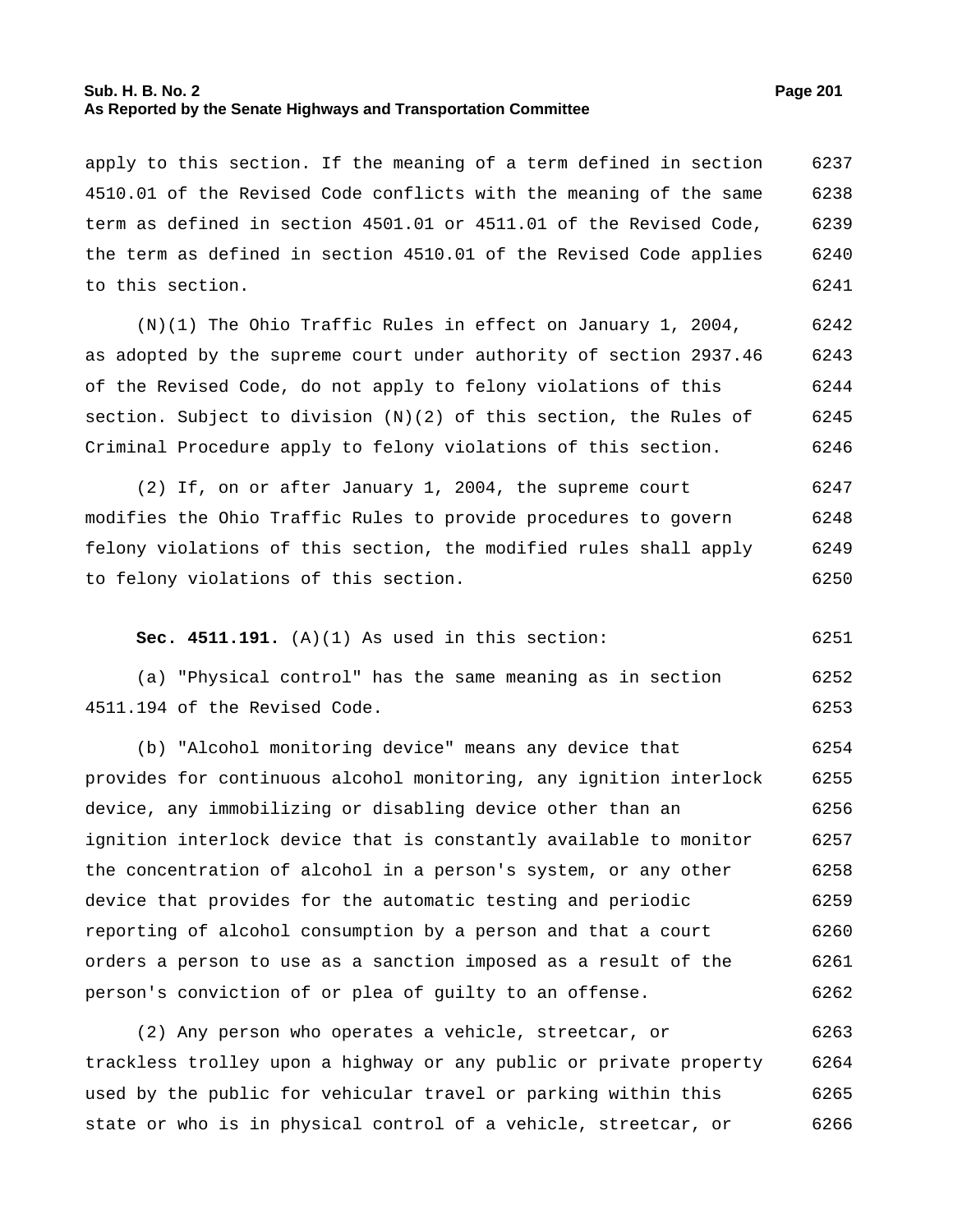apply to this section. If the meaning of a term defined in section 4510.01 of the Revised Code conflicts with the meaning of the same term as defined in section 4501.01 or 4511.01 of the Revised Code, the term as defined in section 4510.01 of the Revised Code applies to this section.

(N)(1) The Ohio Traffic Rules in effect on January 1, 2004, as adopted by the supreme court under authority of section 2937.46 of the Revised Code, do not apply to felony violations of this section. Subject to division (N)(2) of this section, the Rules of Criminal Procedure apply to felony violations of this section.

(2) If, on or after January 1, 2004, the supreme court modifies the Ohio Traffic Rules to provide procedures to govern felony violations of this section, the modified rules shall apply to felony violations of this section.

**Sec. 4511.191.** (A)(1) As used in this section:

(a) "Physical control" has the same meaning as in section 4511.194 of the Revised Code.

(b) "Alcohol monitoring device" means any device that provides for continuous alcohol monitoring, any ignition interlock device, any immobilizing or disabling device other than an ignition interlock device that is constantly available to monitor the concentration of alcohol in a person's system, or any other device that provides for the automatic testing and periodic reporting of alcohol consumption by a person and that a court orders a person to use as a sanction imposed as a result of the person's conviction of or plea of guilty to an offense.

(2) Any person who operates a vehicle, streetcar, or trackless trolley upon a highway or any public or private property used by the public for vehicular travel or parking within this state or who is in physical control of a vehicle, streetcar, or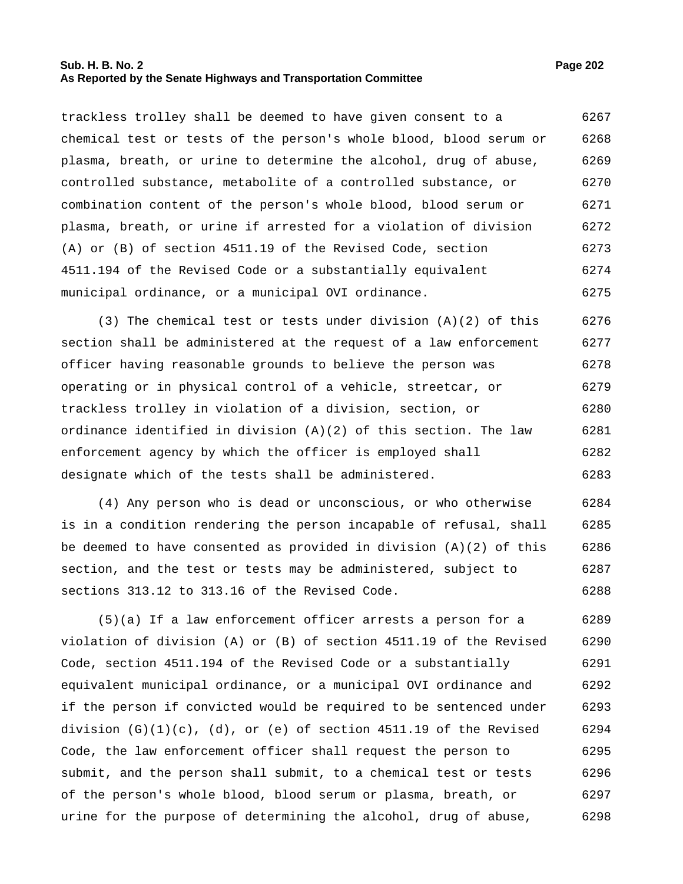trackless trolley shall be deemed to have given consent to a chemical test or tests of the person's whole blood, blood serum or plasma, breath, or urine to determine the alcohol, drug of abuse, controlled substance, metabolite of a controlled substance, or combination content of the person's whole blood, blood serum or plasma, breath, or urine if arrested for a violation of division (A) or (B) of section 4511.19 of the Revised Code, section 4511.194 of the Revised Code or a substantially equivalent municipal ordinance, or a municipal OVI ordinance.

(3) The chemical test or tests under division (A)(2) of this section shall be administered at the request of a law enforcement officer having reasonable grounds to believe the person was operating or in physical control of a vehicle, streetcar, or trackless trolley in violation of a division, section, or ordinance identified in division (A)(2) of this section. The law enforcement agency by which the officer is employed shall designate which of the tests shall be administered.

(4) Any person who is dead or unconscious, or who otherwise is in a condition rendering the person incapable of refusal, shall be deemed to have consented as provided in division (A)(2) of this section, and the test or tests may be administered, subject to sections 313.12 to 313.16 of the Revised Code.

(5)(a) If a law enforcement officer arrests a person for a violation of division (A) or (B) of section 4511.19 of the Revised Code, section 4511.194 of the Revised Code or a substantially equivalent municipal ordinance, or a municipal OVI ordinance and if the person if convicted would be required to be sentenced under division (G)(1)(c), (d), or (e) of section 4511.19 of the Revised Code, the law enforcement officer shall request the person to submit, and the person shall submit, to a chemical test or tests of the person's whole blood, blood serum or plasma, breath, or urine for the purpose of determining the alcohol, drug of abuse,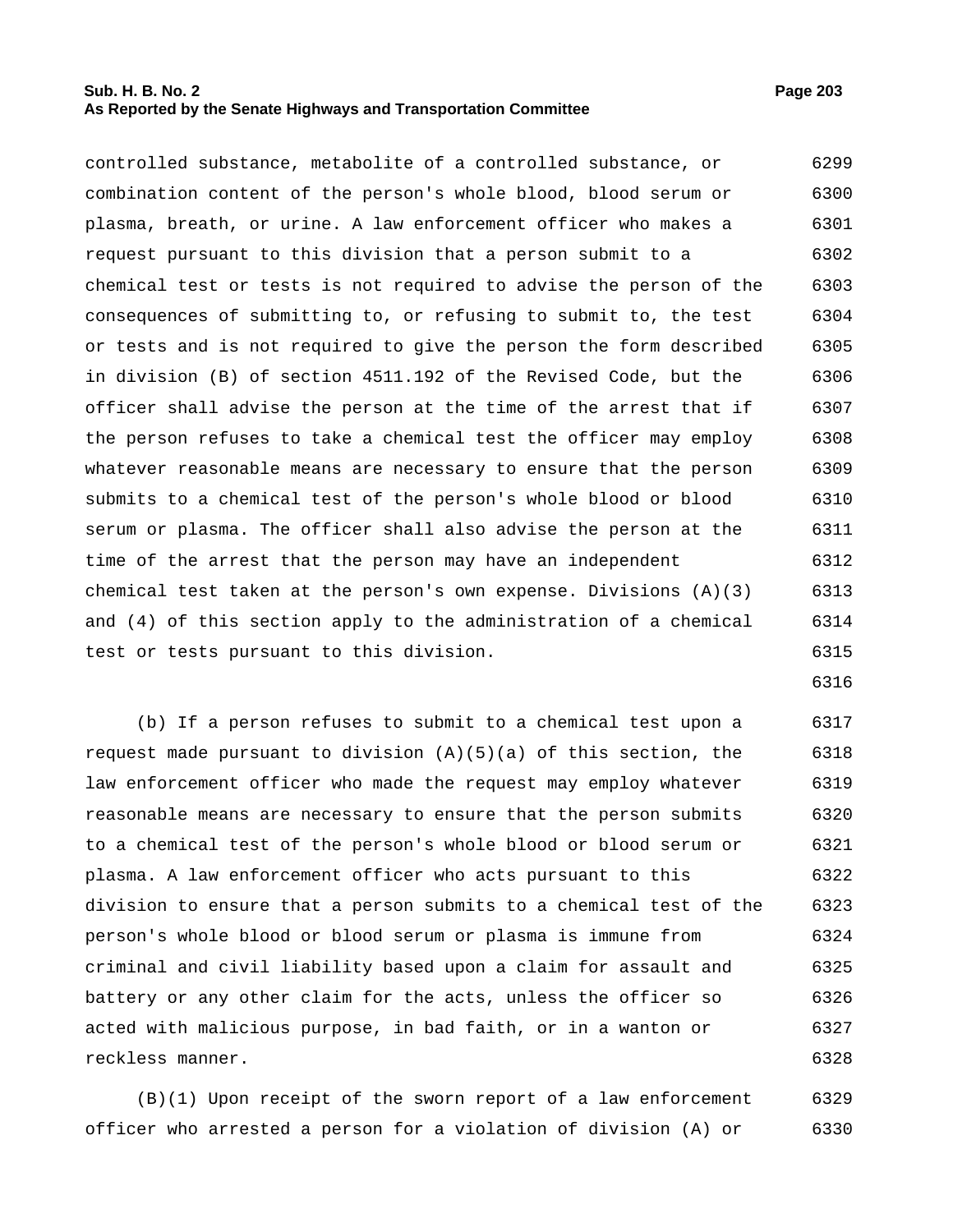controlled substance, metabolite of a controlled substance, or combination content of the person's whole blood, blood serum or plasma, breath, or urine. A law enforcement officer who makes a request pursuant to this division that a person submit to a chemical test or tests is not required to advise the person of the consequences of submitting to, or refusing to submit to, the test or tests and is not required to give the person the form described in division (B) of section 4511.192 of the Revised Code, but the officer shall advise the person at the time of the arrest that if the person refuses to take a chemical test the officer may employ whatever reasonable means are necessary to ensure that the person submits to a chemical test of the person's whole blood or blood serum or plasma. The officer shall also advise the person at the time of the arrest that the person may have an independent chemical test taken at the person's own expense. Divisions (A)(3) and (4) of this section apply to the administration of a chemical test or tests pursuant to this division.

(b) If a person refuses to submit to a chemical test upon a request made pursuant to division (A)(5)(a) of this section, the law enforcement officer who made the request may employ whatever reasonable means are necessary to ensure that the person submits to a chemical test of the person's whole blood or blood serum or plasma. A law enforcement officer who acts pursuant to this division to ensure that a person submits to a chemical test of the person's whole blood or blood serum or plasma is immune from criminal and civil liability based upon a claim for assault and battery or any other claim for the acts, unless the officer so acted with malicious purpose, in bad faith, or in a wanton or reckless manner.

(B)(1) Upon receipt of the sworn report of a law enforcement officer who arrested a person for a violation of division (A) or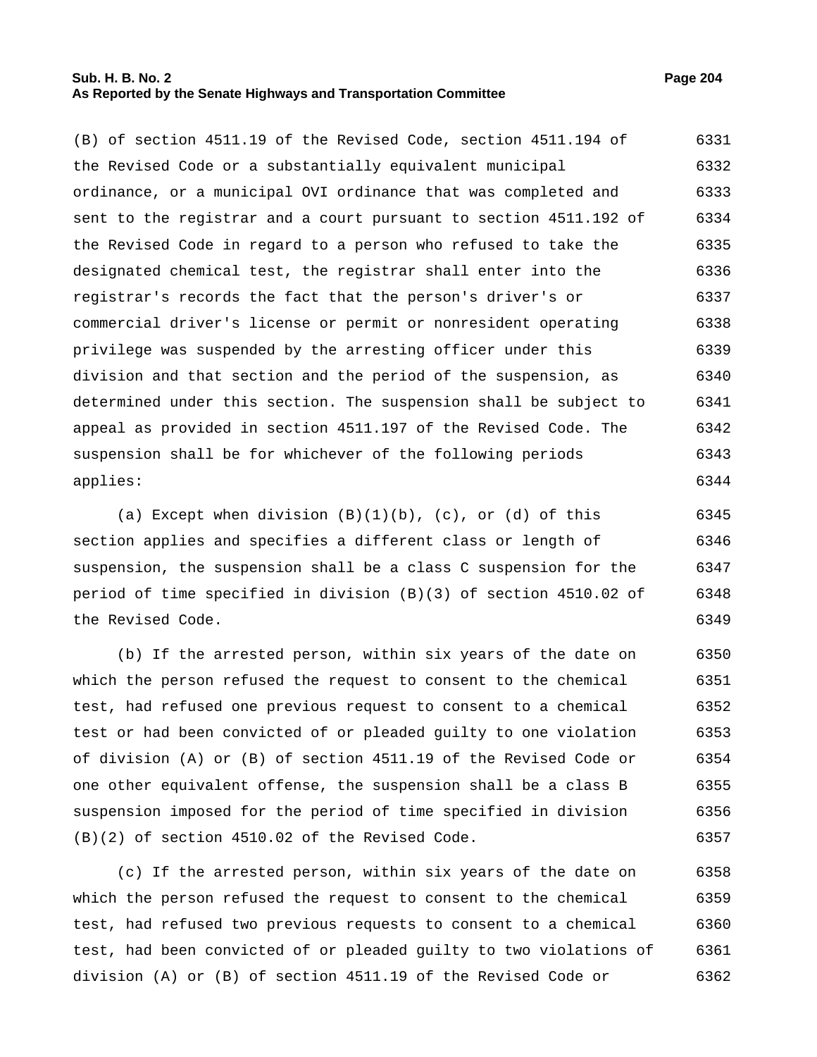(B) of section 4511.19 of the Revised Code, section 4511.194 of the Revised Code or a substantially equivalent municipal ordinance, or a municipal OVI ordinance that was completed and sent to the registrar and a court pursuant to section 4511.192 of the Revised Code in regard to a person who refused to take the designated chemical test, the registrar shall enter into the registrar's records the fact that the person's driver's or commercial driver's license or permit or nonresident operating privilege was suspended by the arresting officer under this division and that section and the period of the suspension, as determined under this section. The suspension shall be subject to appeal as provided in section 4511.197 of the Revised Code. The suspension shall be for whichever of the following periods applies:

(a) Except when division (B)(1)(b), (c), or (d) of this section applies and specifies a different class or length of suspension, the suspension shall be a class C suspension for the period of time specified in division (B)(3) of section 4510.02 of the Revised Code.

(b) If the arrested person, within six years of the date on which the person refused the request to consent to the chemical test, had refused one previous request to consent to a chemical test or had been convicted of or pleaded guilty to one violation of division (A) or (B) of section 4511.19 of the Revised Code or one other equivalent offense, the suspension shall be a class B suspension imposed for the period of time specified in division (B)(2) of section 4510.02 of the Revised Code.

(c) If the arrested person, within six years of the date on which the person refused the request to consent to the chemical test, had refused two previous requests to consent to a chemical test, had been convicted of or pleaded guilty to two violations of division (A) or (B) of section 4511.19 of the Revised Code or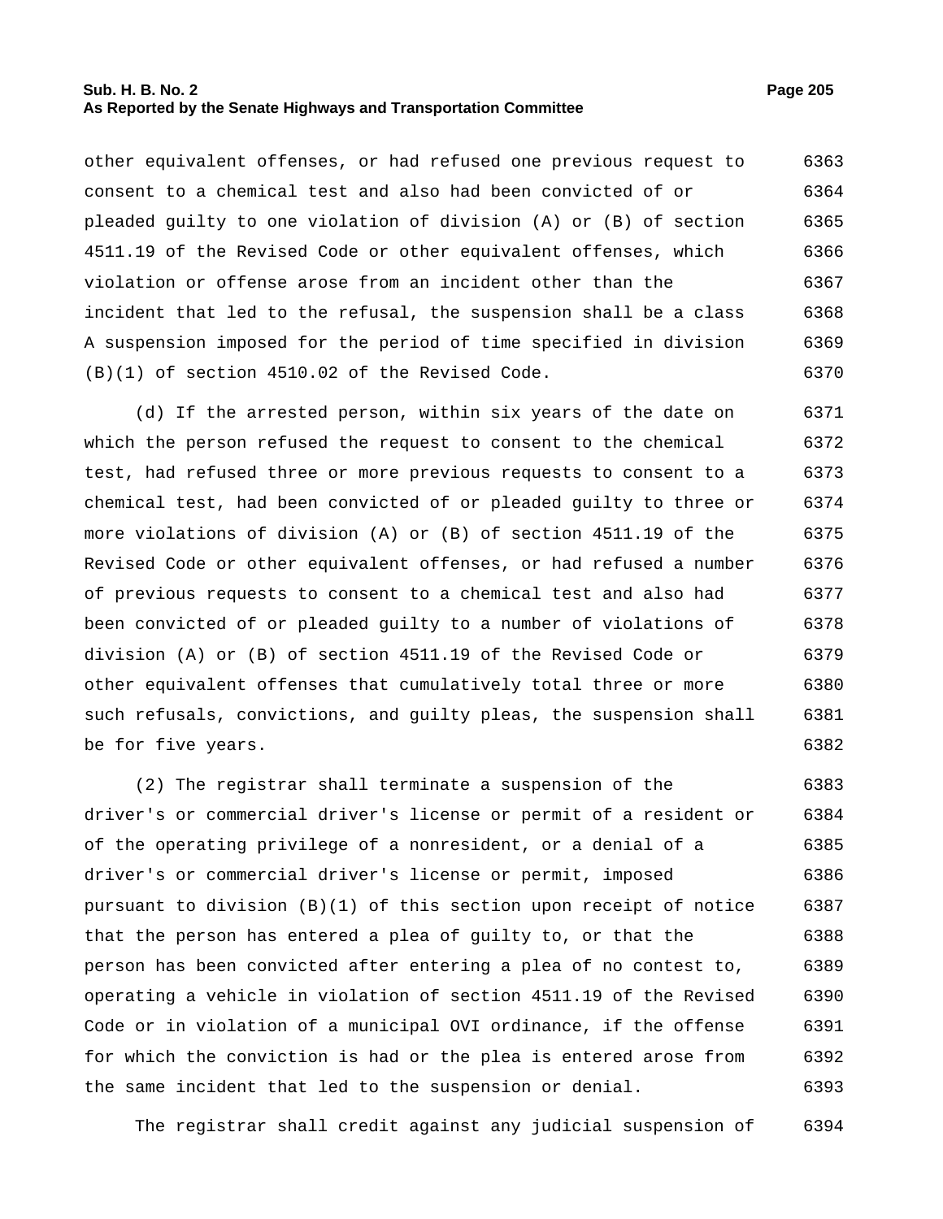other equivalent offenses, or had refused one previous request to consent to a chemical test and also had been convicted of or pleaded guilty to one violation of division (A) or (B) of section 4511.19 of the Revised Code or other equivalent offenses, which violation or offense arose from an incident other than the incident that led to the refusal, the suspension shall be a class A suspension imposed for the period of time specified in division (B)(1) of section 4510.02 of the Revised Code.

(d) If the arrested person, within six years of the date on which the person refused the request to consent to the chemical test, had refused three or more previous requests to consent to a chemical test, had been convicted of or pleaded guilty to three or more violations of division (A) or (B) of section 4511.19 of the Revised Code or other equivalent offenses, or had refused a number of previous requests to consent to a chemical test and also had been convicted of or pleaded guilty to a number of violations of division (A) or (B) of section 4511.19 of the Revised Code or other equivalent offenses that cumulatively total three or more such refusals, convictions, and guilty pleas, the suspension shall be for five years.

(2) The registrar shall terminate a suspension of the driver's or commercial driver's license or permit of a resident or of the operating privilege of a nonresident, or a denial of a driver's or commercial driver's license or permit, imposed pursuant to division (B)(1) of this section upon receipt of notice that the person has entered a plea of guilty to, or that the person has been convicted after entering a plea of no contest to, operating a vehicle in violation of section 4511.19 of the Revised Code or in violation of a municipal OVI ordinance, if the offense for which the conviction is had or the plea is entered arose from the same incident that led to the suspension or denial.

The registrar shall credit against any judicial suspension of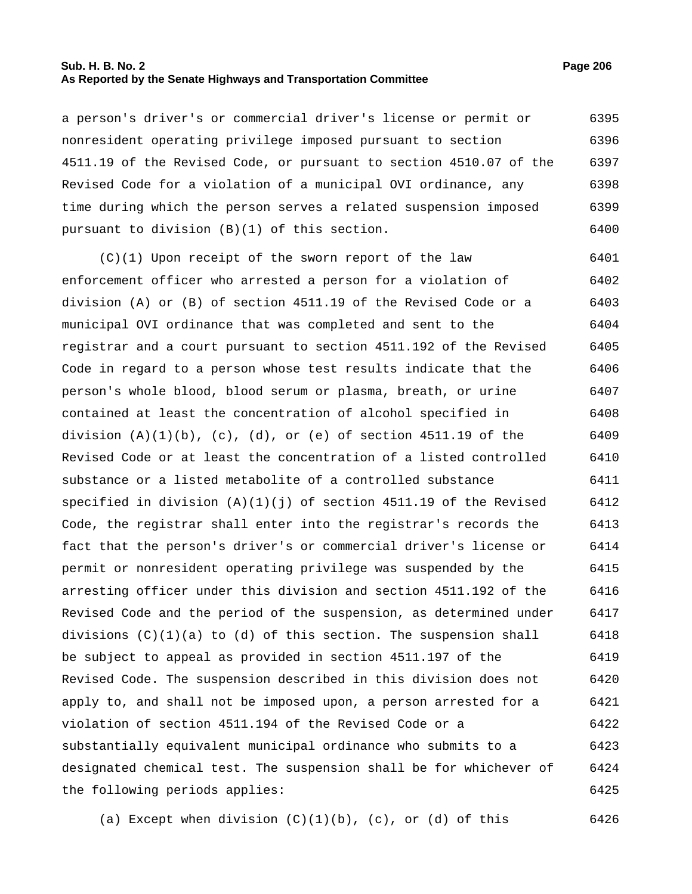a person's driver's or commercial driver's license or permit or nonresident operating privilege imposed pursuant to section 4511.19 of the Revised Code, or pursuant to section 4510.07 of the Revised Code for a violation of a municipal OVI ordinance, any time during which the person serves a related suspension imposed pursuant to division (B)(1) of this section.

(C)(1) Upon receipt of the sworn report of the law enforcement officer who arrested a person for a violation of division (A) or (B) of section 4511.19 of the Revised Code or a municipal OVI ordinance that was completed and sent to the registrar and a court pursuant to section 4511.192 of the Revised Code in regard to a person whose test results indicate that the person's whole blood, blood serum or plasma, breath, or urine contained at least the concentration of alcohol specified in division (A)(1)(b), (c), (d), or (e) of section 4511.19 of the Revised Code or at least the concentration of a listed controlled substance or a listed metabolite of a controlled substance specified in division (A)(1)(j) of section 4511.19 of the Revised Code, the registrar shall enter into the registrar's records the fact that the person's driver's or commercial driver's license or permit or nonresident operating privilege was suspended by the arresting officer under this division and section 4511.192 of the Revised Code and the period of the suspension, as determined under divisions (C)(1)(a) to (d) of this section. The suspension shall be subject to appeal as provided in section 4511.197 of the Revised Code. The suspension described in this division does not apply to, and shall not be imposed upon, a person arrested for a violation of section 4511.194 of the Revised Code or a substantially equivalent municipal ordinance who submits to a designated chemical test. The suspension shall be for whichever of the following periods applies:

(a) Except when division (C)(1)(b), (c), or (d) of this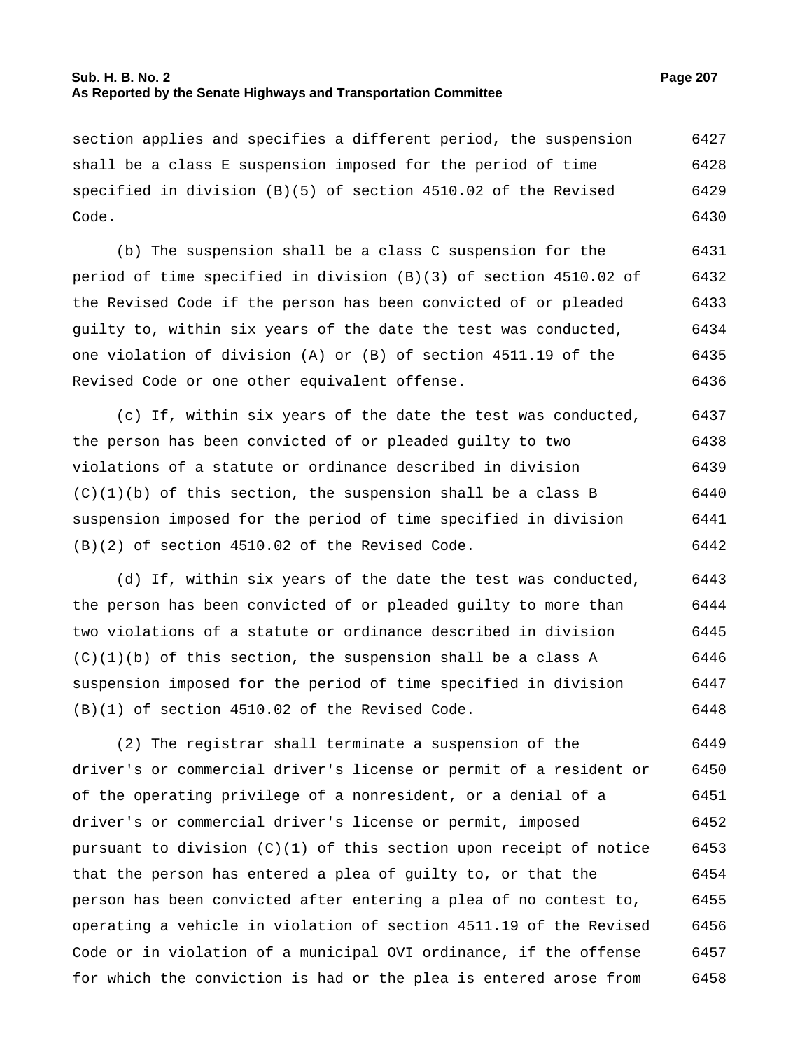section applies and specifies a different period, the suspension shall be a class E suspension imposed for the period of time specified in division (B)(5) of section 4510.02 of the Revised Code.

(b) The suspension shall be a class C suspension for the period of time specified in division (B)(3) of section 4510.02 of the Revised Code if the person has been convicted of or pleaded guilty to, within six years of the date the test was conducted, one violation of division (A) or (B) of section 4511.19 of the Revised Code or one other equivalent offense.

(c) If, within six years of the date the test was conducted, the person has been convicted of or pleaded guilty to two violations of a statute or ordinance described in division (C)(1)(b) of this section, the suspension shall be a class B suspension imposed for the period of time specified in division (B)(2) of section 4510.02 of the Revised Code.

(d) If, within six years of the date the test was conducted, the person has been convicted of or pleaded guilty to more than two violations of a statute or ordinance described in division (C)(1)(b) of this section, the suspension shall be a class A suspension imposed for the period of time specified in division (B)(1) of section 4510.02 of the Revised Code.

(2) The registrar shall terminate a suspension of the driver's or commercial driver's license or permit of a resident or of the operating privilege of a nonresident, or a denial of a driver's or commercial driver's license or permit, imposed pursuant to division (C)(1) of this section upon receipt of notice that the person has entered a plea of guilty to, or that the person has been convicted after entering a plea of no contest to, operating a vehicle in violation of section 4511.19 of the Revised Code or in violation of a municipal OVI ordinance, if the offense for which the conviction is had or the plea is entered arose from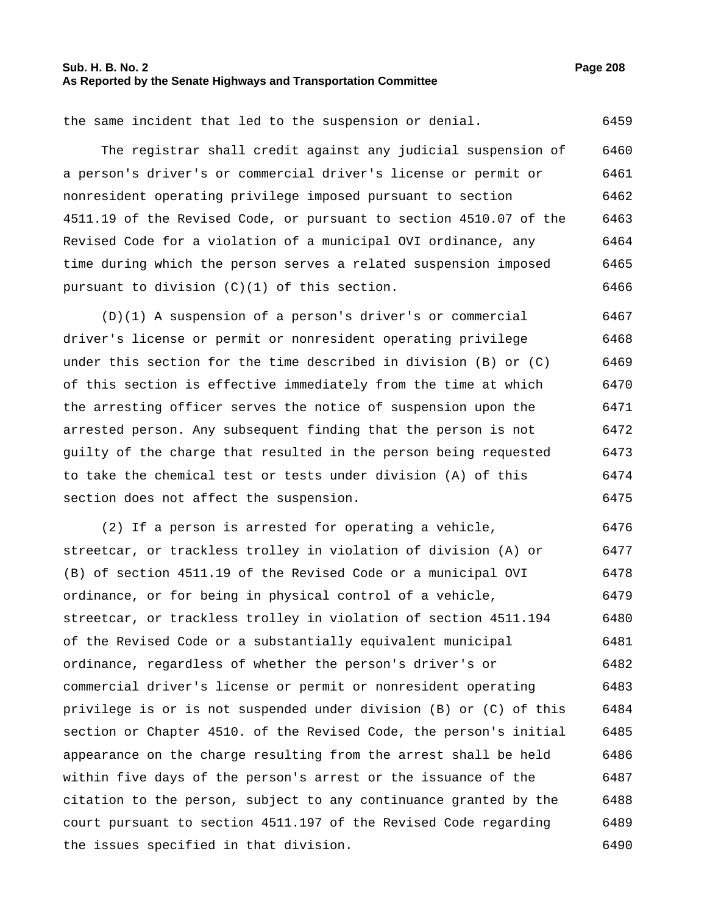the same incident that led to the suspension or denial.

The registrar shall credit against any judicial suspension of a person's driver's or commercial driver's license or permit or nonresident operating privilege imposed pursuant to section 4511.19 of the Revised Code, or pursuant to section 4510.07 of the Revised Code for a violation of a municipal OVI ordinance, any time during which the person serves a related suspension imposed pursuant to division (C)(1) of this section.

(D)(1) A suspension of a person's driver's or commercial driver's license or permit or nonresident operating privilege under this section for the time described in division (B) or (C) of this section is effective immediately from the time at which the arresting officer serves the notice of suspension upon the arrested person. Any subsequent finding that the person is not guilty of the charge that resulted in the person being requested to take the chemical test or tests under division (A) of this section does not affect the suspension.

(2) If a person is arrested for operating a vehicle, streetcar, or trackless trolley in violation of division (A) or (B) of section 4511.19 of the Revised Code or a municipal OVI ordinance, or for being in physical control of a vehicle, streetcar, or trackless trolley in violation of section 4511.194 of the Revised Code or a substantially equivalent municipal ordinance, regardless of whether the person's driver's or commercial driver's license or permit or nonresident operating privilege is or is not suspended under division (B) or (C) of this section or Chapter 4510. of the Revised Code, the person's initial appearance on the charge resulting from the arrest shall be held within five days of the person's arrest or the issuance of the citation to the person, subject to any continuance granted by the court pursuant to section 4511.197 of the Revised Code regarding the issues specified in that division.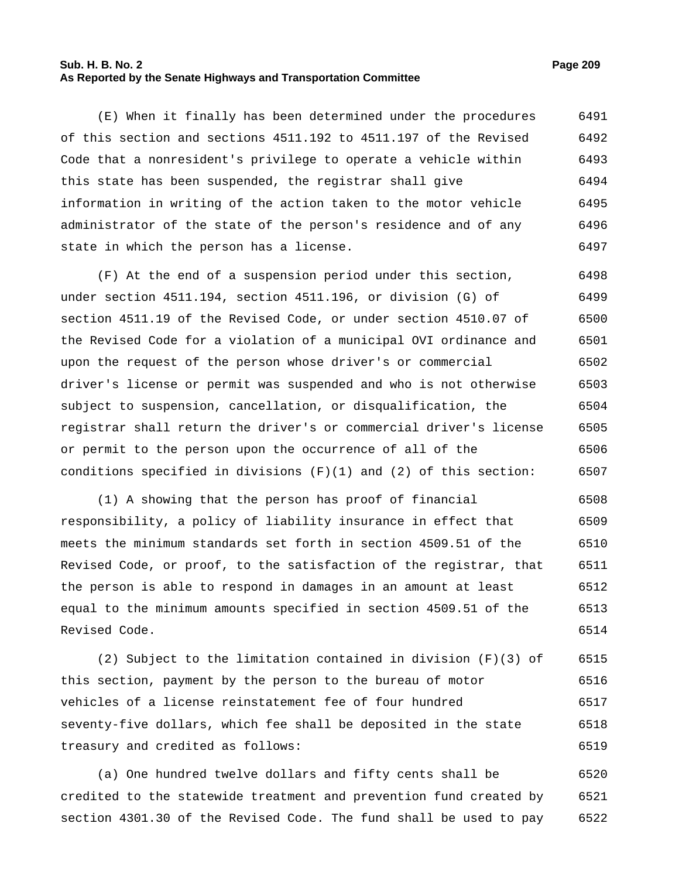(E) When it finally has been determined under the procedures of this section and sections 4511.192 to 4511.197 of the Revised Code that a nonresident's privilege to operate a vehicle within this state has been suspended, the registrar shall give information in writing of the action taken to the motor vehicle administrator of the state of the person's residence and of any state in which the person has a license.

(F) At the end of a suspension period under this section, under section 4511.194, section 4511.196, or division (G) of section 4511.19 of the Revised Code, or under section 4510.07 of the Revised Code for a violation of a municipal OVI ordinance and upon the request of the person whose driver's or commercial driver's license or permit was suspended and who is not otherwise subject to suspension, cancellation, or disqualification, the registrar shall return the driver's or commercial driver's license or permit to the person upon the occurrence of all of the conditions specified in divisions (F)(1) and (2) of this section:

(1) A showing that the person has proof of financial responsibility, a policy of liability insurance in effect that meets the minimum standards set forth in section 4509.51 of the Revised Code, or proof, to the satisfaction of the registrar, that the person is able to respond in damages in an amount at least equal to the minimum amounts specified in section 4509.51 of the Revised Code.

(2) Subject to the limitation contained in division (F)(3) of this section, payment by the person to the bureau of motor vehicles of a license reinstatement fee of four hundred seventy-five dollars, which fee shall be deposited in the state treasury and credited as follows:

(a) One hundred twelve dollars and fifty cents shall be credited to the statewide treatment and prevention fund created by section 4301.30 of the Revised Code. The fund shall be used to pay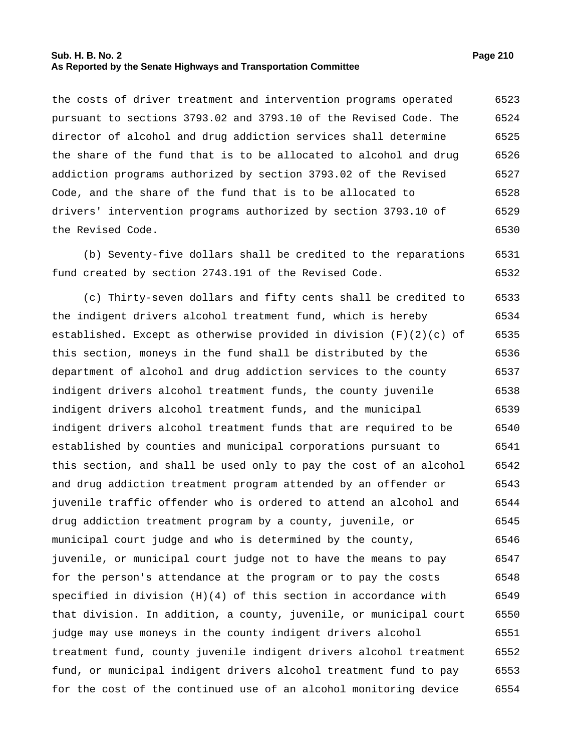the costs of driver treatment and intervention programs operated pursuant to sections 3793.02 and 3793.10 of the Revised Code. The director of alcohol and drug addiction services shall determine the share of the fund that is to be allocated to alcohol and drug addiction programs authorized by section 3793.02 of the Revised Code, and the share of the fund that is to be allocated to drivers' intervention programs authorized by section 3793.10 of the Revised Code.

(b) Seventy-five dollars shall be credited to the reparations fund created by section 2743.191 of the Revised Code.

(c) Thirty-seven dollars and fifty cents shall be credited to the indigent drivers alcohol treatment fund, which is hereby established. Except as otherwise provided in division (F)(2)(c) of this section, moneys in the fund shall be distributed by the department of alcohol and drug addiction services to the county indigent drivers alcohol treatment funds, the county juvenile indigent drivers alcohol treatment funds, and the municipal indigent drivers alcohol treatment funds that are required to be established by counties and municipal corporations pursuant to this section, and shall be used only to pay the cost of an alcohol and drug addiction treatment program attended by an offender or juvenile traffic offender who is ordered to attend an alcohol and drug addiction treatment program by a county, juvenile, or municipal court judge and who is determined by the county, juvenile, or municipal court judge not to have the means to pay for the person's attendance at the program or to pay the costs specified in division (H)(4) of this section in accordance with that division. In addition, a county, juvenile, or municipal court judge may use moneys in the county indigent drivers alcohol treatment fund, county juvenile indigent drivers alcohol treatment fund, or municipal indigent drivers alcohol treatment fund to pay for the cost of the continued use of an alcohol monitoring device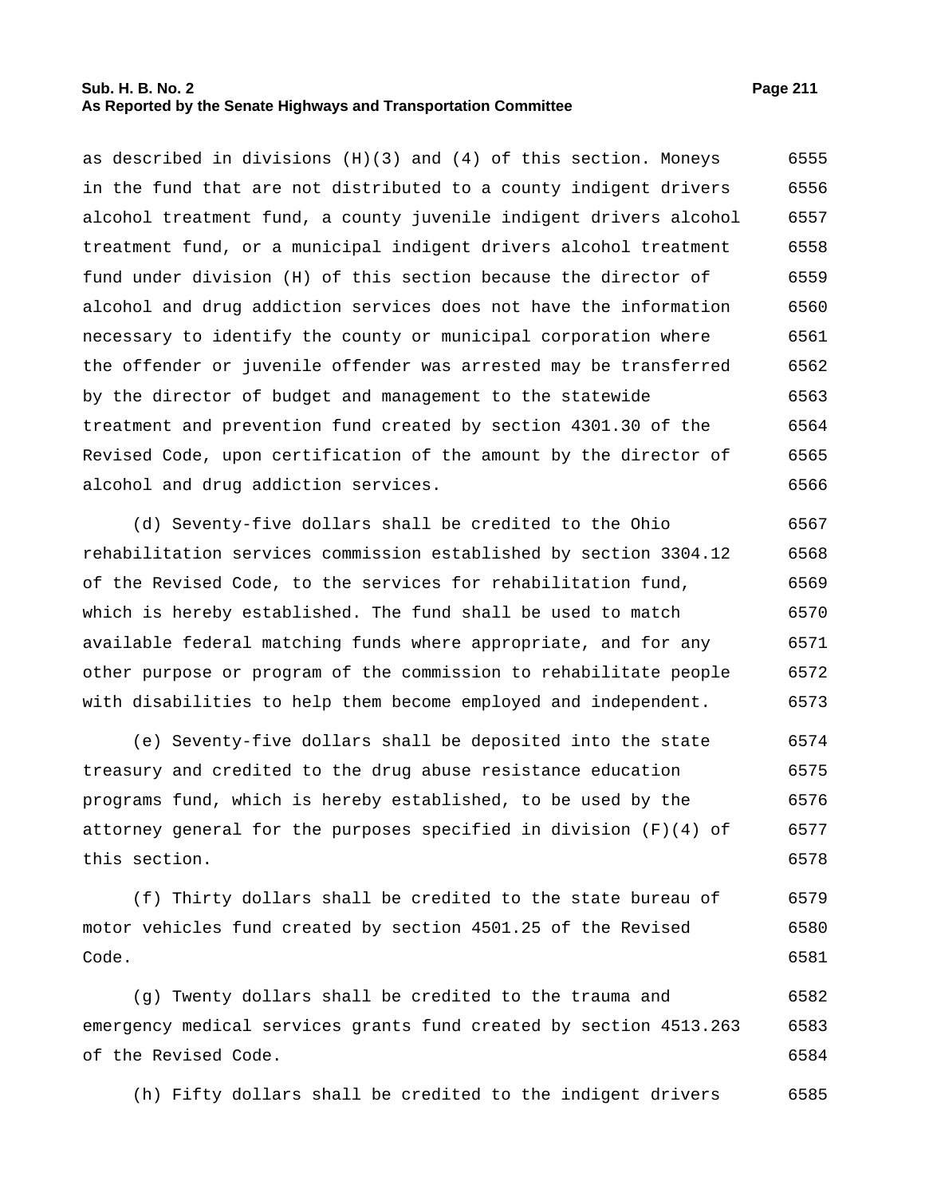as described in divisions (H)(3) and (4) of this section. Moneys in the fund that are not distributed to a county indigent drivers alcohol treatment fund, a county juvenile indigent drivers alcohol treatment fund, or a municipal indigent drivers alcohol treatment fund under division (H) of this section because the director of alcohol and drug addiction services does not have the information necessary to identify the county or municipal corporation where the offender or juvenile offender was arrested may be transferred by the director of budget and management to the statewide treatment and prevention fund created by section 4301.30 of the Revised Code, upon certification of the amount by the director of alcohol and drug addiction services.

(d) Seventy-five dollars shall be credited to the Ohio rehabilitation services commission established by section 3304.12 of the Revised Code, to the services for rehabilitation fund, which is hereby established. The fund shall be used to match available federal matching funds where appropriate, and for any other purpose or program of the commission to rehabilitate people with disabilities to help them become employed and independent.

(e) Seventy-five dollars shall be deposited into the state treasury and credited to the drug abuse resistance education programs fund, which is hereby established, to be used by the attorney general for the purposes specified in division (F)(4) of this section.

(f) Thirty dollars shall be credited to the state bureau of motor vehicles fund created by section 4501.25 of the Revised Code.

(g) Twenty dollars shall be credited to the trauma and emergency medical services grants fund created by section 4513.263 of the Revised Code.

(h) Fifty dollars shall be credited to the indigent drivers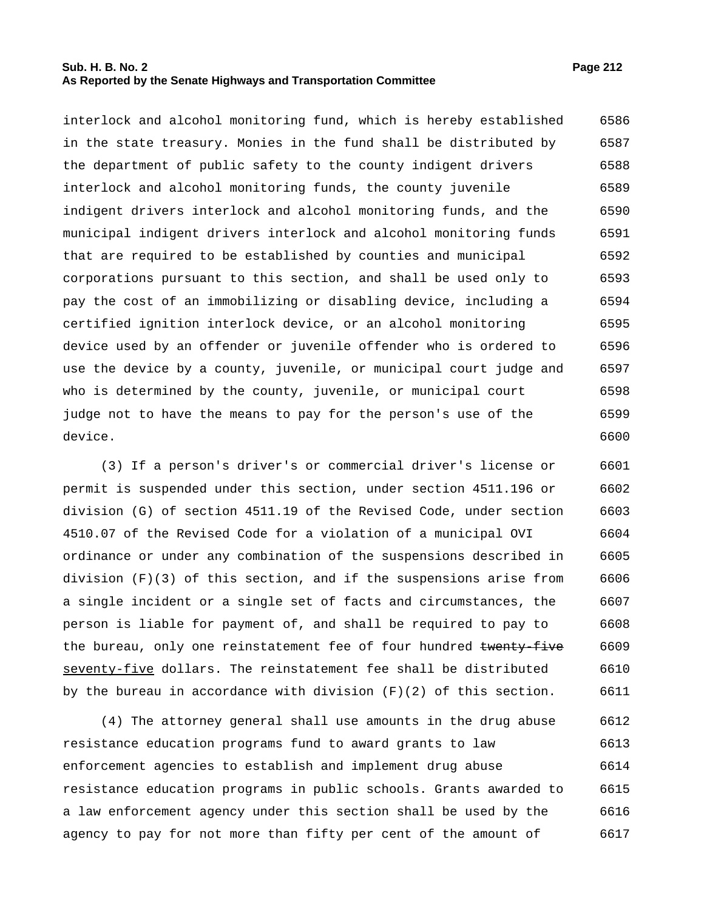interlock and alcohol monitoring fund, which is hereby established in the state treasury. Monies in the fund shall be distributed by the department of public safety to the county indigent drivers interlock and alcohol monitoring funds, the county juvenile indigent drivers interlock and alcohol monitoring funds, and the municipal indigent drivers interlock and alcohol monitoring funds that are required to be established by counties and municipal corporations pursuant to this section, and shall be used only to pay the cost of an immobilizing or disabling device, including a certified ignition interlock device, or an alcohol monitoring device used by an offender or juvenile offender who is ordered to use the device by a county, juvenile, or municipal court judge and who is determined by the county, juvenile, or municipal court judge not to have the means to pay for the person's use of the device.

(3) If a person's driver's or commercial driver's license or permit is suspended under this section, under section 4511.196 or division (G) of section 4511.19 of the Revised Code, under section 4510.07 of the Revised Code for a violation of a municipal OVI ordinance or under any combination of the suspensions described in division (F)(3) of this section, and if the suspensions arise from a single incident or a single set of facts and circumstances, the person is liable for payment of, and shall be required to pay to the bureau, only one reinstatement fee of four hundred ~~twenty-five~~ <u>seventy-five</u> dollars. The reinstatement fee shall be distributed by the bureau in accordance with division (F)(2) of this section.

(4) The attorney general shall use amounts in the drug abuse resistance education programs fund to award grants to law enforcement agencies to establish and implement drug abuse resistance education programs in public schools. Grants awarded to a law enforcement agency under this section shall be used by the agency to pay for not more than fifty per cent of the amount of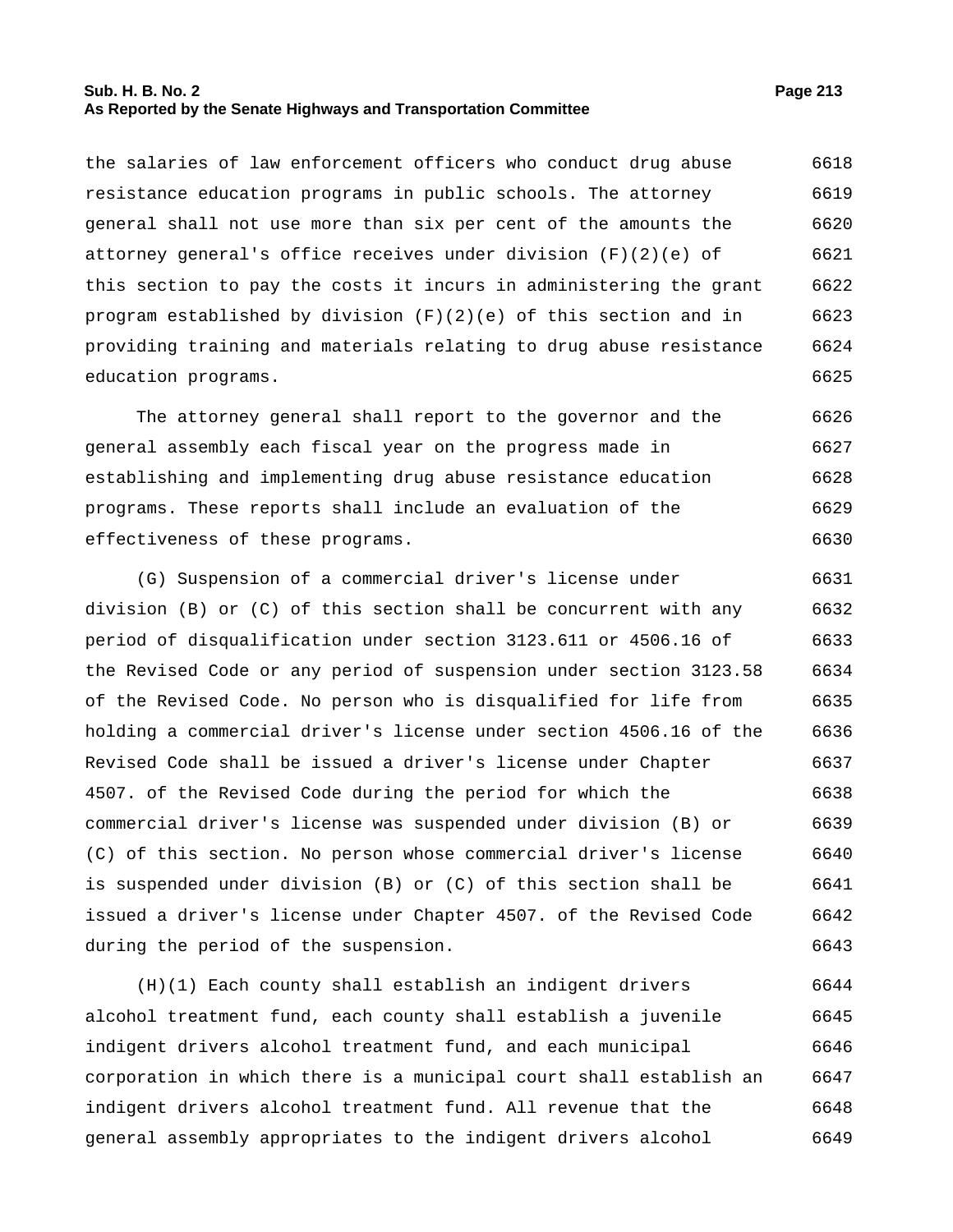the salaries of law enforcement officers who conduct drug abuse resistance education programs in public schools. The attorney general shall not use more than six per cent of the amounts the attorney general's office receives under division (F)(2)(e) of this section to pay the costs it incurs in administering the grant program established by division (F)(2)(e) of this section and in providing training and materials relating to drug abuse resistance education programs.

The attorney general shall report to the governor and the general assembly each fiscal year on the progress made in establishing and implementing drug abuse resistance education programs. These reports shall include an evaluation of the effectiveness of these programs.

(G) Suspension of a commercial driver's license under division (B) or (C) of this section shall be concurrent with any period of disqualification under section 3123.611 or 4506.16 of the Revised Code or any period of suspension under section 3123.58 of the Revised Code. No person who is disqualified for life from holding a commercial driver's license under section 4506.16 of the Revised Code shall be issued a driver's license under Chapter 4507. of the Revised Code during the period for which the commercial driver's license was suspended under division (B) or (C) of this section. No person whose commercial driver's license is suspended under division (B) or (C) of this section shall be issued a driver's license under Chapter 4507. of the Revised Code during the period of the suspension.

(H)(1) Each county shall establish an indigent drivers alcohol treatment fund, each county shall establish a juvenile indigent drivers alcohol treatment fund, and each municipal corporation in which there is a municipal court shall establish an indigent drivers alcohol treatment fund. All revenue that the general assembly appropriates to the indigent drivers alcohol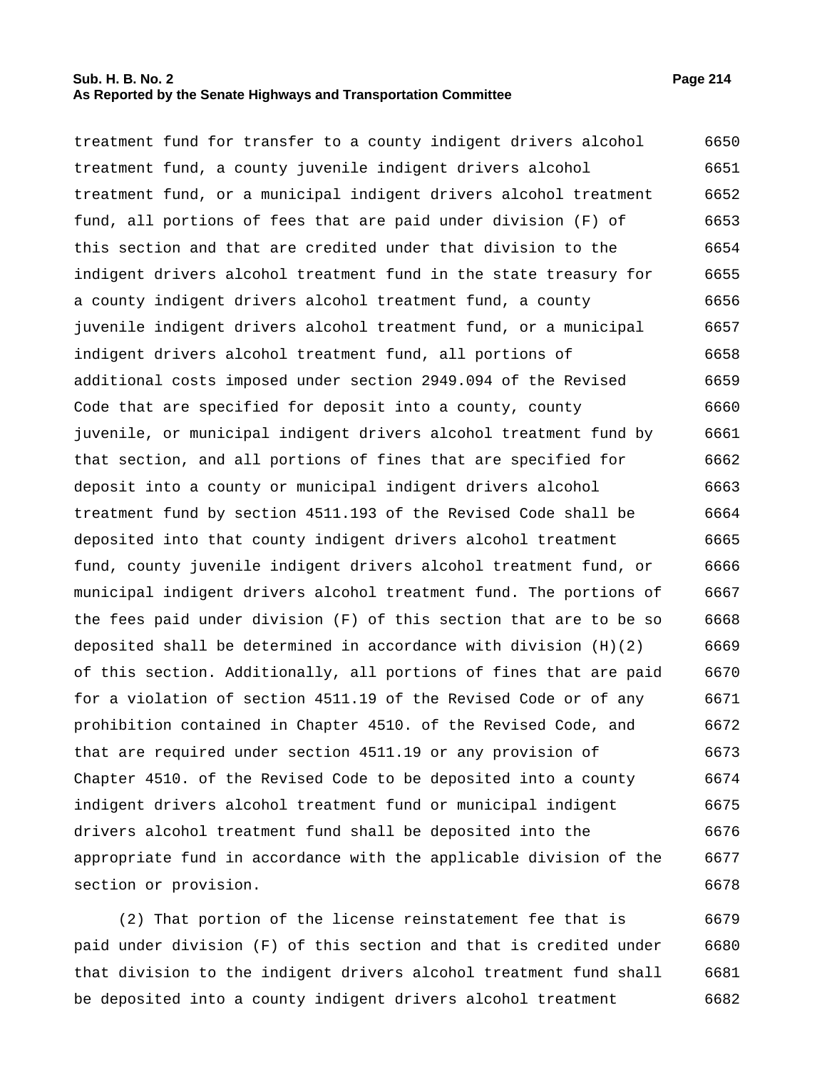treatment fund for transfer to a county indigent drivers alcohol treatment fund, a county juvenile indigent drivers alcohol treatment fund, or a municipal indigent drivers alcohol treatment fund, all portions of fees that are paid under division (F) of this section and that are credited under that division to the indigent drivers alcohol treatment fund in the state treasury for a county indigent drivers alcohol treatment fund, a county juvenile indigent drivers alcohol treatment fund, or a municipal indigent drivers alcohol treatment fund, all portions of additional costs imposed under section 2949.094 of the Revised Code that are specified for deposit into a county, county juvenile, or municipal indigent drivers alcohol treatment fund by that section, and all portions of fines that are specified for deposit into a county or municipal indigent drivers alcohol treatment fund by section 4511.193 of the Revised Code shall be deposited into that county indigent drivers alcohol treatment fund, county juvenile indigent drivers alcohol treatment fund, or municipal indigent drivers alcohol treatment fund. The portions of the fees paid under division (F) of this section that are to be so deposited shall be determined in accordance with division (H)(2) of this section. Additionally, all portions of fines that are paid for a violation of section 4511.19 of the Revised Code or of any prohibition contained in Chapter 4510. of the Revised Code, and that are required under section 4511.19 or any provision of Chapter 4510. of the Revised Code to be deposited into a county indigent drivers alcohol treatment fund or municipal indigent drivers alcohol treatment fund shall be deposited into the appropriate fund in accordance with the applicable division of the section or provision.

(2) That portion of the license reinstatement fee that is paid under division (F) of this section and that is credited under that division to the indigent drivers alcohol treatment fund shall be deposited into a county indigent drivers alcohol treatment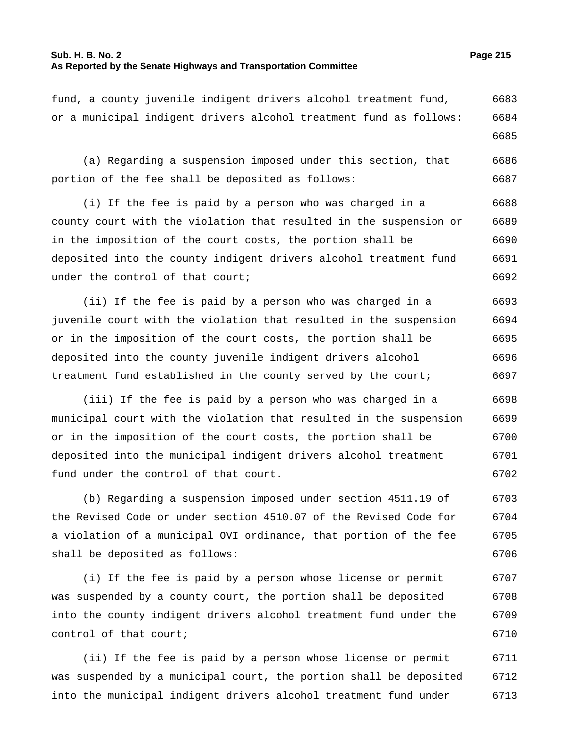fund, a county juvenile indigent drivers alcohol treatment fund, or a municipal indigent drivers alcohol treatment fund as follows:

(a) Regarding a suspension imposed under this section, that portion of the fee shall be deposited as follows:

(i) If the fee is paid by a person who was charged in a county court with the violation that resulted in the suspension or in the imposition of the court costs, the portion shall be deposited into the county indigent drivers alcohol treatment fund under the control of that court;

(ii) If the fee is paid by a person who was charged in a juvenile court with the violation that resulted in the suspension or in the imposition of the court costs, the portion shall be deposited into the county juvenile indigent drivers alcohol treatment fund established in the county served by the court;

(iii) If the fee is paid by a person who was charged in a municipal court with the violation that resulted in the suspension or in the imposition of the court costs, the portion shall be deposited into the municipal indigent drivers alcohol treatment fund under the control of that court.

(b) Regarding a suspension imposed under section 4511.19 of the Revised Code or under section 4510.07 of the Revised Code for a violation of a municipal OVI ordinance, that portion of the fee shall be deposited as follows:

(i) If the fee is paid by a person whose license or permit was suspended by a county court, the portion shall be deposited into the county indigent drivers alcohol treatment fund under the control of that court;

(ii) If the fee is paid by a person whose license or permit was suspended by a municipal court, the portion shall be deposited into the municipal indigent drivers alcohol treatment fund under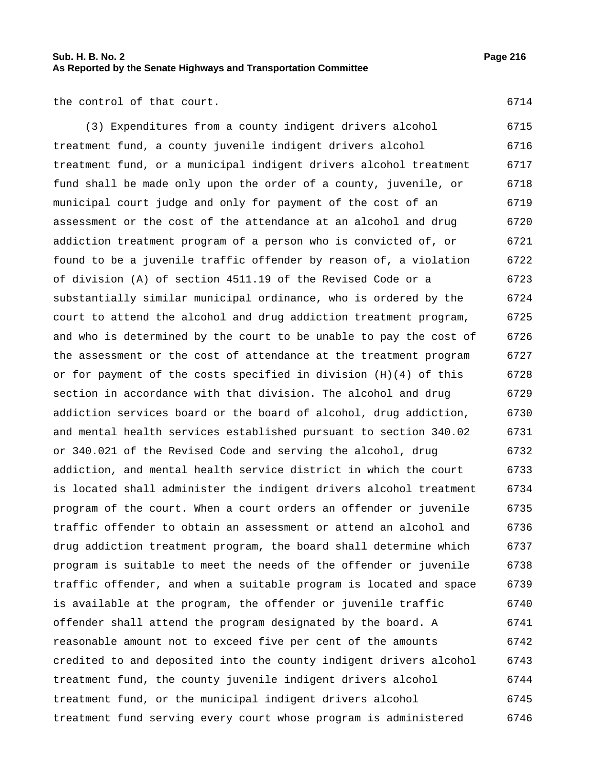the control of that court.

(3) Expenditures from a county indigent drivers alcohol treatment fund, a county juvenile indigent drivers alcohol treatment fund, or a municipal indigent drivers alcohol treatment fund shall be made only upon the order of a county, juvenile, or municipal court judge and only for payment of the cost of an assessment or the cost of the attendance at an alcohol and drug addiction treatment program of a person who is convicted of, or found to be a juvenile traffic offender by reason of, a violation of division (A) of section 4511.19 of the Revised Code or a substantially similar municipal ordinance, who is ordered by the court to attend the alcohol and drug addiction treatment program, and who is determined by the court to be unable to pay the cost of the assessment or the cost of attendance at the treatment program or for payment of the costs specified in division (H)(4) of this section in accordance with that division. The alcohol and drug addiction services board or the board of alcohol, drug addiction, and mental health services established pursuant to section 340.02 or 340.021 of the Revised Code and serving the alcohol, drug addiction, and mental health service district in which the court is located shall administer the indigent drivers alcohol treatment program of the court. When a court orders an offender or juvenile traffic offender to obtain an assessment or attend an alcohol and drug addiction treatment program, the board shall determine which program is suitable to meet the needs of the offender or juvenile traffic offender, and when a suitable program is located and space is available at the program, the offender or juvenile traffic offender shall attend the program designated by the board. A reasonable amount not to exceed five per cent of the amounts credited to and deposited into the county indigent drivers alcohol treatment fund, the county juvenile indigent drivers alcohol treatment fund, or the municipal indigent drivers alcohol treatment fund serving every court whose program is administered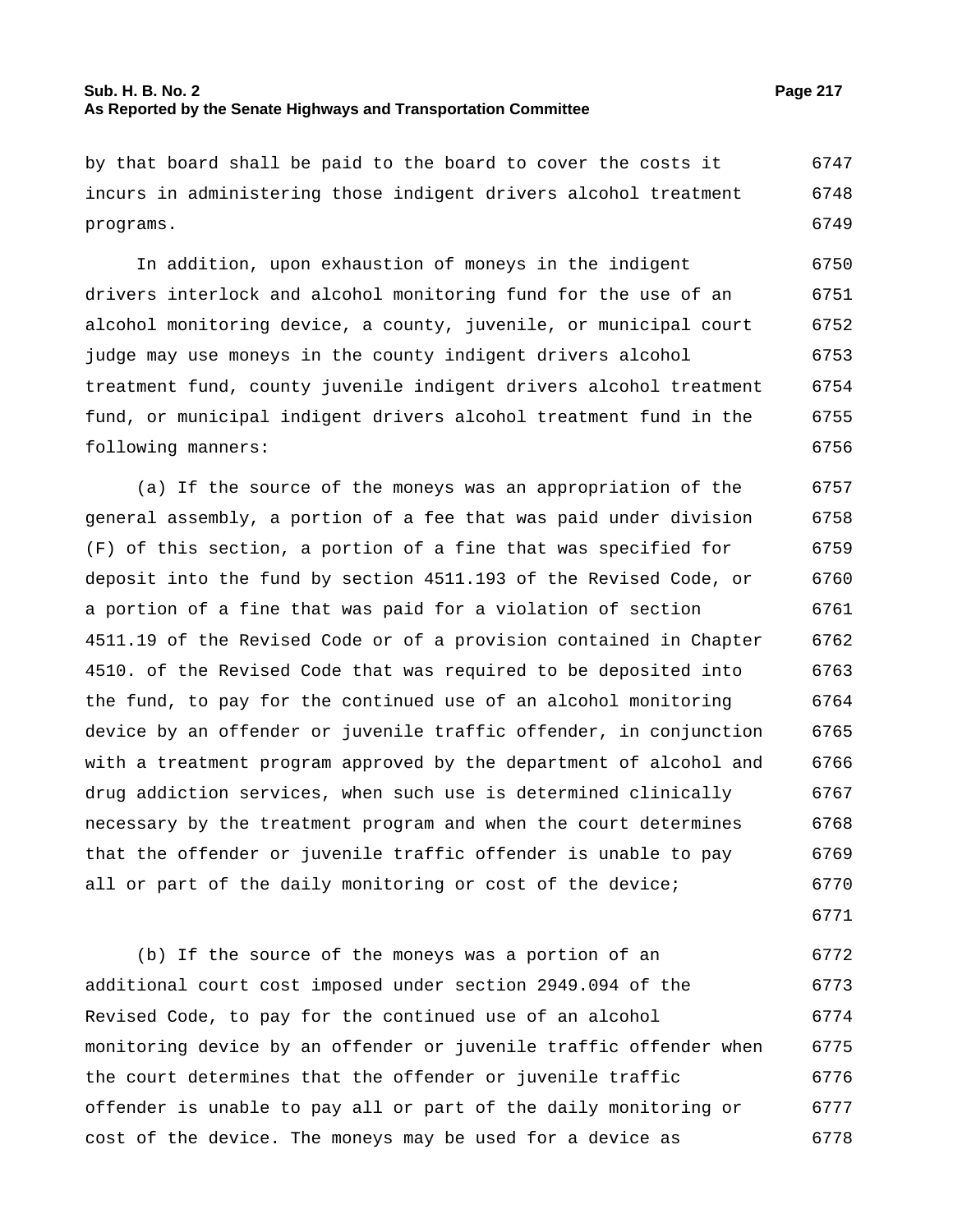by that board shall be paid to the board to cover the costs it incurs in administering those indigent drivers alcohol treatment programs.

In addition, upon exhaustion of moneys in the indigent drivers interlock and alcohol monitoring fund for the use of an alcohol monitoring device, a county, juvenile, or municipal court judge may use moneys in the county indigent drivers alcohol treatment fund, county juvenile indigent drivers alcohol treatment fund, or municipal indigent drivers alcohol treatment fund in the following manners:

(a) If the source of the moneys was an appropriation of the general assembly, a portion of a fee that was paid under division (F) of this section, a portion of a fine that was specified for deposit into the fund by section 4511.193 of the Revised Code, or a portion of a fine that was paid for a violation of section 4511.19 of the Revised Code or of a provision contained in Chapter 4510. of the Revised Code that was required to be deposited into the fund, to pay for the continued use of an alcohol monitoring device by an offender or juvenile traffic offender, in conjunction with a treatment program approved by the department of alcohol and drug addiction services, when such use is determined clinically necessary by the treatment program and when the court determines that the offender or juvenile traffic offender is unable to pay all or part of the daily monitoring or cost of the device;

(b) If the source of the moneys was a portion of an additional court cost imposed under section 2949.094 of the Revised Code, to pay for the continued use of an alcohol monitoring device by an offender or juvenile traffic offender when the court determines that the offender or juvenile traffic offender is unable to pay all or part of the daily monitoring or cost of the device. The moneys may be used for a device as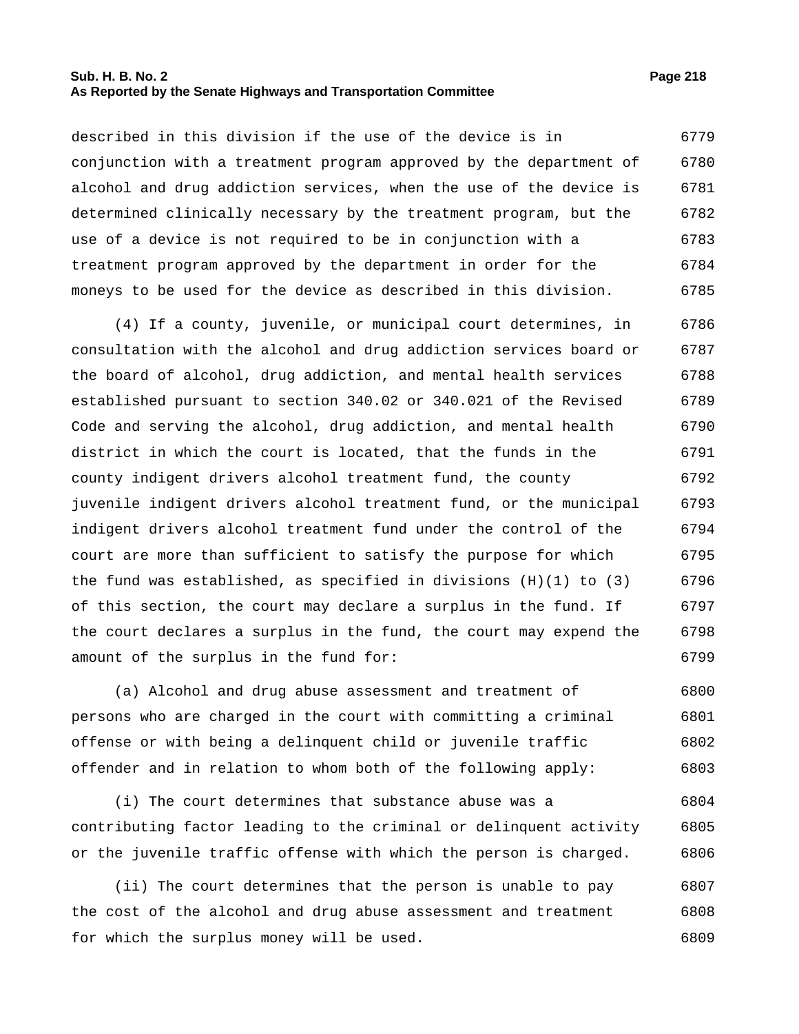described in this division if the use of the device is in conjunction with a treatment program approved by the department of alcohol and drug addiction services, when the use of the device is determined clinically necessary by the treatment program, but the use of a device is not required to be in conjunction with a treatment program approved by the department in order for the moneys to be used for the device as described in this division.

(4) If a county, juvenile, or municipal court determines, in consultation with the alcohol and drug addiction services board or the board of alcohol, drug addiction, and mental health services established pursuant to section 340.02 or 340.021 of the Revised Code and serving the alcohol, drug addiction, and mental health district in which the court is located, that the funds in the county indigent drivers alcohol treatment fund, the county juvenile indigent drivers alcohol treatment fund, or the municipal indigent drivers alcohol treatment fund under the control of the court are more than sufficient to satisfy the purpose for which the fund was established, as specified in divisions (H)(1) to (3) of this section, the court may declare a surplus in the fund. If the court declares a surplus in the fund, the court may expend the amount of the surplus in the fund for:

(a) Alcohol and drug abuse assessment and treatment of persons who are charged in the court with committing a criminal offense or with being a delinquent child or juvenile traffic offender and in relation to whom both of the following apply:

(i) The court determines that substance abuse was a contributing factor leading to the criminal or delinquent activity or the juvenile traffic offense with which the person is charged.

(ii) The court determines that the person is unable to pay the cost of the alcohol and drug abuse assessment and treatment for which the surplus money will be used.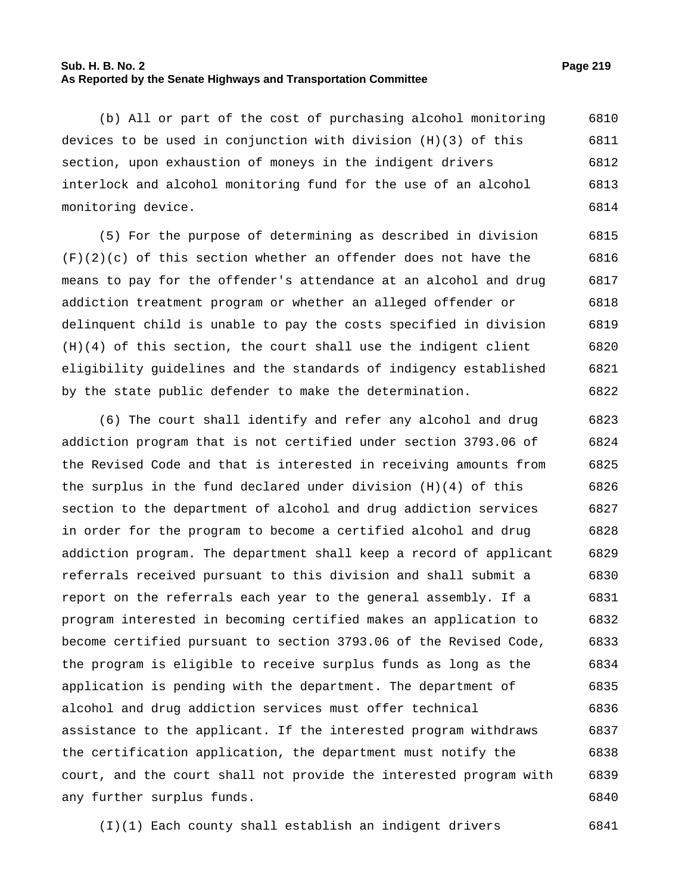(b) All or part of the cost of purchasing alcohol monitoring devices to be used in conjunction with division (H)(3) of this section, upon exhaustion of moneys in the indigent drivers interlock and alcohol monitoring fund for the use of an alcohol monitoring device.

(5) For the purpose of determining as described in division (F)(2)(c) of this section whether an offender does not have the means to pay for the offender's attendance at an alcohol and drug addiction treatment program or whether an alleged offender or delinquent child is unable to pay the costs specified in division (H)(4) of this section, the court shall use the indigent client eligibility guidelines and the standards of indigency established by the state public defender to make the determination.

(6) The court shall identify and refer any alcohol and drug addiction program that is not certified under section 3793.06 of the Revised Code and that is interested in receiving amounts from the surplus in the fund declared under division (H)(4) of this section to the department of alcohol and drug addiction services in order for the program to become a certified alcohol and drug addiction program. The department shall keep a record of applicant referrals received pursuant to this division and shall submit a report on the referrals each year to the general assembly. If a program interested in becoming certified makes an application to become certified pursuant to section 3793.06 of the Revised Code, the program is eligible to receive surplus funds as long as the application is pending with the department. The department of alcohol and drug addiction services must offer technical assistance to the applicant. If the interested program withdraws the certification application, the department must notify the court, and the court shall not provide the interested program with any further surplus funds.

(I)(1) Each county shall establish an indigent drivers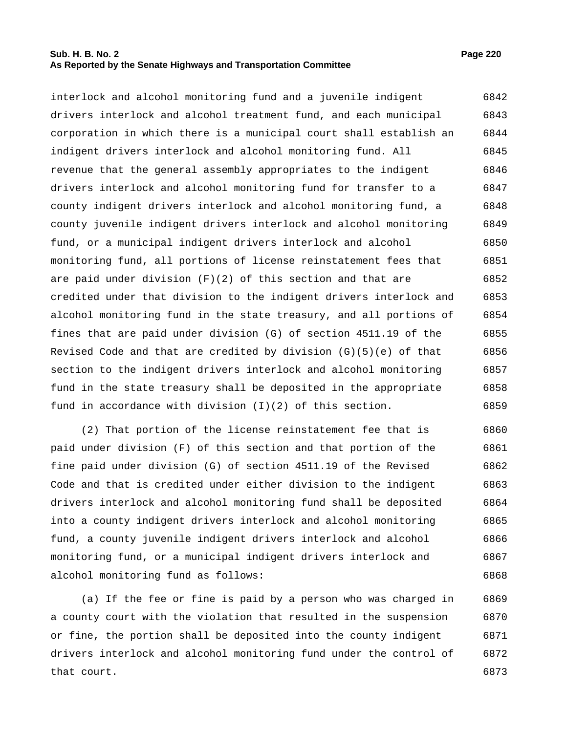interlock and alcohol monitoring fund and a juvenile indigent drivers interlock and alcohol treatment fund, and each municipal corporation in which there is a municipal court shall establish an indigent drivers interlock and alcohol monitoring fund. All revenue that the general assembly appropriates to the indigent drivers interlock and alcohol monitoring fund for transfer to a county indigent drivers interlock and alcohol monitoring fund, a county juvenile indigent drivers interlock and alcohol monitoring fund, or a municipal indigent drivers interlock and alcohol monitoring fund, all portions of license reinstatement fees that are paid under division (F)(2) of this section and that are credited under that division to the indigent drivers interlock and alcohol monitoring fund in the state treasury, and all portions of fines that are paid under division (G) of section 4511.19 of the Revised Code and that are credited by division (G)(5)(e) of that section to the indigent drivers interlock and alcohol monitoring fund in the state treasury shall be deposited in the appropriate fund in accordance with division (I)(2) of this section.

(2) That portion of the license reinstatement fee that is paid under division (F) of this section and that portion of the fine paid under division (G) of section 4511.19 of the Revised Code and that is credited under either division to the indigent drivers interlock and alcohol monitoring fund shall be deposited into a county indigent drivers interlock and alcohol monitoring fund, a county juvenile indigent drivers interlock and alcohol monitoring fund, or a municipal indigent drivers interlock and alcohol monitoring fund as follows:

(a) If the fee or fine is paid by a person who was charged in a county court with the violation that resulted in the suspension or fine, the portion shall be deposited into the county indigent drivers interlock and alcohol monitoring fund under the control of that court.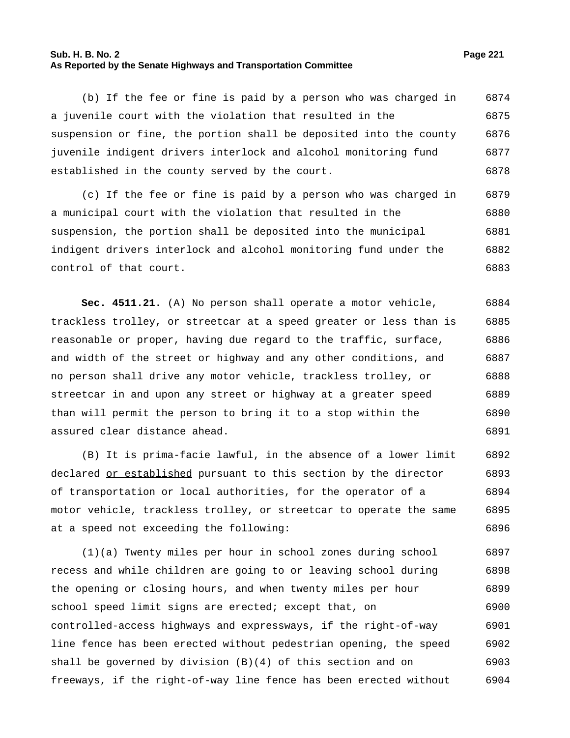(b) If the fee or fine is paid by a person who was charged in a juvenile court with the violation that resulted in the suspension or fine, the portion shall be deposited into the county juvenile indigent drivers interlock and alcohol monitoring fund established in the county served by the court.

(c) If the fee or fine is paid by a person who was charged in a municipal court with the violation that resulted in the suspension, the portion shall be deposited into the municipal indigent drivers interlock and alcohol monitoring fund under the control of that court.

**Sec. 4511.21.** (A) No person shall operate a motor vehicle, trackless trolley, or streetcar at a speed greater or less than is reasonable or proper, having due regard to the traffic, surface, and width of the street or highway and any other conditions, and no person shall drive any motor vehicle, trackless trolley, or streetcar in and upon any street or highway at a greater speed than will permit the person to bring it to a stop within the assured clear distance ahead.

(B) It is prima-facie lawful, in the absence of a lower limit declared or established pursuant to this section by the director of transportation or local authorities, for the operator of a motor vehicle, trackless trolley, or streetcar to operate the same at a speed not exceeding the following:

(1)(a) Twenty miles per hour in school zones during school recess and while children are going to or leaving school during the opening or closing hours, and when twenty miles per hour school speed limit signs are erected; except that, on controlled-access highways and expressways, if the right-of-way line fence has been erected without pedestrian opening, the speed shall be governed by division (B)(4) of this section and on freeways, if the right-of-way line fence has been erected without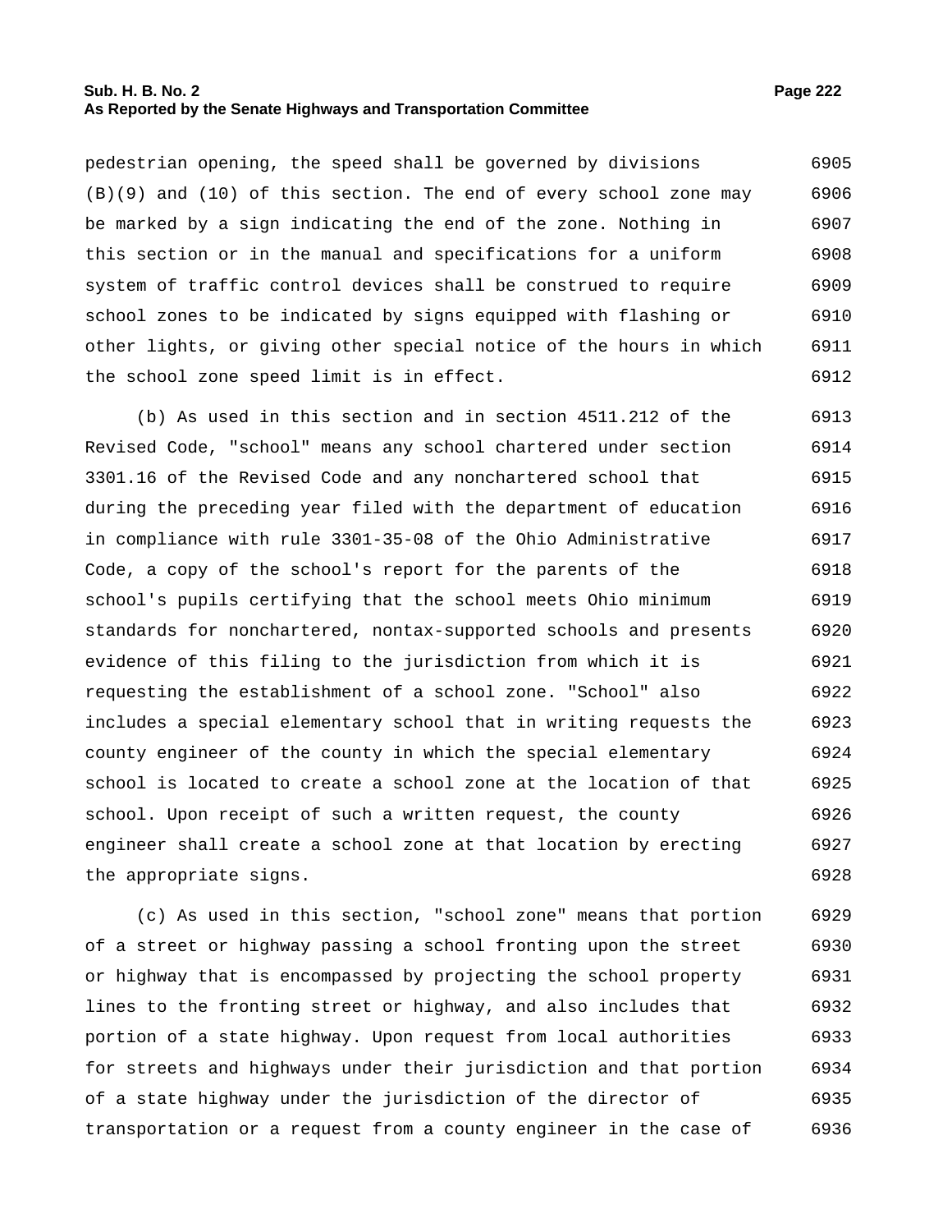pedestrian opening, the speed shall be governed by divisions (B)(9) and (10) of this section. The end of every school zone may be marked by a sign indicating the end of the zone. Nothing in this section or in the manual and specifications for a uniform system of traffic control devices shall be construed to require school zones to be indicated by signs equipped with flashing or other lights, or giving other special notice of the hours in which the school zone speed limit is in effect.

(b) As used in this section and in section 4511.212 of the Revised Code, "school" means any school chartered under section 3301.16 of the Revised Code and any nonchartered school that during the preceding year filed with the department of education in compliance with rule 3301-35-08 of the Ohio Administrative Code, a copy of the school's report for the parents of the school's pupils certifying that the school meets Ohio minimum standards for nonchartered, nontax-supported schools and presents evidence of this filing to the jurisdiction from which it is requesting the establishment of a school zone. "School" also includes a special elementary school that in writing requests the county engineer of the county in which the special elementary school is located to create a school zone at the location of that school. Upon receipt of such a written request, the county engineer shall create a school zone at that location by erecting the appropriate signs.

(c) As used in this section, "school zone" means that portion of a street or highway passing a school fronting upon the street or highway that is encompassed by projecting the school property lines to the fronting street or highway, and also includes that portion of a state highway. Upon request from local authorities for streets and highways under their jurisdiction and that portion of a state highway under the jurisdiction of the director of transportation or a request from a county engineer in the case of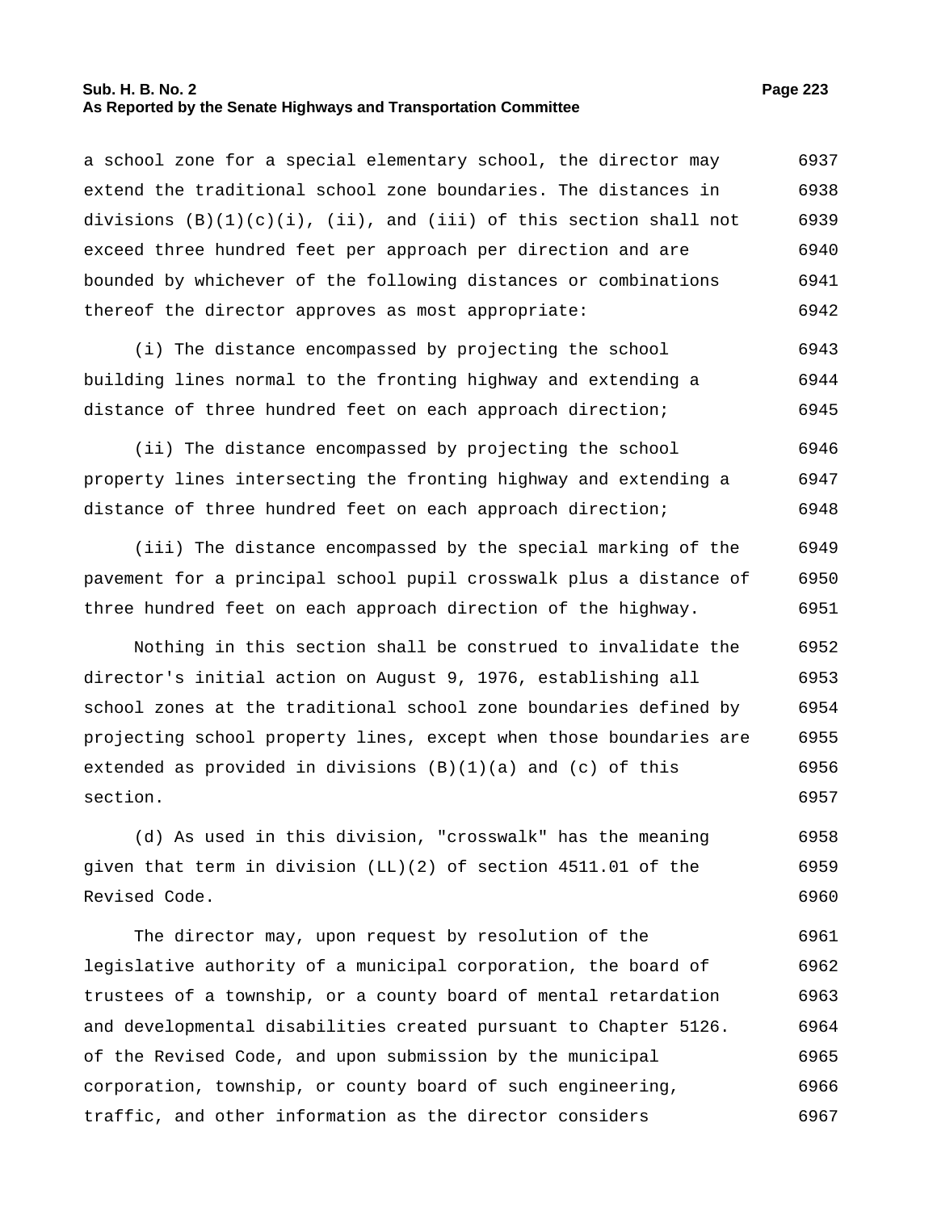a school zone for a special elementary school, the director may extend the traditional school zone boundaries. The distances in divisions (B)(1)(c)(i), (ii), and (iii) of this section shall not exceed three hundred feet per approach per direction and are bounded by whichever of the following distances or combinations thereof the director approves as most appropriate:

(i) The distance encompassed by projecting the school building lines normal to the fronting highway and extending a distance of three hundred feet on each approach direction;

(ii) The distance encompassed by projecting the school property lines intersecting the fronting highway and extending a distance of three hundred feet on each approach direction;

(iii) The distance encompassed by the special marking of the pavement for a principal school pupil crosswalk plus a distance of three hundred feet on each approach direction of the highway.

Nothing in this section shall be construed to invalidate the director's initial action on August 9, 1976, establishing all school zones at the traditional school zone boundaries defined by projecting school property lines, except when those boundaries are extended as provided in divisions (B)(1)(a) and (c) of this section.

(d) As used in this division, "crosswalk" has the meaning given that term in division (LL)(2) of section 4511.01 of the Revised Code.

The director may, upon request by resolution of the legislative authority of a municipal corporation, the board of trustees of a township, or a county board of mental retardation and developmental disabilities created pursuant to Chapter 5126. of the Revised Code, and upon submission by the municipal corporation, township, or county board of such engineering, traffic, and other information as the director considers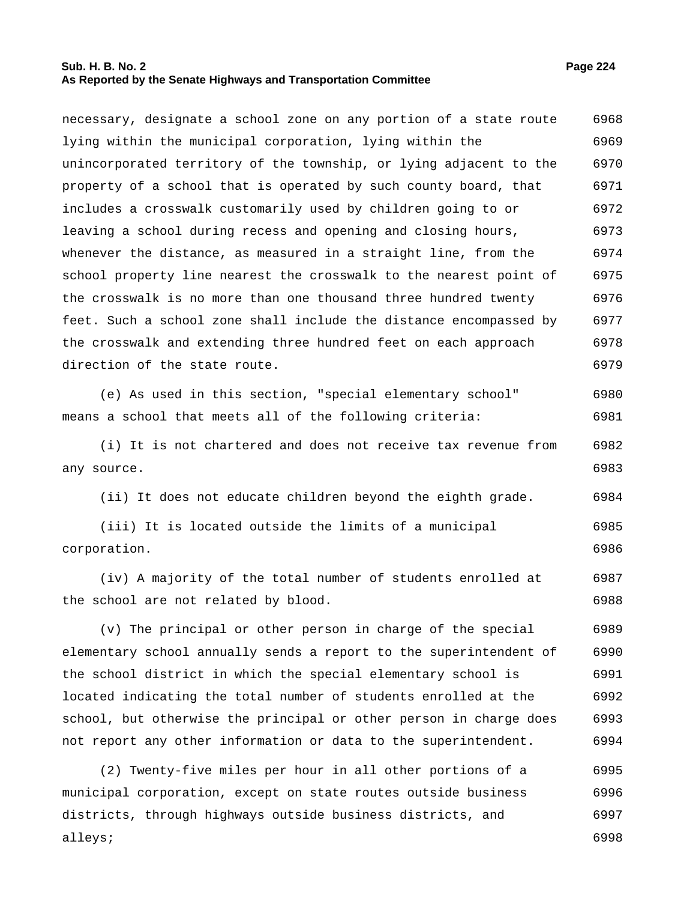necessary, designate a school zone on any portion of a state route lying within the municipal corporation, lying within the unincorporated territory of the township, or lying adjacent to the property of a school that is operated by such county board, that includes a crosswalk customarily used by children going to or leaving a school during recess and opening and closing hours, whenever the distance, as measured in a straight line, from the school property line nearest the crosswalk to the nearest point of the crosswalk is no more than one thousand three hundred twenty feet. Such a school zone shall include the distance encompassed by the crosswalk and extending three hundred feet on each approach direction of the state route.

(e) As used in this section, "special elementary school" means a school that meets all of the following criteria:

(i) It is not chartered and does not receive tax revenue from any source.

(ii) It does not educate children beyond the eighth grade.

(iii) It is located outside the limits of a municipal corporation.

(iv) A majority of the total number of students enrolled at the school are not related by blood.

(v) The principal or other person in charge of the special elementary school annually sends a report to the superintendent of the school district in which the special elementary school is located indicating the total number of students enrolled at the school, but otherwise the principal or other person in charge does not report any other information or data to the superintendent.

(2) Twenty-five miles per hour in all other portions of a municipal corporation, except on state routes outside business districts, through highways outside business districts, and alleys;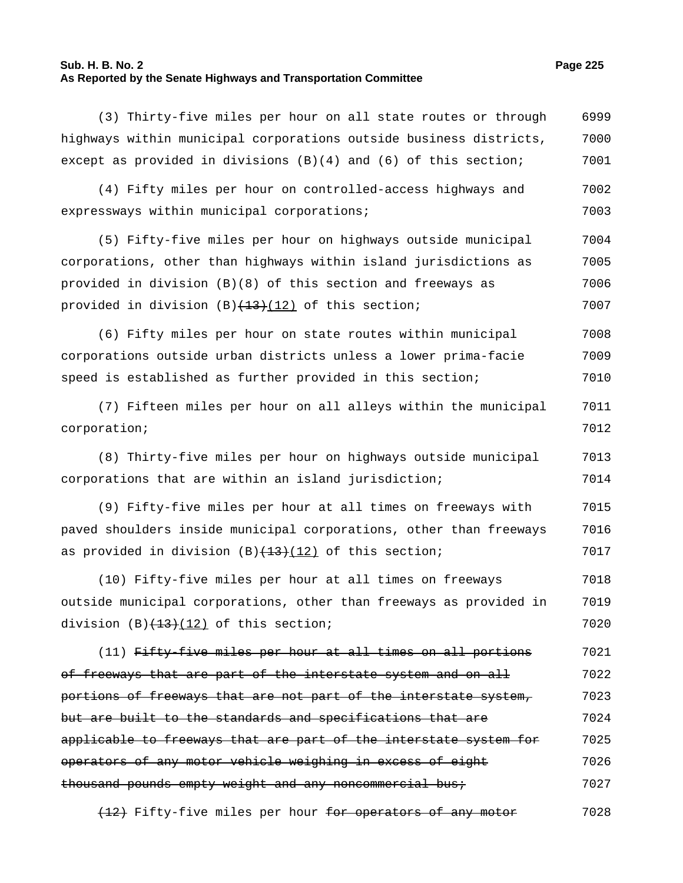(3) Thirty-five miles per hour on all state routes or through highways within municipal corporations outside business districts, except as provided in divisions (B)(4) and (6) of this section;

(4) Fifty miles per hour on controlled-access highways and expressways within municipal corporations;

(5) Fifty-five miles per hour on highways outside municipal corporations, other than highways within island jurisdictions as provided in division (B)(8) of this section and freeways as provided in division (B)~~(13)~~(12) of this section;

(6) Fifty miles per hour on state routes within municipal corporations outside urban districts unless a lower prima-facie speed is established as further provided in this section;

(7) Fifteen miles per hour on all alleys within the municipal corporation;

(8) Thirty-five miles per hour on highways outside municipal corporations that are within an island jurisdiction;

(9) Fifty-five miles per hour at all times on freeways with paved shoulders inside municipal corporations, other than freeways as provided in division (B)~~(13)~~(12) of this section;

(10) Fifty-five miles per hour at all times on freeways outside municipal corporations, other than freeways as provided in division (B)~~(13)~~(12) of this section;

(11) ~~Fifty-five miles per hour at all times on all portions of freeways that are part of the interstate system and on all portions of freeways that are not part of the interstate system, but are built to the standards and specifications that are applicable to freeways that are part of the interstate system for operators of any motor vehicle weighing in excess of eight thousand pounds empty weight and any noncommercial bus;~~

~~(12)~~ Fifty-five miles per hour ~~for operators of any motor~~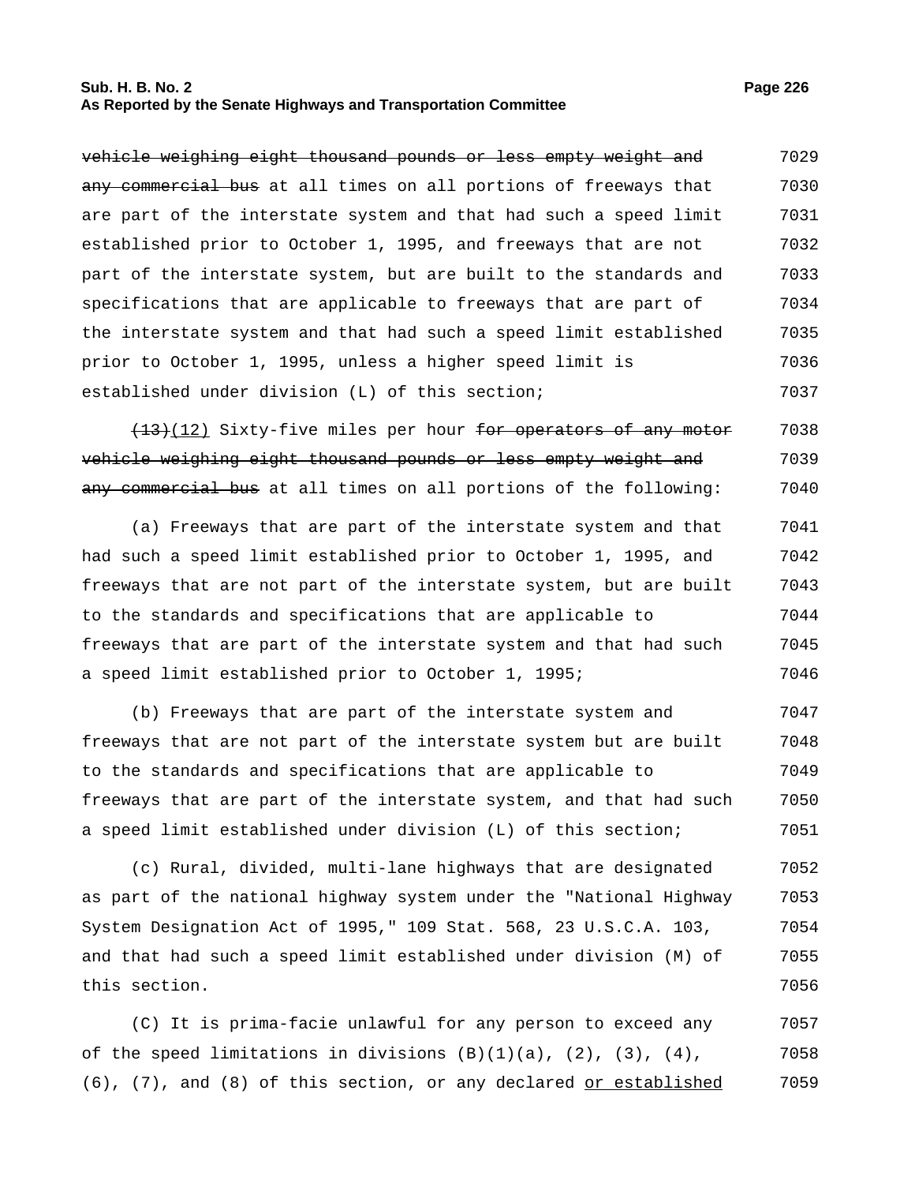~~vehicle weighing eight thousand pounds or less empty weight and any commercial bus~~ at all times on all portions of freeways that are part of the interstate system and that had such a speed limit established prior to October 1, 1995, and freeways that are not part of the interstate system, but are built to the standards and specifications that are applicable to freeways that are part of the interstate system and that had such a speed limit established prior to October 1, 1995, unless a higher speed limit is established under division (L) of this section;

~~(13)~~(12) Sixty-five miles per hour ~~for operators of any motor vehicle weighing eight thousand pounds or less empty weight and any commercial bus~~ at all times on all portions of the following:

(a) Freeways that are part of the interstate system and that had such a speed limit established prior to October 1, 1995, and freeways that are not part of the interstate system, but are built to the standards and specifications that are applicable to freeways that are part of the interstate system and that had such a speed limit established prior to October 1, 1995;

(b) Freeways that are part of the interstate system and freeways that are not part of the interstate system but are built to the standards and specifications that are applicable to freeways that are part of the interstate system, and that had such a speed limit established under division (L) of this section;

(c) Rural, divided, multi-lane highways that are designated as part of the national highway system under the "National Highway System Designation Act of 1995," 109 Stat. 568, 23 U.S.C.A. 103, and that had such a speed limit established under division (M) of this section.

(C) It is prima-facie unlawful for any person to exceed any of the speed limitations in divisions (B)(1)(a), (2), (3), (4), (6), (7), and (8) of this section, or any declared or established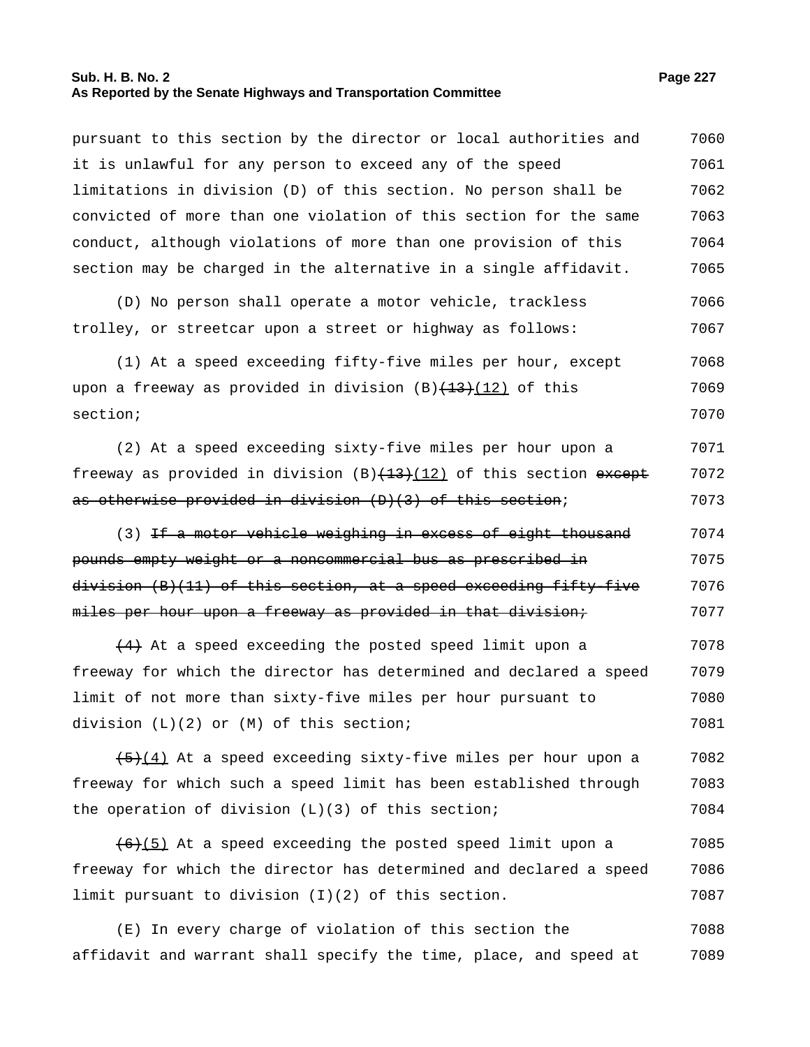pursuant to this section by the director or local authorities and it is unlawful for any person to exceed any of the speed limitations in division (D) of this section. No person shall be convicted of more than one violation of this section for the same conduct, although violations of more than one provision of this section may be charged in the alternative in a single affidavit.

(D) No person shall operate a motor vehicle, trackless trolley, or streetcar upon a street or highway as follows:

(1) At a speed exceeding fifty-five miles per hour, except upon a freeway as provided in division (B)~~(13)~~(12) of this section;

(2) At a speed exceeding sixty-five miles per hour upon a freeway as provided in division (B)~~(13)~~(12) of this section ~~except as otherwise provided in division (D)(3) of this section~~;

(3) ~~If a motor vehicle weighing in excess of eight thousand pounds empty weight or a noncommercial bus as prescribed in division (B)(11) of this section, at a speed exceeding fifty-five miles per hour upon a freeway as provided in that division;~~

~~(4)~~ At a speed exceeding the posted speed limit upon a freeway for which the director has determined and declared a speed limit of not more than sixty-five miles per hour pursuant to division (L)(2) or (M) of this section;

~~(5)~~(4) At a speed exceeding sixty-five miles per hour upon a freeway for which such a speed limit has been established through the operation of division (L)(3) of this section;

~~(6)~~(5) At a speed exceeding the posted speed limit upon a freeway for which the director has determined and declared a speed limit pursuant to division (I)(2) of this section.

(E) In every charge of violation of this section the affidavit and warrant shall specify the time, place, and speed at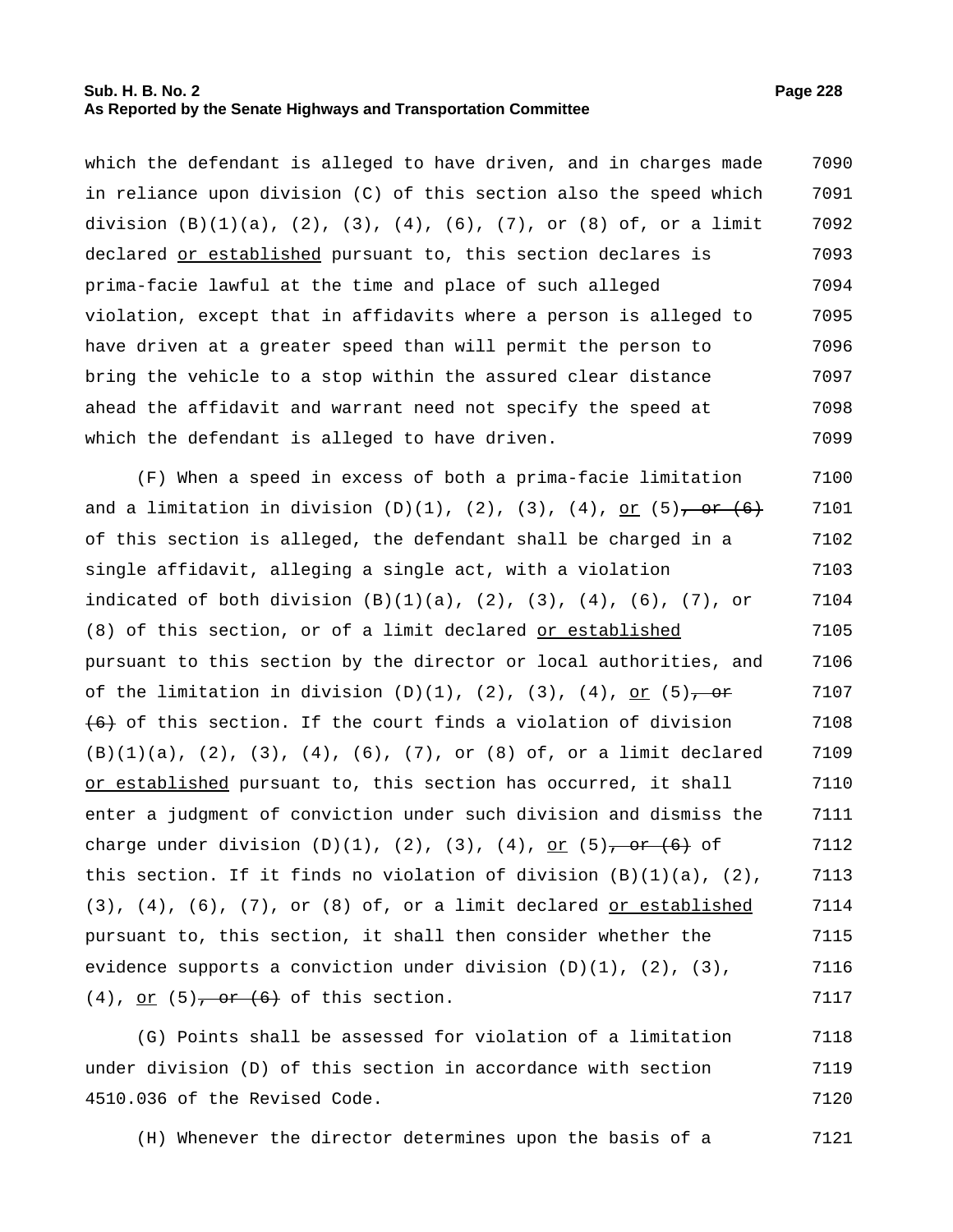which the defendant is alleged to have driven, and in charges made in reliance upon division (C) of this section also the speed which division (B)(1)(a), (2), (3), (4), (6), (7), or (8) of, or a limit declared or established pursuant to, this section declares is prima-facie lawful at the time and place of such alleged violation, except that in affidavits where a person is alleged to have driven at a greater speed than will permit the person to bring the vehicle to a stop within the assured clear distance ahead the affidavit and warrant need not specify the speed at which the defendant is alleged to have driven.

(F) When a speed in excess of both a prima-facie limitation and a limitation in division (D)(1), (2), (3), (4), or (5)~~, or (6)~~ of this section is alleged, the defendant shall be charged in a single affidavit, alleging a single act, with a violation indicated of both division (B)(1)(a), (2), (3), (4), (6), (7), or (8) of this section, or of a limit declared or established pursuant to this section by the director or local authorities, and of the limitation in division (D)(1), (2), (3), (4), or (5)~~, or (6)~~ of this section. If the court finds a violation of division (B)(1)(a), (2), (3), (4), (6), (7), or (8) of, or a limit declared or established pursuant to, this section has occurred, it shall enter a judgment of conviction under such division and dismiss the charge under division (D)(1), (2), (3), (4), or (5)~~, or (6)~~ of this section. If it finds no violation of division (B)(1)(a), (2), (3), (4), (6), (7), or (8) of, or a limit declared or established pursuant to, this section, it shall then consider whether the evidence supports a conviction under division (D)(1), (2), (3), (4), or (5)~~, or (6)~~ of this section.

(G) Points shall be assessed for violation of a limitation under division (D) of this section in accordance with section 4510.036 of the Revised Code.

(H) Whenever the director determines upon the basis of a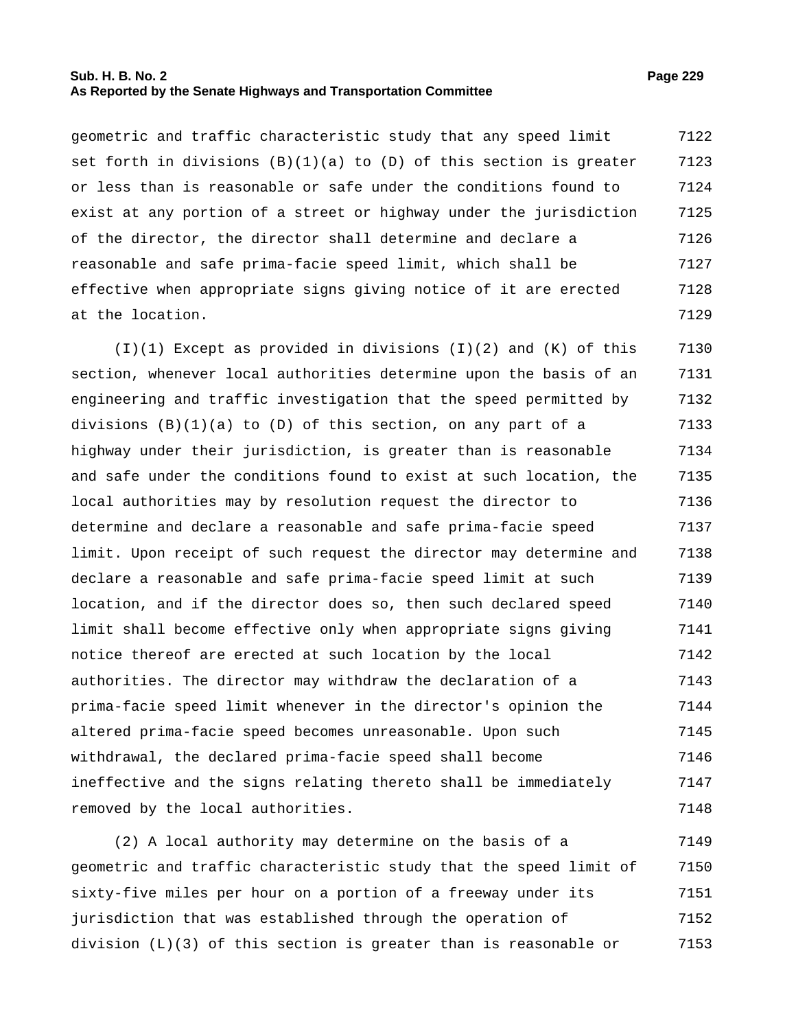geometric and traffic characteristic study that any speed limit set forth in divisions (B)(1)(a) to (D) of this section is greater or less than is reasonable or safe under the conditions found to exist at any portion of a street or highway under the jurisdiction of the director, the director shall determine and declare a reasonable and safe prima-facie speed limit, which shall be effective when appropriate signs giving notice of it are erected at the location.

(I)(1) Except as provided in divisions (I)(2) and (K) of this section, whenever local authorities determine upon the basis of an engineering and traffic investigation that the speed permitted by divisions (B)(1)(a) to (D) of this section, on any part of a highway under their jurisdiction, is greater than is reasonable and safe under the conditions found to exist at such location, the local authorities may by resolution request the director to determine and declare a reasonable and safe prima-facie speed limit. Upon receipt of such request the director may determine and declare a reasonable and safe prima-facie speed limit at such location, and if the director does so, then such declared speed limit shall become effective only when appropriate signs giving notice thereof are erected at such location by the local authorities. The director may withdraw the declaration of a prima-facie speed limit whenever in the director's opinion the altered prima-facie speed becomes unreasonable. Upon such withdrawal, the declared prima-facie speed shall become ineffective and the signs relating thereto shall be immediately removed by the local authorities.

(2) A local authority may determine on the basis of a geometric and traffic characteristic study that the speed limit of sixty-five miles per hour on a portion of a freeway under its jurisdiction that was established through the operation of division (L)(3) of this section is greater than is reasonable or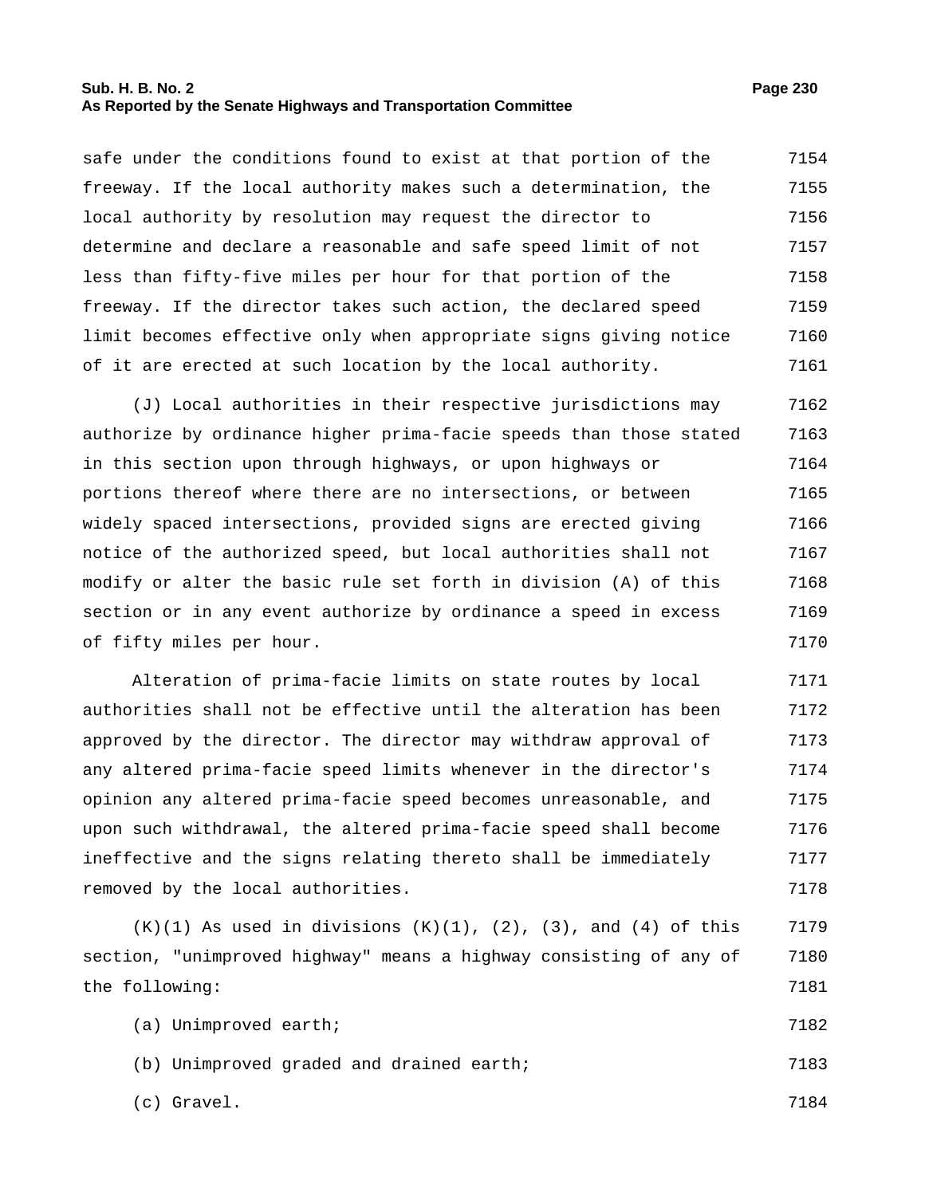safe under the conditions found to exist at that portion of the freeway. If the local authority makes such a determination, the local authority by resolution may request the director to determine and declare a reasonable and safe speed limit of not less than fifty-five miles per hour for that portion of the freeway. If the director takes such action, the declared speed limit becomes effective only when appropriate signs giving notice of it are erected at such location by the local authority.

(J) Local authorities in their respective jurisdictions may authorize by ordinance higher prima-facie speeds than those stated in this section upon through highways, or upon highways or portions thereof where there are no intersections, or between widely spaced intersections, provided signs are erected giving notice of the authorized speed, but local authorities shall not modify or alter the basic rule set forth in division (A) of this section or in any event authorize by ordinance a speed in excess of fifty miles per hour.

Alteration of prima-facie limits on state routes by local authorities shall not be effective until the alteration has been approved by the director. The director may withdraw approval of any altered prima-facie speed limits whenever in the director's opinion any altered prima-facie speed becomes unreasonable, and upon such withdrawal, the altered prima-facie speed shall become ineffective and the signs relating thereto shall be immediately removed by the local authorities.

(K)(1) As used in divisions (K)(1), (2), (3), and (4) of this section, "unimproved highway" means a highway consisting of any of the following:

(a) Unimproved earth;

(b) Unimproved graded and drained earth;

(c) Gravel.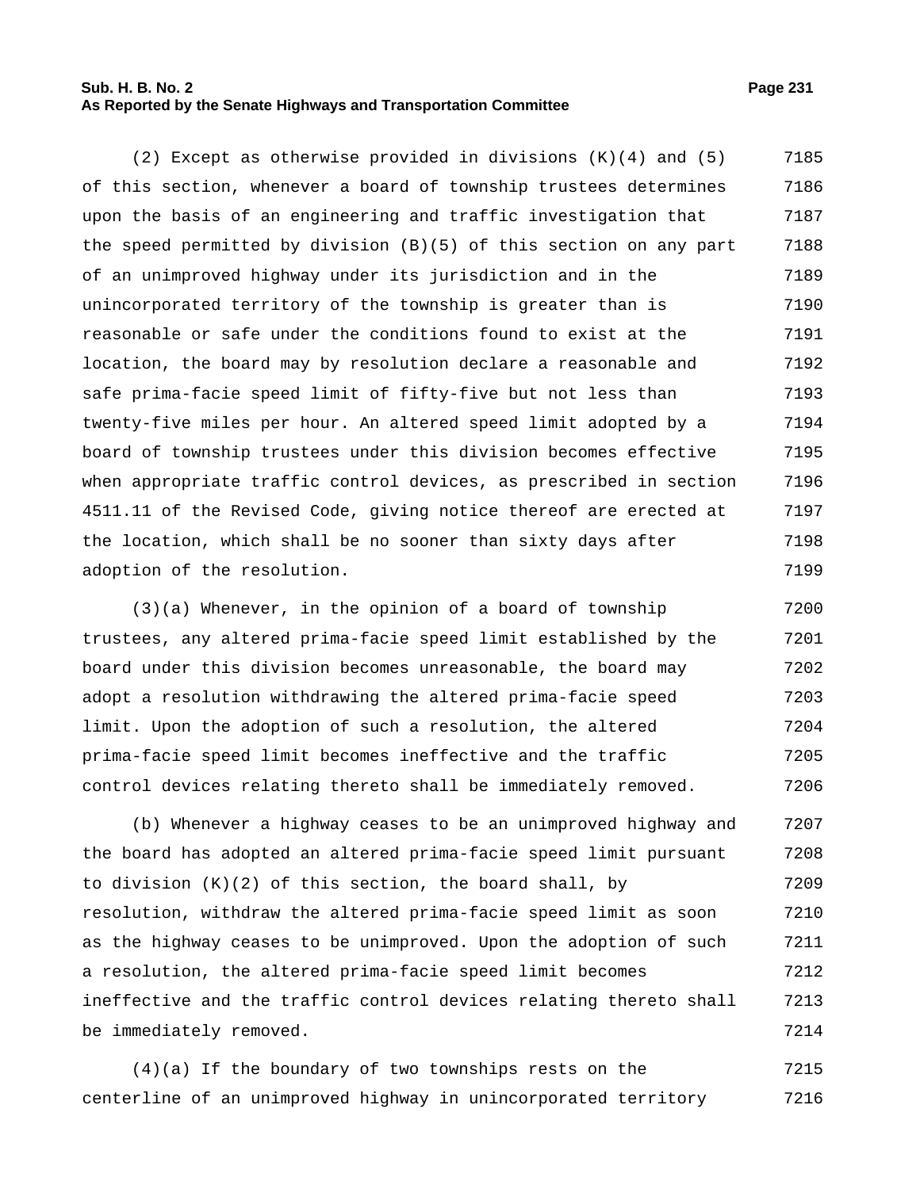(2) Except as otherwise provided in divisions (K)(4) and (5) of this section, whenever a board of township trustees determines upon the basis of an engineering and traffic investigation that the speed permitted by division (B)(5) of this section on any part of an unimproved highway under its jurisdiction and in the unincorporated territory of the township is greater than is reasonable or safe under the conditions found to exist at the location, the board may by resolution declare a reasonable and safe prima-facie speed limit of fifty-five but not less than twenty-five miles per hour. An altered speed limit adopted by a board of township trustees under this division becomes effective when appropriate traffic control devices, as prescribed in section 4511.11 of the Revised Code, giving notice thereof are erected at the location, which shall be no sooner than sixty days after adoption of the resolution.

(3)(a) Whenever, in the opinion of a board of township trustees, any altered prima-facie speed limit established by the board under this division becomes unreasonable, the board may adopt a resolution withdrawing the altered prima-facie speed limit. Upon the adoption of such a resolution, the altered prima-facie speed limit becomes ineffective and the traffic control devices relating thereto shall be immediately removed.

(b) Whenever a highway ceases to be an unimproved highway and the board has adopted an altered prima-facie speed limit pursuant to division (K)(2) of this section, the board shall, by resolution, withdraw the altered prima-facie speed limit as soon as the highway ceases to be unimproved. Upon the adoption of such a resolution, the altered prima-facie speed limit becomes ineffective and the traffic control devices relating thereto shall be immediately removed.

(4)(a) If the boundary of two townships rests on the centerline of an unimproved highway in unincorporated territory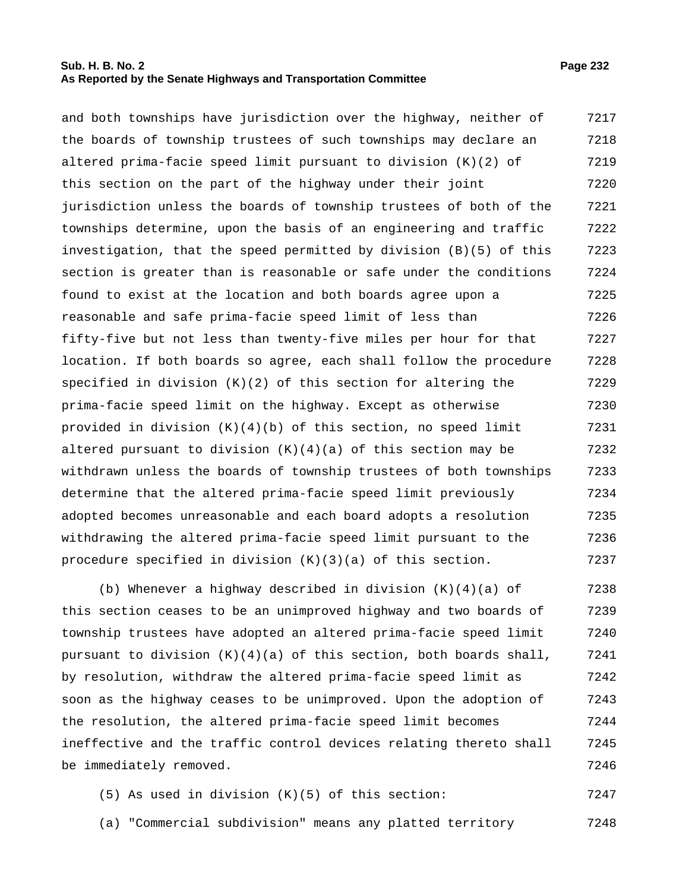and both townships have jurisdiction over the highway, neither of the boards of township trustees of such townships may declare an altered prima-facie speed limit pursuant to division (K)(2) of this section on the part of the highway under their joint jurisdiction unless the boards of township trustees of both of the townships determine, upon the basis of an engineering and traffic investigation, that the speed permitted by division (B)(5) of this section is greater than is reasonable or safe under the conditions found to exist at the location and both boards agree upon a reasonable and safe prima-facie speed limit of less than fifty-five but not less than twenty-five miles per hour for that location. If both boards so agree, each shall follow the procedure specified in division (K)(2) of this section for altering the prima-facie speed limit on the highway. Except as otherwise provided in division (K)(4)(b) of this section, no speed limit altered pursuant to division (K)(4)(a) of this section may be withdrawn unless the boards of township trustees of both townships determine that the altered prima-facie speed limit previously adopted becomes unreasonable and each board adopts a resolution withdrawing the altered prima-facie speed limit pursuant to the procedure specified in division (K)(3)(a) of this section.

(b) Whenever a highway described in division (K)(4)(a) of this section ceases to be an unimproved highway and two boards of township trustees have adopted an altered prima-facie speed limit pursuant to division (K)(4)(a) of this section, both boards shall, by resolution, withdraw the altered prima-facie speed limit as soon as the highway ceases to be unimproved. Upon the adoption of the resolution, the altered prima-facie speed limit becomes ineffective and the traffic control devices relating thereto shall be immediately removed.

(5) As used in division (K)(5) of this section:

(a) "Commercial subdivision" means any platted territory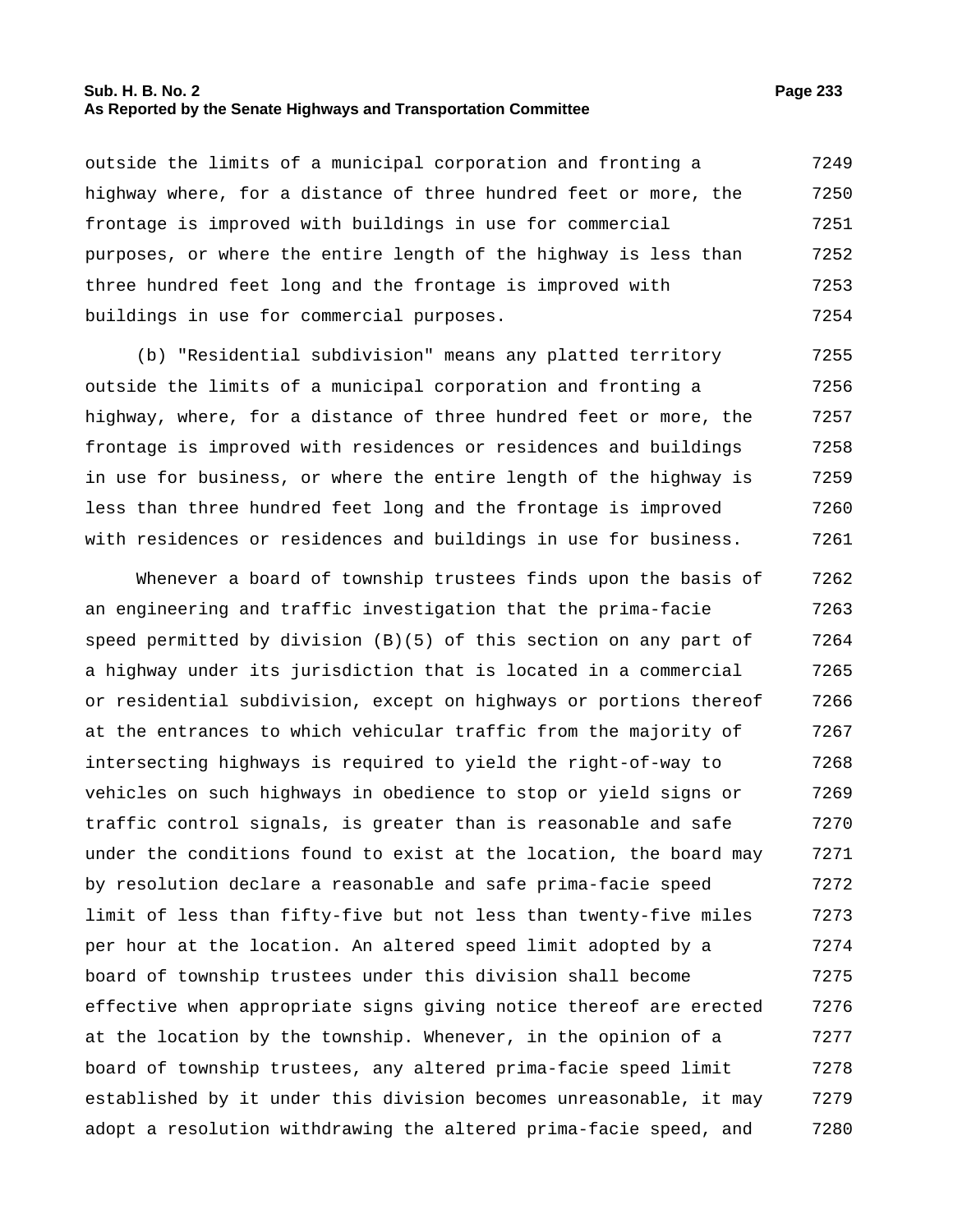outside the limits of a municipal corporation and fronting a highway where, for a distance of three hundred feet or more, the frontage is improved with buildings in use for commercial purposes, or where the entire length of the highway is less than three hundred feet long and the frontage is improved with buildings in use for commercial purposes.

(b) "Residential subdivision" means any platted territory outside the limits of a municipal corporation and fronting a highway, where, for a distance of three hundred feet or more, the frontage is improved with residences or residences and buildings in use for business, or where the entire length of the highway is less than three hundred feet long and the frontage is improved with residences or residences and buildings in use for business.

Whenever a board of township trustees finds upon the basis of an engineering and traffic investigation that the prima-facie speed permitted by division (B)(5) of this section on any part of a highway under its jurisdiction that is located in a commercial or residential subdivision, except on highways or portions thereof at the entrances to which vehicular traffic from the majority of intersecting highways is required to yield the right-of-way to vehicles on such highways in obedience to stop or yield signs or traffic control signals, is greater than is reasonable and safe under the conditions found to exist at the location, the board may by resolution declare a reasonable and safe prima-facie speed limit of less than fifty-five but not less than twenty-five miles per hour at the location. An altered speed limit adopted by a board of township trustees under this division shall become effective when appropriate signs giving notice thereof are erected at the location by the township. Whenever, in the opinion of a board of township trustees, any altered prima-facie speed limit established by it under this division becomes unreasonable, it may adopt a resolution withdrawing the altered prima-facie speed, and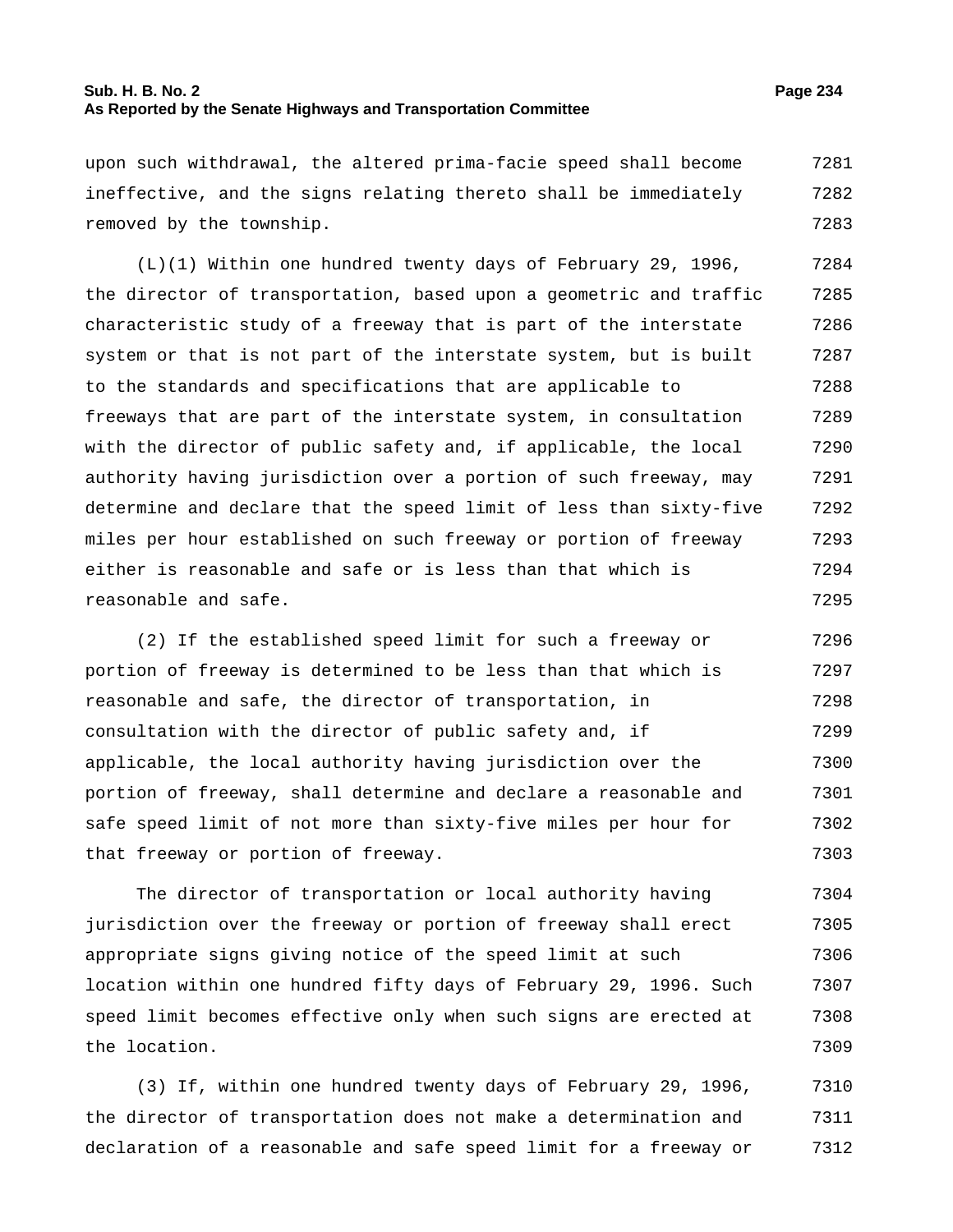upon such withdrawal, the altered prima-facie speed shall become ineffective, and the signs relating thereto shall be immediately removed by the township.

(L)(1) Within one hundred twenty days of February 29, 1996, the director of transportation, based upon a geometric and traffic characteristic study of a freeway that is part of the interstate system or that is not part of the interstate system, but is built to the standards and specifications that are applicable to freeways that are part of the interstate system, in consultation with the director of public safety and, if applicable, the local authority having jurisdiction over a portion of such freeway, may determine and declare that the speed limit of less than sixty-five miles per hour established on such freeway or portion of freeway either is reasonable and safe or is less than that which is reasonable and safe.

(2) If the established speed limit for such a freeway or portion of freeway is determined to be less than that which is reasonable and safe, the director of transportation, in consultation with the director of public safety and, if applicable, the local authority having jurisdiction over the portion of freeway, shall determine and declare a reasonable and safe speed limit of not more than sixty-five miles per hour for that freeway or portion of freeway.

The director of transportation or local authority having jurisdiction over the freeway or portion of freeway shall erect appropriate signs giving notice of the speed limit at such location within one hundred fifty days of February 29, 1996. Such speed limit becomes effective only when such signs are erected at the location.

(3) If, within one hundred twenty days of February 29, 1996, the director of transportation does not make a determination and declaration of a reasonable and safe speed limit for a freeway or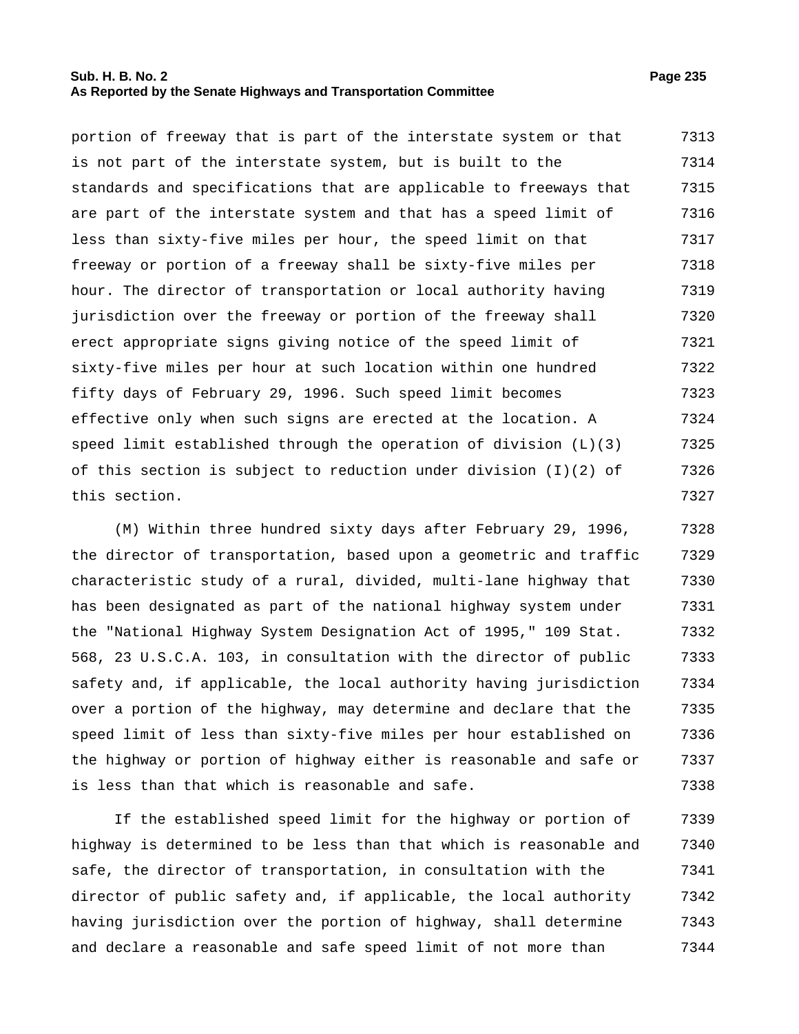portion of freeway that is part of the interstate system or that is not part of the interstate system, but is built to the standards and specifications that are applicable to freeways that are part of the interstate system and that has a speed limit of less than sixty-five miles per hour, the speed limit on that freeway or portion of a freeway shall be sixty-five miles per hour. The director of transportation or local authority having jurisdiction over the freeway or portion of the freeway shall erect appropriate signs giving notice of the speed limit of sixty-five miles per hour at such location within one hundred fifty days of February 29, 1996. Such speed limit becomes effective only when such signs are erected at the location. A speed limit established through the operation of division (L)(3) of this section is subject to reduction under division (I)(2) of this section.

(M) Within three hundred sixty days after February 29, 1996, the director of transportation, based upon a geometric and traffic characteristic study of a rural, divided, multi-lane highway that has been designated as part of the national highway system under the "National Highway System Designation Act of 1995," 109 Stat. 568, 23 U.S.C.A. 103, in consultation with the director of public safety and, if applicable, the local authority having jurisdiction over a portion of the highway, may determine and declare that the speed limit of less than sixty-five miles per hour established on the highway or portion of highway either is reasonable and safe or is less than that which is reasonable and safe.

If the established speed limit for the highway or portion of highway is determined to be less than that which is reasonable and safe, the director of transportation, in consultation with the director of public safety and, if applicable, the local authority having jurisdiction over the portion of highway, shall determine and declare a reasonable and safe speed limit of not more than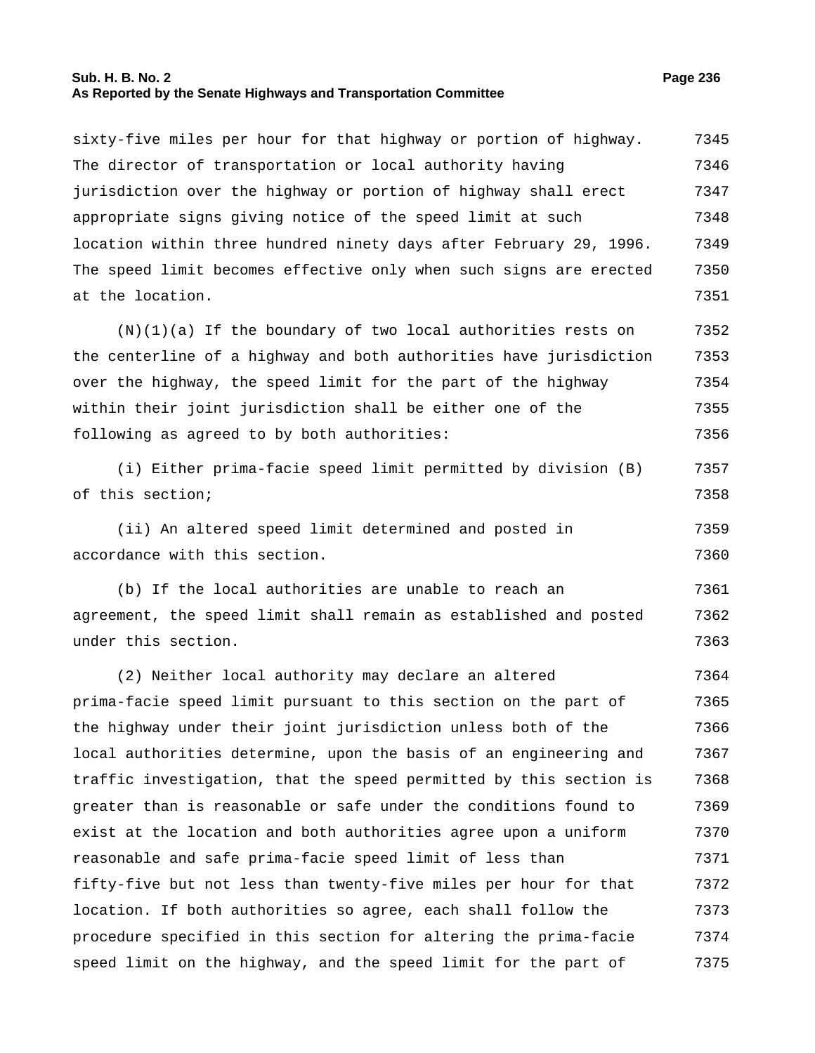sixty-five miles per hour for that highway or portion of highway. The director of transportation or local authority having jurisdiction over the highway or portion of highway shall erect appropriate signs giving notice of the speed limit at such location within three hundred ninety days after February 29, 1996. The speed limit becomes effective only when such signs are erected at the location.

(N)(1)(a) If the boundary of two local authorities rests on the centerline of a highway and both authorities have jurisdiction over the highway, the speed limit for the part of the highway within their joint jurisdiction shall be either one of the following as agreed to by both authorities:

(i) Either prima-facie speed limit permitted by division (B) of this section;

(ii) An altered speed limit determined and posted in accordance with this section.

(b) If the local authorities are unable to reach an agreement, the speed limit shall remain as established and posted under this section.

(2) Neither local authority may declare an altered prima-facie speed limit pursuant to this section on the part of the highway under their joint jurisdiction unless both of the local authorities determine, upon the basis of an engineering and traffic investigation, that the speed permitted by this section is greater than is reasonable or safe under the conditions found to exist at the location and both authorities agree upon a uniform reasonable and safe prima-facie speed limit of less than fifty-five but not less than twenty-five miles per hour for that location. If both authorities so agree, each shall follow the procedure specified in this section for altering the prima-facie speed limit on the highway, and the speed limit for the part of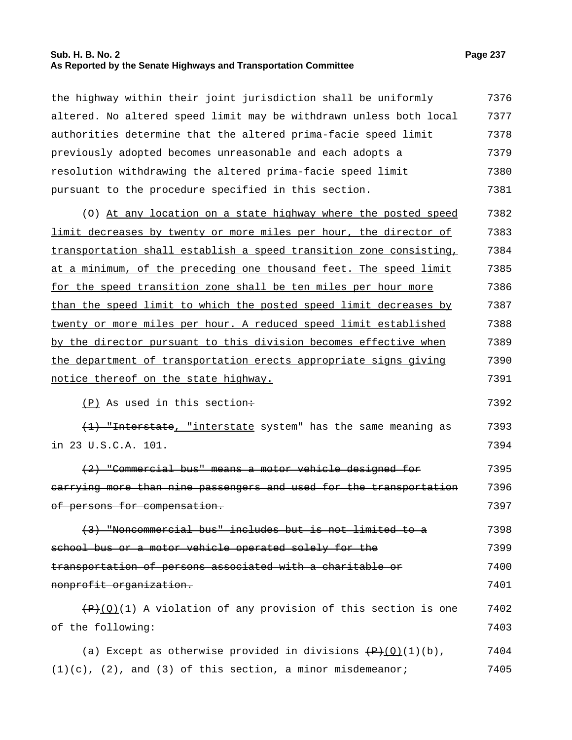the highway within their joint jurisdiction shall be uniformly altered. No altered speed limit may be withdrawn unless both local authorities determine that the altered prima-facie speed limit previously adopted becomes unreasonable and each adopts a resolution withdrawing the altered prima-facie speed limit pursuant to the procedure specified in this section.

(O) At any location on a state highway where the posted speed limit decreases by twenty or more miles per hour, the director of transportation shall establish a speed transition zone consisting, at a minimum, of the preceding one thousand feet. The speed limit for the speed transition zone shall be ten miles per hour more than the speed limit to which the posted speed limit decreases by twenty or more miles per hour. A reduced speed limit established by the director pursuant to this division becomes effective when the department of transportation erects appropriate signs giving notice thereof on the state highway.

(P) As used in this section~~:~~

~~(1) "Interstate~~, "interstate system" has the same meaning as in 23 U.S.C.A. 101.

~~(2) "Commercial bus" means a motor vehicle designed for carrying more than nine passengers and used for the transportation of persons for compensation.~~

~~(3) "Noncommercial bus" includes but is not limited to a school bus or a motor vehicle operated solely for the transportation of persons associated with a charitable or nonprofit organization.~~

~~(P)~~(Q)(1) A violation of any provision of this section is one of the following:

(a) Except as otherwise provided in divisions ~~(P)~~(Q)(1)(b), (1)(c), (2), and (3) of this section, a minor misdemeanor;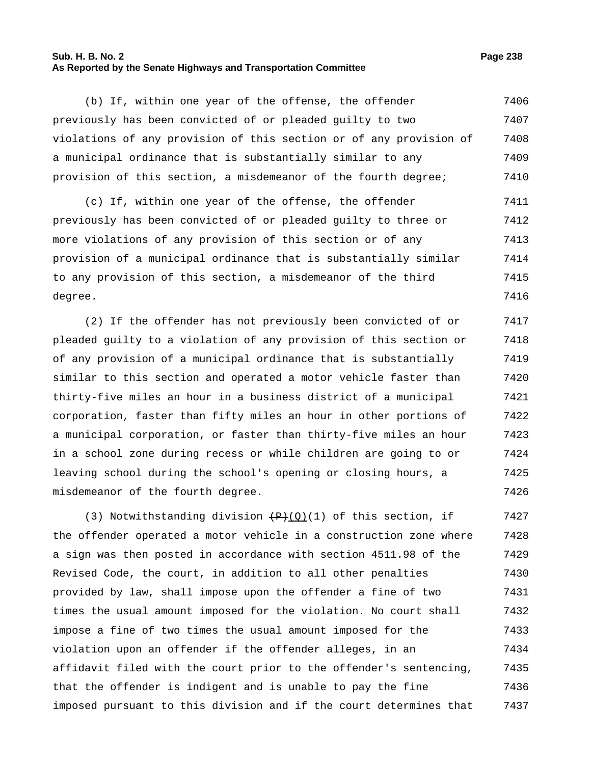(b) If, within one year of the offense, the offender previously has been convicted of or pleaded guilty to two violations of any provision of this section or of any provision of a municipal ordinance that is substantially similar to any provision of this section, a misdemeanor of the fourth degree;

(c) If, within one year of the offense, the offender previously has been convicted of or pleaded guilty to three or more violations of any provision of this section or of any provision of a municipal ordinance that is substantially similar to any provision of this section, a misdemeanor of the third degree.

(2) If the offender has not previously been convicted of or pleaded guilty to a violation of any provision of this section or of any provision of a municipal ordinance that is substantially similar to this section and operated a motor vehicle faster than thirty-five miles an hour in a business district of a municipal corporation, faster than fifty miles an hour in other portions of a municipal corporation, or faster than thirty-five miles an hour in a school zone during recess or while children are going to or leaving school during the school's opening or closing hours, a misdemeanor of the fourth degree.

(3) Notwithstanding division ~~(P)~~(Q)(1) of this section, if the offender operated a motor vehicle in a construction zone where a sign was then posted in accordance with section 4511.98 of the Revised Code, the court, in addition to all other penalties provided by law, shall impose upon the offender a fine of two times the usual amount imposed for the violation. No court shall impose a fine of two times the usual amount imposed for the violation upon an offender if the offender alleges, in an affidavit filed with the court prior to the offender's sentencing, that the offender is indigent and is unable to pay the fine imposed pursuant to this division and if the court determines that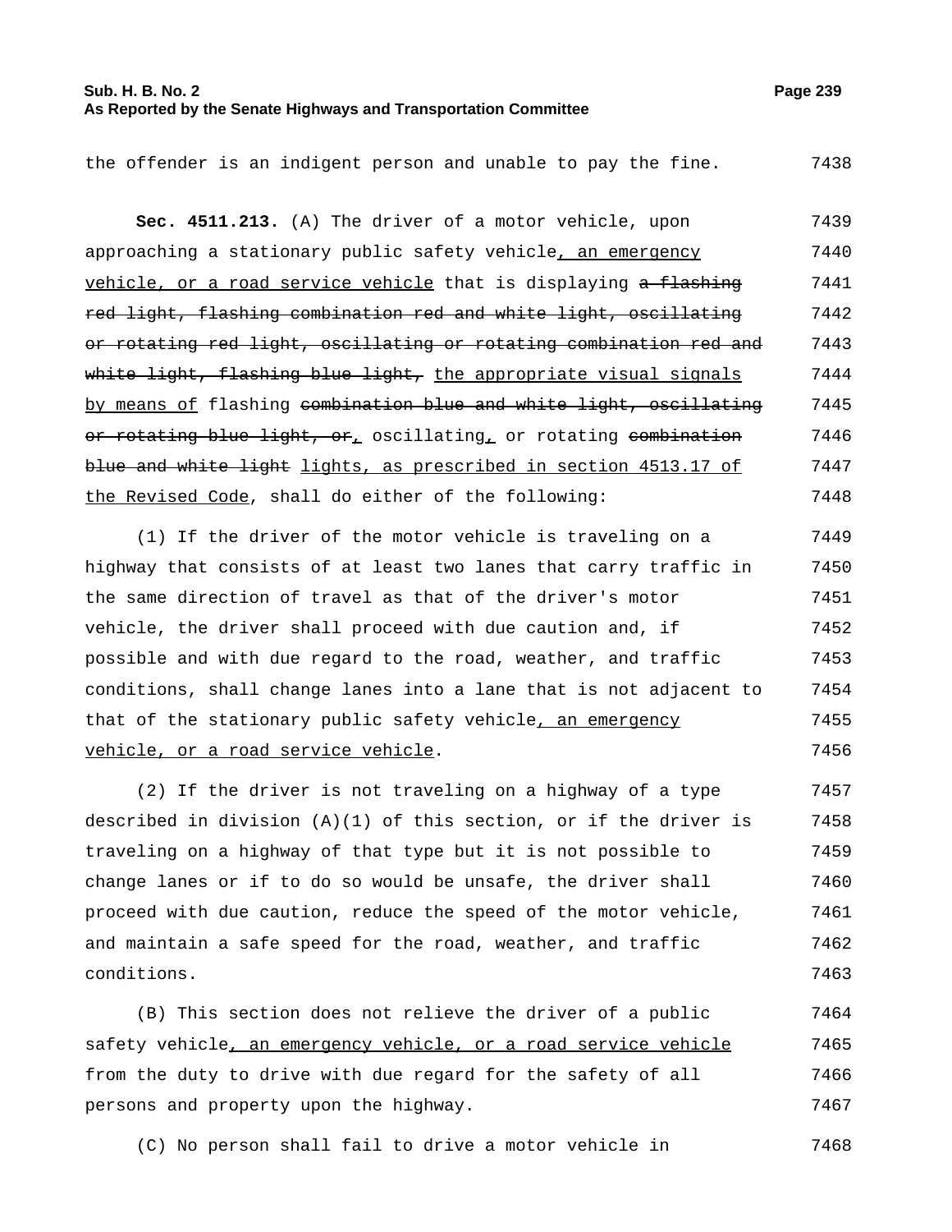the offender is an indigent person and unable to pay the fine. 7438

**Sec. 4511.213.** (A) The driver of a motor vehicle, upon approaching a stationary public safety vehicle<u>, an emergency vehicle, or a road service vehicle</u> that is displaying ~~a flashing red light, flashing combination red and white light, oscillating or rotating red light, oscillating or rotating combination red and white light, flashing blue light,~~ <u>the appropriate visual signals by means of</u> flashing ~~combination blue and white light, oscillating or rotating blue light, or~~<u>,</u> oscillating<u>,</u> or rotating ~~combination blue and white light~~ <u>lights, as prescribed in section 4513.17 of the Revised Code</u>, shall do either of the following: 7439–7448

(1) If the driver of the motor vehicle is traveling on a highway that consists of at least two lanes that carry traffic in the same direction of travel as that of the driver's motor vehicle, the driver shall proceed with due caution and, if possible and with due regard to the road, weather, and traffic conditions, shall change lanes into a lane that is not adjacent to that of the stationary public safety vehicle<u>, an emergency vehicle, or a road service vehicle</u>. 7449–7456

(2) If the driver is not traveling on a highway of a type described in division (A)(1) of this section, or if the driver is traveling on a highway of that type but it is not possible to change lanes or if to do so would be unsafe, the driver shall proceed with due caution, reduce the speed of the motor vehicle, and maintain a safe speed for the road, weather, and traffic conditions. 7457–7463

(B) This section does not relieve the driver of a public safety vehicle<u>, an emergency vehicle, or a road service vehicle</u> from the duty to drive with due regard for the safety of all persons and property upon the highway. 7464–7467

(C) No person shall fail to drive a motor vehicle in 7468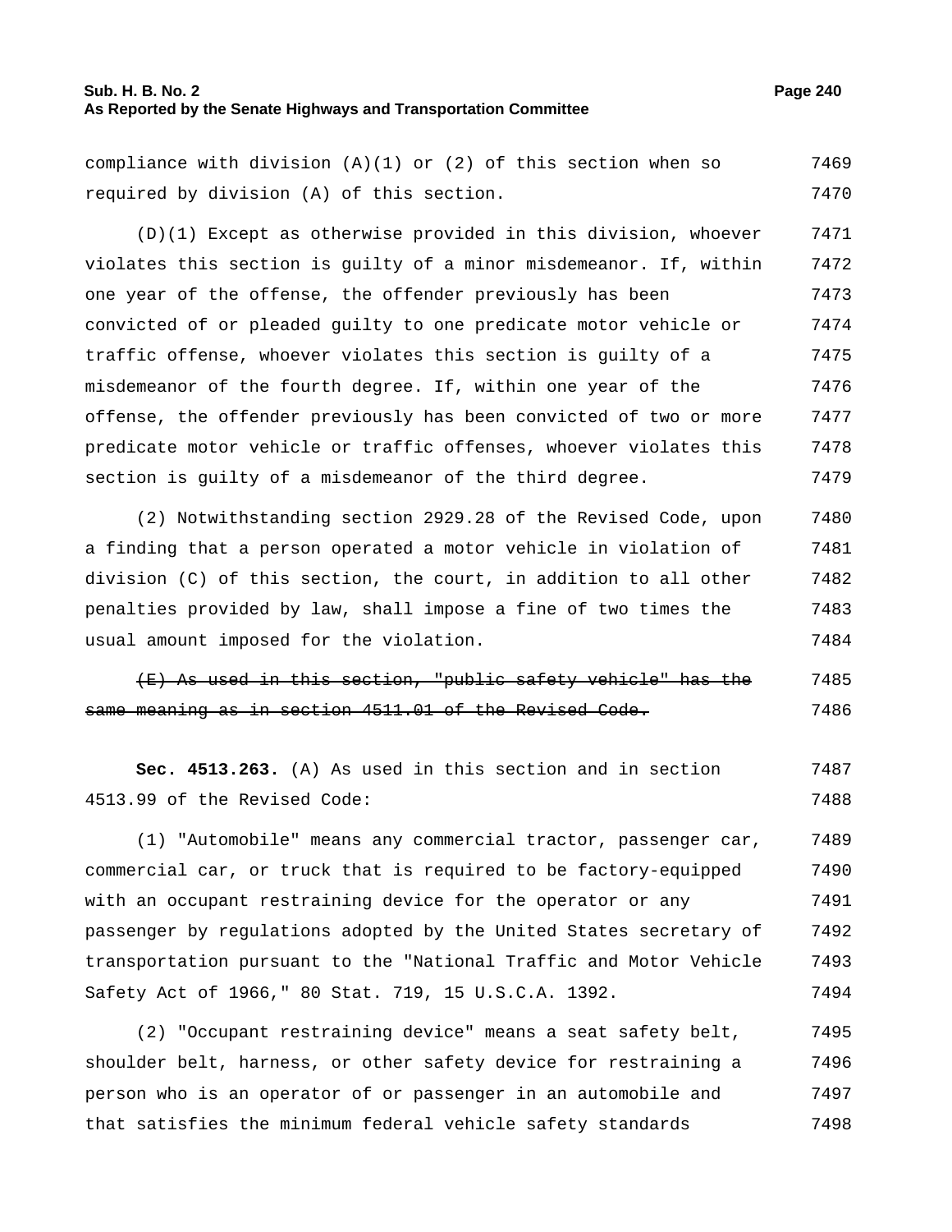compliance with division (A)(1) or (2) of this section when so required by division (A) of this section.

(D)(1) Except as otherwise provided in this division, whoever violates this section is guilty of a minor misdemeanor. If, within one year of the offense, the offender previously has been convicted of or pleaded guilty to one predicate motor vehicle or traffic offense, whoever violates this section is guilty of a misdemeanor of the fourth degree. If, within one year of the offense, the offender previously has been convicted of two or more predicate motor vehicle or traffic offenses, whoever violates this section is guilty of a misdemeanor of the third degree.

(2) Notwithstanding section 2929.28 of the Revised Code, upon a finding that a person operated a motor vehicle in violation of division (C) of this section, the court, in addition to all other penalties provided by law, shall impose a fine of two times the usual amount imposed for the violation.

~~(E) As used in this section, "public safety vehicle" has the same meaning as in section 4511.01 of the Revised Code.~~

**Sec. 4513.263.** (A) As used in this section and in section 4513.99 of the Revised Code:

(1) "Automobile" means any commercial tractor, passenger car, commercial car, or truck that is required to be factory-equipped with an occupant restraining device for the operator or any passenger by regulations adopted by the United States secretary of transportation pursuant to the "National Traffic and Motor Vehicle Safety Act of 1966," 80 Stat. 719, 15 U.S.C.A. 1392.

(2) "Occupant restraining device" means a seat safety belt, shoulder belt, harness, or other safety device for restraining a person who is an operator of or passenger in an automobile and that satisfies the minimum federal vehicle safety standards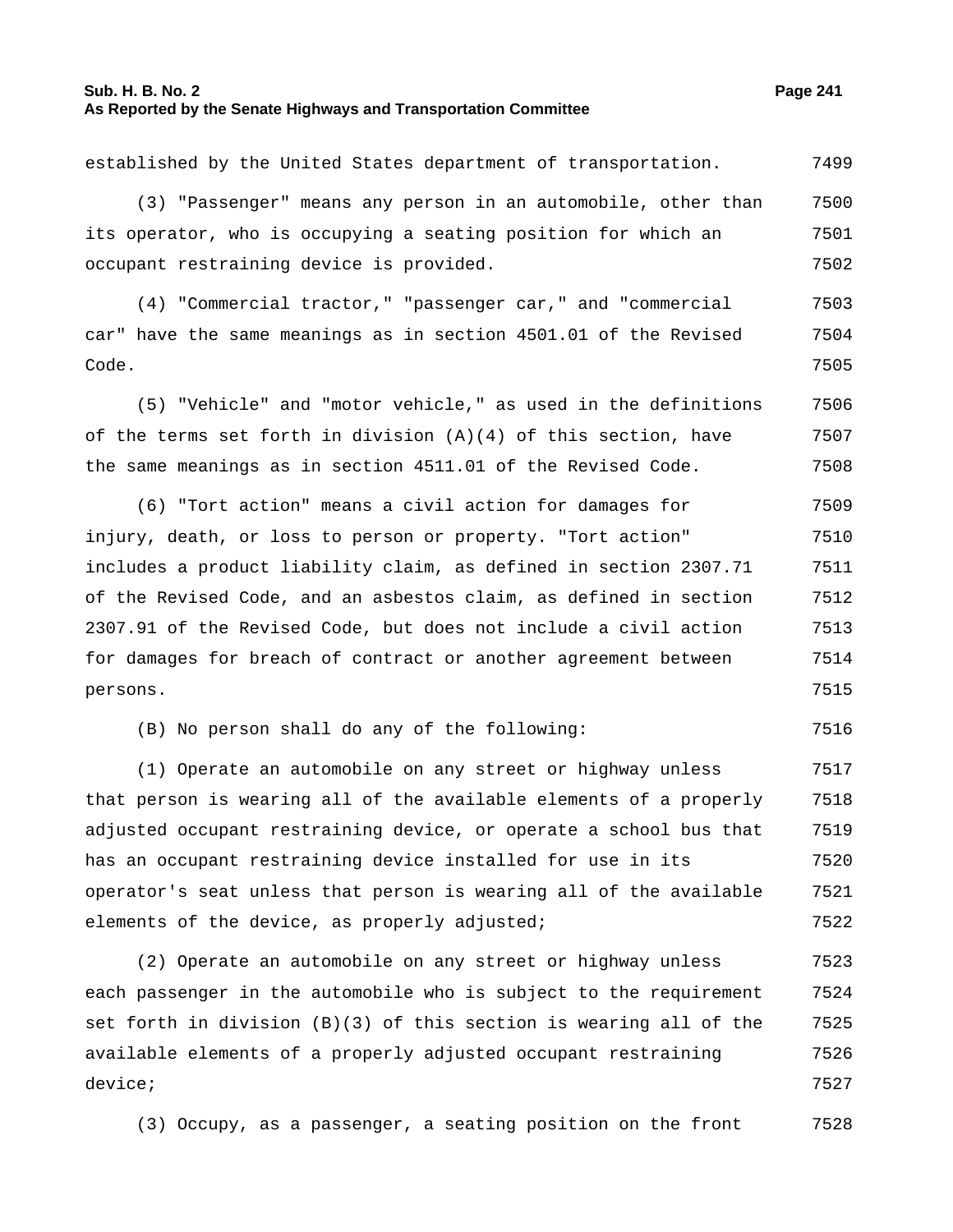established by the United States department of transportation.

(3) "Passenger" means any person in an automobile, other than its operator, who is occupying a seating position for which an occupant restraining device is provided.

(4) "Commercial tractor," "passenger car," and "commercial car" have the same meanings as in section 4501.01 of the Revised Code.

(5) "Vehicle" and "motor vehicle," as used in the definitions of the terms set forth in division (A)(4) of this section, have the same meanings as in section 4511.01 of the Revised Code.

(6) "Tort action" means a civil action for damages for injury, death, or loss to person or property. "Tort action" includes a product liability claim, as defined in section 2307.71 of the Revised Code, and an asbestos claim, as defined in section 2307.91 of the Revised Code, but does not include a civil action for damages for breach of contract or another agreement between persons.

(B) No person shall do any of the following:

(1) Operate an automobile on any street or highway unless that person is wearing all of the available elements of a properly adjusted occupant restraining device, or operate a school bus that has an occupant restraining device installed for use in its operator's seat unless that person is wearing all of the available elements of the device, as properly adjusted;

(2) Operate an automobile on any street or highway unless each passenger in the automobile who is subject to the requirement set forth in division (B)(3) of this section is wearing all of the available elements of a properly adjusted occupant restraining device;

(3) Occupy, as a passenger, a seating position on the front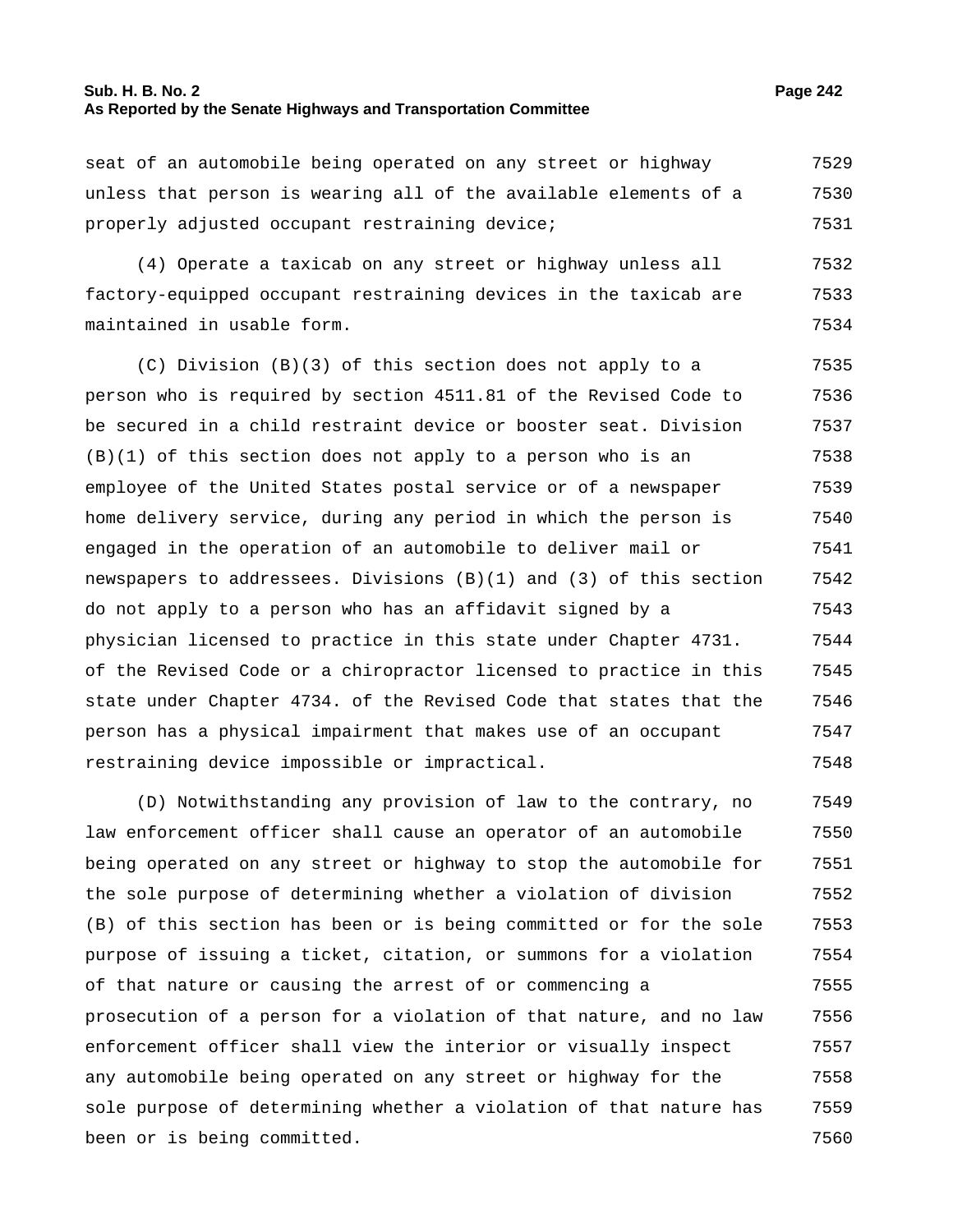seat of an automobile being operated on any street or highway unless that person is wearing all of the available elements of a properly adjusted occupant restraining device;

(4) Operate a taxicab on any street or highway unless all factory-equipped occupant restraining devices in the taxicab are maintained in usable form.

(C) Division (B)(3) of this section does not apply to a person who is required by section 4511.81 of the Revised Code to be secured in a child restraint device or booster seat. Division (B)(1) of this section does not apply to a person who is an employee of the United States postal service or of a newspaper home delivery service, during any period in which the person is engaged in the operation of an automobile to deliver mail or newspapers to addressees. Divisions (B)(1) and (3) of this section do not apply to a person who has an affidavit signed by a physician licensed to practice in this state under Chapter 4731. of the Revised Code or a chiropractor licensed to practice in this state under Chapter 4734. of the Revised Code that states that the person has a physical impairment that makes use of an occupant restraining device impossible or impractical.

(D) Notwithstanding any provision of law to the contrary, no law enforcement officer shall cause an operator of an automobile being operated on any street or highway to stop the automobile for the sole purpose of determining whether a violation of division (B) of this section has been or is being committed or for the sole purpose of issuing a ticket, citation, or summons for a violation of that nature or causing the arrest of or commencing a prosecution of a person for a violation of that nature, and no law enforcement officer shall view the interior or visually inspect any automobile being operated on any street or highway for the sole purpose of determining whether a violation of that nature has been or is being committed.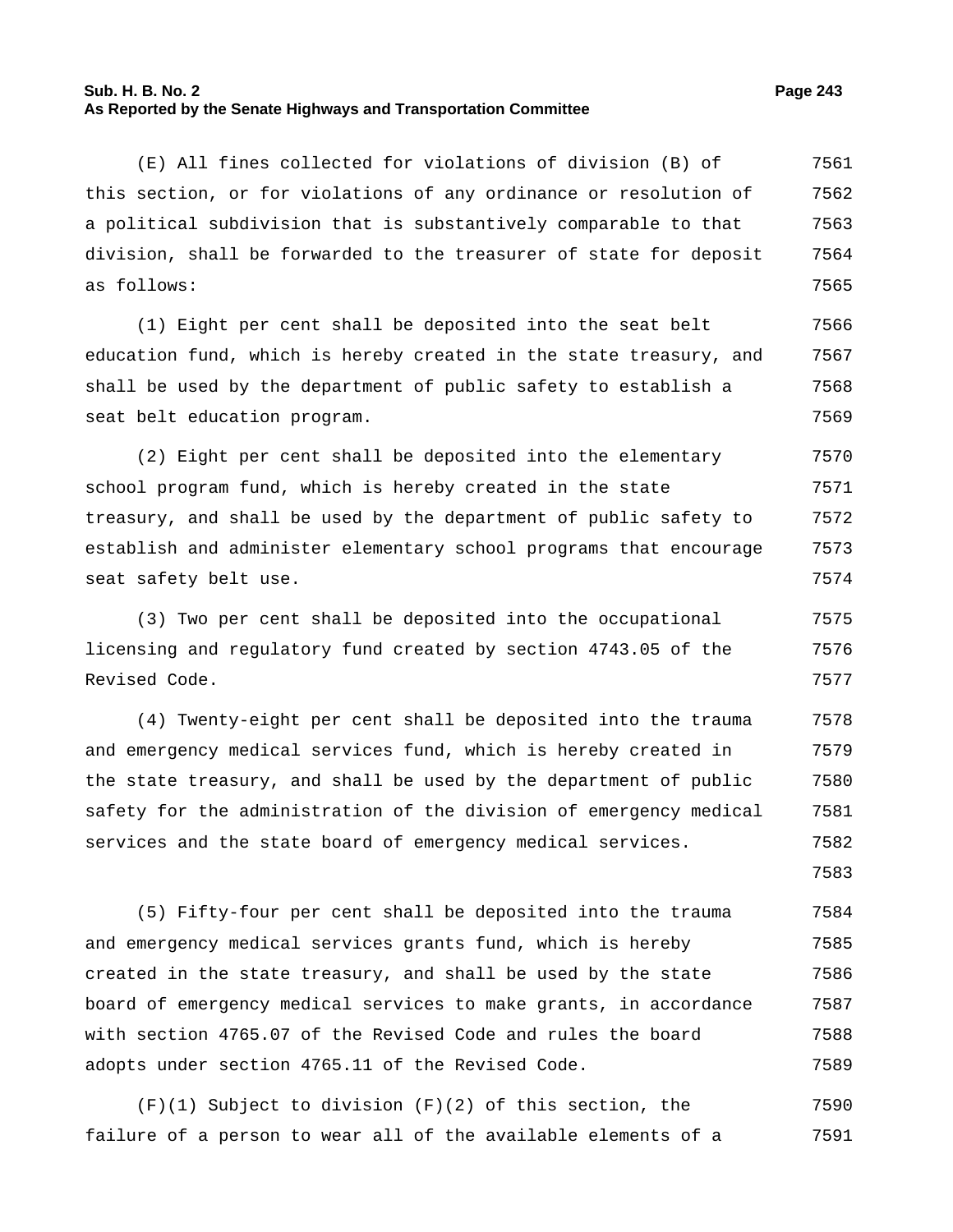(E) All fines collected for violations of division (B) of this section, or for violations of any ordinance or resolution of a political subdivision that is substantively comparable to that division, shall be forwarded to the treasurer of state for deposit as follows:

(1) Eight per cent shall be deposited into the seat belt education fund, which is hereby created in the state treasury, and shall be used by the department of public safety to establish a seat belt education program.

(2) Eight per cent shall be deposited into the elementary school program fund, which is hereby created in the state treasury, and shall be used by the department of public safety to establish and administer elementary school programs that encourage seat safety belt use.

(3) Two per cent shall be deposited into the occupational licensing and regulatory fund created by section 4743.05 of the Revised Code.

(4) Twenty-eight per cent shall be deposited into the trauma and emergency medical services fund, which is hereby created in the state treasury, and shall be used by the department of public safety for the administration of the division of emergency medical services and the state board of emergency medical services.

(5) Fifty-four per cent shall be deposited into the trauma and emergency medical services grants fund, which is hereby created in the state treasury, and shall be used by the state board of emergency medical services to make grants, in accordance with section 4765.07 of the Revised Code and rules the board adopts under section 4765.11 of the Revised Code.

(F)(1) Subject to division (F)(2) of this section, the failure of a person to wear all of the available elements of a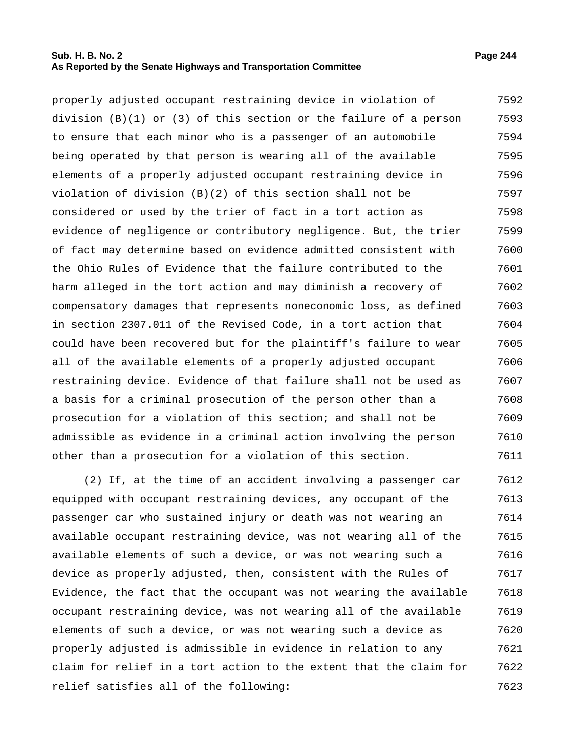properly adjusted occupant restraining device in violation of division (B)(1) or (3) of this section or the failure of a person to ensure that each minor who is a passenger of an automobile being operated by that person is wearing all of the available elements of a properly adjusted occupant restraining device in violation of division (B)(2) of this section shall not be considered or used by the trier of fact in a tort action as evidence of negligence or contributory negligence. But, the trier of fact may determine based on evidence admitted consistent with the Ohio Rules of Evidence that the failure contributed to the harm alleged in the tort action and may diminish a recovery of compensatory damages that represents noneconomic loss, as defined in section 2307.011 of the Revised Code, in a tort action that could have been recovered but for the plaintiff's failure to wear all of the available elements of a properly adjusted occupant restraining device. Evidence of that failure shall not be used as a basis for a criminal prosecution of the person other than a prosecution for a violation of this section; and shall not be admissible as evidence in a criminal action involving the person other than a prosecution for a violation of this section.

(2) If, at the time of an accident involving a passenger car equipped with occupant restraining devices, any occupant of the passenger car who sustained injury or death was not wearing an available occupant restraining device, was not wearing all of the available elements of such a device, or was not wearing such a device as properly adjusted, then, consistent with the Rules of Evidence, the fact that the occupant was not wearing the available occupant restraining device, was not wearing all of the available elements of such a device, or was not wearing such a device as properly adjusted is admissible in evidence in relation to any claim for relief in a tort action to the extent that the claim for relief satisfies all of the following: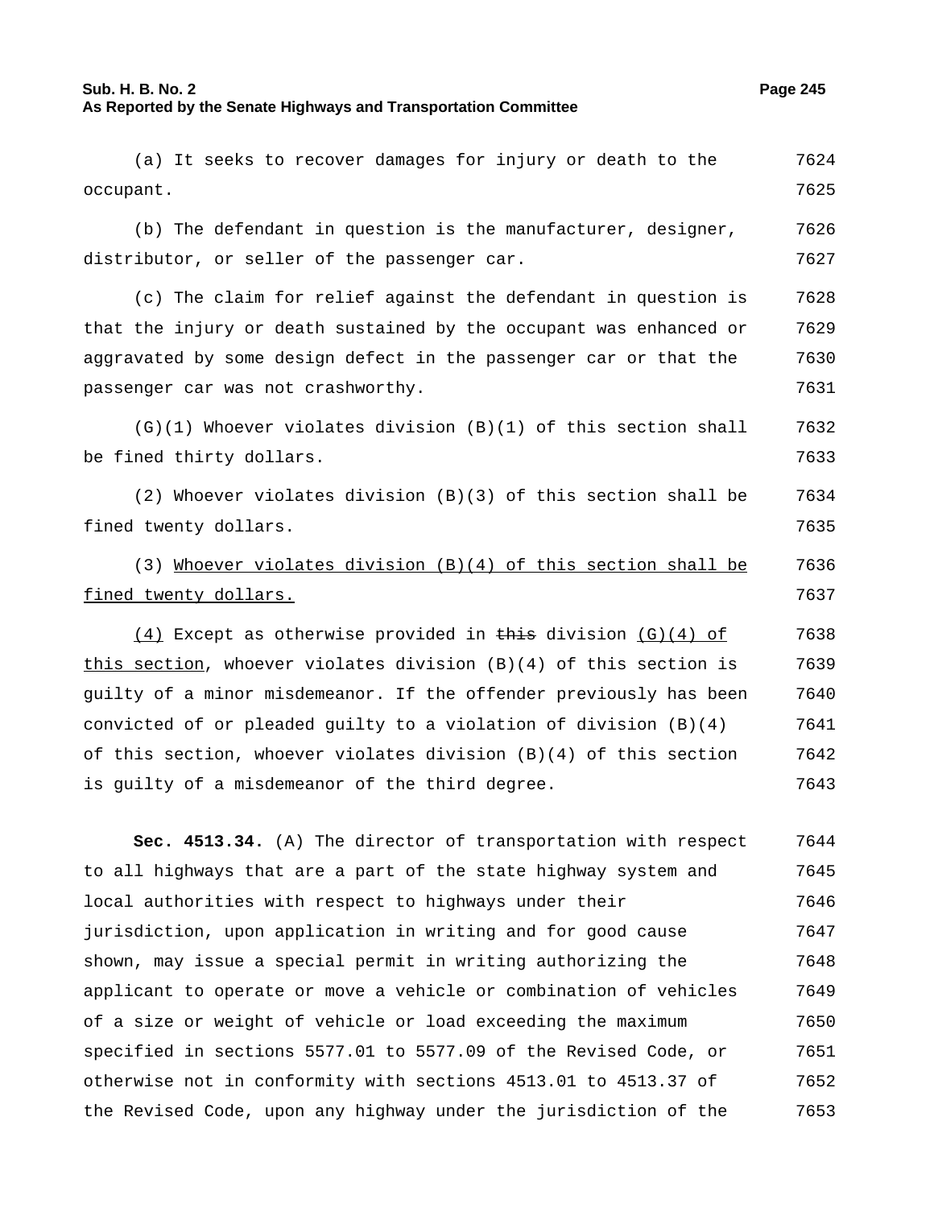(a) It seeks to recover damages for injury or death to the occupant.

(b) The defendant in question is the manufacturer, designer, distributor, or seller of the passenger car.

(c) The claim for relief against the defendant in question is that the injury or death sustained by the occupant was enhanced or aggravated by some design defect in the passenger car or that the passenger car was not crashworthy.

(G)(1) Whoever violates division (B)(1) of this section shall be fined thirty dollars.

(2) Whoever violates division (B)(3) of this section shall be fined twenty dollars.

(3) Whoever violates division (B)(4) of this section shall be fined twenty dollars.

(4) Except as otherwise provided in ~~this~~ division (G)(4) of this section, whoever violates division (B)(4) of this section is guilty of a minor misdemeanor. If the offender previously has been convicted of or pleaded guilty to a violation of division (B)(4) of this section, whoever violates division (B)(4) of this section is guilty of a misdemeanor of the third degree.

**Sec. 4513.34.** (A) The director of transportation with respect to all highways that are a part of the state highway system and local authorities with respect to highways under their jurisdiction, upon application in writing and for good cause shown, may issue a special permit in writing authorizing the applicant to operate or move a vehicle or combination of vehicles of a size or weight of vehicle or load exceeding the maximum specified in sections 5577.01 to 5577.09 of the Revised Code, or otherwise not in conformity with sections 4513.01 to 4513.37 of the Revised Code, upon any highway under the jurisdiction of the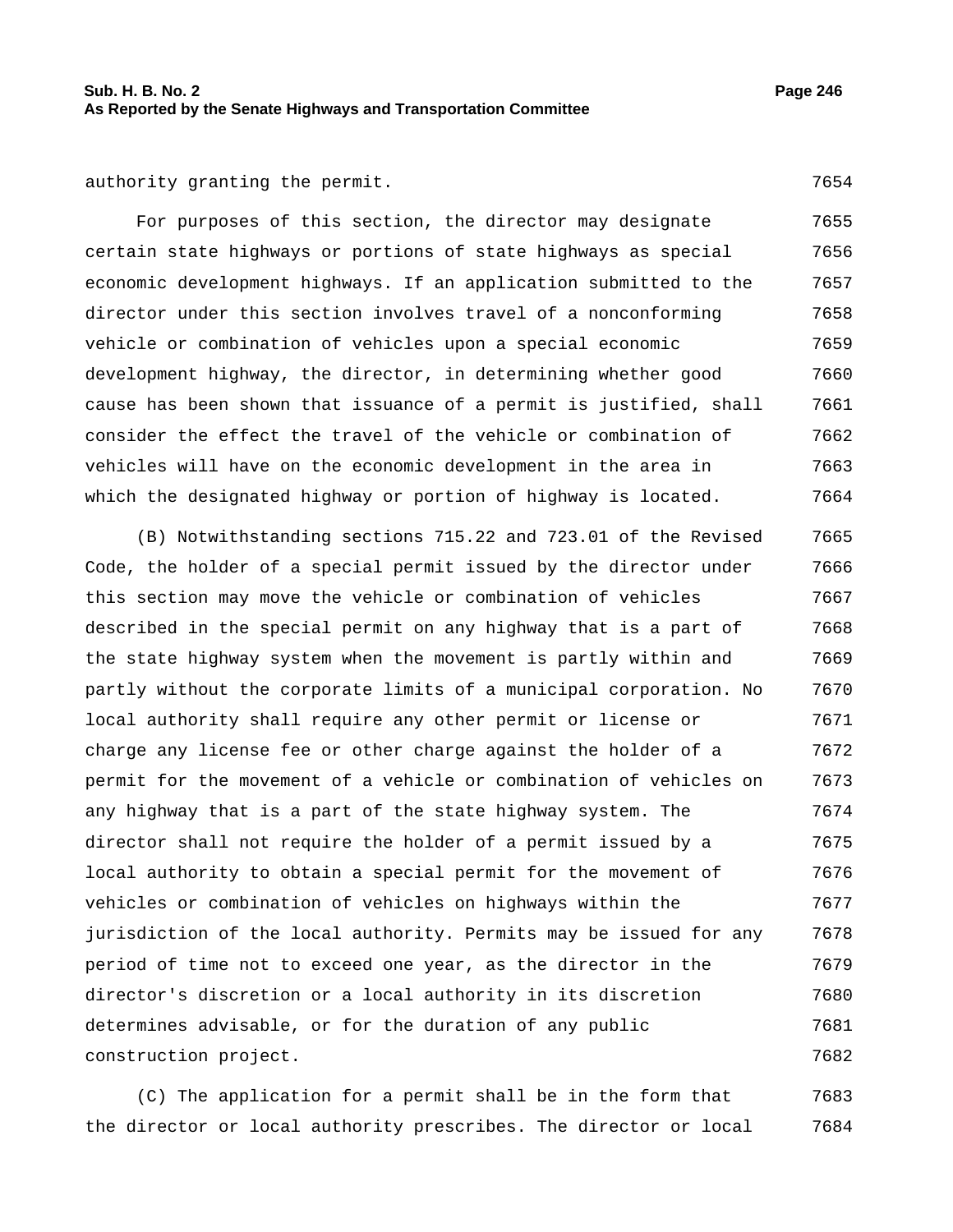authority granting the permit.

For purposes of this section, the director may designate certain state highways or portions of state highways as special economic development highways. If an application submitted to the director under this section involves travel of a nonconforming vehicle or combination of vehicles upon a special economic development highway, the director, in determining whether good cause has been shown that issuance of a permit is justified, shall consider the effect the travel of the vehicle or combination of vehicles will have on the economic development in the area in which the designated highway or portion of highway is located.

(B) Notwithstanding sections 715.22 and 723.01 of the Revised Code, the holder of a special permit issued by the director under this section may move the vehicle or combination of vehicles described in the special permit on any highway that is a part of the state highway system when the movement is partly within and partly without the corporate limits of a municipal corporation. No local authority shall require any other permit or license or charge any license fee or other charge against the holder of a permit for the movement of a vehicle or combination of vehicles on any highway that is a part of the state highway system. The director shall not require the holder of a permit issued by a local authority to obtain a special permit for the movement of vehicles or combination of vehicles on highways within the jurisdiction of the local authority. Permits may be issued for any period of time not to exceed one year, as the director in the director's discretion or a local authority in its discretion determines advisable, or for the duration of any public construction project.

(C) The application for a permit shall be in the form that the director or local authority prescribes. The director or local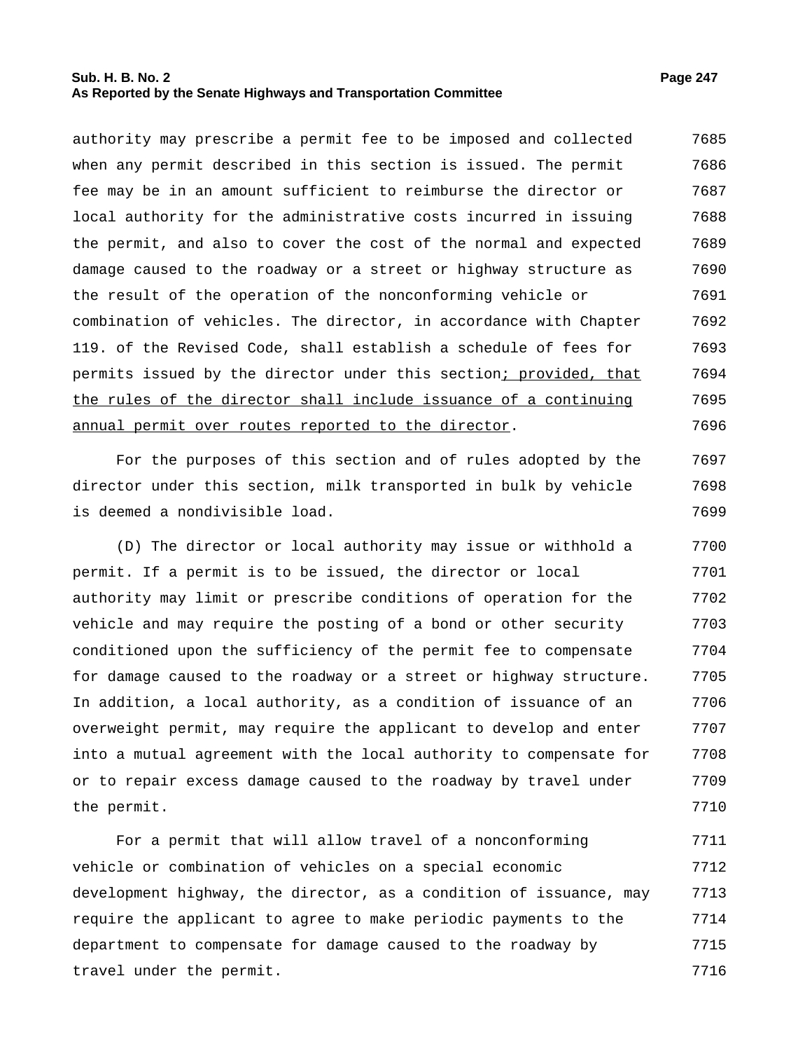authority may prescribe a permit fee to be imposed and collected when any permit described in this section is issued. The permit fee may be in an amount sufficient to reimburse the director or local authority for the administrative costs incurred in issuing the permit, and also to cover the cost of the normal and expected damage caused to the roadway or a street or highway structure as the result of the operation of the nonconforming vehicle or combination of vehicles. The director, in accordance with Chapter 119. of the Revised Code, shall establish a schedule of fees for permits issued by the director under this section; provided, that the rules of the director shall include issuance of a continuing annual permit over routes reported to the director.

For the purposes of this section and of rules adopted by the director under this section, milk transported in bulk by vehicle is deemed a nondivisible load.

(D) The director or local authority may issue or withhold a permit. If a permit is to be issued, the director or local authority may limit or prescribe conditions of operation for the vehicle and may require the posting of a bond or other security conditioned upon the sufficiency of the permit fee to compensate for damage caused to the roadway or a street or highway structure. In addition, a local authority, as a condition of issuance of an overweight permit, may require the applicant to develop and enter into a mutual agreement with the local authority to compensate for or to repair excess damage caused to the roadway by travel under the permit.

For a permit that will allow travel of a nonconforming vehicle or combination of vehicles on a special economic development highway, the director, as a condition of issuance, may require the applicant to agree to make periodic payments to the department to compensate for damage caused to the roadway by travel under the permit.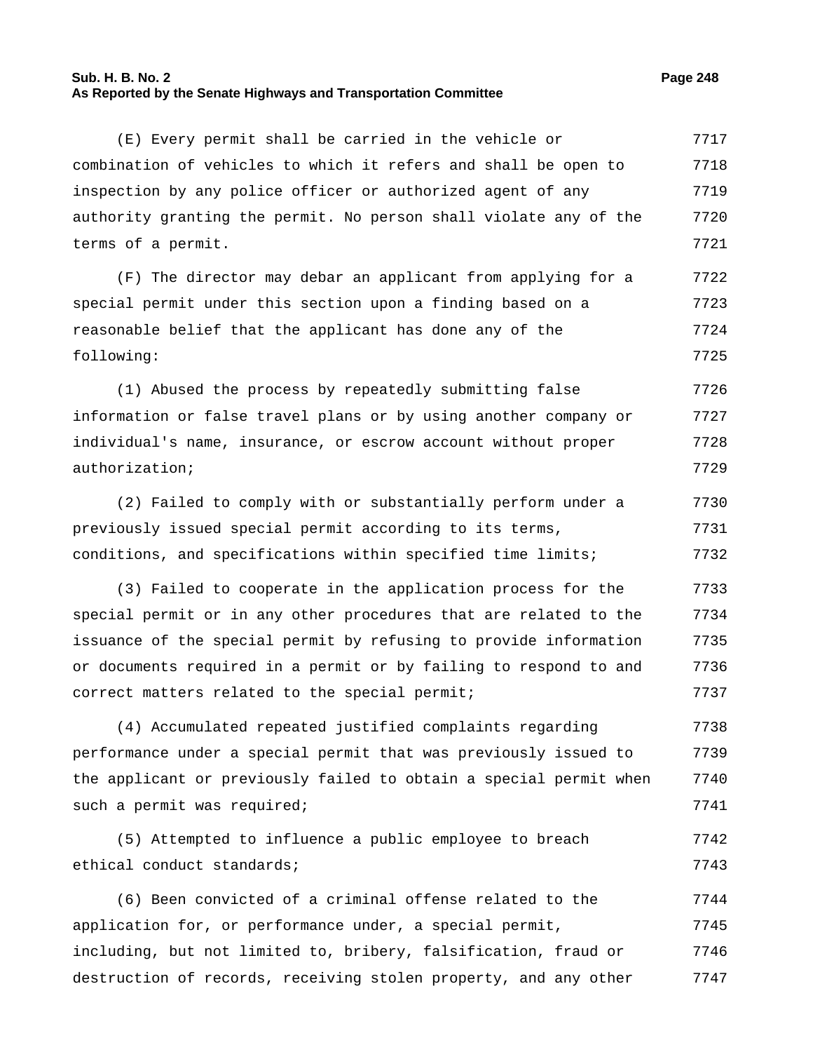(E) Every permit shall be carried in the vehicle or combination of vehicles to which it refers and shall be open to inspection by any police officer or authorized agent of any authority granting the permit. No person shall violate any of the terms of a permit.

(F) The director may debar an applicant from applying for a special permit under this section upon a finding based on a reasonable belief that the applicant has done any of the following:

(1) Abused the process by repeatedly submitting false information or false travel plans or by using another company or individual's name, insurance, or escrow account without proper authorization;

(2) Failed to comply with or substantially perform under a previously issued special permit according to its terms, conditions, and specifications within specified time limits;

(3) Failed to cooperate in the application process for the special permit or in any other procedures that are related to the issuance of the special permit by refusing to provide information or documents required in a permit or by failing to respond to and correct matters related to the special permit;

(4) Accumulated repeated justified complaints regarding performance under a special permit that was previously issued to the applicant or previously failed to obtain a special permit when such a permit was required;

(5) Attempted to influence a public employee to breach ethical conduct standards;

(6) Been convicted of a criminal offense related to the application for, or performance under, a special permit, including, but not limited to, bribery, falsification, fraud or destruction of records, receiving stolen property, and any other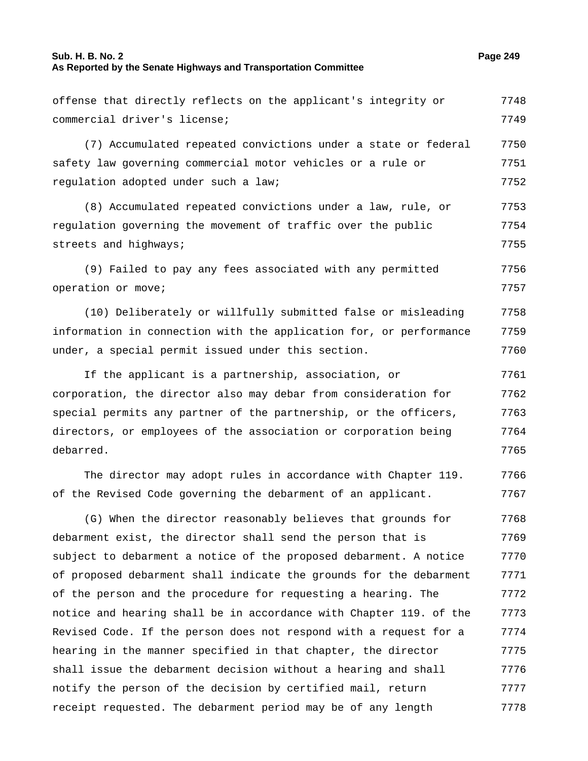offense that directly reflects on the applicant's integrity or commercial driver's license;

(7) Accumulated repeated convictions under a state or federal safety law governing commercial motor vehicles or a rule or regulation adopted under such a law;

(8) Accumulated repeated convictions under a law, rule, or regulation governing the movement of traffic over the public streets and highways;

(9) Failed to pay any fees associated with any permitted operation or move;

(10) Deliberately or willfully submitted false or misleading information in connection with the application for, or performance under, a special permit issued under this section.

If the applicant is a partnership, association, or corporation, the director also may debar from consideration for special permits any partner of the partnership, or the officers, directors, or employees of the association or corporation being debarred.

The director may adopt rules in accordance with Chapter 119. of the Revised Code governing the debarment of an applicant.

(G) When the director reasonably believes that grounds for debarment exist, the director shall send the person that is subject to debarment a notice of the proposed debarment. A notice of proposed debarment shall indicate the grounds for the debarment of the person and the procedure for requesting a hearing. The notice and hearing shall be in accordance with Chapter 119. of the Revised Code. If the person does not respond with a request for a hearing in the manner specified in that chapter, the director shall issue the debarment decision without a hearing and shall notify the person of the decision by certified mail, return receipt requested. The debarment period may be of any length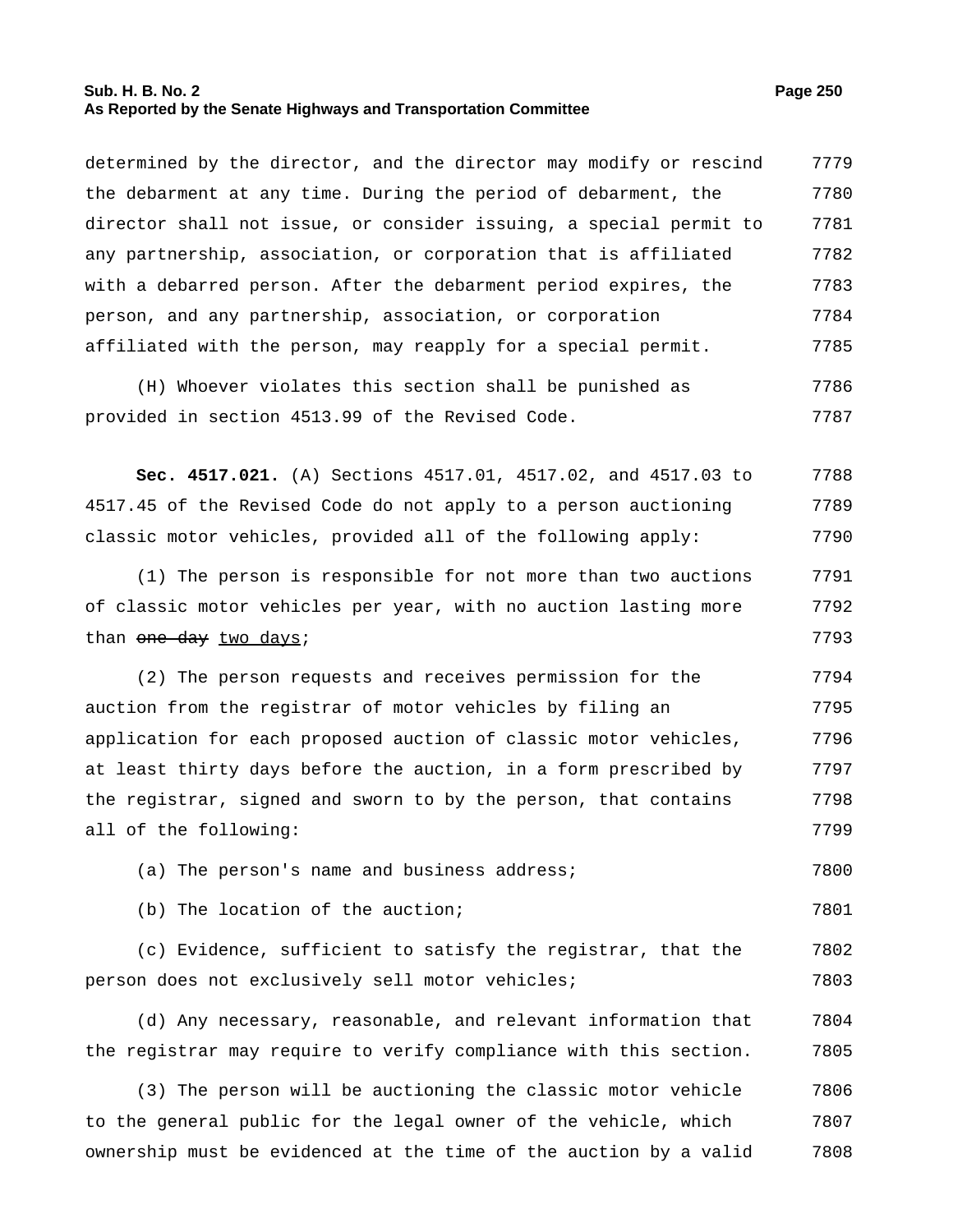determined by the director, and the director may modify or rescind the debarment at any time. During the period of debarment, the director shall not issue, or consider issuing, a special permit to any partnership, association, or corporation that is affiliated with a debarred person. After the debarment period expires, the person, and any partnership, association, or corporation affiliated with the person, may reapply for a special permit.

(H) Whoever violates this section shall be punished as provided in section 4513.99 of the Revised Code.

**Sec. 4517.021.** (A) Sections 4517.01, 4517.02, and 4517.03 to 4517.45 of the Revised Code do not apply to a person auctioning classic motor vehicles, provided all of the following apply:

(1) The person is responsible for not more than two auctions of classic motor vehicles per year, with no auction lasting more than ~~one day~~ <u>two days</u>;

(2) The person requests and receives permission for the auction from the registrar of motor vehicles by filing an application for each proposed auction of classic motor vehicles, at least thirty days before the auction, in a form prescribed by the registrar, signed and sworn to by the person, that contains all of the following:

(a) The person's name and business address;

(b) The location of the auction;

(c) Evidence, sufficient to satisfy the registrar, that the person does not exclusively sell motor vehicles;

(d) Any necessary, reasonable, and relevant information that the registrar may require to verify compliance with this section.

(3) The person will be auctioning the classic motor vehicle to the general public for the legal owner of the vehicle, which ownership must be evidenced at the time of the auction by a valid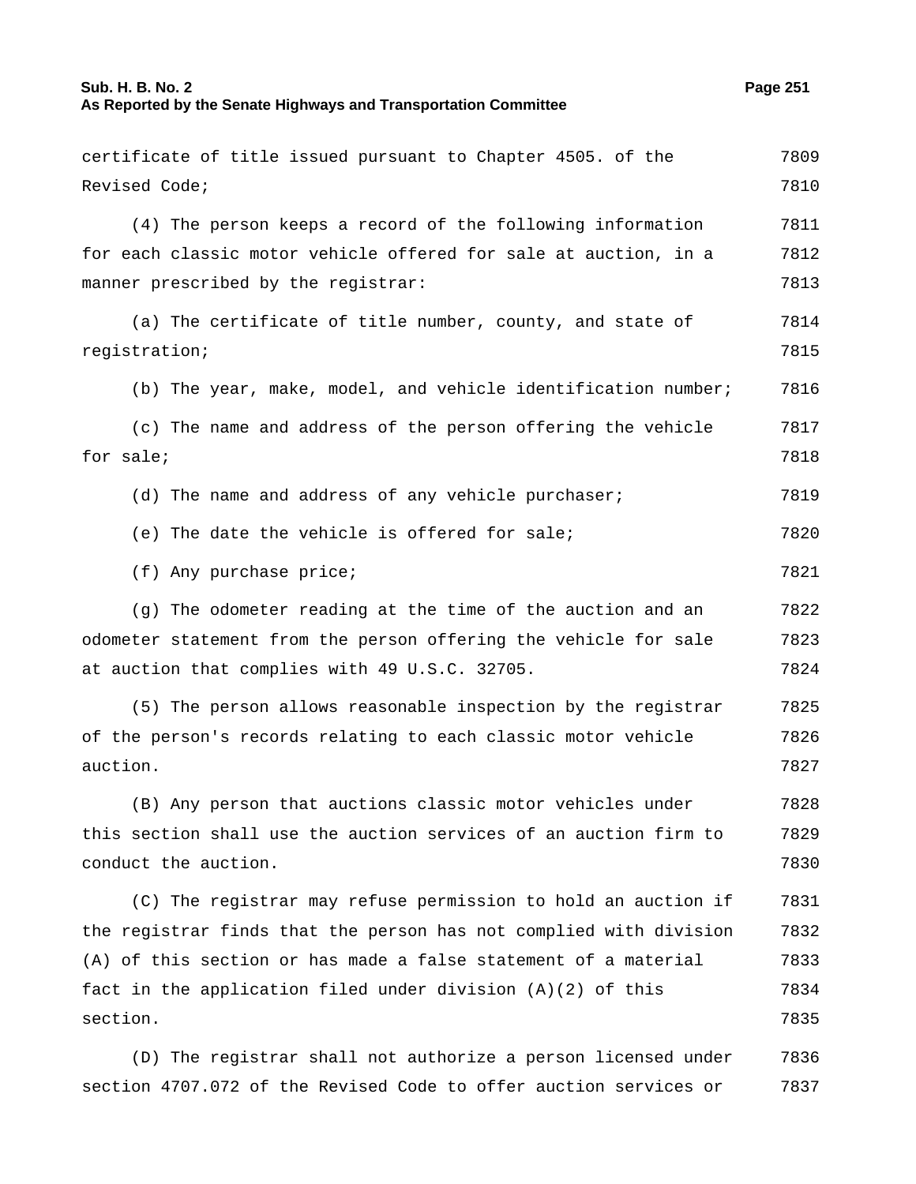certificate of title issued pursuant to Chapter 4505. of the Revised Code;

(4) The person keeps a record of the following information for each classic motor vehicle offered for sale at auction, in a manner prescribed by the registrar:

(a) The certificate of title number, county, and state of registration;

(b) The year, make, model, and vehicle identification number;

(c) The name and address of the person offering the vehicle for sale;

(d) The name and address of any vehicle purchaser;

(e) The date the vehicle is offered for sale;

(f) Any purchase price;

(g) The odometer reading at the time of the auction and an odometer statement from the person offering the vehicle for sale at auction that complies with 49 U.S.C. 32705.

(5) The person allows reasonable inspection by the registrar of the person's records relating to each classic motor vehicle auction.

(B) Any person that auctions classic motor vehicles under this section shall use the auction services of an auction firm to conduct the auction.

(C) The registrar may refuse permission to hold an auction if the registrar finds that the person has not complied with division (A) of this section or has made a false statement of a material fact in the application filed under division (A)(2) of this section.

(D) The registrar shall not authorize a person licensed under section 4707.072 of the Revised Code to offer auction services or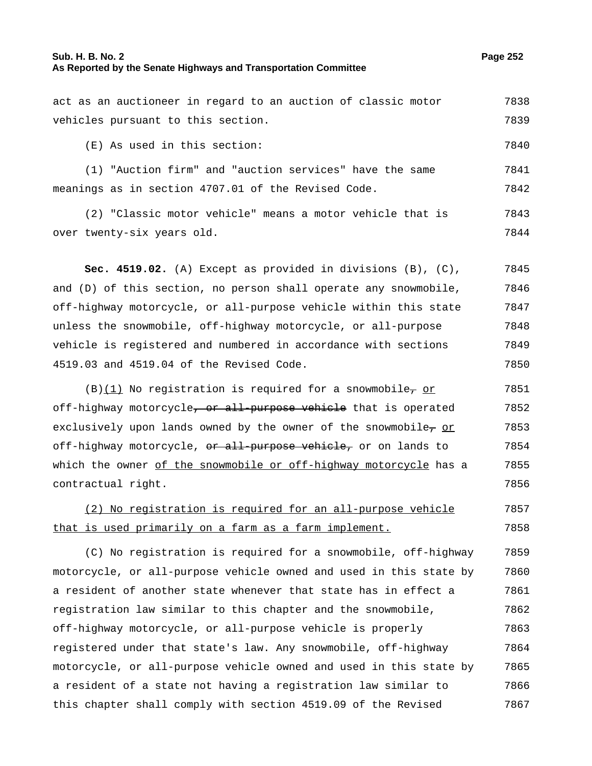act as an auctioneer in regard to an auction of classic motor vehicles pursuant to this section.

(E) As used in this section:

(1) "Auction firm" and "auction services" have the same meanings as in section 4707.01 of the Revised Code.

(2) "Classic motor vehicle" means a motor vehicle that is over twenty-six years old.

**Sec. 4519.02.** (A) Except as provided in divisions (B), (C), and (D) of this section, no person shall operate any snowmobile, off-highway motorcycle, or all-purpose vehicle within this state unless the snowmobile, off-highway motorcycle, or all-purpose vehicle is registered and numbered in accordance with sections 4519.03 and 4519.04 of the Revised Code.

(B)<u>(1)</u> No registration is required for a snowmobile~~,~~ <u>or</u> off-highway motorcycle~~, or all-purpose vehicle~~ that is operated exclusively upon lands owned by the owner of the snowmobile~~,~~ <u>or</u> off-highway motorcycle, ~~or all-purpose vehicle,~~ or on lands to which the owner <u>of the snowmobile or off-highway motorcycle</u> has a contractual right.

<u>(2) No registration is required for an all-purpose vehicle that is used primarily on a farm as a farm implement.</u>

(C) No registration is required for a snowmobile, off-highway motorcycle, or all-purpose vehicle owned and used in this state by a resident of another state whenever that state has in effect a registration law similar to this chapter and the snowmobile, off-highway motorcycle, or all-purpose vehicle is properly registered under that state's law. Any snowmobile, off-highway motorcycle, or all-purpose vehicle owned and used in this state by a resident of a state not having a registration law similar to this chapter shall comply with section 4519.09 of the Revised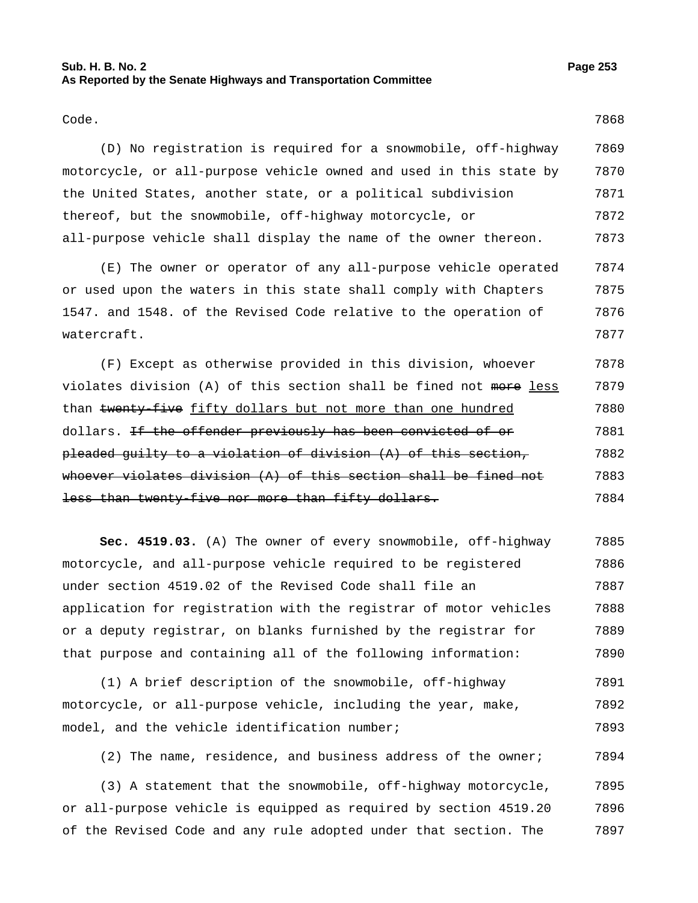Code.

(D) No registration is required for a snowmobile, off-highway motorcycle, or all-purpose vehicle owned and used in this state by the United States, another state, or a political subdivision thereof, but the snowmobile, off-highway motorcycle, or all-purpose vehicle shall display the name of the owner thereon.

(E) The owner or operator of any all-purpose vehicle operated or used upon the waters in this state shall comply with Chapters 1547. and 1548. of the Revised Code relative to the operation of watercraft.

(F) Except as otherwise provided in this division, whoever violates division (A) of this section shall be fined not ~~more~~ <u>less</u> than ~~twenty-five~~ <u>fifty dollars but not more than one hundred</u> dollars. ~~If the offender previously has been convicted of or pleaded guilty to a violation of division (A) of this section, whoever violates division (A) of this section shall be fined not less than twenty-five nor more than fifty dollars.~~

**Sec. 4519.03.** (A) The owner of every snowmobile, off-highway motorcycle, and all-purpose vehicle required to be registered under section 4519.02 of the Revised Code shall file an application for registration with the registrar of motor vehicles or a deputy registrar, on blanks furnished by the registrar for that purpose and containing all of the following information:

(1) A brief description of the snowmobile, off-highway motorcycle, or all-purpose vehicle, including the year, make, model, and the vehicle identification number;

(2) The name, residence, and business address of the owner;

(3) A statement that the snowmobile, off-highway motorcycle, or all-purpose vehicle is equipped as required by section 4519.20 of the Revised Code and any rule adopted under that section. The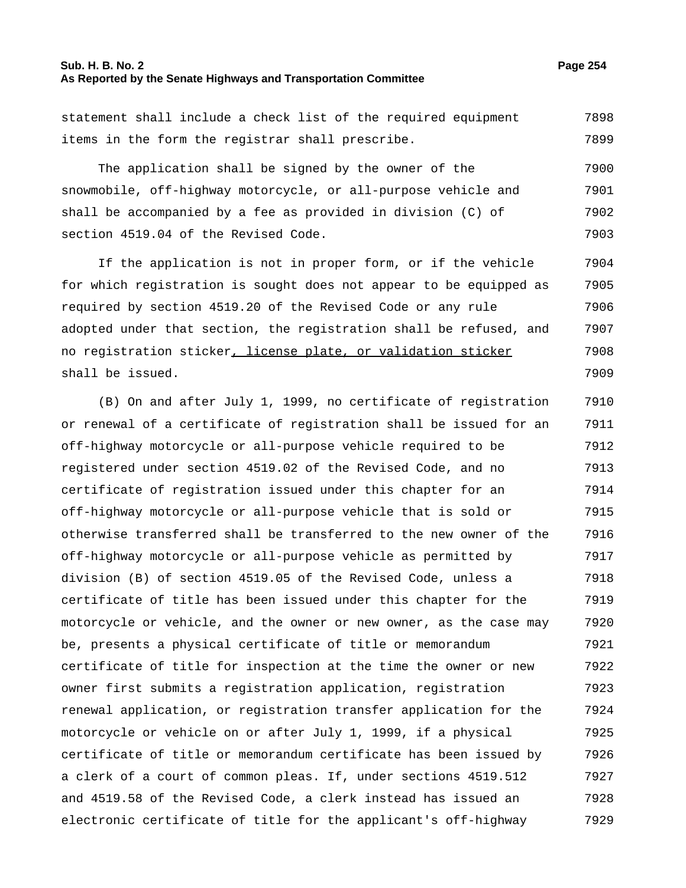statement shall include a check list of the required equipment items in the form the registrar shall prescribe.

The application shall be signed by the owner of the snowmobile, off-highway motorcycle, or all-purpose vehicle and shall be accompanied by a fee as provided in division (C) of section 4519.04 of the Revised Code.

If the application is not in proper form, or if the vehicle for which registration is sought does not appear to be equipped as required by section 4519.20 of the Revised Code or any rule adopted under that section, the registration shall be refused, and no registration sticker<u>, license plate, or validation sticker</u> shall be issued.

(B) On and after July 1, 1999, no certificate of registration or renewal of a certificate of registration shall be issued for an off-highway motorcycle or all-purpose vehicle required to be registered under section 4519.02 of the Revised Code, and no certificate of registration issued under this chapter for an off-highway motorcycle or all-purpose vehicle that is sold or otherwise transferred shall be transferred to the new owner of the off-highway motorcycle or all-purpose vehicle as permitted by division (B) of section 4519.05 of the Revised Code, unless a certificate of title has been issued under this chapter for the motorcycle or vehicle, and the owner or new owner, as the case may be, presents a physical certificate of title or memorandum certificate of title for inspection at the time the owner or new owner first submits a registration application, registration renewal application, or registration transfer application for the motorcycle or vehicle on or after July 1, 1999, if a physical certificate of title or memorandum certificate has been issued by a clerk of a court of common pleas. If, under sections 4519.512 and 4519.58 of the Revised Code, a clerk instead has issued an electronic certificate of title for the applicant's off-highway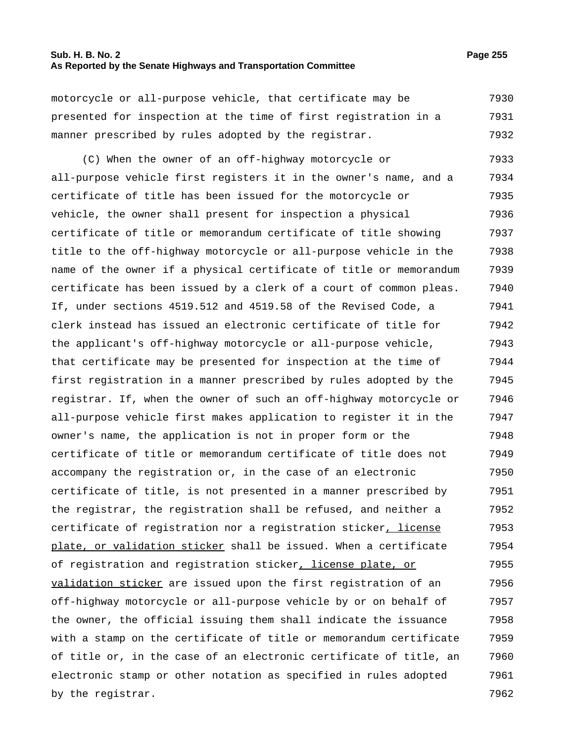motorcycle or all-purpose vehicle, that certificate may be presented for inspection at the time of first registration in a manner prescribed by rules adopted by the registrar.

(C) When the owner of an off-highway motorcycle or all-purpose vehicle first registers it in the owner's name, and a certificate of title has been issued for the motorcycle or vehicle, the owner shall present for inspection a physical certificate of title or memorandum certificate of title showing title to the off-highway motorcycle or all-purpose vehicle in the name of the owner if a physical certificate of title or memorandum certificate has been issued by a clerk of a court of common pleas. If, under sections 4519.512 and 4519.58 of the Revised Code, a clerk instead has issued an electronic certificate of title for the applicant's off-highway motorcycle or all-purpose vehicle, that certificate may be presented for inspection at the time of first registration in a manner prescribed by rules adopted by the registrar. If, when the owner of such an off-highway motorcycle or all-purpose vehicle first makes application to register it in the owner's name, the application is not in proper form or the certificate of title or memorandum certificate of title does not accompany the registration or, in the case of an electronic certificate of title, is not presented in a manner prescribed by the registrar, the registration shall be refused, and neither a certificate of registration nor a registration sticker<u>, license plate, or validation sticker</u> shall be issued. When a certificate of registration and registration sticker<u>, license plate, or validation sticker</u> are issued upon the first registration of an off-highway motorcycle or all-purpose vehicle by or on behalf of the owner, the official issuing them shall indicate the issuance with a stamp on the certificate of title or memorandum certificate of title or, in the case of an electronic certificate of title, an electronic stamp or other notation as specified in rules adopted by the registrar.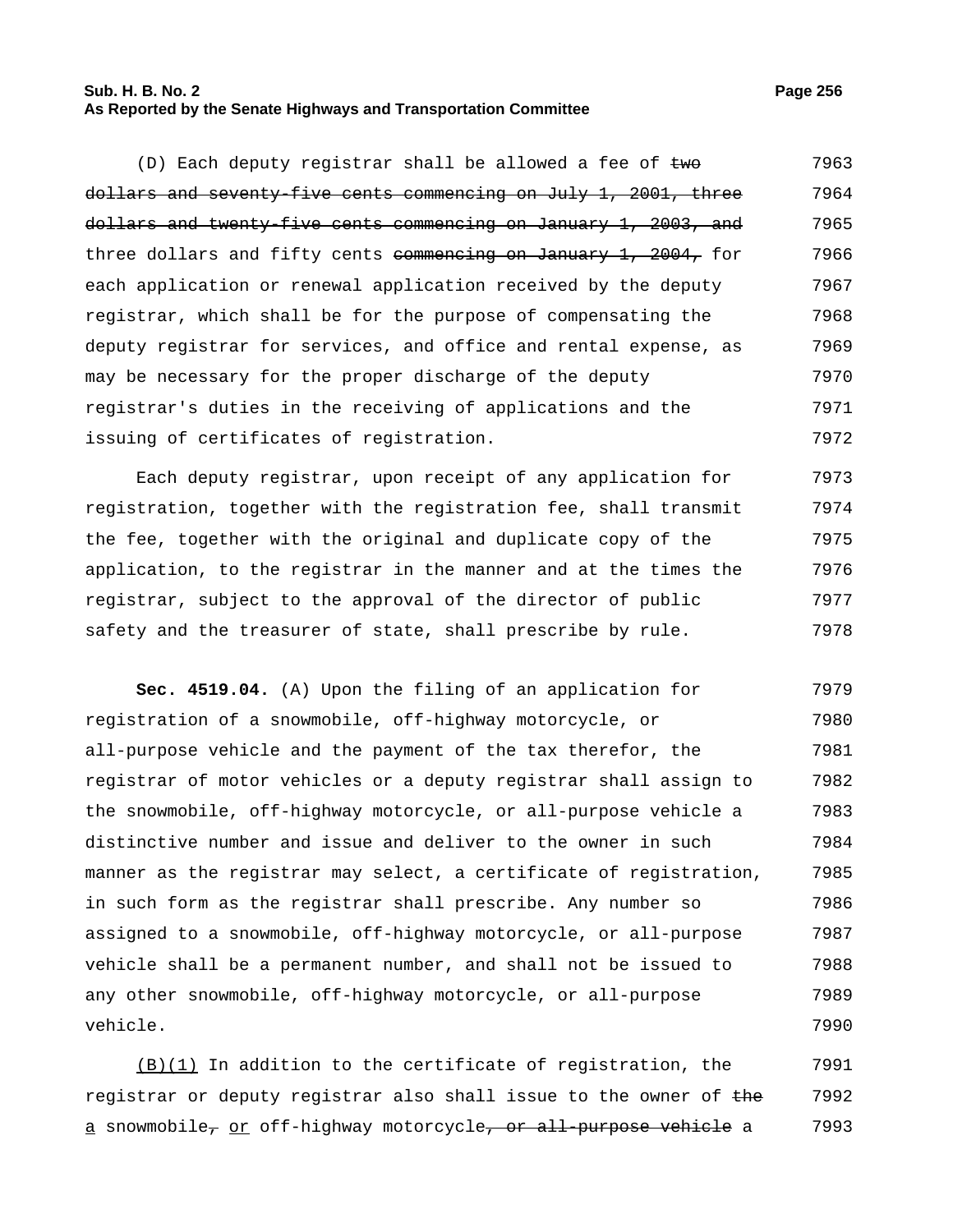(D) Each deputy registrar shall be allowed a fee of ~~two dollars and seventy-five cents commencing on July 1, 2001, three dollars and twenty-five cents commencing on January 1, 2003, and~~ three dollars and fifty cents ~~commencing on January 1, 2004,~~ for each application or renewal application received by the deputy registrar, which shall be for the purpose of compensating the deputy registrar for services, and office and rental expense, as may be necessary for the proper discharge of the deputy registrar's duties in the receiving of applications and the issuing of certificates of registration.

Each deputy registrar, upon receipt of any application for registration, together with the registration fee, shall transmit the fee, together with the original and duplicate copy of the application, to the registrar in the manner and at the times the registrar, subject to the approval of the director of public safety and the treasurer of state, shall prescribe by rule.

**Sec. 4519.04.** (A) Upon the filing of an application for registration of a snowmobile, off-highway motorcycle, or all-purpose vehicle and the payment of the tax therefor, the registrar of motor vehicles or a deputy registrar shall assign to the snowmobile, off-highway motorcycle, or all-purpose vehicle a distinctive number and issue and deliver to the owner in such manner as the registrar may select, a certificate of registration, in such form as the registrar shall prescribe. Any number so assigned to a snowmobile, off-highway motorcycle, or all-purpose vehicle shall be a permanent number, and shall not be issued to any other snowmobile, off-highway motorcycle, or all-purpose vehicle.

<u>(B)(1)</u> In addition to the certificate of registration, the registrar or deputy registrar also shall issue to the owner of ~~the~~ <u>a</u> snowmobile~~,~~ <u>or</u> off-highway motorcycle~~, or all-purpose vehicle~~ a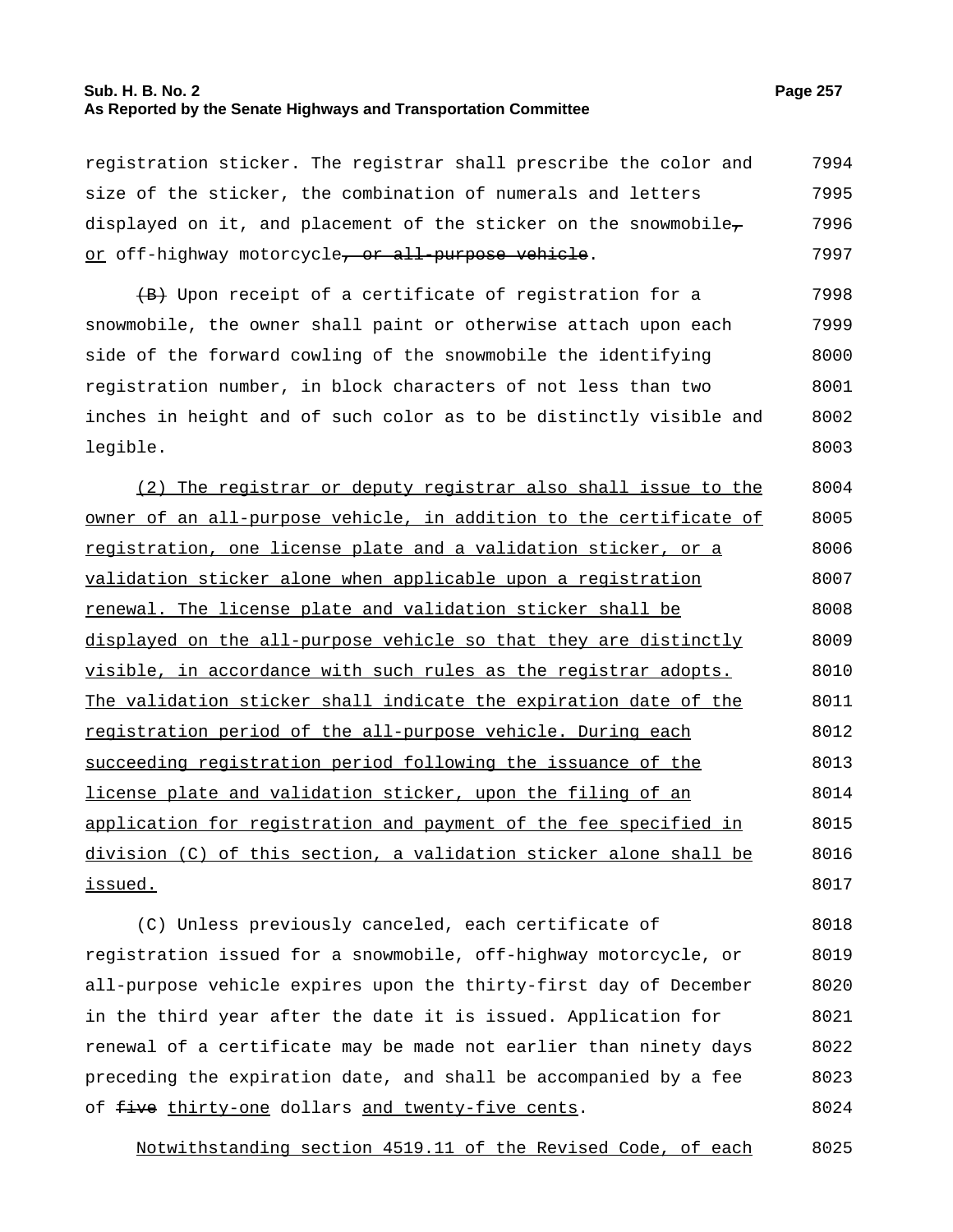registration sticker. The registrar shall prescribe the color and size of the sticker, the combination of numerals and letters displayed on it, and placement of the sticker on the snowmobile~~,~~ or off-highway motorcycle~~, or all-purpose vehicle~~.

~~(B)~~ Upon receipt of a certificate of registration for a snowmobile, the owner shall paint or otherwise attach upon each side of the forward cowling of the snowmobile the identifying registration number, in block characters of not less than two inches in height and of such color as to be distinctly visible and legible.

(2) The registrar or deputy registrar also shall issue to the owner of an all-purpose vehicle, in addition to the certificate of registration, one license plate and a validation sticker, or a validation sticker alone when applicable upon a registration renewal. The license plate and validation sticker shall be displayed on the all-purpose vehicle so that they are distinctly visible, in accordance with such rules as the registrar adopts. The validation sticker shall indicate the expiration date of the registration period of the all-purpose vehicle. During each succeeding registration period following the issuance of the license plate and validation sticker, upon the filing of an application for registration and payment of the fee specified in division (C) of this section, a validation sticker alone shall be issued.

(C) Unless previously canceled, each certificate of registration issued for a snowmobile, off-highway motorcycle, or all-purpose vehicle expires upon the thirty-first day of December in the third year after the date it is issued. Application for renewal of a certificate may be made not earlier than ninety days preceding the expiration date, and shall be accompanied by a fee of ~~five~~ thirty-one dollars and twenty-five cents.

Notwithstanding section 4519.11 of the Revised Code, of each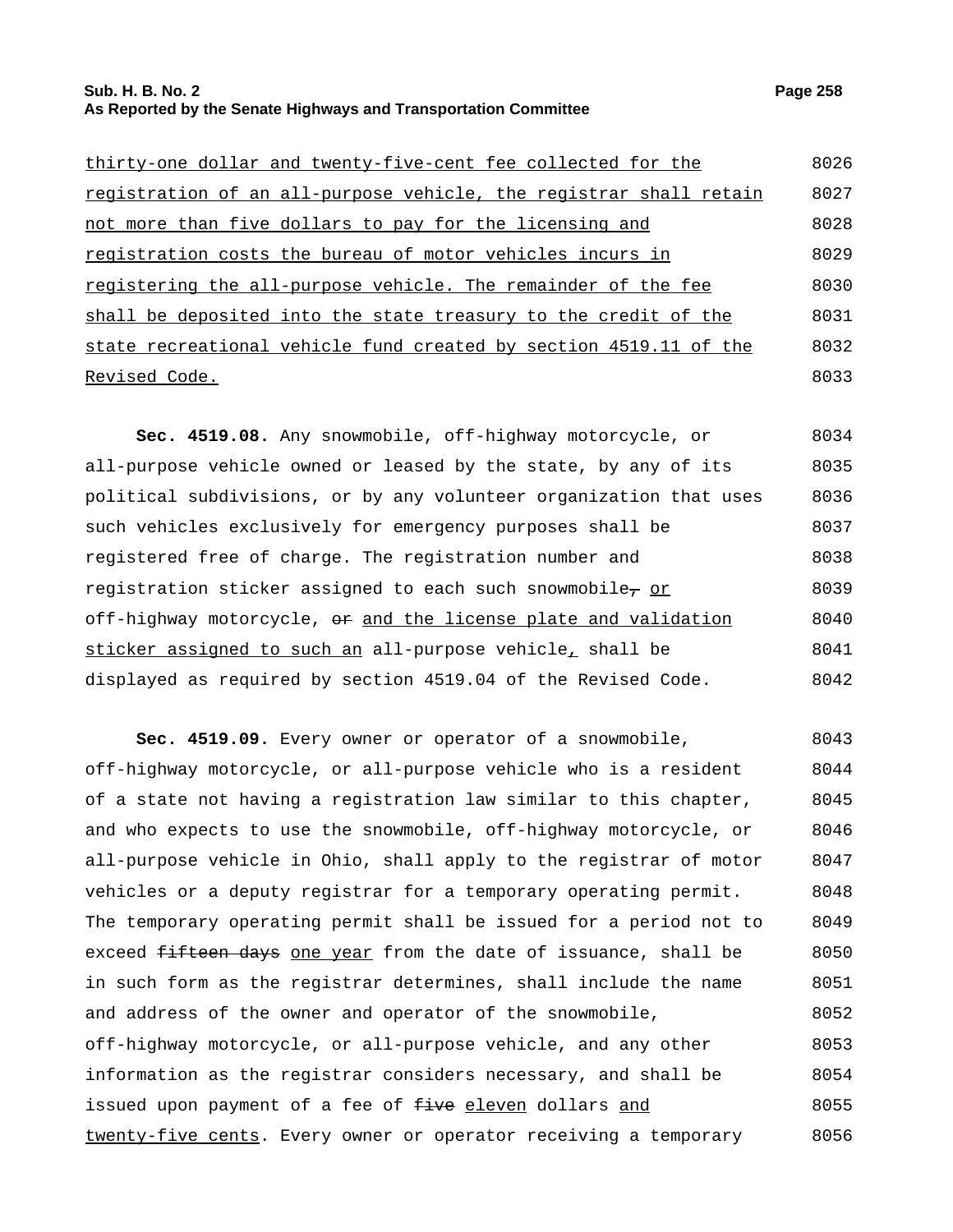thirty-one dollar and twenty-five-cent fee collected for the registration of an all-purpose vehicle, the registrar shall retain not more than five dollars to pay for the licensing and registration costs the bureau of motor vehicles incurs in registering the all-purpose vehicle. The remainder of the fee shall be deposited into the state treasury to the credit of the state recreational vehicle fund created by section 4519.11 of the Revised Code.

**Sec. 4519.08.** Any snowmobile, off-highway motorcycle, or all-purpose vehicle owned or leased by the state, by any of its political subdivisions, or by any volunteer organization that uses such vehicles exclusively for emergency purposes shall be registered free of charge. The registration number and registration sticker assigned to each such snowmobile, or off-highway motorcycle, or and the license plate and validation sticker assigned to such an all-purpose vehicle, shall be displayed as required by section 4519.04 of the Revised Code.

**Sec. 4519.09.** Every owner or operator of a snowmobile, off-highway motorcycle, or all-purpose vehicle who is a resident of a state not having a registration law similar to this chapter, and who expects to use the snowmobile, off-highway motorcycle, or all-purpose vehicle in Ohio, shall apply to the registrar of motor vehicles or a deputy registrar for a temporary operating permit. The temporary operating permit shall be issued for a period not to exceed fifteen days one year from the date of issuance, shall be in such form as the registrar determines, shall include the name and address of the owner and operator of the snowmobile, off-highway motorcycle, or all-purpose vehicle, and any other information as the registrar considers necessary, and shall be issued upon payment of a fee of five eleven dollars and twenty-five cents. Every owner or operator receiving a temporary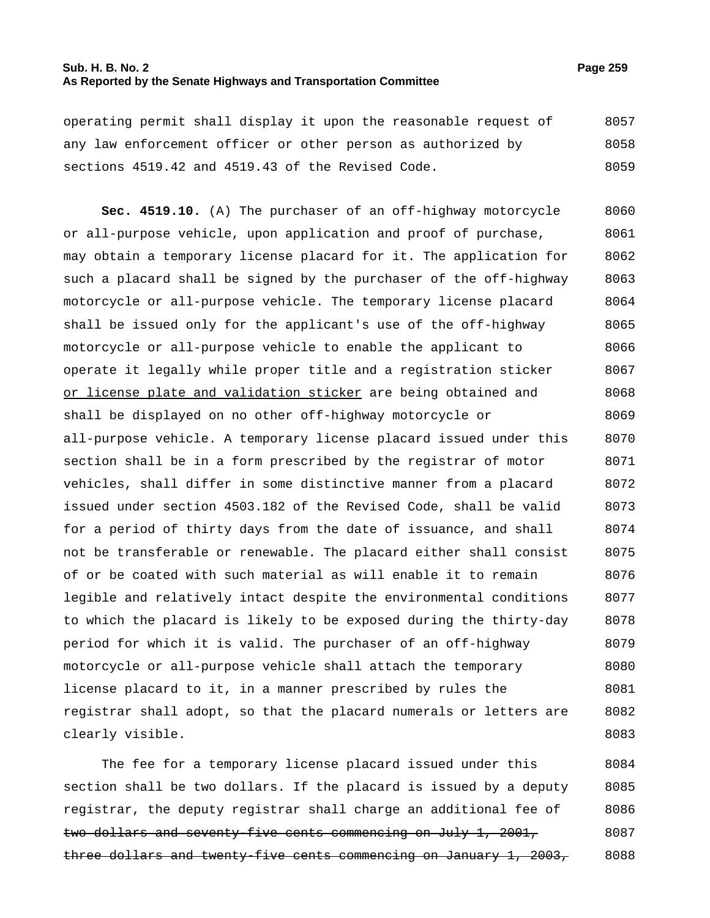operating permit shall display it upon the reasonable request of any law enforcement officer or other person as authorized by sections 4519.42 and 4519.43 of the Revised Code.

**Sec. 4519.10.** (A) The purchaser of an off-highway motorcycle or all-purpose vehicle, upon application and proof of purchase, may obtain a temporary license placard for it. The application for such a placard shall be signed by the purchaser of the off-highway motorcycle or all-purpose vehicle. The temporary license placard shall be issued only for the applicant's use of the off-highway motorcycle or all-purpose vehicle to enable the applicant to operate it legally while proper title and a registration sticker <u>or license plate and validation sticker</u> are being obtained and shall be displayed on no other off-highway motorcycle or all-purpose vehicle. A temporary license placard issued under this section shall be in a form prescribed by the registrar of motor vehicles, shall differ in some distinctive manner from a placard issued under section 4503.182 of the Revised Code, shall be valid for a period of thirty days from the date of issuance, and shall not be transferable or renewable. The placard either shall consist of or be coated with such material as will enable it to remain legible and relatively intact despite the environmental conditions to which the placard is likely to be exposed during the thirty-day period for which it is valid. The purchaser of an off-highway motorcycle or all-purpose vehicle shall attach the temporary license placard to it, in a manner prescribed by rules the registrar shall adopt, so that the placard numerals or letters are clearly visible.

The fee for a temporary license placard issued under this section shall be two dollars. If the placard is issued by a deputy registrar, the deputy registrar shall charge an additional fee of ~~two dollars and seventy-five cents commencing on July 1, 2001, three dollars and twenty-five cents commencing on January 1, 2003,~~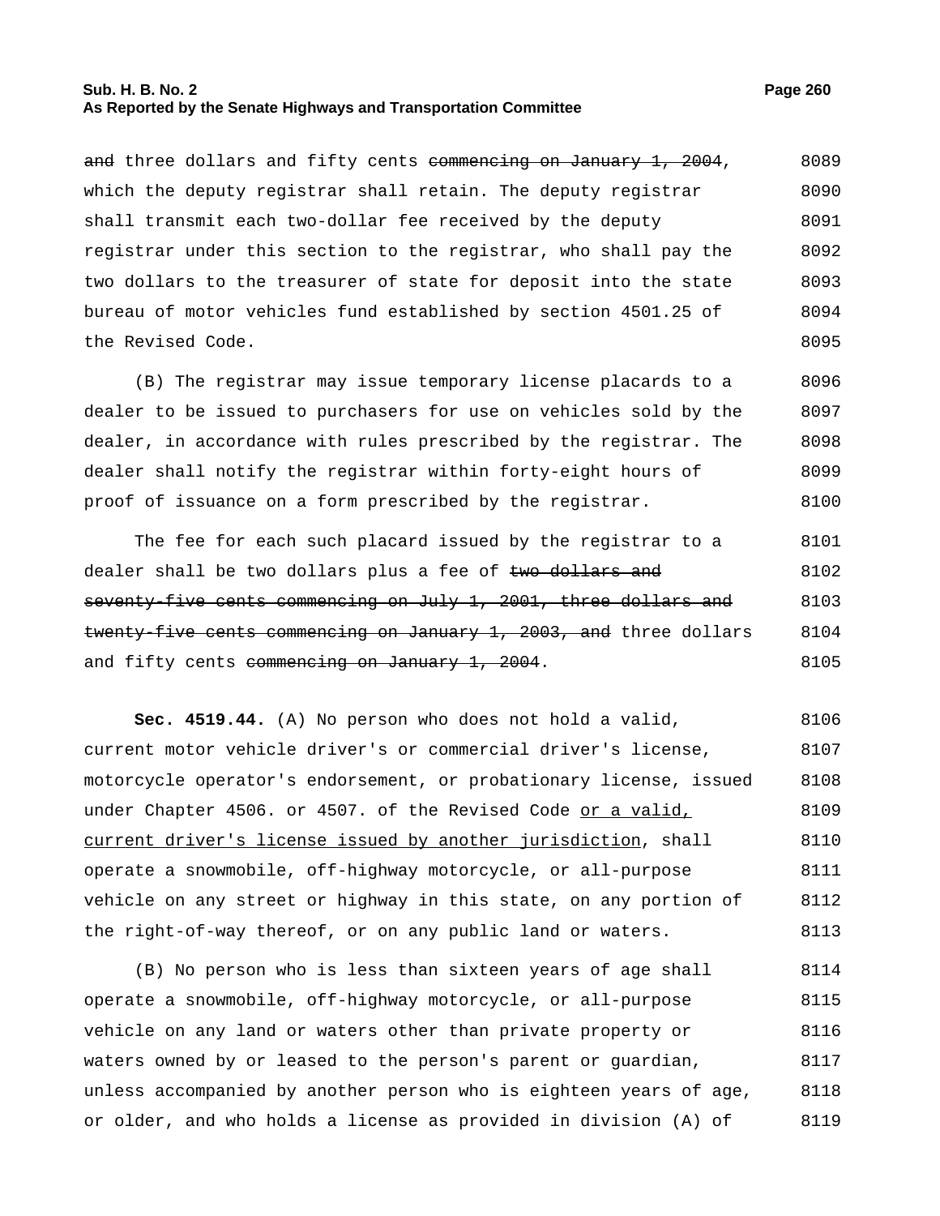~~and~~ three dollars and fifty cents ~~commencing on January 1, 2004~~, which the deputy registrar shall retain. The deputy registrar shall transmit each two-dollar fee received by the deputy registrar under this section to the registrar, who shall pay the two dollars to the treasurer of state for deposit into the state bureau of motor vehicles fund established by section 4501.25 of the Revised Code.

(B) The registrar may issue temporary license placards to a dealer to be issued to purchasers for use on vehicles sold by the dealer, in accordance with rules prescribed by the registrar. The dealer shall notify the registrar within forty-eight hours of proof of issuance on a form prescribed by the registrar.

The fee for each such placard issued by the registrar to a dealer shall be two dollars plus a fee of ~~two dollars and seventy-five cents commencing on July 1, 2001, three dollars and twenty-five cents commencing on January 1, 2003, and~~ three dollars and fifty cents ~~commencing on January 1, 2004~~.

**Sec. 4519.44.** (A) No person who does not hold a valid, current motor vehicle driver's or commercial driver's license, motorcycle operator's endorsement, or probationary license, issued under Chapter 4506. or 4507. of the Revised Code <u>or a valid, current driver's license issued by another jurisdiction</u>, shall operate a snowmobile, off-highway motorcycle, or all-purpose vehicle on any street or highway in this state, on any portion of the right-of-way thereof, or on any public land or waters.

(B) No person who is less than sixteen years of age shall operate a snowmobile, off-highway motorcycle, or all-purpose vehicle on any land or waters other than private property or waters owned by or leased to the person's parent or guardian, unless accompanied by another person who is eighteen years of age, or older, and who holds a license as provided in division (A) of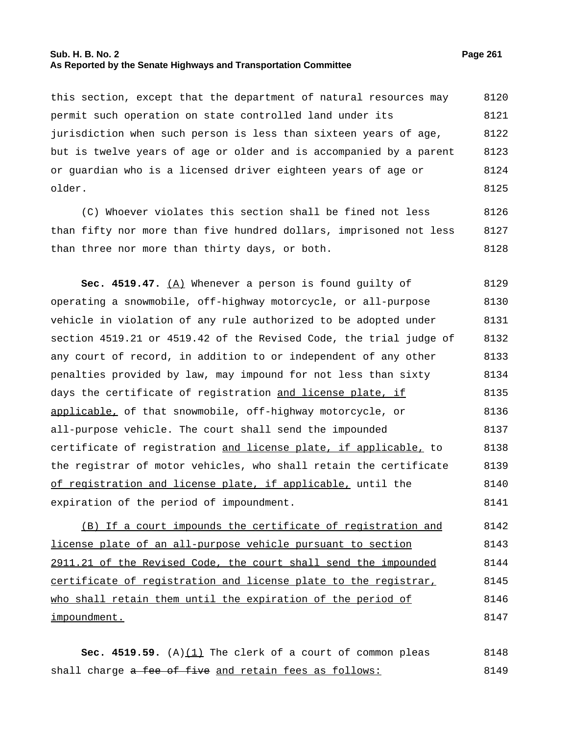this section, except that the department of natural resources may permit such operation on state controlled land under its jurisdiction when such person is less than sixteen years of age, but is twelve years of age or older and is accompanied by a parent or guardian who is a licensed driver eighteen years of age or older.

(C) Whoever violates this section shall be fined not less than fifty nor more than five hundred dollars, imprisoned not less than three nor more than thirty days, or both.

**Sec. 4519.47.** (A) Whenever a person is found guilty of operating a snowmobile, off-highway motorcycle, or all-purpose vehicle in violation of any rule authorized to be adopted under section 4519.21 or 4519.42 of the Revised Code, the trial judge of any court of record, in addition to or independent of any other penalties provided by law, may impound for not less than sixty days the certificate of registration and license plate, if applicable, of that snowmobile, off-highway motorcycle, or all-purpose vehicle. The court shall send the impounded certificate of registration and license plate, if applicable, to the registrar of motor vehicles, who shall retain the certificate of registration and license plate, if applicable, until the expiration of the period of impoundment.

(B) If a court impounds the certificate of registration and license plate of an all-purpose vehicle pursuant to section 2911.21 of the Revised Code, the court shall send the impounded certificate of registration and license plate to the registrar, who shall retain them until the expiration of the period of impoundment.

**Sec. 4519.59.** (A)(1) The clerk of a court of common pleas shall charge ~~a fee of five~~ and retain fees as follows: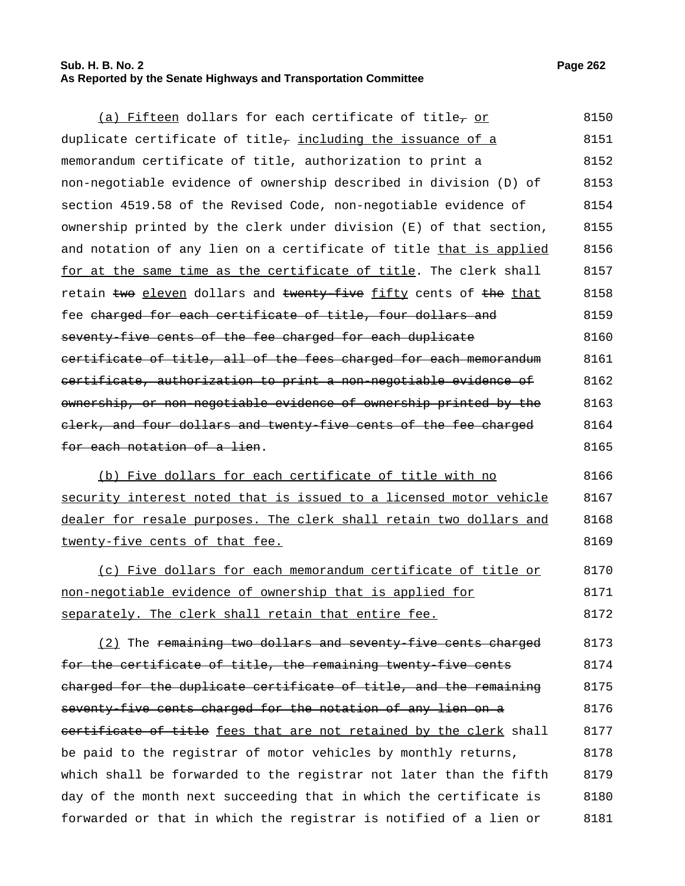(a) Fifteen dollars for each certificate of title, or duplicate certificate of title, including the issuance of a memorandum certificate of title, authorization to print a non-negotiable evidence of ownership described in division (D) of section 4519.58 of the Revised Code, non-negotiable evidence of ownership printed by the clerk under division (E) of that section, and notation of any lien on a certificate of title that is applied for at the same time as the certificate of title. The clerk shall retain two eleven dollars and twenty-five fifty cents of the that fee charged for each certificate of title, four dollars and seventy-five cents of the fee charged for each duplicate certificate of title, all of the fees charged for each memorandum certificate, authorization to print a non-negotiable evidence of ownership, or non-negotiable evidence of ownership printed by the clerk, and four dollars and twenty-five cents of the fee charged for each notation of a lien.

(b) Five dollars for each certificate of title with no security interest noted that is issued to a licensed motor vehicle dealer for resale purposes. The clerk shall retain two dollars and twenty-five cents of that fee.

(c) Five dollars for each memorandum certificate of title or non-negotiable evidence of ownership that is applied for separately. The clerk shall retain that entire fee.

(2) The remaining two dollars and seventy-five cents charged for the certificate of title, the remaining twenty-five cents charged for the duplicate certificate of title, and the remaining seventy-five cents charged for the notation of any lien on a certificate of title fees that are not retained by the clerk shall be paid to the registrar of motor vehicles by monthly returns, which shall be forwarded to the registrar not later than the fifth day of the month next succeeding that in which the certificate is forwarded or that in which the registrar is notified of a lien or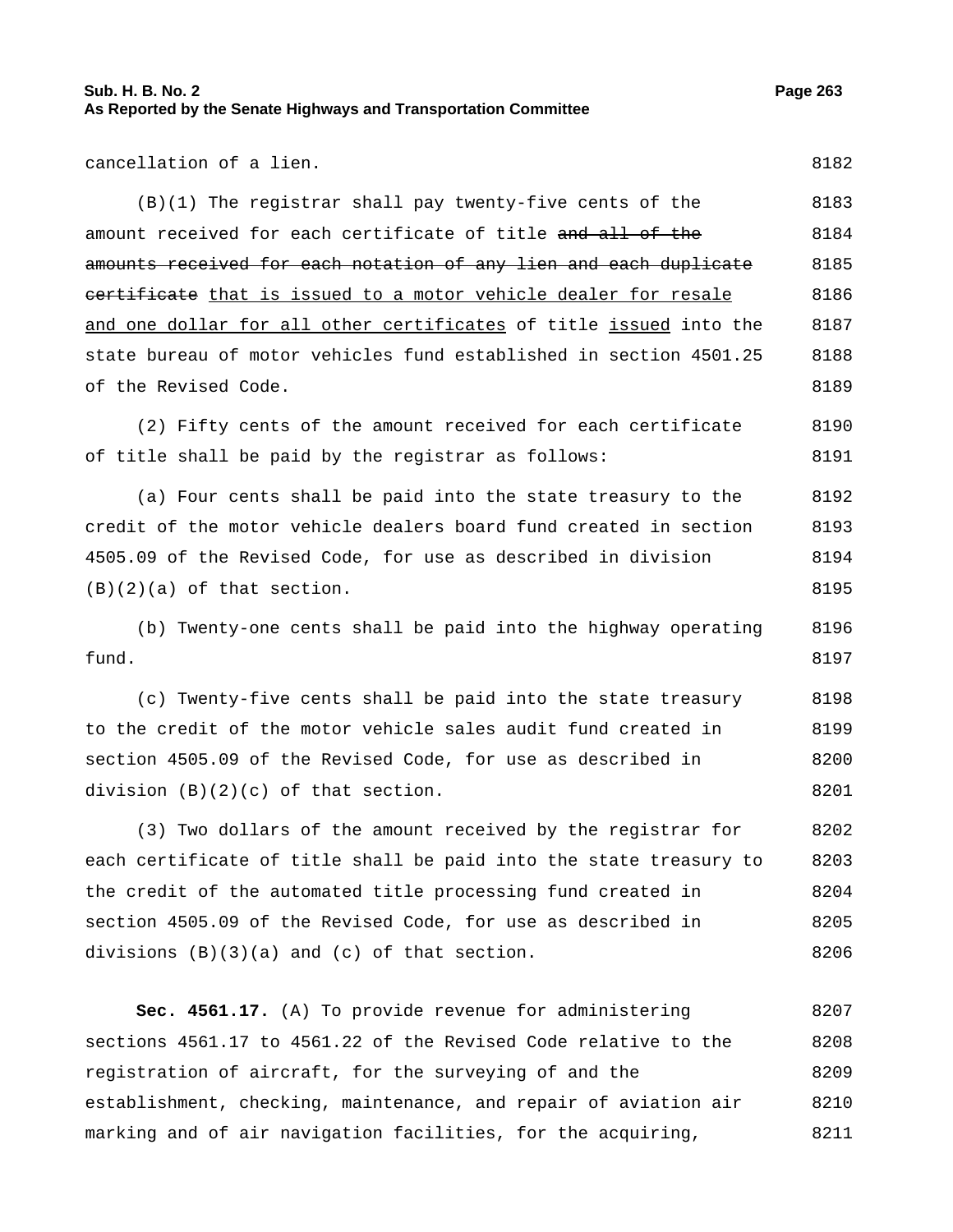cancellation of a lien.

(B)(1) The registrar shall pay twenty-five cents of the amount received for each certificate of title ~~and all of the amounts received for each notation of any lien and each duplicate certificate~~ <u>that is issued to a motor vehicle dealer for resale and one dollar for all other certificates</u> of title <u>issued</u> into the state bureau of motor vehicles fund established in section 4501.25 of the Revised Code.

(2) Fifty cents of the amount received for each certificate of title shall be paid by the registrar as follows:

(a) Four cents shall be paid into the state treasury to the credit of the motor vehicle dealers board fund created in section 4505.09 of the Revised Code, for use as described in division (B)(2)(a) of that section.

(b) Twenty-one cents shall be paid into the highway operating fund.

(c) Twenty-five cents shall be paid into the state treasury to the credit of the motor vehicle sales audit fund created in section 4505.09 of the Revised Code, for use as described in division (B)(2)(c) of that section.

(3) Two dollars of the amount received by the registrar for each certificate of title shall be paid into the state treasury to the credit of the automated title processing fund created in section 4505.09 of the Revised Code, for use as described in divisions (B)(3)(a) and (c) of that section.

**Sec. 4561.17.** (A) To provide revenue for administering sections 4561.17 to 4561.22 of the Revised Code relative to the registration of aircraft, for the surveying of and the establishment, checking, maintenance, and repair of aviation air marking and of air navigation facilities, for the acquiring,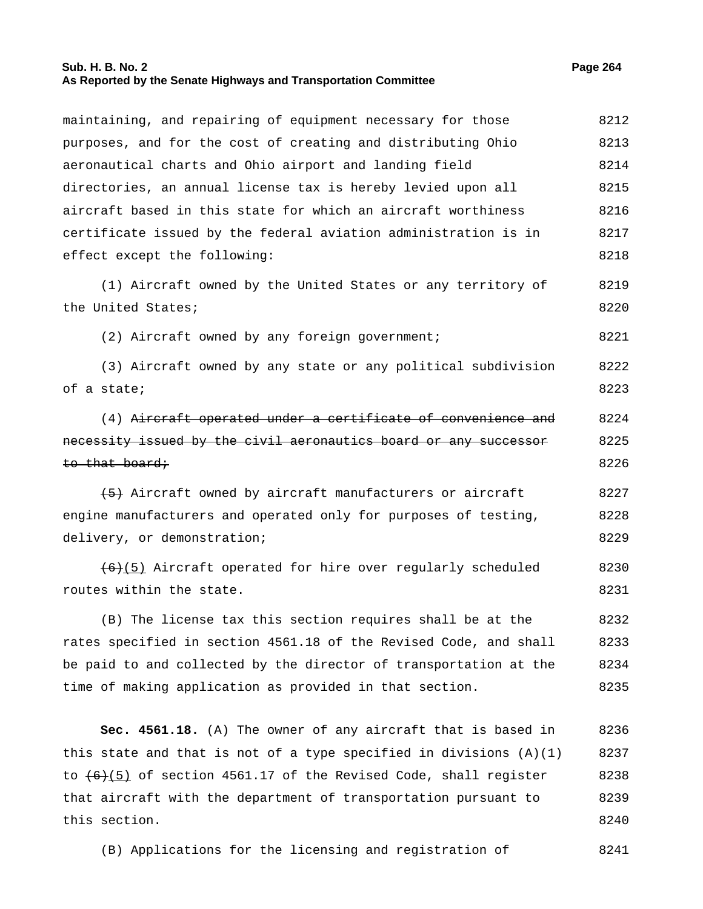maintaining, and repairing of equipment necessary for those purposes, and for the cost of creating and distributing Ohio aeronautical charts and Ohio airport and landing field directories, an annual license tax is hereby levied upon all aircraft based in this state for which an aircraft worthiness certificate issued by the federal aviation administration is in effect except the following:

(1) Aircraft owned by the United States or any territory of the United States;

(2) Aircraft owned by any foreign government;

(3) Aircraft owned by any state or any political subdivision of a state;

(4) ~~Aircraft operated under a certificate of convenience and necessity issued by the civil aeronautics board or any successor to that board;~~

~~(5)~~ Aircraft owned by aircraft manufacturers or aircraft engine manufacturers and operated only for purposes of testing, delivery, or demonstration;

~~(6)~~(5) Aircraft operated for hire over regularly scheduled routes within the state.

(B) The license tax this section requires shall be at the rates specified in section 4561.18 of the Revised Code, and shall be paid to and collected by the director of transportation at the time of making application as provided in that section.

**Sec. 4561.18.** (A) The owner of any aircraft that is based in this state and that is not of a type specified in divisions (A)(1) to ~~(6)~~(5) of section 4561.17 of the Revised Code, shall register that aircraft with the department of transportation pursuant to this section.

(B) Applications for the licensing and registration of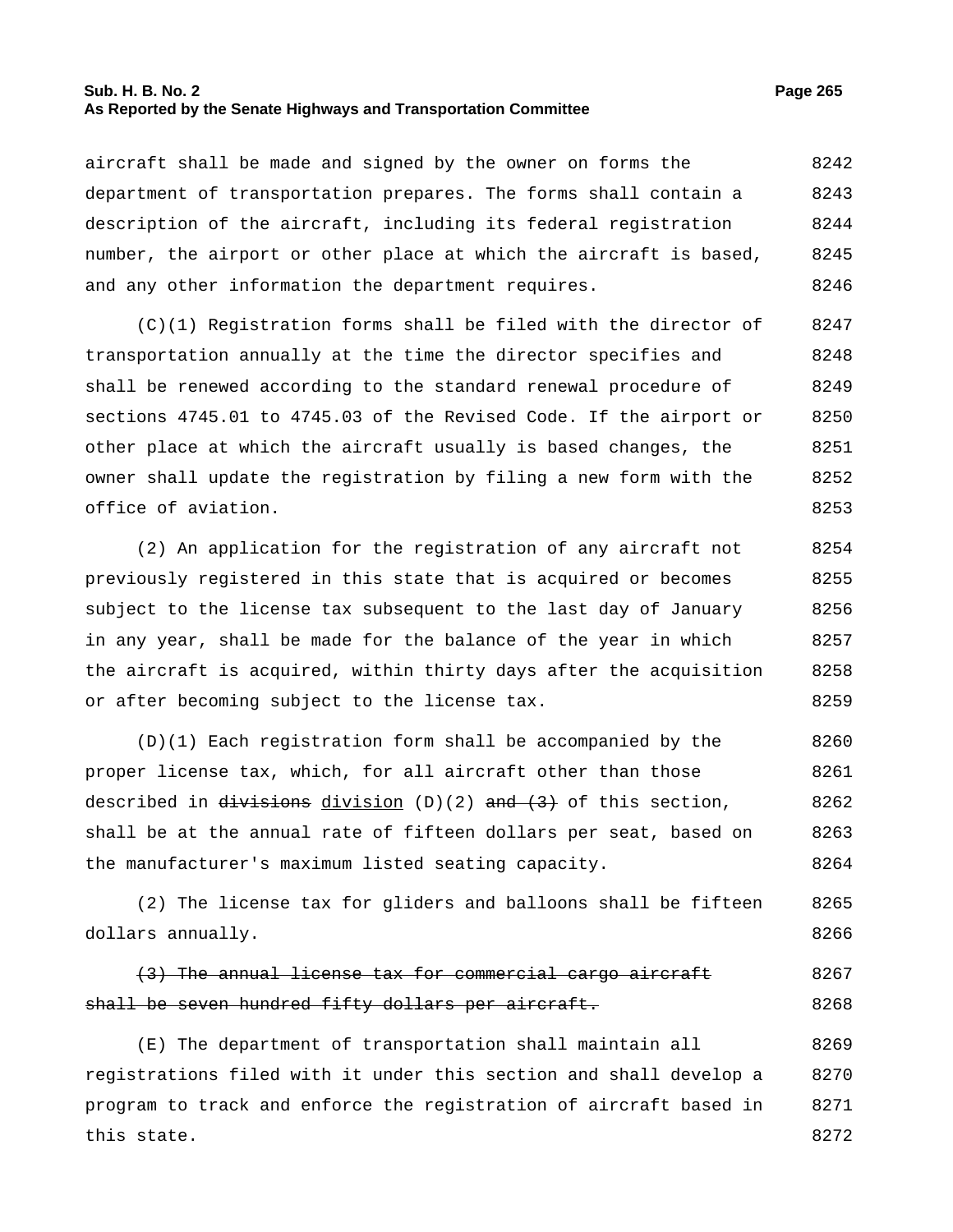aircraft shall be made and signed by the owner on forms the department of transportation prepares. The forms shall contain a description of the aircraft, including its federal registration number, the airport or other place at which the aircraft is based, and any other information the department requires.

(C)(1) Registration forms shall be filed with the director of transportation annually at the time the director specifies and shall be renewed according to the standard renewal procedure of sections 4745.01 to 4745.03 of the Revised Code. If the airport or other place at which the aircraft usually is based changes, the owner shall update the registration by filing a new form with the office of aviation.

(2) An application for the registration of any aircraft not previously registered in this state that is acquired or becomes subject to the license tax subsequent to the last day of January in any year, shall be made for the balance of the year in which the aircraft is acquired, within thirty days after the acquisition or after becoming subject to the license tax.

(D)(1) Each registration form shall be accompanied by the proper license tax, which, for all aircraft other than those described in ~~divisions~~ <u>division</u> (D)(2) ~~and (3)~~ of this section, shall be at the annual rate of fifteen dollars per seat, based on the manufacturer's maximum listed seating capacity.

(2) The license tax for gliders and balloons shall be fifteen dollars annually.

~~(3) The annual license tax for commercial cargo aircraft shall be seven hundred fifty dollars per aircraft.~~

(E) The department of transportation shall maintain all registrations filed with it under this section and shall develop a program to track and enforce the registration of aircraft based in this state.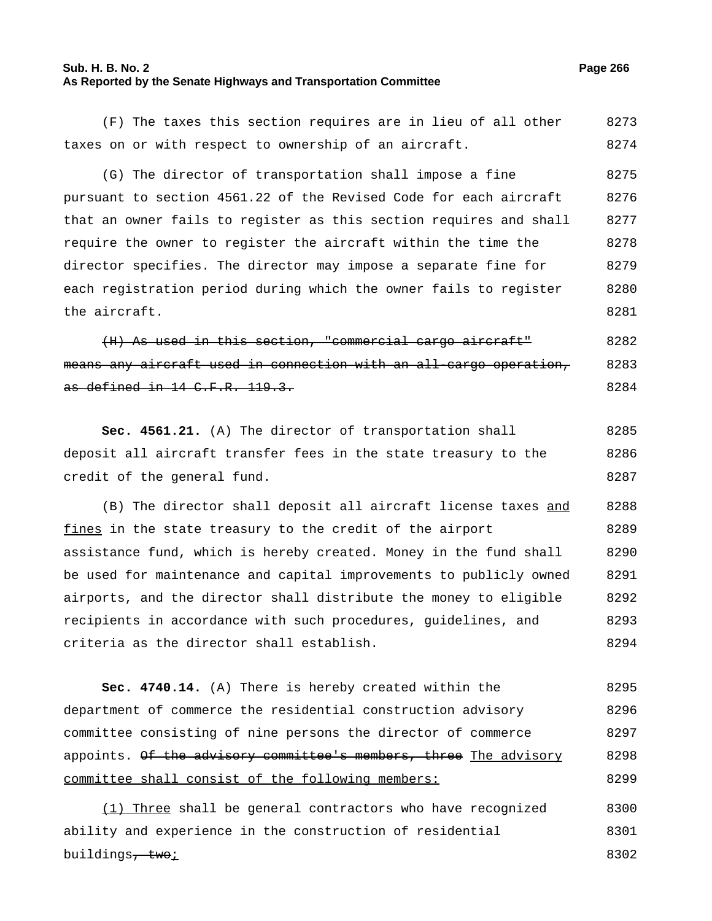(F) The taxes this section requires are in lieu of all other taxes on or with respect to ownership of an aircraft.

(G) The director of transportation shall impose a fine pursuant to section 4561.22 of the Revised Code for each aircraft that an owner fails to register as this section requires and shall require the owner to register the aircraft within the time the director specifies. The director may impose a separate fine for each registration period during which the owner fails to register the aircraft.

~~(H) As used in this section, "commercial cargo aircraft" means any aircraft used in connection with an all-cargo operation, as defined in 14 C.F.R. 119.3.~~

**Sec. 4561.21.** (A) The director of transportation shall deposit all aircraft transfer fees in the state treasury to the credit of the general fund.

(B) The director shall deposit all aircraft license taxes <u>and fines</u> in the state treasury to the credit of the airport assistance fund, which is hereby created. Money in the fund shall be used for maintenance and capital improvements to publicly owned airports, and the director shall distribute the money to eligible recipients in accordance with such procedures, guidelines, and criteria as the director shall establish.

**Sec. 4740.14.** (A) There is hereby created within the department of commerce the residential construction advisory committee consisting of nine persons the director of commerce appoints. ~~Of the advisory committee's members, three~~ <u>The advisory committee shall consist of the following members:</u>

<u>(1) Three</u> shall be general contractors who have recognized ability and experience in the construction of residential buildings~~, two~~<u>;</u>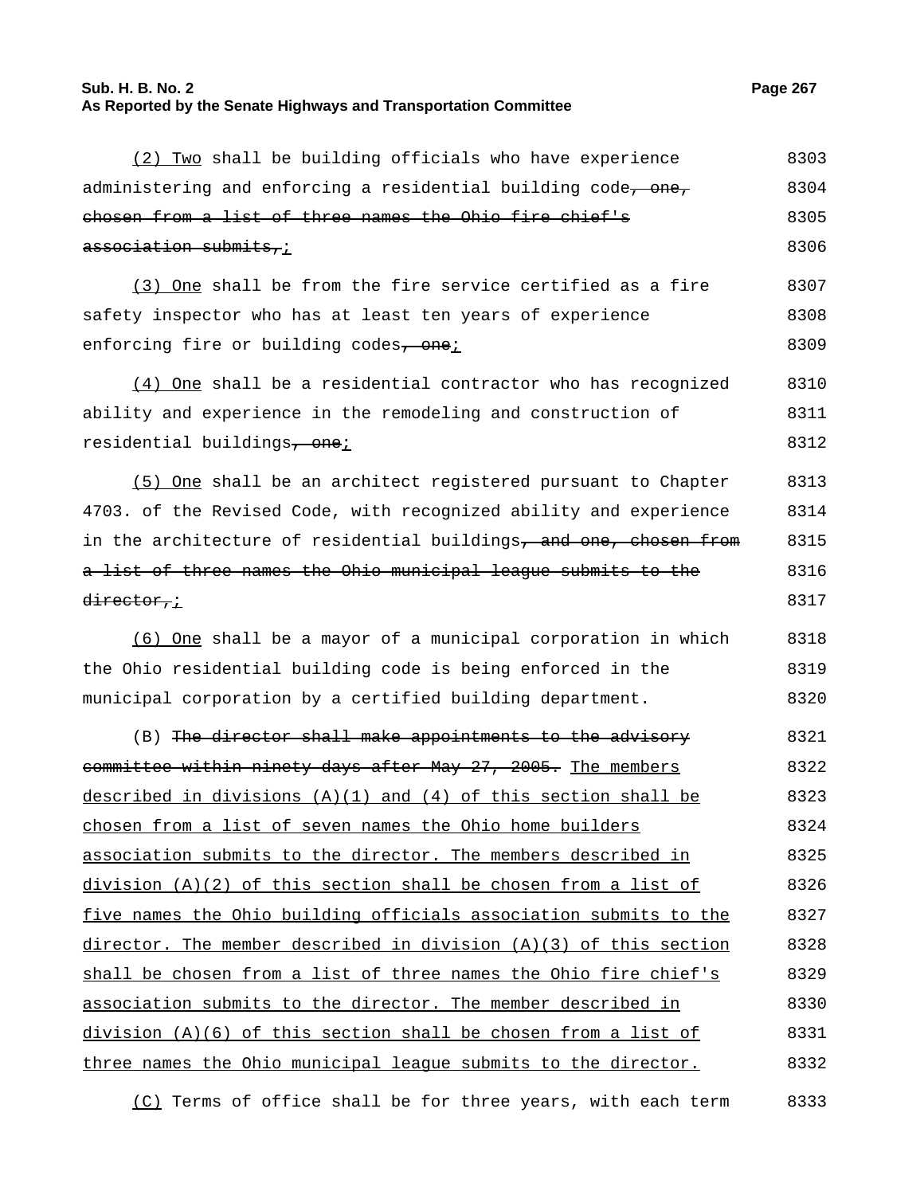(2) Two shall be building officials who have experience administering and enforcing a residential building code~~, one, chosen from a list of three names the Ohio fire chief's association submits,~~;

(3) One shall be from the fire service certified as a fire safety inspector who has at least ten years of experience enforcing fire or building codes~~, one~~;

(4) One shall be a residential contractor who has recognized ability and experience in the remodeling and construction of residential buildings~~, one~~;

(5) One shall be an architect registered pursuant to Chapter 4703. of the Revised Code, with recognized ability and experience in the architecture of residential buildings~~, and one, chosen from a list of three names the Ohio municipal league submits to the director,~~;

(6) One shall be a mayor of a municipal corporation in which the Ohio residential building code is being enforced in the municipal corporation by a certified building department.

(B) ~~The director shall make appointments to the advisory committee within ninety days after May 27, 2005.~~ The members described in divisions (A)(1) and (4) of this section shall be chosen from a list of seven names the Ohio home builders association submits to the director. The members described in division (A)(2) of this section shall be chosen from a list of five names the Ohio building officials association submits to the director. The member described in division (A)(3) of this section shall be chosen from a list of three names the Ohio fire chief's association submits to the director. The member described in division (A)(6) of this section shall be chosen from a list of three names the Ohio municipal league submits to the director.

(C) Terms of office shall be for three years, with each term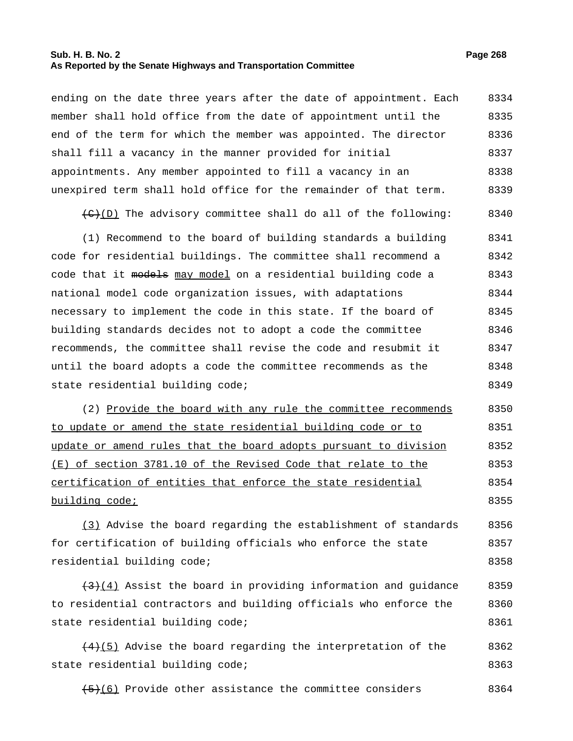ending on the date three years after the date of appointment. Each member shall hold office from the date of appointment until the end of the term for which the member was appointed. The director shall fill a vacancy in the manner provided for initial appointments. Any member appointed to fill a vacancy in an unexpired term shall hold office for the remainder of that term.

~~(C)~~(D) The advisory committee shall do all of the following:

(1) Recommend to the board of building standards a building code for residential buildings. The committee shall recommend a code that it ~~models~~ may model on a residential building code a national model code organization issues, with adaptations necessary to implement the code in this state. If the board of building standards decides not to adopt a code the committee recommends, the committee shall revise the code and resubmit it until the board adopts a code the committee recommends as the state residential building code;

(2) Provide the board with any rule the committee recommends to update or amend the state residential building code or to update or amend rules that the board adopts pursuant to division (E) of section 3781.10 of the Revised Code that relate to the certification of entities that enforce the state residential building code;

(3) Advise the board regarding the establishment of standards for certification of building officials who enforce the state residential building code;

~~(3)~~(4) Assist the board in providing information and guidance to residential contractors and building officials who enforce the state residential building code;

~~(4)~~(5) Advise the board regarding the interpretation of the state residential building code;

~~(5)~~(6) Provide other assistance the committee considers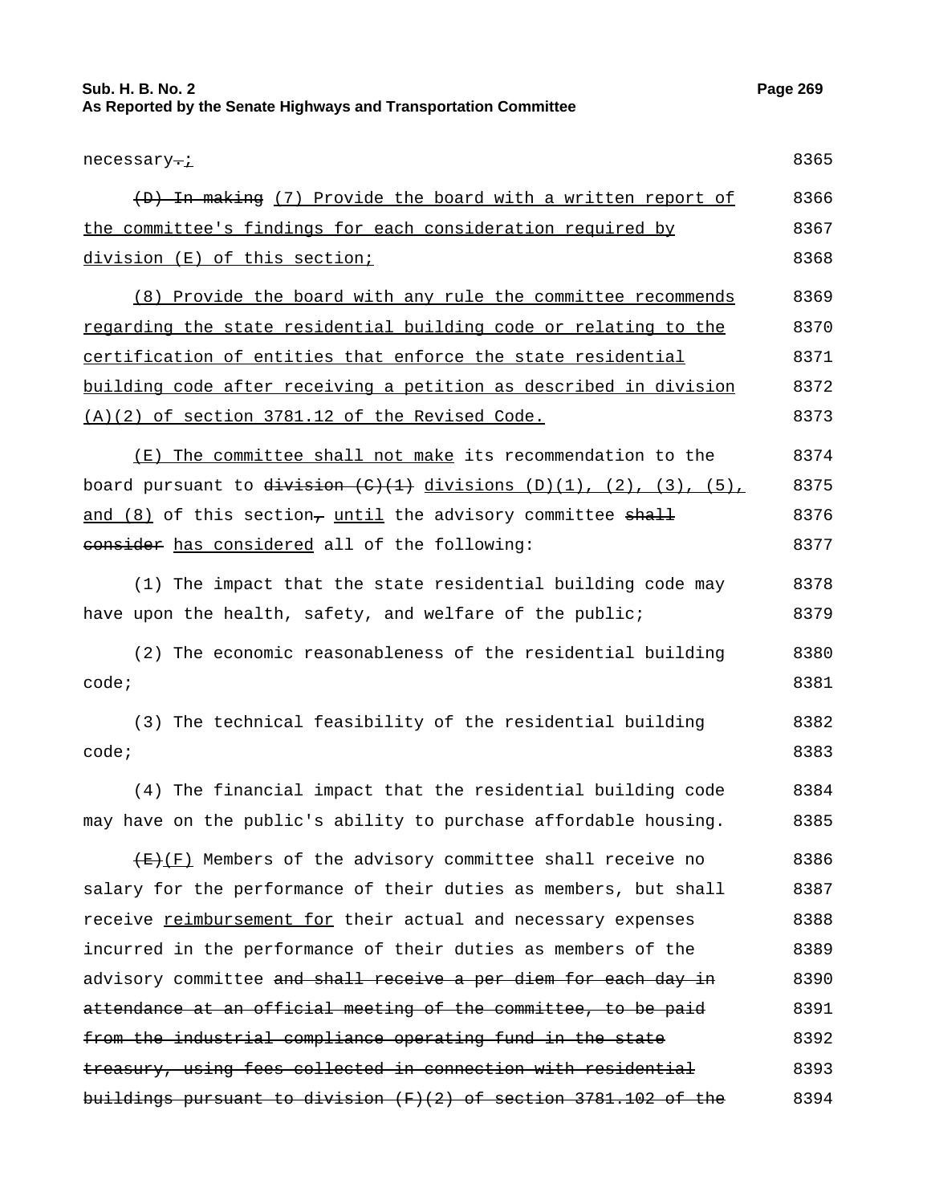necessary.;

(D) In making (7) Provide the board with a written report of the committee's findings for each consideration required by division (E) of this section;

(8) Provide the board with any rule the committee recommends regarding the state residential building code or relating to the certification of entities that enforce the state residential building code after receiving a petition as described in division (A)(2) of section 3781.12 of the Revised Code.

(E) The committee shall not make its recommendation to the board pursuant to division (C)(1) divisions (D)(1), (2), (3), (5), and (8) of this section, until the advisory committee shall consider has considered all of the following:

(1) The impact that the state residential building code may have upon the health, safety, and welfare of the public;

(2) The economic reasonableness of the residential building code;

(3) The technical feasibility of the residential building code;

(4) The financial impact that the residential building code may have on the public's ability to purchase affordable housing.

(E)(F) Members of the advisory committee shall receive no salary for the performance of their duties as members, but shall receive reimbursement for their actual and necessary expenses incurred in the performance of their duties as members of the advisory committee and shall receive a per diem for each day in attendance at an official meeting of the committee, to be paid from the industrial compliance operating fund in the state treasury, using fees collected in connection with residential buildings pursuant to division (F)(2) of section 3781.102 of the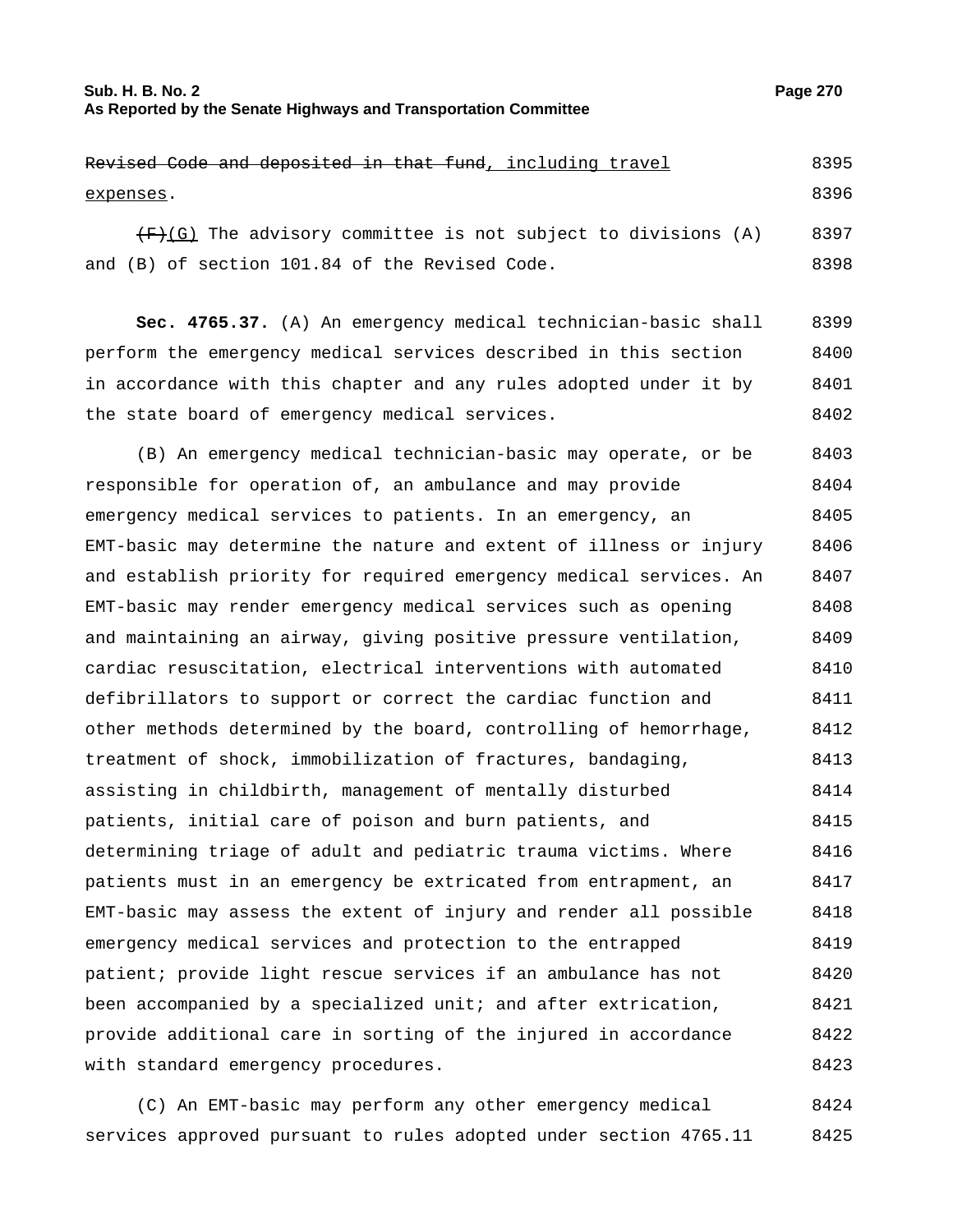~~Revised Code and deposited in that fund~~, including travel expenses.

~~(F)~~(G) The advisory committee is not subject to divisions (A) and (B) of section 101.84 of the Revised Code.

**Sec. 4765.37.** (A) An emergency medical technician-basic shall perform the emergency medical services described in this section in accordance with this chapter and any rules adopted under it by the state board of emergency medical services.

(B) An emergency medical technician-basic may operate, or be responsible for operation of, an ambulance and may provide emergency medical services to patients. In an emergency, an EMT-basic may determine the nature and extent of illness or injury and establish priority for required emergency medical services. An EMT-basic may render emergency medical services such as opening and maintaining an airway, giving positive pressure ventilation, cardiac resuscitation, electrical interventions with automated defibrillators to support or correct the cardiac function and other methods determined by the board, controlling of hemorrhage, treatment of shock, immobilization of fractures, bandaging, assisting in childbirth, management of mentally disturbed patients, initial care of poison and burn patients, and determining triage of adult and pediatric trauma victims. Where patients must in an emergency be extricated from entrapment, an EMT-basic may assess the extent of injury and render all possible emergency medical services and protection to the entrapped patient; provide light rescue services if an ambulance has not been accompanied by a specialized unit; and after extrication, provide additional care in sorting of the injured in accordance with standard emergency procedures.

(C) An EMT-basic may perform any other emergency medical services approved pursuant to rules adopted under section 4765.11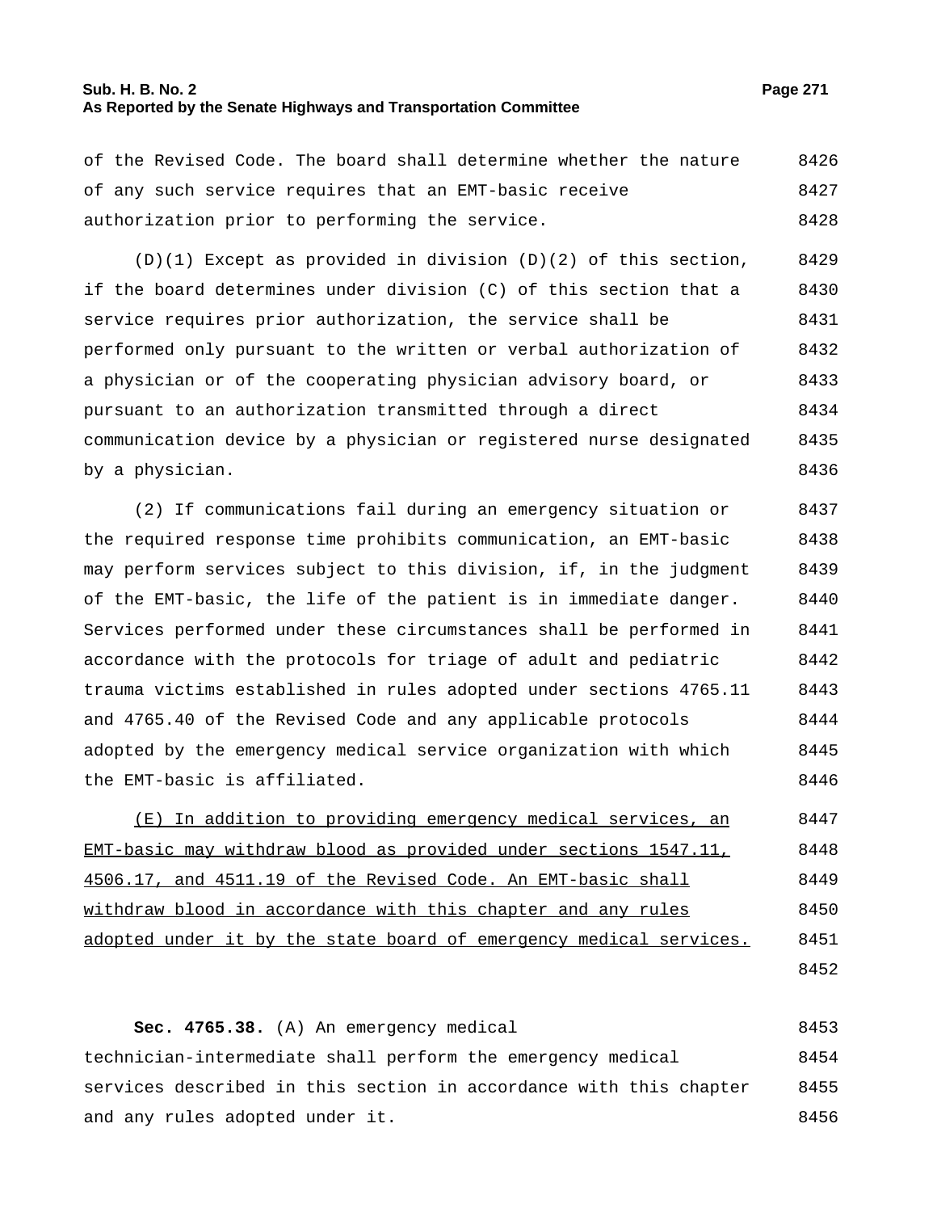of the Revised Code. The board shall determine whether the nature of any such service requires that an EMT-basic receive authorization prior to performing the service.

(D)(1) Except as provided in division (D)(2) of this section, if the board determines under division (C) of this section that a service requires prior authorization, the service shall be performed only pursuant to the written or verbal authorization of a physician or of the cooperating physician advisory board, or pursuant to an authorization transmitted through a direct communication device by a physician or registered nurse designated by a physician.

(2) If communications fail during an emergency situation or the required response time prohibits communication, an EMT-basic may perform services subject to this division, if, in the judgment of the EMT-basic, the life of the patient is in immediate danger. Services performed under these circumstances shall be performed in accordance with the protocols for triage of adult and pediatric trauma victims established in rules adopted under sections 4765.11 and 4765.40 of the Revised Code and any applicable protocols adopted by the emergency medical service organization with which the EMT-basic is affiliated.

(E) In addition to providing emergency medical services, an EMT-basic may withdraw blood as provided under sections 1547.11, 4506.17, and 4511.19 of the Revised Code. An EMT-basic shall withdraw blood in accordance with this chapter and any rules adopted under it by the state board of emergency medical services.

**Sec. 4765.38.** (A) An emergency medical technician-intermediate shall perform the emergency medical services described in this section in accordance with this chapter and any rules adopted under it.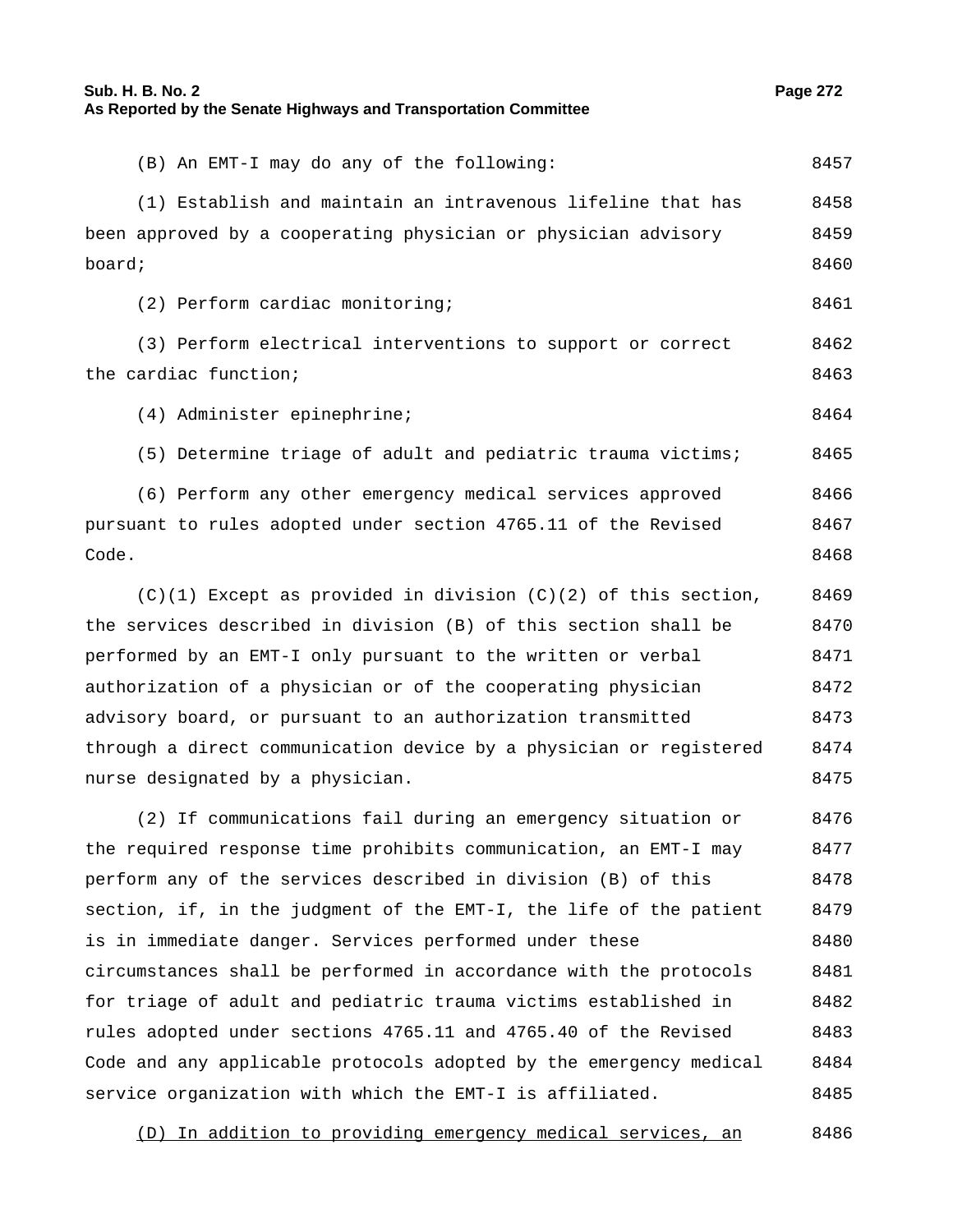(B) An EMT-I may do any of the following:

(1) Establish and maintain an intravenous lifeline that has been approved by a cooperating physician or physician advisory board;

(2) Perform cardiac monitoring;

(3) Perform electrical interventions to support or correct the cardiac function;

(4) Administer epinephrine;

(5) Determine triage of adult and pediatric trauma victims;

(6) Perform any other emergency medical services approved pursuant to rules adopted under section 4765.11 of the Revised Code.

(C)(1) Except as provided in division (C)(2) of this section, the services described in division (B) of this section shall be performed by an EMT-I only pursuant to the written or verbal authorization of a physician or of the cooperating physician advisory board, or pursuant to an authorization transmitted through a direct communication device by a physician or registered nurse designated by a physician.

(2) If communications fail during an emergency situation or the required response time prohibits communication, an EMT-I may perform any of the services described in division (B) of this section, if, in the judgment of the EMT-I, the life of the patient is in immediate danger. Services performed under these circumstances shall be performed in accordance with the protocols for triage of adult and pediatric trauma victims established in rules adopted under sections 4765.11 and 4765.40 of the Revised Code and any applicable protocols adopted by the emergency medical service organization with which the EMT-I is affiliated.

<u>(D) In addition to providing emergency medical services, an</u>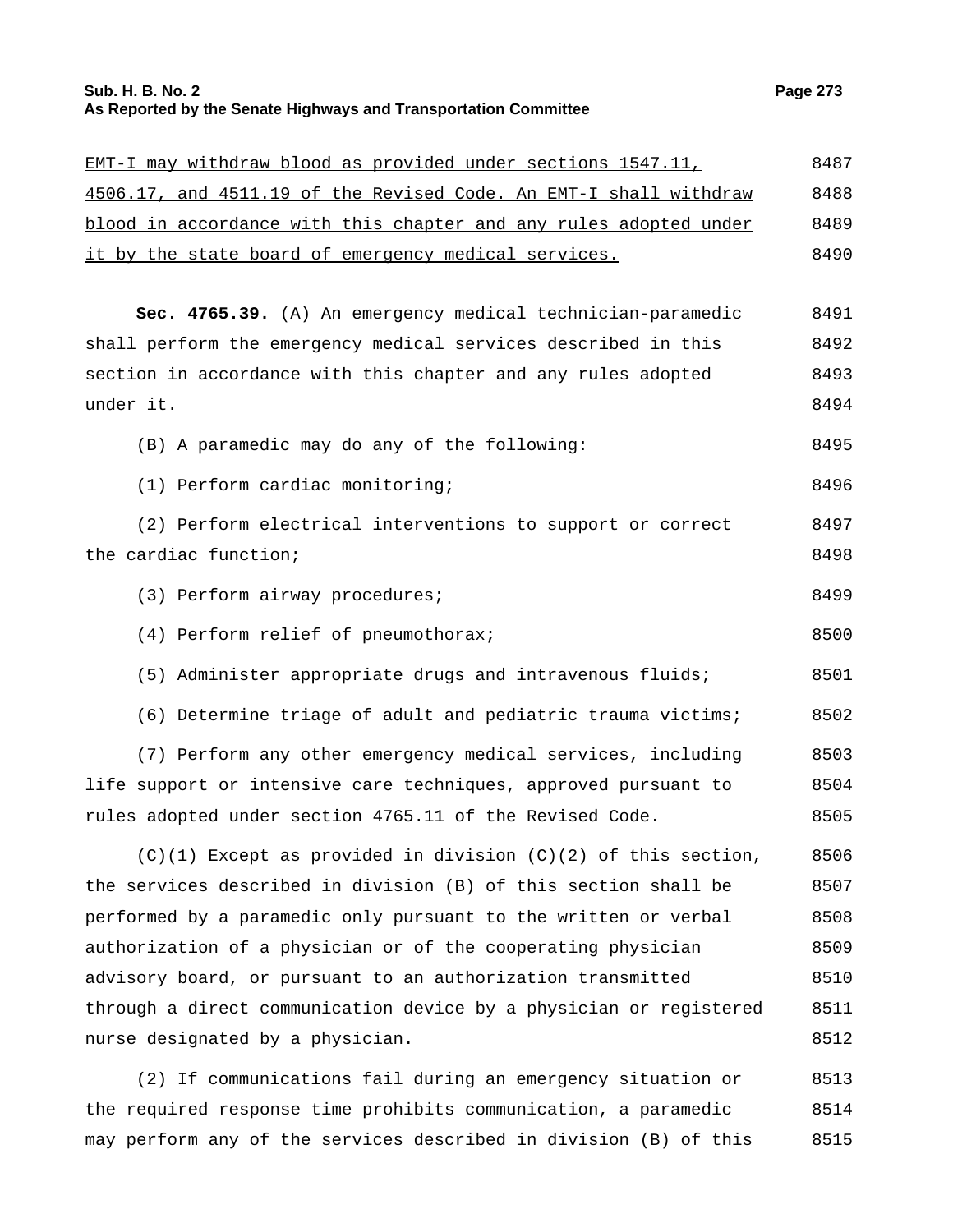EMT-I may withdraw blood as provided under sections 1547.11, 4506.17, and 4511.19 of the Revised Code. An EMT-I shall withdraw blood in accordance with this chapter and any rules adopted under it by the state board of emergency medical services.

**Sec. 4765.39.** (A) An emergency medical technician-paramedic shall perform the emergency medical services described in this section in accordance with this chapter and any rules adopted under it.

(B) A paramedic may do any of the following:

(1) Perform cardiac monitoring;

(2) Perform electrical interventions to support or correct the cardiac function;

(3) Perform airway procedures;

(4) Perform relief of pneumothorax;

(5) Administer appropriate drugs and intravenous fluids;

(6) Determine triage of adult and pediatric trauma victims;

(7) Perform any other emergency medical services, including life support or intensive care techniques, approved pursuant to rules adopted under section 4765.11 of the Revised Code.

(C)(1) Except as provided in division (C)(2) of this section, the services described in division (B) of this section shall be performed by a paramedic only pursuant to the written or verbal authorization of a physician or of the cooperating physician advisory board, or pursuant to an authorization transmitted through a direct communication device by a physician or registered nurse designated by a physician.

(2) If communications fail during an emergency situation or the required response time prohibits communication, a paramedic may perform any of the services described in division (B) of this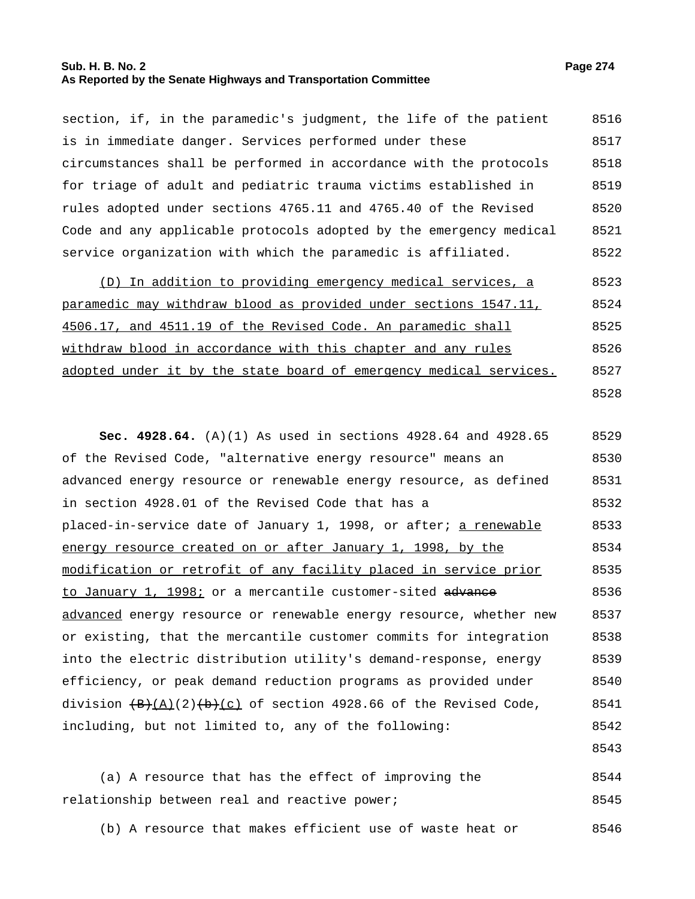section, if, in the paramedic's judgment, the life of the patient is in immediate danger. Services performed under these circumstances shall be performed in accordance with the protocols for triage of adult and pediatric trauma victims established in rules adopted under sections 4765.11 and 4765.40 of the Revised Code and any applicable protocols adopted by the emergency medical service organization with which the paramedic is affiliated.

<u>(D) In addition to providing emergency medical services, a paramedic may withdraw blood as provided under sections 1547.11, 4506.17, and 4511.19 of the Revised Code. An paramedic shall withdraw blood in accordance with this chapter and any rules adopted under it by the state board of emergency medical services.</u>

**Sec. 4928.64.** (A)(1) As used in sections 4928.64 and 4928.65 of the Revised Code, "alternative energy resource" means an advanced energy resource or renewable energy resource, as defined in section 4928.01 of the Revised Code that has a placed-in-service date of January 1, 1998, or after; <u>a renewable energy resource created on or after January 1, 1998, by the modification or retrofit of any facility placed in service prior to January 1, 1998;</u> or a mercantile customer-sited ~~advance~~ <u>advanced</u> energy resource or renewable energy resource, whether new or existing, that the mercantile customer commits for integration into the electric distribution utility's demand-response, energy efficiency, or peak demand reduction programs as provided under division ~~(B)~~<u>(A)</u>(2)~~(b)~~<u>(c)</u> of section 4928.66 of the Revised Code, including, but not limited to, any of the following:

(a) A resource that has the effect of improving the relationship between real and reactive power;

(b) A resource that makes efficient use of waste heat or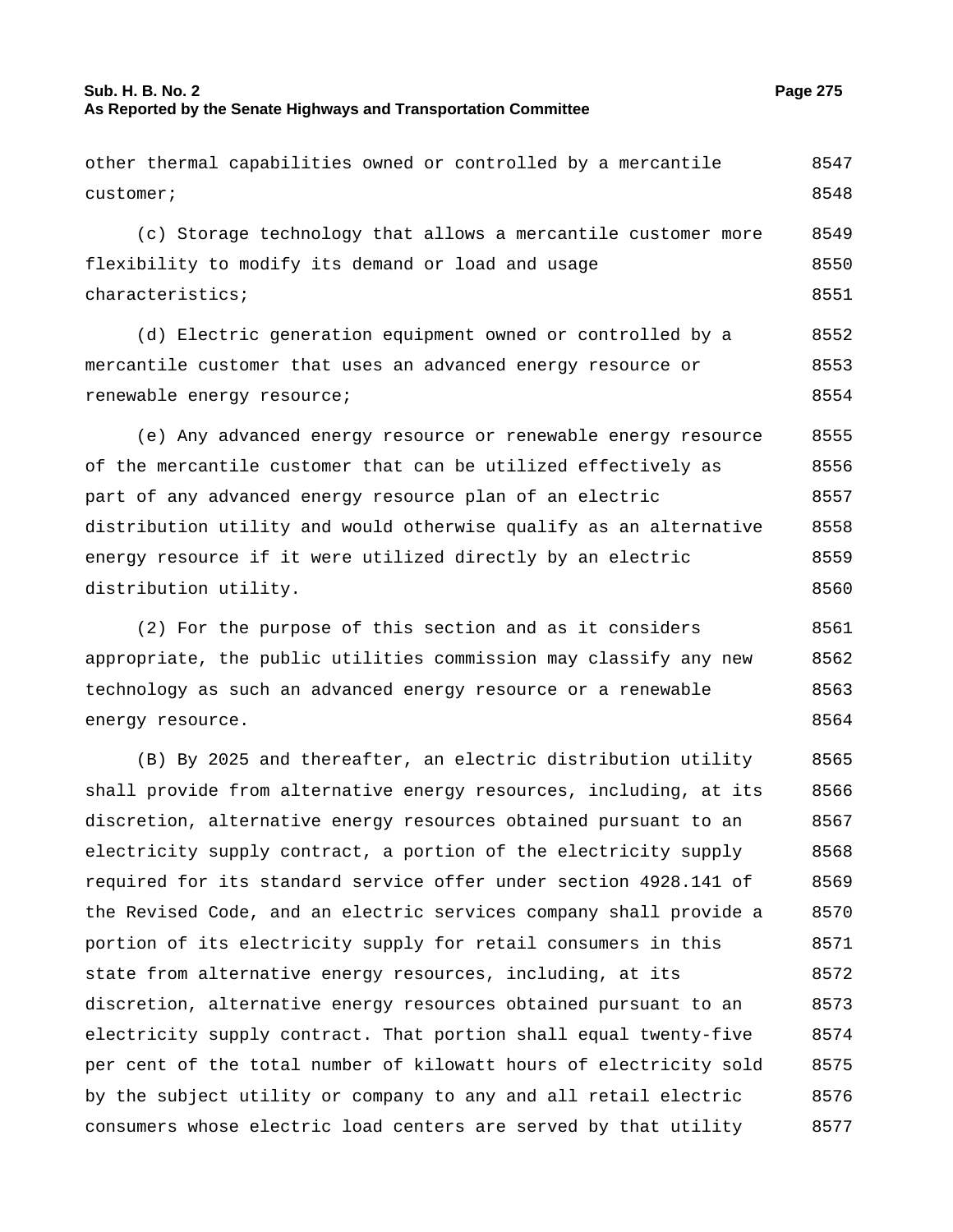other thermal capabilities owned or controlled by a mercantile customer;

(c) Storage technology that allows a mercantile customer more flexibility to modify its demand or load and usage characteristics;

(d) Electric generation equipment owned or controlled by a mercantile customer that uses an advanced energy resource or renewable energy resource;

(e) Any advanced energy resource or renewable energy resource of the mercantile customer that can be utilized effectively as part of any advanced energy resource plan of an electric distribution utility and would otherwise qualify as an alternative energy resource if it were utilized directly by an electric distribution utility.

(2) For the purpose of this section and as it considers appropriate, the public utilities commission may classify any new technology as such an advanced energy resource or a renewable energy resource.

(B) By 2025 and thereafter, an electric distribution utility shall provide from alternative energy resources, including, at its discretion, alternative energy resources obtained pursuant to an electricity supply contract, a portion of the electricity supply required for its standard service offer under section 4928.141 of the Revised Code, and an electric services company shall provide a portion of its electricity supply for retail consumers in this state from alternative energy resources, including, at its discretion, alternative energy resources obtained pursuant to an electricity supply contract. That portion shall equal twenty-five per cent of the total number of kilowatt hours of electricity sold by the subject utility or company to any and all retail electric consumers whose electric load centers are served by that utility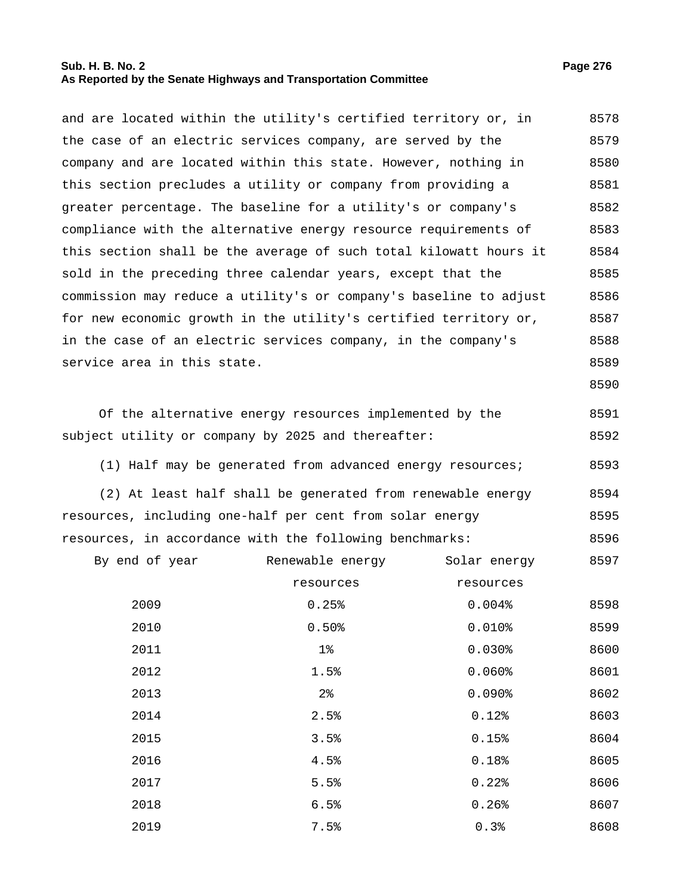and are located within the utility's certified territory or, in the case of an electric services company, are served by the company and are located within this state. However, nothing in this section precludes a utility or company from providing a greater percentage. The baseline for a utility's or company's compliance with the alternative energy resource requirements of this section shall be the average of such total kilowatt hours it sold in the preceding three calendar years, except that the commission may reduce a utility's or company's baseline to adjust for new economic growth in the utility's certified territory or, in the case of an electric services company, in the company's service area in this state.

Of the alternative energy resources implemented by the subject utility or company by 2025 and thereafter:

(1) Half may be generated from advanced energy resources;

(2) At least half shall be generated from renewable energy resources, including one-half per cent from solar energy resources, in accordance with the following benchmarks:

| By end of year | Renewable energy resources | Solar energy resources |
|---|---|---|
| 2009 | 0.25% | 0.004% |
| 2010 | 0.50% | 0.010% |
| 2011 | 1% | 0.030% |
| 2012 | 1.5% | 0.060% |
| 2013 | 2% | 0.090% |
| 2014 | 2.5% | 0.12% |
| 2015 | 3.5% | 0.15% |
| 2016 | 4.5% | 0.18% |
| 2017 | 5.5% | 0.22% |
| 2018 | 6.5% | 0.26% |
| 2019 | 7.5% | 0.3% |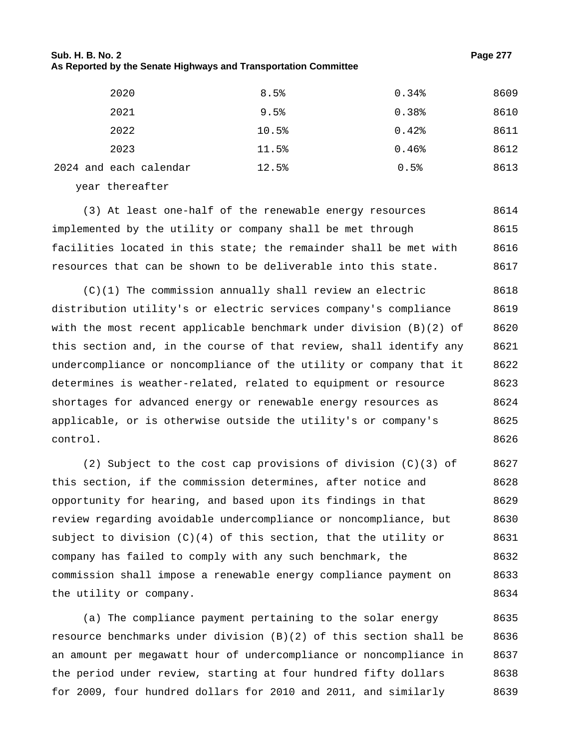| | | | |
|---|---|---|---|
| 2020 | 8.5% | 0.34% | 8609 |
| 2021 | 9.5% | 0.38% | 8610 |
| 2022 | 10.5% | 0.42% | 8611 |
| 2023 | 11.5% | 0.46% | 8612 |
| 2024 and each calendar year thereafter | 12.5% | 0.5% | 8613 |

(3) At least one-half of the renewable energy resources implemented by the utility or company shall be met through facilities located in this state; the remainder shall be met with resources that can be shown to be deliverable into this state.

(C)(1) The commission annually shall review an electric distribution utility's or electric services company's compliance with the most recent applicable benchmark under division (B)(2) of this section and, in the course of that review, shall identify any undercompliance or noncompliance of the utility or company that it determines is weather-related, related to equipment or resource shortages for advanced energy or renewable energy resources as applicable, or is otherwise outside the utility's or company's control.

(2) Subject to the cost cap provisions of division (C)(3) of this section, if the commission determines, after notice and opportunity for hearing, and based upon its findings in that review regarding avoidable undercompliance or noncompliance, but subject to division (C)(4) of this section, that the utility or company has failed to comply with any such benchmark, the commission shall impose a renewable energy compliance payment on the utility or company.

(a) The compliance payment pertaining to the solar energy resource benchmarks under division (B)(2) of this section shall be an amount per megawatt hour of undercompliance or noncompliance in the period under review, starting at four hundred fifty dollars for 2009, four hundred dollars for 2010 and 2011, and similarly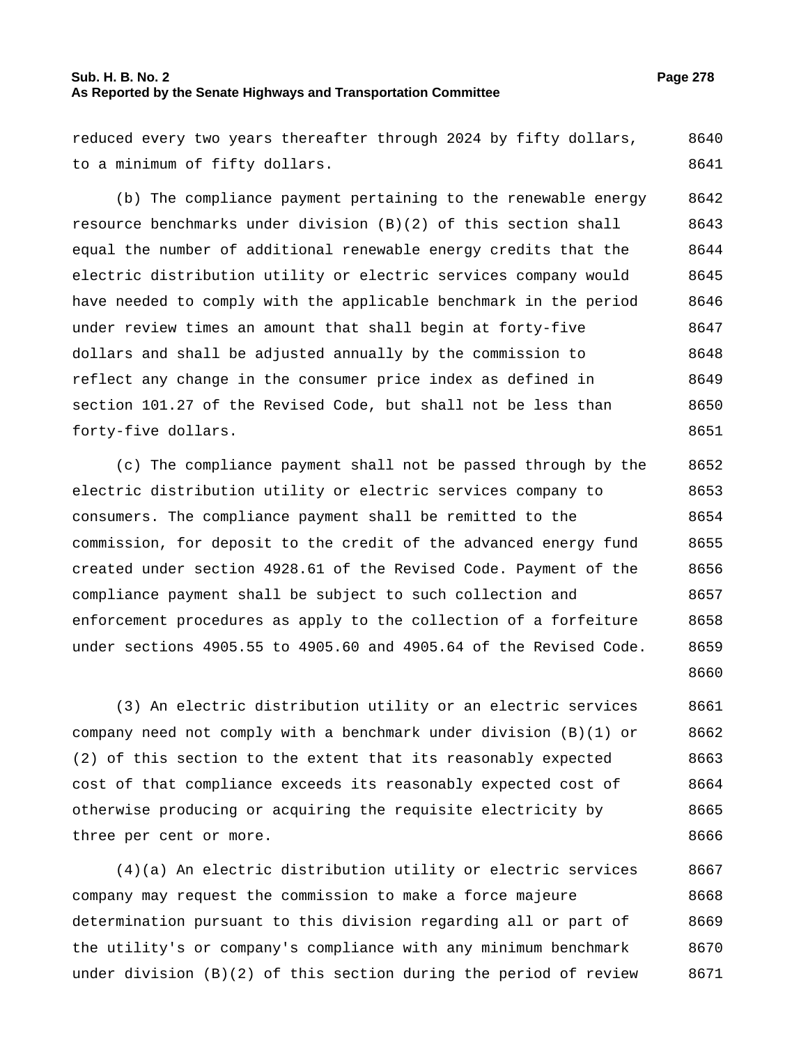reduced every two years thereafter through 2024 by fifty dollars, to a minimum of fifty dollars.

(b) The compliance payment pertaining to the renewable energy resource benchmarks under division (B)(2) of this section shall equal the number of additional renewable energy credits that the electric distribution utility or electric services company would have needed to comply with the applicable benchmark in the period under review times an amount that shall begin at forty-five dollars and shall be adjusted annually by the commission to reflect any change in the consumer price index as defined in section 101.27 of the Revised Code, but shall not be less than forty-five dollars.

(c) The compliance payment shall not be passed through by the electric distribution utility or electric services company to consumers. The compliance payment shall be remitted to the commission, for deposit to the credit of the advanced energy fund created under section 4928.61 of the Revised Code. Payment of the compliance payment shall be subject to such collection and enforcement procedures as apply to the collection of a forfeiture under sections 4905.55 to 4905.60 and 4905.64 of the Revised Code.

(3) An electric distribution utility or an electric services company need not comply with a benchmark under division (B)(1) or (2) of this section to the extent that its reasonably expected cost of that compliance exceeds its reasonably expected cost of otherwise producing or acquiring the requisite electricity by three per cent or more.

(4)(a) An electric distribution utility or electric services company may request the commission to make a force majeure determination pursuant to this division regarding all or part of the utility's or company's compliance with any minimum benchmark under division (B)(2) of this section during the period of review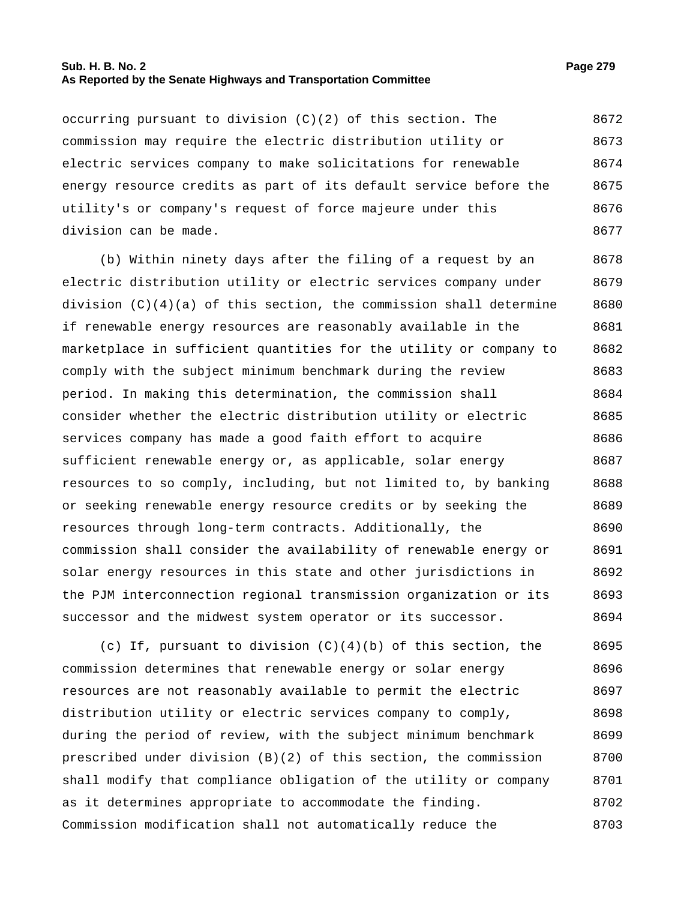occurring pursuant to division (C)(2) of this section. The commission may require the electric distribution utility or electric services company to make solicitations for renewable energy resource credits as part of its default service before the utility's or company's request of force majeure under this division can be made.

(b) Within ninety days after the filing of a request by an electric distribution utility or electric services company under division (C)(4)(a) of this section, the commission shall determine if renewable energy resources are reasonably available in the marketplace in sufficient quantities for the utility or company to comply with the subject minimum benchmark during the review period. In making this determination, the commission shall consider whether the electric distribution utility or electric services company has made a good faith effort to acquire sufficient renewable energy or, as applicable, solar energy resources to so comply, including, but not limited to, by banking or seeking renewable energy resource credits or by seeking the resources through long-term contracts. Additionally, the commission shall consider the availability of renewable energy or solar energy resources in this state and other jurisdictions in the PJM interconnection regional transmission organization or its successor and the midwest system operator or its successor.

(c) If, pursuant to division (C)(4)(b) of this section, the commission determines that renewable energy or solar energy resources are not reasonably available to permit the electric distribution utility or electric services company to comply, during the period of review, with the subject minimum benchmark prescribed under division (B)(2) of this section, the commission shall modify that compliance obligation of the utility or company as it determines appropriate to accommodate the finding. Commission modification shall not automatically reduce the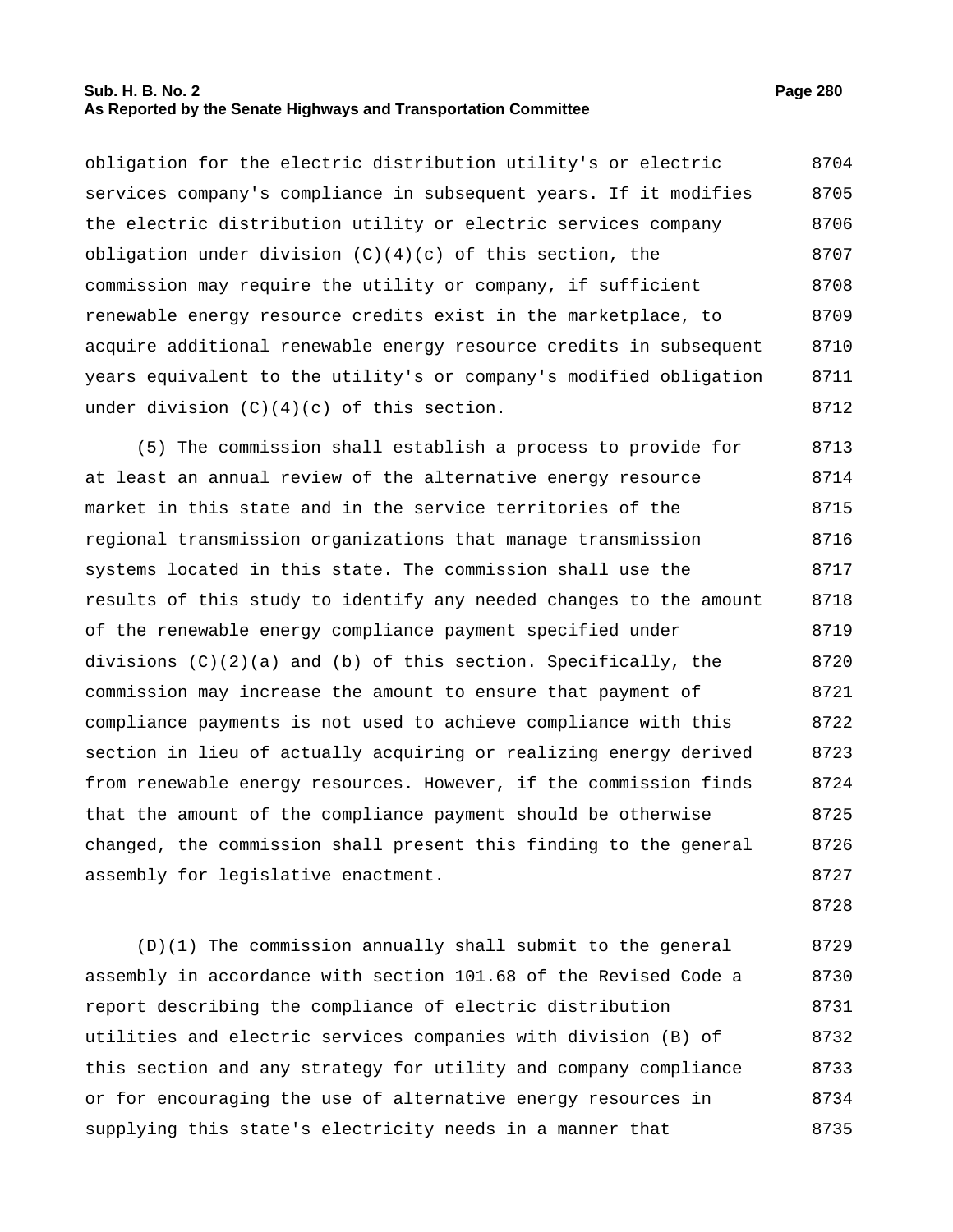obligation for the electric distribution utility's or electric services company's compliance in subsequent years. If it modifies the electric distribution utility or electric services company obligation under division (C)(4)(c) of this section, the commission may require the utility or company, if sufficient renewable energy resource credits exist in the marketplace, to acquire additional renewable energy resource credits in subsequent years equivalent to the utility's or company's modified obligation under division (C)(4)(c) of this section.

(5) The commission shall establish a process to provide for at least an annual review of the alternative energy resource market in this state and in the service territories of the regional transmission organizations that manage transmission systems located in this state. The commission shall use the results of this study to identify any needed changes to the amount of the renewable energy compliance payment specified under divisions (C)(2)(a) and (b) of this section. Specifically, the commission may increase the amount to ensure that payment of compliance payments is not used to achieve compliance with this section in lieu of actually acquiring or realizing energy derived from renewable energy resources. However, if the commission finds that the amount of the compliance payment should be otherwise changed, the commission shall present this finding to the general assembly for legislative enactment.

(D)(1) The commission annually shall submit to the general assembly in accordance with section 101.68 of the Revised Code a report describing the compliance of electric distribution utilities and electric services companies with division (B) of this section and any strategy for utility and company compliance or for encouraging the use of alternative energy resources in supplying this state's electricity needs in a manner that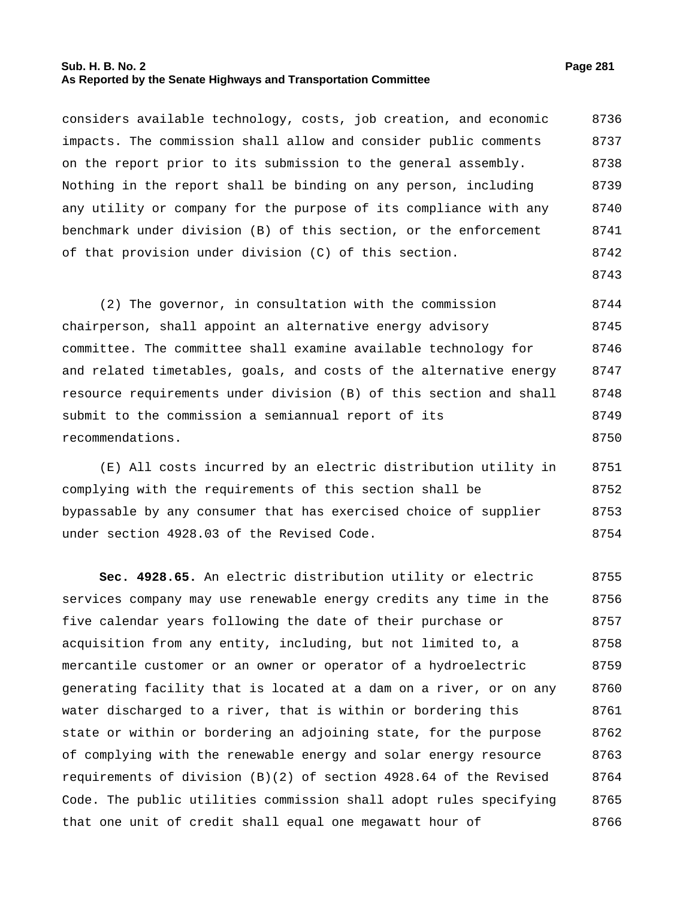considers available technology, costs, job creation, and economic impacts. The commission shall allow and consider public comments on the report prior to its submission to the general assembly. Nothing in the report shall be binding on any person, including any utility or company for the purpose of its compliance with any benchmark under division (B) of this section, or the enforcement of that provision under division (C) of this section.

(2) The governor, in consultation with the commission chairperson, shall appoint an alternative energy advisory committee. The committee shall examine available technology for and related timetables, goals, and costs of the alternative energy resource requirements under division (B) of this section and shall submit to the commission a semiannual report of its recommendations.

(E) All costs incurred by an electric distribution utility in complying with the requirements of this section shall be bypassable by any consumer that has exercised choice of supplier under section 4928.03 of the Revised Code.

**Sec. 4928.65.** An electric distribution utility or electric services company may use renewable energy credits any time in the five calendar years following the date of their purchase or acquisition from any entity, including, but not limited to, a mercantile customer or an owner or operator of a hydroelectric generating facility that is located at a dam on a river, or on any water discharged to a river, that is within or bordering this state or within or bordering an adjoining state, for the purpose of complying with the renewable energy and solar energy resource requirements of division (B)(2) of section 4928.64 of the Revised Code. The public utilities commission shall adopt rules specifying that one unit of credit shall equal one megawatt hour of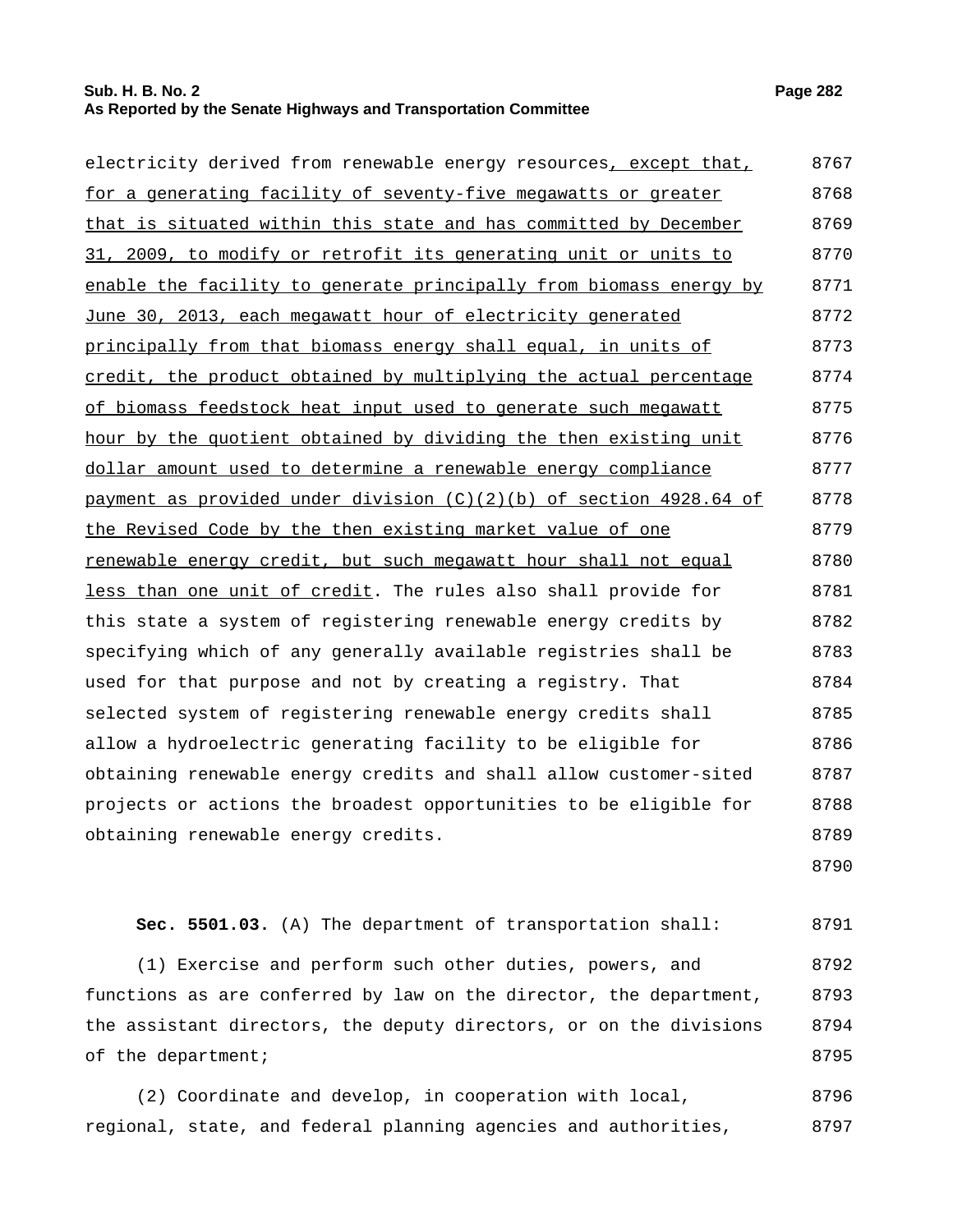electricity derived from renewable energy resources, except that, for a generating facility of seventy-five megawatts or greater that is situated within this state and has committed by December 31, 2009, to modify or retrofit its generating unit or units to enable the facility to generate principally from biomass energy by June 30, 2013, each megawatt hour of electricity generated principally from that biomass energy shall equal, in units of credit, the product obtained by multiplying the actual percentage of biomass feedstock heat input used to generate such megawatt hour by the quotient obtained by dividing the then existing unit dollar amount used to determine a renewable energy compliance payment as provided under division (C)(2)(b) of section 4928.64 of the Revised Code by the then existing market value of one renewable energy credit, but such megawatt hour shall not equal less than one unit of credit. The rules also shall provide for this state a system of registering renewable energy credits by specifying which of any generally available registries shall be used for that purpose and not by creating a registry. That selected system of registering renewable energy credits shall allow a hydroelectric generating facility to be eligible for obtaining renewable energy credits and shall allow customer-sited projects or actions the broadest opportunities to be eligible for obtaining renewable energy credits.

**Sec. 5501.03.** (A) The department of transportation shall:

(1) Exercise and perform such other duties, powers, and functions as are conferred by law on the director, the department, the assistant directors, the deputy directors, or on the divisions of the department;

(2) Coordinate and develop, in cooperation with local, regional, state, and federal planning agencies and authorities,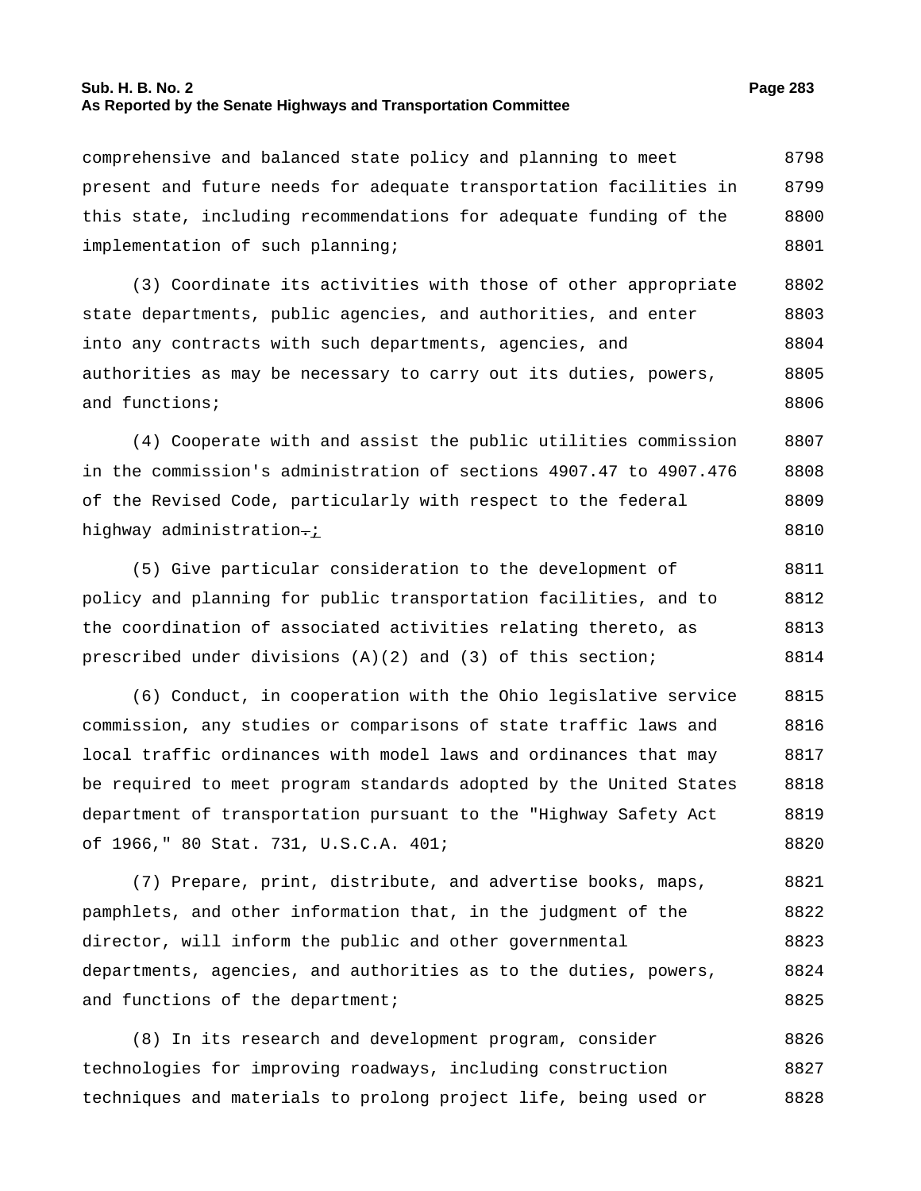comprehensive and balanced state policy and planning to meet present and future needs for adequate transportation facilities in this state, including recommendations for adequate funding of the implementation of such planning;

(3) Coordinate its activities with those of other appropriate state departments, public agencies, and authorities, and enter into any contracts with such departments, agencies, and authorities as may be necessary to carry out its duties, powers, and functions;

(4) Cooperate with and assist the public utilities commission in the commission's administration of sections 4907.47 to 4907.476 of the Revised Code, particularly with respect to the federal highway administration~~.~~;

(5) Give particular consideration to the development of policy and planning for public transportation facilities, and to the coordination of associated activities relating thereto, as prescribed under divisions (A)(2) and (3) of this section;

(6) Conduct, in cooperation with the Ohio legislative service commission, any studies or comparisons of state traffic laws and local traffic ordinances with model laws and ordinances that may be required to meet program standards adopted by the United States department of transportation pursuant to the "Highway Safety Act of 1966," 80 Stat. 731, U.S.C.A. 401;

(7) Prepare, print, distribute, and advertise books, maps, pamphlets, and other information that, in the judgment of the director, will inform the public and other governmental departments, agencies, and authorities as to the duties, powers, and functions of the department;

(8) In its research and development program, consider technologies for improving roadways, including construction techniques and materials to prolong project life, being used or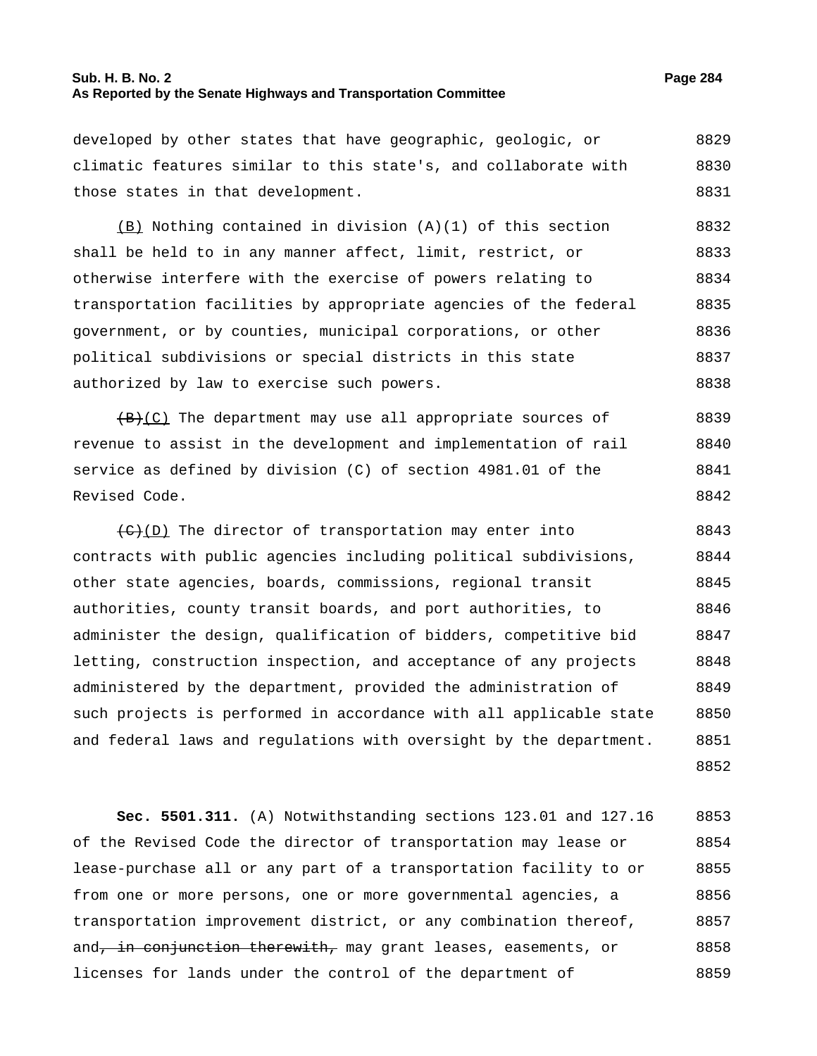developed by other states that have geographic, geologic, or climatic features similar to this state's, and collaborate with those states in that development.

(B) Nothing contained in division (A)(1) of this section shall be held to in any manner affect, limit, restrict, or otherwise interfere with the exercise of powers relating to transportation facilities by appropriate agencies of the federal government, or by counties, municipal corporations, or other political subdivisions or special districts in this state authorized by law to exercise such powers.

~~(B)~~(C) The department may use all appropriate sources of revenue to assist in the development and implementation of rail service as defined by division (C) of section 4981.01 of the Revised Code.

~~(C)~~(D) The director of transportation may enter into contracts with public agencies including political subdivisions, other state agencies, boards, commissions, regional transit authorities, county transit boards, and port authorities, to administer the design, qualification of bidders, competitive bid letting, construction inspection, and acceptance of any projects administered by the department, provided the administration of such projects is performed in accordance with all applicable state and federal laws and regulations with oversight by the department.

**Sec. 5501.311.** (A) Notwithstanding sections 123.01 and 127.16 of the Revised Code the director of transportation may lease or lease-purchase all or any part of a transportation facility to or from one or more persons, one or more governmental agencies, a transportation improvement district, or any combination thereof, and~~, in conjunction therewith,~~ may grant leases, easements, or licenses for lands under the control of the department of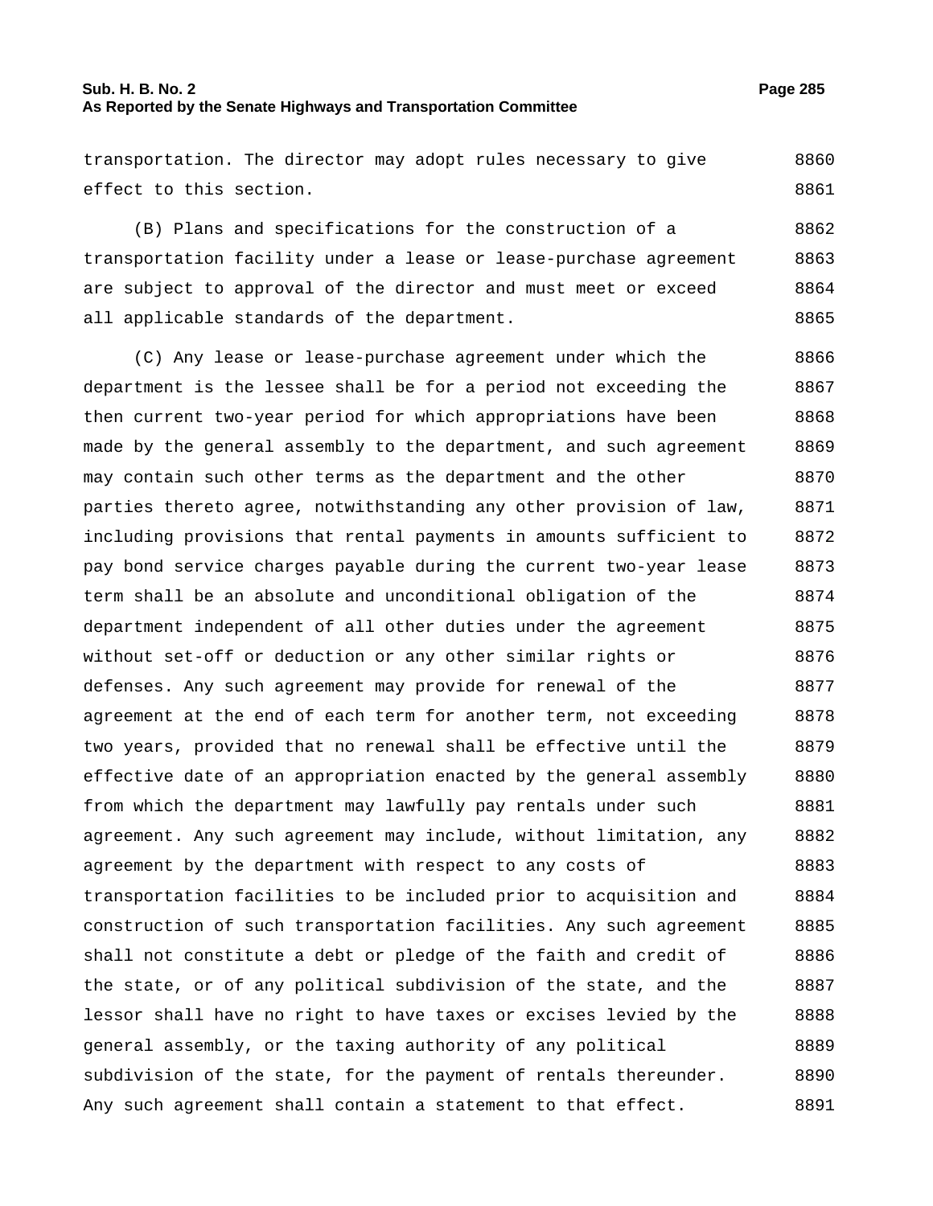transportation. The director may adopt rules necessary to give effect to this section.

(B) Plans and specifications for the construction of a transportation facility under a lease or lease-purchase agreement are subject to approval of the director and must meet or exceed all applicable standards of the department.

(C) Any lease or lease-purchase agreement under which the department is the lessee shall be for a period not exceeding the then current two-year period for which appropriations have been made by the general assembly to the department, and such agreement may contain such other terms as the department and the other parties thereto agree, notwithstanding any other provision of law, including provisions that rental payments in amounts sufficient to pay bond service charges payable during the current two-year lease term shall be an absolute and unconditional obligation of the department independent of all other duties under the agreement without set-off or deduction or any other similar rights or defenses. Any such agreement may provide for renewal of the agreement at the end of each term for another term, not exceeding two years, provided that no renewal shall be effective until the effective date of an appropriation enacted by the general assembly from which the department may lawfully pay rentals under such agreement. Any such agreement may include, without limitation, any agreement by the department with respect to any costs of transportation facilities to be included prior to acquisition and construction of such transportation facilities. Any such agreement shall not constitute a debt or pledge of the faith and credit of the state, or of any political subdivision of the state, and the lessor shall have no right to have taxes or excises levied by the general assembly, or the taxing authority of any political subdivision of the state, for the payment of rentals thereunder. Any such agreement shall contain a statement to that effect.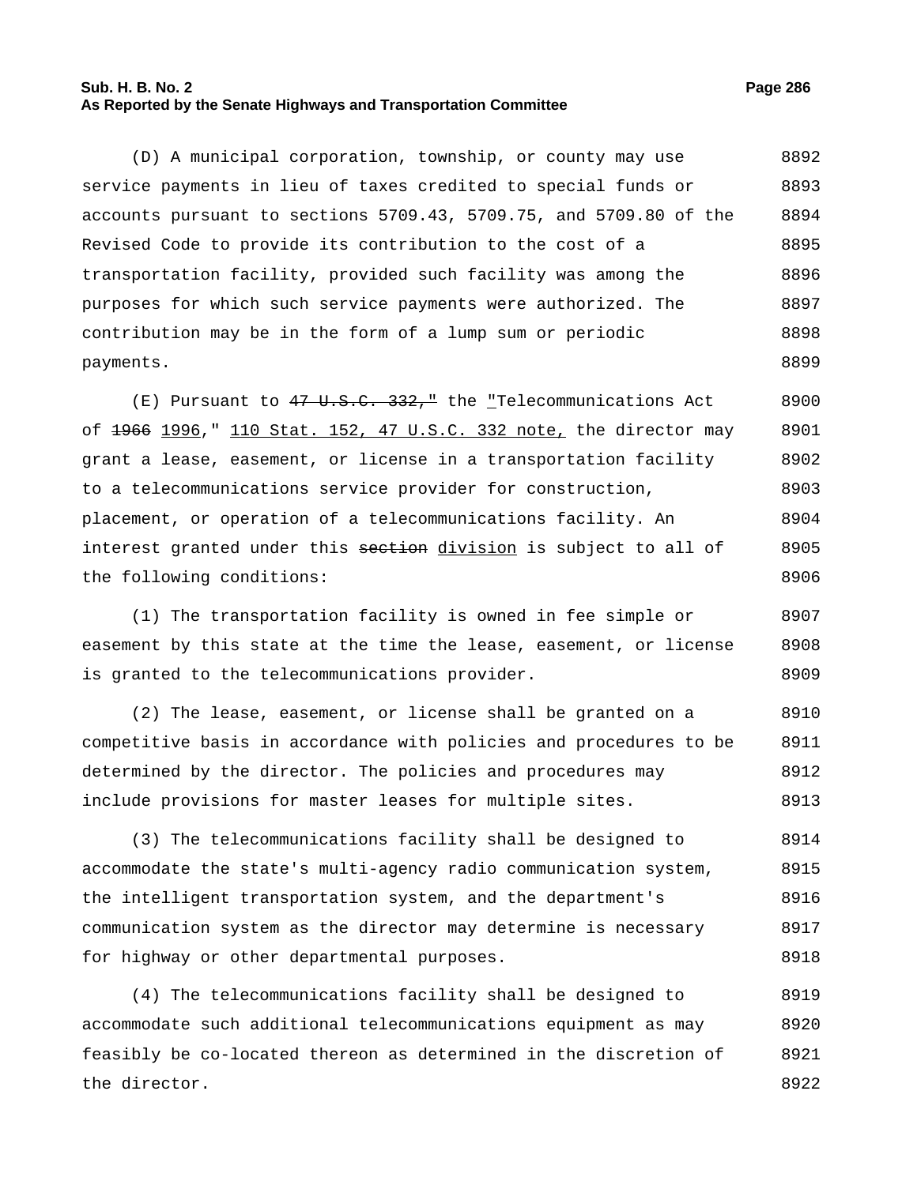(D) A municipal corporation, township, or county may use service payments in lieu of taxes credited to special funds or accounts pursuant to sections 5709.43, 5709.75, and 5709.80 of the Revised Code to provide its contribution to the cost of a transportation facility, provided such facility was among the purposes for which such service payments were authorized. The contribution may be in the form of a lump sum or periodic payments.

(E) Pursuant to ~~47 U.S.C. 332,"~~ the "Telecommunications Act of ~~1966~~ 1996," 110 Stat. 152, 47 U.S.C. 332 note, the director may grant a lease, easement, or license in a transportation facility to a telecommunications service provider for construction, placement, or operation of a telecommunications facility. An interest granted under this ~~section~~ division is subject to all of the following conditions:

(1) The transportation facility is owned in fee simple or easement by this state at the time the lease, easement, or license is granted to the telecommunications provider.

(2) The lease, easement, or license shall be granted on a competitive basis in accordance with policies and procedures to be determined by the director. The policies and procedures may include provisions for master leases for multiple sites.

(3) The telecommunications facility shall be designed to accommodate the state's multi-agency radio communication system, the intelligent transportation system, and the department's communication system as the director may determine is necessary for highway or other departmental purposes.

(4) The telecommunications facility shall be designed to accommodate such additional telecommunications equipment as may feasibly be co-located thereon as determined in the discretion of the director.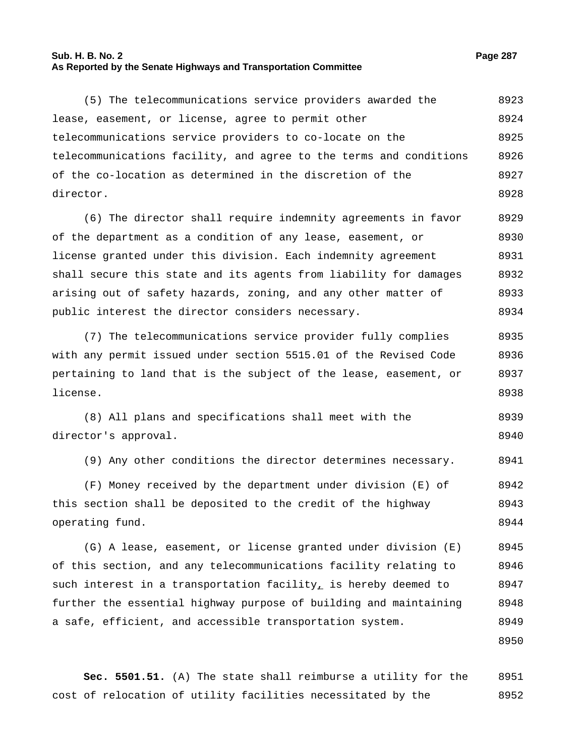(5) The telecommunications service providers awarded the lease, easement, or license, agree to permit other telecommunications service providers to co-locate on the telecommunications facility, and agree to the terms and conditions of the co-location as determined in the discretion of the director.

(6) The director shall require indemnity agreements in favor of the department as a condition of any lease, easement, or license granted under this division. Each indemnity agreement shall secure this state and its agents from liability for damages arising out of safety hazards, zoning, and any other matter of public interest the director considers necessary.

(7) The telecommunications service provider fully complies with any permit issued under section 5515.01 of the Revised Code pertaining to land that is the subject of the lease, easement, or license.

(8) All plans and specifications shall meet with the director's approval.

(9) Any other conditions the director determines necessary.

(F) Money received by the department under division (E) of this section shall be deposited to the credit of the highway operating fund.

(G) A lease, easement, or license granted under division (E) of this section, and any telecommunications facility relating to such interest in a transportation facility, is hereby deemed to further the essential highway purpose of building and maintaining a safe, efficient, and accessible transportation system.

**Sec. 5501.51.** (A) The state shall reimburse a utility for the cost of relocation of utility facilities necessitated by the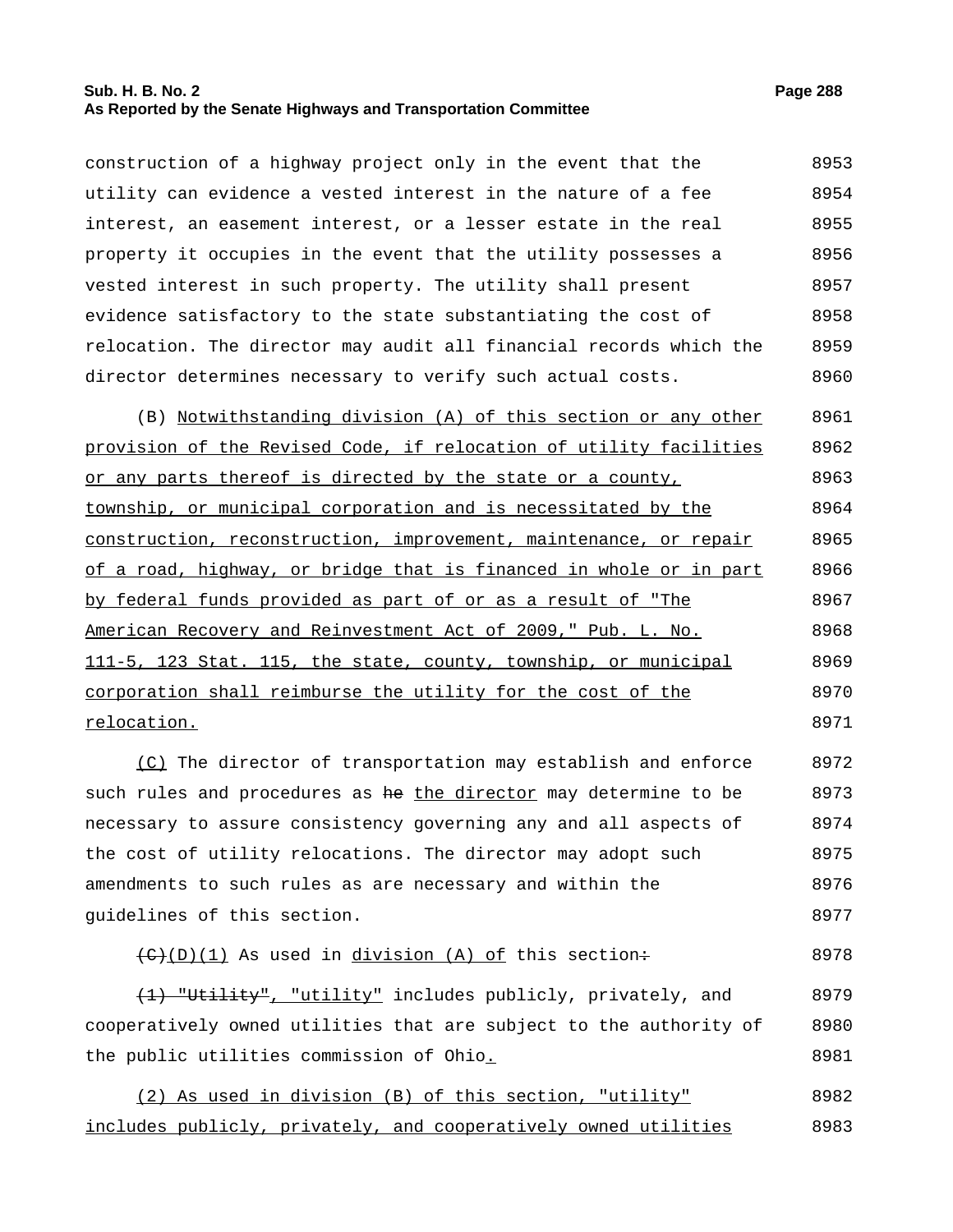construction of a highway project only in the event that the utility can evidence a vested interest in the nature of a fee interest, an easement interest, or a lesser estate in the real property it occupies in the event that the utility possesses a vested interest in such property. The utility shall present evidence satisfactory to the state substantiating the cost of relocation. The director may audit all financial records which the director determines necessary to verify such actual costs.

(B) Notwithstanding division (A) of this section or any other provision of the Revised Code, if relocation of utility facilities or any parts thereof is directed by the state or a county, township, or municipal corporation and is necessitated by the construction, reconstruction, improvement, maintenance, or repair of a road, highway, or bridge that is financed in whole or in part by federal funds provided as part of or as a result of "The American Recovery and Reinvestment Act of 2009," Pub. L. No. 111-5, 123 Stat. 115, the state, county, township, or municipal corporation shall reimburse the utility for the cost of the relocation.

(C) The director of transportation may establish and enforce such rules and procedures as ~~he~~ the director may determine to be necessary to assure consistency governing any and all aspects of the cost of utility relocations. The director may adopt such amendments to such rules as are necessary and within the guidelines of this section.

~~(C)~~(D)(1) As used in division (A) of this section~~:~~

~~(1) "Utility"~~, "utility" includes publicly, privately, and cooperatively owned utilities that are subject to the authority of the public utilities commission of Ohio.

(2) As used in division (B) of this section, "utility" includes publicly, privately, and cooperatively owned utilities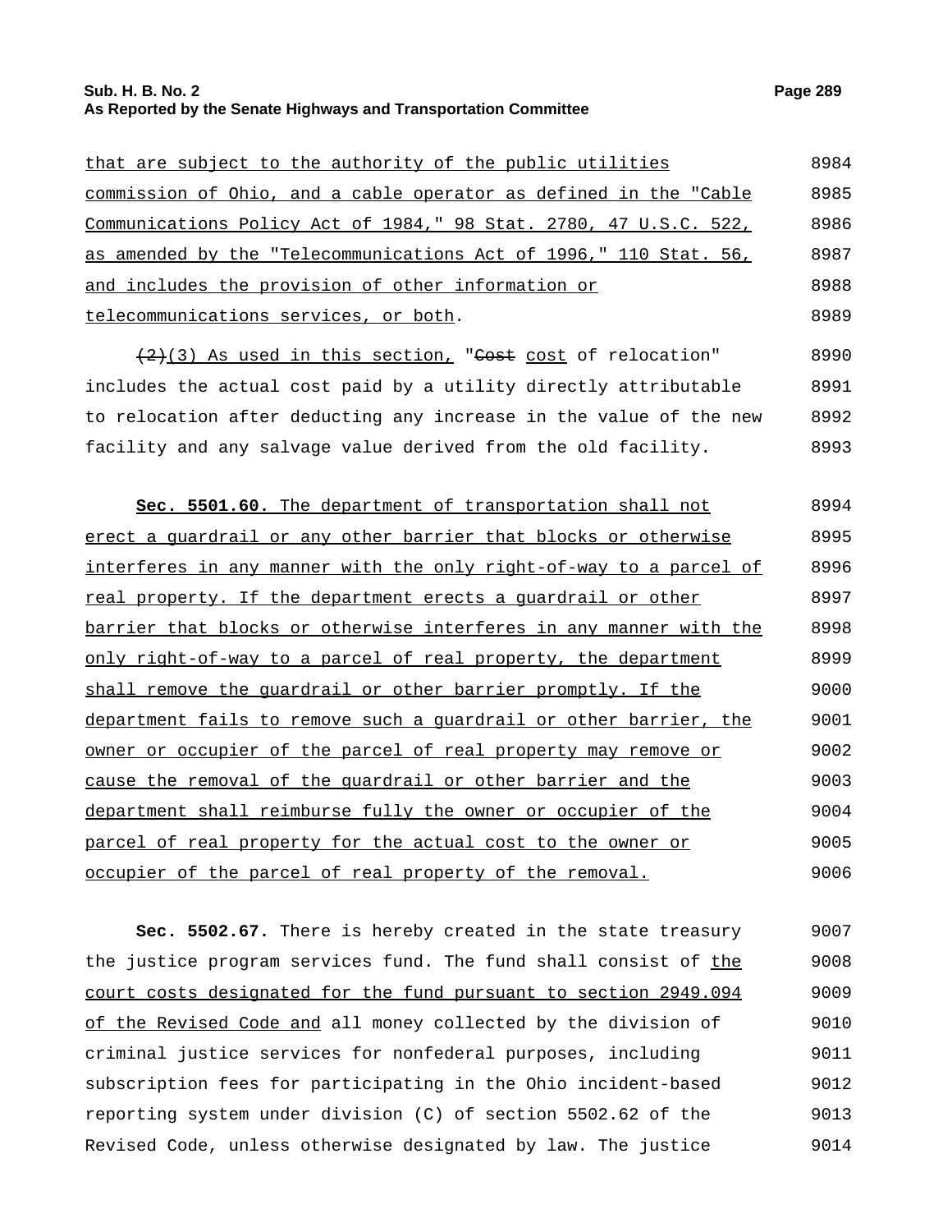that are subject to the authority of the public utilities commission of Ohio, and a cable operator as defined in the "Cable Communications Policy Act of 1984," 98 Stat. 2780, 47 U.S.C. 522, as amended by the "Telecommunications Act of 1996," 110 Stat. 56, and includes the provision of other information or telecommunications services, or both.

~~(2)~~(3) As used in this section, "~~Cost~~ cost of relocation" includes the actual cost paid by a utility directly attributable to relocation after deducting any increase in the value of the new facility and any salvage value derived from the old facility.

**Sec. 5501.60.** The department of transportation shall not erect a guardrail or any other barrier that blocks or otherwise interferes in any manner with the only right-of-way to a parcel of real property. If the department erects a guardrail or other barrier that blocks or otherwise interferes in any manner with the only right-of-way to a parcel of real property, the department shall remove the guardrail or other barrier promptly. If the department fails to remove such a guardrail or other barrier, the owner or occupier of the parcel of real property may remove or cause the removal of the guardrail or other barrier and the department shall reimburse fully the owner or occupier of the parcel of real property for the actual cost to the owner or occupier of the parcel of real property of the removal.

**Sec. 5502.67.** There is hereby created in the state treasury the justice program services fund. The fund shall consist of the court costs designated for the fund pursuant to section 2949.094 of the Revised Code and all money collected by the division of criminal justice services for nonfederal purposes, including subscription fees for participating in the Ohio incident-based reporting system under division (C) of section 5502.62 of the Revised Code, unless otherwise designated by law. The justice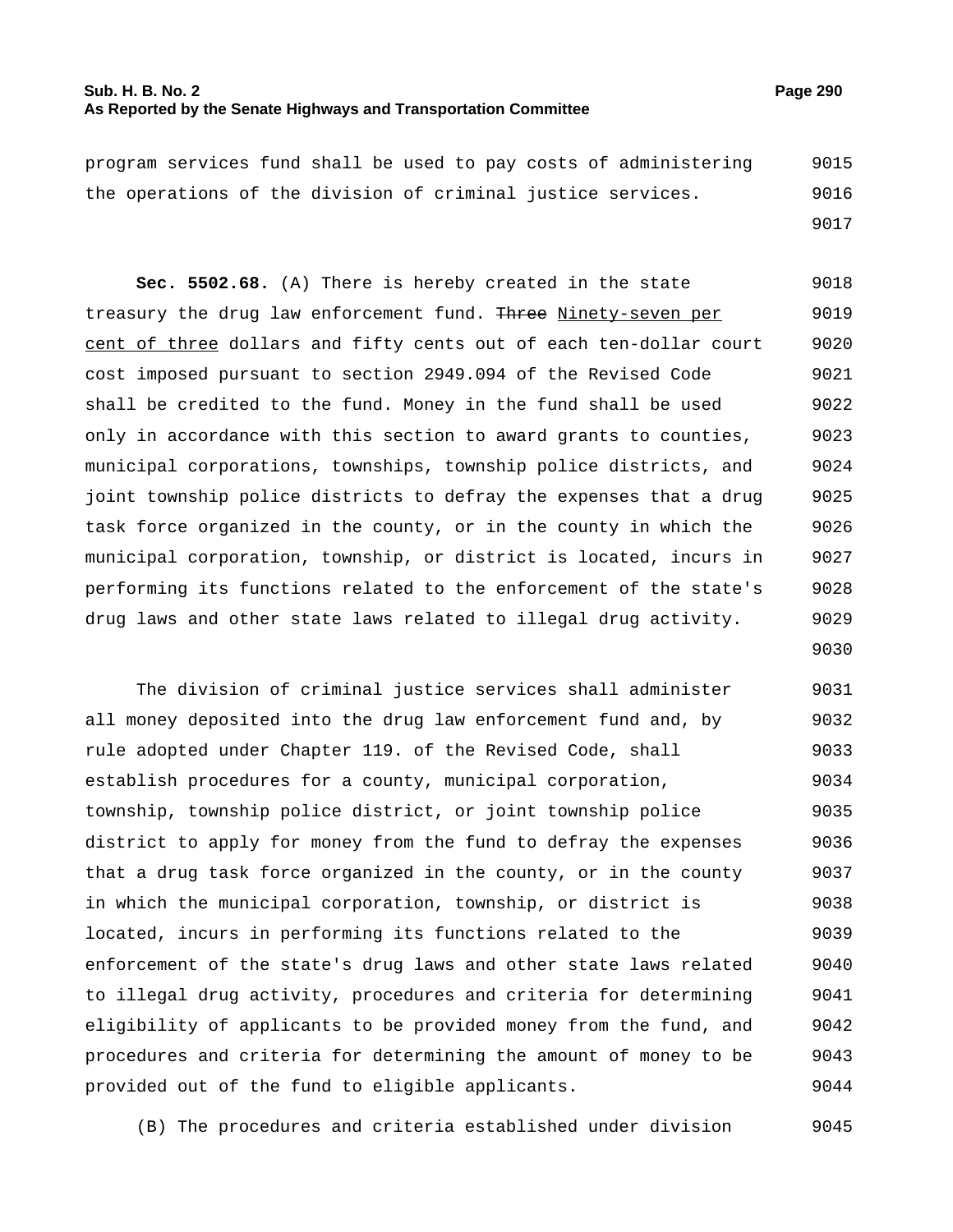program services fund shall be used to pay costs of administering the operations of the division of criminal justice services.

**Sec. 5502.68.** (A) There is hereby created in the state treasury the drug law enforcement fund. ~~Three~~ Ninety-seven per cent of three dollars and fifty cents out of each ten-dollar court cost imposed pursuant to section 2949.094 of the Revised Code shall be credited to the fund. Money in the fund shall be used only in accordance with this section to award grants to counties, municipal corporations, townships, township police districts, and joint township police districts to defray the expenses that a drug task force organized in the county, or in the county in which the municipal corporation, township, or district is located, incurs in performing its functions related to the enforcement of the state's drug laws and other state laws related to illegal drug activity.

The division of criminal justice services shall administer all money deposited into the drug law enforcement fund and, by rule adopted under Chapter 119. of the Revised Code, shall establish procedures for a county, municipal corporation, township, township police district, or joint township police district to apply for money from the fund to defray the expenses that a drug task force organized in the county, or in the county in which the municipal corporation, township, or district is located, incurs in performing its functions related to the enforcement of the state's drug laws and other state laws related to illegal drug activity, procedures and criteria for determining eligibility of applicants to be provided money from the fund, and procedures and criteria for determining the amount of money to be provided out of the fund to eligible applicants.

(B) The procedures and criteria established under division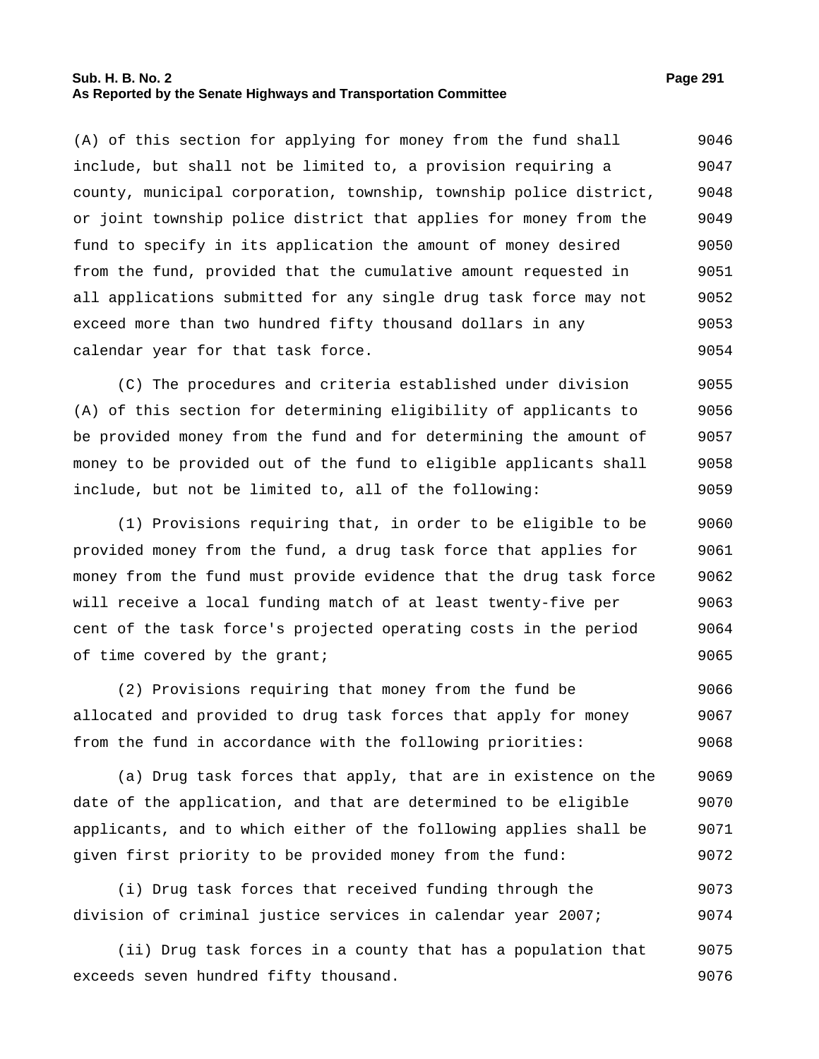(A) of this section for applying for money from the fund shall include, but shall not be limited to, a provision requiring a county, municipal corporation, township, township police district, or joint township police district that applies for money from the fund to specify in its application the amount of money desired from the fund, provided that the cumulative amount requested in all applications submitted for any single drug task force may not exceed more than two hundred fifty thousand dollars in any calendar year for that task force.

(C) The procedures and criteria established under division (A) of this section for determining eligibility of applicants to be provided money from the fund and for determining the amount of money to be provided out of the fund to eligible applicants shall include, but not be limited to, all of the following:

(1) Provisions requiring that, in order to be eligible to be provided money from the fund, a drug task force that applies for money from the fund must provide evidence that the drug task force will receive a local funding match of at least twenty-five per cent of the task force's projected operating costs in the period of time covered by the grant;

(2) Provisions requiring that money from the fund be allocated and provided to drug task forces that apply for money from the fund in accordance with the following priorities:

(a) Drug task forces that apply, that are in existence on the date of the application, and that are determined to be eligible applicants, and to which either of the following applies shall be given first priority to be provided money from the fund:

(i) Drug task forces that received funding through the division of criminal justice services in calendar year 2007;

(ii) Drug task forces in a county that has a population that exceeds seven hundred fifty thousand.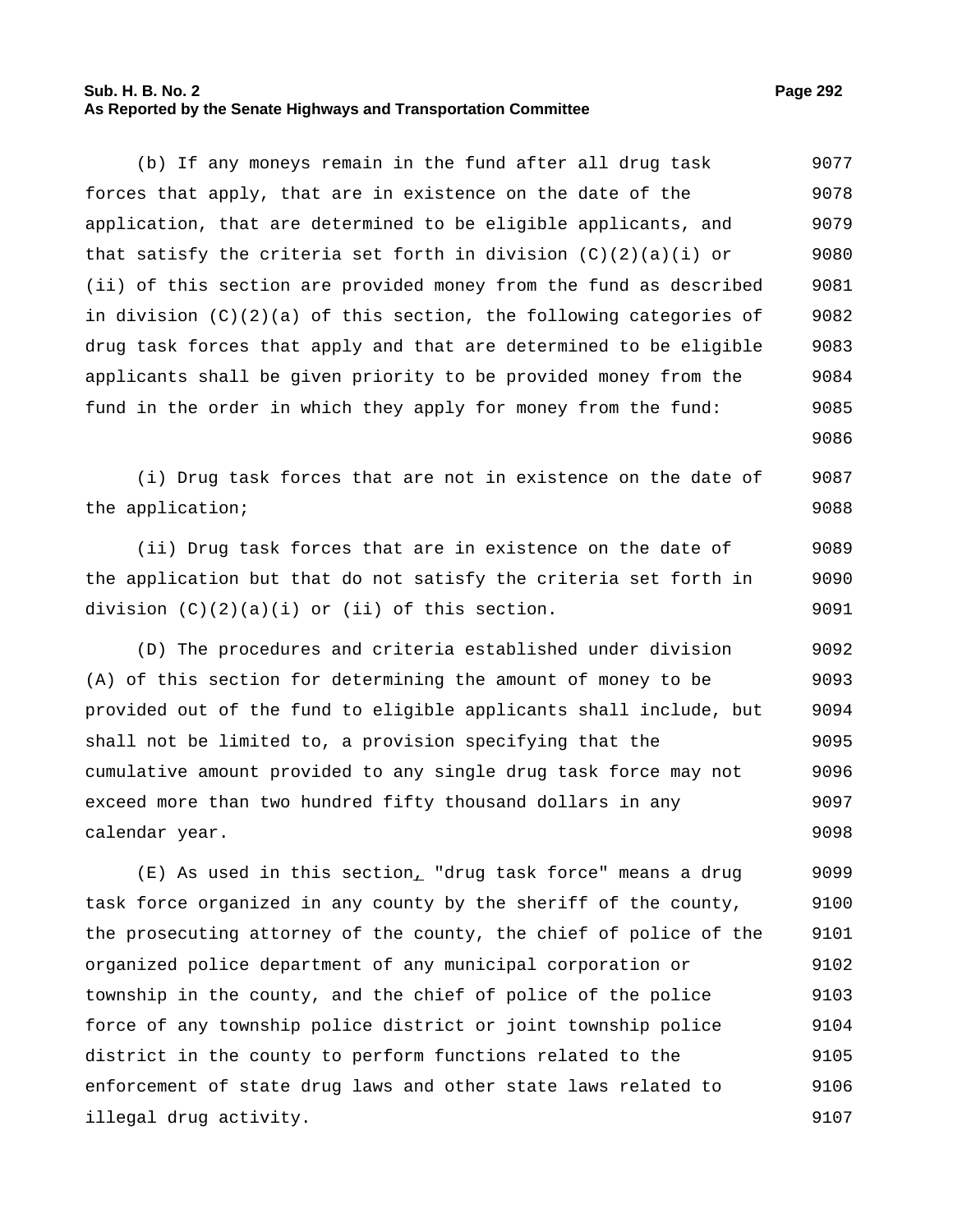(b) If any moneys remain in the fund after all drug task forces that apply, that are in existence on the date of the application, that are determined to be eligible applicants, and that satisfy the criteria set forth in division (C)(2)(a)(i) or (ii) of this section are provided money from the fund as described in division (C)(2)(a) of this section, the following categories of drug task forces that apply and that are determined to be eligible applicants shall be given priority to be provided money from the fund in the order in which they apply for money from the fund:

(i) Drug task forces that are not in existence on the date of the application;

(ii) Drug task forces that are in existence on the date of the application but that do not satisfy the criteria set forth in division (C)(2)(a)(i) or (ii) of this section.

(D) The procedures and criteria established under division (A) of this section for determining the amount of money to be provided out of the fund to eligible applicants shall include, but shall not be limited to, a provision specifying that the cumulative amount provided to any single drug task force may not exceed more than two hundred fifty thousand dollars in any calendar year.

(E) As used in this section, "drug task force" means a drug task force organized in any county by the sheriff of the county, the prosecuting attorney of the county, the chief of police of the organized police department of any municipal corporation or township in the county, and the chief of police of the police force of any township police district or joint township police district in the county to perform functions related to the enforcement of state drug laws and other state laws related to illegal drug activity.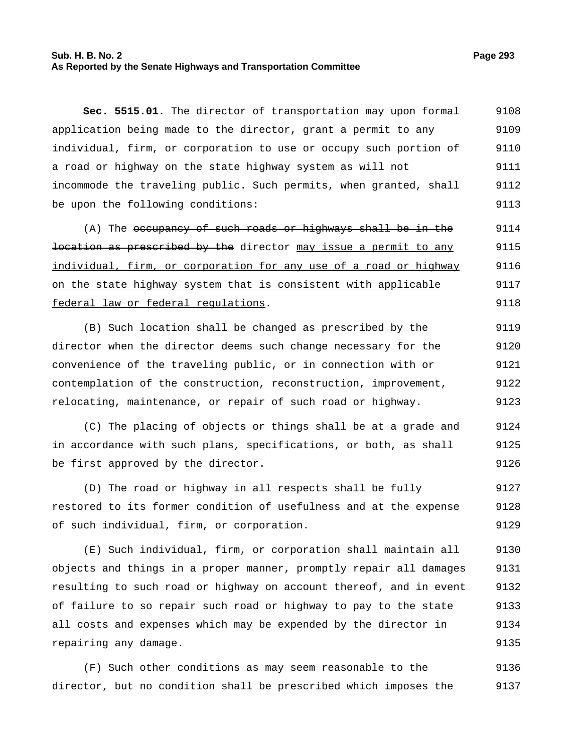**Sec. 5515.01.** The director of transportation may upon formal application being made to the director, grant a permit to any individual, firm, or corporation to use or occupy such portion of a road or highway on the state highway system as will not incommode the traveling public. Such permits, when granted, shall be upon the following conditions:

(A) The ~~occupancy of such roads or highways shall be in the location as prescribed by the~~ director <u>may issue a permit to any individual, firm, or corporation for any use of a road or highway on the state highway system that is consistent with applicable federal law or federal regulations</u>.

(B) Such location shall be changed as prescribed by the director when the director deems such change necessary for the convenience of the traveling public, or in connection with or contemplation of the construction, reconstruction, improvement, relocating, maintenance, or repair of such road or highway.

(C) The placing of objects or things shall be at a grade and in accordance with such plans, specifications, or both, as shall be first approved by the director.

(D) The road or highway in all respects shall be fully restored to its former condition of usefulness and at the expense of such individual, firm, or corporation.

(E) Such individual, firm, or corporation shall maintain all objects and things in a proper manner, promptly repair all damages resulting to such road or highway on account thereof, and in event of failure to so repair such road or highway to pay to the state all costs and expenses which may be expended by the director in repairing any damage.

(F) Such other conditions as may seem reasonable to the director, but no condition shall be prescribed which imposes the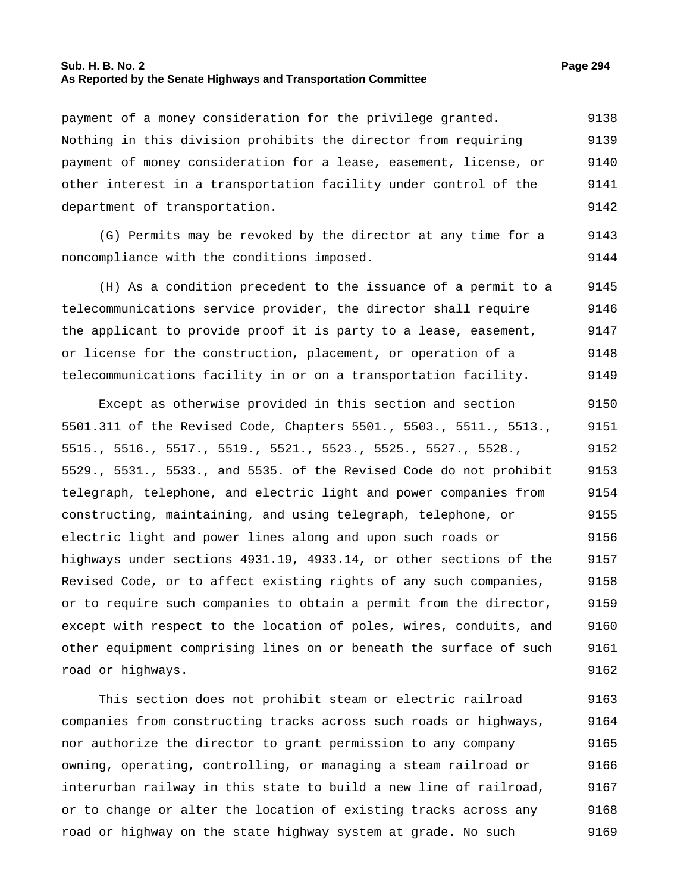payment of a money consideration for the privilege granted. Nothing in this division prohibits the director from requiring payment of money consideration for a lease, easement, license, or other interest in a transportation facility under control of the department of transportation.

(G) Permits may be revoked by the director at any time for a noncompliance with the conditions imposed.

(H) As a condition precedent to the issuance of a permit to a telecommunications service provider, the director shall require the applicant to provide proof it is party to a lease, easement, or license for the construction, placement, or operation of a telecommunications facility in or on a transportation facility.

Except as otherwise provided in this section and section 5501.311 of the Revised Code, Chapters 5501., 5503., 5511., 5513., 5515., 5516., 5517., 5519., 5521., 5523., 5525., 5527., 5528., 5529., 5531., 5533., and 5535. of the Revised Code do not prohibit telegraph, telephone, and electric light and power companies from constructing, maintaining, and using telegraph, telephone, or electric light and power lines along and upon such roads or highways under sections 4931.19, 4933.14, or other sections of the Revised Code, or to affect existing rights of any such companies, or to require such companies to obtain a permit from the director, except with respect to the location of poles, wires, conduits, and other equipment comprising lines on or beneath the surface of such road or highways.

This section does not prohibit steam or electric railroad companies from constructing tracks across such roads or highways, nor authorize the director to grant permission to any company owning, operating, controlling, or managing a steam railroad or interurban railway in this state to build a new line of railroad, or to change or alter the location of existing tracks across any road or highway on the state highway system at grade. No such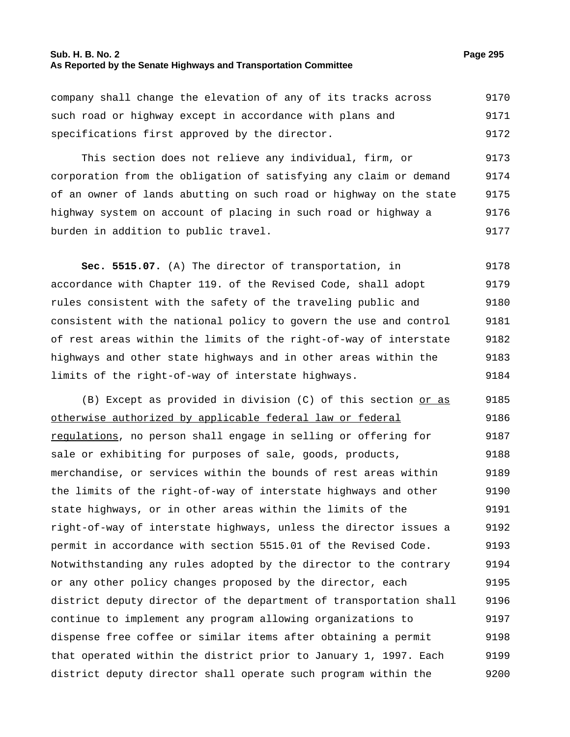company shall change the elevation of any of its tracks across such road or highway except in accordance with plans and specifications first approved by the director.

This section does not relieve any individual, firm, or corporation from the obligation of satisfying any claim or demand of an owner of lands abutting on such road or highway on the state highway system on account of placing in such road or highway a burden in addition to public travel.

**Sec. 5515.07.** (A) The director of transportation, in accordance with Chapter 119. of the Revised Code, shall adopt rules consistent with the safety of the traveling public and consistent with the national policy to govern the use and control of rest areas within the limits of the right-of-way of interstate highways and other state highways and in other areas within the limits of the right-of-way of interstate highways.

(B) Except as provided in division (C) of this section <u>or as otherwise authorized by applicable federal law or federal regulations</u>, no person shall engage in selling or offering for sale or exhibiting for purposes of sale, goods, products, merchandise, or services within the bounds of rest areas within the limits of the right-of-way of interstate highways and other state highways, or in other areas within the limits of the right-of-way of interstate highways, unless the director issues a permit in accordance with section 5515.01 of the Revised Code. Notwithstanding any rules adopted by the director to the contrary or any other policy changes proposed by the director, each district deputy director of the department of transportation shall continue to implement any program allowing organizations to dispense free coffee or similar items after obtaining a permit that operated within the district prior to January 1, 1997. Each district deputy director shall operate such program within the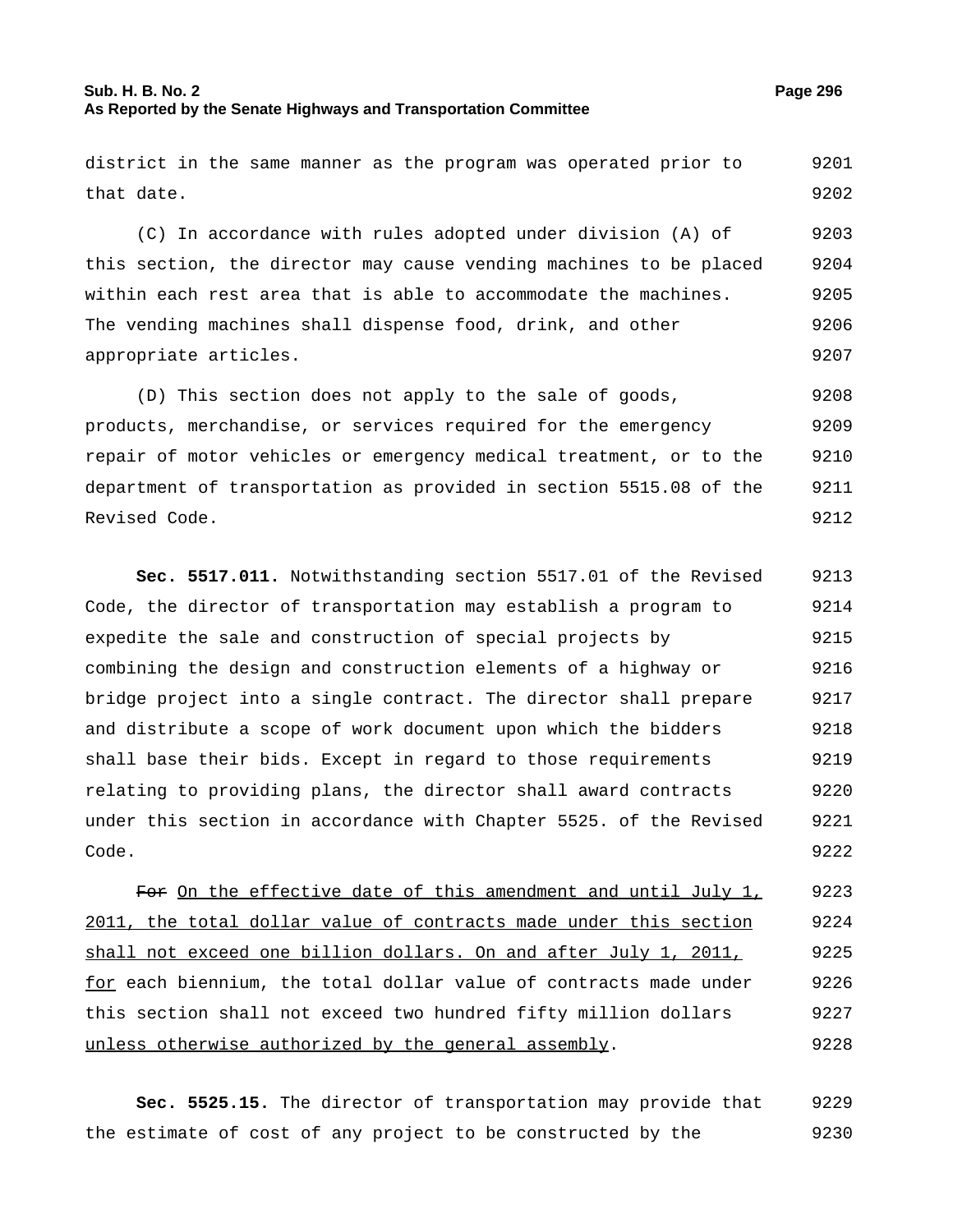district in the same manner as the program was operated prior to that date.

(C) In accordance with rules adopted under division (A) of this section, the director may cause vending machines to be placed within each rest area that is able to accommodate the machines. The vending machines shall dispense food, drink, and other appropriate articles.

(D) This section does not apply to the sale of goods, products, merchandise, or services required for the emergency repair of motor vehicles or emergency medical treatment, or to the department of transportation as provided in section 5515.08 of the Revised Code.

**Sec. 5517.011.** Notwithstanding section 5517.01 of the Revised Code, the director of transportation may establish a program to expedite the sale and construction of special projects by combining the design and construction elements of a highway or bridge project into a single contract. The director shall prepare and distribute a scope of work document upon which the bidders shall base their bids. Except in regard to those requirements relating to providing plans, the director shall award contracts under this section in accordance with Chapter 5525. of the Revised Code.

~~For~~ On the effective date of this amendment and until July 1, 2011, the total dollar value of contracts made under this section shall not exceed one billion dollars. On and after July 1, 2011, for each biennium, the total dollar value of contracts made under this section shall not exceed two hundred fifty million dollars unless otherwise authorized by the general assembly.

**Sec. 5525.15.** The director of transportation may provide that the estimate of cost of any project to be constructed by the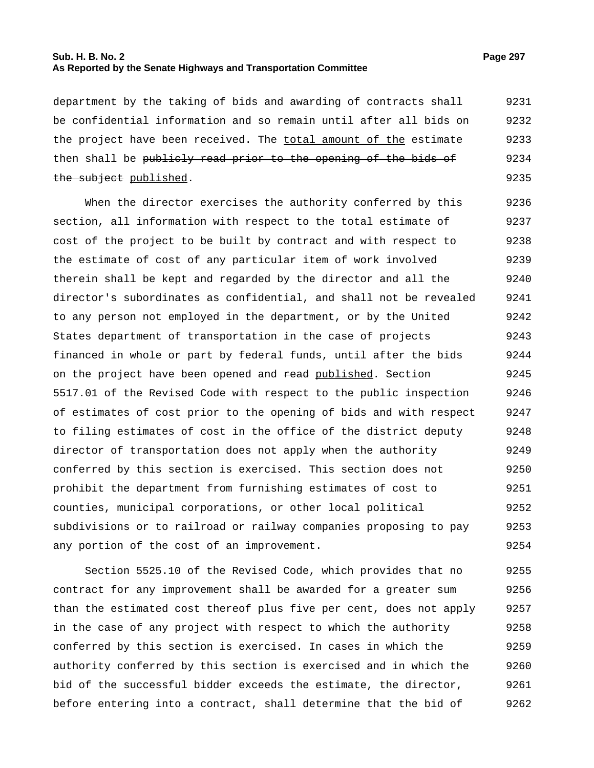department by the taking of bids and awarding of contracts shall be confidential information and so remain until after all bids on the project have been received. The <u>total amount of the</u> estimate then shall be ~~publicly read prior to the opening of the bids of the subject~~ <u>published</u>.

When the director exercises the authority conferred by this section, all information with respect to the total estimate of cost of the project to be built by contract and with respect to the estimate of cost of any particular item of work involved therein shall be kept and regarded by the director and all the director's subordinates as confidential, and shall not be revealed to any person not employed in the department, or by the United States department of transportation in the case of projects financed in whole or part by federal funds, until after the bids on the project have been opened and ~~read~~ <u>published</u>. Section 5517.01 of the Revised Code with respect to the public inspection of estimates of cost prior to the opening of bids and with respect to filing estimates of cost in the office of the district deputy director of transportation does not apply when the authority conferred by this section is exercised. This section does not prohibit the department from furnishing estimates of cost to counties, municipal corporations, or other local political subdivisions or to railroad or railway companies proposing to pay any portion of the cost of an improvement.

Section 5525.10 of the Revised Code, which provides that no contract for any improvement shall be awarded for a greater sum than the estimated cost thereof plus five per cent, does not apply in the case of any project with respect to which the authority conferred by this section is exercised. In cases in which the authority conferred by this section is exercised and in which the bid of the successful bidder exceeds the estimate, the director, before entering into a contract, shall determine that the bid of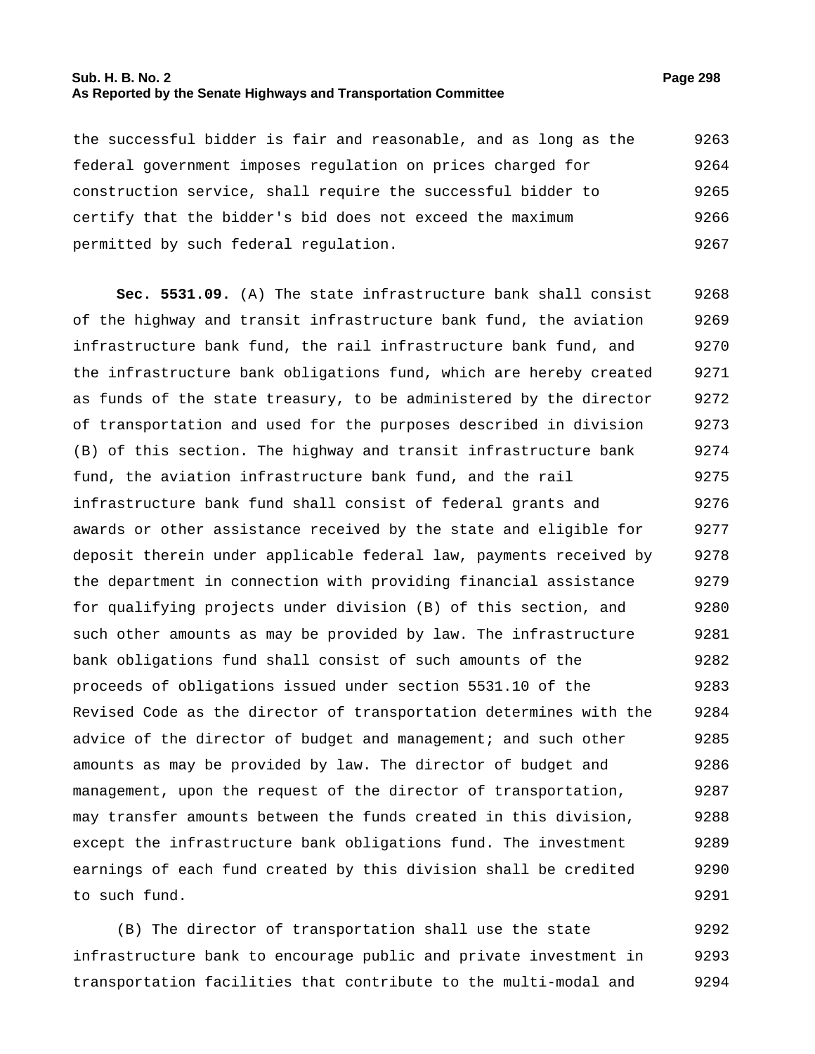the successful bidder is fair and reasonable, and as long as the federal government imposes regulation on prices charged for construction service, shall require the successful bidder to certify that the bidder's bid does not exceed the maximum permitted by such federal regulation.

**Sec. 5531.09.** (A) The state infrastructure bank shall consist of the highway and transit infrastructure bank fund, the aviation infrastructure bank fund, the rail infrastructure bank fund, and the infrastructure bank obligations fund, which are hereby created as funds of the state treasury, to be administered by the director of transportation and used for the purposes described in division (B) of this section. The highway and transit infrastructure bank fund, the aviation infrastructure bank fund, and the rail infrastructure bank fund shall consist of federal grants and awards or other assistance received by the state and eligible for deposit therein under applicable federal law, payments received by the department in connection with providing financial assistance for qualifying projects under division (B) of this section, and such other amounts as may be provided by law. The infrastructure bank obligations fund shall consist of such amounts of the proceeds of obligations issued under section 5531.10 of the Revised Code as the director of transportation determines with the advice of the director of budget and management; and such other amounts as may be provided by law. The director of budget and management, upon the request of the director of transportation, may transfer amounts between the funds created in this division, except the infrastructure bank obligations fund. The investment earnings of each fund created by this division shall be credited to such fund.

(B) The director of transportation shall use the state infrastructure bank to encourage public and private investment in transportation facilities that contribute to the multi-modal and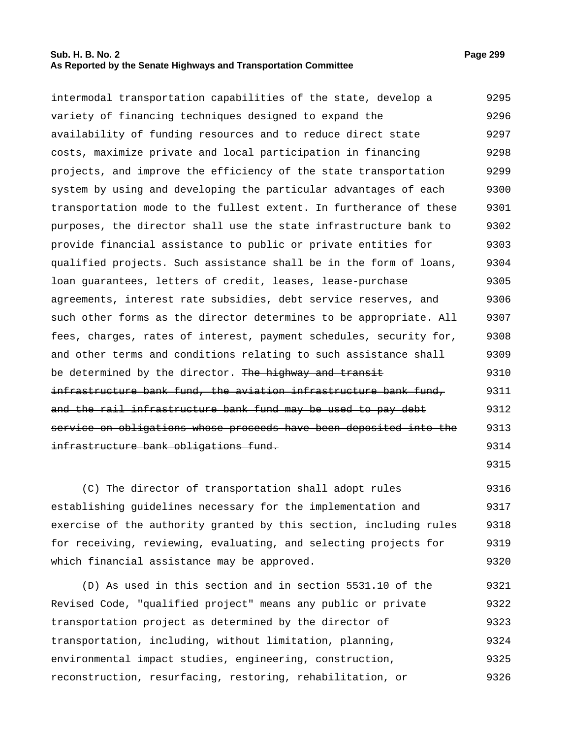intermodal transportation capabilities of the state, develop a variety of financing techniques designed to expand the availability of funding resources and to reduce direct state costs, maximize private and local participation in financing projects, and improve the efficiency of the state transportation system by using and developing the particular advantages of each transportation mode to the fullest extent. In furtherance of these purposes, the director shall use the state infrastructure bank to provide financial assistance to public or private entities for qualified projects. Such assistance shall be in the form of loans, loan guarantees, letters of credit, leases, lease-purchase agreements, interest rate subsidies, debt service reserves, and such other forms as the director determines to be appropriate. All fees, charges, rates of interest, payment schedules, security for, and other terms and conditions relating to such assistance shall be determined by the director. ~~The highway and transit infrastructure bank fund, the aviation infrastructure bank fund, and the rail infrastructure bank fund may be used to pay debt service on obligations whose proceeds have been deposited into the infrastructure bank obligations fund.~~

(C) The director of transportation shall adopt rules establishing guidelines necessary for the implementation and exercise of the authority granted by this section, including rules for receiving, reviewing, evaluating, and selecting projects for which financial assistance may be approved.

(D) As used in this section and in section 5531.10 of the Revised Code, "qualified project" means any public or private transportation project as determined by the director of transportation, including, without limitation, planning, environmental impact studies, engineering, construction, reconstruction, resurfacing, restoring, rehabilitation, or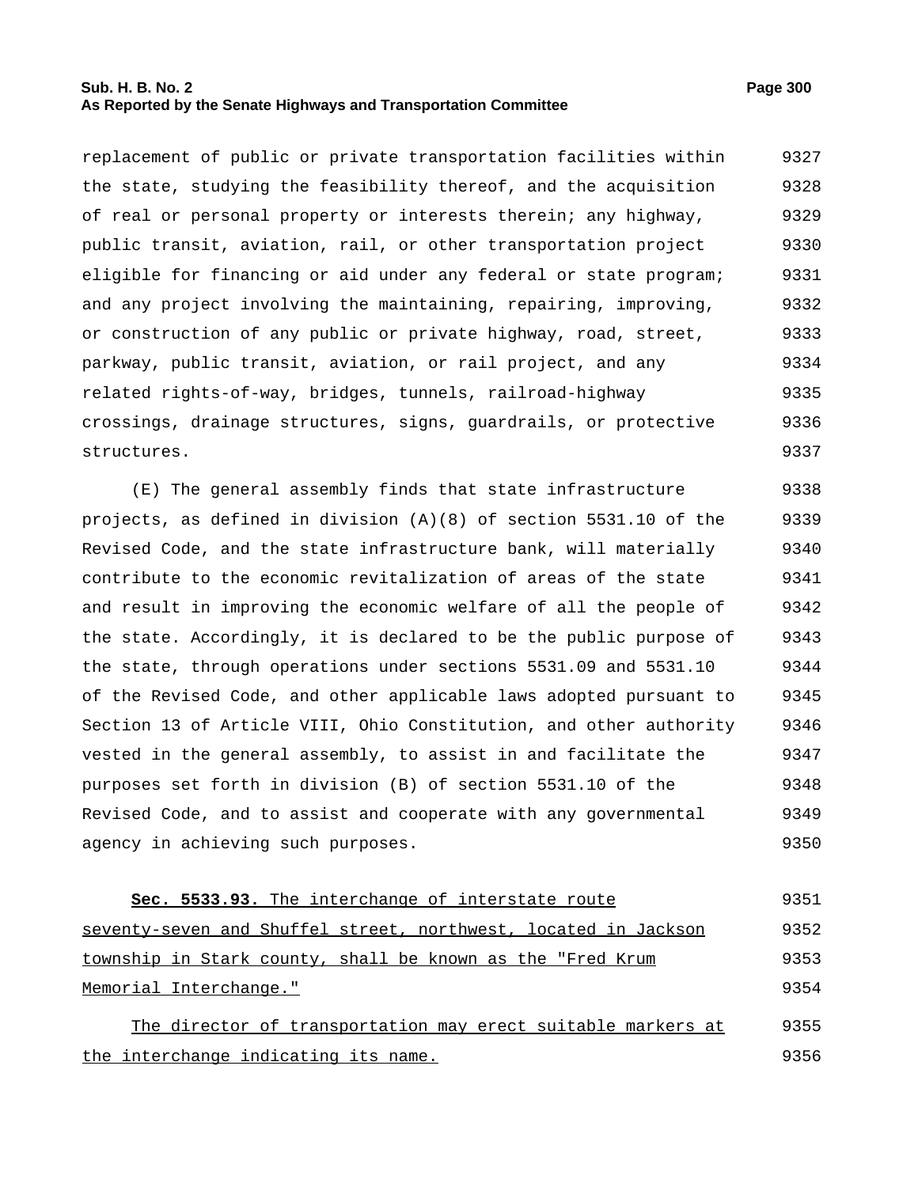replacement of public or private transportation facilities within the state, studying the feasibility thereof, and the acquisition of real or personal property or interests therein; any highway, public transit, aviation, rail, or other transportation project eligible for financing or aid under any federal or state program; and any project involving the maintaining, repairing, improving, or construction of any public or private highway, road, street, parkway, public transit, aviation, or rail project, and any related rights-of-way, bridges, tunnels, railroad-highway crossings, drainage structures, signs, guardrails, or protective structures.

(E) The general assembly finds that state infrastructure projects, as defined in division (A)(8) of section 5531.10 of the Revised Code, and the state infrastructure bank, will materially contribute to the economic revitalization of areas of the state and result in improving the economic welfare of all the people of the state. Accordingly, it is declared to be the public purpose of the state, through operations under sections 5531.09 and 5531.10 of the Revised Code, and other applicable laws adopted pursuant to Section 13 of Article VIII, Ohio Constitution, and other authority vested in the general assembly, to assist in and facilitate the purposes set forth in division (B) of section 5531.10 of the Revised Code, and to assist and cooperate with any governmental agency in achieving such purposes.

**Sec. 5533.93.** The interchange of interstate route seventy-seven and Shuffel street, northwest, located in Jackson township in Stark county, shall be known as the "Fred Krum Memorial Interchange."

The director of transportation may erect suitable markers at the interchange indicating its name.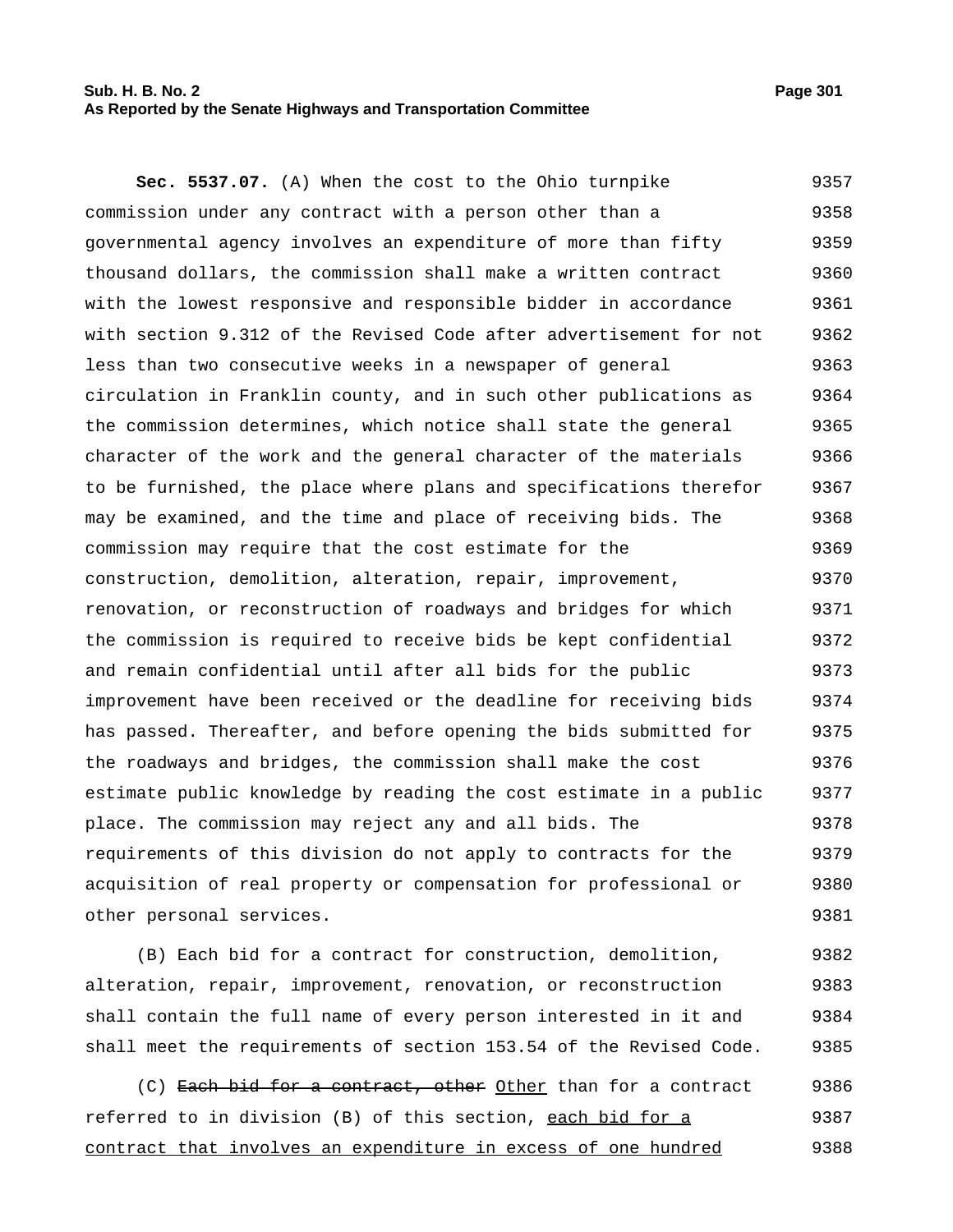**Sec. 5537.07.** (A) When the cost to the Ohio turnpike commission under any contract with a person other than a governmental agency involves an expenditure of more than fifty thousand dollars, the commission shall make a written contract with the lowest responsive and responsible bidder in accordance with section 9.312 of the Revised Code after advertisement for not less than two consecutive weeks in a newspaper of general circulation in Franklin county, and in such other publications as the commission determines, which notice shall state the general character of the work and the general character of the materials to be furnished, the place where plans and specifications therefor may be examined, and the time and place of receiving bids. The commission may require that the cost estimate for the construction, demolition, alteration, repair, improvement, renovation, or reconstruction of roadways and bridges for which the commission is required to receive bids be kept confidential and remain confidential until after all bids for the public improvement have been received or the deadline for receiving bids has passed. Thereafter, and before opening the bids submitted for the roadways and bridges, the commission shall make the cost estimate public knowledge by reading the cost estimate in a public place. The commission may reject any and all bids. The requirements of this division do not apply to contracts for the acquisition of real property or compensation for professional or other personal services.

(B) Each bid for a contract for construction, demolition, alteration, repair, improvement, renovation, or reconstruction shall contain the full name of every person interested in it and shall meet the requirements of section 153.54 of the Revised Code.

(C) ~~Each bid for a contract, other~~ Other than for a contract referred to in division (B) of this section, each bid for a contract that involves an expenditure in excess of one hundred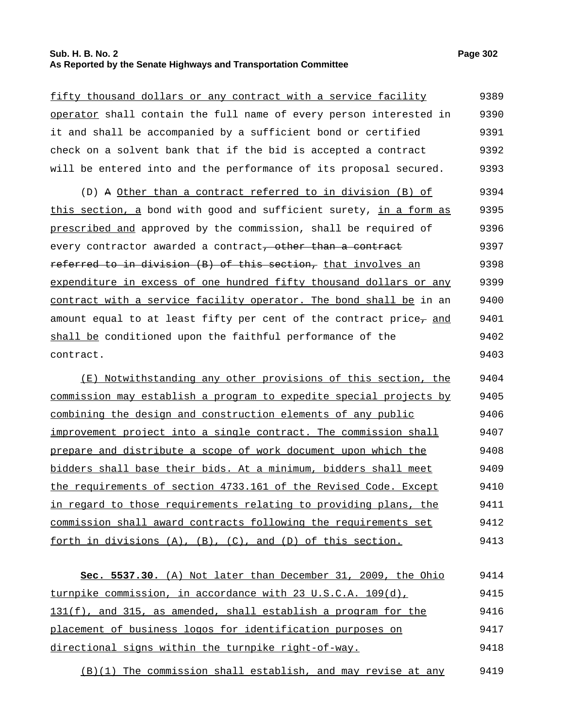fifty thousand dollars or any contract with a service facility operator shall contain the full name of every person interested in it and shall be accompanied by a sufficient bond or certified check on a solvent bank that if the bid is accepted a contract will be entered into and the performance of its proposal secured.

(D) ~~A~~ Other than a contract referred to in division (B) of this section, a bond with good and sufficient surety, in a form as prescribed and approved by the commission, shall be required of every contractor awarded a contract~~, other than a contract referred to in division (B) of this section,~~ that involves an expenditure in excess of one hundred fifty thousand dollars or any contract with a service facility operator. The bond shall be in an amount equal to at least fifty per cent of the contract price~~,~~ and shall be conditioned upon the faithful performance of the contract.

(E) Notwithstanding any other provisions of this section, the commission may establish a program to expedite special projects by combining the design and construction elements of any public improvement project into a single contract. The commission shall prepare and distribute a scope of work document upon which the bidders shall base their bids. At a minimum, bidders shall meet the requirements of section 4733.161 of the Revised Code. Except in regard to those requirements relating to providing plans, the commission shall award contracts following the requirements set forth in divisions (A), (B), (C), and (D) of this section.

**Sec. 5537.30.** (A) Not later than December 31, 2009, the Ohio turnpike commission, in accordance with 23 U.S.C.A. 109(d), 131(f), and 315, as amended, shall establish a program for the placement of business logos for identification purposes on directional signs within the turnpike right-of-way.

(B)(1) The commission shall establish, and may revise at any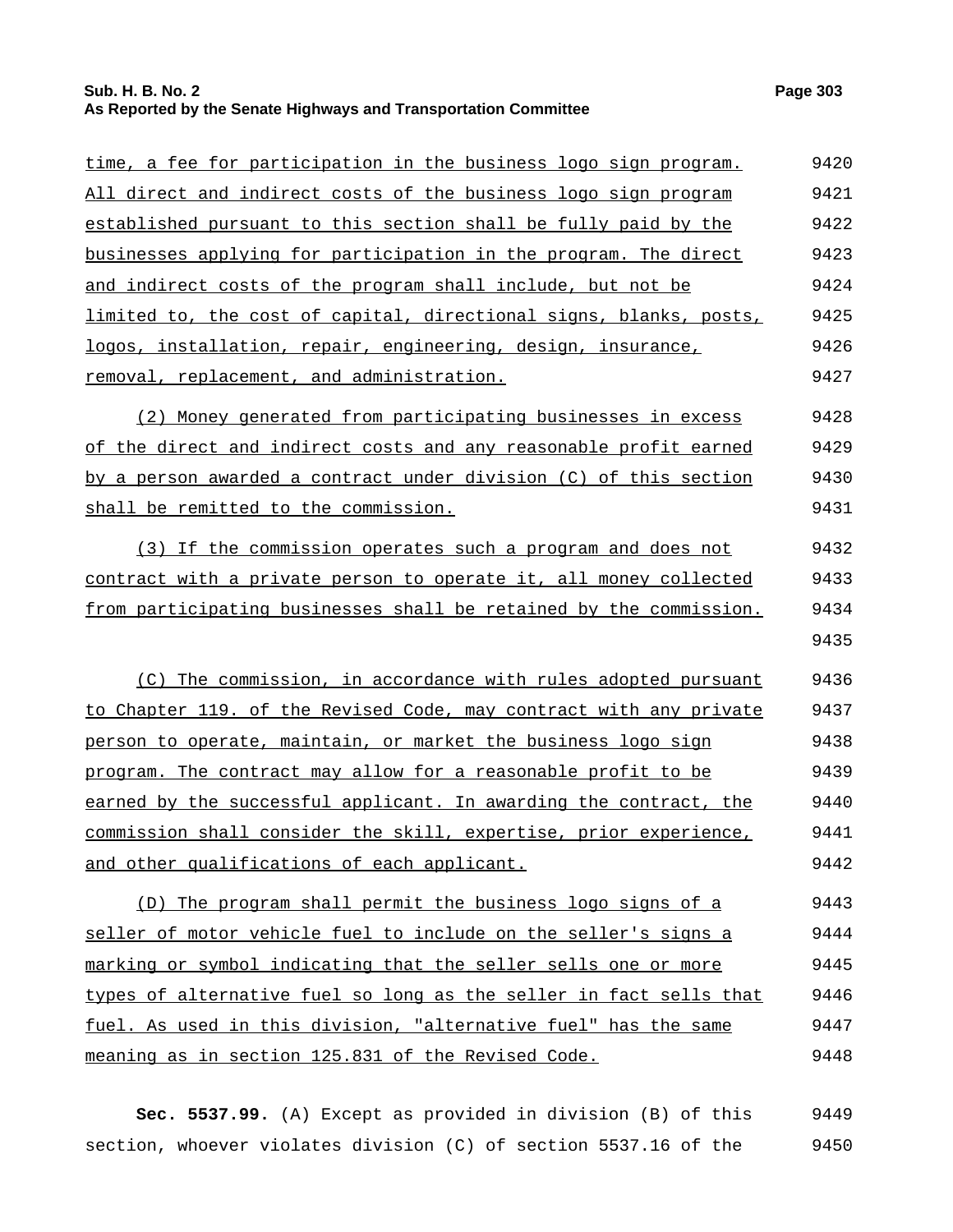time, a fee for participation in the business logo sign program. All direct and indirect costs of the business logo sign program established pursuant to this section shall be fully paid by the businesses applying for participation in the program. The direct and indirect costs of the program shall include, but not be limited to, the cost of capital, directional signs, blanks, posts, logos, installation, repair, engineering, design, insurance, removal, replacement, and administration.

(2) Money generated from participating businesses in excess of the direct and indirect costs and any reasonable profit earned by a person awarded a contract under division (C) of this section shall be remitted to the commission.

(3) If the commission operates such a program and does not contract with a private person to operate it, all money collected from participating businesses shall be retained by the commission.

(C) The commission, in accordance with rules adopted pursuant to Chapter 119. of the Revised Code, may contract with any private person to operate, maintain, or market the business logo sign program. The contract may allow for a reasonable profit to be earned by the successful applicant. In awarding the contract, the commission shall consider the skill, expertise, prior experience, and other qualifications of each applicant.

(D) The program shall permit the business logo signs of a seller of motor vehicle fuel to include on the seller's signs a marking or symbol indicating that the seller sells one or more types of alternative fuel so long as the seller in fact sells that fuel. As used in this division, "alternative fuel" has the same meaning as in section 125.831 of the Revised Code.

**Sec. 5537.99.** (A) Except as provided in division (B) of this section, whoever violates division (C) of section 5537.16 of the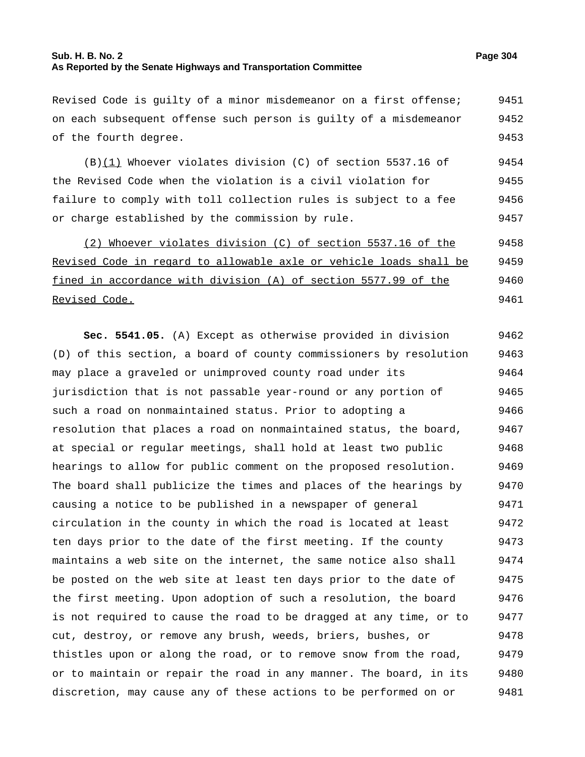Revised Code is guilty of a minor misdemeanor on a first offense; on each subsequent offense such person is guilty of a misdemeanor of the fourth degree.

(B)(1) Whoever violates division (C) of section 5537.16 of the Revised Code when the violation is a civil violation for failure to comply with toll collection rules is subject to a fee or charge established by the commission by rule.

(2) Whoever violates division (C) of section 5537.16 of the Revised Code in regard to allowable axle or vehicle loads shall be fined in accordance with division (A) of section 5577.99 of the Revised Code.

**Sec. 5541.05.** (A) Except as otherwise provided in division (D) of this section, a board of county commissioners by resolution may place a graveled or unimproved county road under its jurisdiction that is not passable year-round or any portion of such a road on nonmaintained status. Prior to adopting a resolution that places a road on nonmaintained status, the board, at special or regular meetings, shall hold at least two public hearings to allow for public comment on the proposed resolution. The board shall publicize the times and places of the hearings by causing a notice to be published in a newspaper of general circulation in the county in which the road is located at least ten days prior to the date of the first meeting. If the county maintains a web site on the internet, the same notice also shall be posted on the web site at least ten days prior to the date of the first meeting. Upon adoption of such a resolution, the board is not required to cause the road to be dragged at any time, or to cut, destroy, or remove any brush, weeds, briers, bushes, or thistles upon or along the road, or to remove snow from the road, or to maintain or repair the road in any manner. The board, in its discretion, may cause any of these actions to be performed on or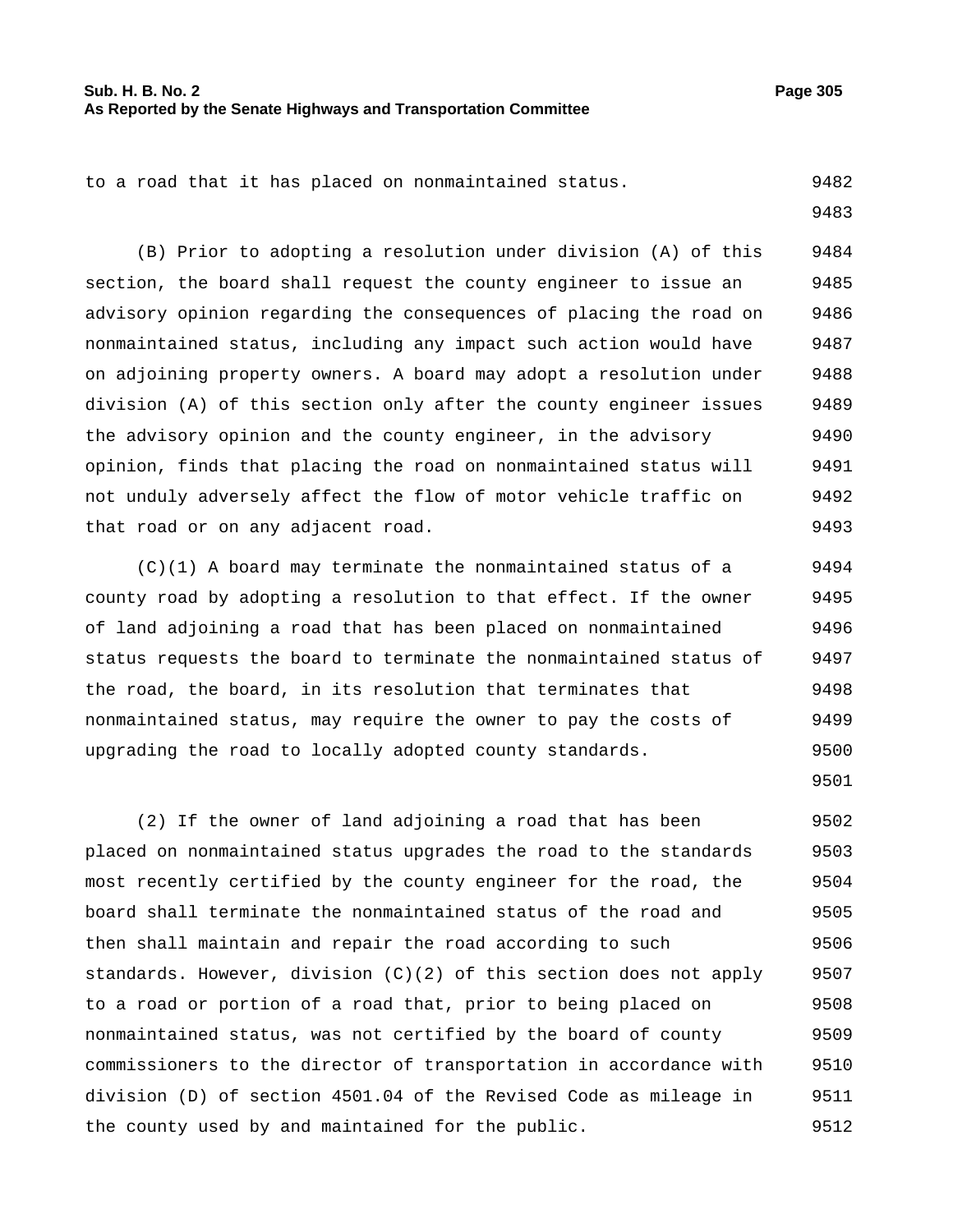to a road that it has placed on nonmaintained status.

(B) Prior to adopting a resolution under division (A) of this section, the board shall request the county engineer to issue an advisory opinion regarding the consequences of placing the road on nonmaintained status, including any impact such action would have on adjoining property owners. A board may adopt a resolution under division (A) of this section only after the county engineer issues the advisory opinion and the county engineer, in the advisory opinion, finds that placing the road on nonmaintained status will not unduly adversely affect the flow of motor vehicle traffic on that road or on any adjacent road.

(C)(1) A board may terminate the nonmaintained status of a county road by adopting a resolution to that effect. If the owner of land adjoining a road that has been placed on nonmaintained status requests the board to terminate the nonmaintained status of the road, the board, in its resolution that terminates that nonmaintained status, may require the owner to pay the costs of upgrading the road to locally adopted county standards.

(2) If the owner of land adjoining a road that has been placed on nonmaintained status upgrades the road to the standards most recently certified by the county engineer for the road, the board shall terminate the nonmaintained status of the road and then shall maintain and repair the road according to such standards. However, division (C)(2) of this section does not apply to a road or portion of a road that, prior to being placed on nonmaintained status, was not certified by the board of county commissioners to the director of transportation in accordance with division (D) of section 4501.04 of the Revised Code as mileage in the county used by and maintained for the public.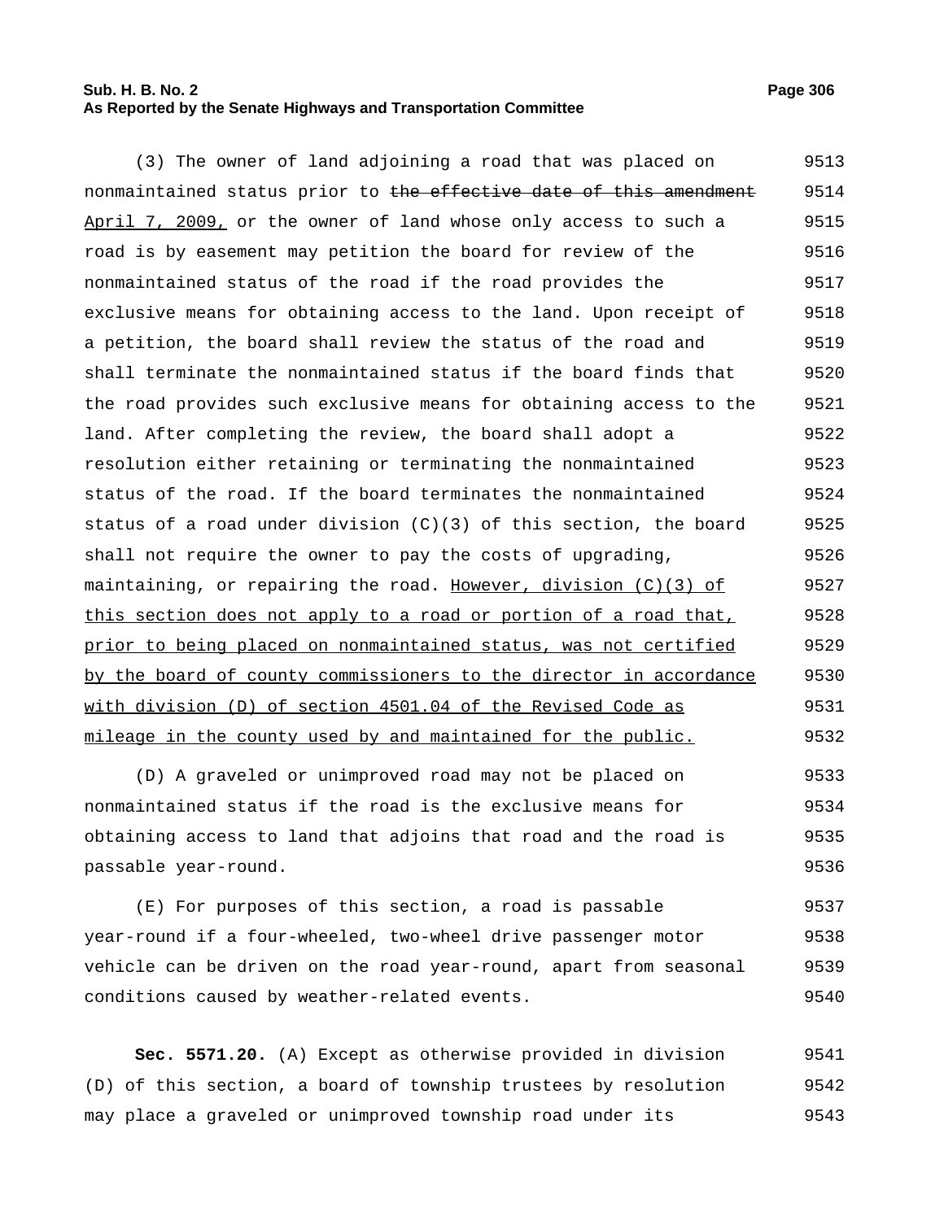(3) The owner of land adjoining a road that was placed on nonmaintained status prior to ~~the effective date of this amendment~~ <u>April 7, 2009,</u> or the owner of land whose only access to such a road is by easement may petition the board for review of the nonmaintained status of the road if the road provides the exclusive means for obtaining access to the land. Upon receipt of a petition, the board shall review the status of the road and shall terminate the nonmaintained status if the board finds that the road provides such exclusive means for obtaining access to the land. After completing the review, the board shall adopt a resolution either retaining or terminating the nonmaintained status of the road. If the board terminates the nonmaintained status of a road under division (C)(3) of this section, the board shall not require the owner to pay the costs of upgrading, maintaining, or repairing the road. <u>However, division (C)(3) of this section does not apply to a road or portion of a road that, prior to being placed on nonmaintained status, was not certified by the board of county commissioners to the director in accordance with division (D) of section 4501.04 of the Revised Code as mileage in the county used by and maintained for the public.</u>

(D) A graveled or unimproved road may not be placed on nonmaintained status if the road is the exclusive means for obtaining access to land that adjoins that road and the road is passable year-round.

(E) For purposes of this section, a road is passable year-round if a four-wheeled, two-wheel drive passenger motor vehicle can be driven on the road year-round, apart from seasonal conditions caused by weather-related events.

**Sec. 5571.20.** (A) Except as otherwise provided in division (D) of this section, a board of township trustees by resolution may place a graveled or unimproved township road under its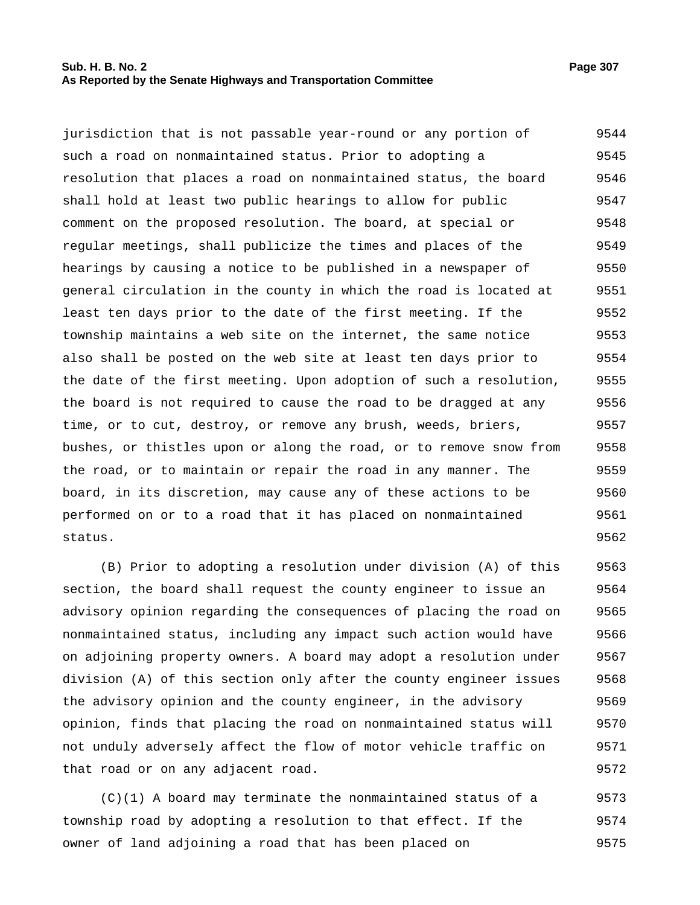jurisdiction that is not passable year-round or any portion of such a road on nonmaintained status. Prior to adopting a resolution that places a road on nonmaintained status, the board shall hold at least two public hearings to allow for public comment on the proposed resolution. The board, at special or regular meetings, shall publicize the times and places of the hearings by causing a notice to be published in a newspaper of general circulation in the county in which the road is located at least ten days prior to the date of the first meeting. If the township maintains a web site on the internet, the same notice also shall be posted on the web site at least ten days prior to the date of the first meeting. Upon adoption of such a resolution, the board is not required to cause the road to be dragged at any time, or to cut, destroy, or remove any brush, weeds, briers, bushes, or thistles upon or along the road, or to remove snow from the road, or to maintain or repair the road in any manner. The board, in its discretion, may cause any of these actions to be performed on or to a road that it has placed on nonmaintained status.

(B) Prior to adopting a resolution under division (A) of this section, the board shall request the county engineer to issue an advisory opinion regarding the consequences of placing the road on nonmaintained status, including any impact such action would have on adjoining property owners. A board may adopt a resolution under division (A) of this section only after the county engineer issues the advisory opinion and the county engineer, in the advisory opinion, finds that placing the road on nonmaintained status will not unduly adversely affect the flow of motor vehicle traffic on that road or on any adjacent road.

(C)(1) A board may terminate the nonmaintained status of a township road by adopting a resolution to that effect. If the owner of land adjoining a road that has been placed on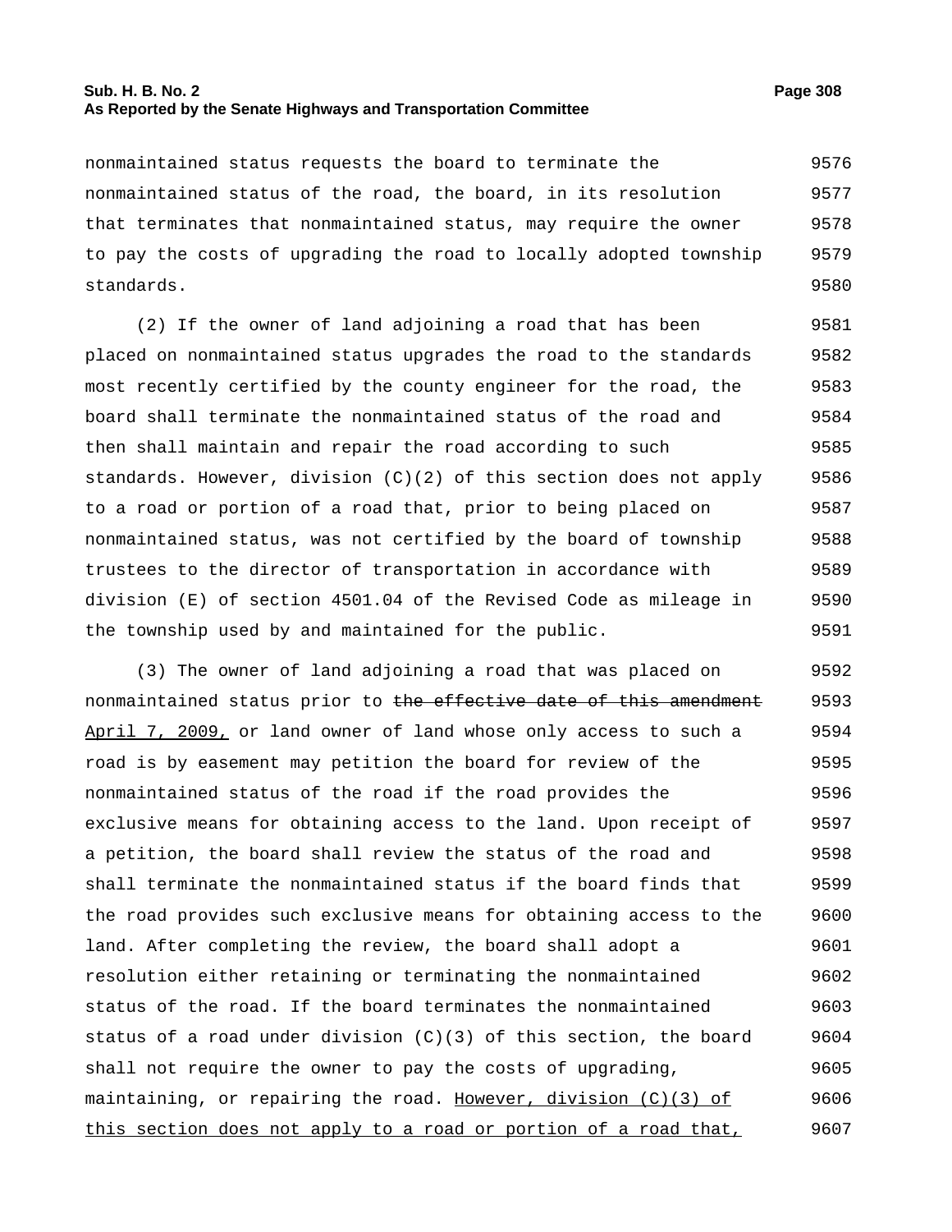nonmaintained status requests the board to terminate the nonmaintained status of the road, the board, in its resolution that terminates that nonmaintained status, may require the owner to pay the costs of upgrading the road to locally adopted township standards.

(2) If the owner of land adjoining a road that has been placed on nonmaintained status upgrades the road to the standards most recently certified by the county engineer for the road, the board shall terminate the nonmaintained status of the road and then shall maintain and repair the road according to such standards. However, division (C)(2) of this section does not apply to a road or portion of a road that, prior to being placed on nonmaintained status, was not certified by the board of township trustees to the director of transportation in accordance with division (E) of section 4501.04 of the Revised Code as mileage in the township used by and maintained for the public.

(3) The owner of land adjoining a road that was placed on nonmaintained status prior to ~~the effective date of this amendment~~ <u>April 7, 2009,</u> or land owner of land whose only access to such a road is by easement may petition the board for review of the nonmaintained status of the road if the road provides the exclusive means for obtaining access to the land. Upon receipt of a petition, the board shall review the status of the road and shall terminate the nonmaintained status if the board finds that the road provides such exclusive means for obtaining access to the land. After completing the review, the board shall adopt a resolution either retaining or terminating the nonmaintained status of the road. If the board terminates the nonmaintained status of a road under division (C)(3) of this section, the board shall not require the owner to pay the costs of upgrading, maintaining, or repairing the road. <u>However, division (C)(3) of this section does not apply to a road or portion of a road that,</u>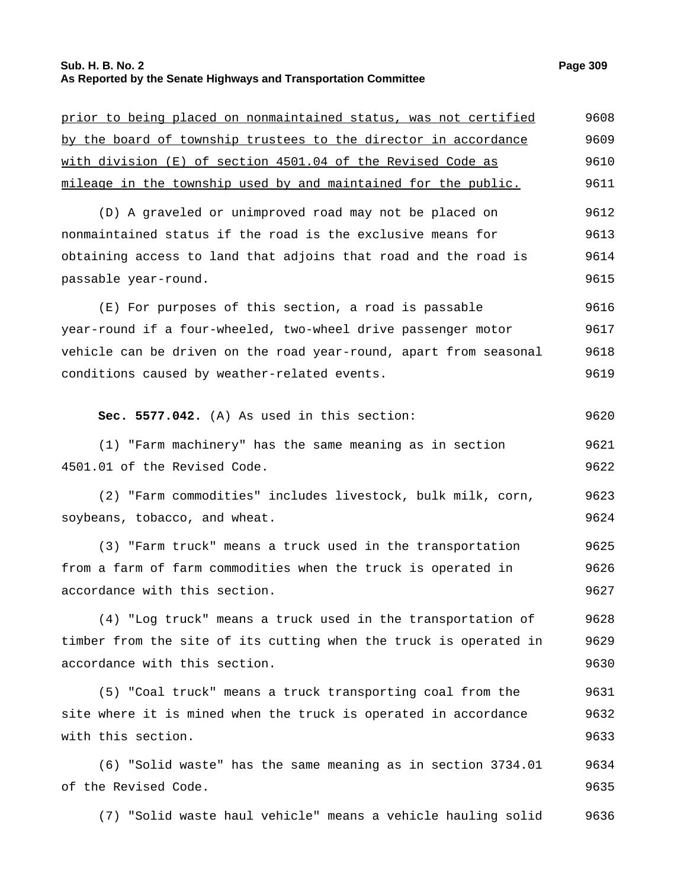prior to being placed on nonmaintained status, was not certified by the board of township trustees to the director in accordance with division (E) of section 4501.04 of the Revised Code as mileage in the township used by and maintained for the public.

(D) A graveled or unimproved road may not be placed on nonmaintained status if the road is the exclusive means for obtaining access to land that adjoins that road and the road is passable year-round.

(E) For purposes of this section, a road is passable year-round if a four-wheeled, two-wheel drive passenger motor vehicle can be driven on the road year-round, apart from seasonal conditions caused by weather-related events.

**Sec. 5577.042.** (A) As used in this section:

(1) "Farm machinery" has the same meaning as in section 4501.01 of the Revised Code.

(2) "Farm commodities" includes livestock, bulk milk, corn, soybeans, tobacco, and wheat.

(3) "Farm truck" means a truck used in the transportation from a farm of farm commodities when the truck is operated in accordance with this section.

(4) "Log truck" means a truck used in the transportation of timber from the site of its cutting when the truck is operated in accordance with this section.

(5) "Coal truck" means a truck transporting coal from the site where it is mined when the truck is operated in accordance with this section.

(6) "Solid waste" has the same meaning as in section 3734.01 of the Revised Code.

(7) "Solid waste haul vehicle" means a vehicle hauling solid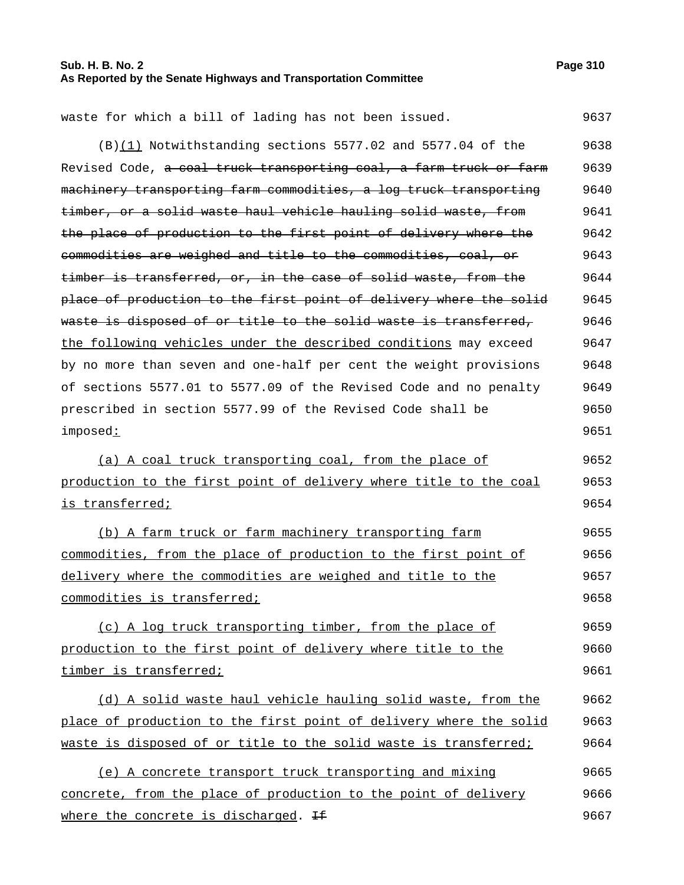waste for which a bill of lading has not been issued.

(B)(1) Notwithstanding sections 5577.02 and 5577.04 of the Revised Code, ~~a coal truck transporting coal, a farm truck or farm machinery transporting farm commodities, a log truck transporting timber, or a solid waste haul vehicle hauling solid waste, from the place of production to the first point of delivery where the commodities are weighed and title to the commodities, coal, or timber is transferred, or, in the case of solid waste, from the place of production to the first point of delivery where the solid waste is disposed of or title to the solid waste is transferred,~~ the following vehicles under the described conditions may exceed by no more than seven and one-half per cent the weight provisions of sections 5577.01 to 5577.09 of the Revised Code and no penalty prescribed in section 5577.99 of the Revised Code shall be imposed:

(a) A coal truck transporting coal, from the place of production to the first point of delivery where title to the coal is transferred;

(b) A farm truck or farm machinery transporting farm commodities, from the place of production to the first point of delivery where the commodities are weighed and title to the commodities is transferred;

(c) A log truck transporting timber, from the place of production to the first point of delivery where title to the timber is transferred;

(d) A solid waste haul vehicle hauling solid waste, from the place of production to the first point of delivery where the solid waste is disposed of or title to the solid waste is transferred;

(e) A concrete transport truck transporting and mixing concrete, from the place of production to the point of delivery where the concrete is discharged. ~~If~~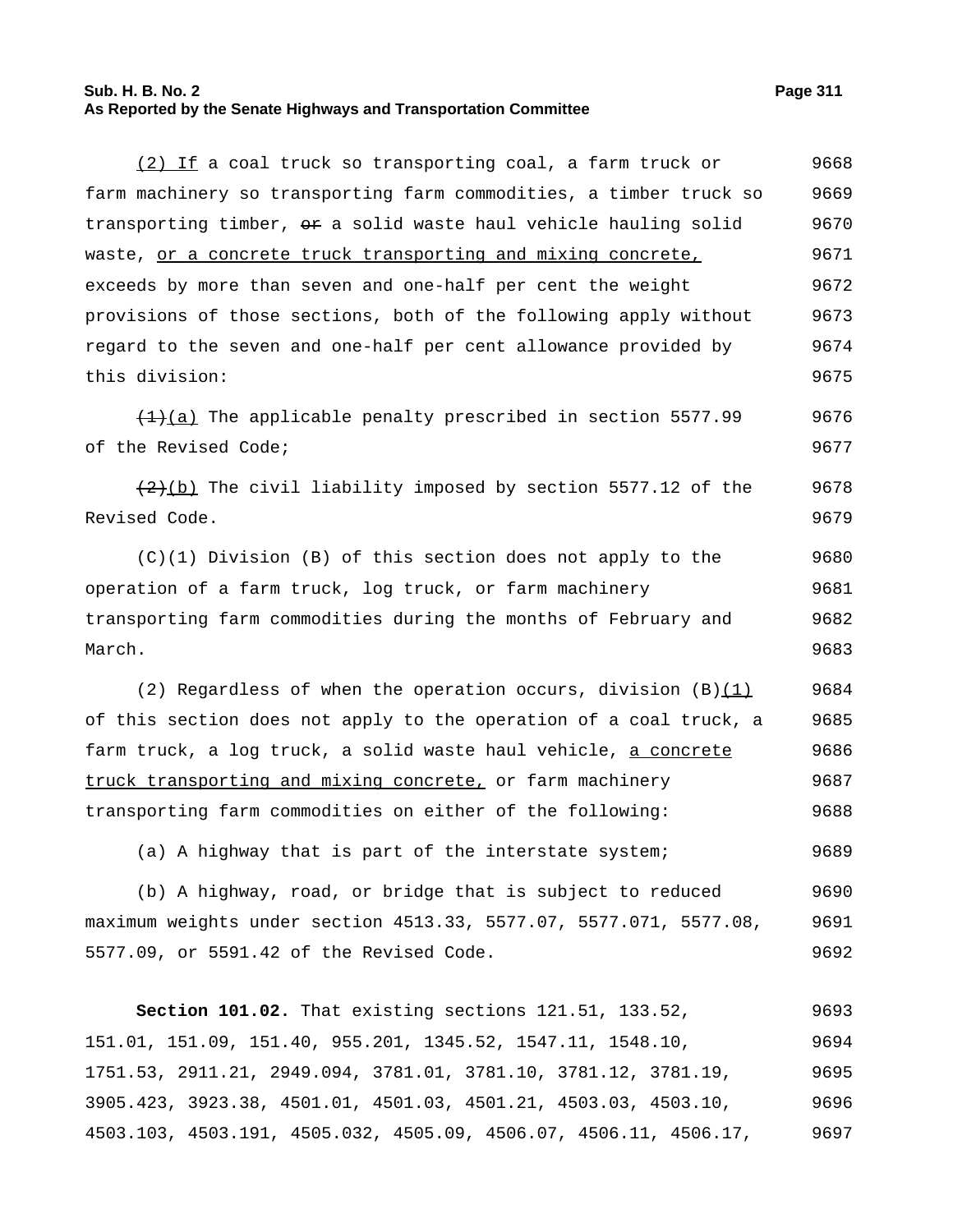(2) If a coal truck so transporting coal, a farm truck or farm machinery so transporting farm commodities, a timber truck so transporting timber, or a solid waste haul vehicle hauling solid waste, or a concrete truck transporting and mixing concrete, exceeds by more than seven and one-half per cent the weight provisions of those sections, both of the following apply without regard to the seven and one-half per cent allowance provided by this division:

(1)(a) The applicable penalty prescribed in section 5577.99 of the Revised Code;

(2)(b) The civil liability imposed by section 5577.12 of the Revised Code.

(C)(1) Division (B) of this section does not apply to the operation of a farm truck, log truck, or farm machinery transporting farm commodities during the months of February and March.

(2) Regardless of when the operation occurs, division (B)(1) of this section does not apply to the operation of a coal truck, a farm truck, a log truck, a solid waste haul vehicle, a concrete truck transporting and mixing concrete, or farm machinery transporting farm commodities on either of the following:

(a) A highway that is part of the interstate system;

(b) A highway, road, or bridge that is subject to reduced maximum weights under section 4513.33, 5577.07, 5577.071, 5577.08, 5577.09, or 5591.42 of the Revised Code.

**Section 101.02.** That existing sections 121.51, 133.52, 151.01, 151.09, 151.40, 955.201, 1345.52, 1547.11, 1548.10, 1751.53, 2911.21, 2949.094, 3781.01, 3781.10, 3781.12, 3781.19, 3905.423, 3923.38, 4501.01, 4501.03, 4501.21, 4503.03, 4503.10, 4503.103, 4503.191, 4505.032, 4505.09, 4506.07, 4506.11, 4506.17,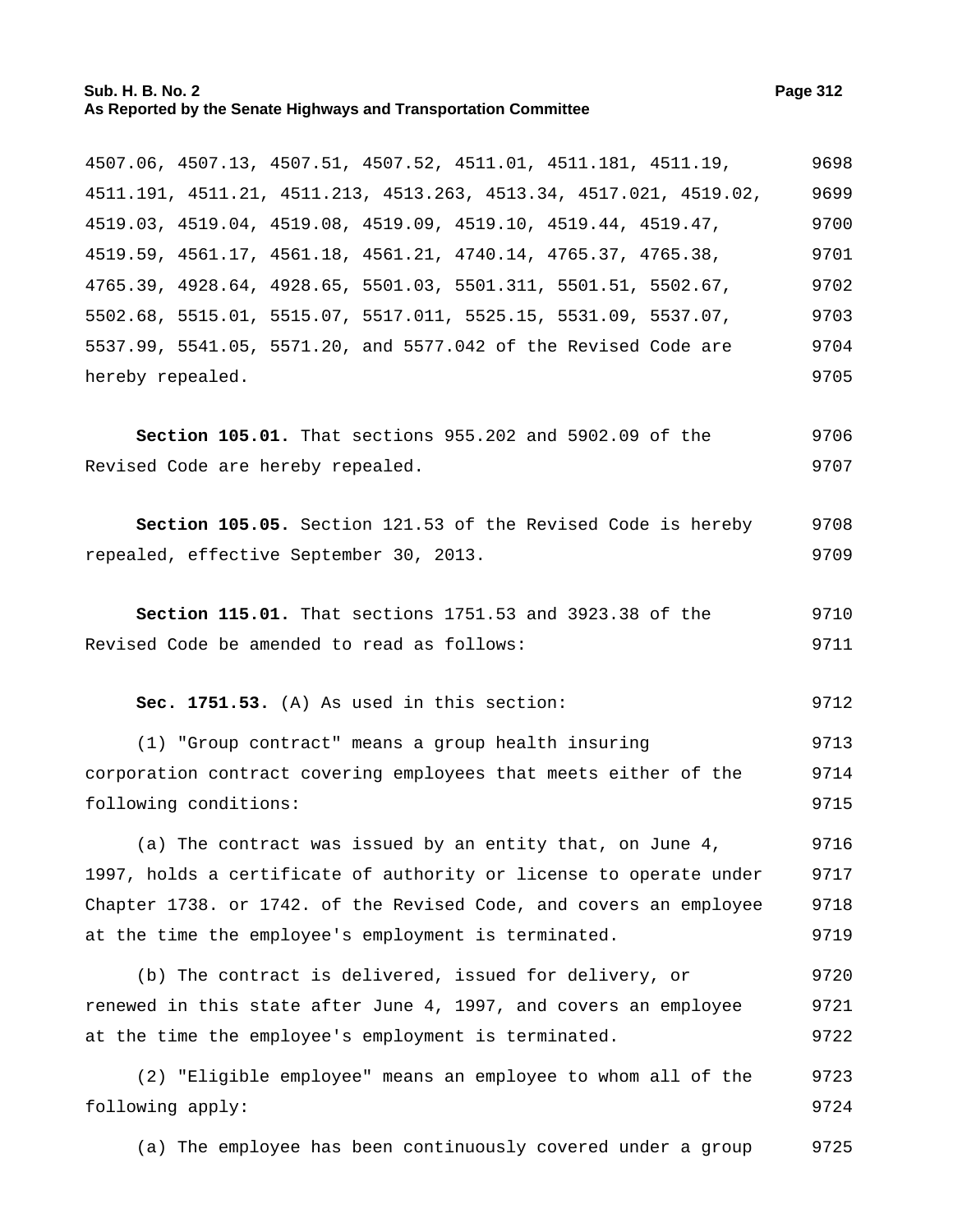4507.06, 4507.13, 4507.51, 4507.52, 4511.01, 4511.181, 4511.19, 4511.191, 4511.21, 4511.213, 4513.263, 4513.34, 4517.021, 4519.02, 4519.03, 4519.04, 4519.08, 4519.09, 4519.10, 4519.44, 4519.47, 4519.59, 4561.17, 4561.18, 4561.21, 4740.14, 4765.37, 4765.38, 4765.39, 4928.64, 4928.65, 5501.03, 5501.311, 5501.51, 5502.67, 5502.68, 5515.01, 5515.07, 5517.011, 5525.15, 5531.09, 5537.07, 5537.99, 5541.05, 5571.20, and 5577.042 of the Revised Code are hereby repealed.

**Section 105.01.** That sections 955.202 and 5902.09 of the Revised Code are hereby repealed.

**Section 105.05.** Section 121.53 of the Revised Code is hereby repealed, effective September 30, 2013.

**Section 115.01.** That sections 1751.53 and 3923.38 of the Revised Code be amended to read as follows:

**Sec. 1751.53.** (A) As used in this section:

(1) "Group contract" means a group health insuring corporation contract covering employees that meets either of the following conditions:

(a) The contract was issued by an entity that, on June 4, 1997, holds a certificate of authority or license to operate under Chapter 1738. or 1742. of the Revised Code, and covers an employee at the time the employee's employment is terminated.

(b) The contract is delivered, issued for delivery, or renewed in this state after June 4, 1997, and covers an employee at the time the employee's employment is terminated.

(2) "Eligible employee" means an employee to whom all of the following apply:

(a) The employee has been continuously covered under a group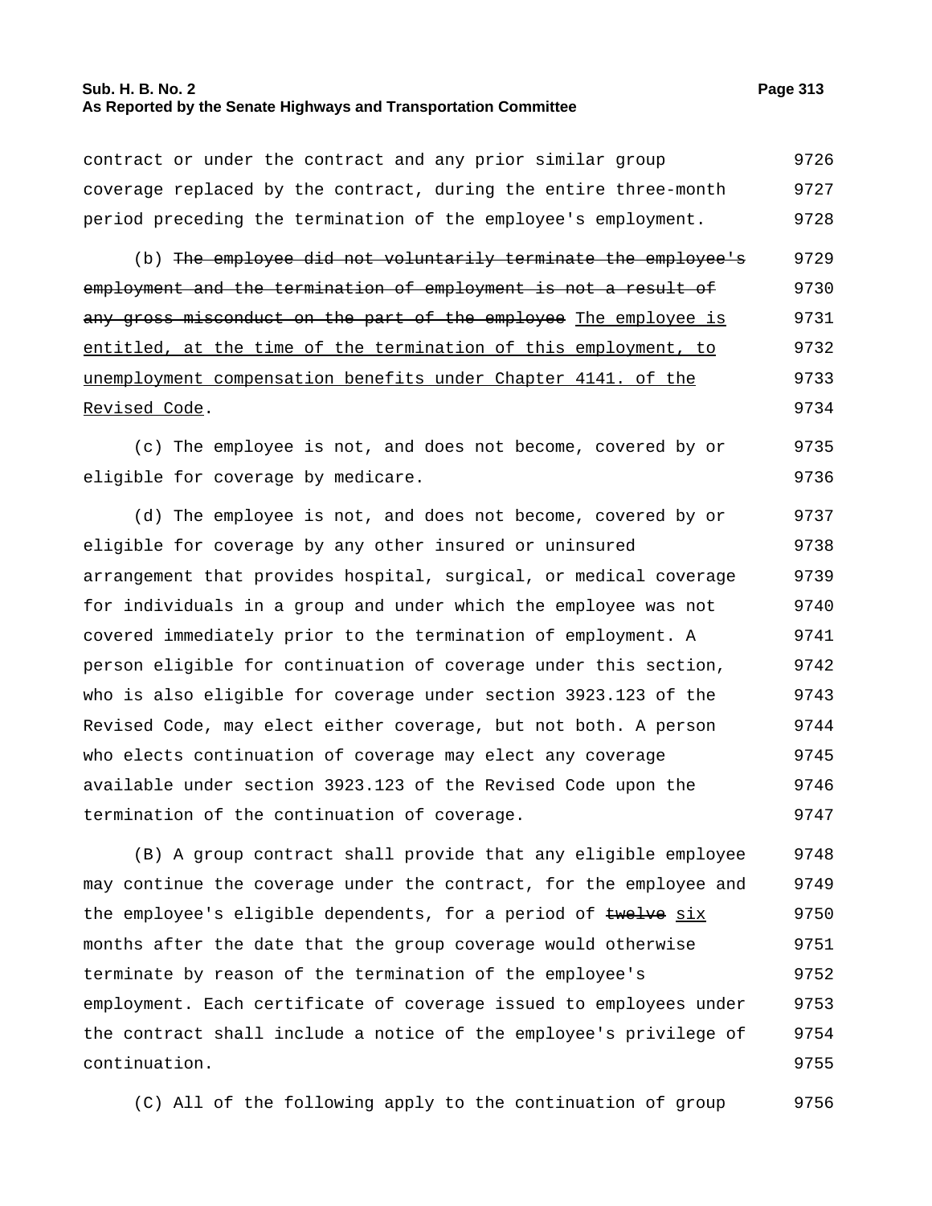contract or under the contract and any prior similar group coverage replaced by the contract, during the entire three-month period preceding the termination of the employee's employment.

(b) ~~The employee did not voluntarily terminate the employee's employment and the termination of employment is not a result of any gross misconduct on the part of the employee~~ The employee is entitled, at the time of the termination of this employment, to unemployment compensation benefits under Chapter 4141. of the Revised Code.

(c) The employee is not, and does not become, covered by or eligible for coverage by medicare.

(d) The employee is not, and does not become, covered by or eligible for coverage by any other insured or uninsured arrangement that provides hospital, surgical, or medical coverage for individuals in a group and under which the employee was not covered immediately prior to the termination of employment. A person eligible for continuation of coverage under this section, who is also eligible for coverage under section 3923.123 of the Revised Code, may elect either coverage, but not both. A person who elects continuation of coverage may elect any coverage available under section 3923.123 of the Revised Code upon the termination of the continuation of coverage.

(B) A group contract shall provide that any eligible employee may continue the coverage under the contract, for the employee and the employee's eligible dependents, for a period of ~~twelve~~ six months after the date that the group coverage would otherwise terminate by reason of the termination of the employee's employment. Each certificate of coverage issued to employees under the contract shall include a notice of the employee's privilege of continuation.

(C) All of the following apply to the continuation of group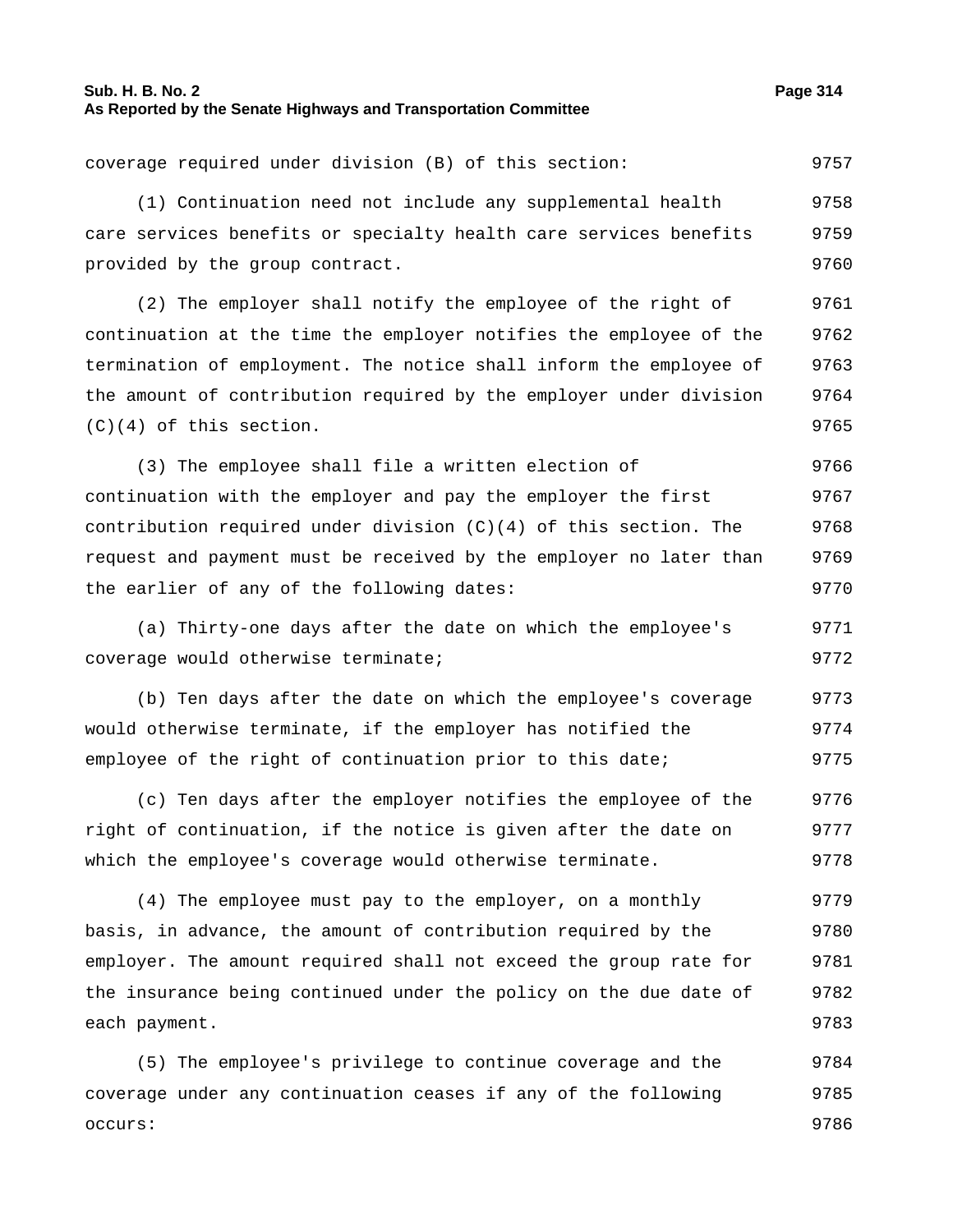coverage required under division (B) of this section:

(1) Continuation need not include any supplemental health care services benefits or specialty health care services benefits provided by the group contract.

(2) The employer shall notify the employee of the right of continuation at the time the employer notifies the employee of the termination of employment. The notice shall inform the employee of the amount of contribution required by the employer under division (C)(4) of this section.

(3) The employee shall file a written election of continuation with the employer and pay the employer the first contribution required under division (C)(4) of this section. The request and payment must be received by the employer no later than the earlier of any of the following dates:

(a) Thirty-one days after the date on which the employee's coverage would otherwise terminate;

(b) Ten days after the date on which the employee's coverage would otherwise terminate, if the employer has notified the employee of the right of continuation prior to this date;

(c) Ten days after the employer notifies the employee of the right of continuation, if the notice is given after the date on which the employee's coverage would otherwise terminate.

(4) The employee must pay to the employer, on a monthly basis, in advance, the amount of contribution required by the employer. The amount required shall not exceed the group rate for the insurance being continued under the policy on the due date of each payment.

(5) The employee's privilege to continue coverage and the coverage under any continuation ceases if any of the following occurs: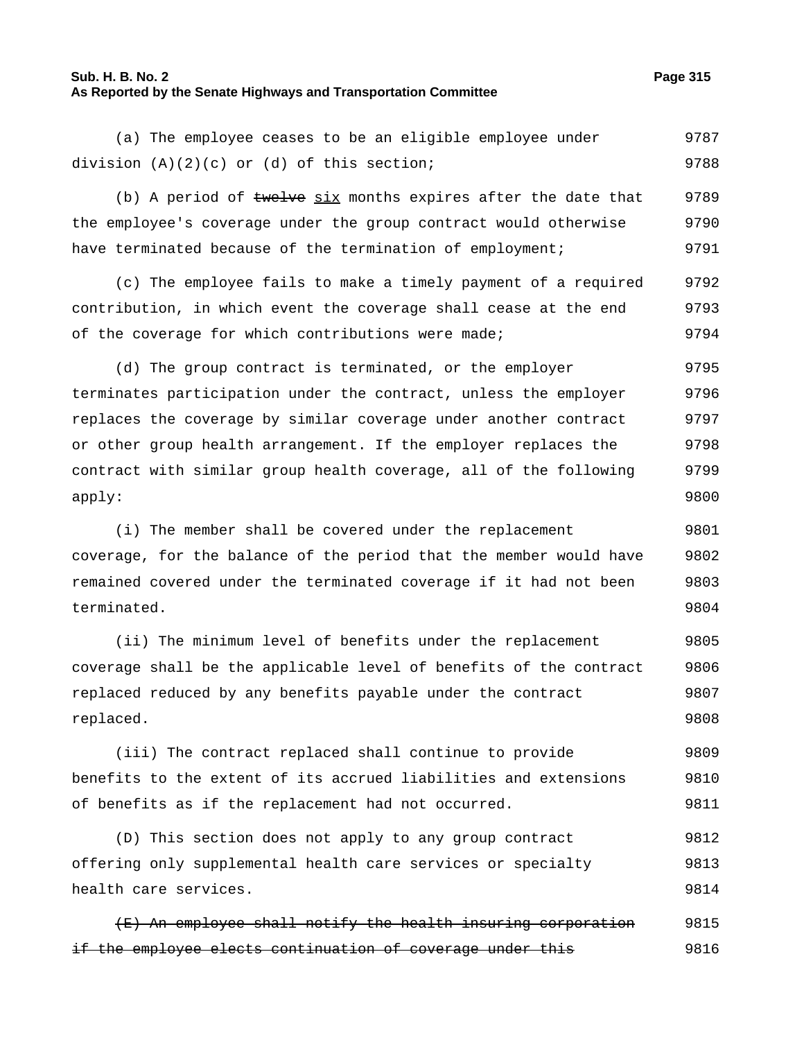(a) The employee ceases to be an eligible employee under division (A)(2)(c) or (d) of this section;

(b) A period of ~~twelve~~ <u>six</u> months expires after the date that the employee's coverage under the group contract would otherwise have terminated because of the termination of employment;

(c) The employee fails to make a timely payment of a required contribution, in which event the coverage shall cease at the end of the coverage for which contributions were made;

(d) The group contract is terminated, or the employer terminates participation under the contract, unless the employer replaces the coverage by similar coverage under another contract or other group health arrangement. If the employer replaces the contract with similar group health coverage, all of the following apply:

(i) The member shall be covered under the replacement coverage, for the balance of the period that the member would have remained covered under the terminated coverage if it had not been terminated.

(ii) The minimum level of benefits under the replacement coverage shall be the applicable level of benefits of the contract replaced reduced by any benefits payable under the contract replaced.

(iii) The contract replaced shall continue to provide benefits to the extent of its accrued liabilities and extensions of benefits as if the replacement had not occurred.

(D) This section does not apply to any group contract offering only supplemental health care services or specialty health care services.

~~(E) An employee shall notify the health insuring corporation if the employee elects continuation of coverage under this~~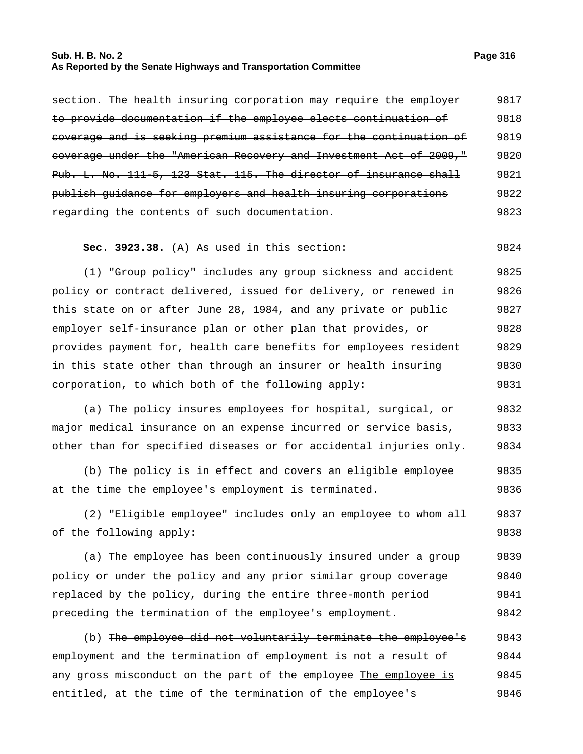~~section. The health insuring corporation may require the employer to provide documentation if the employee elects continuation of coverage and is seeking premium assistance for the continuation of coverage under the "American Recovery and Investment Act of 2009," Pub. L. No. 111-5, 123 Stat. 115. The director of insurance shall publish guidance for employers and health insuring corporations regarding the contents of such documentation.~~ 9817–9823

**Sec. 3923.38.** (A) As used in this section: 9824

(1) "Group policy" includes any group sickness and accident policy or contract delivered, issued for delivery, or renewed in this state on or after June 28, 1984, and any private or public employer self-insurance plan or other plan that provides, or provides payment for, health care benefits for employees resident in this state other than through an insurer or health insuring corporation, to which both of the following apply: 9825–9831

(a) The policy insures employees for hospital, surgical, or major medical insurance on an expense incurred or service basis, other than for specified diseases or for accidental injuries only. 9832–9834

(b) The policy is in effect and covers an eligible employee at the time the employee's employment is terminated. 9835–9836

(2) "Eligible employee" includes only an employee to whom all of the following apply: 9837–9838

(a) The employee has been continuously insured under a group policy or under the policy and any prior similar group coverage replaced by the policy, during the entire three-month period preceding the termination of the employee's employment. 9839–9842

(b) ~~The employee did not voluntarily terminate the employee's employment and the termination of employment is not a result of any gross misconduct on the part of the employee~~ <u>The employee is entitled, at the time of the termination of the employee's</u> 9843–9846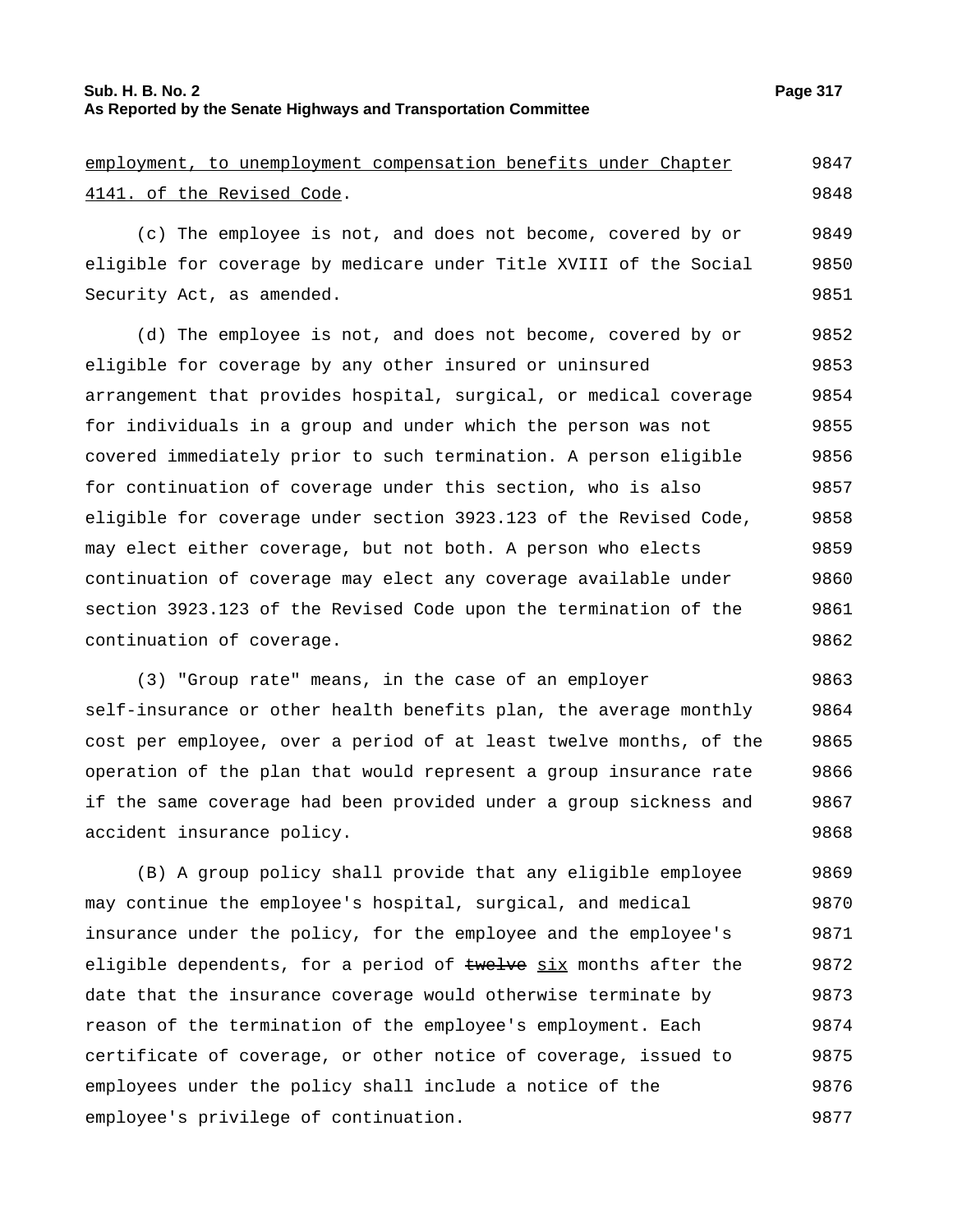employment, to unemployment compensation benefits under Chapter 4141. of the Revised Code.

(c) The employee is not, and does not become, covered by or eligible for coverage by medicare under Title XVIII of the Social Security Act, as amended.

(d) The employee is not, and does not become, covered by or eligible for coverage by any other insured or uninsured arrangement that provides hospital, surgical, or medical coverage for individuals in a group and under which the person was not covered immediately prior to such termination. A person eligible for continuation of coverage under this section, who is also eligible for coverage under section 3923.123 of the Revised Code, may elect either coverage, but not both. A person who elects continuation of coverage may elect any coverage available under section 3923.123 of the Revised Code upon the termination of the continuation of coverage.

(3) "Group rate" means, in the case of an employer self-insurance or other health benefits plan, the average monthly cost per employee, over a period of at least twelve months, of the operation of the plan that would represent a group insurance rate if the same coverage had been provided under a group sickness and accident insurance policy.

(B) A group policy shall provide that any eligible employee may continue the employee's hospital, surgical, and medical insurance under the policy, for the employee and the employee's eligible dependents, for a period of ~~twelve~~ six months after the date that the insurance coverage would otherwise terminate by reason of the termination of the employee's employment. Each certificate of coverage, or other notice of coverage, issued to employees under the policy shall include a notice of the employee's privilege of continuation.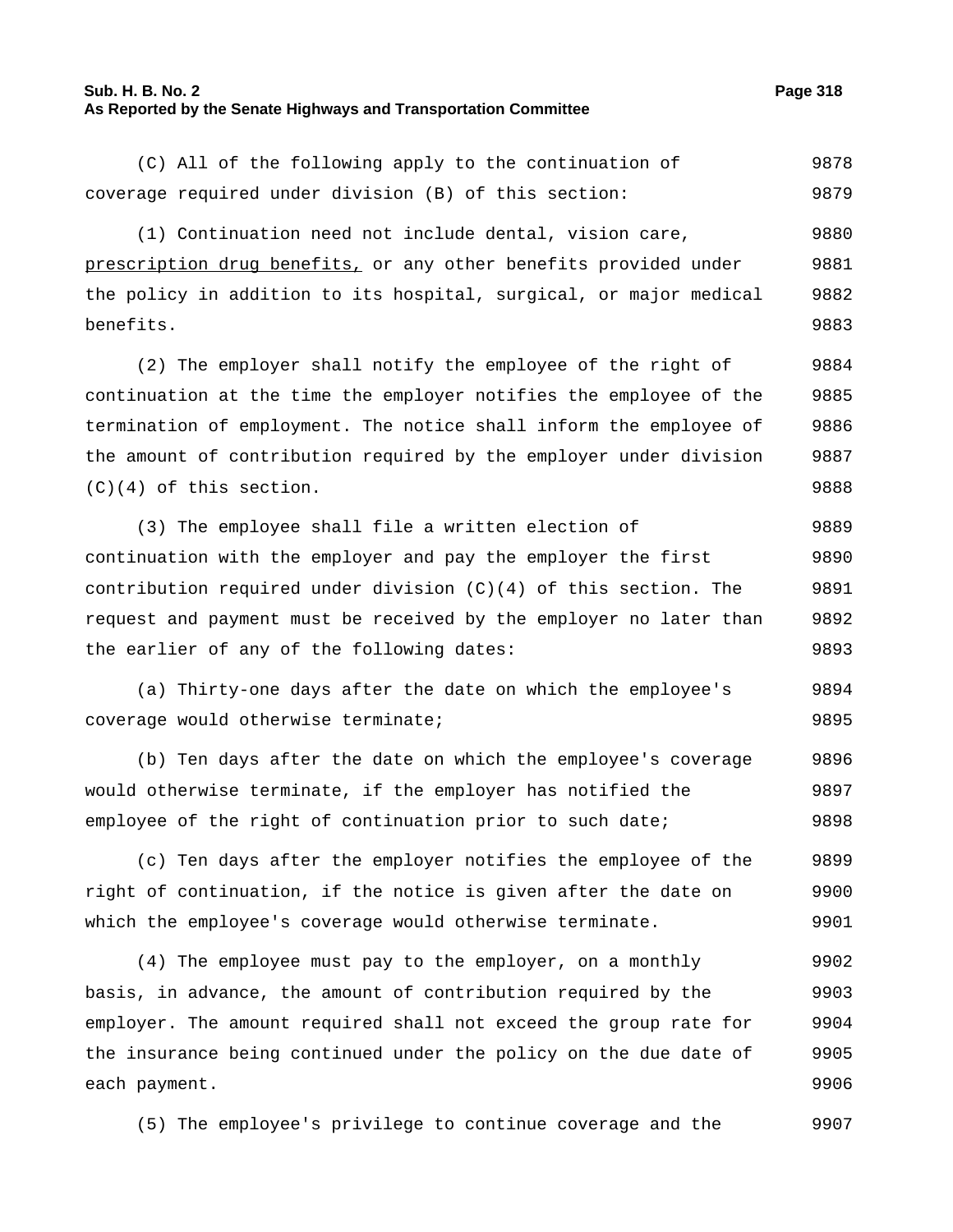(C) All of the following apply to the continuation of coverage required under division (B) of this section:

(1) Continuation need not include dental, vision care, <u>prescription drug benefits,</u> or any other benefits provided under the policy in addition to its hospital, surgical, or major medical benefits.

(2) The employer shall notify the employee of the right of continuation at the time the employer notifies the employee of the termination of employment. The notice shall inform the employee of the amount of contribution required by the employer under division (C)(4) of this section.

(3) The employee shall file a written election of continuation with the employer and pay the employer the first contribution required under division (C)(4) of this section. The request and payment must be received by the employer no later than the earlier of any of the following dates:

(a) Thirty-one days after the date on which the employee's coverage would otherwise terminate;

(b) Ten days after the date on which the employee's coverage would otherwise terminate, if the employer has notified the employee of the right of continuation prior to such date;

(c) Ten days after the employer notifies the employee of the right of continuation, if the notice is given after the date on which the employee's coverage would otherwise terminate.

(4) The employee must pay to the employer, on a monthly basis, in advance, the amount of contribution required by the employer. The amount required shall not exceed the group rate for the insurance being continued under the policy on the due date of each payment.

(5) The employee's privilege to continue coverage and the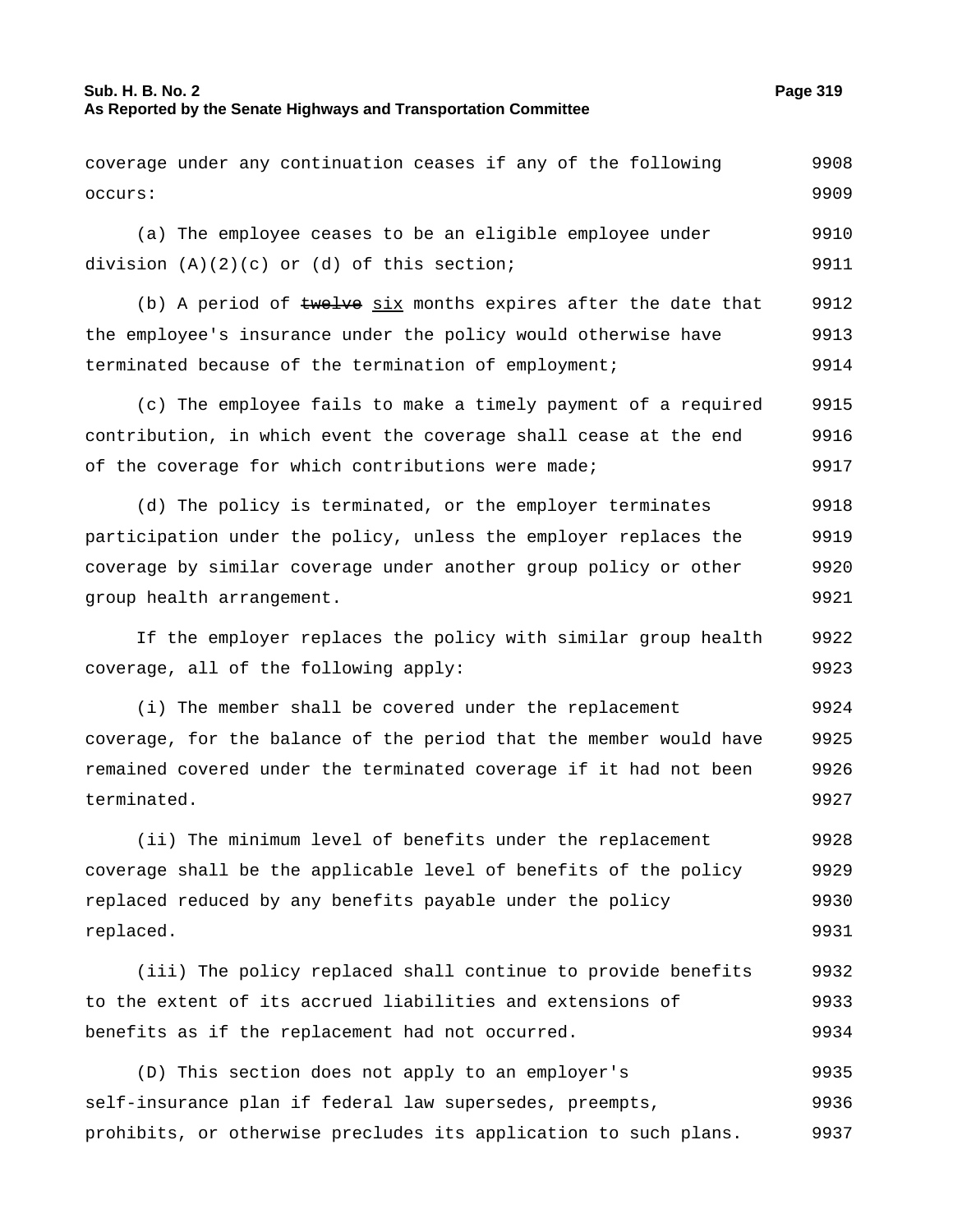coverage under any continuation ceases if any of the following occurs:

(a) The employee ceases to be an eligible employee under division (A)(2)(c) or (d) of this section;

(b) A period of ~~twelve~~ six months expires after the date that the employee's insurance under the policy would otherwise have terminated because of the termination of employment;

(c) The employee fails to make a timely payment of a required contribution, in which event the coverage shall cease at the end of the coverage for which contributions were made;

(d) The policy is terminated, or the employer terminates participation under the policy, unless the employer replaces the coverage by similar coverage under another group policy or other group health arrangement.

If the employer replaces the policy with similar group health coverage, all of the following apply:

(i) The member shall be covered under the replacement coverage, for the balance of the period that the member would have remained covered under the terminated coverage if it had not been terminated.

(ii) The minimum level of benefits under the replacement coverage shall be the applicable level of benefits of the policy replaced reduced by any benefits payable under the policy replaced.

(iii) The policy replaced shall continue to provide benefits to the extent of its accrued liabilities and extensions of benefits as if the replacement had not occurred.

(D) This section does not apply to an employer's self-insurance plan if federal law supersedes, preempts, prohibits, or otherwise precludes its application to such plans.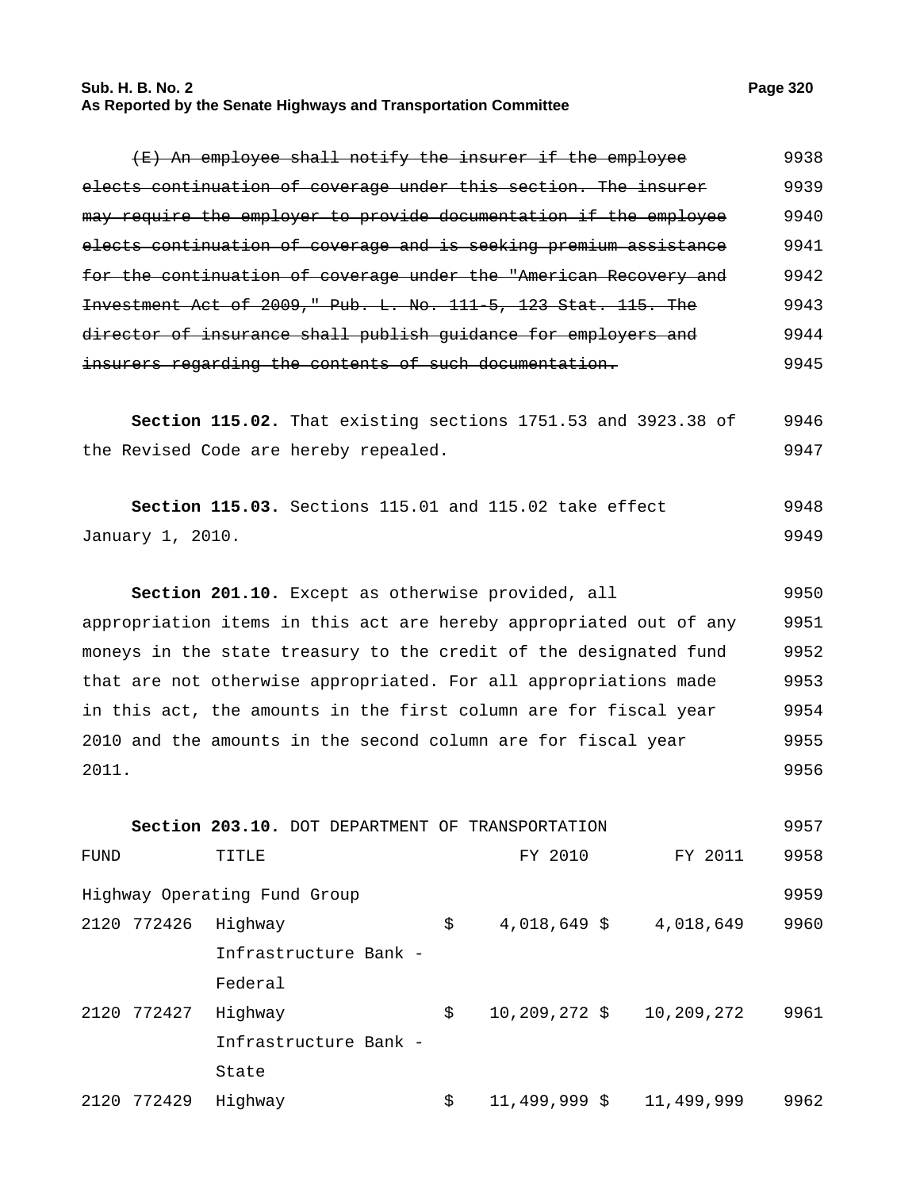~~(E) An employee shall notify the insurer if the employee elects continuation of coverage under this section. The insurer may require the employer to provide documentation if the employee elects continuation of coverage and is seeking premium assistance for the continuation of coverage under the "American Recovery and Investment Act of 2009," Pub. L. No. 111-5, 123 Stat. 115. The director of insurance shall publish guidance for employers and insurers regarding the contents of such documentation.~~ 9938 9939 9940 9941 9942 9943 9944 9945

**Section 115.02.** That existing sections 1751.53 and 3923.38 of the Revised Code are hereby repealed. 9946 9947

**Section 115.03.** Sections 115.01 and 115.02 take effect January 1, 2010. 9948 9949

**Section 201.10.** Except as otherwise provided, all appropriation items in this act are hereby appropriated out of any moneys in the state treasury to the credit of the designated fund that are not otherwise appropriated. For all appropriations made in this act, the amounts in the first column are for fiscal year 2010 and the amounts in the second column are for fiscal year 2011. 9950 9951 9952 9953 9954 9955 9956

**Section 203.10.** DOT DEPARTMENT OF TRANSPORTATION 9957

| FUND | TITLE | | FY 2010 | FY 2011 | |
|---|---|---|---|---|---|
| Highway Operating Fund Group | | | | | 9959 |
| 2120 772426 | Highway Infrastructure Bank - Federal | $ | 4,018,649 $ | 4,018,649 | 9960 |
| 2120 772427 | Highway Infrastructure Bank - State | $ | 10,209,272 $ | 10,209,272 | 9961 |
| 2120 772429 | Highway | $ | 11,499,999 $ | 11,499,999 | 9962 |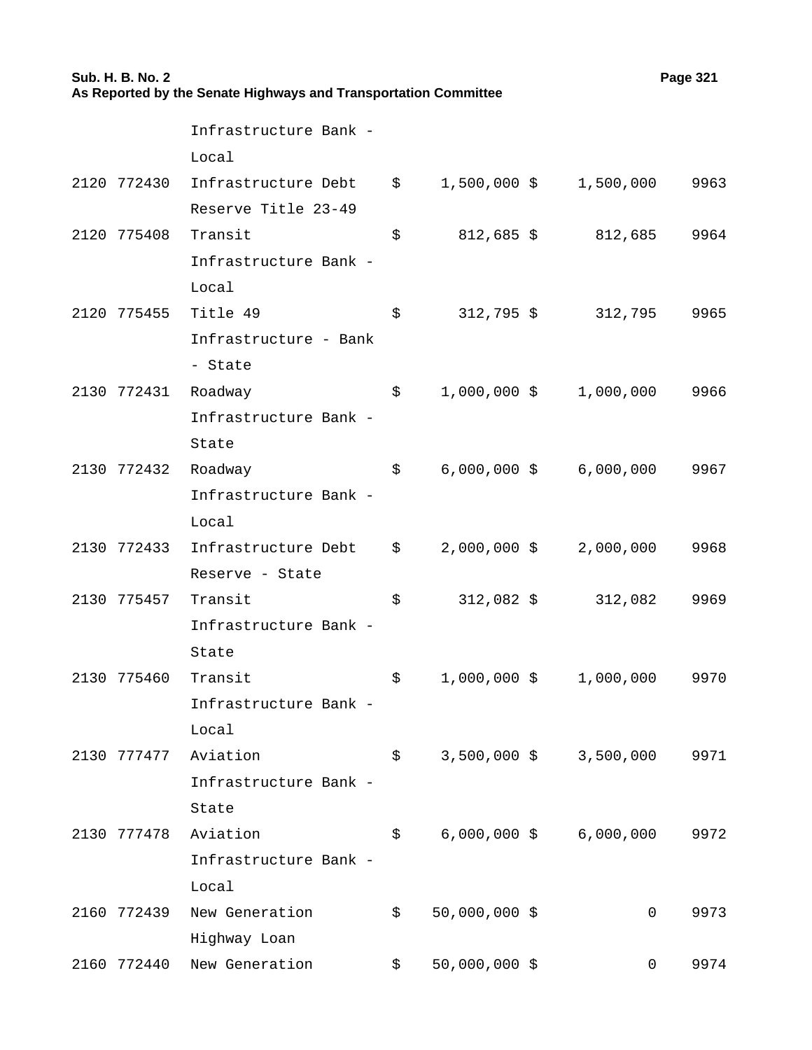| | | | | | | | |
|---|---|---|---|---|---|---|---|
| | | Infrastructure Bank - Local | | | | | |
| 2120 | 772430 | Infrastructure Debt Reserve Title 23-49 | $ | 1,500,000 | $ | 1,500,000 | 9963 |
| 2120 | 775408 | Transit Infrastructure Bank - Local | $ | 812,685 | $ | 812,685 | 9964 |
| 2120 | 775455 | Title 49 Infrastructure - Bank - State | $ | 312,795 | $ | 312,795 | 9965 |
| 2130 | 772431 | Roadway Infrastructure Bank - State | $ | 1,000,000 | $ | 1,000,000 | 9966 |
| 2130 | 772432 | Roadway Infrastructure Bank - Local | $ | 6,000,000 | $ | 6,000,000 | 9967 |
| 2130 | 772433 | Infrastructure Debt Reserve - State | $ | 2,000,000 | $ | 2,000,000 | 9968 |
| 2130 | 775457 | Transit Infrastructure Bank - State | $ | 312,082 | $ | 312,082 | 9969 |
| 2130 | 775460 | Transit Infrastructure Bank - Local | $ | 1,000,000 | $ | 1,000,000 | 9970 |
| 2130 | 777477 | Aviation Infrastructure Bank - State | $ | 3,500,000 | $ | 3,500,000 | 9971 |
| 2130 | 777478 | Aviation Infrastructure Bank - Local | $ | 6,000,000 | $ | 6,000,000 | 9972 |
| 2160 | 772439 | New Generation Highway Loan | $ | 50,000,000 | $ | 0 | 9973 |
| 2160 | 772440 | New Generation | $ | 50,000,000 | $ | 0 | 9974 |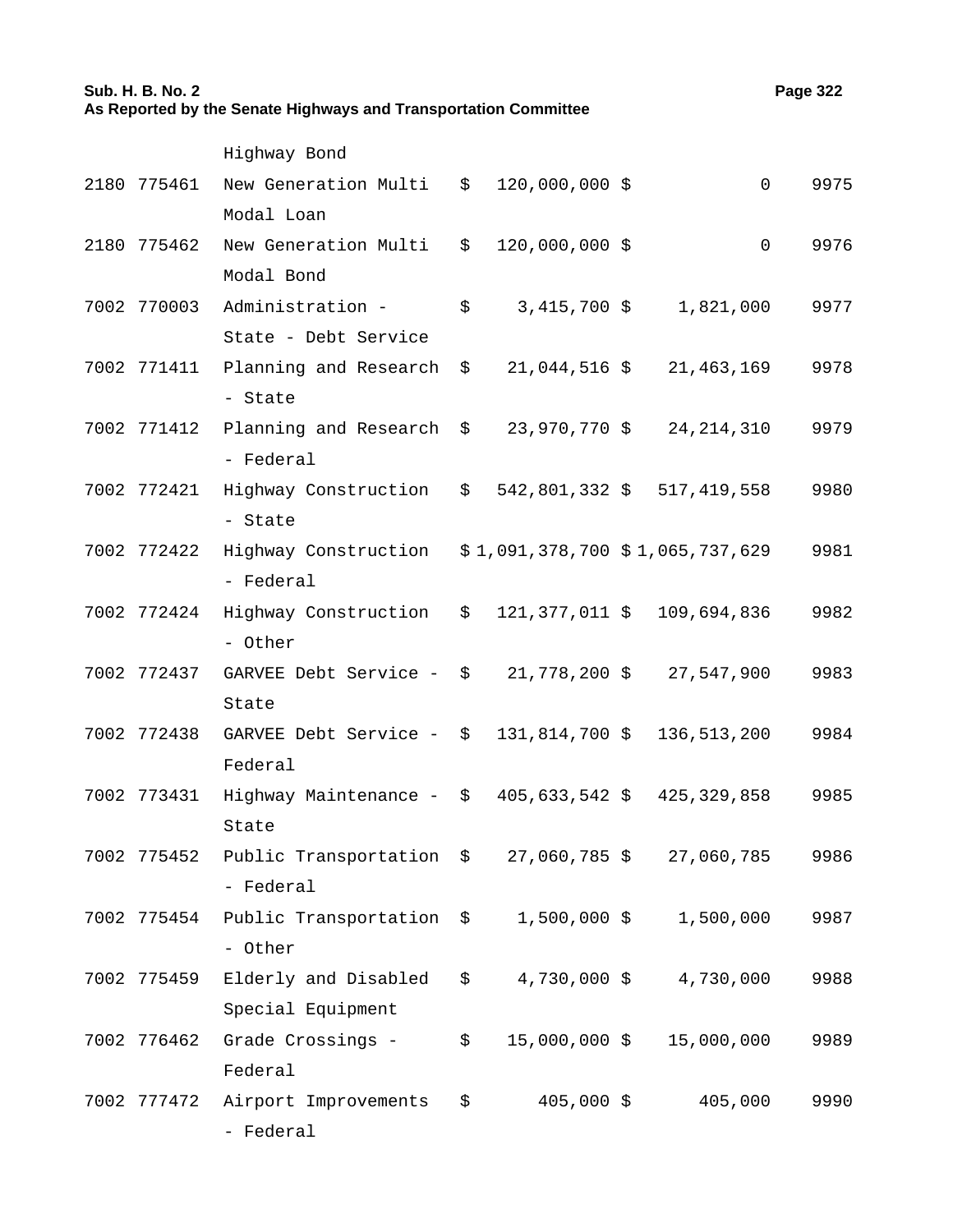| | | | | | |
|---|---|---|---|---|---|
| | | Highway Bond | | | |
| 2180 | 775461 | New Generation Multi Modal Loan | $ 120,000,000 | $ 0 | 9975 |
| 2180 | 775462 | New Generation Multi Modal Bond | $ 120,000,000 | $ 0 | 9976 |
| 7002 | 770003 | Administration - State - Debt Service | $ 3,415,700 | $ 1,821,000 | 9977 |
| 7002 | 771411 | Planning and Research - State | $ 21,044,516 | $ 21,463,169 | 9978 |
| 7002 | 771412 | Planning and Research - Federal | $ 23,970,770 | $ 24,214,310 | 9979 |
| 7002 | 772421 | Highway Construction - State | $ 542,801,332 | $ 517,419,558 | 9980 |
| 7002 | 772422 | Highway Construction - Federal | $ 1,091,378,700 | $ 1,065,737,629 | 9981 |
| 7002 | 772424 | Highway Construction - Other | $ 121,377,011 | $ 109,694,836 | 9982 |
| 7002 | 772437 | GARVEE Debt Service - State | $ 21,778,200 | $ 27,547,900 | 9983 |
| 7002 | 772438 | GARVEE Debt Service - Federal | $ 131,814,700 | $ 136,513,200 | 9984 |
| 7002 | 773431 | Highway Maintenance - State | $ 405,633,542 | $ 425,329,858 | 9985 |
| 7002 | 775452 | Public Transportation - Federal | $ 27,060,785 | $ 27,060,785 | 9986 |
| 7002 | 775454 | Public Transportation - Other | $ 1,500,000 | $ 1,500,000 | 9987 |
| 7002 | 775459 | Elderly and Disabled Special Equipment | $ 4,730,000 | $ 4,730,000 | 9988 |
| 7002 | 776462 | Grade Crossings - Federal | $ 15,000,000 | $ 15,000,000 | 9989 |
| 7002 | 777472 | Airport Improvements - Federal | $ 405,000 | $ 405,000 | 9990 |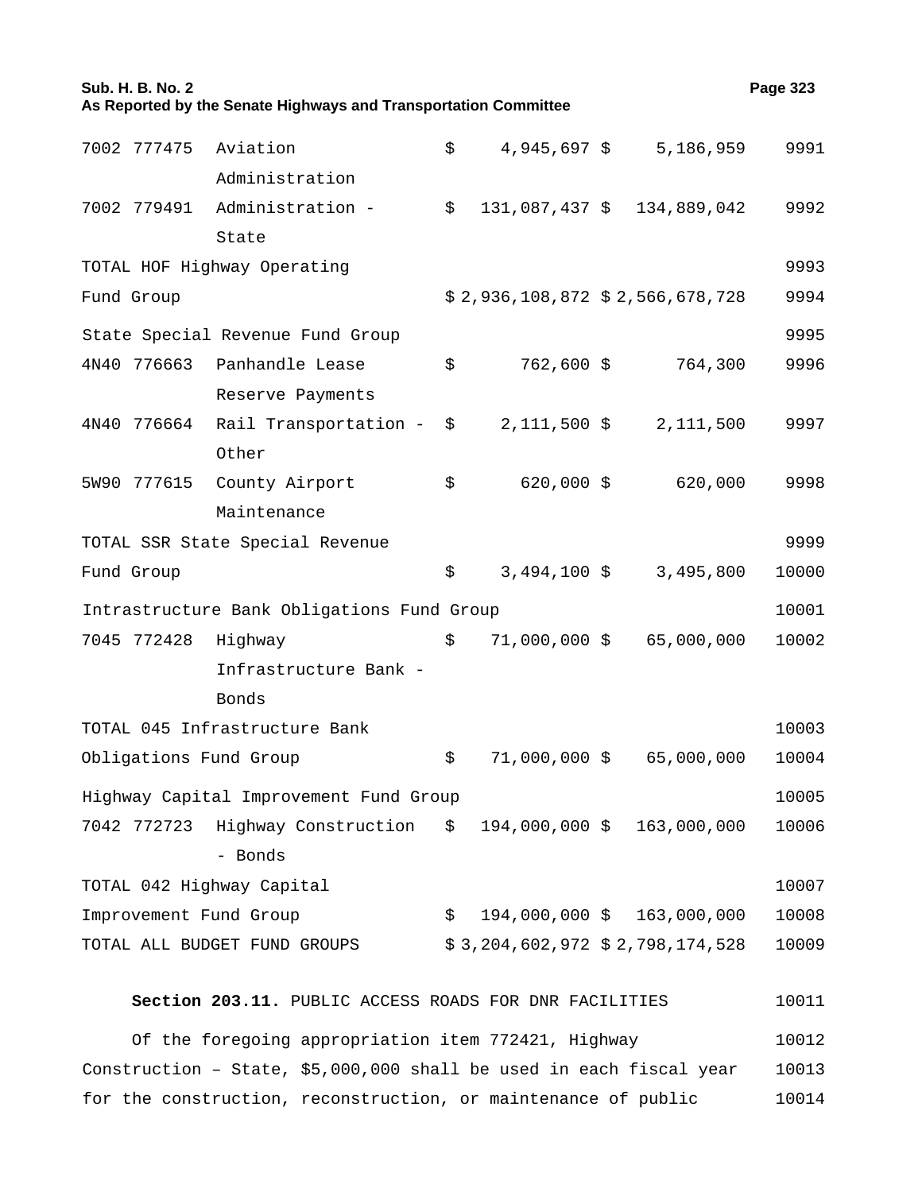| | | | | | |
|---|---|---|---|---|---|
| 7002 | 777475 | Aviation Administration | $ 4,945,697 | $ 5,186,959 | 9991 |
| 7002 | 779491 | Administration - State | $ 131,087,437 | $ 134,889,042 | 9992 |
| TOTAL HOF Highway Operating | | | | | 9993 |
| Fund Group | | | $ 2,936,108,872 | $ 2,566,678,728 | 9994 |
| State Special Revenue Fund Group | | | | | 9995 |
| 4N40 | 776663 | Panhandle Lease Reserve Payments | $ 762,600 | $ 764,300 | 9996 |
| 4N40 | 776664 | Rail Transportation - Other | $ 2,111,500 | $ 2,111,500 | 9997 |
| 5W90 | 777615 | County Airport Maintenance | $ 620,000 | $ 620,000 | 9998 |
| TOTAL SSR State Special Revenue | | | | | 9999 |
| Fund Group | | | $ 3,494,100 | $ 3,495,800 | 10000 |
| Intrastructure Bank Obligations Fund Group | | | | | 10001 |
| 7045 | 772428 | Highway Infrastructure Bank - Bonds | $ 71,000,000 | $ 65,000,000 | 10002 |
| TOTAL 045 Infrastructure Bank | | | | | 10003 |
| Obligations Fund Group | | | $ 71,000,000 | $ 65,000,000 | 10004 |
| Highway Capital Improvement Fund Group | | | | | 10005 |
| 7042 | 772723 | Highway Construction - Bonds | $ 194,000,000 | $ 163,000,000 | 10006 |
| TOTAL 042 Highway Capital | | | | | 10007 |
| Improvement Fund Group | | | $ 194,000,000 | $ 163,000,000 | 10008 |
| TOTAL ALL BUDGET FUND GROUPS | | | $ 3,204,602,972 | $ 2,798,174,528 | 10009 |

**Section 203.11.** PUBLIC ACCESS ROADS FOR DNR FACILITIES 10011

Of the foregoing appropriation item 772421, Highway 10012
Construction – State, $5,000,000 shall be used in each fiscal year 10013
for the construction, reconstruction, or maintenance of public 10014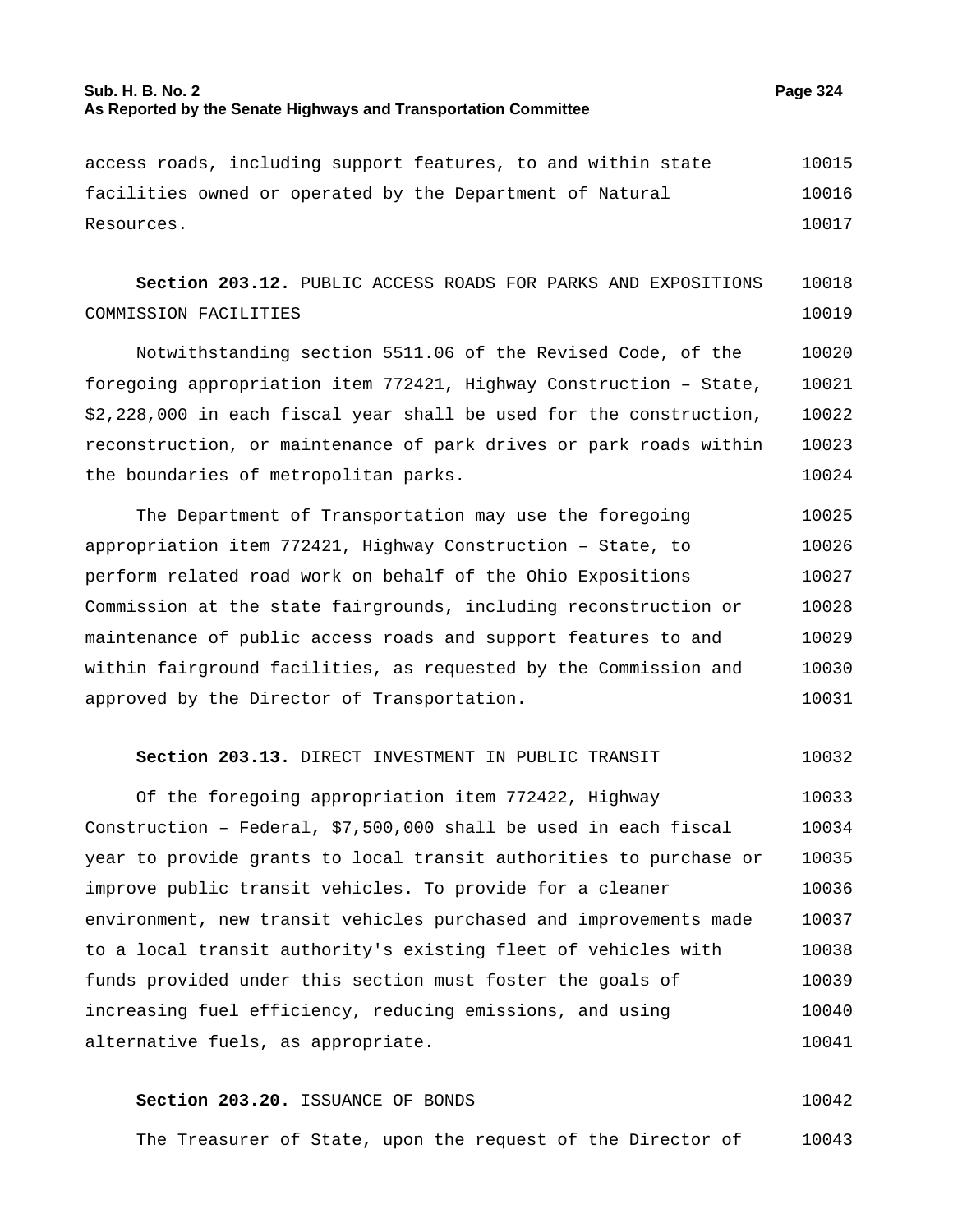access roads, including support features, to and within state facilities owned or operated by the Department of Natural Resources.

**Section 203.12.** PUBLIC ACCESS ROADS FOR PARKS AND EXPOSITIONS COMMISSION FACILITIES

Notwithstanding section 5511.06 of the Revised Code, of the foregoing appropriation item 772421, Highway Construction – State, $2,228,000 in each fiscal year shall be used for the construction, reconstruction, or maintenance of park drives or park roads within the boundaries of metropolitan parks.

The Department of Transportation may use the foregoing appropriation item 772421, Highway Construction – State, to perform related road work on behalf of the Ohio Expositions Commission at the state fairgrounds, including reconstruction or maintenance of public access roads and support features to and within fairground facilities, as requested by the Commission and approved by the Director of Transportation.

**Section 203.13.** DIRECT INVESTMENT IN PUBLIC TRANSIT

Of the foregoing appropriation item 772422, Highway Construction – Federal, $7,500,000 shall be used in each fiscal year to provide grants to local transit authorities to purchase or improve public transit vehicles. To provide for a cleaner environment, new transit vehicles purchased and improvements made to a local transit authority's existing fleet of vehicles with funds provided under this section must foster the goals of increasing fuel efficiency, reducing emissions, and using alternative fuels, as appropriate.

**Section 203.20.** ISSUANCE OF BONDS

The Treasurer of State, upon the request of the Director of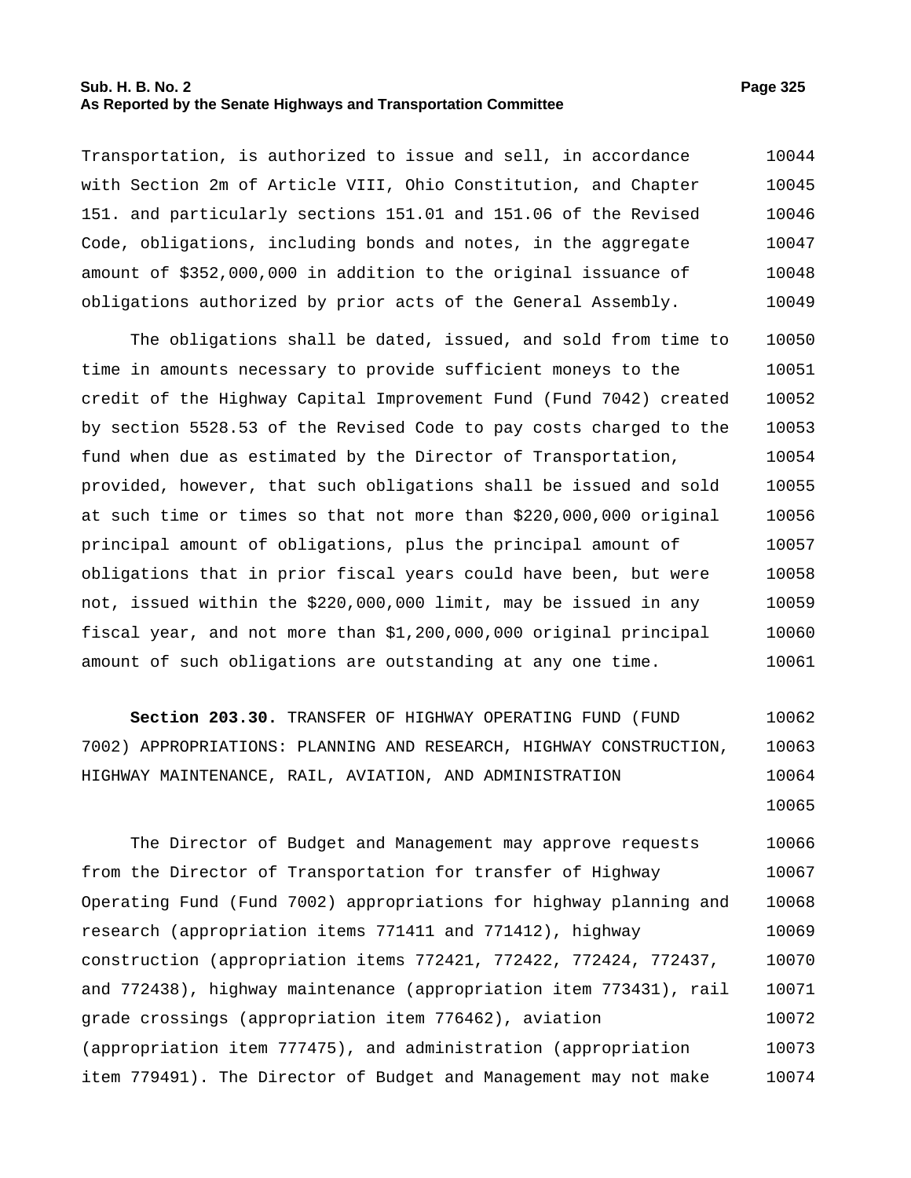Transportation, is authorized to issue and sell, in accordance with Section 2m of Article VIII, Ohio Constitution, and Chapter 151. and particularly sections 151.01 and 151.06 of the Revised Code, obligations, including bonds and notes, in the aggregate amount of $352,000,000 in addition to the original issuance of obligations authorized by prior acts of the General Assembly.

The obligations shall be dated, issued, and sold from time to time in amounts necessary to provide sufficient moneys to the credit of the Highway Capital Improvement Fund (Fund 7042) created by section 5528.53 of the Revised Code to pay costs charged to the fund when due as estimated by the Director of Transportation, provided, however, that such obligations shall be issued and sold at such time or times so that not more than $220,000,000 original principal amount of obligations, plus the principal amount of obligations that in prior fiscal years could have been, but were not, issued within the $220,000,000 limit, may be issued in any fiscal year, and not more than $1,200,000,000 original principal amount of such obligations are outstanding at any one time.

**Section 203.30.** TRANSFER OF HIGHWAY OPERATING FUND (FUND 7002) APPROPRIATIONS: PLANNING AND RESEARCH, HIGHWAY CONSTRUCTION, HIGHWAY MAINTENANCE, RAIL, AVIATION, AND ADMINISTRATION

The Director of Budget and Management may approve requests from the Director of Transportation for transfer of Highway Operating Fund (Fund 7002) appropriations for highway planning and research (appropriation items 771411 and 771412), highway construction (appropriation items 772421, 772422, 772424, 772437, and 772438), highway maintenance (appropriation item 773431), rail grade crossings (appropriation item 776462), aviation (appropriation item 777475), and administration (appropriation item 779491). The Director of Budget and Management may not make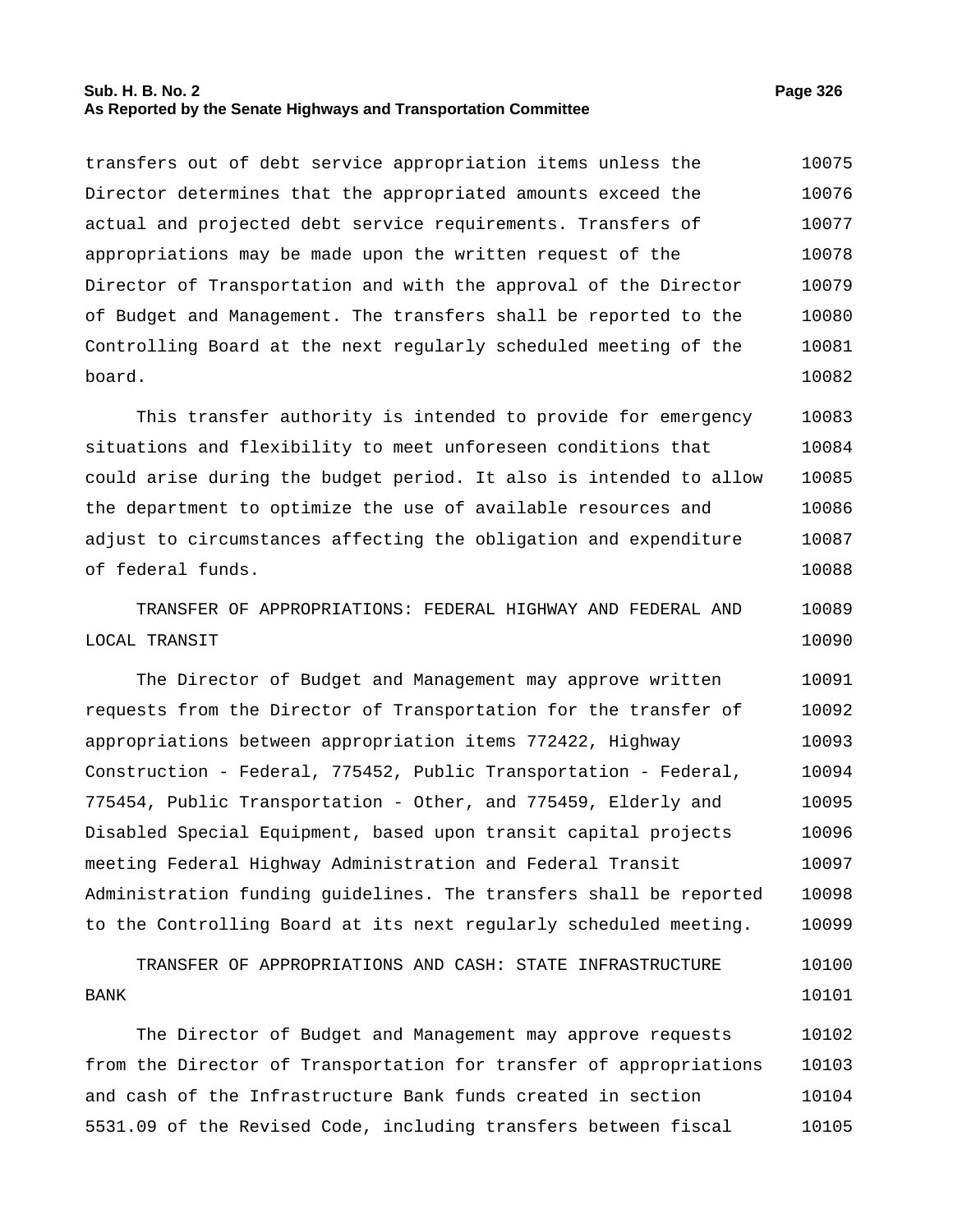transfers out of debt service appropriation items unless the Director determines that the appropriated amounts exceed the actual and projected debt service requirements. Transfers of appropriations may be made upon the written request of the Director of Transportation and with the approval of the Director of Budget and Management. The transfers shall be reported to the Controlling Board at the next regularly scheduled meeting of the board.

This transfer authority is intended to provide for emergency situations and flexibility to meet unforeseen conditions that could arise during the budget period. It also is intended to allow the department to optimize the use of available resources and adjust to circumstances affecting the obligation and expenditure of federal funds.

TRANSFER OF APPROPRIATIONS: FEDERAL HIGHWAY AND FEDERAL AND LOCAL TRANSIT

The Director of Budget and Management may approve written requests from the Director of Transportation for the transfer of appropriations between appropriation items 772422, Highway Construction - Federal, 775452, Public Transportation - Federal, 775454, Public Transportation - Other, and 775459, Elderly and Disabled Special Equipment, based upon transit capital projects meeting Federal Highway Administration and Federal Transit Administration funding guidelines. The transfers shall be reported to the Controlling Board at its next regularly scheduled meeting.

TRANSFER OF APPROPRIATIONS AND CASH: STATE INFRASTRUCTURE BANK

The Director of Budget and Management may approve requests from the Director of Transportation for transfer of appropriations and cash of the Infrastructure Bank funds created in section 5531.09 of the Revised Code, including transfers between fiscal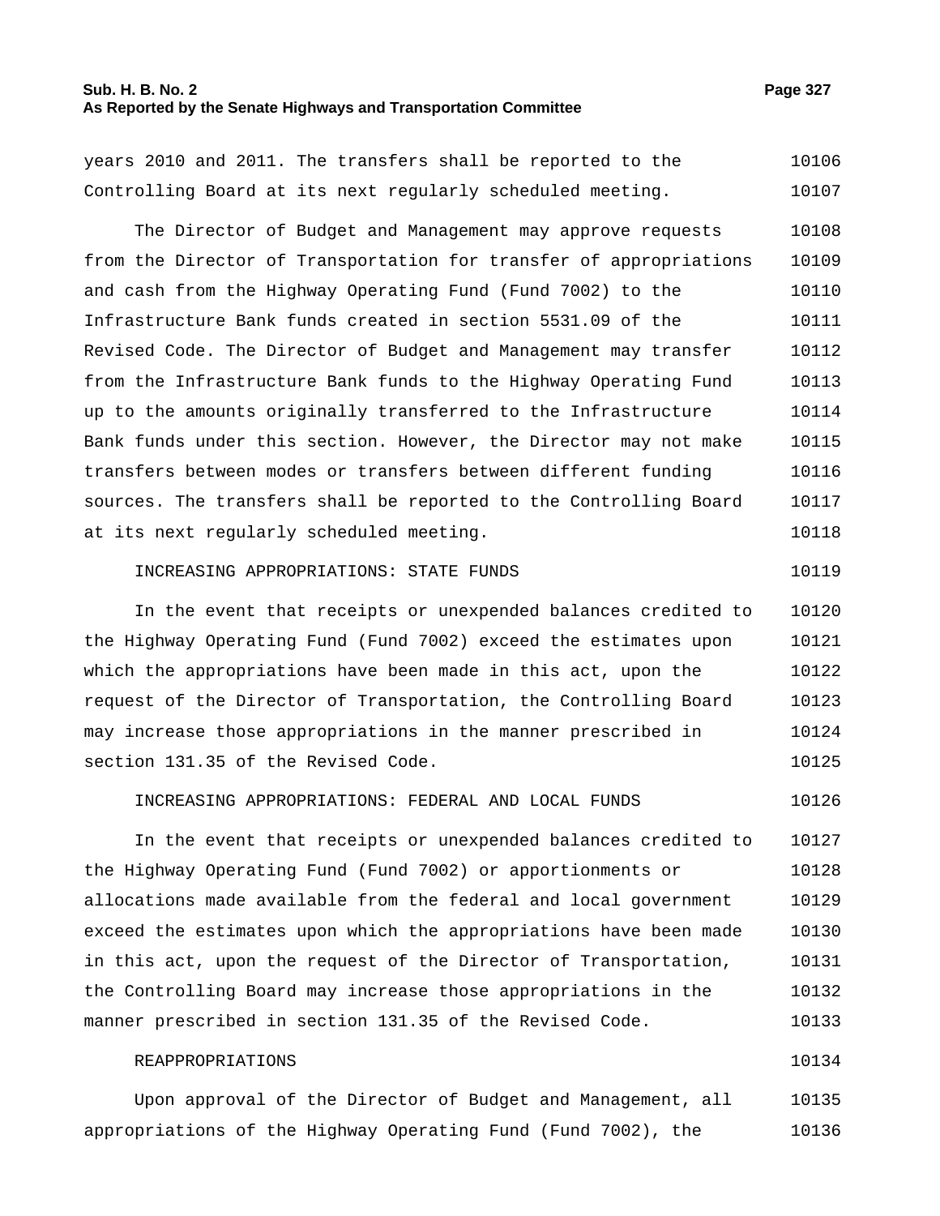years 2010 and 2011. The transfers shall be reported to the Controlling Board at its next regularly scheduled meeting.

The Director of Budget and Management may approve requests from the Director of Transportation for transfer of appropriations and cash from the Highway Operating Fund (Fund 7002) to the Infrastructure Bank funds created in section 5531.09 of the Revised Code. The Director of Budget and Management may transfer from the Infrastructure Bank funds to the Highway Operating Fund up to the amounts originally transferred to the Infrastructure Bank funds under this section. However, the Director may not make transfers between modes or transfers between different funding sources. The transfers shall be reported to the Controlling Board at its next regularly scheduled meeting.

INCREASING APPROPRIATIONS: STATE FUNDS

In the event that receipts or unexpended balances credited to the Highway Operating Fund (Fund 7002) exceed the estimates upon which the appropriations have been made in this act, upon the request of the Director of Transportation, the Controlling Board may increase those appropriations in the manner prescribed in section 131.35 of the Revised Code.

INCREASING APPROPRIATIONS: FEDERAL AND LOCAL FUNDS

In the event that receipts or unexpended balances credited to the Highway Operating Fund (Fund 7002) or apportionments or allocations made available from the federal and local government exceed the estimates upon which the appropriations have been made in this act, upon the request of the Director of Transportation, the Controlling Board may increase those appropriations in the manner prescribed in section 131.35 of the Revised Code.

REAPPROPRIATIONS

Upon approval of the Director of Budget and Management, all appropriations of the Highway Operating Fund (Fund 7002), the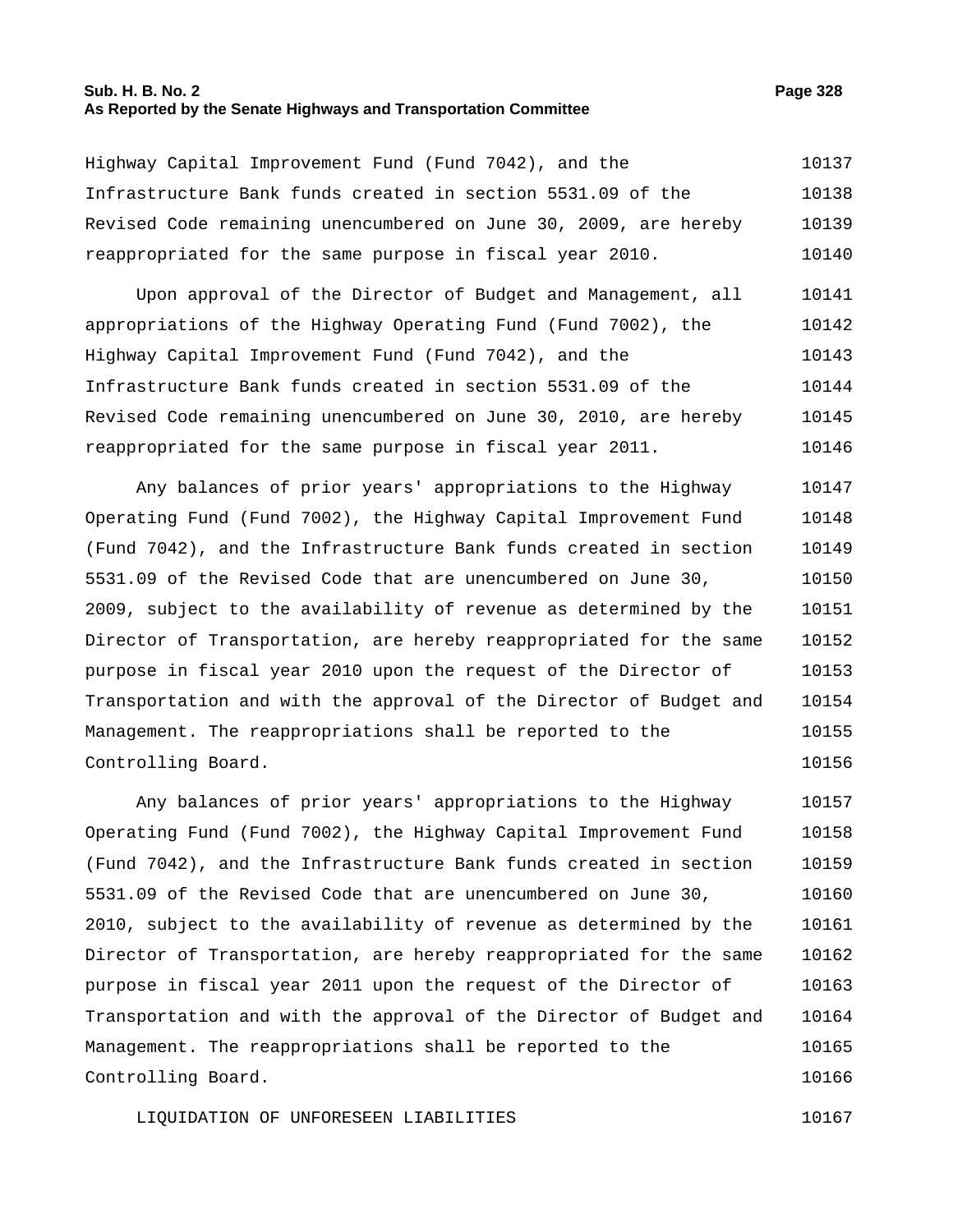Highway Capital Improvement Fund (Fund 7042), and the Infrastructure Bank funds created in section 5531.09 of the Revised Code remaining unencumbered on June 30, 2009, are hereby reappropriated for the same purpose in fiscal year 2010.

Upon approval of the Director of Budget and Management, all appropriations of the Highway Operating Fund (Fund 7002), the Highway Capital Improvement Fund (Fund 7042), and the Infrastructure Bank funds created in section 5531.09 of the Revised Code remaining unencumbered on June 30, 2010, are hereby reappropriated for the same purpose in fiscal year 2011.

Any balances of prior years' appropriations to the Highway Operating Fund (Fund 7002), the Highway Capital Improvement Fund (Fund 7042), and the Infrastructure Bank funds created in section 5531.09 of the Revised Code that are unencumbered on June 30, 2009, subject to the availability of revenue as determined by the Director of Transportation, are hereby reappropriated for the same purpose in fiscal year 2010 upon the request of the Director of Transportation and with the approval of the Director of Budget and Management. The reappropriations shall be reported to the Controlling Board.

Any balances of prior years' appropriations to the Highway Operating Fund (Fund 7002), the Highway Capital Improvement Fund (Fund 7042), and the Infrastructure Bank funds created in section 5531.09 of the Revised Code that are unencumbered on June 30, 2010, subject to the availability of revenue as determined by the Director of Transportation, are hereby reappropriated for the same purpose in fiscal year 2011 upon the request of the Director of Transportation and with the approval of the Director of Budget and Management. The reappropriations shall be reported to the Controlling Board.

LIQUIDATION OF UNFORESEEN LIABILITIES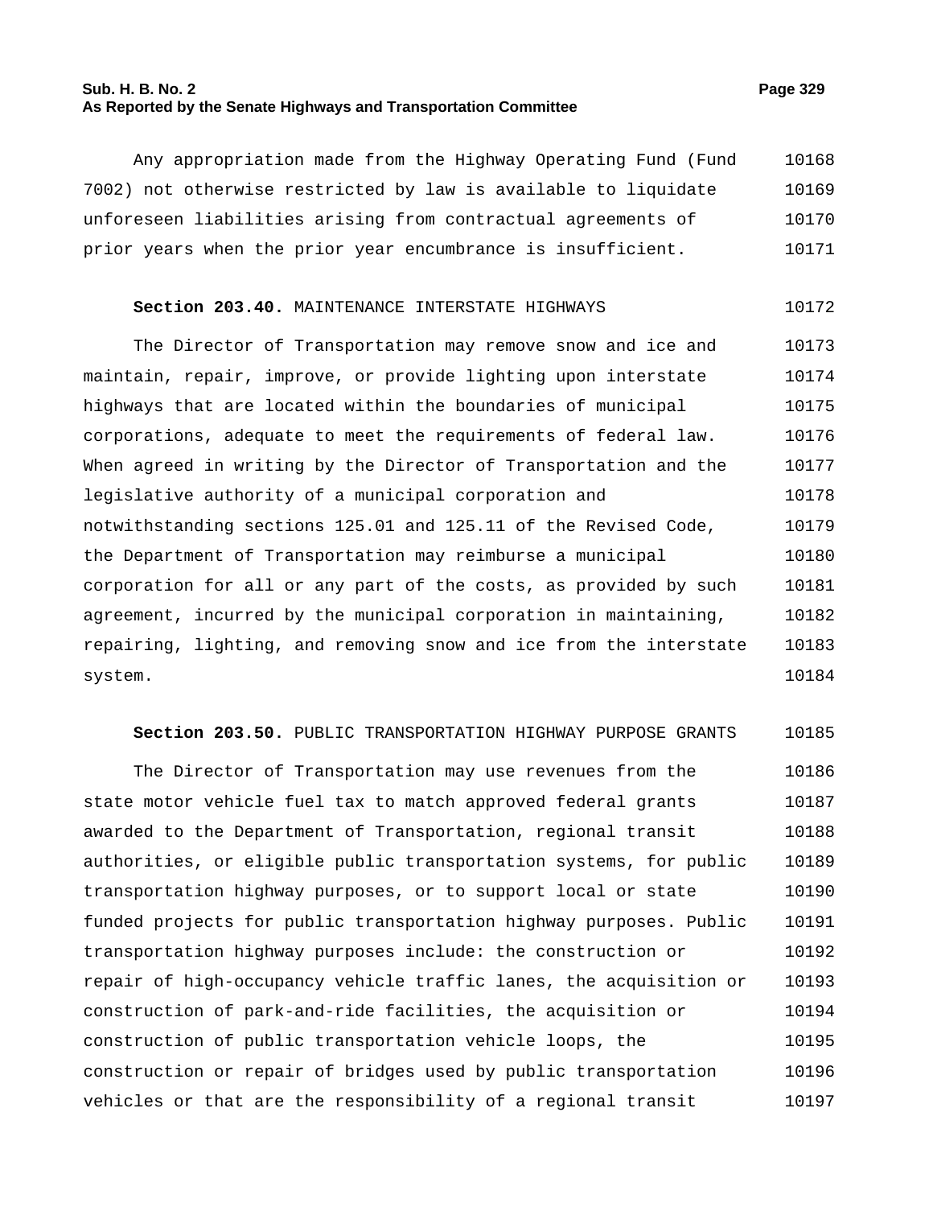Any appropriation made from the Highway Operating Fund (Fund 7002) not otherwise restricted by law is available to liquidate unforeseen liabilities arising from contractual agreements of prior years when the prior year encumbrance is insufficient.

**Section 203.40.** MAINTENANCE INTERSTATE HIGHWAYS

The Director of Transportation may remove snow and ice and maintain, repair, improve, or provide lighting upon interstate highways that are located within the boundaries of municipal corporations, adequate to meet the requirements of federal law. When agreed in writing by the Director of Transportation and the legislative authority of a municipal corporation and notwithstanding sections 125.01 and 125.11 of the Revised Code, the Department of Transportation may reimburse a municipal corporation for all or any part of the costs, as provided by such agreement, incurred by the municipal corporation in maintaining, repairing, lighting, and removing snow and ice from the interstate system.

**Section 203.50.** PUBLIC TRANSPORTATION HIGHWAY PURPOSE GRANTS

The Director of Transportation may use revenues from the state motor vehicle fuel tax to match approved federal grants awarded to the Department of Transportation, regional transit authorities, or eligible public transportation systems, for public transportation highway purposes, or to support local or state funded projects for public transportation highway purposes. Public transportation highway purposes include: the construction or repair of high-occupancy vehicle traffic lanes, the acquisition or construction of park-and-ride facilities, the acquisition or construction of public transportation vehicle loops, the construction or repair of bridges used by public transportation vehicles or that are the responsibility of a regional transit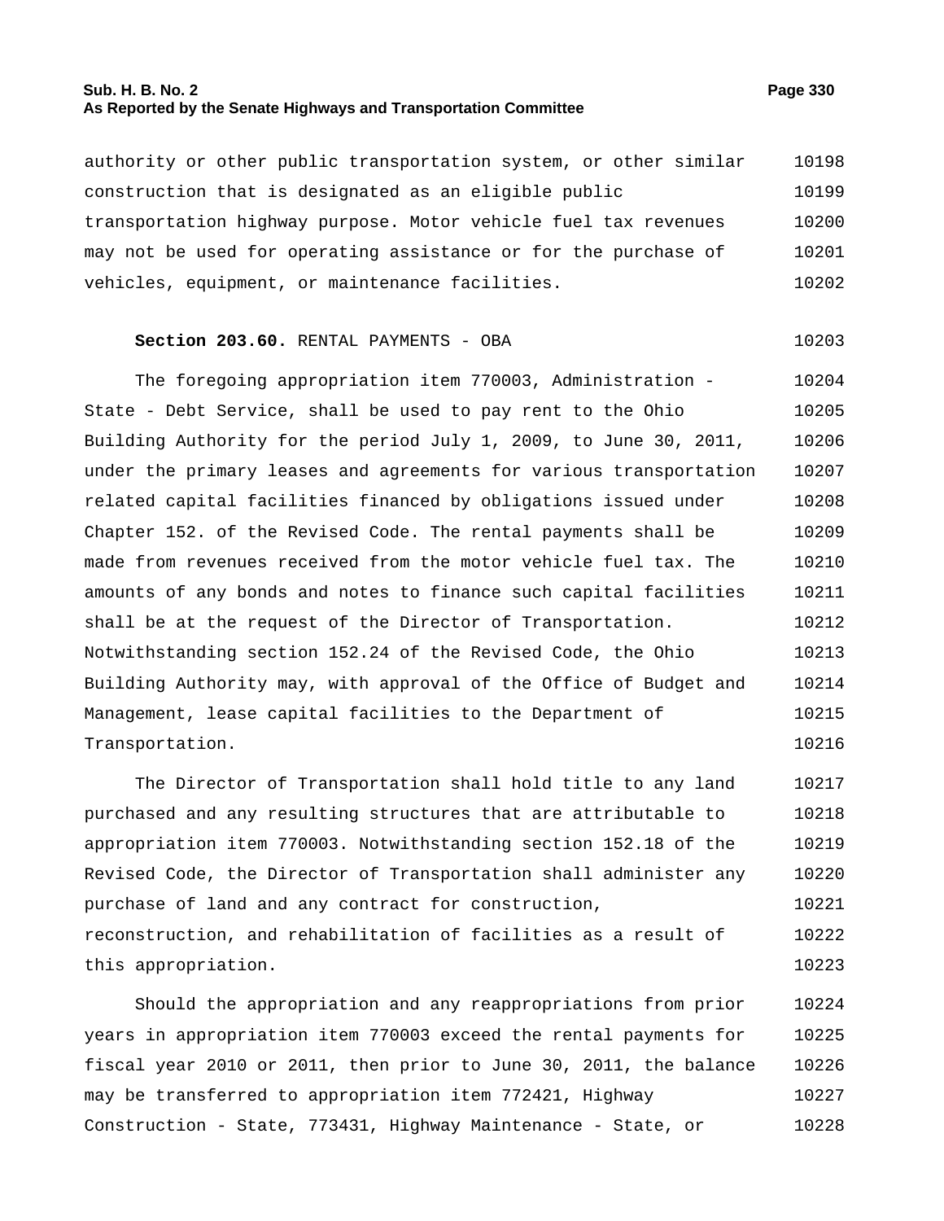authority or other public transportation system, or other similar construction that is designated as an eligible public transportation highway purpose. Motor vehicle fuel tax revenues may not be used for operating assistance or for the purchase of vehicles, equipment, or maintenance facilities.

**Section 203.60.** RENTAL PAYMENTS - OBA

The foregoing appropriation item 770003, Administration - State - Debt Service, shall be used to pay rent to the Ohio Building Authority for the period July 1, 2009, to June 30, 2011, under the primary leases and agreements for various transportation related capital facilities financed by obligations issued under Chapter 152. of the Revised Code. The rental payments shall be made from revenues received from the motor vehicle fuel tax. The amounts of any bonds and notes to finance such capital facilities shall be at the request of the Director of Transportation. Notwithstanding section 152.24 of the Revised Code, the Ohio Building Authority may, with approval of the Office of Budget and Management, lease capital facilities to the Department of Transportation.

The Director of Transportation shall hold title to any land purchased and any resulting structures that are attributable to appropriation item 770003. Notwithstanding section 152.18 of the Revised Code, the Director of Transportation shall administer any purchase of land and any contract for construction, reconstruction, and rehabilitation of facilities as a result of this appropriation.

Should the appropriation and any reappropriations from prior years in appropriation item 770003 exceed the rental payments for fiscal year 2010 or 2011, then prior to June 30, 2011, the balance may be transferred to appropriation item 772421, Highway Construction - State, 773431, Highway Maintenance - State, or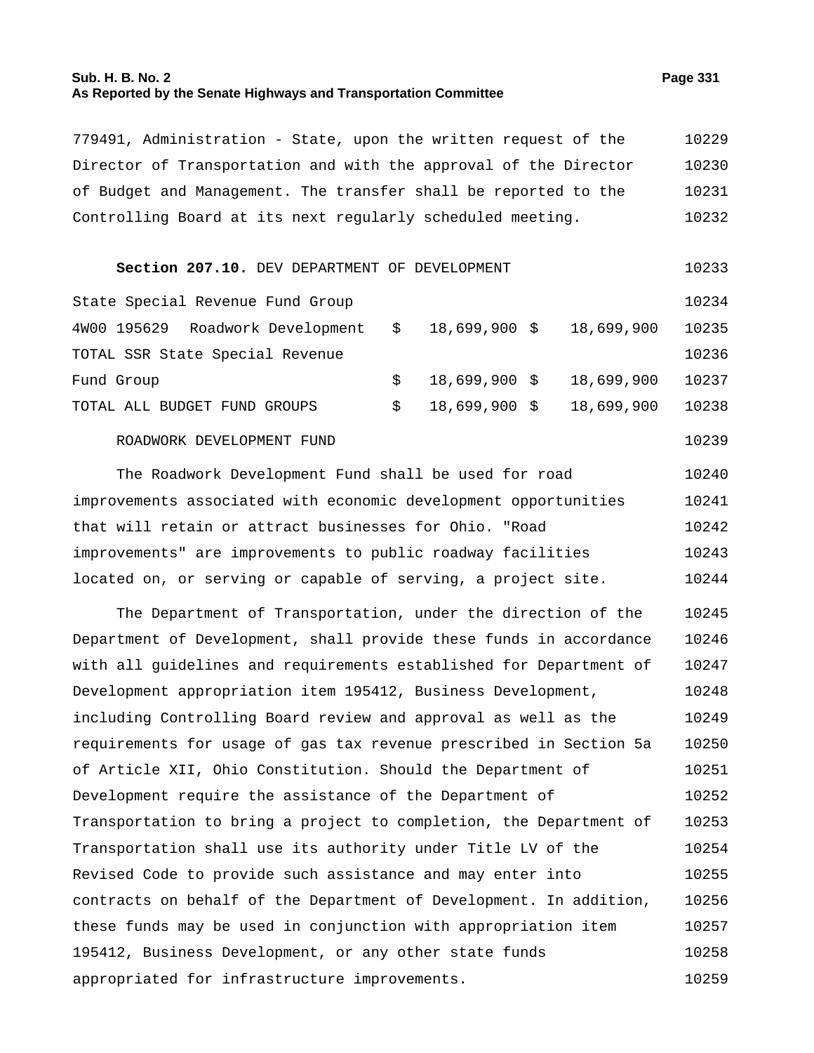779491, Administration - State, upon the written request of the Director of Transportation and with the approval of the Director of Budget and Management. The transfer shall be reported to the Controlling Board at its next regularly scheduled meeting.

**Section 207.10.** DEV DEPARTMENT OF DEVELOPMENT

| | | | |
|---|---|---|---|
| State Special Revenue Fund Group | | | |
| 4W00 195629 | Roadwork Development | $ 18,699,900 | $ 18,699,900 |
| TOTAL SSR State Special Revenue Fund Group | | $ 18,699,900 | $ 18,699,900 |
| TOTAL ALL BUDGET FUND GROUPS | | $ 18,699,900 | $ 18,699,900 |

ROADWORK DEVELOPMENT FUND

The Roadwork Development Fund shall be used for road improvements associated with economic development opportunities that will retain or attract businesses for Ohio. "Road improvements" are improvements to public roadway facilities located on, or serving or capable of serving, a project site.

The Department of Transportation, under the direction of the Department of Development, shall provide these funds in accordance with all guidelines and requirements established for Department of Development appropriation item 195412, Business Development, including Controlling Board review and approval as well as the requirements for usage of gas tax revenue prescribed in Section 5a of Article XII, Ohio Constitution. Should the Department of Development require the assistance of the Department of Transportation to bring a project to completion, the Department of Transportation shall use its authority under Title LV of the Revised Code to provide such assistance and may enter into contracts on behalf of the Department of Development. In addition, these funds may be used in conjunction with appropriation item 195412, Business Development, or any other state funds appropriated for infrastructure improvements.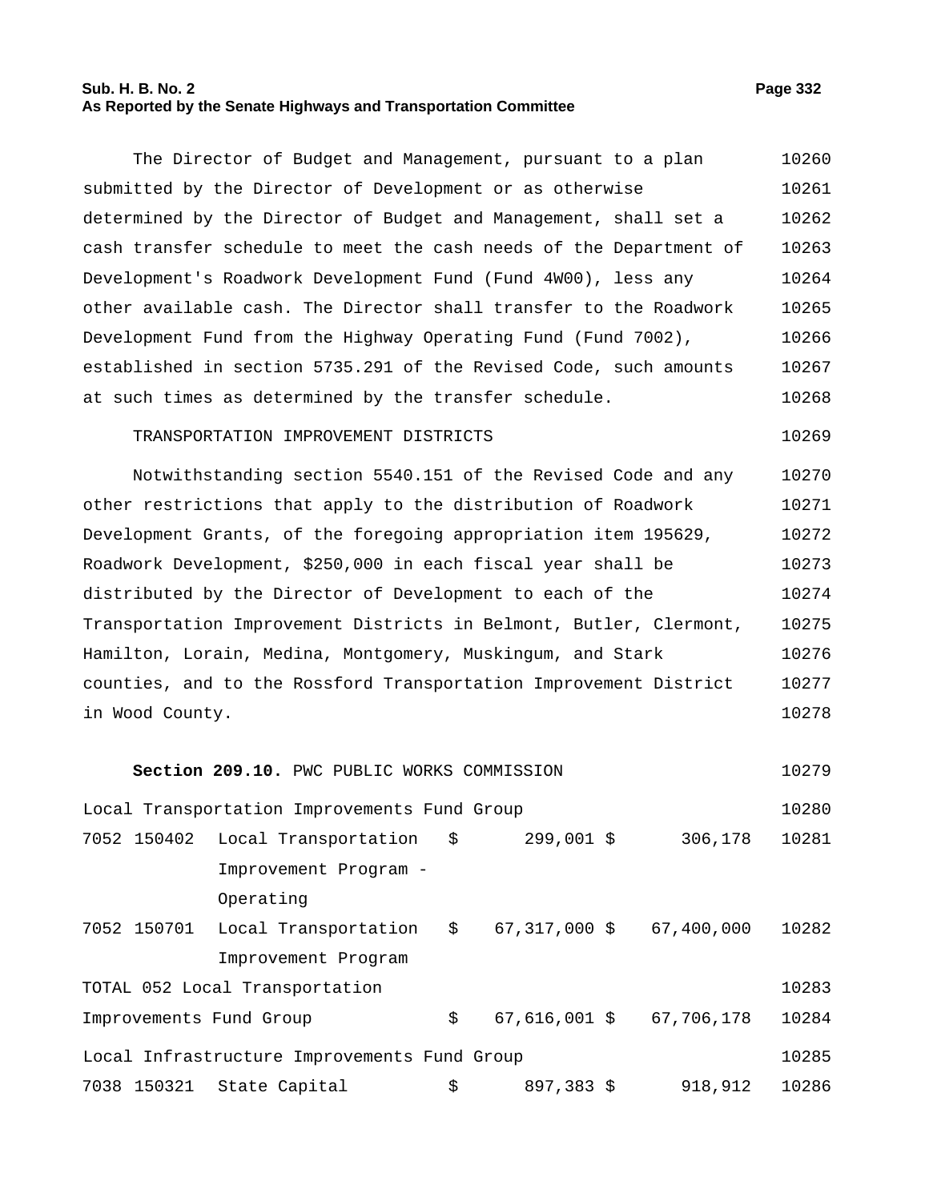The Director of Budget and Management, pursuant to a plan submitted by the Director of Development or as otherwise determined by the Director of Budget and Management, shall set a cash transfer schedule to meet the cash needs of the Department of Development's Roadwork Development Fund (Fund 4W00), less any other available cash. The Director shall transfer to the Roadwork Development Fund from the Highway Operating Fund (Fund 7002), established in section 5735.291 of the Revised Code, such amounts at such times as determined by the transfer schedule.

TRANSPORTATION IMPROVEMENT DISTRICTS

Notwithstanding section 5540.151 of the Revised Code and any other restrictions that apply to the distribution of Roadwork Development Grants, of the foregoing appropriation item 195629, Roadwork Development, $250,000 in each fiscal year shall be distributed by the Director of Development to each of the Transportation Improvement Districts in Belmont, Butler, Clermont, Hamilton, Lorain, Medina, Montgomery, Muskingum, and Stark counties, and to the Rossford Transportation Improvement District in Wood County.

**Section 209.10.** PWC PUBLIC WORKS COMMISSION

| | | | | |
|---|---|---|---|---|
| Local Transportation Improvements Fund Group | | | | |
| 7052 150402 | Local Transportation Improvement Program - Operating | $ | 299,001 $ | 306,178 |
| 7052 150701 | Local Transportation Improvement Program | $ | 67,317,000 $ | 67,400,000 |
| TOTAL 052 Local Transportation Improvements Fund Group | | $ | 67,616,001 $ | 67,706,178 |
| Local Infrastructure Improvements Fund Group | | | | |
| 7038 150321 | State Capital | $ | 897,383 $ | 918,912 |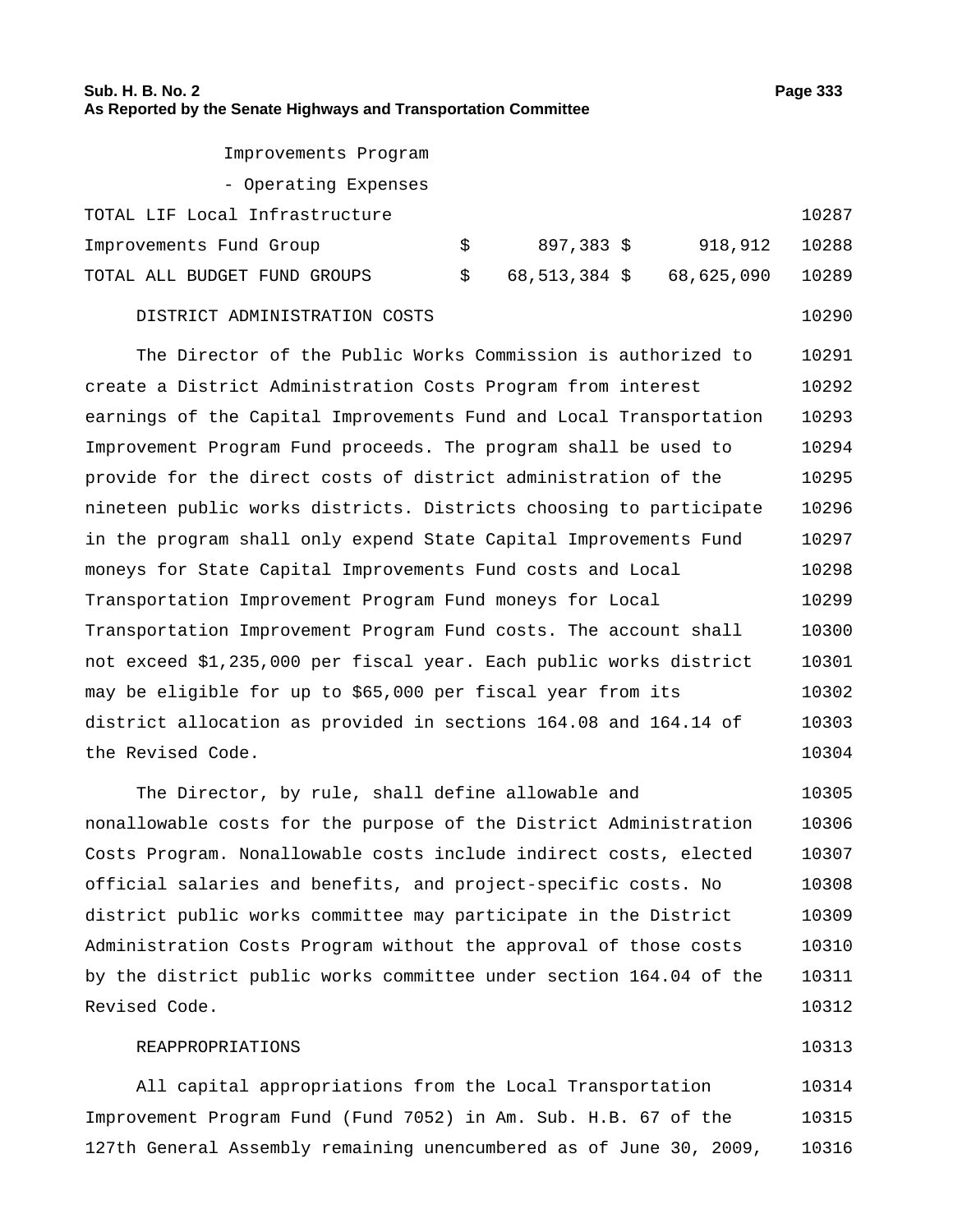| | | | |
|---|---|---|---|
| Improvements Program - Operating Expenses | | | |
| TOTAL LIF Local Infrastructure Improvements Fund Group | $ 897,383 | $ 918,912 | 10287 10288 |
| TOTAL ALL BUDGET FUND GROUPS | $ 68,513,384 | $ 68,625,090 | 10289 |

DISTRICT ADMINISTRATION COSTS 10290

The Director of the Public Works Commission is authorized to create a District Administration Costs Program from interest earnings of the Capital Improvements Fund and Local Transportation Improvement Program Fund proceeds. The program shall be used to provide for the direct costs of district administration of the nineteen public works districts. Districts choosing to participate in the program shall only expend State Capital Improvements Fund moneys for State Capital Improvements Fund costs and Local Transportation Improvement Program Fund moneys for Local Transportation Improvement Program Fund costs. The account shall not exceed $1,235,000 per fiscal year. Each public works district may be eligible for up to $65,000 per fiscal year from its district allocation as provided in sections 164.08 and 164.14 of the Revised Code. 10291 10292 10293 10294 10295 10296 10297 10298 10299 10300 10301 10302 10303 10304

The Director, by rule, shall define allowable and nonallowable costs for the purpose of the District Administration Costs Program. Nonallowable costs include indirect costs, elected official salaries and benefits, and project-specific costs. No district public works committee may participate in the District Administration Costs Program without the approval of those costs by the district public works committee under section 164.04 of the Revised Code. 10305 10306 10307 10308 10309 10310 10311 10312

REAPPROPRIATIONS 10313

All capital appropriations from the Local Transportation Improvement Program Fund (Fund 7052) in Am. Sub. H.B. 67 of the 127th General Assembly remaining unencumbered as of June 30, 2009, 10314 10315 10316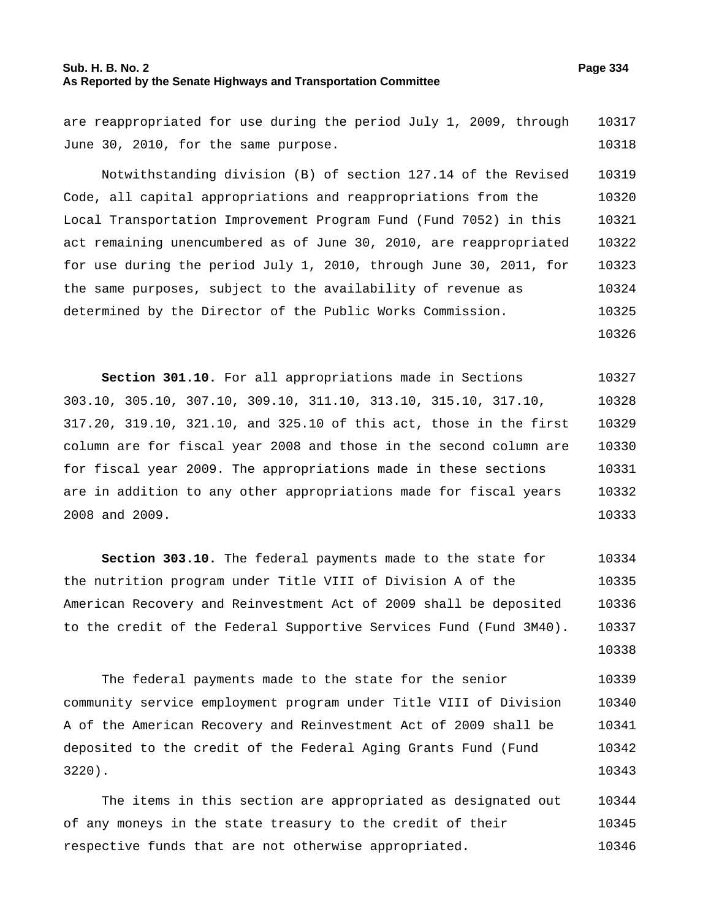are reappropriated for use during the period July 1, 2009, through June 30, 2010, for the same purpose.

Notwithstanding division (B) of section 127.14 of the Revised Code, all capital appropriations and reappropriations from the Local Transportation Improvement Program Fund (Fund 7052) in this act remaining unencumbered as of June 30, 2010, are reappropriated for use during the period July 1, 2010, through June 30, 2011, for the same purposes, subject to the availability of revenue as determined by the Director of the Public Works Commission.

**Section 301.10.** For all appropriations made in Sections 303.10, 305.10, 307.10, 309.10, 311.10, 313.10, 315.10, 317.10, 317.20, 319.10, 321.10, and 325.10 of this act, those in the first column are for fiscal year 2008 and those in the second column are for fiscal year 2009. The appropriations made in these sections are in addition to any other appropriations made for fiscal years 2008 and 2009.

**Section 303.10.** The federal payments made to the state for the nutrition program under Title VIII of Division A of the American Recovery and Reinvestment Act of 2009 shall be deposited to the credit of the Federal Supportive Services Fund (Fund 3M40).

The federal payments made to the state for the senior community service employment program under Title VIII of Division A of the American Recovery and Reinvestment Act of 2009 shall be deposited to the credit of the Federal Aging Grants Fund (Fund 3220).

The items in this section are appropriated as designated out of any moneys in the state treasury to the credit of their respective funds that are not otherwise appropriated.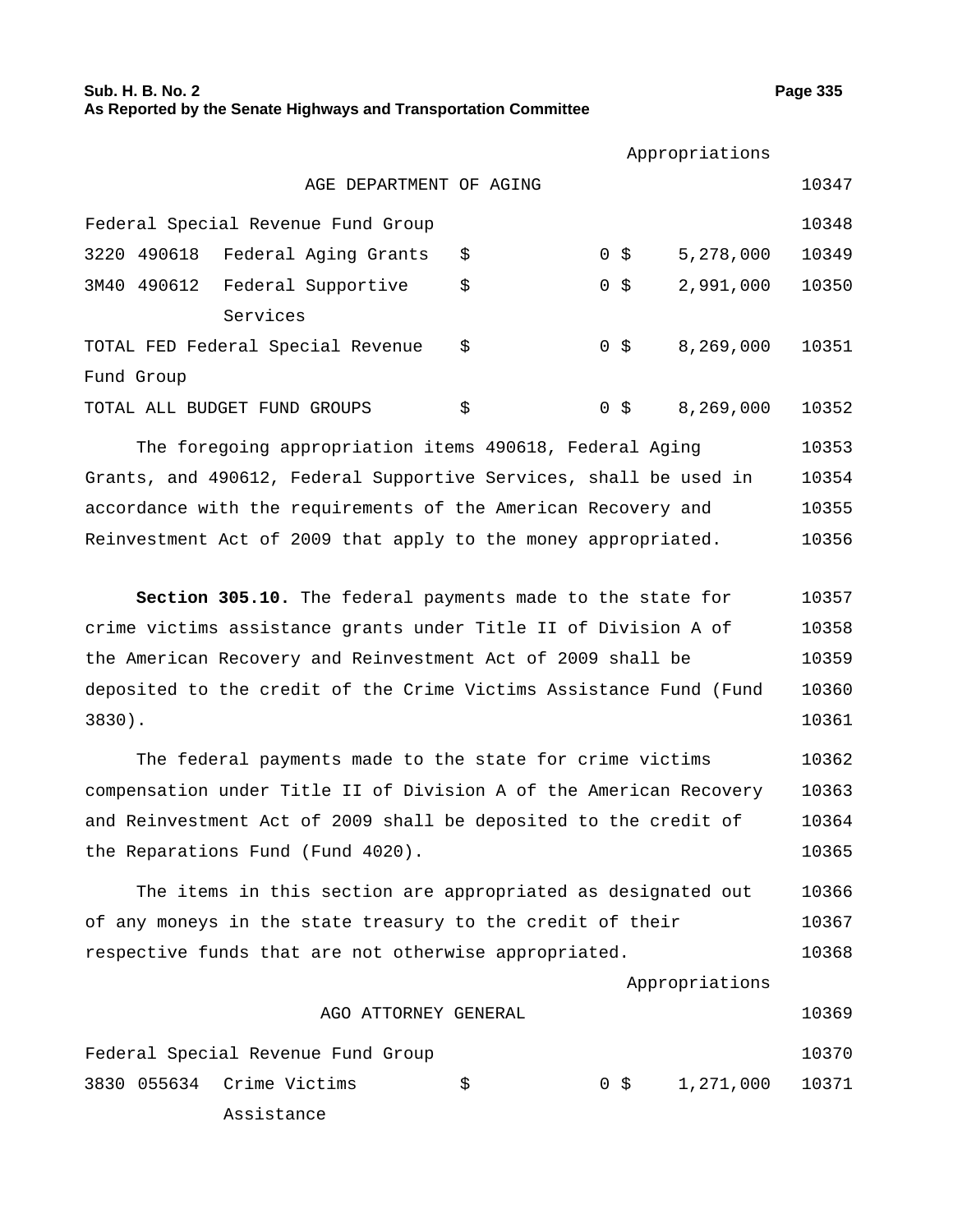| | | | Appropriations | |
|---|---|---|---|---|
| | AGE DEPARTMENT OF AGING | | | 10347 |
| Federal Special Revenue Fund Group | | | | 10348 |
| 3220 490618 | Federal Aging Grants | $ 0 | $ 5,278,000 | 10349 |
| 3M40 490612 | Federal Supportive Services | $ 0 | $ 2,991,000 | 10350 |
| TOTAL FED Federal Special Revenue Fund Group | | $ 0 | $ 8,269,000 | 10351 |
| TOTAL ALL BUDGET FUND GROUPS | | $ 0 | $ 8,269,000 | 10352 |

The foregoing appropriation items 490618, Federal Aging Grants, and 490612, Federal Supportive Services, shall be used in accordance with the requirements of the American Recovery and Reinvestment Act of 2009 that apply to the money appropriated. 10353 10354 10355 10356

**Section 305.10.** The federal payments made to the state for crime victims assistance grants under Title II of Division A of the American Recovery and Reinvestment Act of 2009 shall be deposited to the credit of the Crime Victims Assistance Fund (Fund 3830). 10357 10358 10359 10360 10361

The federal payments made to the state for crime victims compensation under Title II of Division A of the American Recovery and Reinvestment Act of 2009 shall be deposited to the credit of the Reparations Fund (Fund 4020). 10362 10363 10364 10365

The items in this section are appropriated as designated out of any moneys in the state treasury to the credit of their respective funds that are not otherwise appropriated. 10366 10367 10368

| | | | Appropriations | |
|---|---|---|---|---|
| | AGO ATTORNEY GENERAL | | | 10369 |
| Federal Special Revenue Fund Group | | | | 10370 |
| 3830 055634 | Crime Victims Assistance | $ 0 | $ 1,271,000 | 10371 |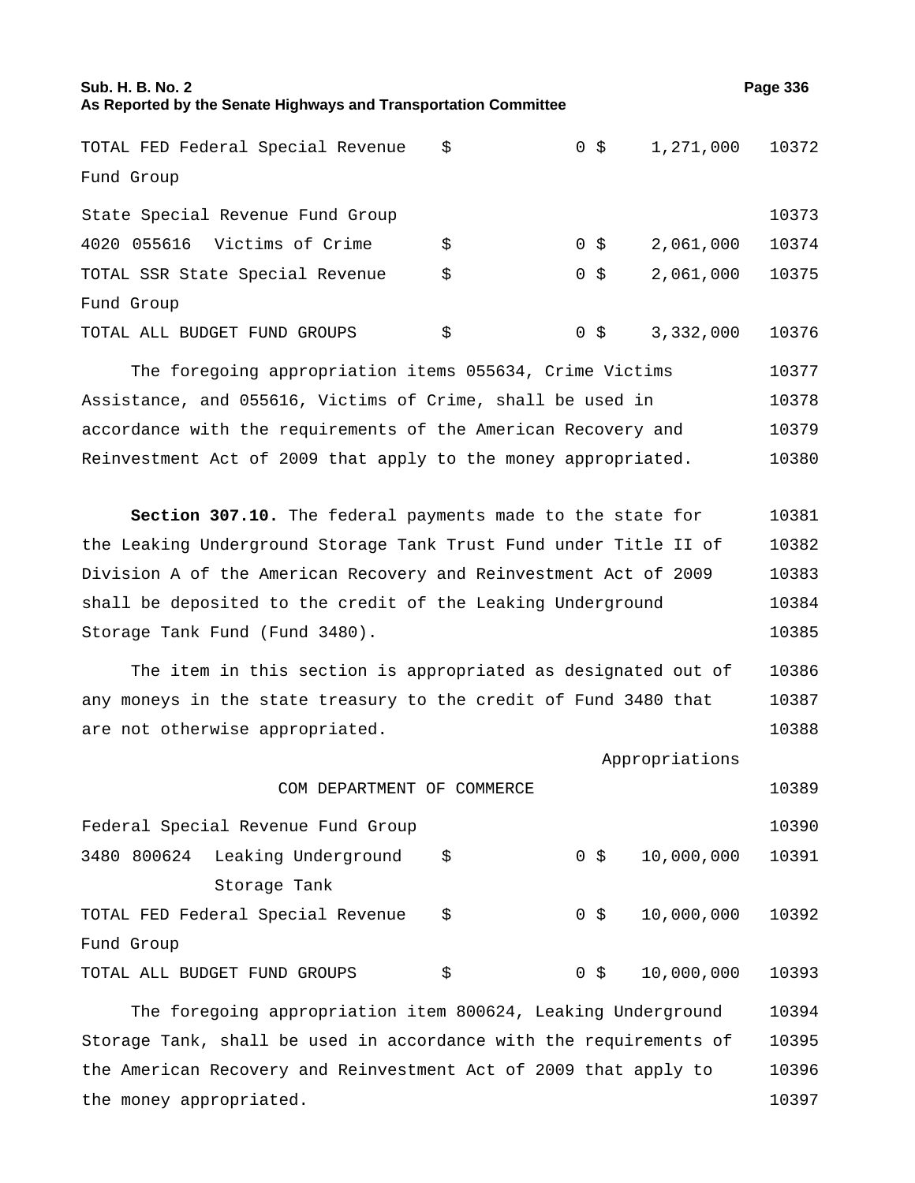| | | | |
|---|---|---|---|
| TOTAL FED Federal Special Revenue Fund Group | $ 0 | $ 1,271,000 | 10372 |
| State Special Revenue Fund Group | | | 10373 |
| 4020 055616 Victims of Crime | $ 0 | $ 2,061,000 | 10374 |
| TOTAL SSR State Special Revenue Fund Group | $ 0 | $ 2,061,000 | 10375 |
| TOTAL ALL BUDGET FUND GROUPS | $ 0 | $ 3,332,000 | 10376 |

The foregoing appropriation items 055634, Crime Victims Assistance, and 055616, Victims of Crime, shall be used in accordance with the requirements of the American Recovery and Reinvestment Act of 2009 that apply to the money appropriated. 10377–10380

**Section 307.10.** The federal payments made to the state for the Leaking Underground Storage Tank Trust Fund under Title II of Division A of the American Recovery and Reinvestment Act of 2009 shall be deposited to the credit of the Leaking Underground Storage Tank Fund (Fund 3480). 10381–10385

The item in this section is appropriated as designated out of any moneys in the state treasury to the credit of Fund 3480 that are not otherwise appropriated. 10386–10388

| | | Appropriations | |
|---|---|---|---|
| COM DEPARTMENT OF COMMERCE | | | 10389 |
| Federal Special Revenue Fund Group | | | 10390 |
| 3480 800624 Leaking Underground Storage Tank | $ 0 | $ 10,000,000 | 10391 |
| TOTAL FED Federal Special Revenue Fund Group | $ 0 | $ 10,000,000 | 10392 |
| TOTAL ALL BUDGET FUND GROUPS | $ 0 | $ 10,000,000 | 10393 |

The foregoing appropriation item 800624, Leaking Underground Storage Tank, shall be used in accordance with the requirements of the American Recovery and Reinvestment Act of 2009 that apply to the money appropriated. 10394–10397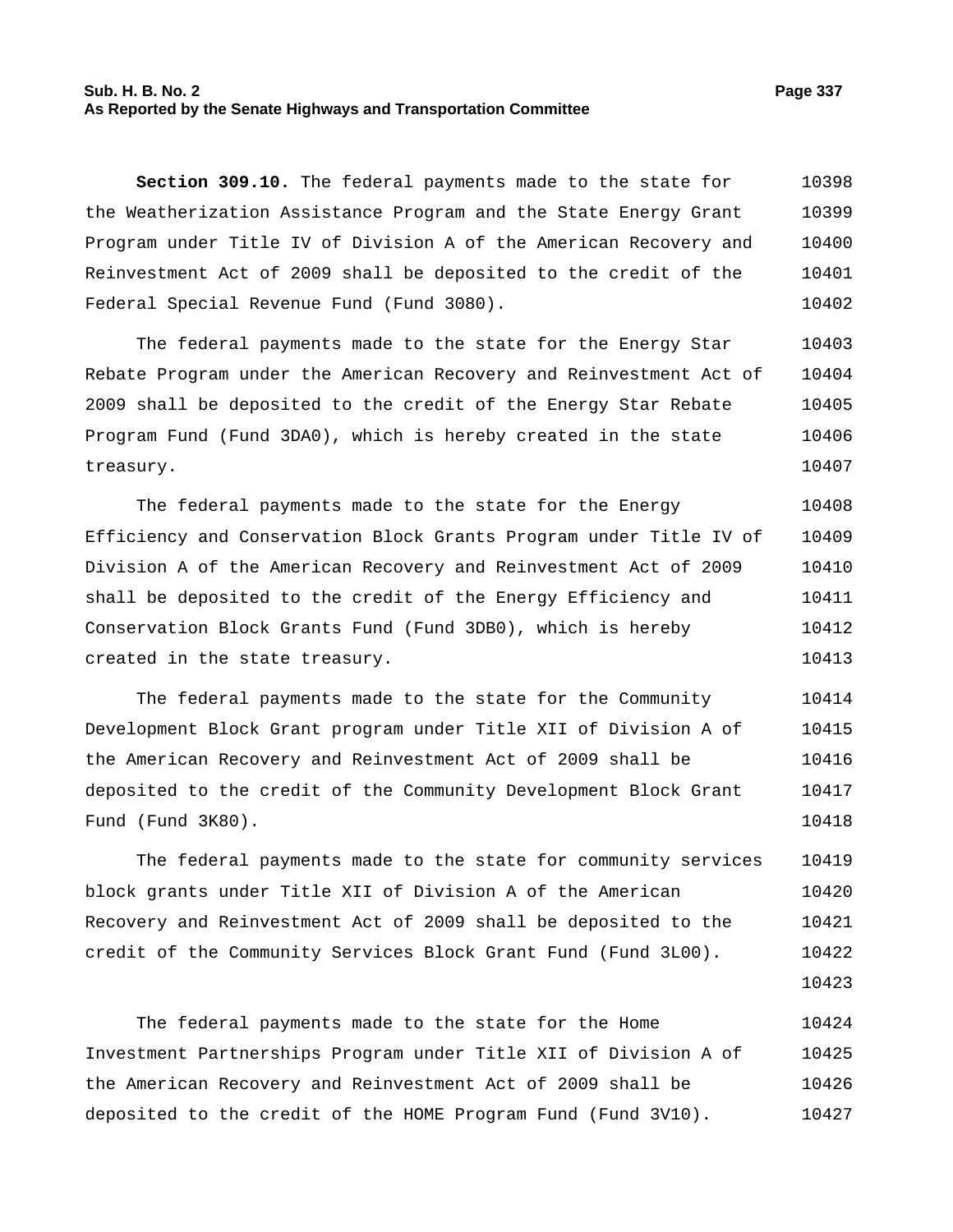**Section 309.10.** The federal payments made to the state for the Weatherization Assistance Program and the State Energy Grant Program under Title IV of Division A of the American Recovery and Reinvestment Act of 2009 shall be deposited to the credit of the Federal Special Revenue Fund (Fund 3080).

The federal payments made to the state for the Energy Star Rebate Program under the American Recovery and Reinvestment Act of 2009 shall be deposited to the credit of the Energy Star Rebate Program Fund (Fund 3DA0), which is hereby created in the state treasury.

The federal payments made to the state for the Energy Efficiency and Conservation Block Grants Program under Title IV of Division A of the American Recovery and Reinvestment Act of 2009 shall be deposited to the credit of the Energy Efficiency and Conservation Block Grants Fund (Fund 3DB0), which is hereby created in the state treasury.

The federal payments made to the state for the Community Development Block Grant program under Title XII of Division A of the American Recovery and Reinvestment Act of 2009 shall be deposited to the credit of the Community Development Block Grant Fund (Fund 3K80).

The federal payments made to the state for community services block grants under Title XII of Division A of the American Recovery and Reinvestment Act of 2009 shall be deposited to the credit of the Community Services Block Grant Fund (Fund 3L00).

The federal payments made to the state for the Home Investment Partnerships Program under Title XII of Division A of the American Recovery and Reinvestment Act of 2009 shall be deposited to the credit of the HOME Program Fund (Fund 3V10).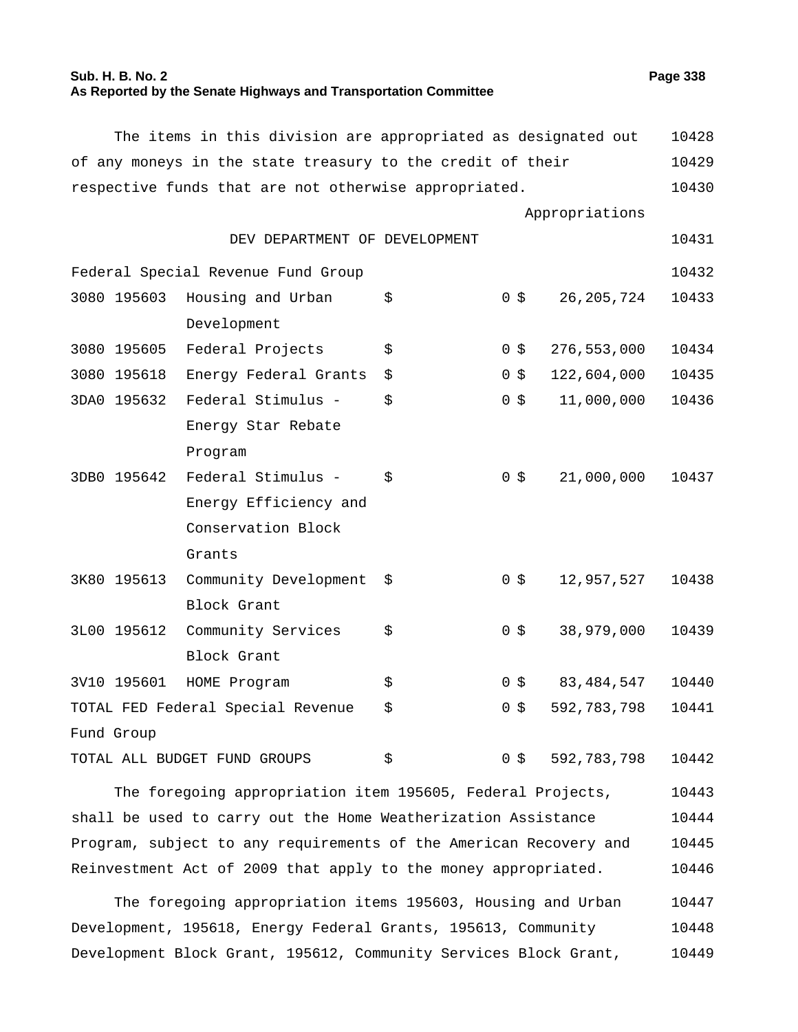The items in this division are appropriated as designated out of any moneys in the state treasury to the credit of their respective funds that are not otherwise appropriated.

| | | | | Appropriations |
|---|---|---|---|---|
| | | DEV DEPARTMENT OF DEVELOPMENT | | |
| Federal Special Revenue Fund Group | | | | |
| 3080 | 195603 | Housing and Urban Development | $ 0 | $ 26,205,724 |
| 3080 | 195605 | Federal Projects | $ 0 | $ 276,553,000 |
| 3080 | 195618 | Energy Federal Grants | $ 0 | $ 122,604,000 |
| 3DA0 | 195632 | Federal Stimulus - Energy Star Rebate Program | $ 0 | $ 11,000,000 |
| 3DB0 | 195642 | Federal Stimulus - Energy Efficiency and Conservation Block Grants | $ 0 | $ 21,000,000 |
| 3K80 | 195613 | Community Development Block Grant | $ 0 | $ 12,957,527 |
| 3L00 | 195612 | Community Services Block Grant | $ 0 | $ 38,979,000 |
| 3V10 | 195601 | HOME Program | $ 0 | $ 83,484,547 |
| TOTAL FED Federal Special Revenue Fund Group | | | $ 0 | $ 592,783,798 |
| TOTAL ALL BUDGET FUND GROUPS | | | $ 0 | $ 592,783,798 |

The foregoing appropriation item 195605, Federal Projects, shall be used to carry out the Home Weatherization Assistance Program, subject to any requirements of the American Recovery and Reinvestment Act of 2009 that apply to the money appropriated.

The foregoing appropriation items 195603, Housing and Urban Development, 195618, Energy Federal Grants, 195613, Community Development Block Grant, 195612, Community Services Block Grant,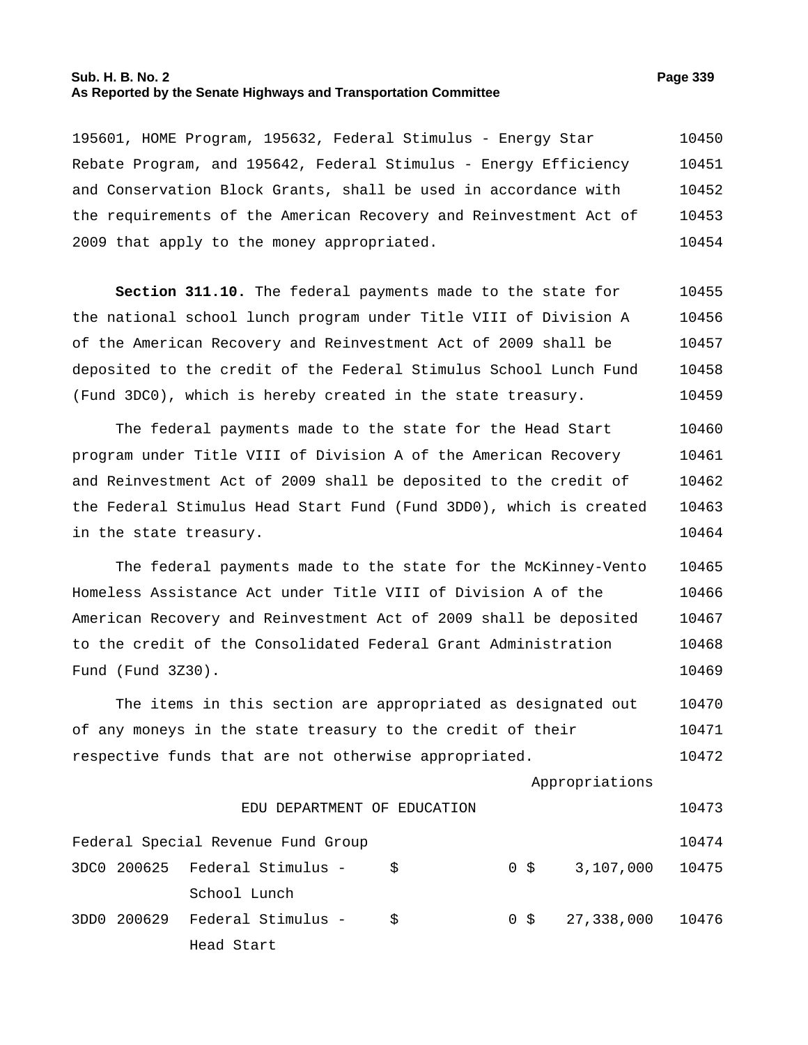195601, HOME Program, 195632, Federal Stimulus - Energy Star Rebate Program, and 195642, Federal Stimulus - Energy Efficiency and Conservation Block Grants, shall be used in accordance with the requirements of the American Recovery and Reinvestment Act of 2009 that apply to the money appropriated.

**Section 311.10.** The federal payments made to the state for the national school lunch program under Title VIII of Division A of the American Recovery and Reinvestment Act of 2009 shall be deposited to the credit of the Federal Stimulus School Lunch Fund (Fund 3DC0), which is hereby created in the state treasury.

The federal payments made to the state for the Head Start program under Title VIII of Division A of the American Recovery and Reinvestment Act of 2009 shall be deposited to the credit of the Federal Stimulus Head Start Fund (Fund 3DD0), which is created in the state treasury.

The federal payments made to the state for the McKinney-Vento Homeless Assistance Act under Title VIII of Division A of the American Recovery and Reinvestment Act of 2009 shall be deposited to the credit of the Consolidated Federal Grant Administration Fund (Fund 3Z30).

The items in this section are appropriated as designated out of any moneys in the state treasury to the credit of their respective funds that are not otherwise appropriated.

| | | | Appropriations | |
|---|---|---|---|---|
| | | EDU DEPARTMENT OF EDUCATION | | |
| Federal Special Revenue Fund Group | | | | |
| 3DC0 | 200625 | Federal Stimulus - School Lunch | $ 0 | $ 3,107,000 |
| 3DD0 | 200629 | Federal Stimulus - Head Start | $ 0 | $ 27,338,000 |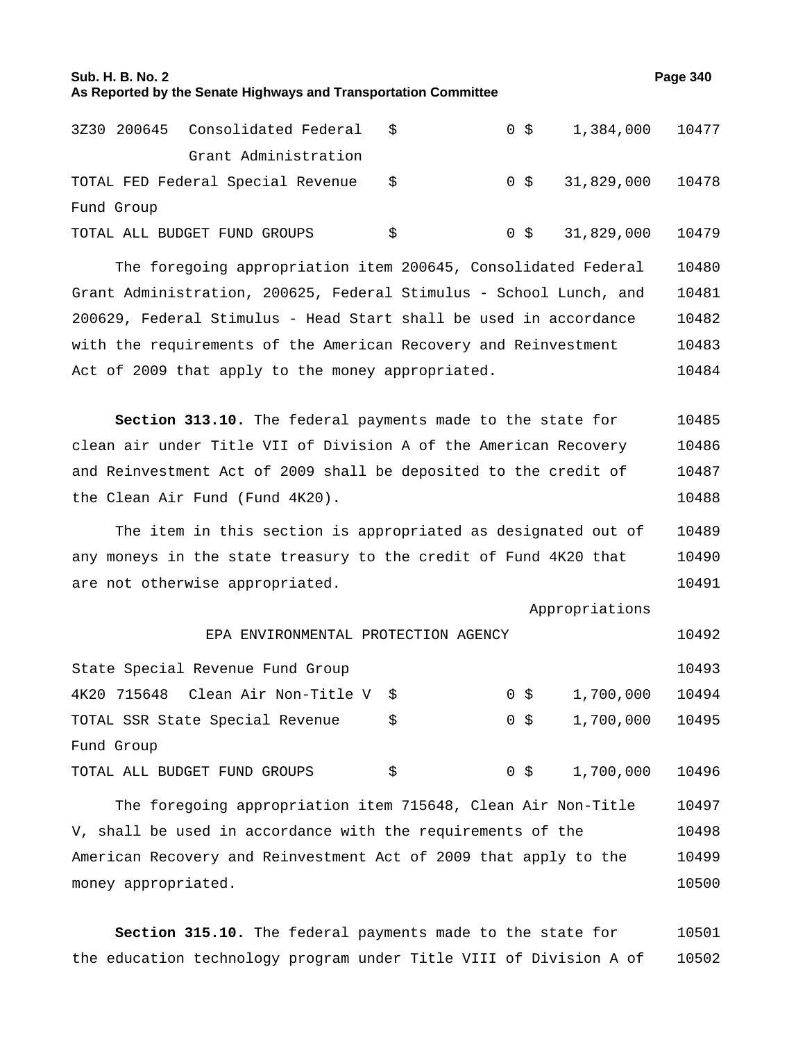| | | | | | |
|---|---|---|---|---|---|
| 3Z30 200645 | Consolidated Federal Grant Administration | $ | 0 | $ 1,384,000 | 10477 |
| TOTAL FED Federal Special Revenue Fund Group | | $ | 0 | $ 31,829,000 | 10478 |
| TOTAL ALL BUDGET FUND GROUPS | | $ | 0 | $ 31,829,000 | 10479 |

The foregoing appropriation item 200645, Consolidated Federal Grant Administration, 200625, Federal Stimulus - School Lunch, and 200629, Federal Stimulus - Head Start shall be used in accordance with the requirements of the American Recovery and Reinvestment Act of 2009 that apply to the money appropriated. 10480 10481 10482 10483 10484

**Section 313.10.** The federal payments made to the state for clean air under Title VII of Division A of the American Recovery and Reinvestment Act of 2009 shall be deposited to the credit of the Clean Air Fund (Fund 4K20). 10485 10486 10487 10488

The item in this section is appropriated as designated out of any moneys in the state treasury to the credit of Fund 4K20 that are not otherwise appropriated. 10489 10490 10491

| | | | | Appropriations | |
|---|---|---|---|---|---|
| EPA ENVIRONMENTAL PROTECTION AGENCY | | | | | 10492 |
| State Special Revenue Fund Group | | | | | 10493 |
| 4K20 715648 | Clean Air Non-Title V | $ | 0 | $ 1,700,000 | 10494 |
| TOTAL SSR State Special Revenue Fund Group | | $ | 0 | $ 1,700,000 | 10495 |
| TOTAL ALL BUDGET FUND GROUPS | | $ | 0 | $ 1,700,000 | 10496 |

The foregoing appropriation item 715648, Clean Air Non-Title V, shall be used in accordance with the requirements of the American Recovery and Reinvestment Act of 2009 that apply to the money appropriated. 10497 10498 10499 10500

**Section 315.10.** The federal payments made to the state for the education technology program under Title VIII of Division A of 10501 10502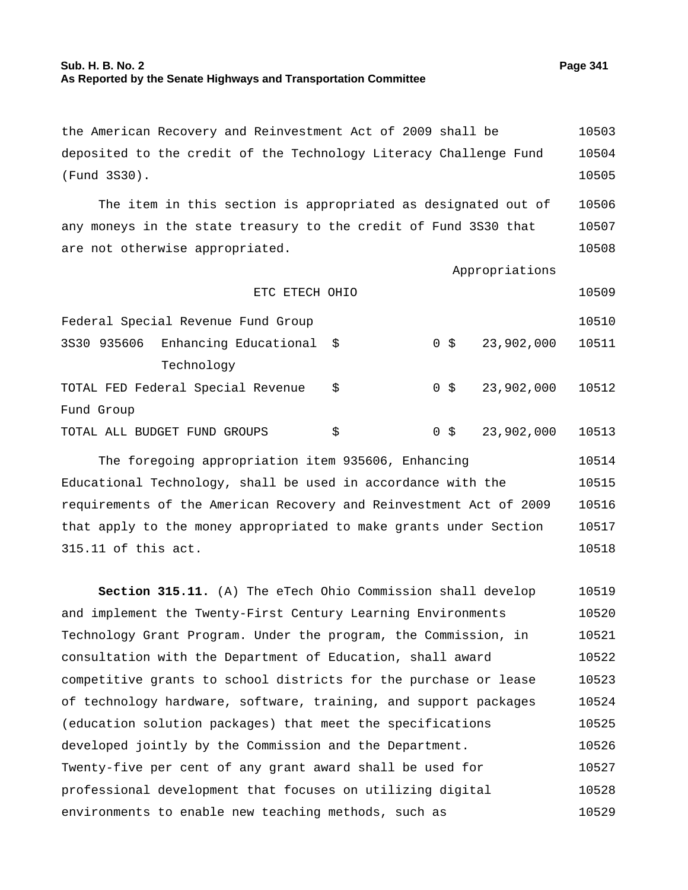the American Recovery and Reinvestment Act of 2009 shall be deposited to the credit of the Technology Literacy Challenge Fund (Fund 3S30).

The item in this section is appropriated as designated out of any moneys in the state treasury to the credit of Fund 3S30 that are not otherwise appropriated.

| | | Appropriations | |
|---|---|---|---|
| | ETC ETECH OHIO | | |
| Federal Special Revenue Fund Group | | | |
| 3S30 935606 Enhancing Educational Technology | $ 0 | $ 23,902,000 | |
| TOTAL FED Federal Special Revenue Fund Group | $ 0 | $ 23,902,000 | |
| TOTAL ALL BUDGET FUND GROUPS | $ 0 | $ 23,902,000 | |

The foregoing appropriation item 935606, Enhancing Educational Technology, shall be used in accordance with the requirements of the American Recovery and Reinvestment Act of 2009 that apply to the money appropriated to make grants under Section 315.11 of this act.

**Section 315.11.** (A) The eTech Ohio Commission shall develop and implement the Twenty-First Century Learning Environments Technology Grant Program. Under the program, the Commission, in consultation with the Department of Education, shall award competitive grants to school districts for the purchase or lease of technology hardware, software, training, and support packages (education solution packages) that meet the specifications developed jointly by the Commission and the Department. Twenty-five per cent of any grant award shall be used for professional development that focuses on utilizing digital environments to enable new teaching methods, such as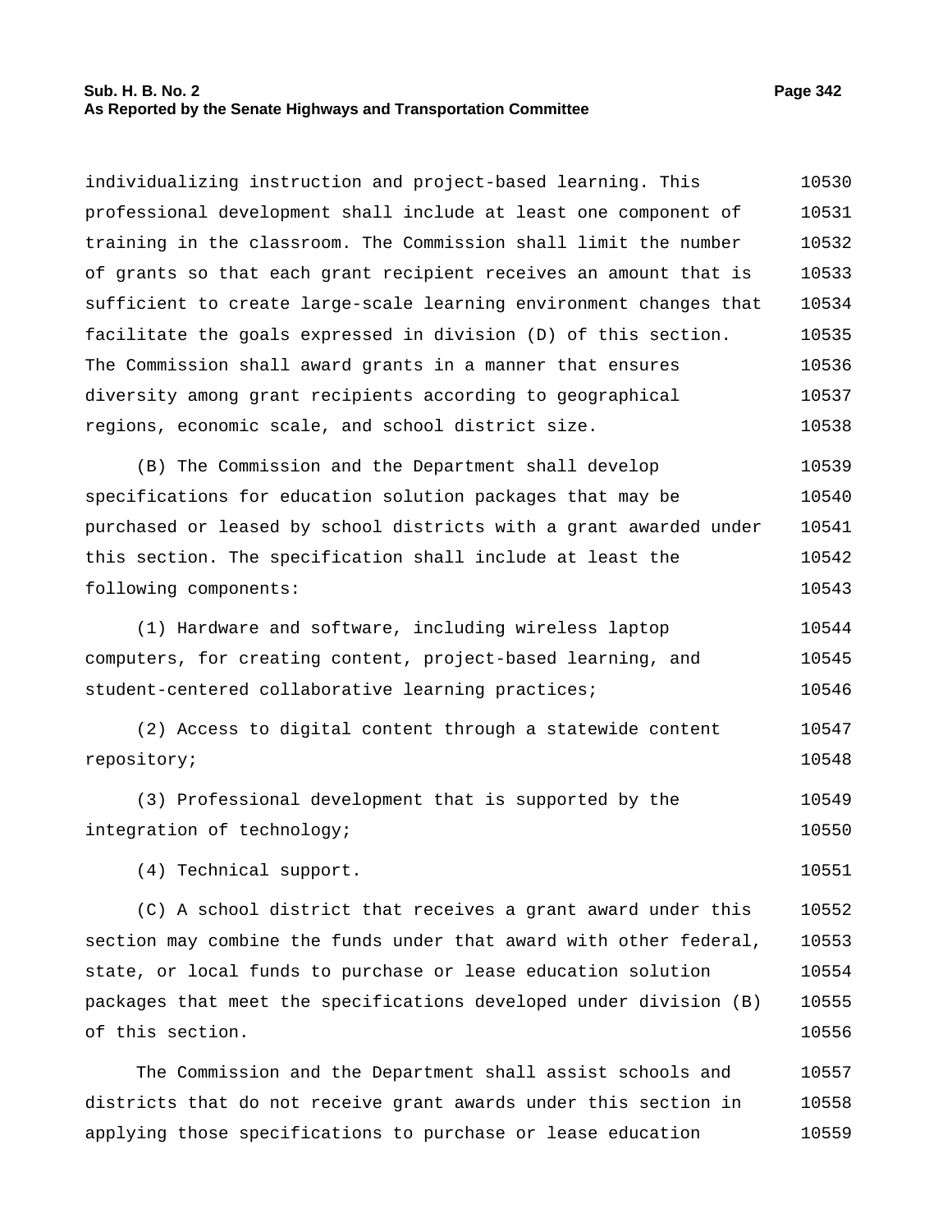individualizing instruction and project-based learning. This professional development shall include at least one component of training in the classroom. The Commission shall limit the number of grants so that each grant recipient receives an amount that is sufficient to create large-scale learning environment changes that facilitate the goals expressed in division (D) of this section. The Commission shall award grants in a manner that ensures diversity among grant recipients according to geographical regions, economic scale, and school district size.

(B) The Commission and the Department shall develop specifications for education solution packages that may be purchased or leased by school districts with a grant awarded under this section. The specification shall include at least the following components:

(1) Hardware and software, including wireless laptop computers, for creating content, project-based learning, and student-centered collaborative learning practices;

(2) Access to digital content through a statewide content repository;

(3) Professional development that is supported by the integration of technology;

(4) Technical support.

(C) A school district that receives a grant award under this section may combine the funds under that award with other federal, state, or local funds to purchase or lease education solution packages that meet the specifications developed under division (B) of this section.

The Commission and the Department shall assist schools and districts that do not receive grant awards under this section in applying those specifications to purchase or lease education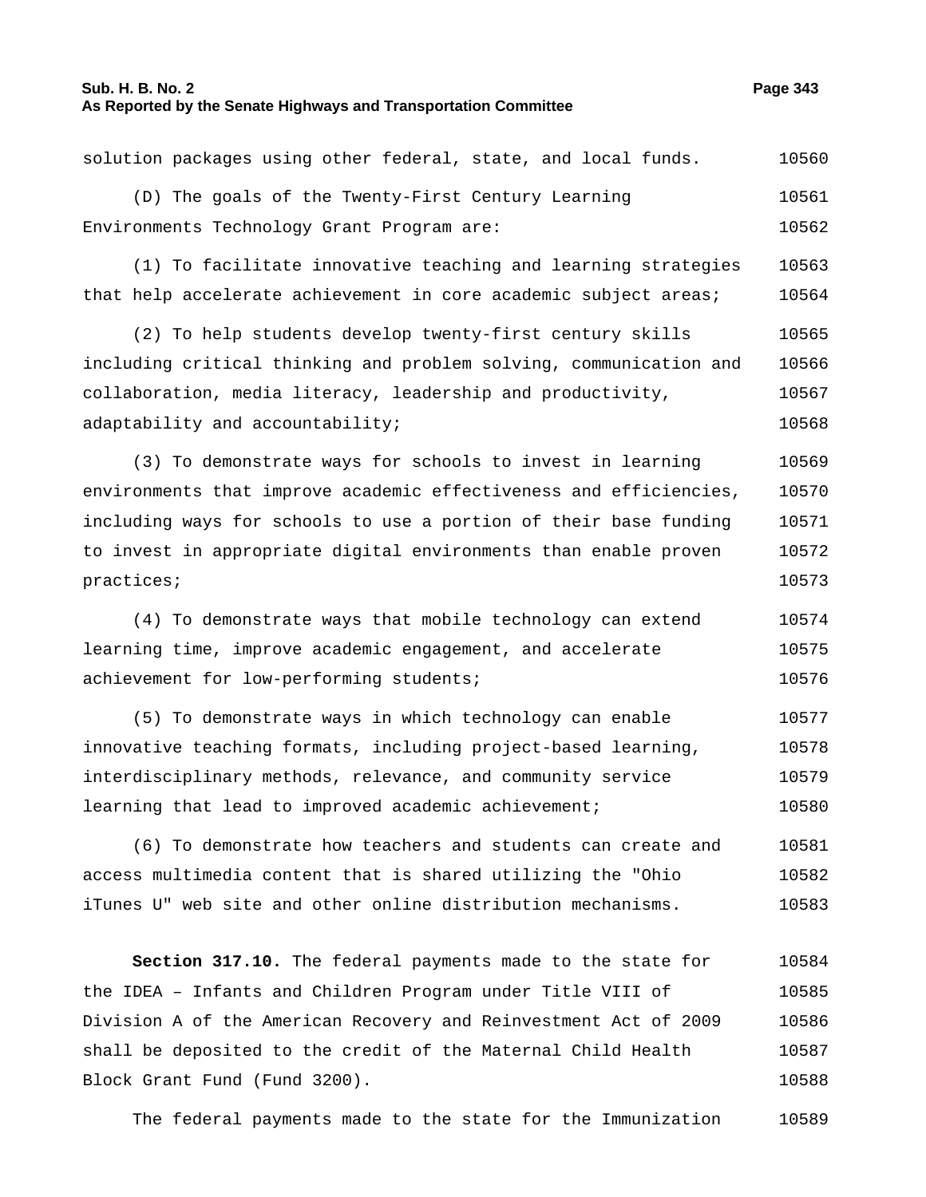solution packages using other federal, state, and local funds.

(D) The goals of the Twenty-First Century Learning Environments Technology Grant Program are:

(1) To facilitate innovative teaching and learning strategies that help accelerate achievement in core academic subject areas;

(2) To help students develop twenty-first century skills including critical thinking and problem solving, communication and collaboration, media literacy, leadership and productivity, adaptability and accountability;

(3) To demonstrate ways for schools to invest in learning environments that improve academic effectiveness and efficiencies, including ways for schools to use a portion of their base funding to invest in appropriate digital environments than enable proven practices;

(4) To demonstrate ways that mobile technology can extend learning time, improve academic engagement, and accelerate achievement for low-performing students;

(5) To demonstrate ways in which technology can enable innovative teaching formats, including project-based learning, interdisciplinary methods, relevance, and community service learning that lead to improved academic achievement;

(6) To demonstrate how teachers and students can create and access multimedia content that is shared utilizing the "Ohio iTunes U" web site and other online distribution mechanisms.

**Section 317.10.** The federal payments made to the state for the IDEA – Infants and Children Program under Title VIII of Division A of the American Recovery and Reinvestment Act of 2009 shall be deposited to the credit of the Maternal Child Health Block Grant Fund (Fund 3200).

The federal payments made to the state for the Immunization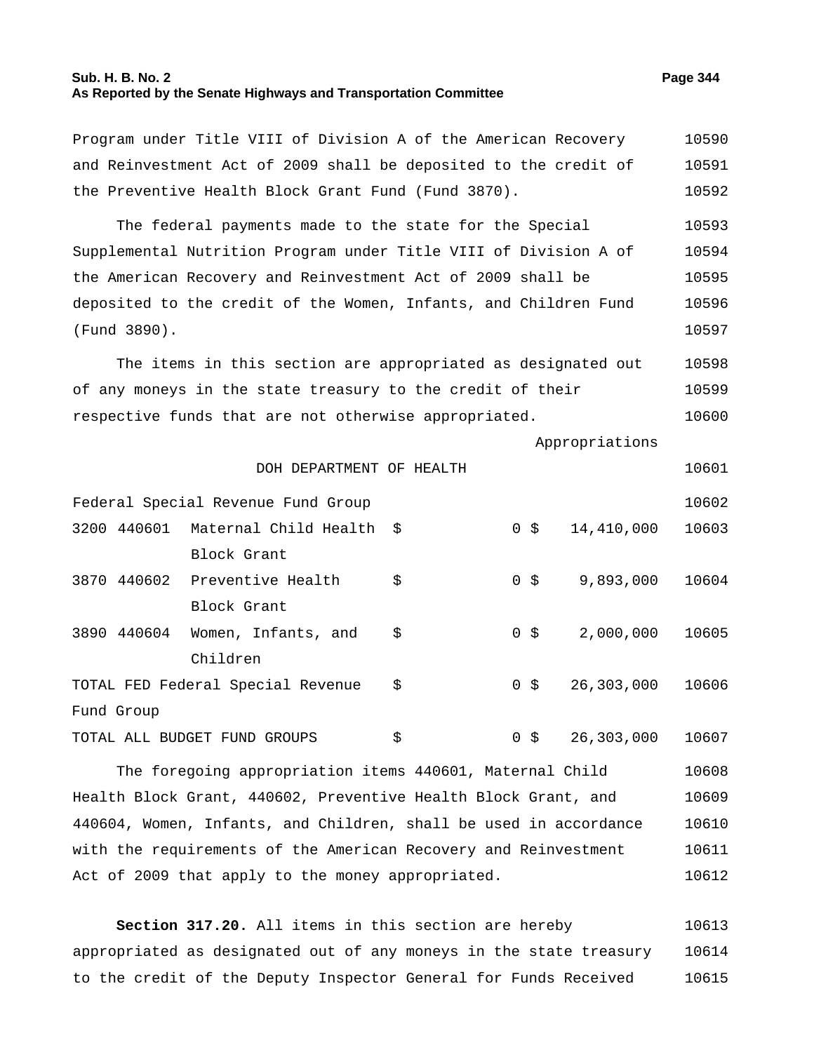Program under Title VIII of Division A of the American Recovery and Reinvestment Act of 2009 shall be deposited to the credit of the Preventive Health Block Grant Fund (Fund 3870).

The federal payments made to the state for the Special Supplemental Nutrition Program under Title VIII of Division A of the American Recovery and Reinvestment Act of 2009 shall be deposited to the credit of the Women, Infants, and Children Fund (Fund 3890).

The items in this section are appropriated as designated out of any moneys in the state treasury to the credit of their respective funds that are not otherwise appropriated.

| | | | | Appropriations |
|---|---|---|---|---|
| | | DOH DEPARTMENT OF HEALTH | | |
| Federal Special Revenue Fund Group | | | | |
| 3200 | 440601 | Maternal Child Health Block Grant | $ 0 | $ 14,410,000 |
| 3870 | 440602 | Preventive Health Block Grant | $ 0 | $ 9,893,000 |
| 3890 | 440604 | Women, Infants, and Children | $ 0 | $ 2,000,000 |
| TOTAL FED Federal Special Revenue Fund Group | | | $ 0 | $ 26,303,000 |
| TOTAL ALL BUDGET FUND GROUPS | | | $ 0 | $ 26,303,000 |

The foregoing appropriation items 440601, Maternal Child Health Block Grant, 440602, Preventive Health Block Grant, and 440604, Women, Infants, and Children, shall be used in accordance with the requirements of the American Recovery and Reinvestment Act of 2009 that apply to the money appropriated.

**Section 317.20.** All items in this section are hereby appropriated as designated out of any moneys in the state treasury to the credit of the Deputy Inspector General for Funds Received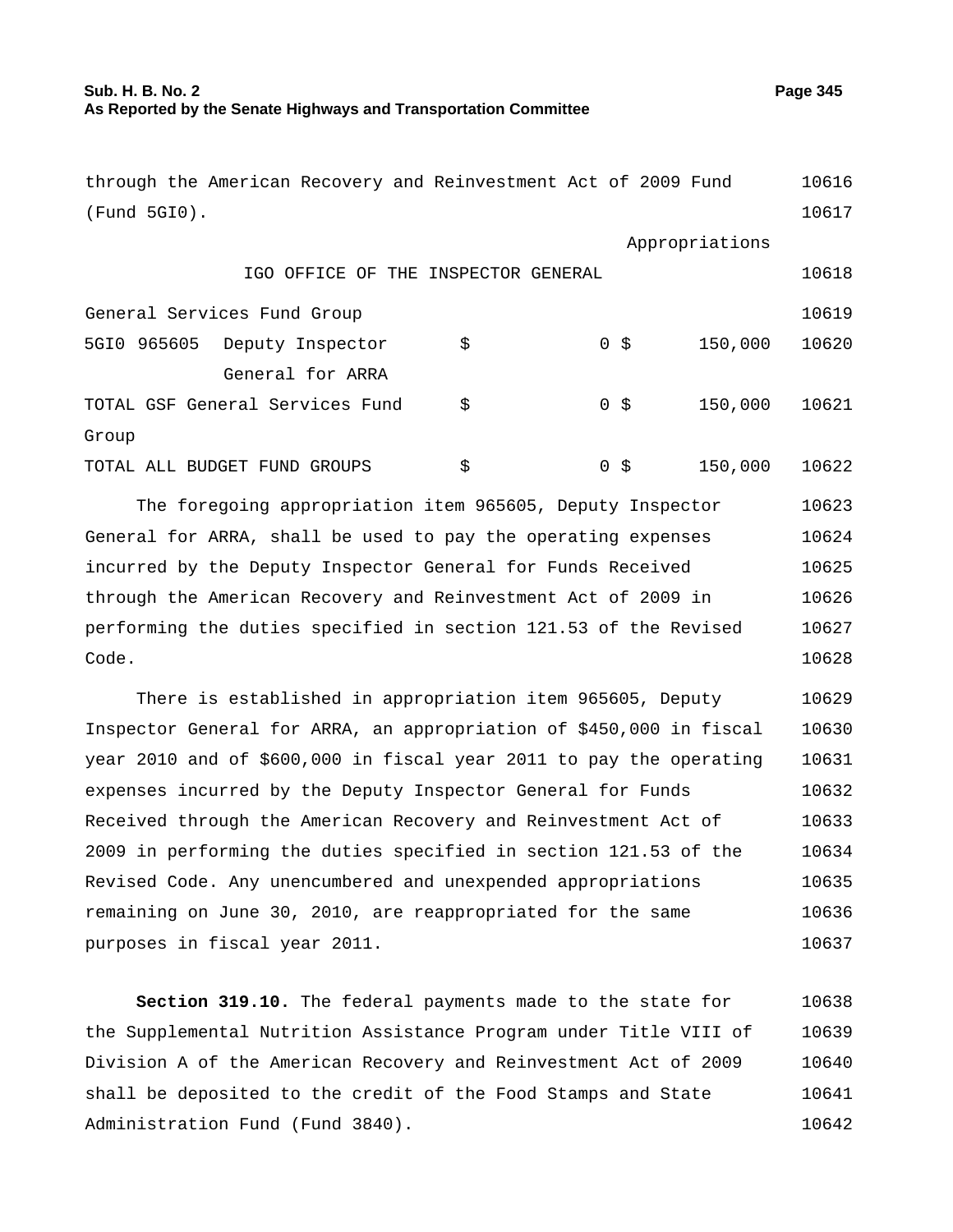through the American Recovery and Reinvestment Act of 2009 Fund (Fund 5GI0). 10616 10617

| | | | Appropriations | |
|---|---|---|---|---|
| | IGO OFFICE OF THE INSPECTOR GENERAL | | | 10618 |
| General Services Fund Group | | | | 10619 |
| 5GI0 965605 | Deputy Inspector General for ARRA | $ 0 | $ 150,000 | 10620 |
| TOTAL GSF General Services Fund Group | | $ 0 | $ 150,000 | 10621 |
| TOTAL ALL BUDGET FUND GROUPS | | $ 0 | $ 150,000 | 10622 |

The foregoing appropriation item 965605, Deputy Inspector General for ARRA, shall be used to pay the operating expenses incurred by the Deputy Inspector General for Funds Received through the American Recovery and Reinvestment Act of 2009 in performing the duties specified in section 121.53 of the Revised Code. 10623 10624 10625 10626 10627 10628

There is established in appropriation item 965605, Deputy Inspector General for ARRA, an appropriation of $450,000 in fiscal year 2010 and of $600,000 in fiscal year 2011 to pay the operating expenses incurred by the Deputy Inspector General for Funds Received through the American Recovery and Reinvestment Act of 2009 in performing the duties specified in section 121.53 of the Revised Code. Any unencumbered and unexpended appropriations remaining on June 30, 2010, are reappropriated for the same purposes in fiscal year 2011. 10629 10630 10631 10632 10633 10634 10635 10636 10637

**Section 319.10.** The federal payments made to the state for the Supplemental Nutrition Assistance Program under Title VIII of Division A of the American Recovery and Reinvestment Act of 2009 shall be deposited to the credit of the Food Stamps and State Administration Fund (Fund 3840). 10638 10639 10640 10641 10642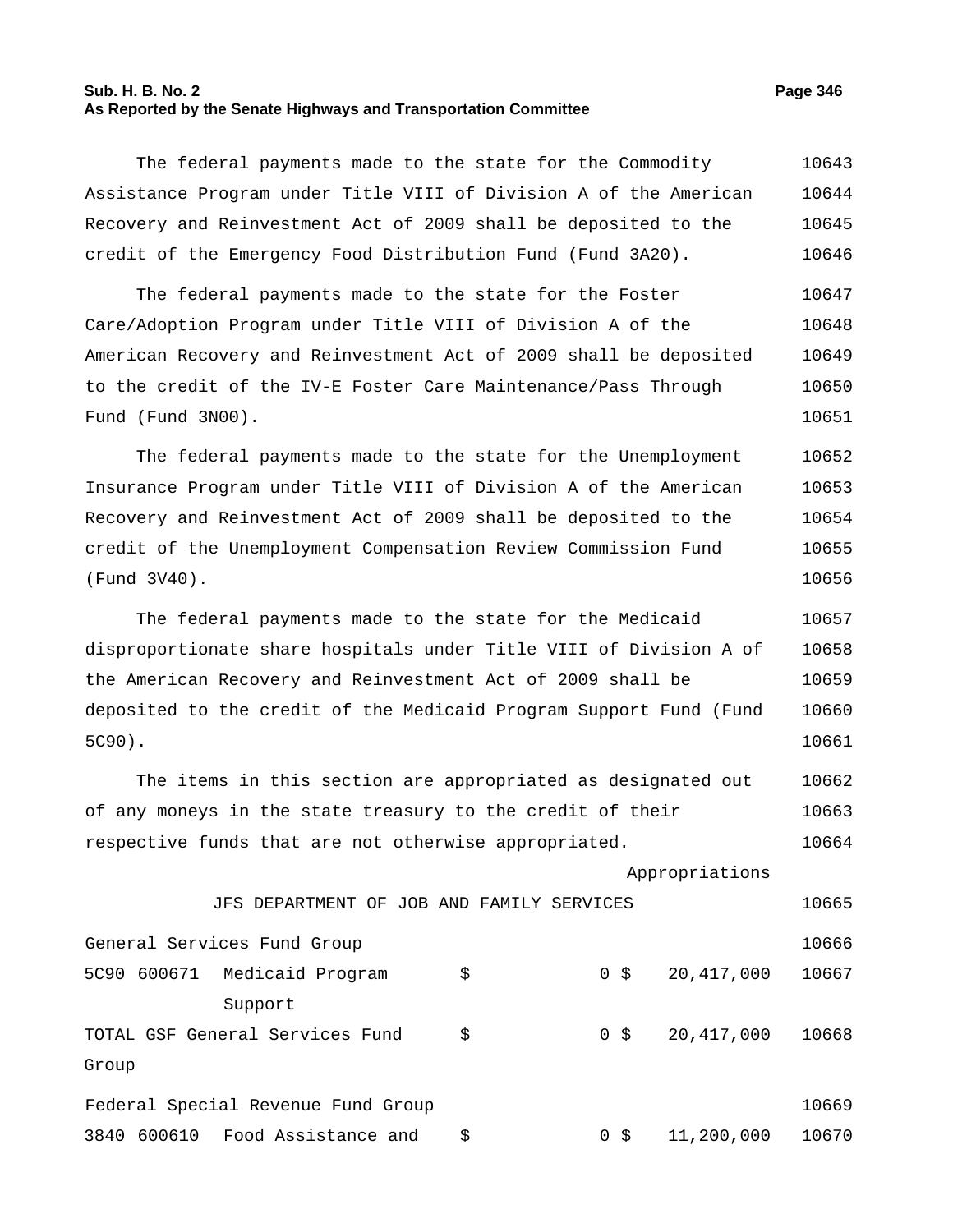The federal payments made to the state for the Commodity Assistance Program under Title VIII of Division A of the American Recovery and Reinvestment Act of 2009 shall be deposited to the credit of the Emergency Food Distribution Fund (Fund 3A20). 10643 10644 10645 10646

The federal payments made to the state for the Foster Care/Adoption Program under Title VIII of Division A of the American Recovery and Reinvestment Act of 2009 shall be deposited to the credit of the IV-E Foster Care Maintenance/Pass Through Fund (Fund 3N00). 10647 10648 10649 10650 10651

The federal payments made to the state for the Unemployment Insurance Program under Title VIII of Division A of the American Recovery and Reinvestment Act of 2009 shall be deposited to the credit of the Unemployment Compensation Review Commission Fund (Fund 3V40). 10652 10653 10654 10655 10656

The federal payments made to the state for the Medicaid disproportionate share hospitals under Title VIII of Division A of the American Recovery and Reinvestment Act of 2009 shall be deposited to the credit of the Medicaid Program Support Fund (Fund 5C90). 10657 10658 10659 10660 10661

The items in this section are appropriated as designated out of any moneys in the state treasury to the credit of their respective funds that are not otherwise appropriated. 10662 10663 10664

| | | | | Appropriations | |
|---|---|---|---|---|---|
| JFS DEPARTMENT OF JOB AND FAMILY SERVICES | | | | | 10665 |
| General Services Fund Group | | | | | 10666 |
| 5C90 600671 | Medicaid Program Support | $ | 0 | $ 20,417,000 | 10667 |
| TOTAL GSF General Services Fund Group | | $ | 0 | $ 20,417,000 | 10668 |
| Federal Special Revenue Fund Group | | | | | 10669 |
| 3840 600610 | Food Assistance and | $ | 0 | $ 11,200,000 | 10670 |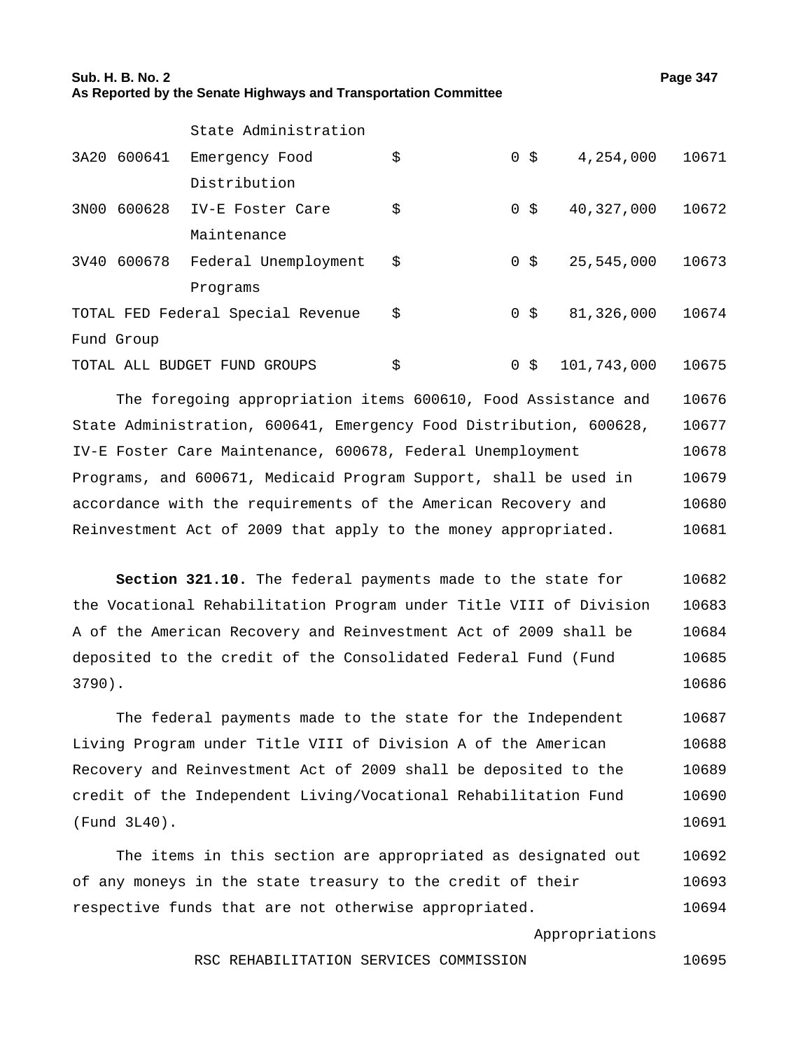| | | | | | |
|---|---|---|---|---|---|
| | State Administration | | | | |
| 3A20 600641 | Emergency Food Distribution | $ | 0 | $ 4,254,000 | 10671 |
| 3N00 600628 | IV-E Foster Care Maintenance | $ | 0 | $ 40,327,000 | 10672 |
| 3V40 600678 | Federal Unemployment Programs | $ | 0 | $ 25,545,000 | 10673 |
| TOTAL FED Federal Special Revenue Fund Group | | $ | 0 | $ 81,326,000 | 10674 |
| TOTAL ALL BUDGET FUND GROUPS | | $ | 0 | $ 101,743,000 | 10675 |

The foregoing appropriation items 600610, Food Assistance and State Administration, 600641, Emergency Food Distribution, 600628, IV-E Foster Care Maintenance, 600678, Federal Unemployment Programs, and 600671, Medicaid Program Support, shall be used in accordance with the requirements of the American Recovery and Reinvestment Act of 2009 that apply to the money appropriated. 10676–10681

**Section 321.10.** The federal payments made to the state for the Vocational Rehabilitation Program under Title VIII of Division A of the American Recovery and Reinvestment Act of 2009 shall be deposited to the credit of the Consolidated Federal Fund (Fund 3790). 10682–10686

The federal payments made to the state for the Independent Living Program under Title VIII of Division A of the American Recovery and Reinvestment Act of 2009 shall be deposited to the credit of the Independent Living/Vocational Rehabilitation Fund (Fund 3L40). 10687–10691

The items in this section are appropriated as designated out of any moneys in the state treasury to the credit of their respective funds that are not otherwise appropriated. 10692–10694

Appropriations

RSC REHABILITATION SERVICES COMMISSION 10695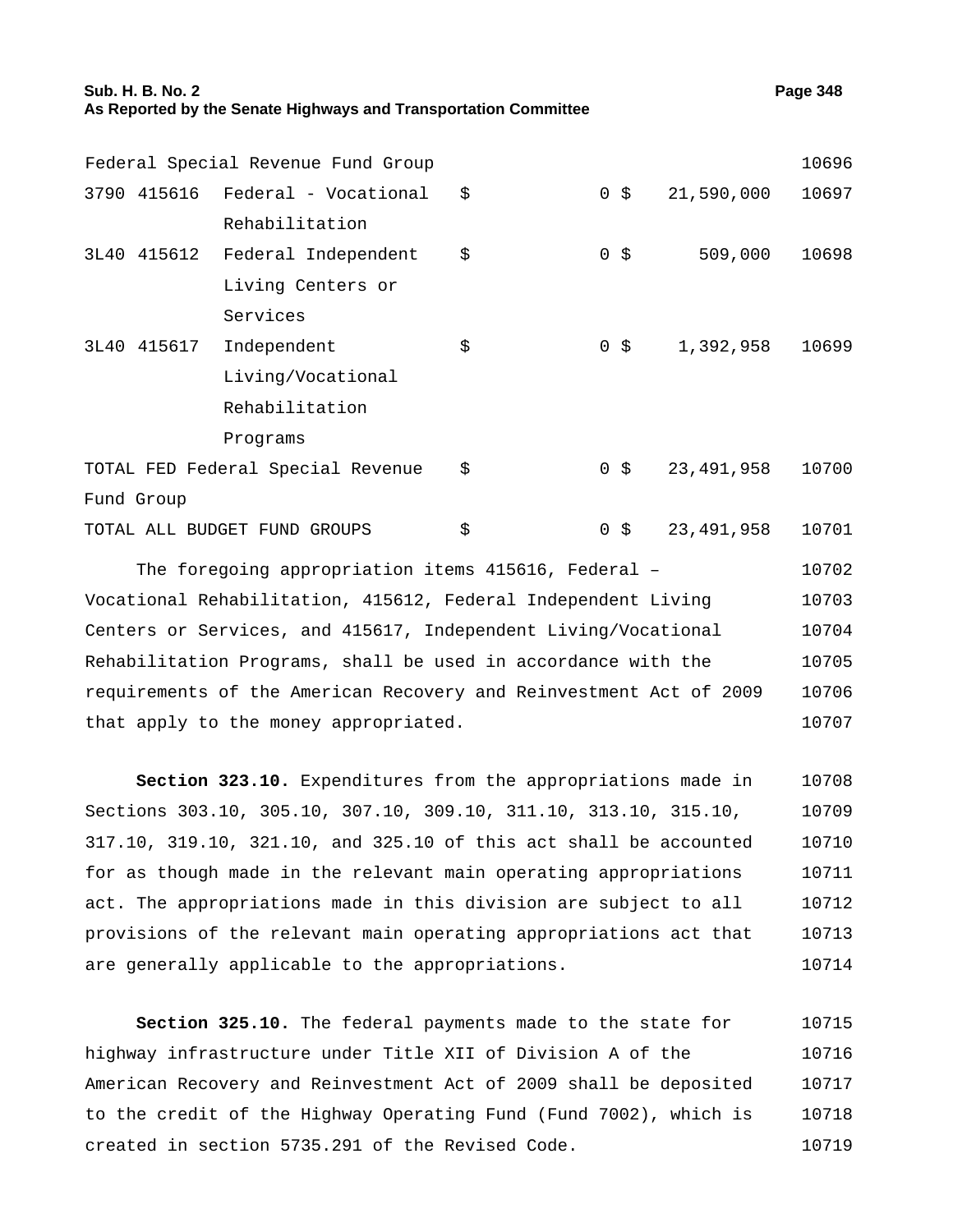| | | | | |
|---|---|---|---|---|
| Federal Special Revenue Fund Group | | | | 10696 |
| 3790 415616 | Federal - Vocational Rehabilitation | $ 0 | $ 21,590,000 | 10697 |
| 3L40 415612 | Federal Independent Living Centers or Services | $ 0 | $ 509,000 | 10698 |
| 3L40 415617 | Independent Living/Vocational Rehabilitation Programs | $ 0 | $ 1,392,958 | 10699 |
| TOTAL FED Federal Special Revenue Fund Group | | $ 0 | $ 23,491,958 | 10700 |
| TOTAL ALL BUDGET FUND GROUPS | | $ 0 | $ 23,491,958 | 10701 |

The foregoing appropriation items 415616, Federal – Vocational Rehabilitation, 415612, Federal Independent Living Centers or Services, and 415617, Independent Living/Vocational Rehabilitation Programs, shall be used in accordance with the requirements of the American Recovery and Reinvestment Act of 2009 that apply to the money appropriated. 10702 10703 10704 10705 10706 10707

**Section 323.10.** Expenditures from the appropriations made in Sections 303.10, 305.10, 307.10, 309.10, 311.10, 313.10, 315.10, 317.10, 319.10, 321.10, and 325.10 of this act shall be accounted for as though made in the relevant main operating appropriations act. The appropriations made in this division are subject to all provisions of the relevant main operating appropriations act that are generally applicable to the appropriations. 10708 10709 10710 10711 10712 10713 10714

**Section 325.10.** The federal payments made to the state for highway infrastructure under Title XII of Division A of the American Recovery and Reinvestment Act of 2009 shall be deposited to the credit of the Highway Operating Fund (Fund 7002), which is created in section 5735.291 of the Revised Code. 10715 10716 10717 10718 10719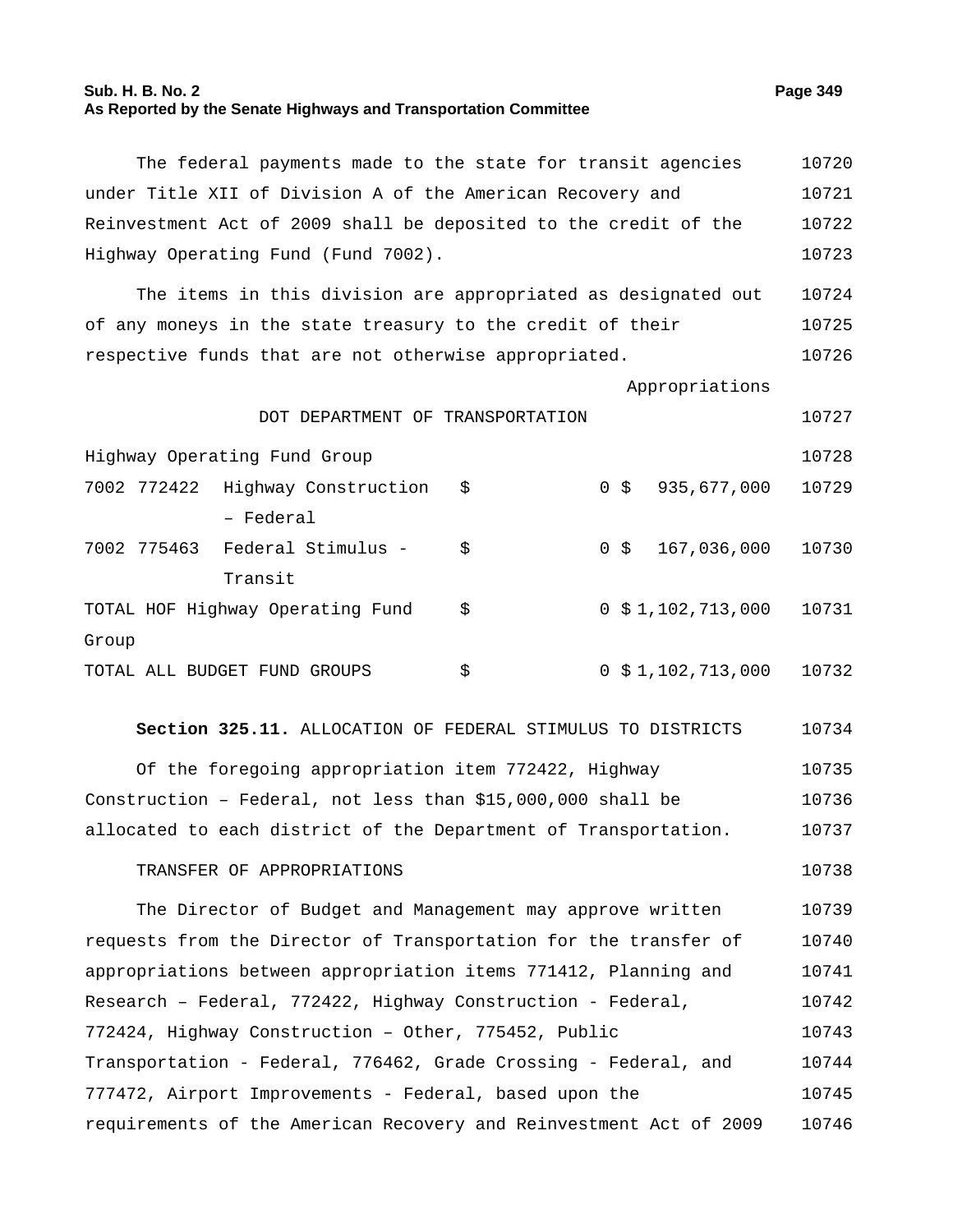The federal payments made to the state for transit agencies under Title XII of Division A of the American Recovery and Reinvestment Act of 2009 shall be deposited to the credit of the Highway Operating Fund (Fund 7002).

The items in this division are appropriated as designated out of any moneys in the state treasury to the credit of their respective funds that are not otherwise appropriated.

| | | | Appropriations |
|---|---|---|---|
| | DOT DEPARTMENT OF TRANSPORTATION | | |
| Highway Operating Fund Group | | | |
| 7002 772422 | Highway Construction – Federal | $ 0 | $ 935,677,000 |
| 7002 775463 | Federal Stimulus - Transit | $ 0 | $ 167,036,000 |
| TOTAL HOF Highway Operating Fund Group | | $ 0 | $ 1,102,713,000 |
| TOTAL ALL BUDGET FUND GROUPS | | $ 0 | $ 1,102,713,000 |

**Section 325.11.** ALLOCATION OF FEDERAL STIMULUS TO DISTRICTS

Of the foregoing appropriation item 772422, Highway Construction – Federal, not less than $15,000,000 shall be allocated to each district of the Department of Transportation.

TRANSFER OF APPROPRIATIONS

The Director of Budget and Management may approve written requests from the Director of Transportation for the transfer of appropriations between appropriation items 771412, Planning and Research – Federal, 772422, Highway Construction - Federal, 772424, Highway Construction – Other, 775452, Public Transportation - Federal, 776462, Grade Crossing - Federal, and 777472, Airport Improvements - Federal, based upon the requirements of the American Recovery and Reinvestment Act of 2009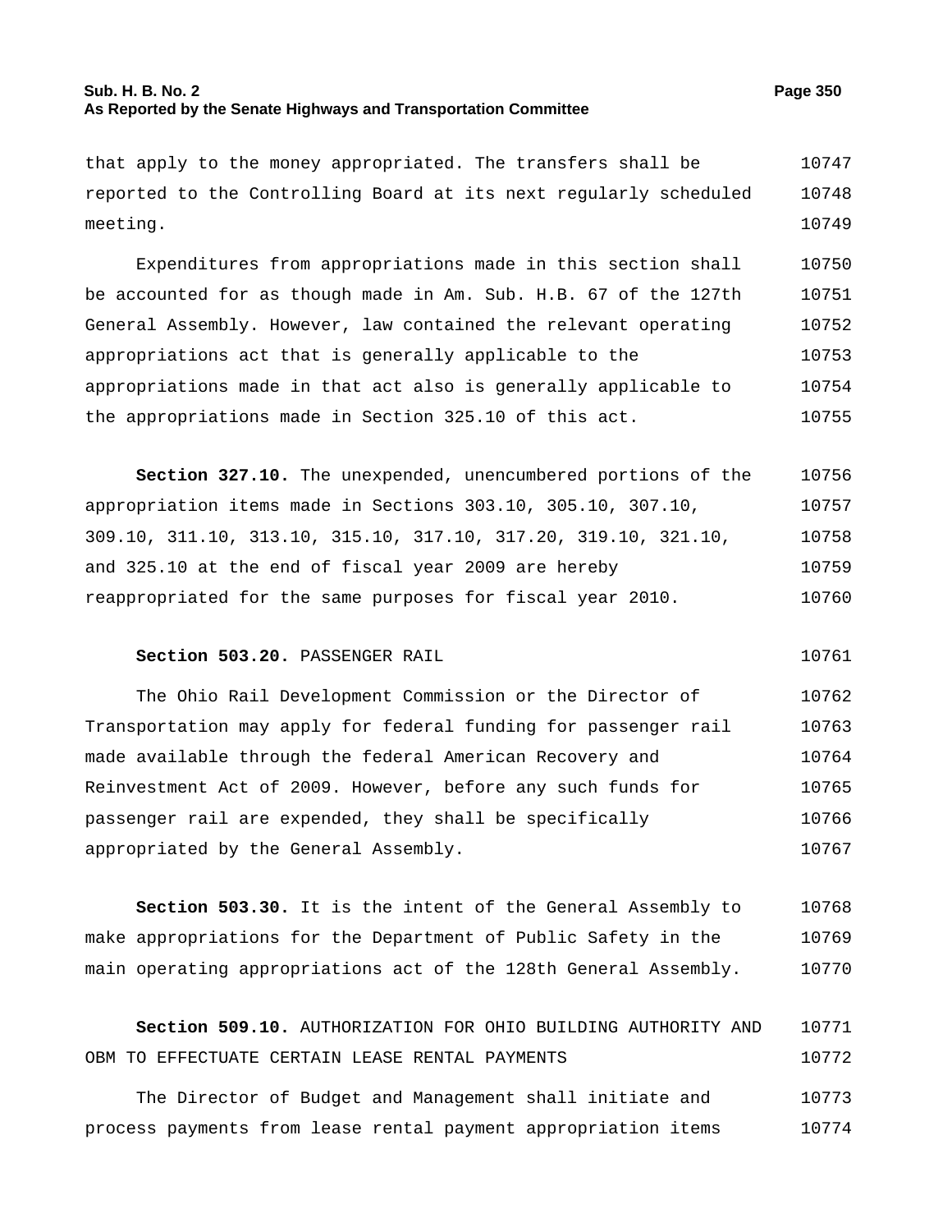that apply to the money appropriated. The transfers shall be reported to the Controlling Board at its next regularly scheduled meeting.

Expenditures from appropriations made in this section shall be accounted for as though made in Am. Sub. H.B. 67 of the 127th General Assembly. However, law contained the relevant operating appropriations act that is generally applicable to the appropriations made in that act also is generally applicable to the appropriations made in Section 325.10 of this act.

**Section 327.10.** The unexpended, unencumbered portions of the appropriation items made in Sections 303.10, 305.10, 307.10, 309.10, 311.10, 313.10, 315.10, 317.10, 317.20, 319.10, 321.10, and 325.10 at the end of fiscal year 2009 are hereby reappropriated for the same purposes for fiscal year 2010.

**Section 503.20.** PASSENGER RAIL

The Ohio Rail Development Commission or the Director of Transportation may apply for federal funding for passenger rail made available through the federal American Recovery and Reinvestment Act of 2009. However, before any such funds for passenger rail are expended, they shall be specifically appropriated by the General Assembly.

**Section 503.30.** It is the intent of the General Assembly to make appropriations for the Department of Public Safety in the main operating appropriations act of the 128th General Assembly.

**Section 509.10.** AUTHORIZATION FOR OHIO BUILDING AUTHORITY AND OBM TO EFFECTUATE CERTAIN LEASE RENTAL PAYMENTS

The Director of Budget and Management shall initiate and process payments from lease rental payment appropriation items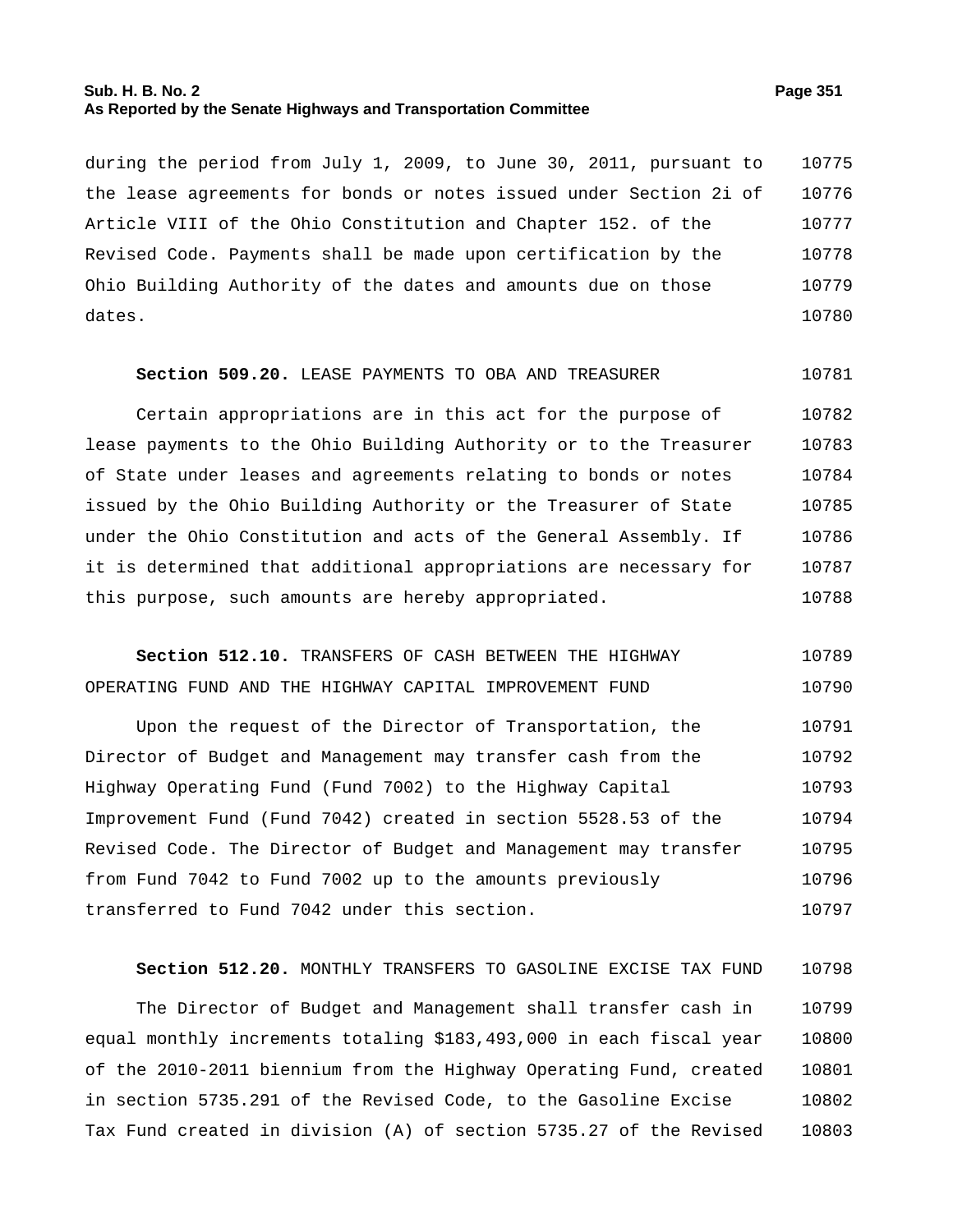during the period from July 1, 2009, to June 30, 2011, pursuant to the lease agreements for bonds or notes issued under Section 2i of Article VIII of the Ohio Constitution and Chapter 152. of the Revised Code. Payments shall be made upon certification by the Ohio Building Authority of the dates and amounts due on those dates.

**Section 509.20.** LEASE PAYMENTS TO OBA AND TREASURER

Certain appropriations are in this act for the purpose of lease payments to the Ohio Building Authority or to the Treasurer of State under leases and agreements relating to bonds or notes issued by the Ohio Building Authority or the Treasurer of State under the Ohio Constitution and acts of the General Assembly. If it is determined that additional appropriations are necessary for this purpose, such amounts are hereby appropriated.

**Section 512.10.** TRANSFERS OF CASH BETWEEN THE HIGHWAY OPERATING FUND AND THE HIGHWAY CAPITAL IMPROVEMENT FUND

Upon the request of the Director of Transportation, the Director of Budget and Management may transfer cash from the Highway Operating Fund (Fund 7002) to the Highway Capital Improvement Fund (Fund 7042) created in section 5528.53 of the Revised Code. The Director of Budget and Management may transfer from Fund 7042 to Fund 7002 up to the amounts previously transferred to Fund 7042 under this section.

**Section 512.20.** MONTHLY TRANSFERS TO GASOLINE EXCISE TAX FUND

The Director of Budget and Management shall transfer cash in equal monthly increments totaling $183,493,000 in each fiscal year of the 2010-2011 biennium from the Highway Operating Fund, created in section 5735.291 of the Revised Code, to the Gasoline Excise Tax Fund created in division (A) of section 5735.27 of the Revised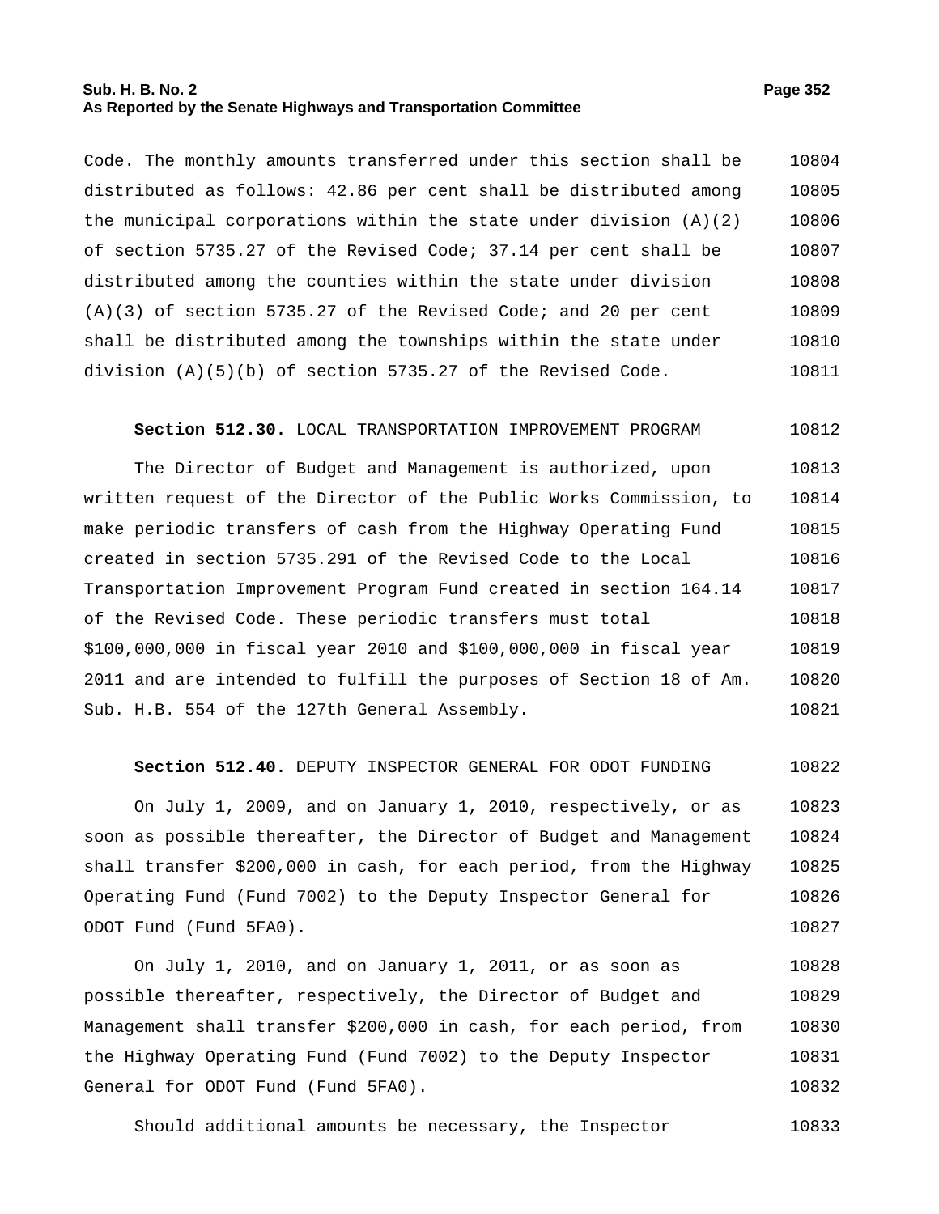Code. The monthly amounts transferred under this section shall be distributed as follows: 42.86 per cent shall be distributed among the municipal corporations within the state under division (A)(2) of section 5735.27 of the Revised Code; 37.14 per cent shall be distributed among the counties within the state under division (A)(3) of section 5735.27 of the Revised Code; and 20 per cent shall be distributed among the townships within the state under division (A)(5)(b) of section 5735.27 of the Revised Code.

**Section 512.30.** LOCAL TRANSPORTATION IMPROVEMENT PROGRAM

The Director of Budget and Management is authorized, upon written request of the Director of the Public Works Commission, to make periodic transfers of cash from the Highway Operating Fund created in section 5735.291 of the Revised Code to the Local Transportation Improvement Program Fund created in section 164.14 of the Revised Code. These periodic transfers must total $100,000,000 in fiscal year 2010 and $100,000,000 in fiscal year 2011 and are intended to fulfill the purposes of Section 18 of Am. Sub. H.B. 554 of the 127th General Assembly.

**Section 512.40.** DEPUTY INSPECTOR GENERAL FOR ODOT FUNDING

On July 1, 2009, and on January 1, 2010, respectively, or as soon as possible thereafter, the Director of Budget and Management shall transfer $200,000 in cash, for each period, from the Highway Operating Fund (Fund 7002) to the Deputy Inspector General for ODOT Fund (Fund 5FA0).

On July 1, 2010, and on January 1, 2011, or as soon as possible thereafter, respectively, the Director of Budget and Management shall transfer $200,000 in cash, for each period, from the Highway Operating Fund (Fund 7002) to the Deputy Inspector General for ODOT Fund (Fund 5FA0).

Should additional amounts be necessary, the Inspector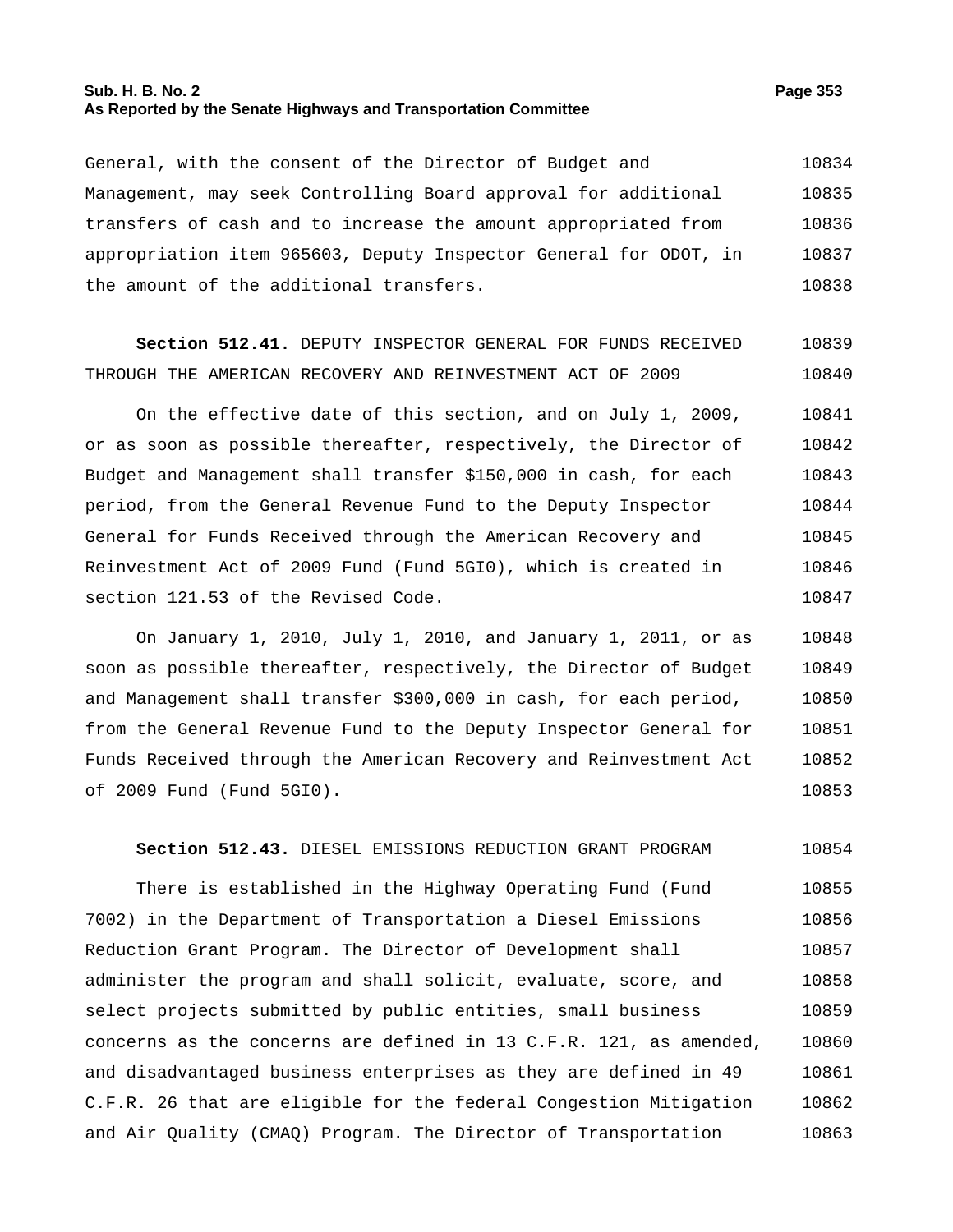General, with the consent of the Director of Budget and Management, may seek Controlling Board approval for additional transfers of cash and to increase the amount appropriated from appropriation item 965603, Deputy Inspector General for ODOT, in the amount of the additional transfers.

**Section 512.41.** DEPUTY INSPECTOR GENERAL FOR FUNDS RECEIVED THROUGH THE AMERICAN RECOVERY AND REINVESTMENT ACT OF 2009

On the effective date of this section, and on July 1, 2009, or as soon as possible thereafter, respectively, the Director of Budget and Management shall transfer $150,000 in cash, for each period, from the General Revenue Fund to the Deputy Inspector General for Funds Received through the American Recovery and Reinvestment Act of 2009 Fund (Fund 5GI0), which is created in section 121.53 of the Revised Code.

On January 1, 2010, July 1, 2010, and January 1, 2011, or as soon as possible thereafter, respectively, the Director of Budget and Management shall transfer $300,000 in cash, for each period, from the General Revenue Fund to the Deputy Inspector General for Funds Received through the American Recovery and Reinvestment Act of 2009 Fund (Fund 5GI0).

**Section 512.43.** DIESEL EMISSIONS REDUCTION GRANT PROGRAM

There is established in the Highway Operating Fund (Fund 7002) in the Department of Transportation a Diesel Emissions Reduction Grant Program. The Director of Development shall administer the program and shall solicit, evaluate, score, and select projects submitted by public entities, small business concerns as the concerns are defined in 13 C.F.R. 121, as amended, and disadvantaged business enterprises as they are defined in 49 C.F.R. 26 that are eligible for the federal Congestion Mitigation and Air Quality (CMAQ) Program. The Director of Transportation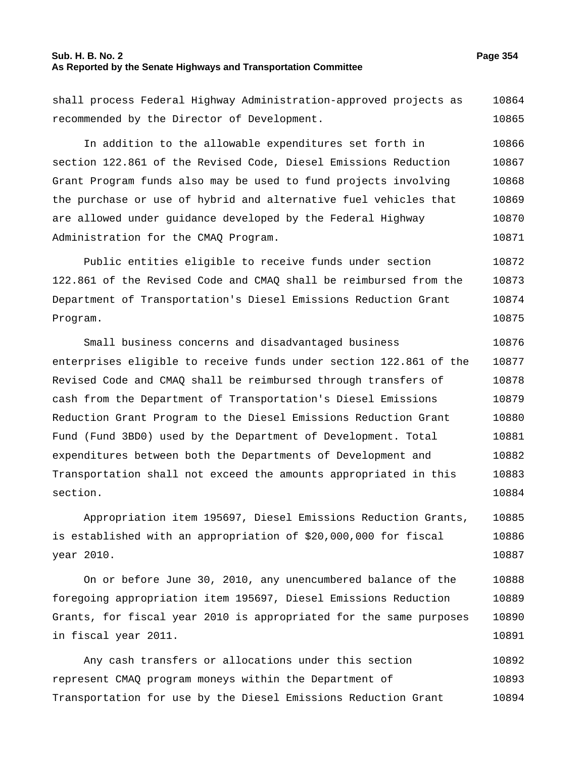shall process Federal Highway Administration-approved projects as recommended by the Director of Development.

In addition to the allowable expenditures set forth in section 122.861 of the Revised Code, Diesel Emissions Reduction Grant Program funds also may be used to fund projects involving the purchase or use of hybrid and alternative fuel vehicles that are allowed under guidance developed by the Federal Highway Administration for the CMAQ Program.

Public entities eligible to receive funds under section 122.861 of the Revised Code and CMAQ shall be reimbursed from the Department of Transportation's Diesel Emissions Reduction Grant Program.

Small business concerns and disadvantaged business enterprises eligible to receive funds under section 122.861 of the Revised Code and CMAQ shall be reimbursed through transfers of cash from the Department of Transportation's Diesel Emissions Reduction Grant Program to the Diesel Emissions Reduction Grant Fund (Fund 3BD0) used by the Department of Development. Total expenditures between both the Departments of Development and Transportation shall not exceed the amounts appropriated in this section.

Appropriation item 195697, Diesel Emissions Reduction Grants, is established with an appropriation of $20,000,000 for fiscal year 2010.

On or before June 30, 2010, any unencumbered balance of the foregoing appropriation item 195697, Diesel Emissions Reduction Grants, for fiscal year 2010 is appropriated for the same purposes in fiscal year 2011.

Any cash transfers or allocations under this section represent CMAQ program moneys within the Department of Transportation for use by the Diesel Emissions Reduction Grant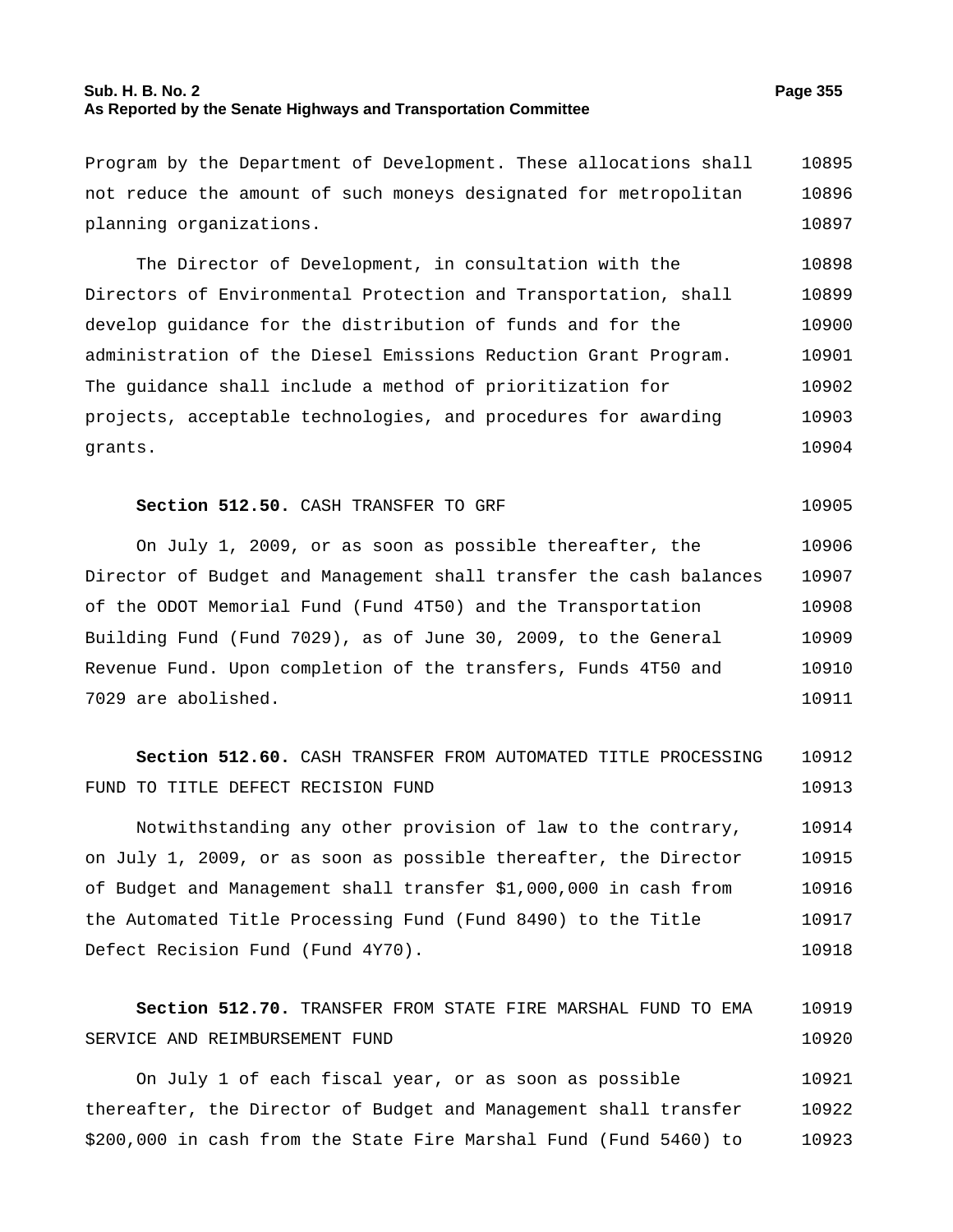Program by the Department of Development. These allocations shall not reduce the amount of such moneys designated for metropolitan planning organizations.

The Director of Development, in consultation with the Directors of Environmental Protection and Transportation, shall develop guidance for the distribution of funds and for the administration of the Diesel Emissions Reduction Grant Program. The guidance shall include a method of prioritization for projects, acceptable technologies, and procedures for awarding grants.

**Section 512.50.** CASH TRANSFER TO GRF

On July 1, 2009, or as soon as possible thereafter, the Director of Budget and Management shall transfer the cash balances of the ODOT Memorial Fund (Fund 4T50) and the Transportation Building Fund (Fund 7029), as of June 30, 2009, to the General Revenue Fund. Upon completion of the transfers, Funds 4T50 and 7029 are abolished.

**Section 512.60.** CASH TRANSFER FROM AUTOMATED TITLE PROCESSING FUND TO TITLE DEFECT RECISION FUND

Notwithstanding any other provision of law to the contrary, on July 1, 2009, or as soon as possible thereafter, the Director of Budget and Management shall transfer $1,000,000 in cash from the Automated Title Processing Fund (Fund 8490) to the Title Defect Recision Fund (Fund 4Y70).

**Section 512.70.** TRANSFER FROM STATE FIRE MARSHAL FUND TO EMA SERVICE AND REIMBURSEMENT FUND

On July 1 of each fiscal year, or as soon as possible thereafter, the Director of Budget and Management shall transfer $200,000 in cash from the State Fire Marshal Fund (Fund 5460) to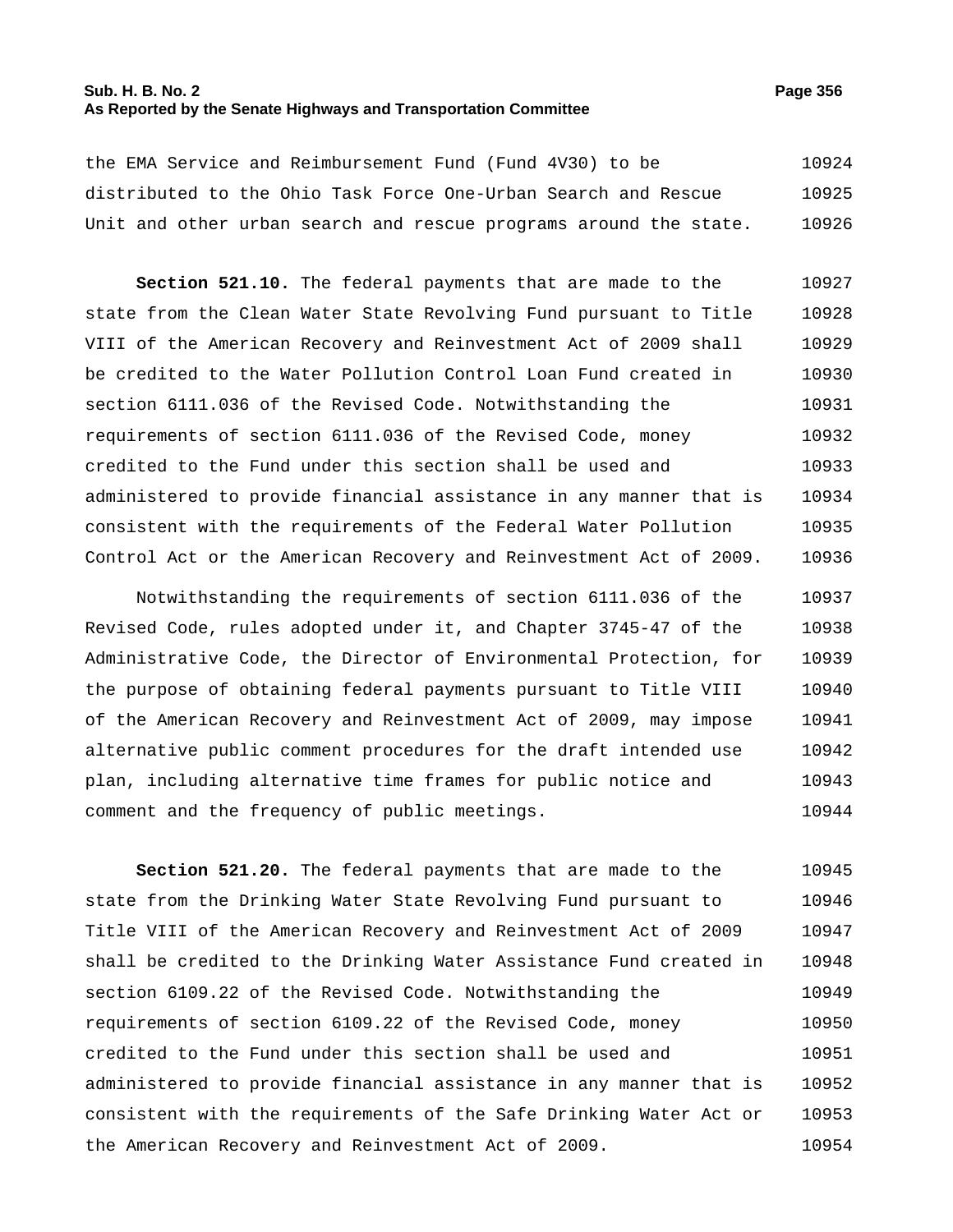the EMA Service and Reimbursement Fund (Fund 4V30) to be distributed to the Ohio Task Force One-Urban Search and Rescue Unit and other urban search and rescue programs around the state.

**Section 521.10.** The federal payments that are made to the state from the Clean Water State Revolving Fund pursuant to Title VIII of the American Recovery and Reinvestment Act of 2009 shall be credited to the Water Pollution Control Loan Fund created in section 6111.036 of the Revised Code. Notwithstanding the requirements of section 6111.036 of the Revised Code, money credited to the Fund under this section shall be used and administered to provide financial assistance in any manner that is consistent with the requirements of the Federal Water Pollution Control Act or the American Recovery and Reinvestment Act of 2009.

Notwithstanding the requirements of section 6111.036 of the Revised Code, rules adopted under it, and Chapter 3745-47 of the Administrative Code, the Director of Environmental Protection, for the purpose of obtaining federal payments pursuant to Title VIII of the American Recovery and Reinvestment Act of 2009, may impose alternative public comment procedures for the draft intended use plan, including alternative time frames for public notice and comment and the frequency of public meetings.

**Section 521.20.** The federal payments that are made to the state from the Drinking Water State Revolving Fund pursuant to Title VIII of the American Recovery and Reinvestment Act of 2009 shall be credited to the Drinking Water Assistance Fund created in section 6109.22 of the Revised Code. Notwithstanding the requirements of section 6109.22 of the Revised Code, money credited to the Fund under this section shall be used and administered to provide financial assistance in any manner that is consistent with the requirements of the Safe Drinking Water Act or the American Recovery and Reinvestment Act of 2009.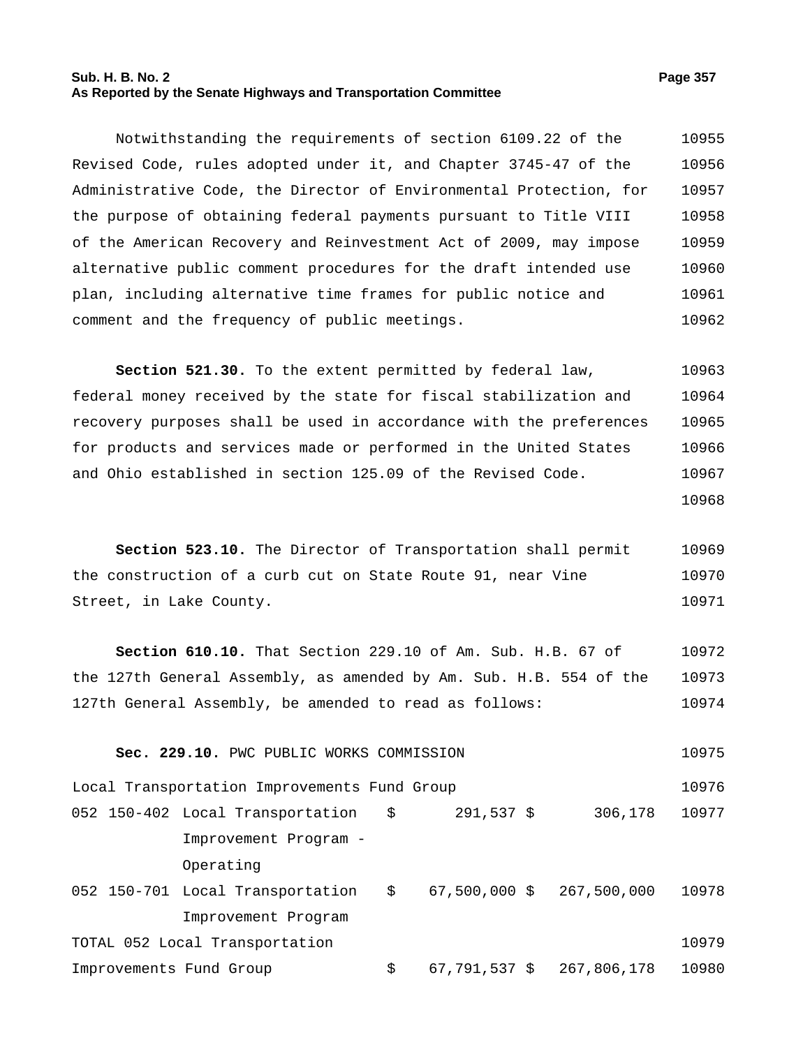Notwithstanding the requirements of section 6109.22 of the Revised Code, rules adopted under it, and Chapter 3745-47 of the Administrative Code, the Director of Environmental Protection, for the purpose of obtaining federal payments pursuant to Title VIII of the American Recovery and Reinvestment Act of 2009, may impose alternative public comment procedures for the draft intended use plan, including alternative time frames for public notice and comment and the frequency of public meetings.

**Section 521.30.** To the extent permitted by federal law, federal money received by the state for fiscal stabilization and recovery purposes shall be used in accordance with the preferences for products and services made or performed in the United States and Ohio established in section 125.09 of the Revised Code.

**Section 523.10.** The Director of Transportation shall permit the construction of a curb cut on State Route 91, near Vine Street, in Lake County.

**Section 610.10.** That Section 229.10 of Am. Sub. H.B. 67 of the 127th General Assembly, as amended by Am. Sub. H.B. 554 of the 127th General Assembly, be amended to read as follows:

**Sec. 229.10.** PWC PUBLIC WORKS COMMISSION

| | | | | |
|---|---|---|---|---|
| Local Transportation Improvements Fund Group | | | | |
| 052 | 150-402 | Local Transportation Improvement Program - Operating | $ 291,537 | $ 306,178 |
| 052 | 150-701 | Local Transportation Improvement Program | $ 67,500,000 | $ 267,500,000 |
| TOTAL 052 Local Transportation Improvements Fund Group | | | $ 67,791,537 | $ 267,806,178 |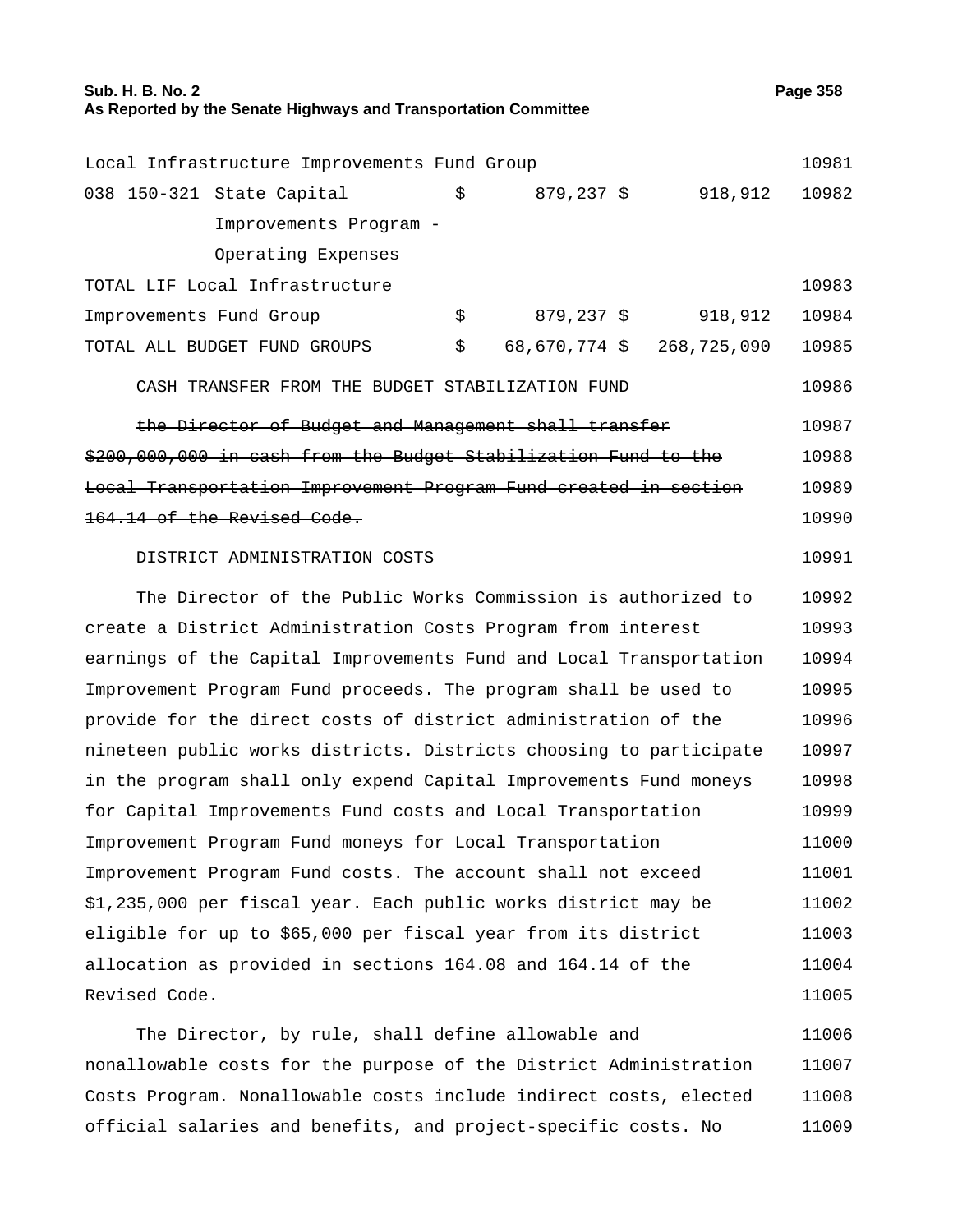| | | | | |
|---|---|---|---|---|
| Local Infrastructure Improvements Fund Group | | | | 10981 |
| 038 150-321 State Capital Improvements Program - Operating Expenses | $ | 879,237 $ | 918,912 | 10982 |
| TOTAL LIF Local Infrastructure | | | | 10983 |
| Improvements Fund Group | $ | 879,237 $ | 918,912 | 10984 |
| TOTAL ALL BUDGET FUND GROUPS | $ | 68,670,774 $ | 268,725,090 | 10985 |

~~CASH TRANSFER FROM THE BUDGET STABILIZATION FUND~~ 10986

~~the Director of Budget and Management shall transfer~~ 10987
~~$200,000,000 in cash from the Budget Stabilization Fund to the~~ 10988
~~Local Transportation Improvement Program Fund created in section~~ 10989
~~164.14 of the Revised Code.~~ 10990

DISTRICT ADMINISTRATION COSTS 10991

The Director of the Public Works Commission is authorized to 10992
create a District Administration Costs Program from interest 10993
earnings of the Capital Improvements Fund and Local Transportation 10994
Improvement Program Fund proceeds. The program shall be used to 10995
provide for the direct costs of district administration of the 10996
nineteen public works districts. Districts choosing to participate 10997
in the program shall only expend Capital Improvements Fund moneys 10998
for Capital Improvements Fund costs and Local Transportation 10999
Improvement Program Fund moneys for Local Transportation 11000
Improvement Program Fund costs. The account shall not exceed 11001
$1,235,000 per fiscal year. Each public works district may be 11002
eligible for up to $65,000 per fiscal year from its district 11003
allocation as provided in sections 164.08 and 164.14 of the 11004
Revised Code. 11005

The Director, by rule, shall define allowable and 11006
nonallowable costs for the purpose of the District Administration 11007
Costs Program. Nonallowable costs include indirect costs, elected 11008
official salaries and benefits, and project-specific costs. No 11009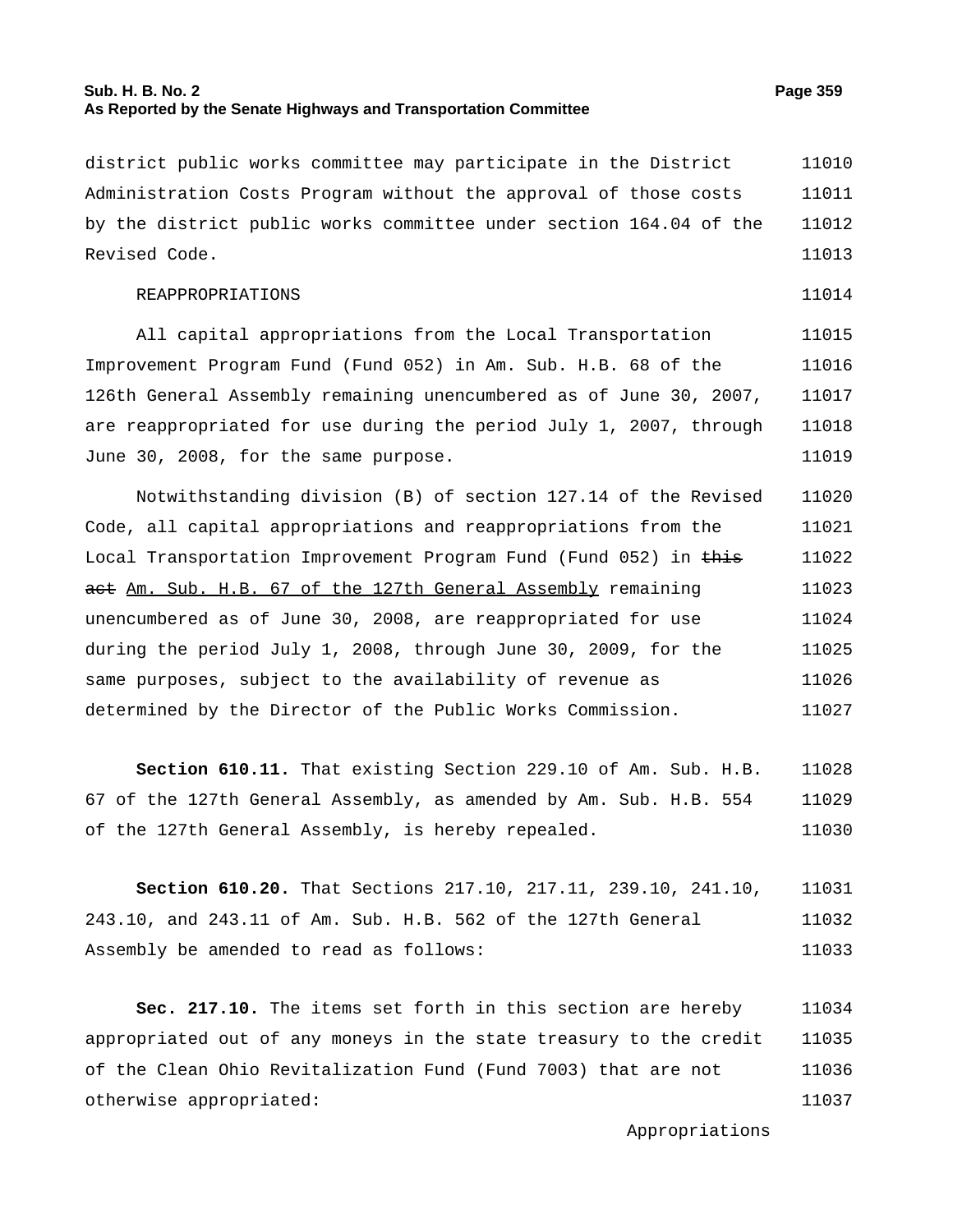district public works committee may participate in the District Administration Costs Program without the approval of those costs by the district public works committee under section 164.04 of the Revised Code.

REAPPROPRIATIONS

All capital appropriations from the Local Transportation Improvement Program Fund (Fund 052) in Am. Sub. H.B. 68 of the 126th General Assembly remaining unencumbered as of June 30, 2007, are reappropriated for use during the period July 1, 2007, through June 30, 2008, for the same purpose.

Notwithstanding division (B) of section 127.14 of the Revised Code, all capital appropriations and reappropriations from the Local Transportation Improvement Program Fund (Fund 052) in ~~this act~~ Am. Sub. H.B. 67 of the 127th General Assembly remaining unencumbered as of June 30, 2008, are reappropriated for use during the period July 1, 2008, through June 30, 2009, for the same purposes, subject to the availability of revenue as determined by the Director of the Public Works Commission.

**Section 610.11.** That existing Section 229.10 of Am. Sub. H.B. 67 of the 127th General Assembly, as amended by Am. Sub. H.B. 554 of the 127th General Assembly, is hereby repealed.

**Section 610.20.** That Sections 217.10, 217.11, 239.10, 241.10, 243.10, and 243.11 of Am. Sub. H.B. 562 of the 127th General Assembly be amended to read as follows:

**Sec. 217.10.** The items set forth in this section are hereby appropriated out of any moneys in the state treasury to the credit of the Clean Ohio Revitalization Fund (Fund 7003) that are not otherwise appropriated:

Appropriations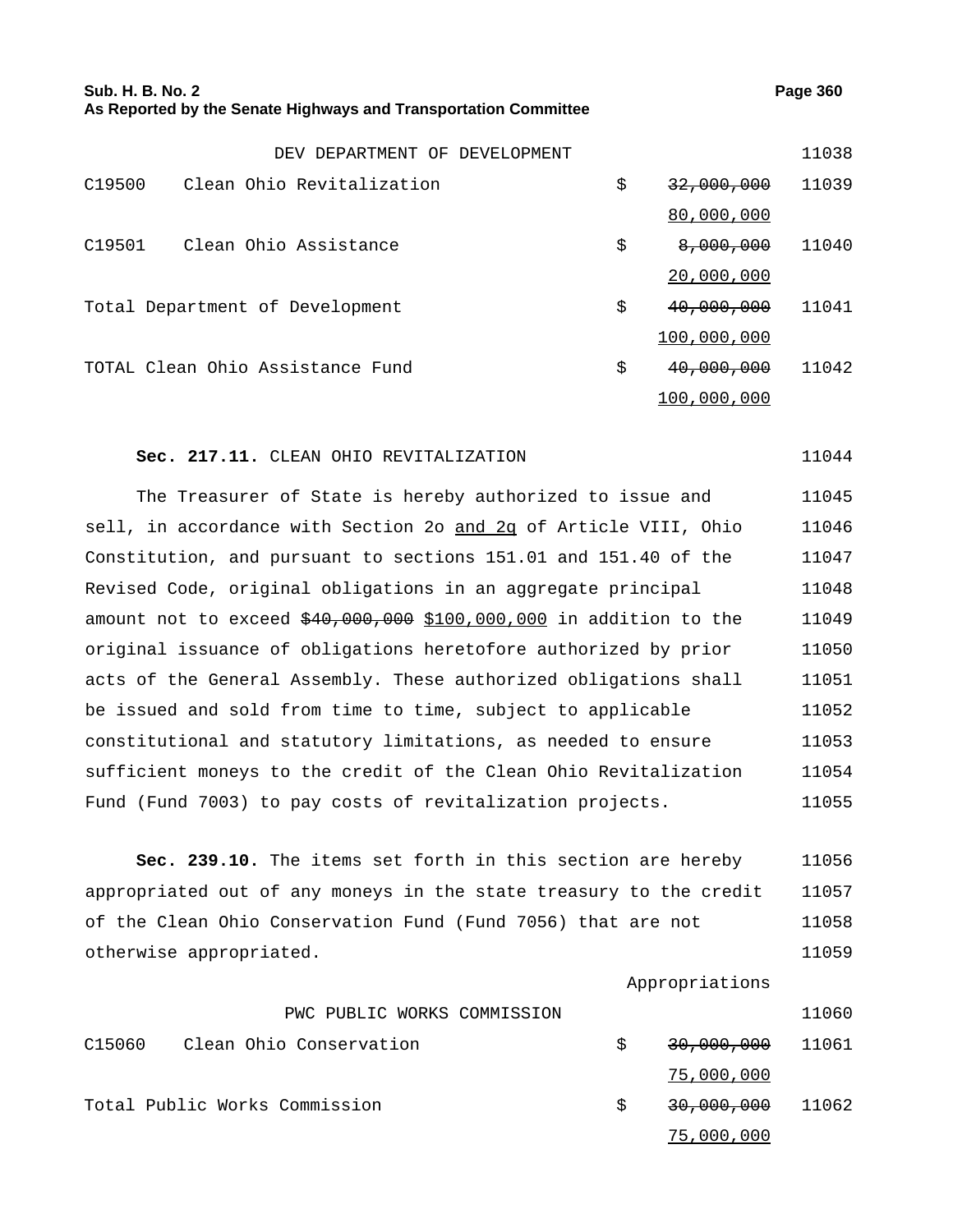| | DEV DEPARTMENT OF DEVELOPMENT | | | 11038 |
|---|---|---|---|---|
| C19500 | Clean Ohio Revitalization | $ | ~~32,000,000~~ 80,000,000 | 11039 |
| C19501 | Clean Ohio Assistance | $ | ~~8,000,000~~ 20,000,000 | 11040 |
| Total Department of Development | | $ | ~~40,000,000~~ 100,000,000 | 11041 |
| TOTAL Clean Ohio Assistance Fund | | $ | ~~40,000,000~~ 100,000,000 | 11042 |

**Sec. 217.11.** CLEAN OHIO REVITALIZATION 11044

The Treasurer of State is hereby authorized to issue and sell, in accordance with Section 2o and 2q of Article VIII, Ohio Constitution, and pursuant to sections 151.01 and 151.40 of the Revised Code, original obligations in an aggregate principal amount not to exceed ~~$40,000,000~~ $100,000,000 in addition to the original issuance of obligations heretofore authorized by prior acts of the General Assembly. These authorized obligations shall be issued and sold from time to time, subject to applicable constitutional and statutory limitations, as needed to ensure sufficient moneys to the credit of the Clean Ohio Revitalization Fund (Fund 7003) to pay costs of revitalization projects. 11045–11055

**Sec. 239.10.** The items set forth in this section are hereby appropriated out of any moneys in the state treasury to the credit of the Clean Ohio Conservation Fund (Fund 7056) that are not otherwise appropriated. 11056–11059

| | | | Appropriations | |
|---|---|---|---|---|
| | PWC PUBLIC WORKS COMMISSION | | | 11060 |
| C15060 | Clean Ohio Conservation | $ | ~~30,000,000~~ 75,000,000 | 11061 |
| Total Public Works Commission | | $ | ~~30,000,000~~ 75,000,000 | 11062 |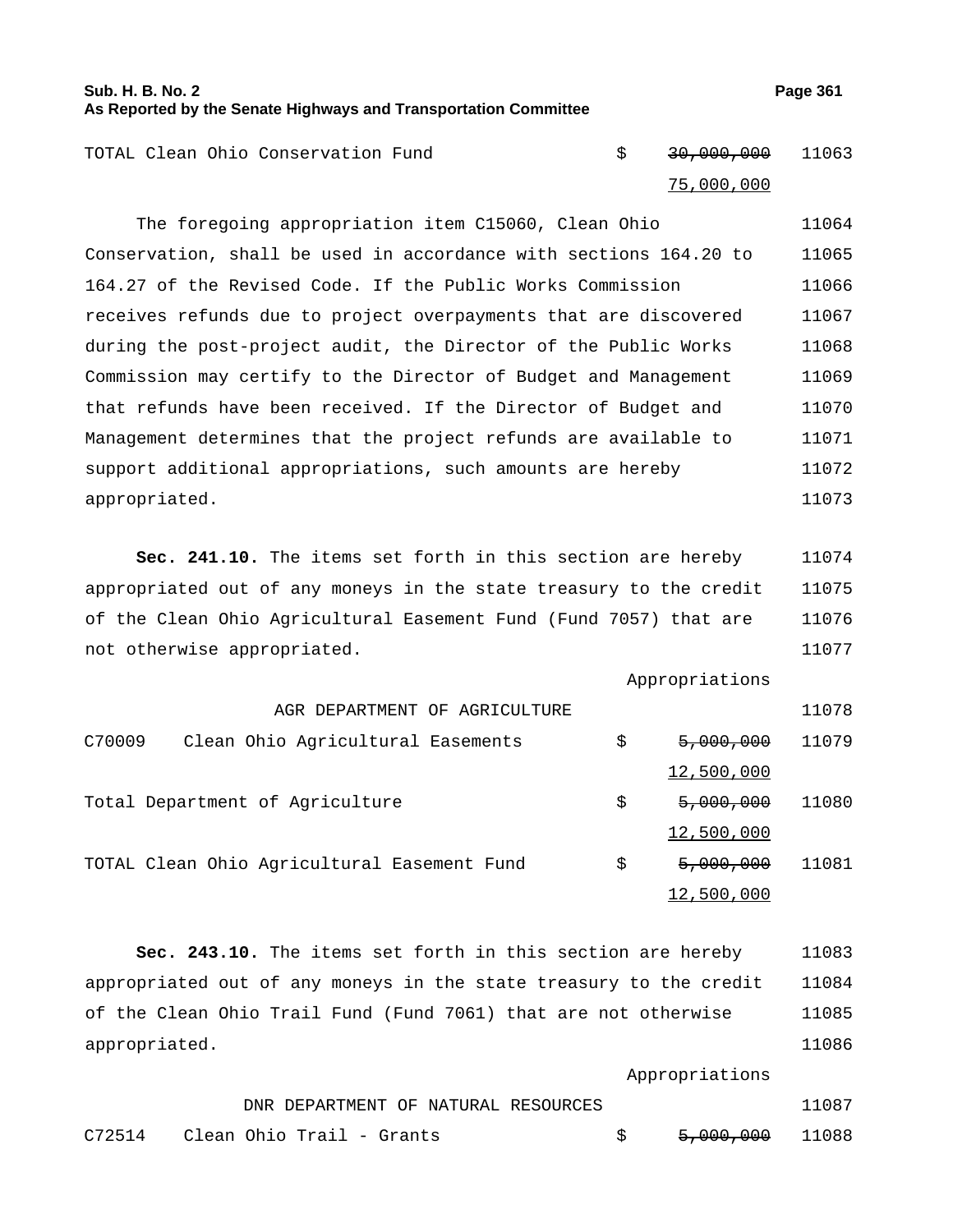| | | | | |
|---|---|---|---|---|
| TOTAL Clean Ohio Conservation Fund | | $ | ~~30,000,000~~ 75,000,000 | 11063 |

The foregoing appropriation item C15060, Clean Ohio Conservation, shall be used in accordance with sections 164.20 to 164.27 of the Revised Code. If the Public Works Commission receives refunds due to project overpayments that are discovered during the post-project audit, the Director of the Public Works Commission may certify to the Director of Budget and Management that refunds have been received. If the Director of Budget and Management determines that the project refunds are available to support additional appropriations, such amounts are hereby appropriated.

**Sec. 241.10.** The items set forth in this section are hereby appropriated out of any moneys in the state treasury to the credit of the Clean Ohio Agricultural Easement Fund (Fund 7057) that are not otherwise appropriated.

| | | | Appropriations | |
|---|---|---|---|---|
| | AGR DEPARTMENT OF AGRICULTURE | | | 11078 |
| C70009 | Clean Ohio Agricultural Easements | $ | ~~5,000,000~~ 12,500,000 | 11079 |
| Total Department of Agriculture | | $ | ~~5,000,000~~ 12,500,000 | 11080 |
| TOTAL Clean Ohio Agricultural Easement Fund | | $ | ~~5,000,000~~ 12,500,000 | 11081 |

**Sec. 243.10.** The items set forth in this section are hereby appropriated out of any moneys in the state treasury to the credit of the Clean Ohio Trail Fund (Fund 7061) that are not otherwise appropriated.

| | | | Appropriations | |
|---|---|---|---|---|
| | DNR DEPARTMENT OF NATURAL RESOURCES | | | 11087 |
| C72514 | Clean Ohio Trail - Grants | $ | ~~5,000,000~~ | 11088 |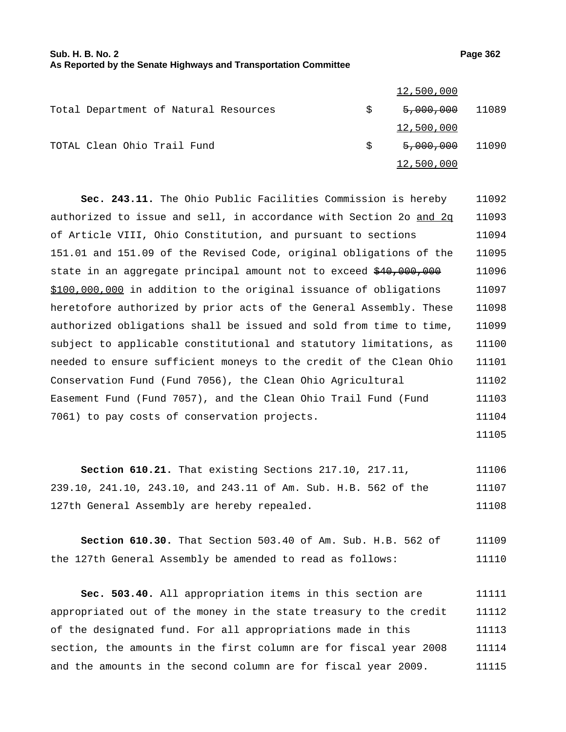| | | | |
|---|---|---|---|
| | | <u>12,500,000</u> | |
| Total Department of Natural Resources | $ | ~~5,000,000~~ | 11089 |
| | | <u>12,500,000</u> | |
| TOTAL Clean Ohio Trail Fund | $ | ~~5,000,000~~ | 11090 |
| | | <u>12,500,000</u> | |

**Sec. 243.11.** The Ohio Public Facilities Commission is hereby authorized to issue and sell, in accordance with Section 2o <u>and 2q</u> of Article VIII, Ohio Constitution, and pursuant to sections 151.01 and 151.09 of the Revised Code, original obligations of the state in an aggregate principal amount not to exceed ~~$40,000,000~~ <u>$100,000,000</u> in addition to the original issuance of obligations heretofore authorized by prior acts of the General Assembly. These authorized obligations shall be issued and sold from time to time, subject to applicable constitutional and statutory limitations, as needed to ensure sufficient moneys to the credit of the Clean Ohio Conservation Fund (Fund 7056), the Clean Ohio Agricultural Easement Fund (Fund 7057), and the Clean Ohio Trail Fund (Fund 7061) to pay costs of conservation projects.

**Section 610.21.** That existing Sections 217.10, 217.11, 239.10, 241.10, 243.10, and 243.11 of Am. Sub. H.B. 562 of the 127th General Assembly are hereby repealed.

**Section 610.30.** That Section 503.40 of Am. Sub. H.B. 562 of the 127th General Assembly be amended to read as follows:

**Sec. 503.40.** All appropriation items in this section are appropriated out of the money in the state treasury to the credit of the designated fund. For all appropriations made in this section, the amounts in the first column are for fiscal year 2008 and the amounts in the second column are for fiscal year 2009.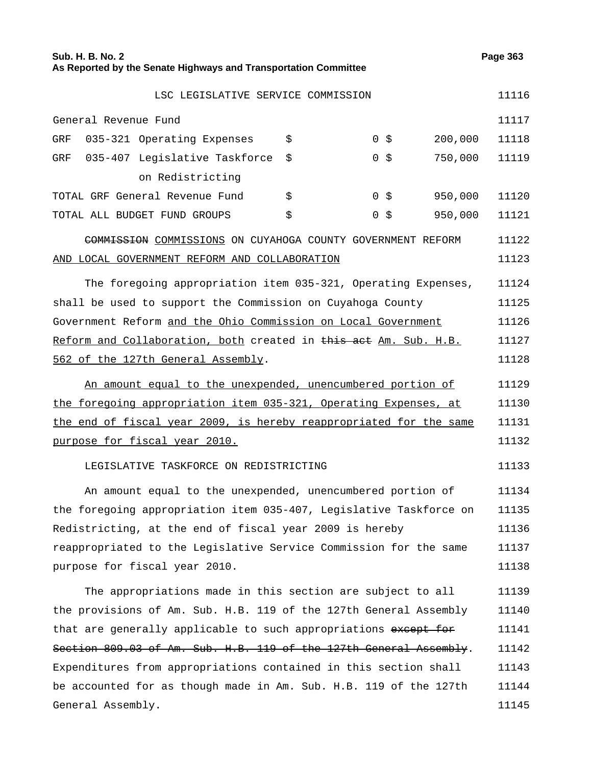LSC LEGISLATIVE SERVICE COMMISSION 11116

| | | | | | | |
|---|---|---|---|---|---|---|
| General Revenue Fund | | | | | | 11117 |
| GRF | 035-321 Operating Expenses | $ | 0 | $ | 200,000 | 11118 |
| GRF | 035-407 Legislative Taskforce on Redistricting | $ | 0 | $ | 750,000 | 11119 |
| TOTAL GRF General Revenue Fund | | $ | 0 | $ | 950,000 | 11120 |
| TOTAL ALL BUDGET FUND GROUPS | | $ | 0 | $ | 950,000 | 11121 |

~~COMMISSION~~ COMMISSIONS ON CUYAHOGA COUNTY GOVERNMENT REFORM AND LOCAL GOVERNMENT REFORM AND COLLABORATION 11122 11123

The foregoing appropriation item 035-321, Operating Expenses, shall be used to support the Commission on Cuyahoga County Government Reform and the Ohio Commission on Local Government Reform and Collaboration, both created in ~~this act~~ Am. Sub. H.B. 562 of the 127th General Assembly. 11124 11125 11126 11127 11128

An amount equal to the unexpended, unencumbered portion of the foregoing appropriation item 035-321, Operating Expenses, at the end of fiscal year 2009, is hereby reappropriated for the same purpose for fiscal year 2010. 11129 11130 11131 11132

LEGISLATIVE TASKFORCE ON REDISTRICTING 11133

An amount equal to the unexpended, unencumbered portion of the foregoing appropriation item 035-407, Legislative Taskforce on Redistricting, at the end of fiscal year 2009 is hereby reappropriated to the Legislative Service Commission for the same purpose for fiscal year 2010. 11134 11135 11136 11137 11138

The appropriations made in this section are subject to all the provisions of Am. Sub. H.B. 119 of the 127th General Assembly that are generally applicable to such appropriations ~~except for Section 809.03 of Am. Sub. H.B. 119 of the 127th General Assembly~~. Expenditures from appropriations contained in this section shall be accounted for as though made in Am. Sub. H.B. 119 of the 127th General Assembly. 11139 11140 11141 11142 11143 11144 11145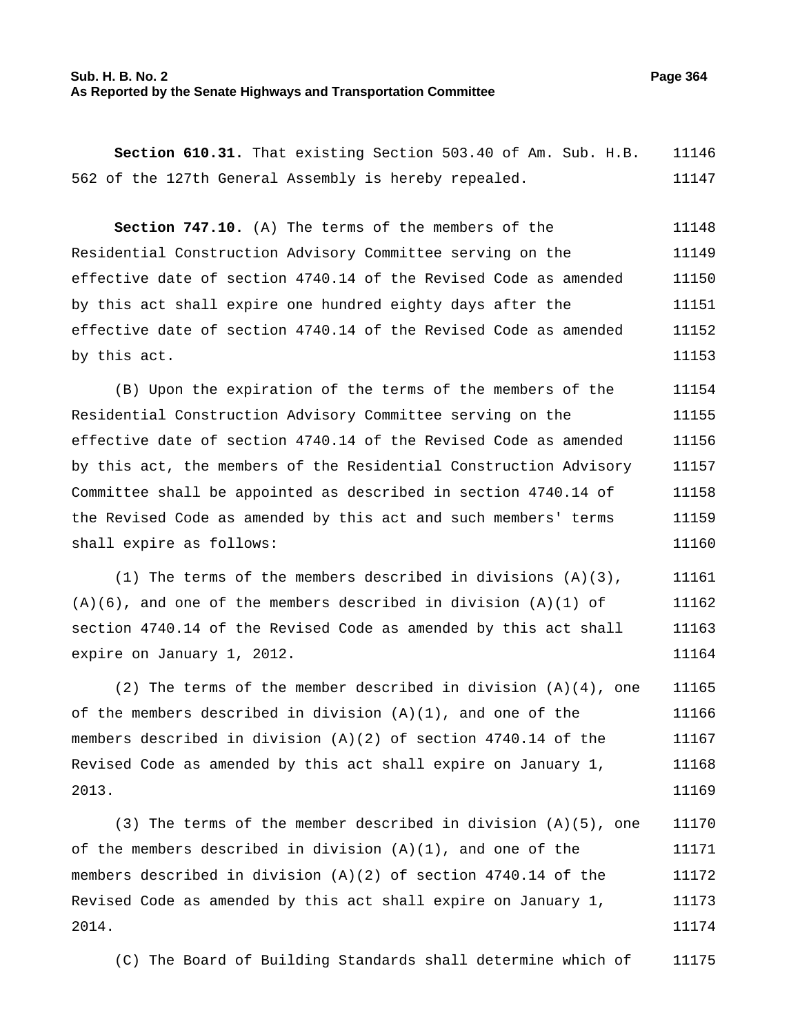**Section 610.31.** That existing Section 503.40 of Am. Sub. H.B. 562 of the 127th General Assembly is hereby repealed.

**Section 747.10.** (A) The terms of the members of the Residential Construction Advisory Committee serving on the effective date of section 4740.14 of the Revised Code as amended by this act shall expire one hundred eighty days after the effective date of section 4740.14 of the Revised Code as amended by this act.

(B) Upon the expiration of the terms of the members of the Residential Construction Advisory Committee serving on the effective date of section 4740.14 of the Revised Code as amended by this act, the members of the Residential Construction Advisory Committee shall be appointed as described in section 4740.14 of the Revised Code as amended by this act and such members' terms shall expire as follows:

(1) The terms of the members described in divisions (A)(3), (A)(6), and one of the members described in division (A)(1) of section 4740.14 of the Revised Code as amended by this act shall expire on January 1, 2012.

(2) The terms of the member described in division (A)(4), one of the members described in division (A)(1), and one of the members described in division (A)(2) of section 4740.14 of the Revised Code as amended by this act shall expire on January 1, 2013.

(3) The terms of the member described in division (A)(5), one of the members described in division (A)(1), and one of the members described in division (A)(2) of section 4740.14 of the Revised Code as amended by this act shall expire on January 1, 2014.

(C) The Board of Building Standards shall determine which of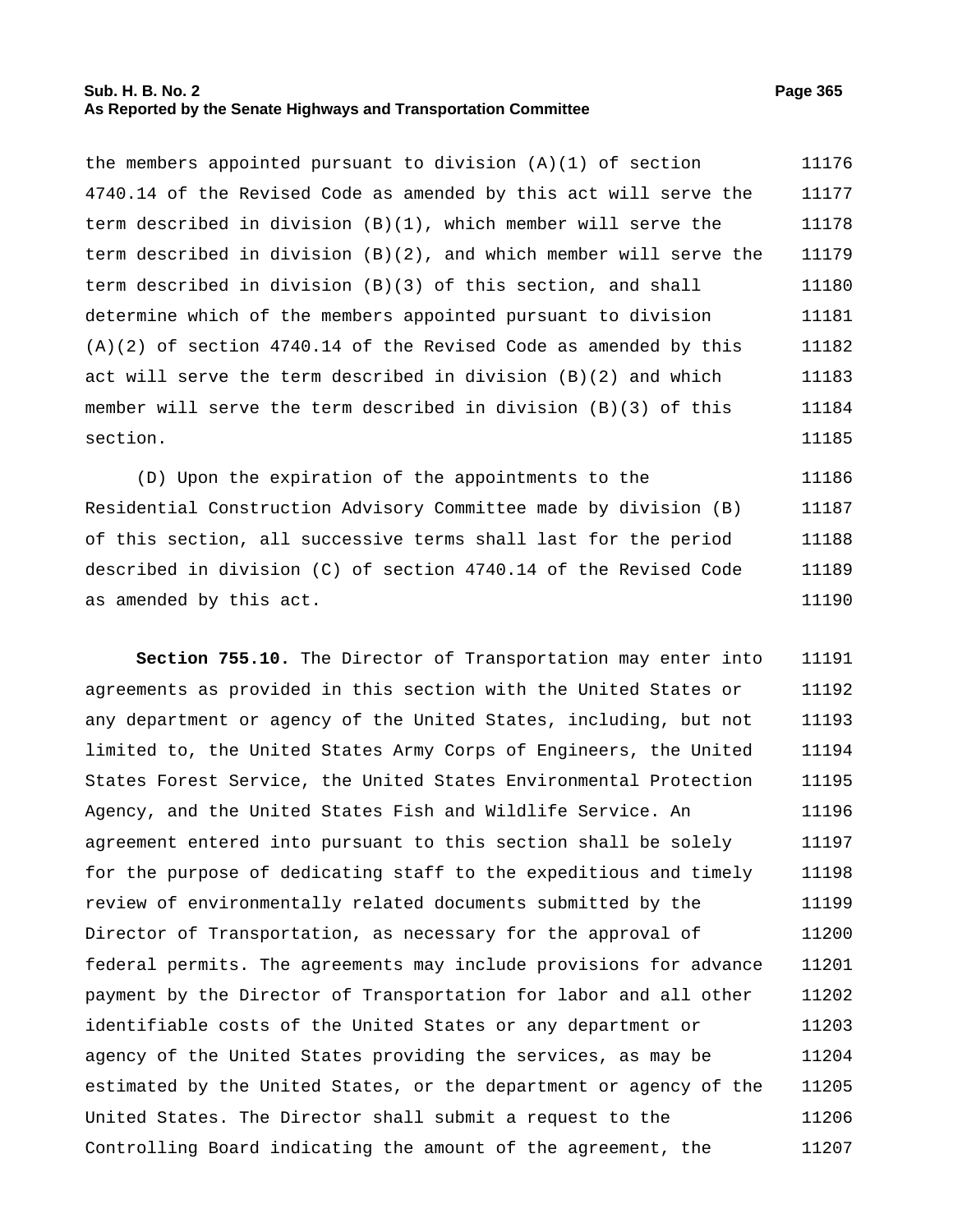the members appointed pursuant to division (A)(1) of section 4740.14 of the Revised Code as amended by this act will serve the term described in division (B)(1), which member will serve the term described in division (B)(2), and which member will serve the term described in division (B)(3) of this section, and shall determine which of the members appointed pursuant to division (A)(2) of section 4740.14 of the Revised Code as amended by this act will serve the term described in division (B)(2) and which member will serve the term described in division (B)(3) of this section.

(D) Upon the expiration of the appointments to the Residential Construction Advisory Committee made by division (B) of this section, all successive terms shall last for the period described in division (C) of section 4740.14 of the Revised Code as amended by this act.

**Section 755.10.** The Director of Transportation may enter into agreements as provided in this section with the United States or any department or agency of the United States, including, but not limited to, the United States Army Corps of Engineers, the United States Forest Service, the United States Environmental Protection Agency, and the United States Fish and Wildlife Service. An agreement entered into pursuant to this section shall be solely for the purpose of dedicating staff to the expeditious and timely review of environmentally related documents submitted by the Director of Transportation, as necessary for the approval of federal permits. The agreements may include provisions for advance payment by the Director of Transportation for labor and all other identifiable costs of the United States or any department or agency of the United States providing the services, as may be estimated by the United States, or the department or agency of the United States. The Director shall submit a request to the Controlling Board indicating the amount of the agreement, the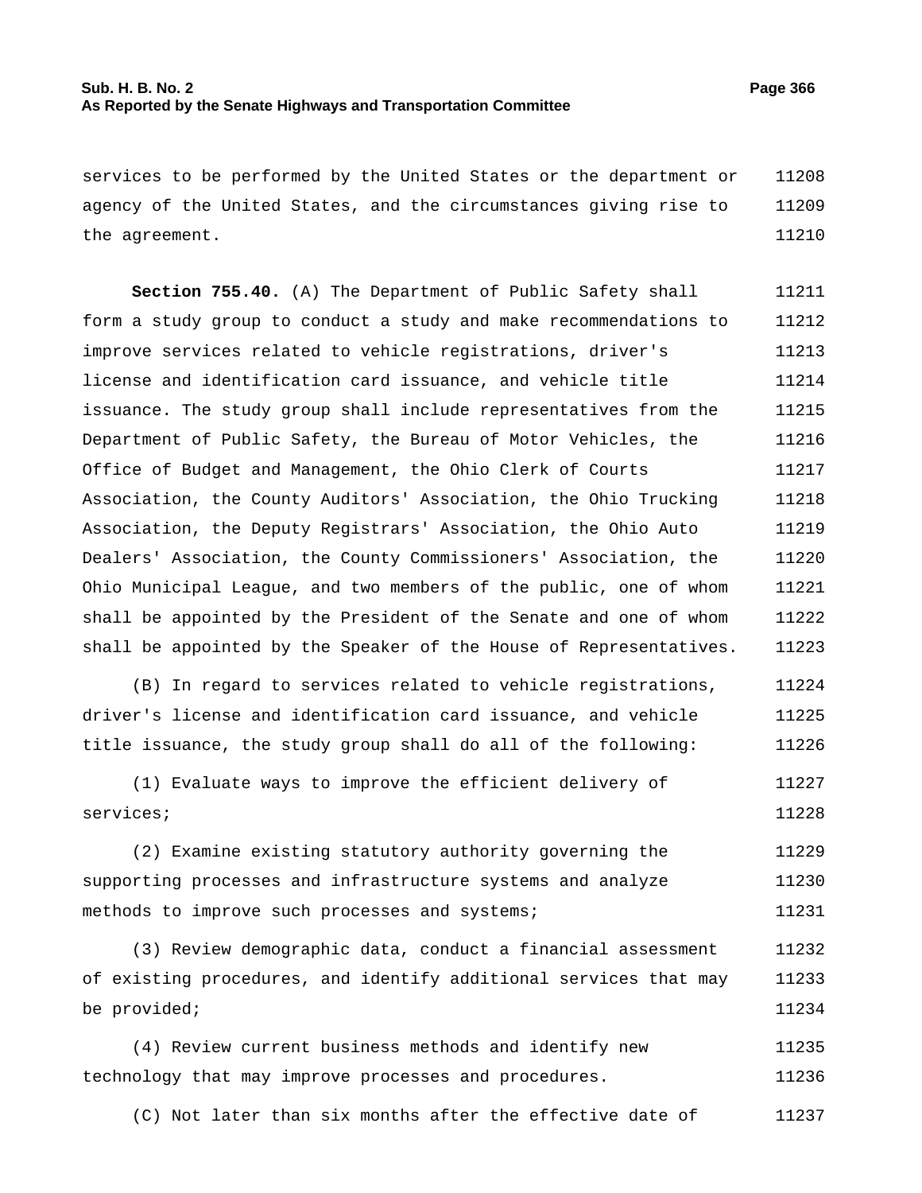services to be performed by the United States or the department or agency of the United States, and the circumstances giving rise to the agreement.

**Section 755.40.** (A) The Department of Public Safety shall form a study group to conduct a study and make recommendations to improve services related to vehicle registrations, driver's license and identification card issuance, and vehicle title issuance. The study group shall include representatives from the Department of Public Safety, the Bureau of Motor Vehicles, the Office of Budget and Management, the Ohio Clerk of Courts Association, the County Auditors' Association, the Ohio Trucking Association, the Deputy Registrars' Association, the Ohio Auto Dealers' Association, the County Commissioners' Association, the Ohio Municipal League, and two members of the public, one of whom shall be appointed by the President of the Senate and one of whom shall be appointed by the Speaker of the House of Representatives.

(B) In regard to services related to vehicle registrations, driver's license and identification card issuance, and vehicle title issuance, the study group shall do all of the following:

(1) Evaluate ways to improve the efficient delivery of services;

(2) Examine existing statutory authority governing the supporting processes and infrastructure systems and analyze methods to improve such processes and systems;

(3) Review demographic data, conduct a financial assessment of existing procedures, and identify additional services that may be provided;

(4) Review current business methods and identify new technology that may improve processes and procedures.

(C) Not later than six months after the effective date of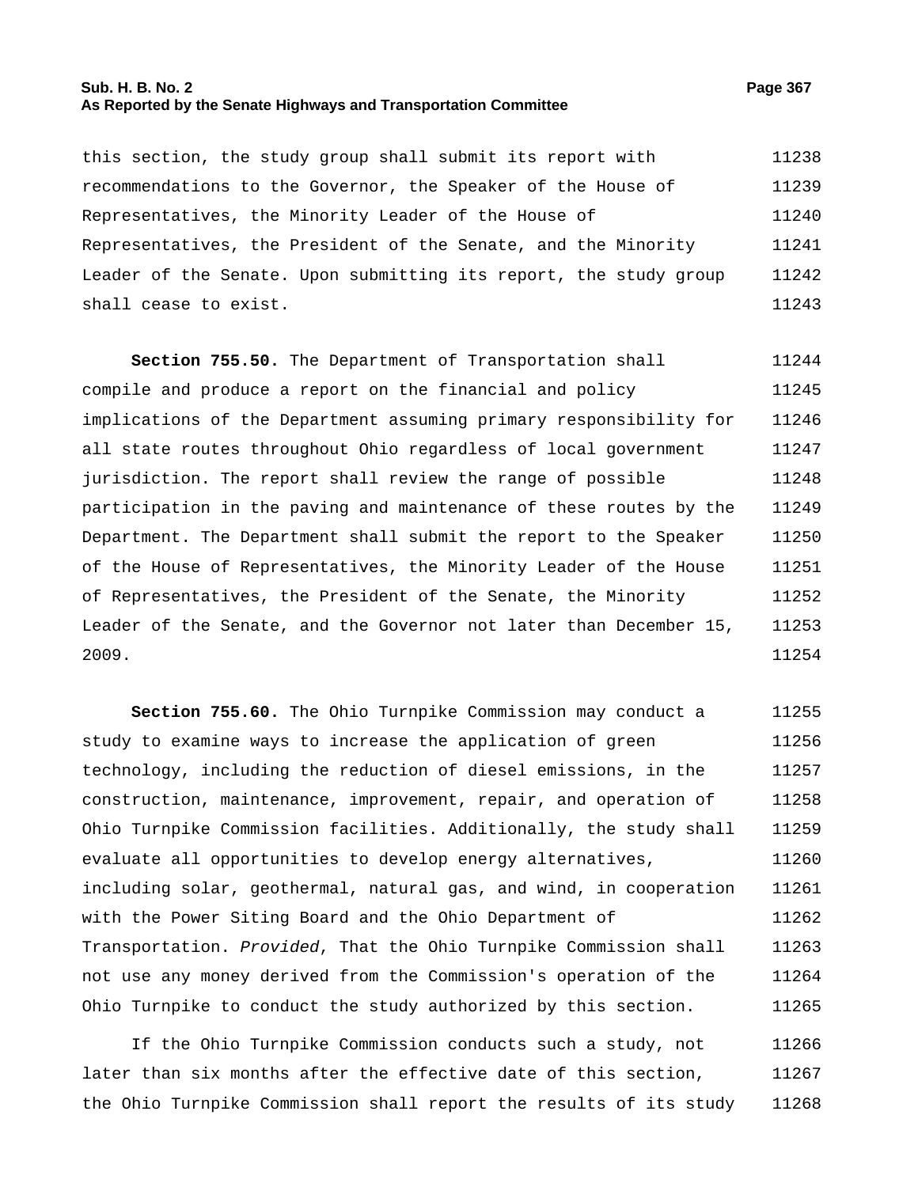this section, the study group shall submit its report with recommendations to the Governor, the Speaker of the House of Representatives, the Minority Leader of the House of Representatives, the President of the Senate, and the Minority Leader of the Senate. Upon submitting its report, the study group shall cease to exist.

**Section 755.50.** The Department of Transportation shall compile and produce a report on the financial and policy implications of the Department assuming primary responsibility for all state routes throughout Ohio regardless of local government jurisdiction. The report shall review the range of possible participation in the paving and maintenance of these routes by the Department. The Department shall submit the report to the Speaker of the House of Representatives, the Minority Leader of the House of Representatives, the President of the Senate, the Minority Leader of the Senate, and the Governor not later than December 15, 2009.

**Section 755.60.** The Ohio Turnpike Commission may conduct a study to examine ways to increase the application of green technology, including the reduction of diesel emissions, in the construction, maintenance, improvement, repair, and operation of Ohio Turnpike Commission facilities. Additionally, the study shall evaluate all opportunities to develop energy alternatives, including solar, geothermal, natural gas, and wind, in cooperation with the Power Siting Board and the Ohio Department of Transportation. *Provided*, That the Ohio Turnpike Commission shall not use any money derived from the Commission's operation of the Ohio Turnpike to conduct the study authorized by this section.

If the Ohio Turnpike Commission conducts such a study, not later than six months after the effective date of this section, the Ohio Turnpike Commission shall report the results of its study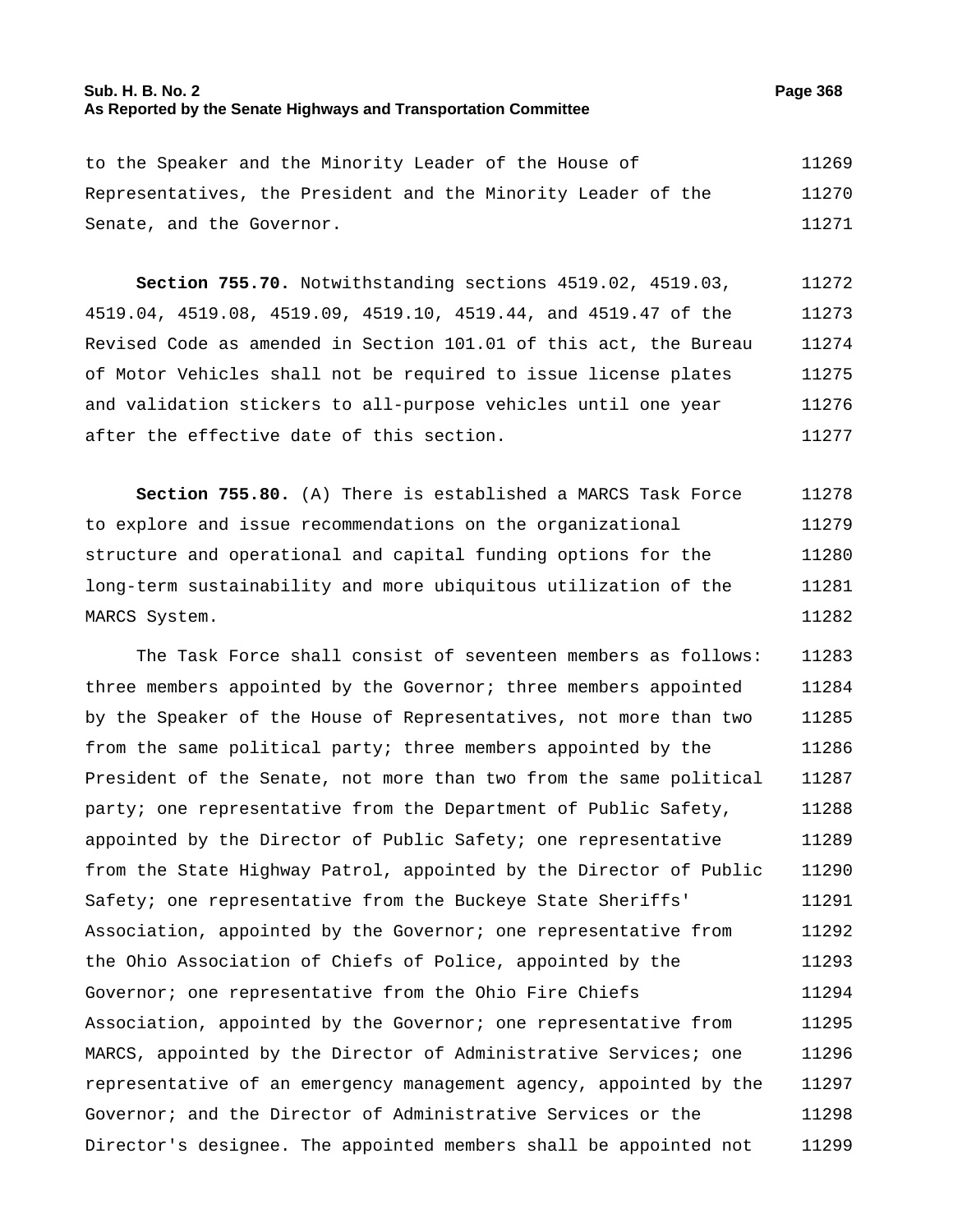to the Speaker and the Minority Leader of the House of Representatives, the President and the Minority Leader of the Senate, and the Governor.

**Section 755.70.** Notwithstanding sections 4519.02, 4519.03, 4519.04, 4519.08, 4519.09, 4519.10, 4519.44, and 4519.47 of the Revised Code as amended in Section 101.01 of this act, the Bureau of Motor Vehicles shall not be required to issue license plates and validation stickers to all-purpose vehicles until one year after the effective date of this section.

**Section 755.80.** (A) There is established a MARCS Task Force to explore and issue recommendations on the organizational structure and operational and capital funding options for the long-term sustainability and more ubiquitous utilization of the MARCS System.

The Task Force shall consist of seventeen members as follows: three members appointed by the Governor; three members appointed by the Speaker of the House of Representatives, not more than two from the same political party; three members appointed by the President of the Senate, not more than two from the same political party; one representative from the Department of Public Safety, appointed by the Director of Public Safety; one representative from the State Highway Patrol, appointed by the Director of Public Safety; one representative from the Buckeye State Sheriffs' Association, appointed by the Governor; one representative from the Ohio Association of Chiefs of Police, appointed by the Governor; one representative from the Ohio Fire Chiefs Association, appointed by the Governor; one representative from MARCS, appointed by the Director of Administrative Services; one representative of an emergency management agency, appointed by the Governor; and the Director of Administrative Services or the Director's designee. The appointed members shall be appointed not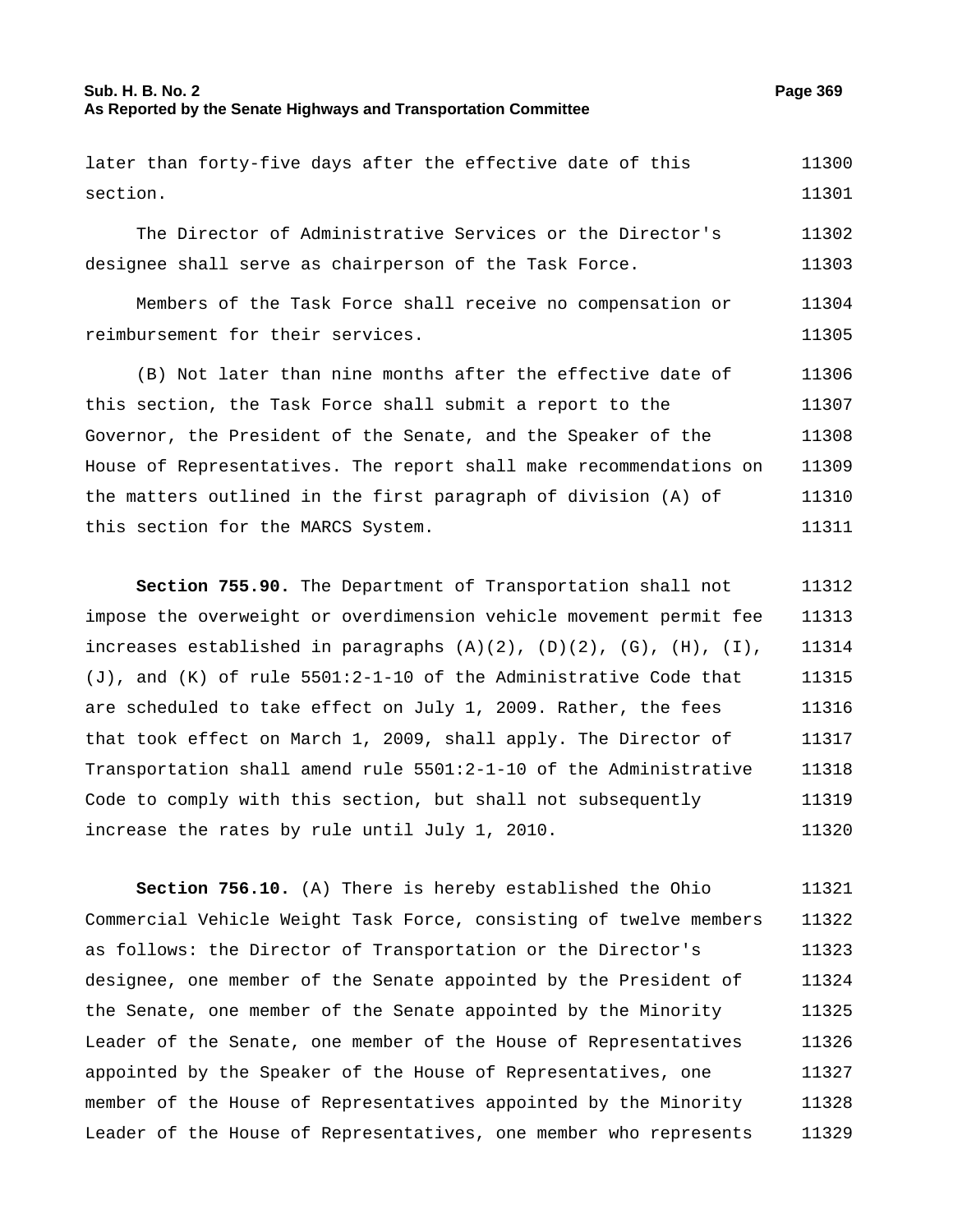later than forty-five days after the effective date of this section.

The Director of Administrative Services or the Director's designee shall serve as chairperson of the Task Force.

Members of the Task Force shall receive no compensation or reimbursement for their services.

(B) Not later than nine months after the effective date of this section, the Task Force shall submit a report to the Governor, the President of the Senate, and the Speaker of the House of Representatives. The report shall make recommendations on the matters outlined in the first paragraph of division (A) of this section for the MARCS System.

**Section 755.90.** The Department of Transportation shall not impose the overweight or overdimension vehicle movement permit fee increases established in paragraphs (A)(2), (D)(2), (G), (H), (I), (J), and (K) of rule 5501:2-1-10 of the Administrative Code that are scheduled to take effect on July 1, 2009. Rather, the fees that took effect on March 1, 2009, shall apply. The Director of Transportation shall amend rule 5501:2-1-10 of the Administrative Code to comply with this section, but shall not subsequently increase the rates by rule until July 1, 2010.

**Section 756.10.** (A) There is hereby established the Ohio Commercial Vehicle Weight Task Force, consisting of twelve members as follows: the Director of Transportation or the Director's designee, one member of the Senate appointed by the President of the Senate, one member of the Senate appointed by the Minority Leader of the Senate, one member of the House of Representatives appointed by the Speaker of the House of Representatives, one member of the House of Representatives appointed by the Minority Leader of the House of Representatives, one member who represents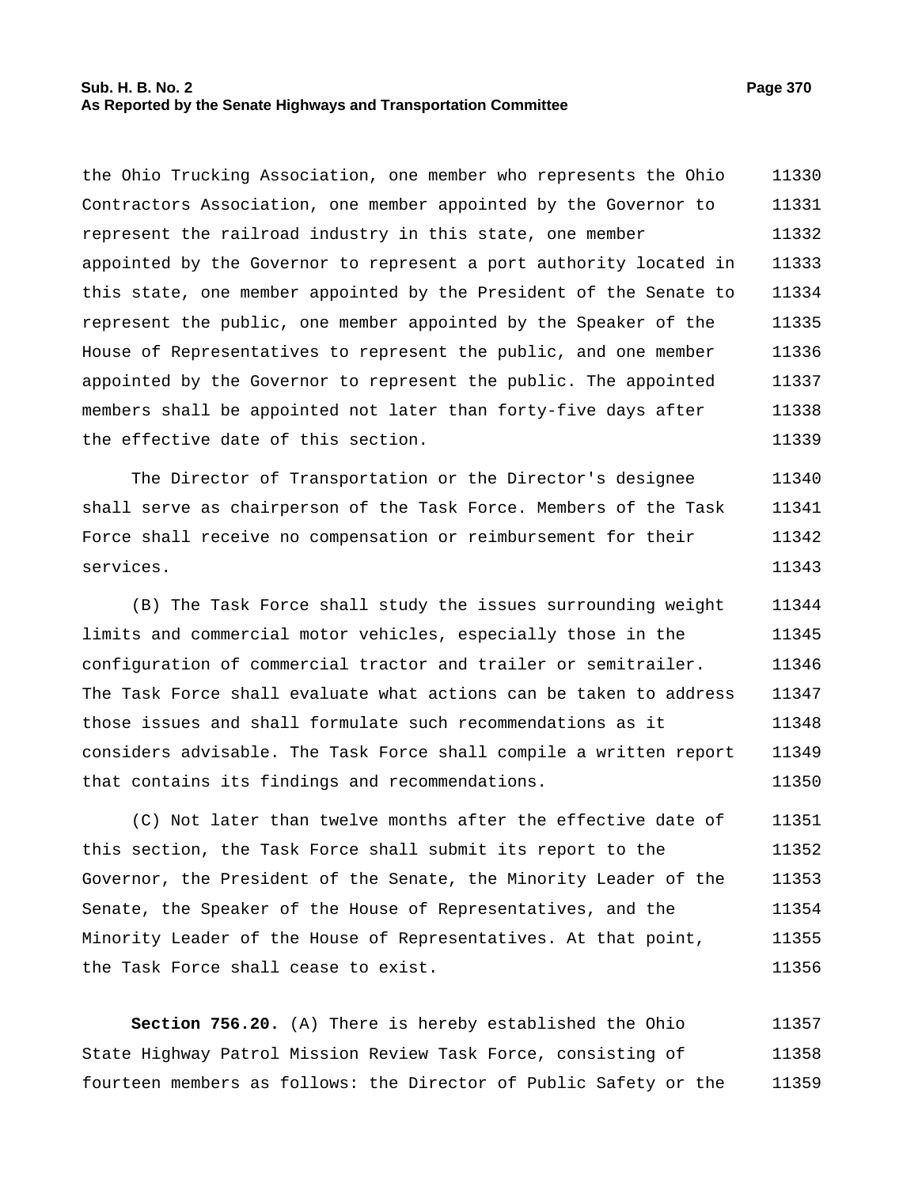the Ohio Trucking Association, one member who represents the Ohio Contractors Association, one member appointed by the Governor to represent the railroad industry in this state, one member appointed by the Governor to represent a port authority located in this state, one member appointed by the President of the Senate to represent the public, one member appointed by the Speaker of the House of Representatives to represent the public, and one member appointed by the Governor to represent the public. The appointed members shall be appointed not later than forty-five days after the effective date of this section.

The Director of Transportation or the Director's designee shall serve as chairperson of the Task Force. Members of the Task Force shall receive no compensation or reimbursement for their services.

(B) The Task Force shall study the issues surrounding weight limits and commercial motor vehicles, especially those in the configuration of commercial tractor and trailer or semitrailer. The Task Force shall evaluate what actions can be taken to address those issues and shall formulate such recommendations as it considers advisable. The Task Force shall compile a written report that contains its findings and recommendations.

(C) Not later than twelve months after the effective date of this section, the Task Force shall submit its report to the Governor, the President of the Senate, the Minority Leader of the Senate, the Speaker of the House of Representatives, and the Minority Leader of the House of Representatives. At that point, the Task Force shall cease to exist.

**Section 756.20.** (A) There is hereby established the Ohio State Highway Patrol Mission Review Task Force, consisting of fourteen members as follows: the Director of Public Safety or the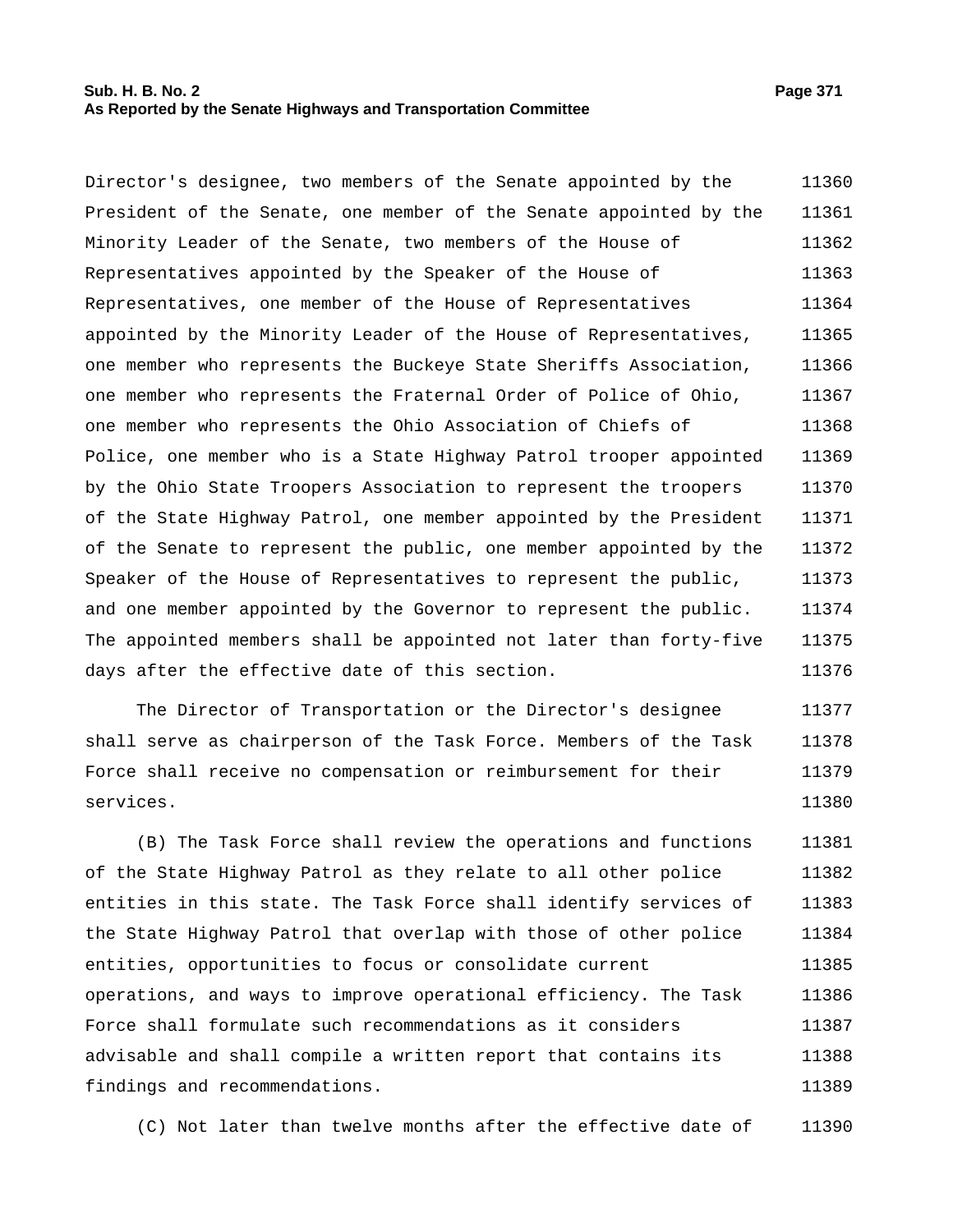Director's designee, two members of the Senate appointed by the President of the Senate, one member of the Senate appointed by the Minority Leader of the Senate, two members of the House of Representatives appointed by the Speaker of the House of Representatives, one member of the House of Representatives appointed by the Minority Leader of the House of Representatives, one member who represents the Buckeye State Sheriffs Association, one member who represents the Fraternal Order of Police of Ohio, one member who represents the Ohio Association of Chiefs of Police, one member who is a State Highway Patrol trooper appointed by the Ohio State Troopers Association to represent the troopers of the State Highway Patrol, one member appointed by the President of the Senate to represent the public, one member appointed by the Speaker of the House of Representatives to represent the public, and one member appointed by the Governor to represent the public. The appointed members shall be appointed not later than forty-five days after the effective date of this section.

The Director of Transportation or the Director's designee shall serve as chairperson of the Task Force. Members of the Task Force shall receive no compensation or reimbursement for their services.

(B) The Task Force shall review the operations and functions of the State Highway Patrol as they relate to all other police entities in this state. The Task Force shall identify services of the State Highway Patrol that overlap with those of other police entities, opportunities to focus or consolidate current operations, and ways to improve operational efficiency. The Task Force shall formulate such recommendations as it considers advisable and shall compile a written report that contains its findings and recommendations.

(C) Not later than twelve months after the effective date of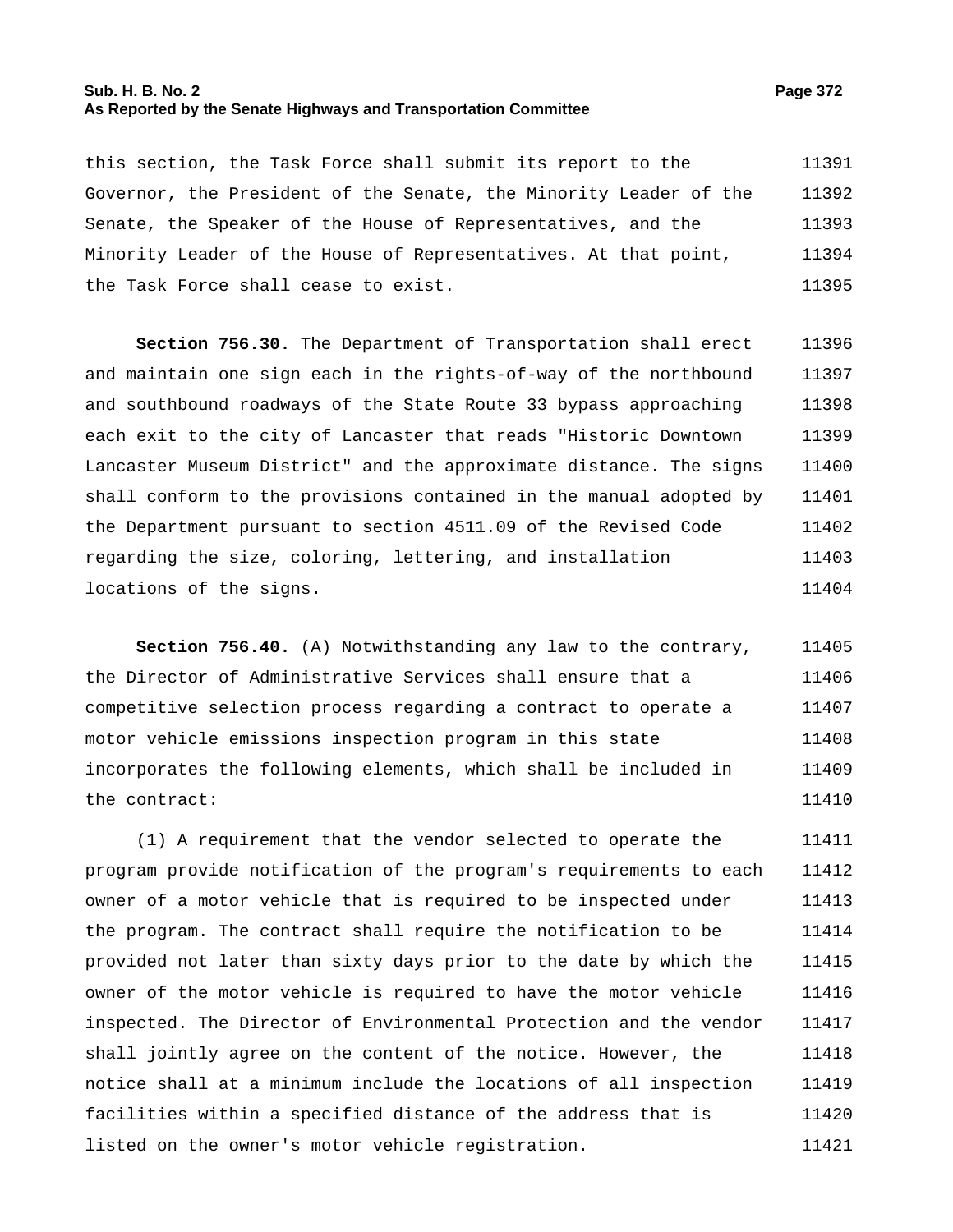this section, the Task Force shall submit its report to the Governor, the President of the Senate, the Minority Leader of the Senate, the Speaker of the House of Representatives, and the Minority Leader of the House of Representatives. At that point, the Task Force shall cease to exist.

**Section 756.30.** The Department of Transportation shall erect and maintain one sign each in the rights-of-way of the northbound and southbound roadways of the State Route 33 bypass approaching each exit to the city of Lancaster that reads "Historic Downtown Lancaster Museum District" and the approximate distance. The signs shall conform to the provisions contained in the manual adopted by the Department pursuant to section 4511.09 of the Revised Code regarding the size, coloring, lettering, and installation locations of the signs.

**Section 756.40.** (A) Notwithstanding any law to the contrary, the Director of Administrative Services shall ensure that a competitive selection process regarding a contract to operate a motor vehicle emissions inspection program in this state incorporates the following elements, which shall be included in the contract:

(1) A requirement that the vendor selected to operate the program provide notification of the program's requirements to each owner of a motor vehicle that is required to be inspected under the program. The contract shall require the notification to be provided not later than sixty days prior to the date by which the owner of the motor vehicle is required to have the motor vehicle inspected. The Director of Environmental Protection and the vendor shall jointly agree on the content of the notice. However, the notice shall at a minimum include the locations of all inspection facilities within a specified distance of the address that is listed on the owner's motor vehicle registration.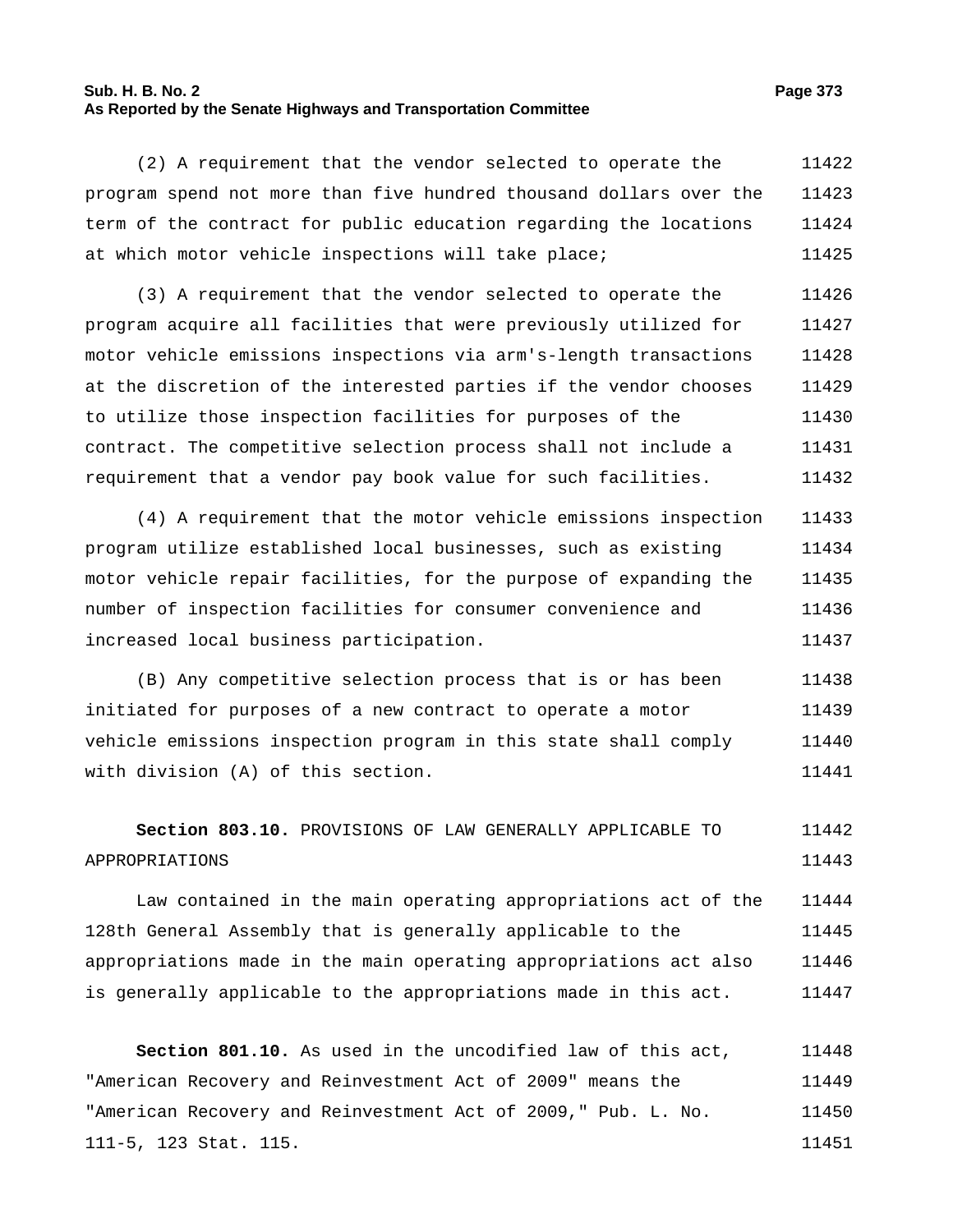(2) A requirement that the vendor selected to operate the program spend not more than five hundred thousand dollars over the term of the contract for public education regarding the locations at which motor vehicle inspections will take place;

(3) A requirement that the vendor selected to operate the program acquire all facilities that were previously utilized for motor vehicle emissions inspections via arm's-length transactions at the discretion of the interested parties if the vendor chooses to utilize those inspection facilities for purposes of the contract. The competitive selection process shall not include a requirement that a vendor pay book value for such facilities.

(4) A requirement that the motor vehicle emissions inspection program utilize established local businesses, such as existing motor vehicle repair facilities, for the purpose of expanding the number of inspection facilities for consumer convenience and increased local business participation.

(B) Any competitive selection process that is or has been initiated for purposes of a new contract to operate a motor vehicle emissions inspection program in this state shall comply with division (A) of this section.

**Section 803.10.** PROVISIONS OF LAW GENERALLY APPLICABLE TO APPROPRIATIONS

Law contained in the main operating appropriations act of the 128th General Assembly that is generally applicable to the appropriations made in the main operating appropriations act also is generally applicable to the appropriations made in this act.

**Section 801.10.** As used in the uncodified law of this act, "American Recovery and Reinvestment Act of 2009" means the "American Recovery and Reinvestment Act of 2009," Pub. L. No. 111-5, 123 Stat. 115.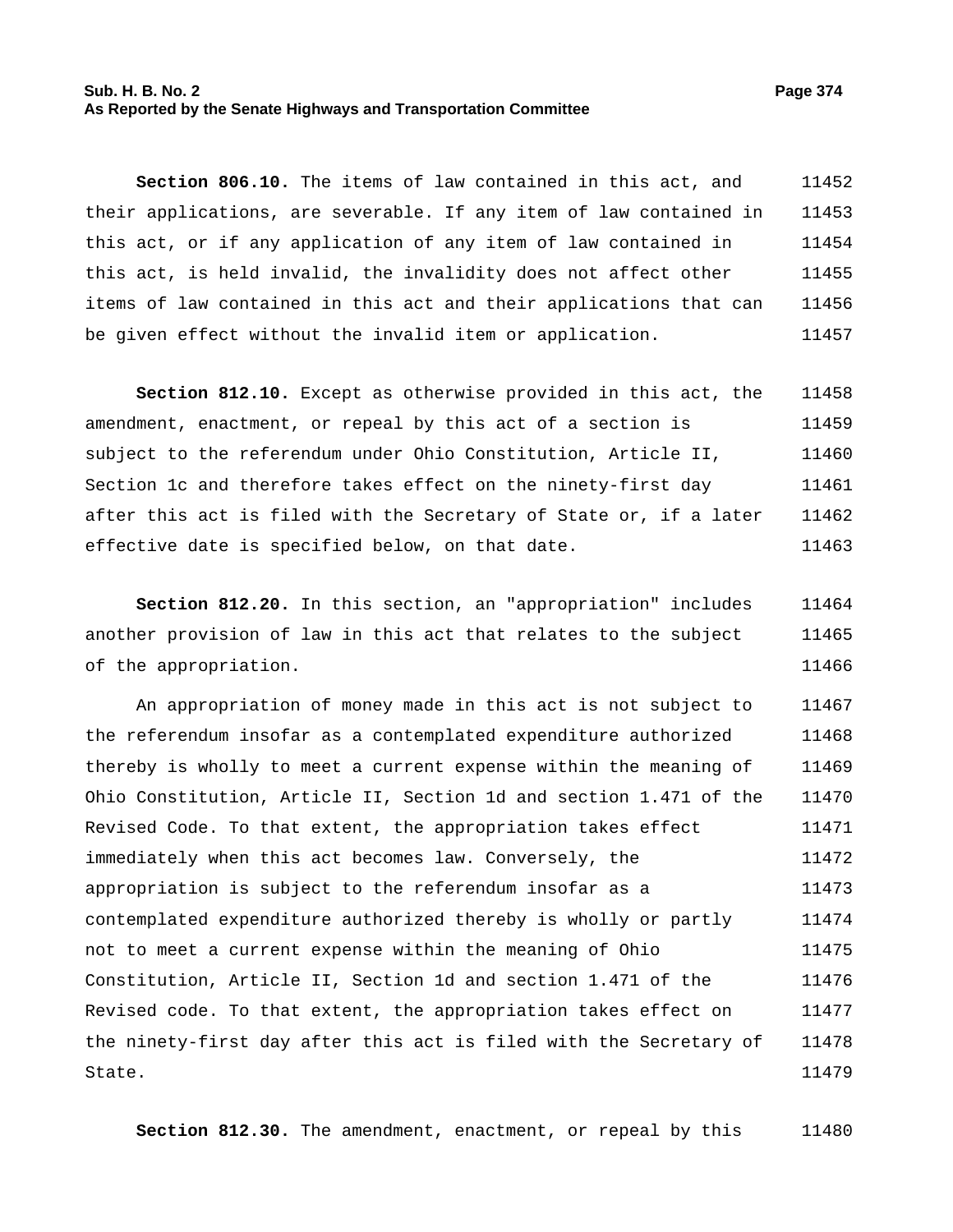**Section 806.10.** The items of law contained in this act, and their applications, are severable. If any item of law contained in this act, or if any application of any item of law contained in this act, is held invalid, the invalidity does not affect other items of law contained in this act and their applications that can be given effect without the invalid item or application.

**Section 812.10.** Except as otherwise provided in this act, the amendment, enactment, or repeal by this act of a section is subject to the referendum under Ohio Constitution, Article II, Section 1c and therefore takes effect on the ninety-first day after this act is filed with the Secretary of State or, if a later effective date is specified below, on that date.

**Section 812.20.** In this section, an "appropriation" includes another provision of law in this act that relates to the subject of the appropriation.

An appropriation of money made in this act is not subject to the referendum insofar as a contemplated expenditure authorized thereby is wholly to meet a current expense within the meaning of Ohio Constitution, Article II, Section 1d and section 1.471 of the Revised Code. To that extent, the appropriation takes effect immediately when this act becomes law. Conversely, the appropriation is subject to the referendum insofar as a contemplated expenditure authorized thereby is wholly or partly not to meet a current expense within the meaning of Ohio Constitution, Article II, Section 1d and section 1.471 of the Revised code. To that extent, the appropriation takes effect on the ninety-first day after this act is filed with the Secretary of State.

**Section 812.30.** The amendment, enactment, or repeal by this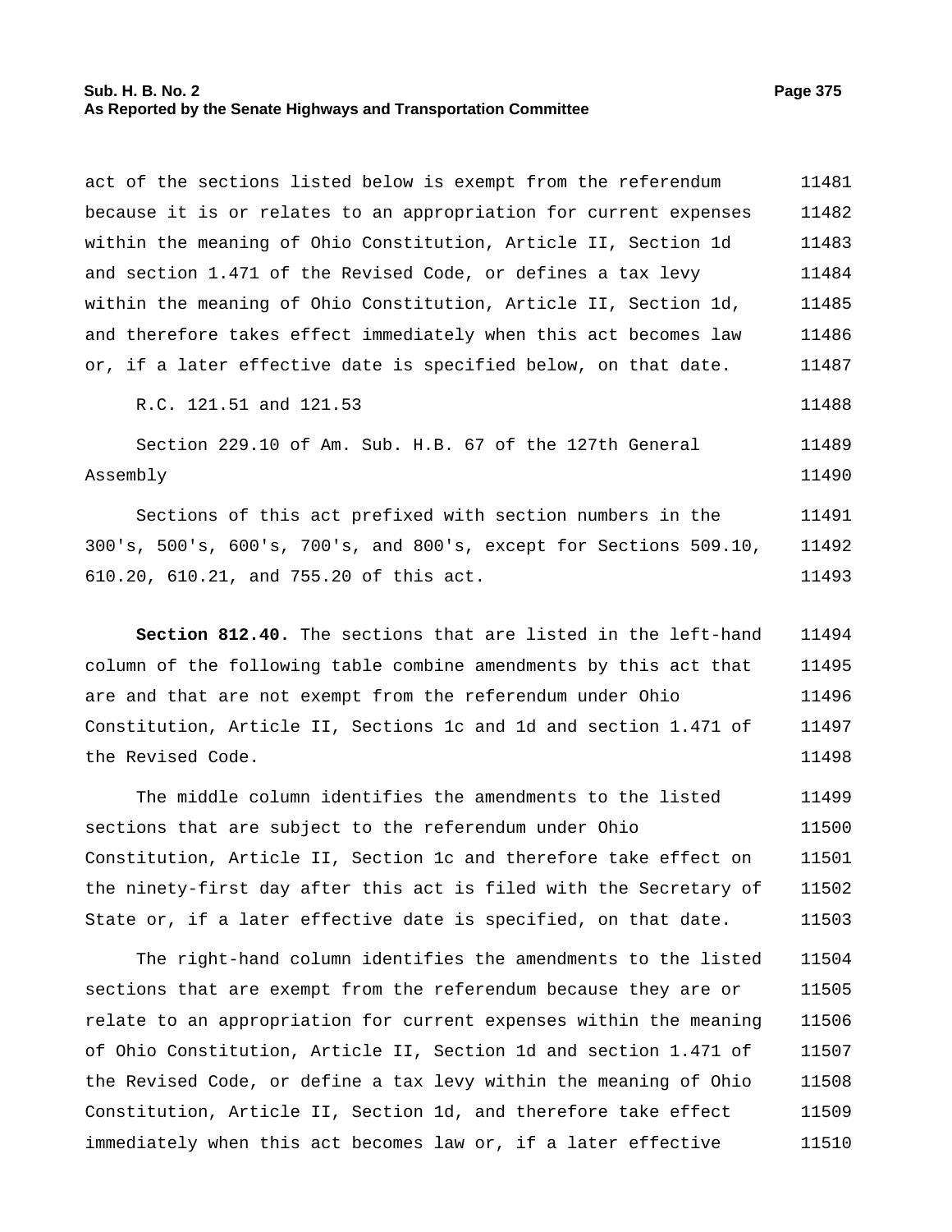act of the sections listed below is exempt from the referendum because it is or relates to an appropriation for current expenses within the meaning of Ohio Constitution, Article II, Section 1d and section 1.471 of the Revised Code, or defines a tax levy within the meaning of Ohio Constitution, Article II, Section 1d, and therefore takes effect immediately when this act becomes law or, if a later effective date is specified below, on that date.

R.C. 121.51 and 121.53

Section 229.10 of Am. Sub. H.B. 67 of the 127th General Assembly

Sections of this act prefixed with section numbers in the 300's, 500's, 600's, 700's, and 800's, except for Sections 509.10, 610.20, 610.21, and 755.20 of this act.

**Section 812.40.** The sections that are listed in the left-hand column of the following table combine amendments by this act that are and that are not exempt from the referendum under Ohio Constitution, Article II, Sections 1c and 1d and section 1.471 of the Revised Code.

The middle column identifies the amendments to the listed sections that are subject to the referendum under Ohio Constitution, Article II, Section 1c and therefore take effect on the ninety-first day after this act is filed with the Secretary of State or, if a later effective date is specified, on that date.

The right-hand column identifies the amendments to the listed sections that are exempt from the referendum because they are or relate to an appropriation for current expenses within the meaning of Ohio Constitution, Article II, Section 1d and section 1.471 of the Revised Code, or define a tax levy within the meaning of Ohio Constitution, Article II, Section 1d, and therefore take effect immediately when this act becomes law or, if a later effective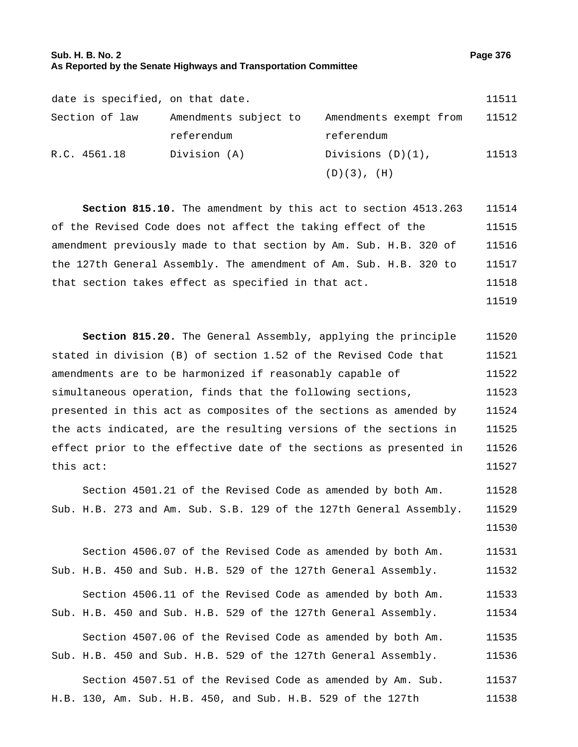date is specified, on that date.

| Section of law | Amendments subject to referendum | Amendments exempt from referendum |
| --- | --- | --- |
| R.C. 4561.18 | Division (A) | Divisions (D)(1), (D)(3), (H) |

**Section 815.10.** The amendment by this act to section 4513.263 of the Revised Code does not affect the taking effect of the amendment previously made to that section by Am. Sub. H.B. 320 of the 127th General Assembly. The amendment of Am. Sub. H.B. 320 to that section takes effect as specified in that act.

**Section 815.20.** The General Assembly, applying the principle stated in division (B) of section 1.52 of the Revised Code that amendments are to be harmonized if reasonably capable of simultaneous operation, finds that the following sections, presented in this act as composites of the sections as amended by the acts indicated, are the resulting versions of the sections in effect prior to the effective date of the sections as presented in this act:

Section 4501.21 of the Revised Code as amended by both Am. Sub. H.B. 273 and Am. Sub. S.B. 129 of the 127th General Assembly.

Section 4506.07 of the Revised Code as amended by both Am. Sub. H.B. 450 and Sub. H.B. 529 of the 127th General Assembly.

Section 4506.11 of the Revised Code as amended by both Am. Sub. H.B. 450 and Sub. H.B. 529 of the 127th General Assembly.

Section 4507.06 of the Revised Code as amended by both Am. Sub. H.B. 450 and Sub. H.B. 529 of the 127th General Assembly.

Section 4507.51 of the Revised Code as amended by Am. Sub. H.B. 130, Am. Sub. H.B. 450, and Sub. H.B. 529 of the 127th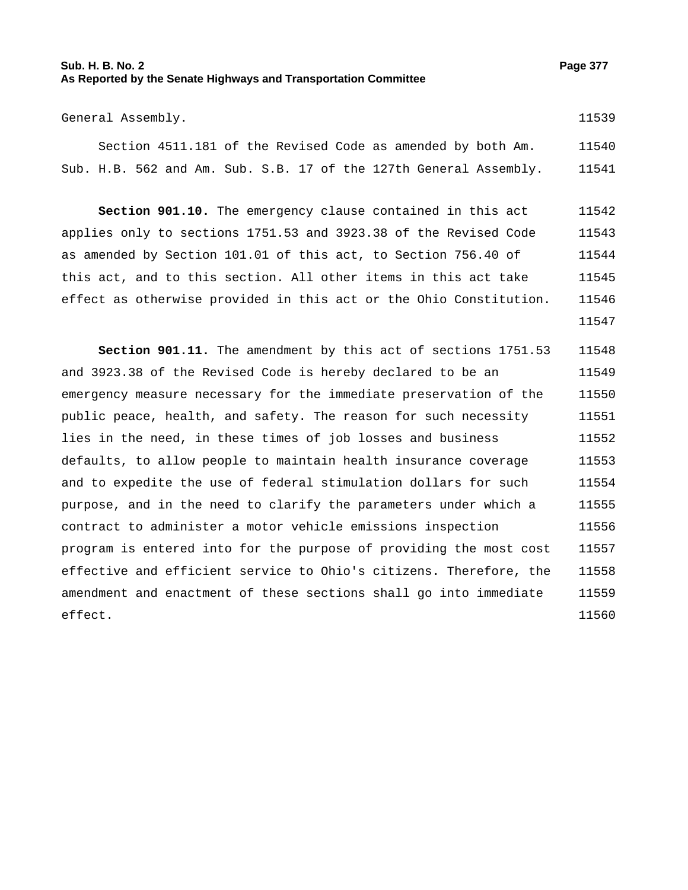General Assembly.

Section 4511.181 of the Revised Code as amended by both Am. Sub. H.B. 562 and Am. Sub. S.B. 17 of the 127th General Assembly.

**Section 901.10.** The emergency clause contained in this act applies only to sections 1751.53 and 3923.38 of the Revised Code as amended by Section 101.01 of this act, to Section 756.40 of this act, and to this section. All other items in this act take effect as otherwise provided in this act or the Ohio Constitution.

**Section 901.11.** The amendment by this act of sections 1751.53 and 3923.38 of the Revised Code is hereby declared to be an emergency measure necessary for the immediate preservation of the public peace, health, and safety. The reason for such necessity lies in the need, in these times of job losses and business defaults, to allow people to maintain health insurance coverage and to expedite the use of federal stimulation dollars for such purpose, and in the need to clarify the parameters under which a contract to administer a motor vehicle emissions inspection program is entered into for the purpose of providing the most cost effective and efficient service to Ohio's citizens. Therefore, the amendment and enactment of these sections shall go into immediate effect.